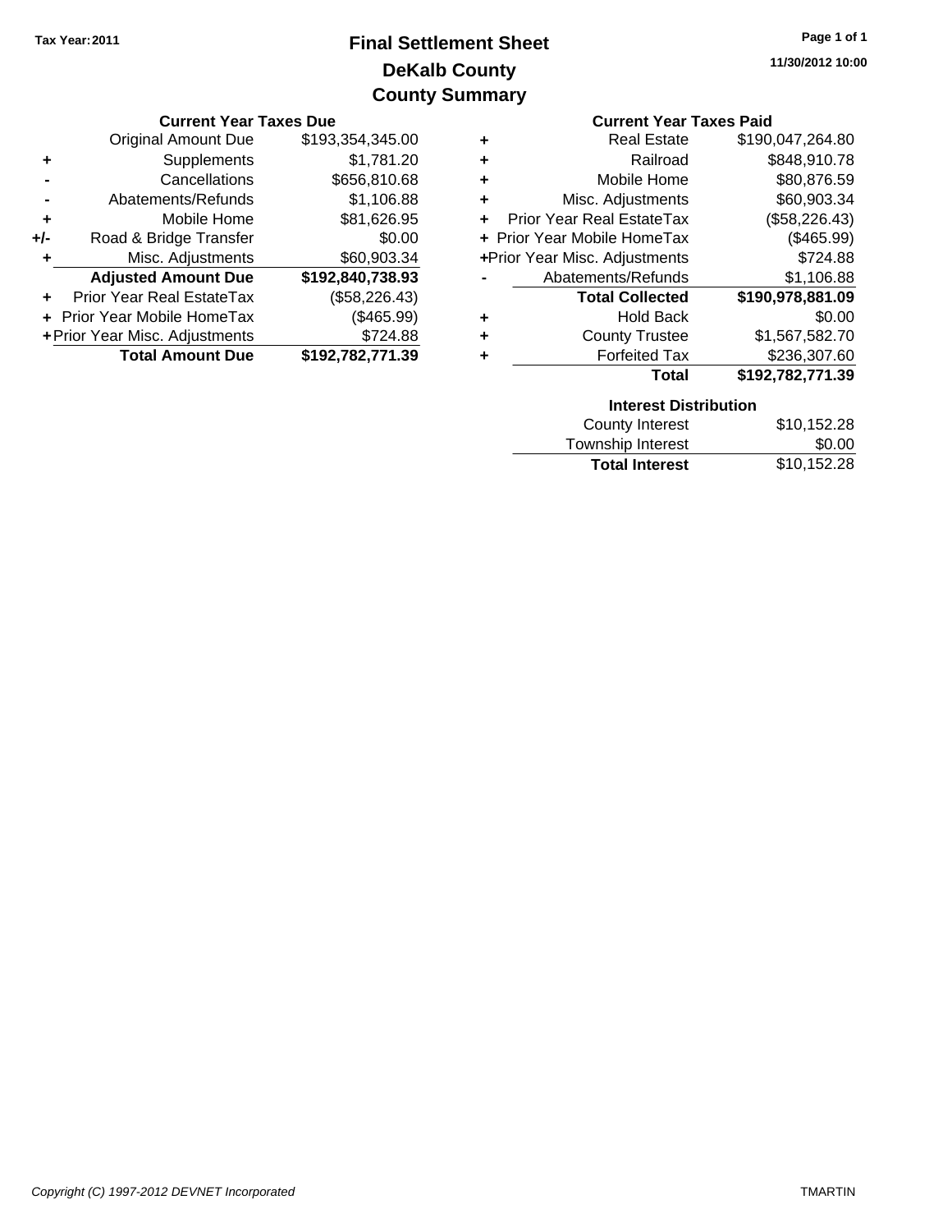Tax Year: 2011

# Final Settlement Sheet
## DeKalb County
## County Summary

11/30/2012 10:00

### Current Year Taxes Due

| | | |
|---|---|---|
| | Original Amount Due | $193,354,345.00 |
| + | Supplements | $1,781.20 |
| - | Cancellations | $656,810.68 |
| - | Abatements/Refunds | $1,106.88 |
| + | Mobile Home | $81,626.95 |
| +/- | Road & Bridge Transfer | $0.00 |
| + | Misc. Adjustments | $60,903.34 |
| | **Adjusted Amount Due** | **$192,840,738.93** |
| + | Prior Year Real EstateTax | ($58,226.43) |
| + | Prior Year Mobile HomeTax | ($465.99) |
| + | Prior Year Misc. Adjustments | $724.88 |
| | **Total Amount Due** | **$192,782,771.39** |

### Current Year Taxes Paid

| | | |
|---|---|---|
| + | Real Estate | $190,047,264.80 |
| + | Railroad | $848,910.78 |
| + | Mobile Home | $80,876.59 |
| + | Misc. Adjustments | $60,903.34 |
| + | Prior Year Real EstateTax | ($58,226.43) |
| + | Prior Year Mobile HomeTax | ($465.99) |
| + | Prior Year Misc. Adjustments | $724.88 |
| - | Abatements/Refunds | $1,106.88 |
| | **Total Collected** | **$190,978,881.09** |
| + | Hold Back | $0.00 |
| + | County Trustee | $1,567,582.70 |
| + | Forfeited Tax | $236,307.60 |
| | **Total** | **$192,782,771.39** |

### Interest Distribution

| | |
|---|---|
| County Interest | $10,152.28 |
| Township Interest | $0.00 |
| **Total Interest** | $10,152.28 |

*Copyright (C) 1997-2012 DEVNET Incorporated*

TMARTIN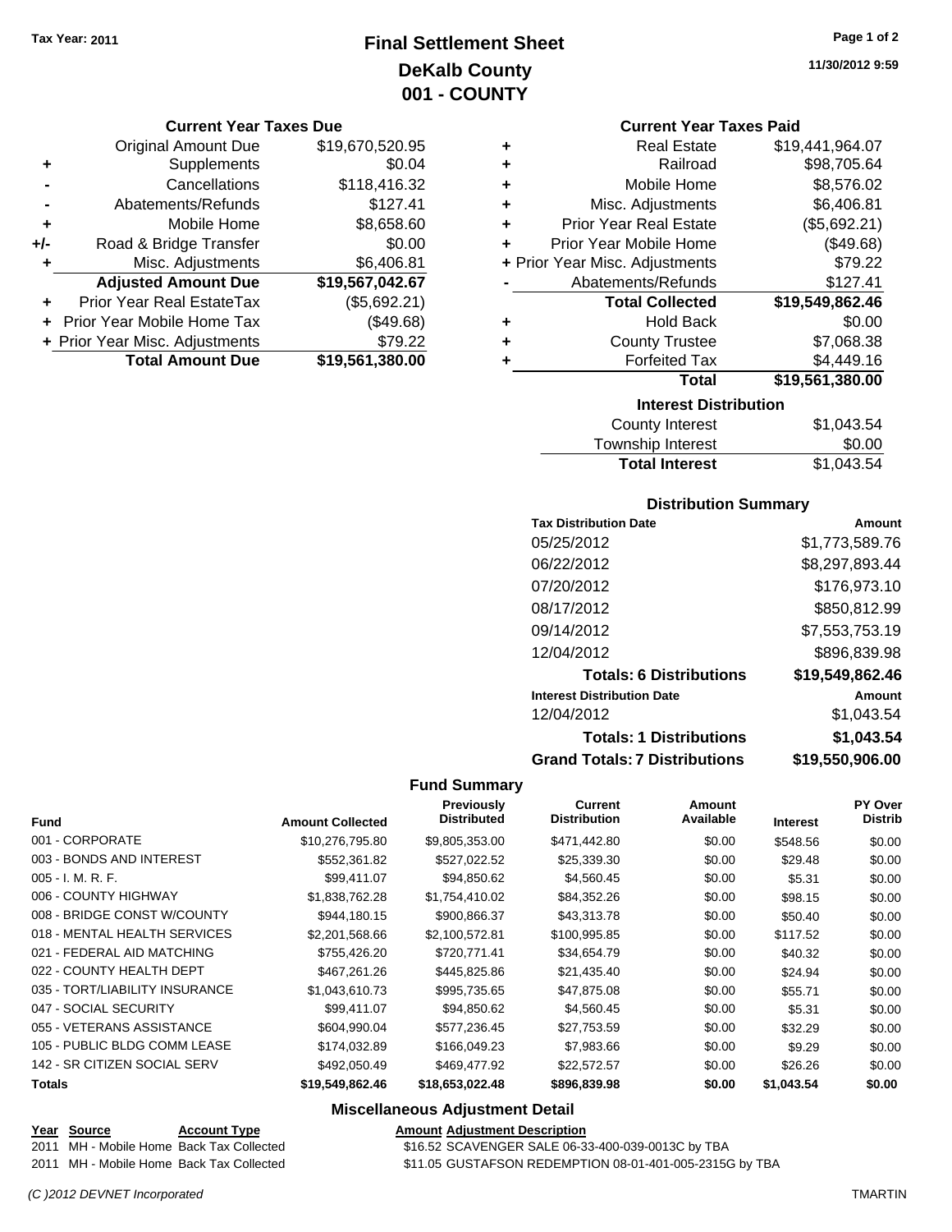Tax Year: 2011

# Final Settlement Sheet
## DeKalb County
## 001 - COUNTY

11/30/2012 9:59

### Current Year Taxes Due

| | | |
|---|---|---|
| | Original Amount Due | $19,670,520.95 |
| + | Supplements | $0.04 |
| - | Cancellations | $118,416.32 |
| - | Abatements/Refunds | $127.41 |
| + | Mobile Home | $8,658.60 |
| +/- | Road & Bridge Transfer | $0.00 |
| + | Misc. Adjustments | $6,406.81 |
| | **Adjusted Amount Due** | **$19,567,042.67** |
| + | Prior Year Real EstateTax | ($5,692.21) |
| + | Prior Year Mobile Home Tax | ($49.68) |
| + | Prior Year Misc. Adjustments | $79.22 |
| | **Total Amount Due** | **$19,561,380.00** |

### Current Year Taxes Paid

| | | |
|---|---|---|
| + | Real Estate | $19,441,964.07 |
| + | Railroad | $98,705.64 |
| + | Mobile Home | $8,576.02 |
| + | Misc. Adjustments | $6,406.81 |
| + | Prior Year Real Estate | ($5,692.21) |
| + | Prior Year Mobile Home | ($49.68) |
| + | Prior Year Misc. Adjustments | $79.22 |
| - | Abatements/Refunds | $127.41 |
| | **Total Collected** | **$19,549,862.46** |
| + | Hold Back | $0.00 |
| + | County Trustee | $7,068.38 |
| + | Forfeited Tax | $4,449.16 |
| | **Total** | **$19,561,380.00** |

### Interest Distribution

| | |
|---|---|
| County Interest | $1,043.54 |
| Township Interest | $0.00 |
| **Total Interest** | $1,043.54 |

### Distribution Summary

| Tax Distribution Date | Amount |
|---|---|
| 05/25/2012 | $1,773,589.76 |
| 06/22/2012 | $8,297,893.44 |
| 07/20/2012 | $176,973.10 |
| 08/17/2012 | $850,812.99 |
| 09/14/2012 | $7,553,753.19 |
| 12/04/2012 | $896,839.98 |
| **Totals: 6 Distributions** | **$19,549,862.46** |
| **Interest Distribution Date** | **Amount** |
| 12/04/2012 | $1,043.54 |
| **Totals: 1 Distributions** | **$1,043.54** |
| **Grand Totals: 7 Distributions** | **$19,550,906.00** |

### Fund Summary

| Fund | Amount Collected | Previously Distributed | Current Distribution | Amount Available | Interest | PY Over Distrib |
|---|---|---|---|---|---|---|
| 001 - CORPORATE | $10,276,795.80 | $9,805,353.00 | $471,442.80 | $0.00 | $548.56 | $0.00 |
| 003 - BONDS AND INTEREST | $552,361.82 | $527,022.52 | $25,339.30 | $0.00 | $29.48 | $0.00 |
| 005 - I. M. R. F. | $99,411.07 | $94,850.62 | $4,560.45 | $0.00 | $5.31 | $0.00 |
| 006 - COUNTY HIGHWAY | $1,838,762.28 | $1,754,410.02 | $84,352.26 | $0.00 | $98.15 | $0.00 |
| 008 - BRIDGE CONST W/COUNTY | $944,180.15 | $900,866.37 | $43,313.78 | $0.00 | $50.40 | $0.00 |
| 018 - MENTAL HEALTH SERVICES | $2,201,568.66 | $2,100,572.81 | $100,995.85 | $0.00 | $117.52 | $0.00 |
| 021 - FEDERAL AID MATCHING | $755,426.20 | $720,771.41 | $34,654.79 | $0.00 | $40.32 | $0.00 |
| 022 - COUNTY HEALTH DEPT | $467,261.26 | $445,825.86 | $21,435.40 | $0.00 | $24.94 | $0.00 |
| 035 - TORT/LIABILITY INSURANCE | $1,043,610.73 | $995,735.65 | $47,875.08 | $0.00 | $55.71 | $0.00 |
| 047 - SOCIAL SECURITY | $99,411.07 | $94,850.62 | $4,560.45 | $0.00 | $5.31 | $0.00 |
| 055 - VETERANS ASSISTANCE | $604,990.04 | $577,236.45 | $27,753.59 | $0.00 | $32.29 | $0.00 |
| 105 - PUBLIC BLDG COMM LEASE | $174,032.89 | $166,049.23 | $7,983.66 | $0.00 | $9.29 | $0.00 |
| 142 - SR CITIZEN SOCIAL SERV | $492,050.49 | $469,477.92 | $22,572.57 | $0.00 | $26.26 | $0.00 |
| **Totals** | **$19,549,862.46** | **$18,653,022.48** | **$896,839.98** | **$0.00** | **$1,043.54** | **$0.00** |

### Miscellaneous Adjustment Detail

| Year | Source | Account Type | Amount | Adjustment Description |
|---|---|---|---|---|
| 2011 | MH - Mobile Home | Back Tax Collected | $16.52 | SCAVENGER SALE 06-33-400-039-0013C by TBA |
| 2011 | MH - Mobile Home | Back Tax Collected | $11.05 | GUSTAFSON REDEMPTION 08-01-401-005-2315G by TBA |

(C )2012 DEVNET Incorporated

TMARTIN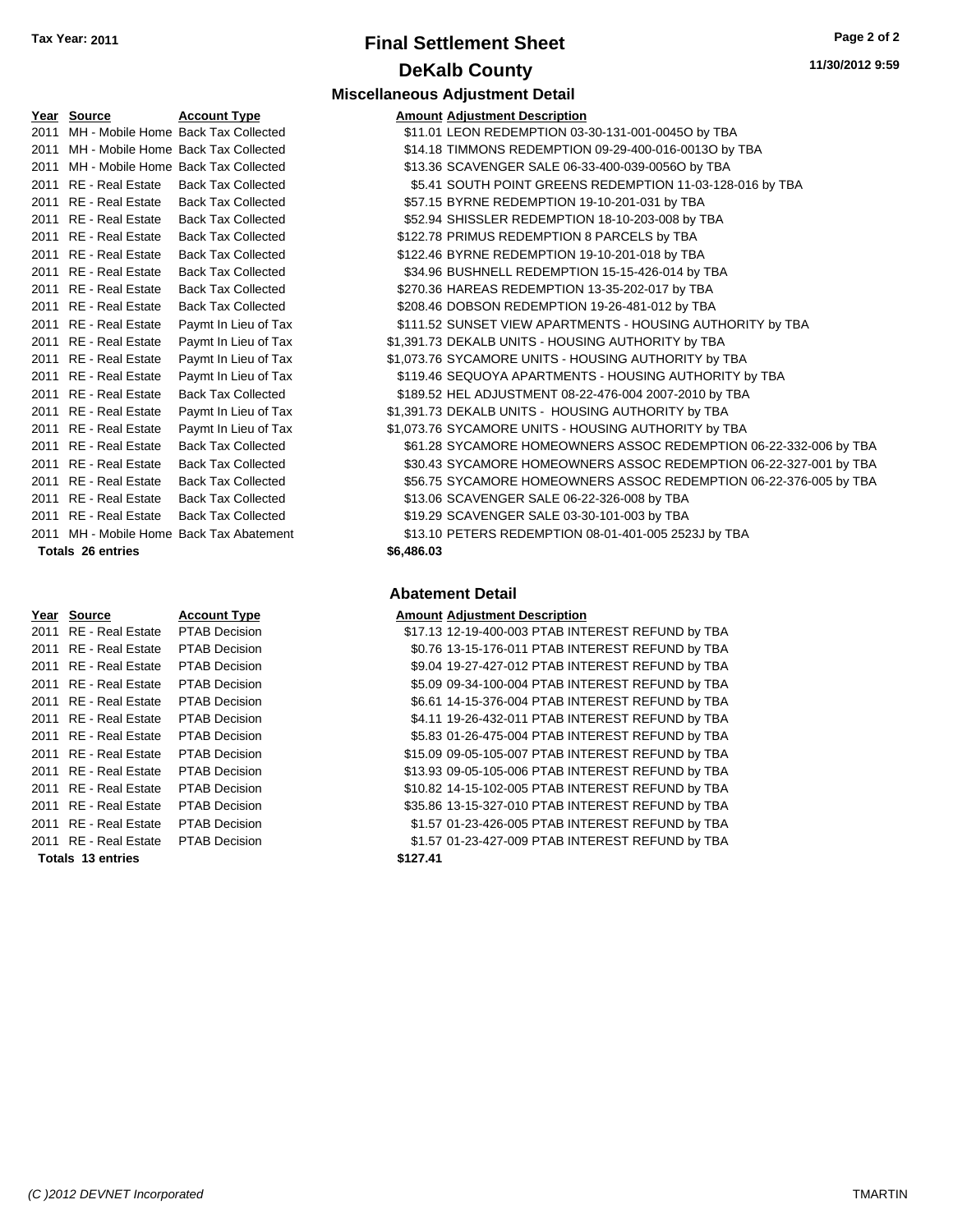**Tax Year: 2011**

# Final Settlement Sheet

## DeKalb County

11/30/2012 9:59

### Miscellaneous Adjustment Detail

| Year | Source | Account Type | Amount | Adjustment Description |
|---|---|---|---|---|
| 2011 | MH - Mobile Home | Back Tax Collected | $11.01 | LEON REDEMPTION 03-30-131-001-0045O by TBA |
| 2011 | MH - Mobile Home | Back Tax Collected | $14.18 | TIMMONS REDEMPTION 09-29-400-016-0013O by TBA |
| 2011 | MH - Mobile Home | Back Tax Collected | $13.36 | SCAVENGER SALE 06-33-400-039-0056O by TBA |
| 2011 | RE - Real Estate | Back Tax Collected | $5.41 | SOUTH POINT GREENS REDEMPTION 11-03-128-016 by TBA |
| 2011 | RE - Real Estate | Back Tax Collected | $57.15 | BYRNE REDEMPTION 19-10-201-031 by TBA |
| 2011 | RE - Real Estate | Back Tax Collected | $52.94 | SHISSLER REDEMPTION 18-10-203-008 by TBA |
| 2011 | RE - Real Estate | Back Tax Collected | $122.78 | PRIMUS REDEMPTION 8 PARCELS by TBA |
| 2011 | RE - Real Estate | Back Tax Collected | $122.46 | BYRNE REDEMPTION 19-10-201-018 by TBA |
| 2011 | RE - Real Estate | Back Tax Collected | $34.96 | BUSHNELL REDEMPTION 15-15-426-014 by TBA |
| 2011 | RE - Real Estate | Back Tax Collected | $270.36 | HAREAS REDEMPTION 13-35-202-017 by TBA |
| 2011 | RE - Real Estate | Back Tax Collected | $208.46 | DOBSON REDEMPTION 19-26-481-012 by TBA |
| 2011 | RE - Real Estate | Paymt In Lieu of Tax | $111.52 | SUNSET VIEW APARTMENTS - HOUSING AUTHORITY by TBA |
| 2011 | RE - Real Estate | Paymt In Lieu of Tax | $1,391.73 | DEKALB UNITS - HOUSING AUTHORITY by TBA |
| 2011 | RE - Real Estate | Paymt In Lieu of Tax | $1,073.76 | SYCAMORE UNITS - HOUSING AUTHORITY by TBA |
| 2011 | RE - Real Estate | Paymt In Lieu of Tax | $119.46 | SEQUOYA APARTMENTS - HOUSING AUTHORITY by TBA |
| 2011 | RE - Real Estate | Back Tax Collected | $189.52 | HEL ADJUSTMENT 08-22-476-004 2007-2010 by TBA |
| 2011 | RE - Real Estate | Paymt In Lieu of Tax | $1,391.73 | DEKALB UNITS - HOUSING AUTHORITY by TBA |
| 2011 | RE - Real Estate | Paymt In Lieu of Tax | $1,073.76 | SYCAMORE UNITS - HOUSING AUTHORITY by TBA |
| 2011 | RE - Real Estate | Back Tax Collected | $61.28 | SYCAMORE HOMEOWNERS ASSOC REDEMPTION 06-22-332-006 by TBA |
| 2011 | RE - Real Estate | Back Tax Collected | $30.43 | SYCAMORE HOMEOWNERS ASSOC REDEMPTION 06-22-327-001 by TBA |
| 2011 | RE - Real Estate | Back Tax Collected | $56.75 | SYCAMORE HOMEOWNERS ASSOC REDEMPTION 06-22-376-005 by TBA |
| 2011 | RE - Real Estate | Back Tax Collected | $13.06 | SCAVENGER SALE 06-22-326-008 by TBA |
| 2011 | RE - Real Estate | Back Tax Collected | $19.29 | SCAVENGER SALE 03-30-101-003 by TBA |
| 2011 | MH - Mobile Home | Back Tax Abatement | $13.10 | PETERS REDEMPTION 08-01-401-005 2523J by TBA |
| **Totals 26 entries** | | | **$6,486.03** | |

### Abatement Detail

| Year | Source | Account Type | Amount | Adjustment Description |
|---|---|---|---|---|
| 2011 | RE - Real Estate | PTAB Decision | $17.13 | 12-19-400-003 PTAB INTEREST REFUND by TBA |
| 2011 | RE - Real Estate | PTAB Decision | $0.76 | 13-15-176-011 PTAB INTEREST REFUND by TBA |
| 2011 | RE - Real Estate | PTAB Decision | $9.04 | 19-27-427-012 PTAB INTEREST REFUND by TBA |
| 2011 | RE - Real Estate | PTAB Decision | $5.09 | 09-34-100-004 PTAB INTEREST REFUND by TBA |
| 2011 | RE - Real Estate | PTAB Decision | $6.61 | 14-15-376-004 PTAB INTEREST REFUND by TBA |
| 2011 | RE - Real Estate | PTAB Decision | $4.11 | 19-26-432-011 PTAB INTEREST REFUND by TBA |
| 2011 | RE - Real Estate | PTAB Decision | $5.83 | 01-26-475-004 PTAB INTEREST REFUND by TBA |
| 2011 | RE - Real Estate | PTAB Decision | $15.09 | 09-05-105-007 PTAB INTEREST REFUND by TBA |
| 2011 | RE - Real Estate | PTAB Decision | $13.93 | 09-05-105-006 PTAB INTEREST REFUND by TBA |
| 2011 | RE - Real Estate | PTAB Decision | $10.82 | 14-15-102-005 PTAB INTEREST REFUND by TBA |
| 2011 | RE - Real Estate | PTAB Decision | $35.86 | 13-15-327-010 PTAB INTEREST REFUND by TBA |
| 2011 | RE - Real Estate | PTAB Decision | $1.57 | 01-23-426-005 PTAB INTEREST REFUND by TBA |
| 2011 | RE - Real Estate | PTAB Decision | $1.57 | 01-23-427-009 PTAB INTEREST REFUND by TBA |
| **Totals 13 entries** | | | **$127.41** | |

*(C )2012 DEVNET Incorporated* TMARTIN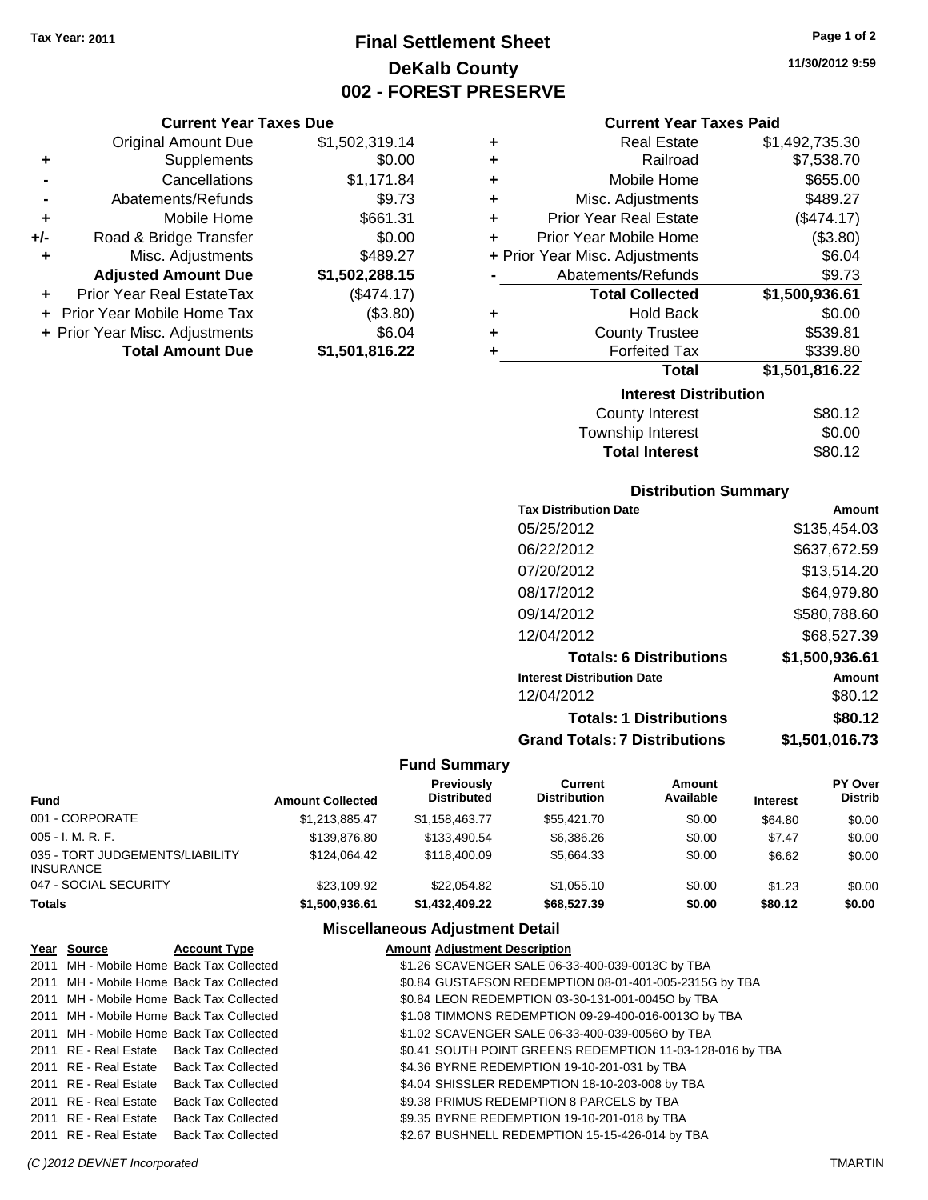Tax Year: 2011

# Final Settlement Sheet
## DeKalb County
## 002 - FOREST PRESERVE

11/30/2012 9:59

### Current Year Taxes Due

| | | |
|---|---|---|
| | Original Amount Due | $1,502,319.14 |
| + | Supplements | $0.00 |
| - | Cancellations | $1,171.84 |
| - | Abatements/Refunds | $9.73 |
| + | Mobile Home | $661.31 |
| +/- | Road & Bridge Transfer | $0.00 |
| + | Misc. Adjustments | $489.27 |
| | **Adjusted Amount Due** | **$1,502,288.15** |
| + | Prior Year Real EstateTax | ($474.17) |
| + | Prior Year Mobile Home Tax | ($3.80) |
| + | Prior Year Misc. Adjustments | $6.04 |
| | **Total Amount Due** | **$1,501,816.22** |

### Current Year Taxes Paid

| | | |
|---|---|---|
| + | Real Estate | $1,492,735.30 |
| + | Railroad | $7,538.70 |
| + | Mobile Home | $655.00 |
| + | Misc. Adjustments | $489.27 |
| + | Prior Year Real Estate | ($474.17) |
| + | Prior Year Mobile Home | ($3.80) |
| + | Prior Year Misc. Adjustments | $6.04 |
| - | Abatements/Refunds | $9.73 |
| | **Total Collected** | **$1,500,936.61** |
| + | Hold Back | $0.00 |
| + | County Trustee | $539.81 |
| + | Forfeited Tax | $339.80 |
| | **Total** | **$1,501,816.22** |

### Interest Distribution

| | |
|---|---|
| County Interest | $80.12 |
| Township Interest | $0.00 |
| **Total Interest** | $80.12 |

### Distribution Summary

| Tax Distribution Date | Amount |
|---|---|
| 05/25/2012 | $135,454.03 |
| 06/22/2012 | $637,672.59 |
| 07/20/2012 | $13,514.20 |
| 08/17/2012 | $64,979.80 |
| 09/14/2012 | $580,788.60 |
| 12/04/2012 | $68,527.39 |
| **Totals: 6 Distributions** | **$1,500,936.61** |
| **Interest Distribution Date** | **Amount** |
| 12/04/2012 | $80.12 |
| **Totals: 1 Distributions** | **$80.12** |
| **Grand Totals: 7 Distributions** | **$1,501,016.73** |

### Fund Summary

| Fund | Amount Collected | Previously Distributed | Current Distribution | Amount Available | Interest | PY Over Distrib |
|---|---|---|---|---|---|---|
| 001 - CORPORATE | $1,213,885.47 | $1,158,463.77 | $55,421.70 | $0.00 | $64.80 | $0.00 |
| 005 - I. M. R. F. | $139,876.80 | $133,490.54 | $6,386.26 | $0.00 | $7.47 | $0.00 |
| 035 - TORT JUDGEMENTS/LIABILITY INSURANCE | $124,064.42 | $118,400.09 | $5,664.33 | $0.00 | $6.62 | $0.00 |
| 047 - SOCIAL SECURITY | $23,109.92 | $22,054.82 | $1,055.10 | $0.00 | $1.23 | $0.00 |
| **Totals** | **$1,500,936.61** | **$1,432,409.22** | **$68,527.39** | **$0.00** | **$80.12** | **$0.00** |

### Miscellaneous Adjustment Detail

| Year | Source | Account Type | Amount | Adjustment Description |
|---|---|---|---|---|
| 2011 | MH - Mobile Home | Back Tax Collected | $1.26 | SCAVENGER SALE 06-33-400-039-0013C by TBA |
| 2011 | MH - Mobile Home | Back Tax Collected | $0.84 | GUSTAFSON REDEMPTION 08-01-401-005-2315G by TBA |
| 2011 | MH - Mobile Home | Back Tax Collected | $0.84 | LEON REDEMPTION 03-30-131-001-0045O by TBA |
| 2011 | MH - Mobile Home | Back Tax Collected | $1.08 | TIMMONS REDEMPTION 09-29-400-016-0013O by TBA |
| 2011 | MH - Mobile Home | Back Tax Collected | $1.02 | SCAVENGER SALE 06-33-400-039-0056O by TBA |
| 2011 | RE - Real Estate | Back Tax Collected | $0.41 | SOUTH POINT GREENS REDEMPTION 11-03-128-016 by TBA |
| 2011 | RE - Real Estate | Back Tax Collected | $4.36 | BYRNE REDEMPTION 19-10-201-031 by TBA |
| 2011 | RE - Real Estate | Back Tax Collected | $4.04 | SHISSLER REDEMPTION 18-10-203-008 by TBA |
| 2011 | RE - Real Estate | Back Tax Collected | $9.38 | PRIMUS REDEMPTION 8 PARCELS by TBA |
| 2011 | RE - Real Estate | Back Tax Collected | $9.35 | BYRNE REDEMPTION 19-10-201-018 by TBA |
| 2011 | RE - Real Estate | Back Tax Collected | $2.67 | BUSHNELL REDEMPTION 15-15-426-014 by TBA |

(C )2012 DEVNET Incorporated TMARTIN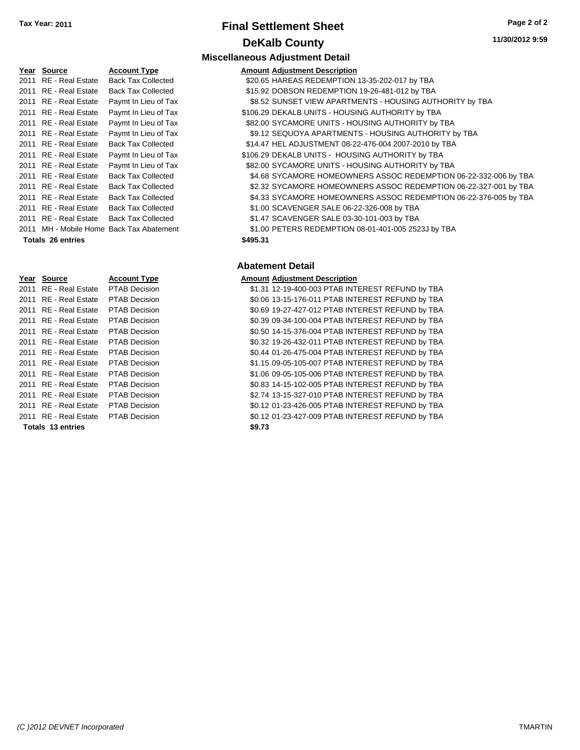Tax Year: 2011

# Final Settlement Sheet

## DeKalb County

11/30/2012 9:59

### Miscellaneous Adjustment Detail

| Year | Source | Account Type | Amount | Adjustment Description |
|---|---|---|---|---|
| 2011 | RE - Real Estate | Back Tax Collected | $20.65 | HAREAS REDEMPTION 13-35-202-017 by TBA |
| 2011 | RE - Real Estate | Back Tax Collected | $15.92 | DOBSON REDEMPTION 19-26-481-012 by TBA |
| 2011 | RE - Real Estate | Paymt In Lieu of Tax | $8.52 | SUNSET VIEW APARTMENTS - HOUSING AUTHORITY by TBA |
| 2011 | RE - Real Estate | Paymt In Lieu of Tax | $106.29 | DEKALB UNITS - HOUSING AUTHORITY by TBA |
| 2011 | RE - Real Estate | Paymt In Lieu of Tax | $82.00 | SYCAMORE UNITS - HOUSING AUTHORITY by TBA |
| 2011 | RE - Real Estate | Paymt In Lieu of Tax | $9.12 | SEQUOYA APARTMENTS - HOUSING AUTHORITY by TBA |
| 2011 | RE - Real Estate | Back Tax Collected | $14.47 | HEL ADJUSTMENT 08-22-476-004 2007-2010 by TBA |
| 2011 | RE - Real Estate | Paymt In Lieu of Tax | $106.29 | DEKALB UNITS - HOUSING AUTHORITY by TBA |
| 2011 | RE - Real Estate | Paymt In Lieu of Tax | $82.00 | SYCAMORE UNITS - HOUSING AUTHORITY by TBA |
| 2011 | RE - Real Estate | Back Tax Collected | $4.68 | SYCAMORE HOMEOWNERS ASSOC REDEMPTION 06-22-332-006 by TBA |
| 2011 | RE - Real Estate | Back Tax Collected | $2.32 | SYCAMORE HOMEOWNERS ASSOC REDEMPTION 06-22-327-001 by TBA |
| 2011 | RE - Real Estate | Back Tax Collected | $4.33 | SYCAMORE HOMEOWNERS ASSOC REDEMPTION 06-22-376-005 by TBA |
| 2011 | RE - Real Estate | Back Tax Collected | $1.00 | SCAVENGER SALE 06-22-326-008 by TBA |
| 2011 | RE - Real Estate | Back Tax Collected | $1.47 | SCAVENGER SALE 03-30-101-003 by TBA |
| 2011 | MH - Mobile Home | Back Tax Abatement | $1.00 | PETERS REDEMPTION 08-01-401-005 2523J by TBA |
| **Totals 26 entries** | | | **$495.31** | |

### Abatement Detail

| Year | Source | Account Type | Amount | Adjustment Description |
|---|---|---|---|---|
| 2011 | RE - Real Estate | PTAB Decision | $1.31 | 12-19-400-003 PTAB INTEREST REFUND by TBA |
| 2011 | RE - Real Estate | PTAB Decision | $0.06 | 13-15-176-011 PTAB INTEREST REFUND by TBA |
| 2011 | RE - Real Estate | PTAB Decision | $0.69 | 19-27-427-012 PTAB INTEREST REFUND by TBA |
| 2011 | RE - Real Estate | PTAB Decision | $0.39 | 09-34-100-004 PTAB INTEREST REFUND by TBA |
| 2011 | RE - Real Estate | PTAB Decision | $0.50 | 14-15-376-004 PTAB INTEREST REFUND by TBA |
| 2011 | RE - Real Estate | PTAB Decision | $0.32 | 19-26-432-011 PTAB INTEREST REFUND by TBA |
| 2011 | RE - Real Estate | PTAB Decision | $0.44 | 01-26-475-004 PTAB INTEREST REFUND by TBA |
| 2011 | RE - Real Estate | PTAB Decision | $1.15 | 09-05-105-007 PTAB INTEREST REFUND by TBA |
| 2011 | RE - Real Estate | PTAB Decision | $1.06 | 09-05-105-006 PTAB INTEREST REFUND by TBA |
| 2011 | RE - Real Estate | PTAB Decision | $0.83 | 14-15-102-005 PTAB INTEREST REFUND by TBA |
| 2011 | RE - Real Estate | PTAB Decision | $2.74 | 13-15-327-010 PTAB INTEREST REFUND by TBA |
| 2011 | RE - Real Estate | PTAB Decision | $0.12 | 01-23-426-005 PTAB INTEREST REFUND by TBA |
| 2011 | RE - Real Estate | PTAB Decision | $0.12 | 01-23-427-009 PTAB INTEREST REFUND by TBA |
| **Totals 13 entries** | | | **$9.73** | |

*(C )2012 DEVNET Incorporated*

TMARTIN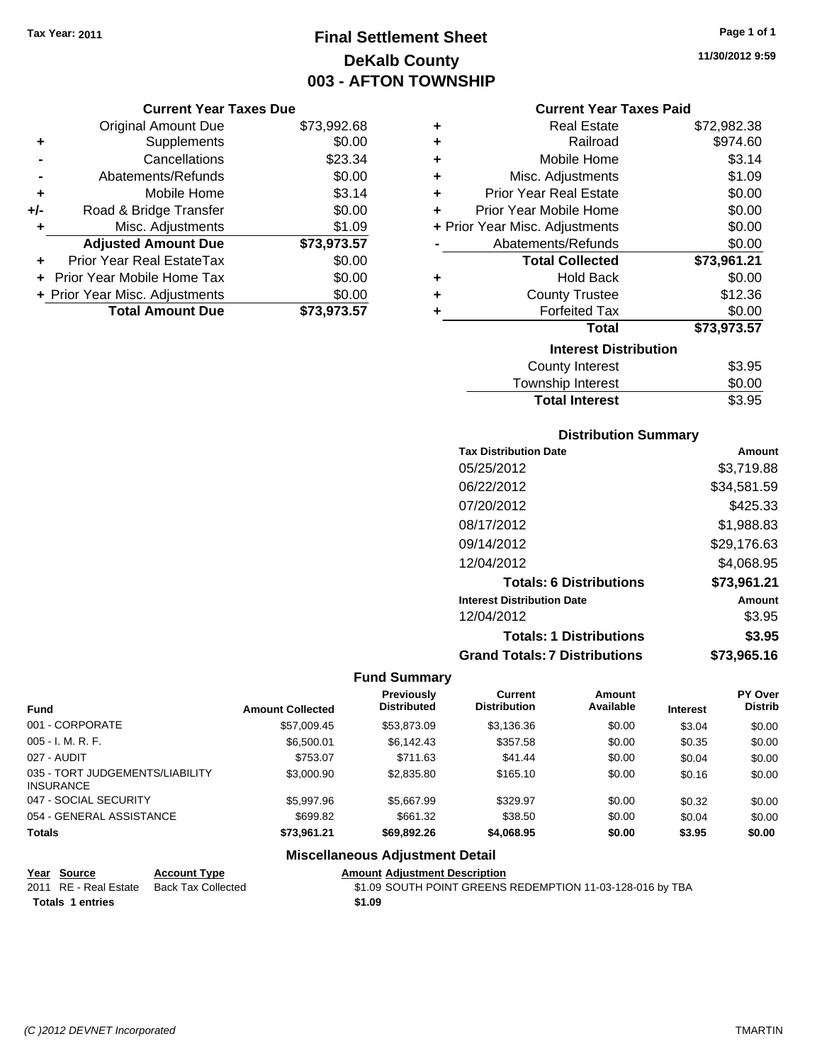Tax Year: 2011

# Final Settlement Sheet
## DeKalb County
## 003 - AFTON TOWNSHIP

11/30/2012 9:59

### Current Year Taxes Due

| | | |
|---|---|---|
| | Original Amount Due | $73,992.68 |
| + | Supplements | $0.00 |
| - | Cancellations | $23.34 |
| - | Abatements/Refunds | $0.00 |
| + | Mobile Home | $3.14 |
| +/- | Road & Bridge Transfer | $0.00 |
| + | Misc. Adjustments | $1.09 |
| | **Adjusted Amount Due** | **$73,973.57** |
| + | Prior Year Real EstateTax | $0.00 |
| + | Prior Year Mobile Home Tax | $0.00 |
| + | Prior Year Misc. Adjustments | $0.00 |
| | **Total Amount Due** | **$73,973.57** |

### Current Year Taxes Paid

| | | |
|---|---|---|
| + | Real Estate | $72,982.38 |
| + | Railroad | $974.60 |
| + | Mobile Home | $3.14 |
| + | Misc. Adjustments | $1.09 |
| + | Prior Year Real Estate | $0.00 |
| + | Prior Year Mobile Home | $0.00 |
| + | Prior Year Misc. Adjustments | $0.00 |
| - | Abatements/Refunds | $0.00 |
| | **Total Collected** | **$73,961.21** |
| + | Hold Back | $0.00 |
| + | County Trustee | $12.36 |
| + | Forfeited Tax | $0.00 |
| | **Total** | **$73,973.57** |

### Interest Distribution

| | |
|---|---|
| County Interest | $3.95 |
| Township Interest | $0.00 |
| **Total Interest** | $3.95 |

### Distribution Summary

| Tax Distribution Date | Amount |
|---|---|
| 05/25/2012 | $3,719.88 |
| 06/22/2012 | $34,581.59 |
| 07/20/2012 | $425.33 |
| 08/17/2012 | $1,988.83 |
| 09/14/2012 | $29,176.63 |
| 12/04/2012 | $4,068.95 |
| **Totals: 6 Distributions** | **$73,961.21** |
| **Interest Distribution Date** | **Amount** |
| 12/04/2012 | $3.95 |
| **Totals: 1 Distributions** | **$3.95** |
| **Grand Totals: 7 Distributions** | **$73,965.16** |

### Fund Summary

| Fund | Amount Collected | Previously Distributed | Current Distribution | Amount Available | Interest | PY Over Distrib |
|---|---|---|---|---|---|---|
| 001 - CORPORATE | $57,009.45 | $53,873.09 | $3,136.36 | $0.00 | $3.04 | $0.00 |
| 005 - I. M. R. F. | $6,500.01 | $6,142.43 | $357.58 | $0.00 | $0.35 | $0.00 |
| 027 - AUDIT | $753.07 | $711.63 | $41.44 | $0.00 | $0.04 | $0.00 |
| 035 - TORT JUDGEMENTS/LIABILITY INSURANCE | $3,000.90 | $2,835.80 | $165.10 | $0.00 | $0.16 | $0.00 |
| 047 - SOCIAL SECURITY | $5,997.96 | $5,667.99 | $329.97 | $0.00 | $0.32 | $0.00 |
| 054 - GENERAL ASSISTANCE | $699.82 | $661.32 | $38.50 | $0.00 | $0.04 | $0.00 |
| **Totals** | **$73,961.21** | **$69,892.26** | **$4,068.95** | **$0.00** | **$3.95** | **$0.00** |

### Miscellaneous Adjustment Detail

| Year | Source | Account Type | Amount | Adjustment Description |
|---|---|---|---|---|
| 2011 | RE - Real Estate | Back Tax Collected | $1.09 | SOUTH POINT GREENS REDEMPTION 11-03-128-016 by TBA |
| **Totals 1 entries** | | | **$1.09** | |

(C )2012 DEVNET Incorporated TMARTIN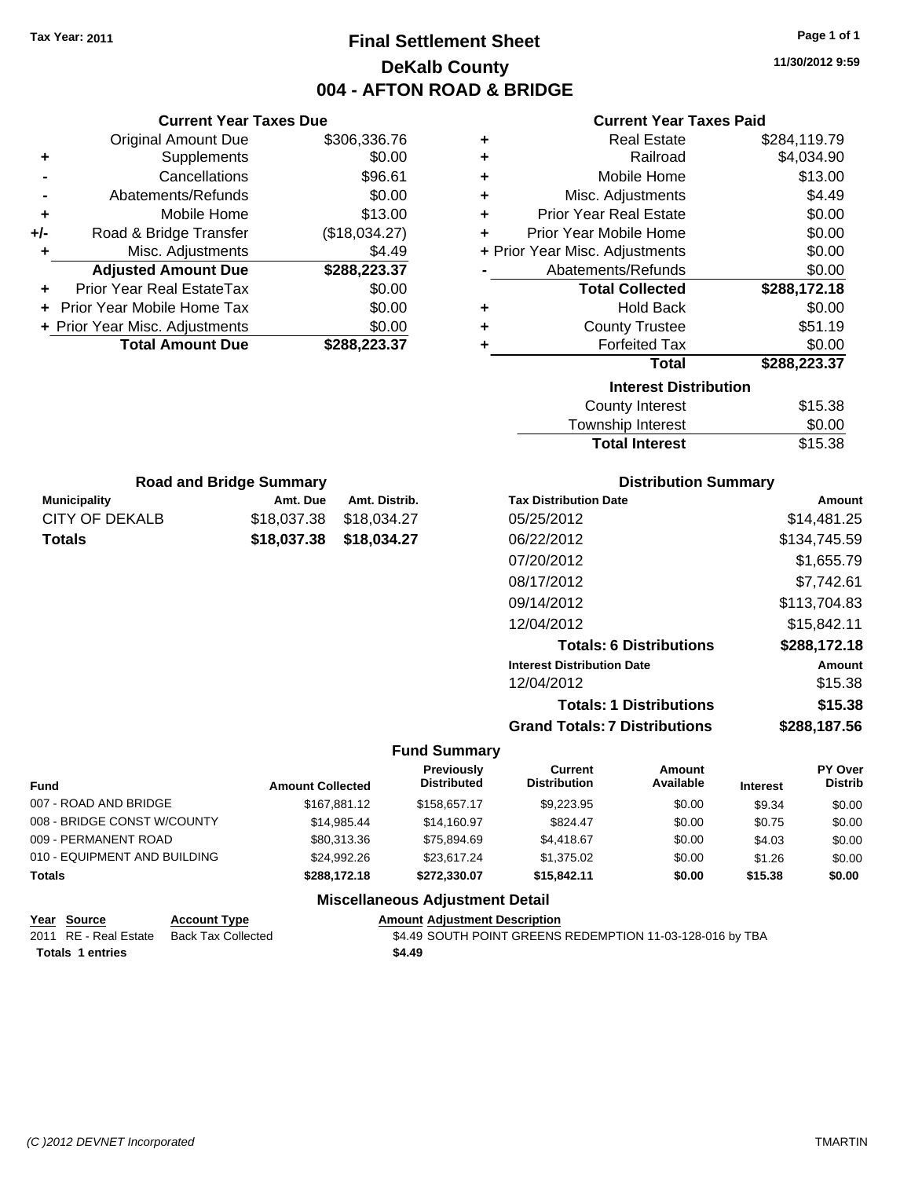Tax Year: 2011

# Final Settlement Sheet
## DeKalb County
## 004 - AFTON ROAD & BRIDGE

11/30/2012 9:59

### Current Year Taxes Due

| | | |
|---|---|---|
| | Original Amount Due | $306,336.76 |
| + | Supplements | $0.00 |
| - | Cancellations | $96.61 |
| - | Abatements/Refunds | $0.00 |
| + | Mobile Home | $13.00 |
| +/- | Road & Bridge Transfer | ($18,034.27) |
| + | Misc. Adjustments | $4.49 |
| | **Adjusted Amount Due** | **$288,223.37** |
| + | Prior Year Real EstateTax | $0.00 |
| + | Prior Year Mobile Home Tax | $0.00 |
| + | Prior Year Misc. Adjustments | $0.00 |
| | **Total Amount Due** | **$288,223.37** |

### Current Year Taxes Paid

| | | |
|---|---|---|
| + | Real Estate | $284,119.79 |
| + | Railroad | $4,034.90 |
| + | Mobile Home | $13.00 |
| + | Misc. Adjustments | $4.49 |
| + | Prior Year Real Estate | $0.00 |
| + | Prior Year Mobile Home | $0.00 |
| + | Prior Year Misc. Adjustments | $0.00 |
| - | Abatements/Refunds | $0.00 |
| | **Total Collected** | **$288,172.18** |
| + | Hold Back | $0.00 |
| + | County Trustee | $51.19 |
| + | Forfeited Tax | $0.00 |
| | **Total** | **$288,223.37** |

### Interest Distribution

| | |
|---|---|
| County Interest | $15.38 |
| Township Interest | $0.00 |
| **Total Interest** | $15.38 |

### Road and Bridge Summary

| Municipality | Amt. Due | Amt. Distrib. |
|---|---|---|
| CITY OF DEKALB | $18,037.38 | $18,034.27 |
| **Totals** | **$18,037.38** | **$18,034.27** |

### Distribution Summary

| Tax Distribution Date | Amount |
|---|---|
| 05/25/2012 | $14,481.25 |
| 06/22/2012 | $134,745.59 |
| 07/20/2012 | $1,655.79 |
| 08/17/2012 | $7,742.61 |
| 09/14/2012 | $113,704.83 |
| 12/04/2012 | $15,842.11 |
| **Totals: 6 Distributions** | **$288,172.18** |
| **Interest Distribution Date** | **Amount** |
| 12/04/2012 | $15.38 |
| **Totals: 1 Distributions** | **$15.38** |
| **Grand Totals: 7 Distributions** | **$288,187.56** |

### Fund Summary

| Fund | Amount Collected | Previously Distributed | Current Distribution | Amount Available | Interest | PY Over Distrib |
|---|---|---|---|---|---|---|
| 007 - ROAD AND BRIDGE | $167,881.12 | $158,657.17 | $9,223.95 | $0.00 | $9.34 | $0.00 |
| 008 - BRIDGE CONST W/COUNTY | $14,985.44 | $14,160.97 | $824.47 | $0.00 | $0.75 | $0.00 |
| 009 - PERMANENT ROAD | $80,313.36 | $75,894.69 | $4,418.67 | $0.00 | $4.03 | $0.00 |
| 010 - EQUIPMENT AND BUILDING | $24,992.26 | $23,617.24 | $1,375.02 | $0.00 | $1.26 | $0.00 |
| **Totals** | **$288,172.18** | **$272,330.07** | **$15,842.11** | **$0.00** | **$15.38** | **$0.00** |

### Miscellaneous Adjustment Detail

| Year | Source | Account Type | Amount | Adjustment Description |
|---|---|---|---|---|
| 2011 | RE - Real Estate | Back Tax Collected | $4.49 | SOUTH POINT GREENS REDEMPTION 11-03-128-016 by TBA |
| **Totals 1 entries** | | | **$4.49** | |

(C )2012 DEVNET Incorporated TMARTIN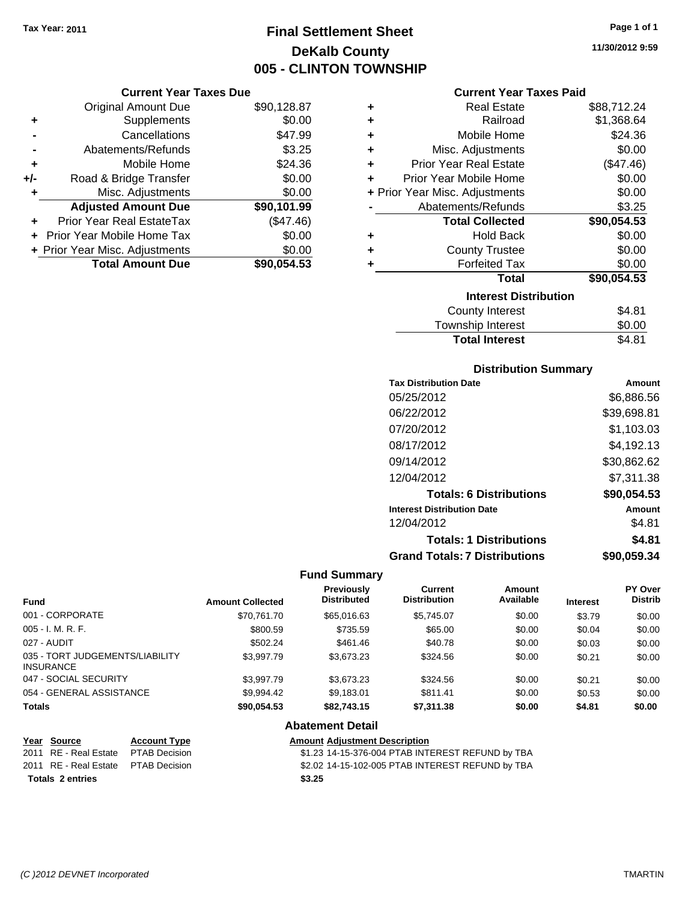Tax Year: 2011

# Final Settlement Sheet

## DeKalb County

## 005 - CLINTON TOWNSHIP

11/30/2012 9:59

### Current Year Taxes Due

| | | |
|---|---|---|
| | Original Amount Due | $90,128.87 |
| + | Supplements | $0.00 |
| - | Cancellations | $47.99 |
| - | Abatements/Refunds | $3.25 |
| + | Mobile Home | $24.36 |
| +/- | Road & Bridge Transfer | $0.00 |
| + | Misc. Adjustments | $0.00 |
| | **Adjusted Amount Due** | **$90,101.99** |
| + | Prior Year Real EstateTax | ($47.46) |
| + | Prior Year Mobile Home Tax | $0.00 |
| + | Prior Year Misc. Adjustments | $0.00 |
| | **Total Amount Due** | **$90,054.53** |

### Current Year Taxes Paid

| | | |
|---|---|---|
| + | Real Estate | $88,712.24 |
| + | Railroad | $1,368.64 |
| + | Mobile Home | $24.36 |
| + | Misc. Adjustments | $0.00 |
| + | Prior Year Real Estate | ($47.46) |
| + | Prior Year Mobile Home | $0.00 |
| + | Prior Year Misc. Adjustments | $0.00 |
| - | Abatements/Refunds | $3.25 |
| | **Total Collected** | **$90,054.53** |
| + | Hold Back | $0.00 |
| + | County Trustee | $0.00 |
| + | Forfeited Tax | $0.00 |
| | **Total** | **$90,054.53** |

### Interest Distribution

| | |
|---|---|
| County Interest | $4.81 |
| Township Interest | $0.00 |
| **Total Interest** | $4.81 |

### Distribution Summary

| Tax Distribution Date | Amount |
|---|---|
| 05/25/2012 | $6,886.56 |
| 06/22/2012 | $39,698.81 |
| 07/20/2012 | $1,103.03 |
| 08/17/2012 | $4,192.13 |
| 09/14/2012 | $30,862.62 |
| 12/04/2012 | $7,311.38 |
| **Totals: 6 Distributions** | **$90,054.53** |
| **Interest Distribution Date** | **Amount** |
| 12/04/2012 | $4.81 |
| **Totals: 1 Distributions** | **$4.81** |
| **Grand Totals: 7 Distributions** | **$90,059.34** |

### Fund Summary

| Fund | Amount Collected | Previously Distributed | Current Distribution | Amount Available | Interest | PY Over Distrib |
|---|---|---|---|---|---|---|
| 001 - CORPORATE | $70,761.70 | $65,016.63 | $5,745.07 | $0.00 | $3.79 | $0.00 |
| 005 - I. M. R. F. | $800.59 | $735.59 | $65.00 | $0.00 | $0.04 | $0.00 |
| 027 - AUDIT | $502.24 | $461.46 | $40.78 | $0.00 | $0.03 | $0.00 |
| 035 - TORT JUDGEMENTS/LIABILITY INSURANCE | $3,997.79 | $3,673.23 | $324.56 | $0.00 | $0.21 | $0.00 |
| 047 - SOCIAL SECURITY | $3,997.79 | $3,673.23 | $324.56 | $0.00 | $0.21 | $0.00 |
| 054 - GENERAL ASSISTANCE | $9,994.42 | $9,183.01 | $811.41 | $0.00 | $0.53 | $0.00 |
| **Totals** | **$90,054.53** | **$82,743.15** | **$7,311.38** | **$0.00** | **$4.81** | **$0.00** |

### Abatement Detail

| Year | Source | Account Type | Amount | Adjustment Description |
|---|---|---|---|---|
| 2011 | RE - Real Estate | PTAB Decision | $1.23 | 14-15-376-004 PTAB INTEREST REFUND by TBA |
| 2011 | RE - Real Estate | PTAB Decision | $2.02 | 14-15-102-005 PTAB INTEREST REFUND by TBA |
| **Totals 2 entries** | | | **$3.25** | |

(C )2012 DEVNET Incorporated TMARTIN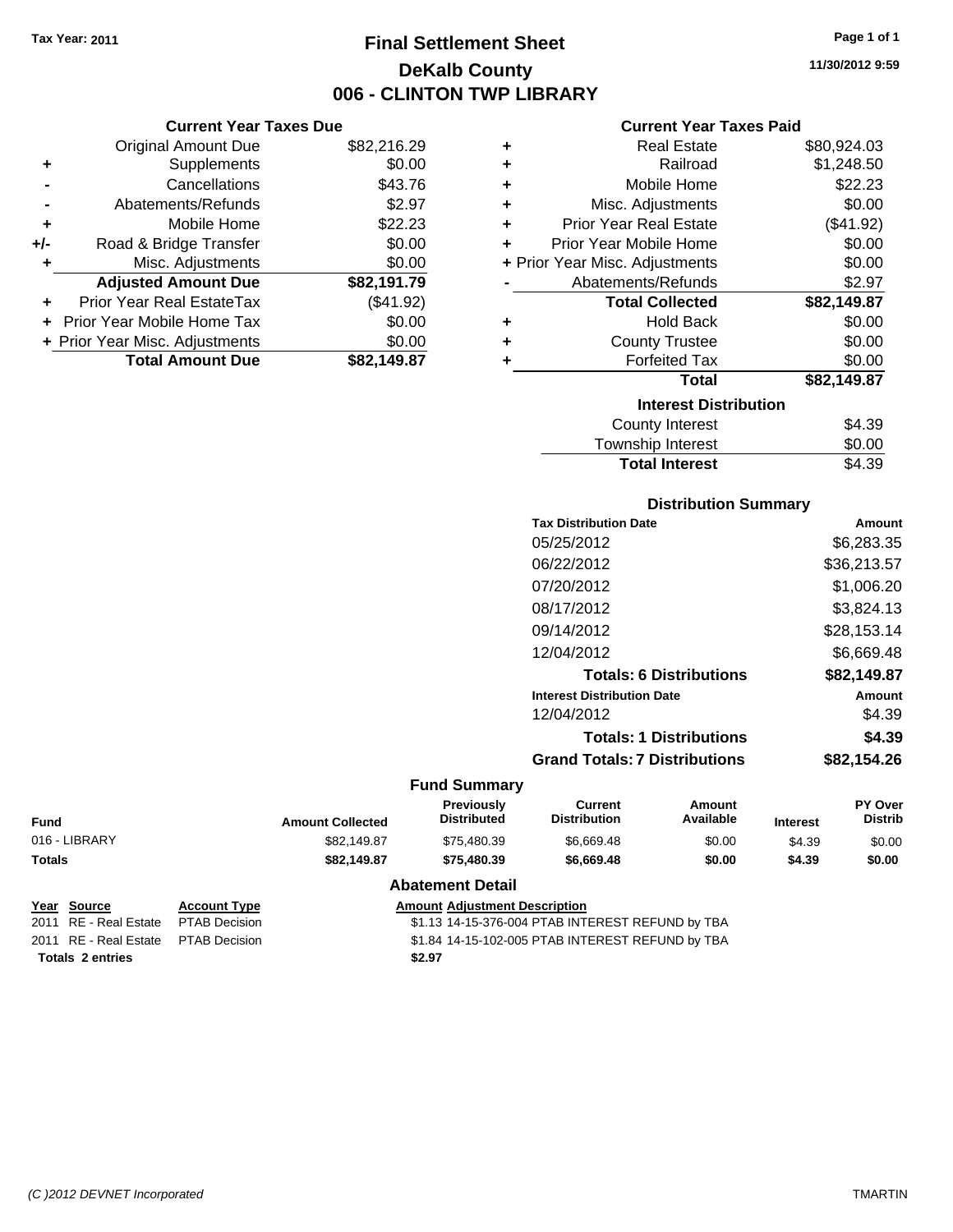**Tax Year: 2011**

# Final Settlement Sheet
## DeKalb County
## 006 - CLINTON TWP LIBRARY

**11/30/2012 9:59**

### Current Year Taxes Due

| | | |
|---|---|---|
| | Original Amount Due | $82,216.29 |
| + | Supplements | $0.00 |
| - | Cancellations | $43.76 |
| - | Abatements/Refunds | $2.97 |
| + | Mobile Home | $22.23 |
| +/- | Road & Bridge Transfer | $0.00 |
| + | Misc. Adjustments | $0.00 |
| | **Adjusted Amount Due** | **$82,191.79** |
| + | Prior Year Real EstateTax | ($41.92) |
| + | Prior Year Mobile Home Tax | $0.00 |
| + | Prior Year Misc. Adjustments | $0.00 |
| | **Total Amount Due** | **$82,149.87** |

### Current Year Taxes Paid

| | | |
|---|---|---|
| + | Real Estate | $80,924.03 |
| + | Railroad | $1,248.50 |
| + | Mobile Home | $22.23 |
| + | Misc. Adjustments | $0.00 |
| + | Prior Year Real Estate | ($41.92) |
| + | Prior Year Mobile Home | $0.00 |
| + | Prior Year Misc. Adjustments | $0.00 |
| - | Abatements/Refunds | $2.97 |
| | **Total Collected** | **$82,149.87** |
| + | Hold Back | $0.00 |
| + | County Trustee | $0.00 |
| + | Forfeited Tax | $0.00 |
| | **Total** | **$82,149.87** |

### Interest Distribution

| | |
|---|---|
| County Interest | $4.39 |
| Township Interest | $0.00 |
| **Total Interest** | $4.39 |

### Distribution Summary

| Tax Distribution Date | Amount |
|---|---|
| 05/25/2012 | $6,283.35 |
| 06/22/2012 | $36,213.57 |
| 07/20/2012 | $1,006.20 |
| 08/17/2012 | $3,824.13 |
| 09/14/2012 | $28,153.14 |
| 12/04/2012 | $6,669.48 |
| **Totals: 6 Distributions** | **$82,149.87** |
| **Interest Distribution Date** | **Amount** |
| 12/04/2012 | $4.39 |
| **Totals: 1 Distributions** | **$4.39** |
| **Grand Totals: 7 Distributions** | **$82,154.26** |

### Fund Summary

| Fund | Amount Collected | Previously Distributed | Current Distribution | Amount Available | Interest | PY Over Distrib |
|---|---|---|---|---|---|---|
| 016 - LIBRARY | $82,149.87 | $75,480.39 | $6,669.48 | $0.00 | $4.39 | $0.00 |
| **Totals** | **$82,149.87** | **$75,480.39** | **$6,669.48** | **$0.00** | **$4.39** | **$0.00** |

### Abatement Detail

| Year | Source | Account Type | Amount | Adjustment Description |
|---|---|---|---|---|
| 2011 | RE - Real Estate | PTAB Decision | $1.13 | 14-15-376-004 PTAB INTEREST REFUND by TBA |
| 2011 | RE - Real Estate | PTAB Decision | $1.84 | 14-15-102-005 PTAB INTEREST REFUND by TBA |
| **Totals 2 entries** | | | **$2.97** | |

*(C )2012 DEVNET Incorporated* TMARTIN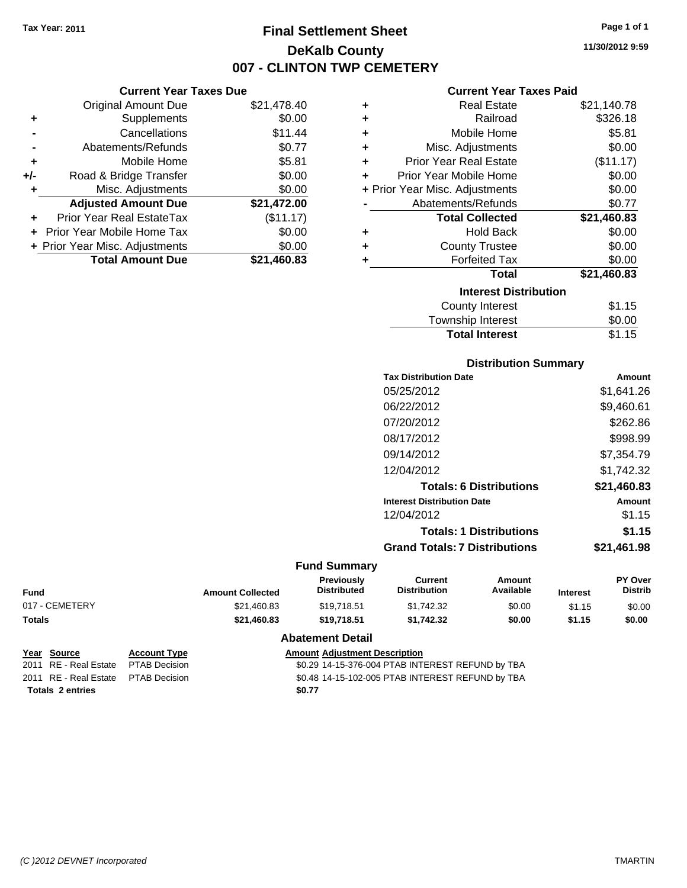Tax Year: 2011

# Final Settlement Sheet
## DeKalb County
## 007 - CLINTON TWP CEMETERY

11/30/2012 9:59

### Current Year Taxes Due

| | | |
|---|---|---|
| | Original Amount Due | $21,478.40 |
| + | Supplements | $0.00 |
| - | Cancellations | $11.44 |
| - | Abatements/Refunds | $0.77 |
| + | Mobile Home | $5.81 |
| +/- | Road & Bridge Transfer | $0.00 |
| + | Misc. Adjustments | $0.00 |
| | **Adjusted Amount Due** | **$21,472.00** |
| + | Prior Year Real EstateTax | ($11.17) |
| + | Prior Year Mobile Home Tax | $0.00 |
| + | Prior Year Misc. Adjustments | $0.00 |
| | **Total Amount Due** | **$21,460.83** |

### Current Year Taxes Paid

| | | |
|---|---|---|
| + | Real Estate | $21,140.78 |
| + | Railroad | $326.18 |
| + | Mobile Home | $5.81 |
| + | Misc. Adjustments | $0.00 |
| + | Prior Year Real Estate | ($11.17) |
| + | Prior Year Mobile Home | $0.00 |
| + | Prior Year Misc. Adjustments | $0.00 |
| - | Abatements/Refunds | $0.77 |
| | **Total Collected** | **$21,460.83** |
| + | Hold Back | $0.00 |
| + | County Trustee | $0.00 |
| + | Forfeited Tax | $0.00 |
| | **Total** | **$21,460.83** |

### Interest Distribution

| | |
|---|---|
| County Interest | $1.15 |
| Township Interest | $0.00 |
| **Total Interest** | $1.15 |

### Distribution Summary

| Tax Distribution Date | Amount |
|---|---|
| 05/25/2012 | $1,641.26 |
| 06/22/2012 | $9,460.61 |
| 07/20/2012 | $262.86 |
| 08/17/2012 | $998.99 |
| 09/14/2012 | $7,354.79 |
| 12/04/2012 | $1,742.32 |
| **Totals: 6 Distributions** | **$21,460.83** |
| **Interest Distribution Date** | **Amount** |
| 12/04/2012 | $1.15 |
| **Totals: 1 Distributions** | **$1.15** |
| **Grand Totals: 7 Distributions** | **$21,461.98** |

### Fund Summary

| Fund | Amount Collected | Previously Distributed | Current Distribution | Amount Available | Interest | PY Over Distrib |
|---|---|---|---|---|---|---|
| 017 - CEMETERY | $21,460.83 | $19,718.51 | $1,742.32 | $0.00 | $1.15 | $0.00 |
| **Totals** | **$21,460.83** | **$19,718.51** | **$1,742.32** | **$0.00** | **$1.15** | **$0.00** |

### Abatement Detail

| Year | Source | Account Type | Amount | Adjustment Description |
|---|---|---|---|---|
| 2011 | RE - Real Estate | PTAB Decision | $0.29 | 14-15-376-004 PTAB INTEREST REFUND by TBA |
| 2011 | RE - Real Estate | PTAB Decision | $0.48 | 14-15-102-005 PTAB INTEREST REFUND by TBA |
| **Totals 2 entries** | | | **$0.77** | |

(C )2012 DEVNET Incorporated TMARTIN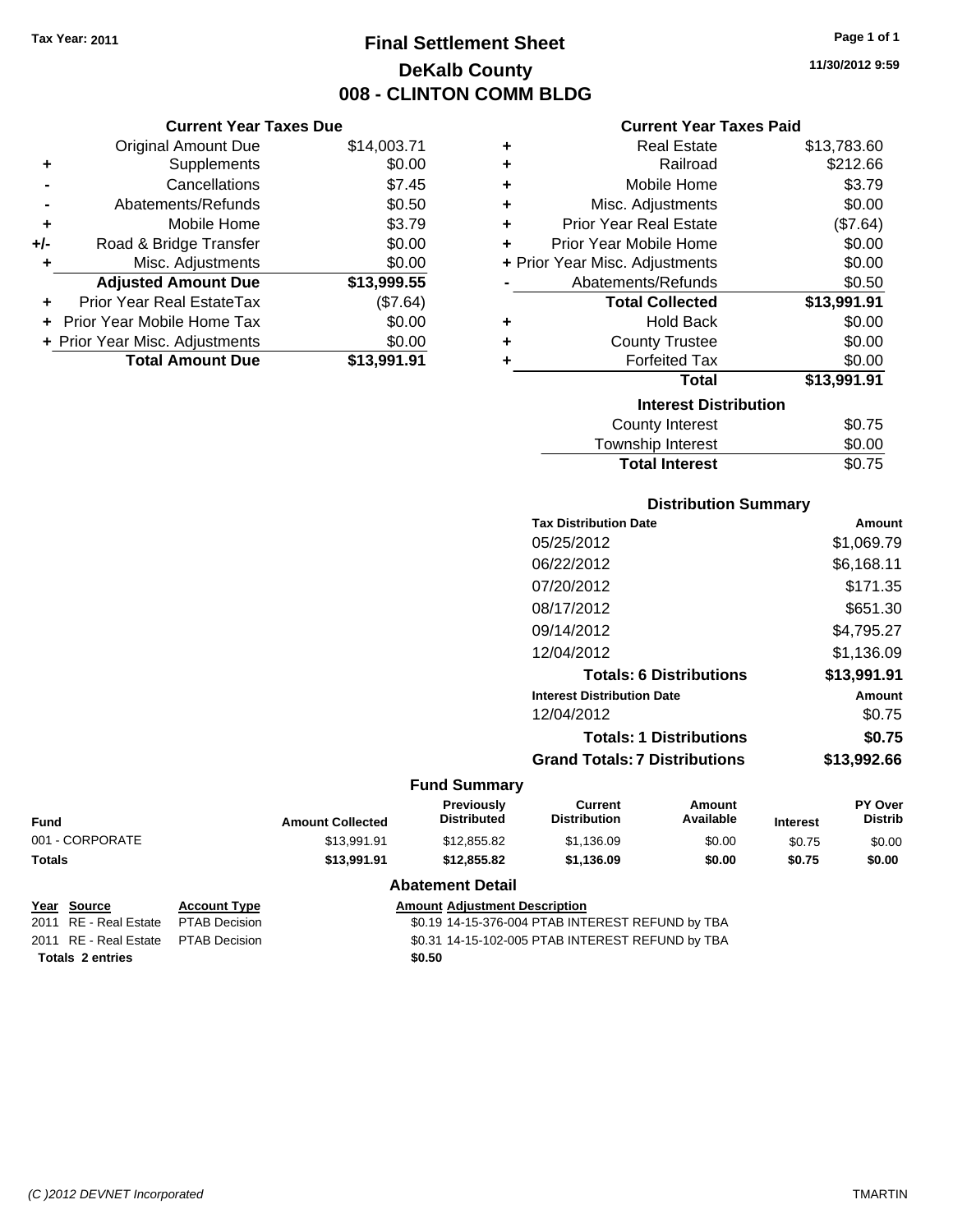Tax Year: 2011

# Final Settlement Sheet
## DeKalb County
## 008 - CLINTON COMM BLDG

11/30/2012 9:59

### Current Year Taxes Due

| | | |
|---|---|---|
| | Original Amount Due | $14,003.71 |
| + | Supplements | $0.00 |
| - | Cancellations | $7.45 |
| - | Abatements/Refunds | $0.50 |
| + | Mobile Home | $3.79 |
| +/- | Road & Bridge Transfer | $0.00 |
| + | Misc. Adjustments | $0.00 |
| | **Adjusted Amount Due** | **$13,999.55** |
| + | Prior Year Real EstateTax | ($7.64) |
| + | Prior Year Mobile Home Tax | $0.00 |
| + | Prior Year Misc. Adjustments | $0.00 |
| | **Total Amount Due** | **$13,991.91** |

### Current Year Taxes Paid

| | | |
|---|---|---|
| + | Real Estate | $13,783.60 |
| + | Railroad | $212.66 |
| + | Mobile Home | $3.79 |
| + | Misc. Adjustments | $0.00 |
| + | Prior Year Real Estate | ($7.64) |
| + | Prior Year Mobile Home | $0.00 |
| + | Prior Year Misc. Adjustments | $0.00 |
| - | Abatements/Refunds | $0.50 |
| | **Total Collected** | **$13,991.91** |
| + | Hold Back | $0.00 |
| + | County Trustee | $0.00 |
| + | Forfeited Tax | $0.00 |
| | **Total** | **$13,991.91** |

### Interest Distribution

| | |
|---|---|
| County Interest | $0.75 |
| Township Interest | $0.00 |
| **Total Interest** | $0.75 |

### Distribution Summary

| Tax Distribution Date | Amount |
|---|---|
| 05/25/2012 | $1,069.79 |
| 06/22/2012 | $6,168.11 |
| 07/20/2012 | $171.35 |
| 08/17/2012 | $651.30 |
| 09/14/2012 | $4,795.27 |
| 12/04/2012 | $1,136.09 |
| **Totals: 6 Distributions** | **$13,991.91** |
| **Interest Distribution Date** | **Amount** |
| 12/04/2012 | $0.75 |
| **Totals: 1 Distributions** | **$0.75** |
| **Grand Totals: 7 Distributions** | **$13,992.66** |

### Fund Summary

| Fund | Amount Collected | Previously Distributed | Current Distribution | Amount Available | Interest | PY Over Distrib |
|---|---|---|---|---|---|---|
| 001 - CORPORATE | $13,991.91 | $12,855.82 | $1,136.09 | $0.00 | $0.75 | $0.00 |
| **Totals** | **$13,991.91** | **$12,855.82** | **$1,136.09** | **$0.00** | **$0.75** | **$0.00** |

### Abatement Detail

| Year | Source | Account Type | Amount | Adjustment Description |
|---|---|---|---|---|
| 2011 | RE - Real Estate | PTAB Decision | $0.19 | 14-15-376-004 PTAB INTEREST REFUND by TBA |
| 2011 | RE - Real Estate | PTAB Decision | $0.31 | 14-15-102-005 PTAB INTEREST REFUND by TBA |
| **Totals 2 entries** | | | **$0.50** | |

(C )2012 DEVNET Incorporated — TMARTIN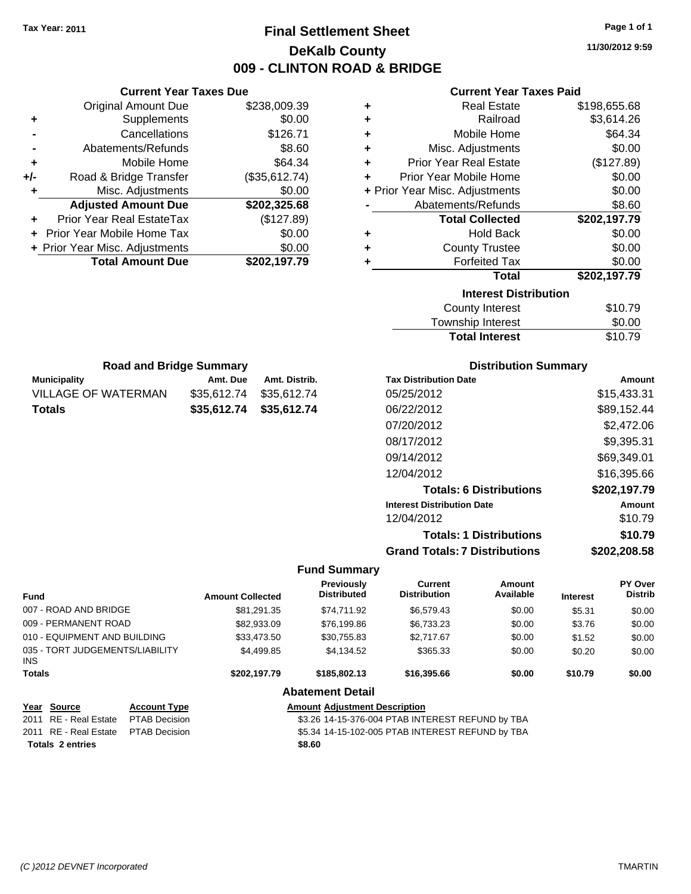Tax Year: 2011

# Final Settlement Sheet

## DeKalb County

## 009 - CLINTON ROAD & BRIDGE

11/30/2012 9:59

### Current Year Taxes Due

| | | |
|---|---|---|
| | Original Amount Due | $238,009.39 |
| + | Supplements | $0.00 |
| - | Cancellations | $126.71 |
| - | Abatements/Refunds | $8.60 |
| + | Mobile Home | $64.34 |
| +/- | Road & Bridge Transfer | ($35,612.74) |
| + | Misc. Adjustments | $0.00 |
| | **Adjusted Amount Due** | **$202,325.68** |
| + | Prior Year Real EstateTax | ($127.89) |
| + | Prior Year Mobile Home Tax | $0.00 |
| + | Prior Year Misc. Adjustments | $0.00 |
| | **Total Amount Due** | **$202,197.79** |

### Current Year Taxes Paid

| | | |
|---|---|---|
| + | Real Estate | $198,655.68 |
| + | Railroad | $3,614.26 |
| + | Mobile Home | $64.34 |
| + | Misc. Adjustments | $0.00 |
| + | Prior Year Real Estate | ($127.89) |
| + | Prior Year Mobile Home | $0.00 |
| + | Prior Year Misc. Adjustments | $0.00 |
| - | Abatements/Refunds | $8.60 |
| | **Total Collected** | **$202,197.79** |
| + | Hold Back | $0.00 |
| + | County Trustee | $0.00 |
| + | Forfeited Tax | $0.00 |
| | **Total** | **$202,197.79** |

### Interest Distribution

| | |
|---|---|
| County Interest | $10.79 |
| Township Interest | $0.00 |
| **Total Interest** | $10.79 |

### Road and Bridge Summary

| Municipality | Amt. Due | Amt. Distrib. |
|---|---|---|
| VILLAGE OF WATERMAN | $35,612.74 | $35,612.74 |
| **Totals** | **$35,612.74** | **$35,612.74** |

### Distribution Summary

| Tax Distribution Date | Amount |
|---|---|
| 05/25/2012 | $15,433.31 |
| 06/22/2012 | $89,152.44 |
| 07/20/2012 | $2,472.06 |
| 08/17/2012 | $9,395.31 |
| 09/14/2012 | $69,349.01 |
| 12/04/2012 | $16,395.66 |
| **Totals: 6 Distributions** | **$202,197.79** |
| **Interest Distribution Date** | **Amount** |
| 12/04/2012 | $10.79 |
| **Totals: 1 Distributions** | **$10.79** |
| **Grand Totals: 7 Distributions** | **$202,208.58** |

### Fund Summary

| Fund | Amount Collected | Previously Distributed | Current Distribution | Amount Available | Interest | PY Over Distrib |
|---|---|---|---|---|---|---|
| 007 - ROAD AND BRIDGE | $81,291.35 | $74,711.92 | $6,579.43 | $0.00 | $5.31 | $0.00 |
| 009 - PERMANENT ROAD | $82,933.09 | $76,199.86 | $6,733.23 | $0.00 | $3.76 | $0.00 |
| 010 - EQUIPMENT AND BUILDING | $33,473.50 | $30,755.83 | $2,717.67 | $0.00 | $1.52 | $0.00 |
| 035 - TORT JUDGEMENTS/LIABILITY INS | $4,499.85 | $4,134.52 | $365.33 | $0.00 | $0.20 | $0.00 |
| **Totals** | **$202,197.79** | **$185,802.13** | **$16,395.66** | **$0.00** | **$10.79** | **$0.00** |

### Abatement Detail

| Year | Source | Account Type | Amount | Adjustment Description |
|---|---|---|---|---|
| 2011 | RE - Real Estate | PTAB Decision | $3.26 | 14-15-376-004 PTAB INTEREST REFUND by TBA |
| 2011 | RE - Real Estate | PTAB Decision | $5.34 | 14-15-102-005 PTAB INTEREST REFUND by TBA |
| **Totals 2 entries** | | | **$8.60** | |

(C )2012 DEVNET Incorporated TMARTIN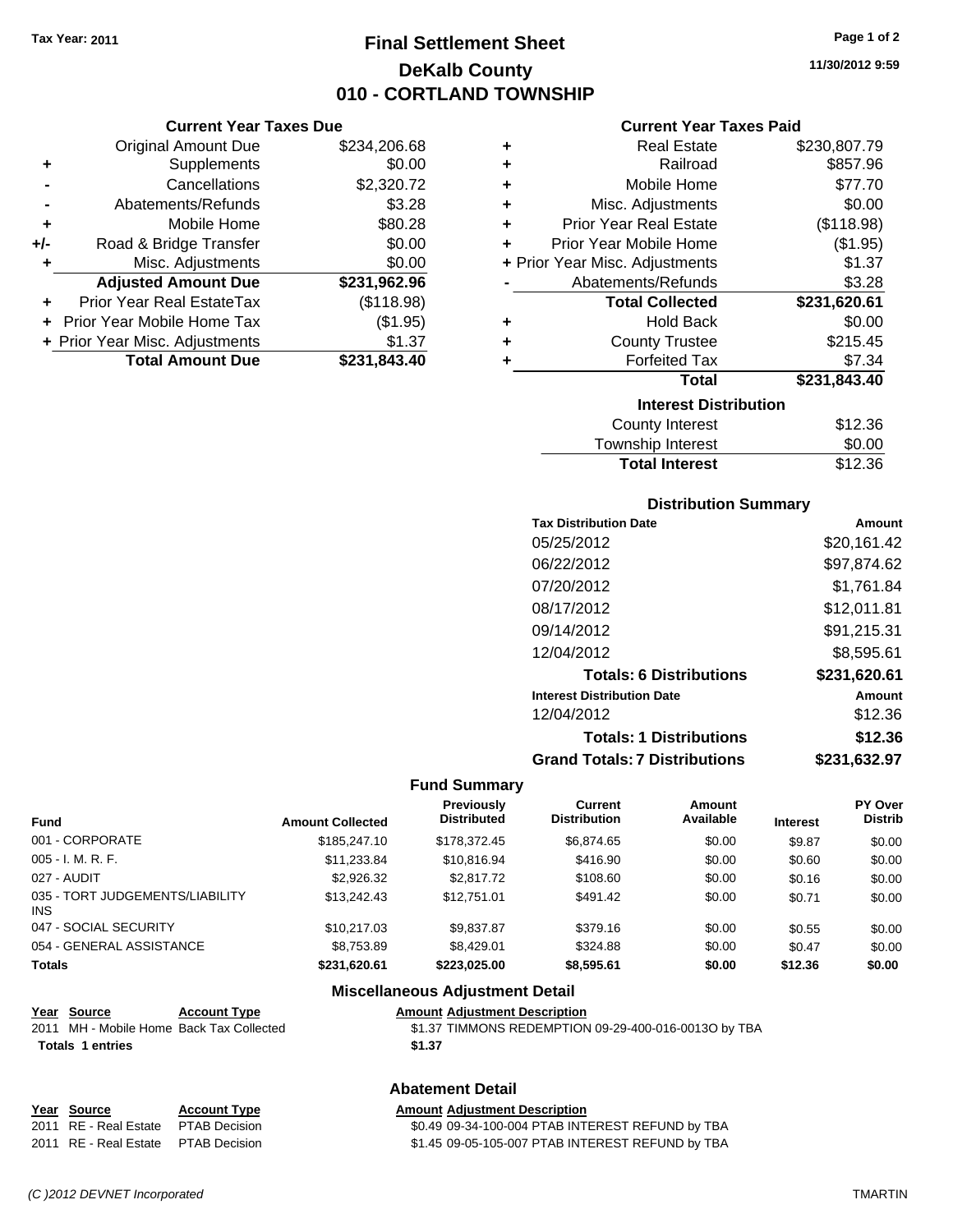**Tax Year: 2011**

# Final Settlement Sheet
## DeKalb County
## 010 - CORTLAND TOWNSHIP

11/30/2012 9:59

### Current Year Taxes Due

| | | |
|---|---|---|
| | Original Amount Due | $234,206.68 |
| + | Supplements | $0.00 |
| - | Cancellations | $2,320.72 |
| - | Abatements/Refunds | $3.28 |
| + | Mobile Home | $80.28 |
| +/- | Road & Bridge Transfer | $0.00 |
| + | Misc. Adjustments | $0.00 |
| | **Adjusted Amount Due** | **$231,962.96** |
| + | Prior Year Real EstateTax | ($118.98) |
| + | Prior Year Mobile Home Tax | ($1.95) |
| + | Prior Year Misc. Adjustments | $1.37 |
| | **Total Amount Due** | **$231,843.40** |

### Current Year Taxes Paid

| | | |
|---|---|---|
| + | Real Estate | $230,807.79 |
| + | Railroad | $857.96 |
| + | Mobile Home | $77.70 |
| + | Misc. Adjustments | $0.00 |
| + | Prior Year Real Estate | ($118.98) |
| + | Prior Year Mobile Home | ($1.95) |
| + | Prior Year Misc. Adjustments | $1.37 |
| - | Abatements/Refunds | $3.28 |
| | **Total Collected** | **$231,620.61** |
| + | Hold Back | $0.00 |
| + | County Trustee | $215.45 |
| + | Forfeited Tax | $7.34 |
| | **Total** | **$231,843.40** |

### Interest Distribution

| | |
|---|---|
| County Interest | $12.36 |
| Township Interest | $0.00 |
| **Total Interest** | $12.36 |

### Distribution Summary

| Tax Distribution Date | Amount |
|---|---|
| 05/25/2012 | $20,161.42 |
| 06/22/2012 | $97,874.62 |
| 07/20/2012 | $1,761.84 |
| 08/17/2012 | $12,011.81 |
| 09/14/2012 | $91,215.31 |
| 12/04/2012 | $8,595.61 |
| **Totals: 6 Distributions** | **$231,620.61** |
| **Interest Distribution Date** | **Amount** |
| 12/04/2012 | $12.36 |
| **Totals: 1 Distributions** | **$12.36** |
| **Grand Totals: 7 Distributions** | **$231,632.97** |

### Fund Summary

| Fund | Amount Collected | Previously Distributed | Current Distribution | Amount Available | Interest | PY Over Distrib |
|---|---|---|---|---|---|---|
| 001 - CORPORATE | $185,247.10 | $178,372.45 | $6,874.65 | $0.00 | $9.87 | $0.00 |
| 005 - I. M. R. F. | $11,233.84 | $10,816.94 | $416.90 | $0.00 | $0.60 | $0.00 |
| 027 - AUDIT | $2,926.32 | $2,817.72 | $108.60 | $0.00 | $0.16 | $0.00 |
| 035 - TORT JUDGEMENTS/LIABILITY INS | $13,242.43 | $12,751.01 | $491.42 | $0.00 | $0.71 | $0.00 |
| 047 - SOCIAL SECURITY | $10,217.03 | $9,837.87 | $379.16 | $0.00 | $0.55 | $0.00 |
| 054 - GENERAL ASSISTANCE | $8,753.89 | $8,429.01 | $324.88 | $0.00 | $0.47 | $0.00 |
| **Totals** | **$231,620.61** | **$223,025.00** | **$8,595.61** | **$0.00** | **$12.36** | **$0.00** |

### Miscellaneous Adjustment Detail

| Year | Source | Account Type | Amount | Adjustment Description |
|---|---|---|---|---|
| 2011 | MH - Mobile Home | Back Tax Collected | $1.37 | TIMMONS REDEMPTION 09-29-400-016-0013O by TBA |
| **Totals** | **1 entries** | | **$1.37** | |

### Abatement Detail

| Year | Source | Account Type | Amount | Adjustment Description |
|---|---|---|---|---|
| 2011 | RE - Real Estate | PTAB Decision | $0.49 | 09-34-100-004 PTAB INTEREST REFUND by TBA |
| 2011 | RE - Real Estate | PTAB Decision | $1.45 | 09-05-105-007 PTAB INTEREST REFUND by TBA |

*(C )2012 DEVNET Incorporated* TMARTIN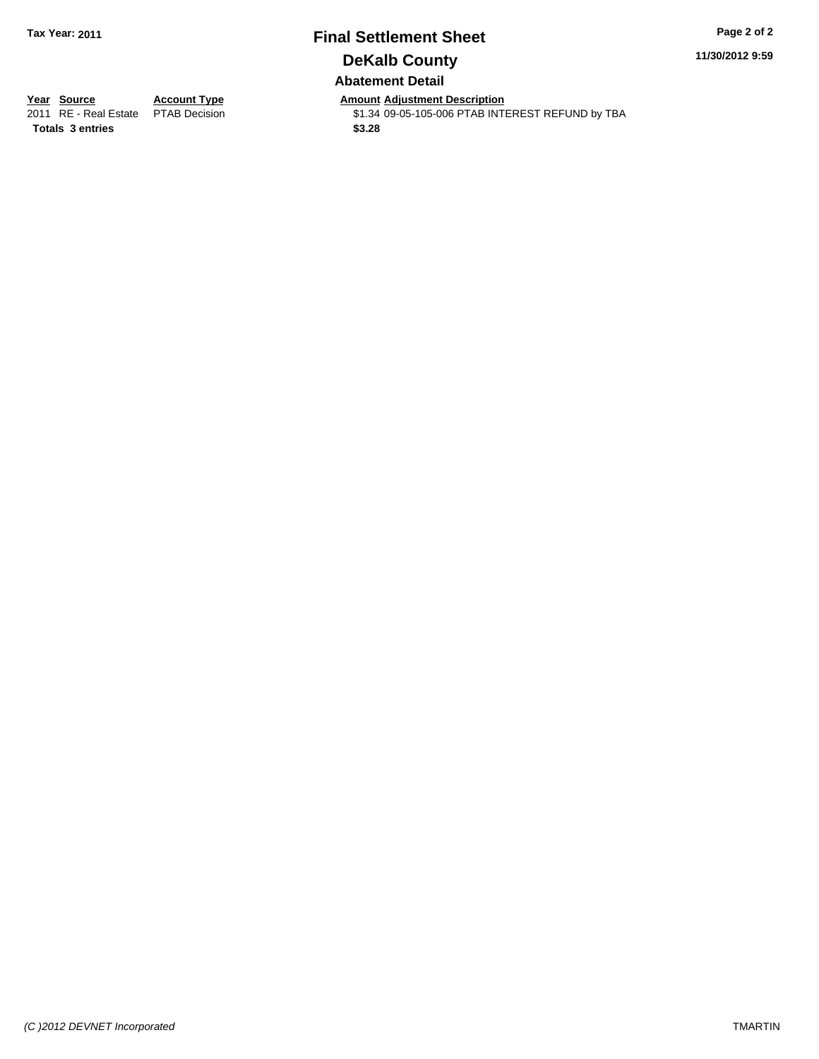**Tax Year: 2011**

# Final Settlement Sheet

## DeKalb County

### Abatement Detail

| Year | Source | Account Type | Amount | Adjustment Description |
|---|---|---|---|---|
| 2011 | RE - Real Estate | PTAB Decision | $1.34 | 09-05-105-006 PTAB INTEREST REFUND by TBA |
| **Totals** | **3 entries** | | **$3.28** | |

*(C )2012 DEVNET Incorporated*

TMARTIN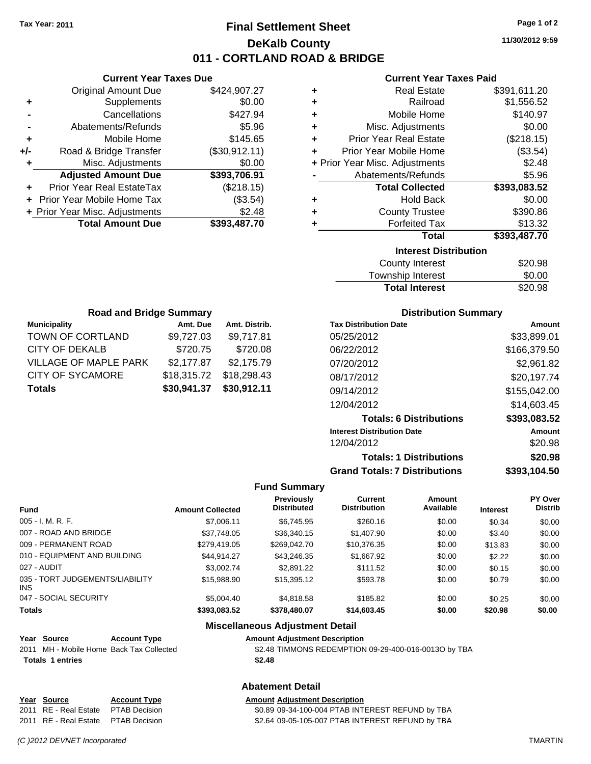Tax Year: 2011

# Final Settlement Sheet

## DeKalb County

## 011 - CORTLAND ROAD & BRIDGE

11/30/2012 9:59

### Current Year Taxes Due

| | | |
|---|---|---|
| | Original Amount Due | $424,907.27 |
| + | Supplements | $0.00 |
| - | Cancellations | $427.94 |
| - | Abatements/Refunds | $5.96 |
| + | Mobile Home | $145.65 |
| +/- | Road & Bridge Transfer | ($30,912.11) |
| + | Misc. Adjustments | $0.00 |
| | **Adjusted Amount Due** | **$393,706.91** |
| + | Prior Year Real EstateTax | ($218.15) |
| + | Prior Year Mobile Home Tax | ($3.54) |
| + | Prior Year Misc. Adjustments | $2.48 |
| | **Total Amount Due** | **$393,487.70** |

### Current Year Taxes Paid

| | | |
|---|---|---|
| + | Real Estate | $391,611.20 |
| + | Railroad | $1,556.52 |
| + | Mobile Home | $140.97 |
| + | Misc. Adjustments | $0.00 |
| + | Prior Year Real Estate | ($218.15) |
| + | Prior Year Mobile Home | ($3.54) |
| + | Prior Year Misc. Adjustments | $2.48 |
| - | Abatements/Refunds | $5.96 |
| | **Total Collected** | **$393,083.52** |
| + | Hold Back | $0.00 |
| + | County Trustee | $390.86 |
| + | Forfeited Tax | $13.32 |
| | **Total** | **$393,487.70** |

### Interest Distribution

| | |
|---|---|
| County Interest | $20.98 |
| Township Interest | $0.00 |
| **Total Interest** | $20.98 |

### Road and Bridge Summary

| Municipality | Amt. Due | Amt. Distrib. |
|---|---|---|
| TOWN OF CORTLAND | $9,727.03 | $9,717.81 |
| CITY OF DEKALB | $720.75 | $720.08 |
| VILLAGE OF MAPLE PARK | $2,177.87 | $2,175.79 |
| CITY OF SYCAMORE | $18,315.72 | $18,298.43 |
| **Totals** | **$30,941.37** | **$30,912.11** |

### Distribution Summary

| Tax Distribution Date | Amount |
|---|---|
| 05/25/2012 | $33,899.01 |
| 06/22/2012 | $166,379.50 |
| 07/20/2012 | $2,961.82 |
| 08/17/2012 | $20,197.74 |
| 09/14/2012 | $155,042.00 |
| 12/04/2012 | $14,603.45 |
| **Totals: 6 Distributions** | **$393,083.52** |
| **Interest Distribution Date** | **Amount** |
| 12/04/2012 | $20.98 |
| **Totals: 1 Distributions** | **$20.98** |
| **Grand Totals: 7 Distributions** | **$393,104.50** |

### Fund Summary

| Fund | Amount Collected | Previously Distributed | Current Distribution | Amount Available | Interest | PY Over Distrib |
|---|---|---|---|---|---|---|
| 005 - I. M. R. F. | $7,006.11 | $6,745.95 | $260.16 | $0.00 | $0.34 | $0.00 |
| 007 - ROAD AND BRIDGE | $37,748.05 | $36,340.15 | $1,407.90 | $0.00 | $3.40 | $0.00 |
| 009 - PERMANENT ROAD | $279,419.05 | $269,042.70 | $10,376.35 | $0.00 | $13.83 | $0.00 |
| 010 - EQUIPMENT AND BUILDING | $44,914.27 | $43,246.35 | $1,667.92 | $0.00 | $2.22 | $0.00 |
| 027 - AUDIT | $3,002.74 | $2,891.22 | $111.52 | $0.00 | $0.15 | $0.00 |
| 035 - TORT JUDGEMENTS/LIABILITY INS | $15,988.90 | $15,395.12 | $593.78 | $0.00 | $0.79 | $0.00 |
| 047 - SOCIAL SECURITY | $5,004.40 | $4,818.58 | $185.82 | $0.00 | $0.25 | $0.00 |
| **Totals** | **$393,083.52** | **$378,480.07** | **$14,603.45** | **$0.00** | **$20.98** | **$0.00** |

### Miscellaneous Adjustment Detail

| Year | Source | Account Type | Amount | Adjustment Description |
|---|---|---|---|---|
| 2011 | MH - Mobile Home | Back Tax Collected | $2.48 | TIMMONS REDEMPTION 09-29-400-016-0013O by TBA |
| **Totals** | **1 entries** | | **$2.48** | |

### Abatement Detail

| Year | Source | Account Type | Amount | Adjustment Description |
|---|---|---|---|---|
| 2011 | RE - Real Estate | PTAB Decision | $0.89 | 09-34-100-004 PTAB INTEREST REFUND by TBA |
| 2011 | RE - Real Estate | PTAB Decision | $2.64 | 09-05-105-007 PTAB INTEREST REFUND by TBA |

(C )2012 DEVNET Incorporated TMARTIN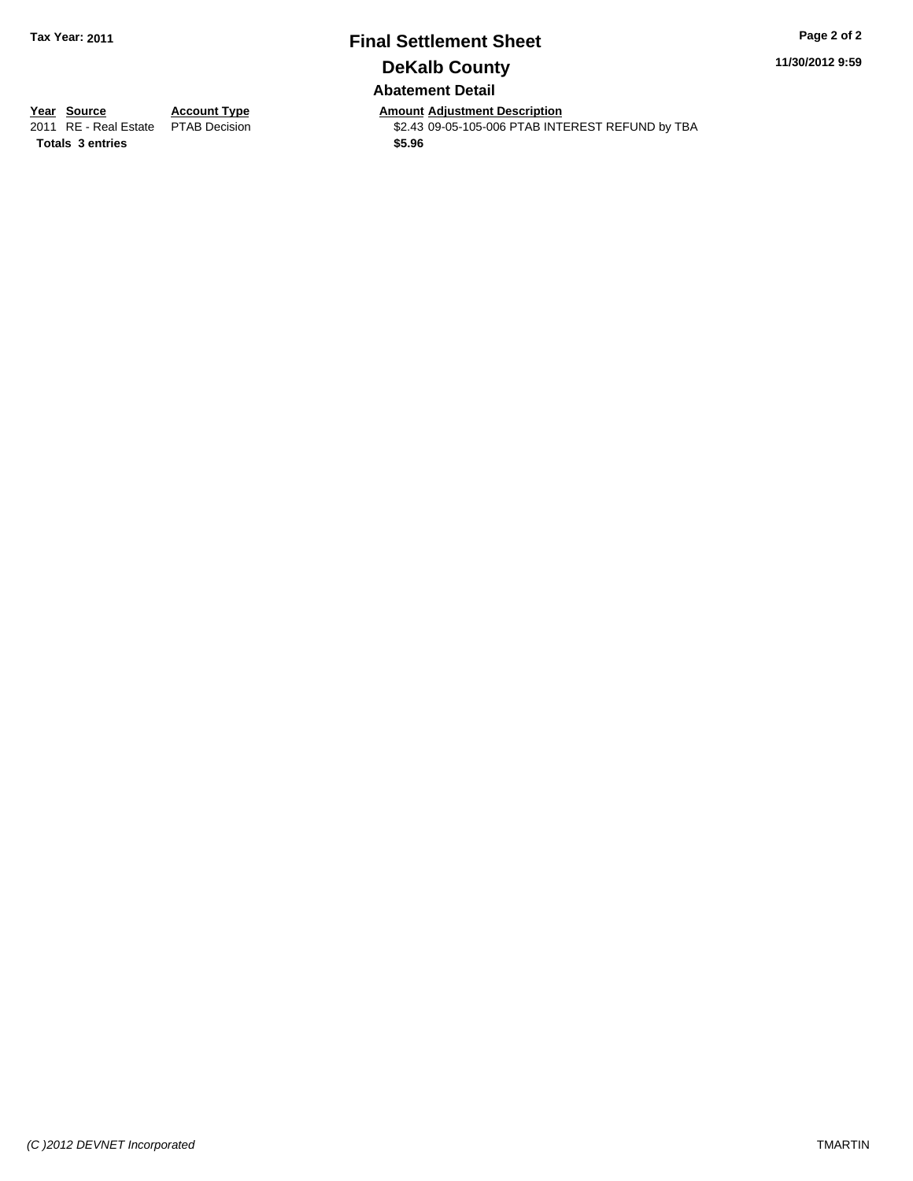Tax Year: 2011

# Final Settlement Sheet

## DeKalb County

### Abatement Detail

| Year | Source | Account Type | Amount | Adjustment Description |
|---|---|---|---|---|
| 2011 | RE - Real Estate | PTAB Decision | $2.43 | 09-05-105-006 PTAB INTEREST REFUND by TBA |
| **Totals** | **3 entries** | | **$5.96** | |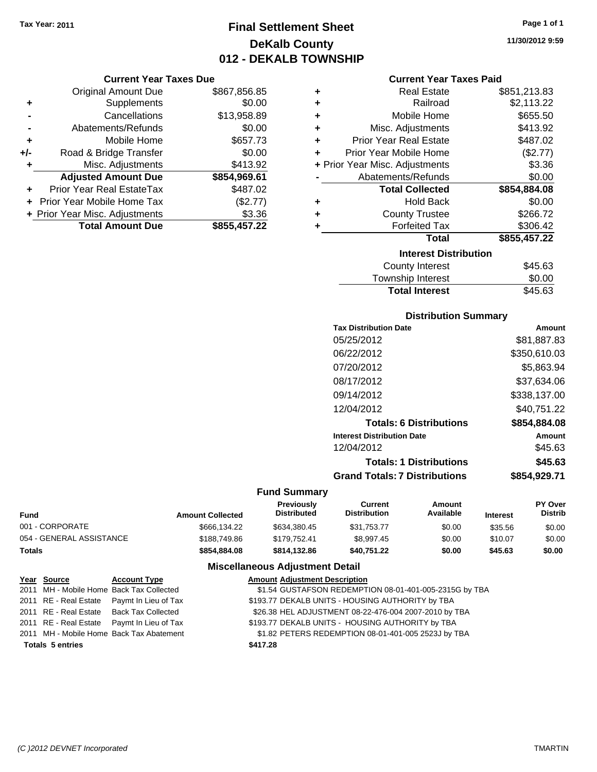Tax Year: 2011

# Final Settlement Sheet
## DeKalb County
## 012 - DEKALB TOWNSHIP

11/30/2012 9:59

### Current Year Taxes Due

| | | |
|---|---|---|
| | Original Amount Due | $867,856.85 |
| + | Supplements | $0.00 |
| - | Cancellations | $13,958.89 |
| - | Abatements/Refunds | $0.00 |
| + | Mobile Home | $657.73 |
| +/- | Road & Bridge Transfer | $0.00 |
| + | Misc. Adjustments | $413.92 |
| | **Adjusted Amount Due** | **$854,969.61** |
| + | Prior Year Real EstateTax | $487.02 |
| + | Prior Year Mobile Home Tax | ($2.77) |
| + | Prior Year Misc. Adjustments | $3.36 |
| | **Total Amount Due** | **$855,457.22** |

### Current Year Taxes Paid

| | | |
|---|---|---|
| + | Real Estate | $851,213.83 |
| + | Railroad | $2,113.22 |
| + | Mobile Home | $655.50 |
| + | Misc. Adjustments | $413.92 |
| + | Prior Year Real Estate | $487.02 |
| + | Prior Year Mobile Home | ($2.77) |
| + | Prior Year Misc. Adjustments | $3.36 |
| - | Abatements/Refunds | $0.00 |
| | **Total Collected** | **$854,884.08** |
| + | Hold Back | $0.00 |
| + | County Trustee | $266.72 |
| + | Forfeited Tax | $306.42 |
| | **Total** | **$855,457.22** |

### Interest Distribution

| | |
|---|---|
| County Interest | $45.63 |
| Township Interest | $0.00 |
| **Total Interest** | $45.63 |

### Distribution Summary

| Tax Distribution Date | Amount |
|---|---|
| 05/25/2012 | $81,887.83 |
| 06/22/2012 | $350,610.03 |
| 07/20/2012 | $5,863.94 |
| 08/17/2012 | $37,634.06 |
| 09/14/2012 | $338,137.00 |
| 12/04/2012 | $40,751.22 |
| **Totals: 6 Distributions** | **$854,884.08** |
| **Interest Distribution Date** | **Amount** |
| 12/04/2012 | $45.63 |
| **Totals: 1 Distributions** | **$45.63** |
| **Grand Totals: 7 Distributions** | **$854,929.71** |

### Fund Summary

| Fund | Amount Collected | Previously Distributed | Current Distribution | Amount Available | Interest | PY Over Distrib |
|---|---|---|---|---|---|---|
| 001 - CORPORATE | $666,134.22 | $634,380.45 | $31,753.77 | $0.00 | $35.56 | $0.00 |
| 054 - GENERAL ASSISTANCE | $188,749.86 | $179,752.41 | $8,997.45 | $0.00 | $10.07 | $0.00 |
| **Totals** | **$854,884.08** | **$814,132.86** | **$40,751.22** | **$0.00** | **$45.63** | **$0.00** |

### Miscellaneous Adjustment Detail

| Year | Source | Account Type | Amount | Adjustment Description |
|---|---|---|---|---|
| 2011 | MH - Mobile Home | Back Tax Collected | $1.54 | GUSTAFSON REDEMPTION 08-01-401-005-2315G by TBA |
| 2011 | RE - Real Estate | Paymt In Lieu of Tax | $193.77 | DEKALB UNITS - HOUSING AUTHORITY by TBA |
| 2011 | RE - Real Estate | Back Tax Collected | $26.38 | HEL ADJUSTMENT 08-22-476-004 2007-2010 by TBA |
| 2011 | RE - Real Estate | Paymt In Lieu of Tax | $193.77 | DEKALB UNITS - HOUSING AUTHORITY by TBA |
| 2011 | MH - Mobile Home | Back Tax Abatement | $1.82 | PETERS REDEMPTION 08-01-401-005 2523J by TBA |
| **Totals 5 entries** | | | **$417.28** | |

(C )2012 DEVNET Incorporated TMARTIN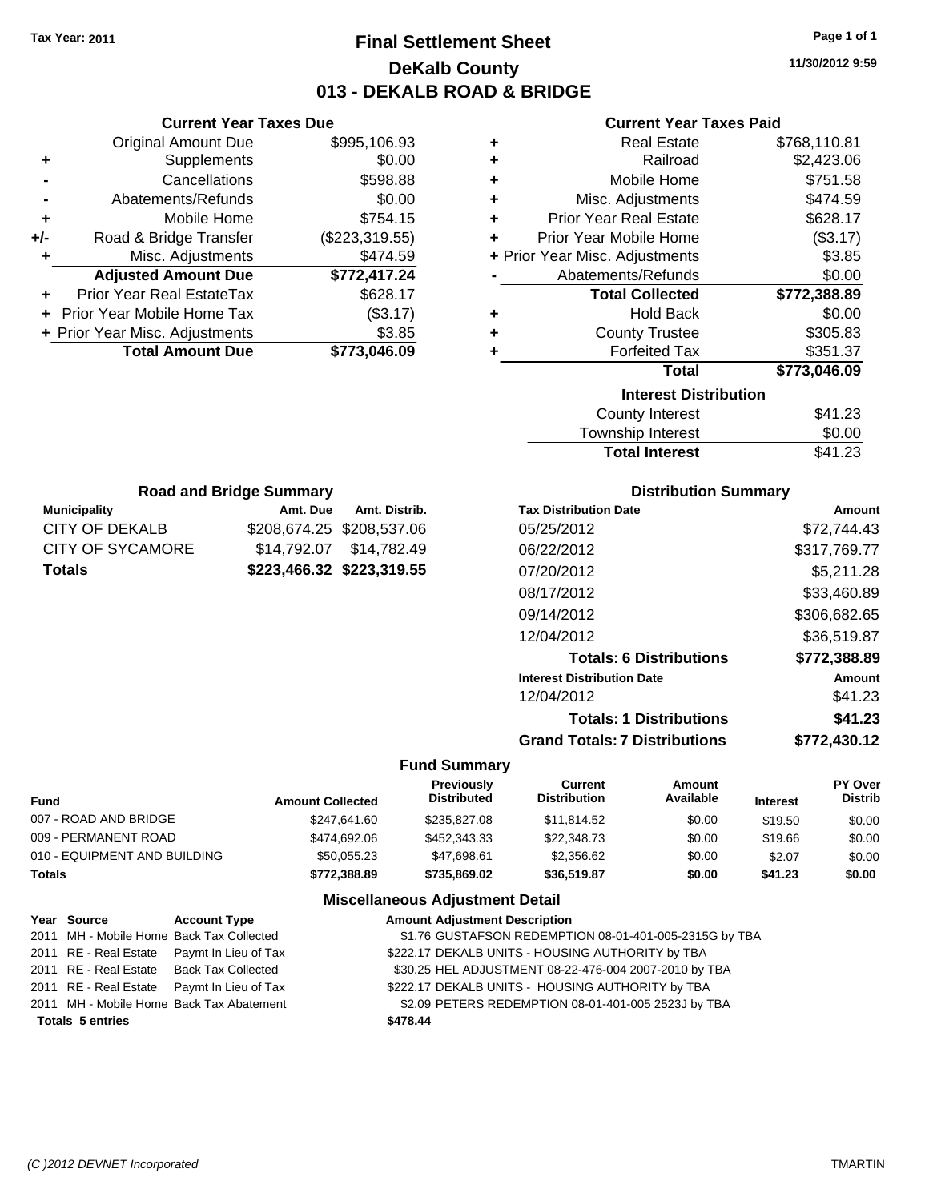Tax Year: 2011

# Final Settlement Sheet
## DeKalb County
## 013 - DEKALB ROAD & BRIDGE

11/30/2012 9:59

### Current Year Taxes Due

| | | |
|---|---|---|
| | Original Amount Due | $995,106.93 |
| + | Supplements | $0.00 |
| - | Cancellations | $598.88 |
| - | Abatements/Refunds | $0.00 |
| + | Mobile Home | $754.15 |
| +/- | Road & Bridge Transfer | ($223,319.55) |
| + | Misc. Adjustments | $474.59 |
| | **Adjusted Amount Due** | **$772,417.24** |
| + | Prior Year Real EstateTax | $628.17 |
| + | Prior Year Mobile Home Tax | ($3.17) |
| + | Prior Year Misc. Adjustments | $3.85 |
| | **Total Amount Due** | **$773,046.09** |

### Current Year Taxes Paid

| | | |
|---|---|---|
| + | Real Estate | $768,110.81 |
| + | Railroad | $2,423.06 |
| + | Mobile Home | $751.58 |
| + | Misc. Adjustments | $474.59 |
| + | Prior Year Real Estate | $628.17 |
| + | Prior Year Mobile Home | ($3.17) |
| + | Prior Year Misc. Adjustments | $3.85 |
| - | Abatements/Refunds | $0.00 |
| | **Total Collected** | **$772,388.89** |
| + | Hold Back | $0.00 |
| + | County Trustee | $305.83 |
| + | Forfeited Tax | $351.37 |
| | **Total** | **$773,046.09** |

### Interest Distribution

| | |
|---|---|
| County Interest | $41.23 |
| Township Interest | $0.00 |
| **Total Interest** | $41.23 |

### Road and Bridge Summary

| Municipality | Amt. Due | Amt. Distrib. |
|---|---|---|
| CITY OF DEKALB | $208,674.25 | $208,537.06 |
| CITY OF SYCAMORE | $14,792.07 | $14,782.49 |
| **Totals** | **$223,466.32** | **$223,319.55** |

### Distribution Summary

| Tax Distribution Date | Amount |
|---|---|
| 05/25/2012 | $72,744.43 |
| 06/22/2012 | $317,769.77 |
| 07/20/2012 | $5,211.28 |
| 08/17/2012 | $33,460.89 |
| 09/14/2012 | $306,682.65 |
| 12/04/2012 | $36,519.87 |
| **Totals: 6 Distributions** | **$772,388.89** |
| **Interest Distribution Date** | **Amount** |
| 12/04/2012 | $41.23 |
| **Totals: 1 Distributions** | **$41.23** |
| **Grand Totals: 7 Distributions** | **$772,430.12** |

### Fund Summary

| Fund | Amount Collected | Previously Distributed | Current Distribution | Amount Available | Interest | PY Over Distrib |
|---|---|---|---|---|---|---|
| 007 - ROAD AND BRIDGE | $247,641.60 | $235,827.08 | $11,814.52 | $0.00 | $19.50 | $0.00 |
| 009 - PERMANENT ROAD | $474,692.06 | $452,343.33 | $22,348.73 | $0.00 | $19.66 | $0.00 |
| 010 - EQUIPMENT AND BUILDING | $50,055.23 | $47,698.61 | $2,356.62 | $0.00 | $2.07 | $0.00 |
| **Totals** | **$772,388.89** | **$735,869.02** | **$36,519.87** | **$0.00** | **$41.23** | **$0.00** |

### Miscellaneous Adjustment Detail

| Year | Source | Account Type | Amount | Adjustment Description |
|---|---|---|---|---|
| 2011 | MH - Mobile Home | Back Tax Collected | $1.76 | GUSTAFSON REDEMPTION 08-01-401-005-2315G by TBA |
| 2011 | RE - Real Estate | Paymt In Lieu of Tax | $222.17 | DEKALB UNITS - HOUSING AUTHORITY by TBA |
| 2011 | RE - Real Estate | Back Tax Collected | $30.25 | HEL ADJUSTMENT 08-22-476-004 2007-2010 by TBA |
| 2011 | RE - Real Estate | Paymt In Lieu of Tax | $222.17 | DEKALB UNITS - HOUSING AUTHORITY by TBA |
| 2011 | MH - Mobile Home | Back Tax Abatement | $2.09 | PETERS REDEMPTION 08-01-401-005 2523J by TBA |
| **Totals 5 entries** | | | **$478.44** | |

(C )2012 DEVNET Incorporated TMARTIN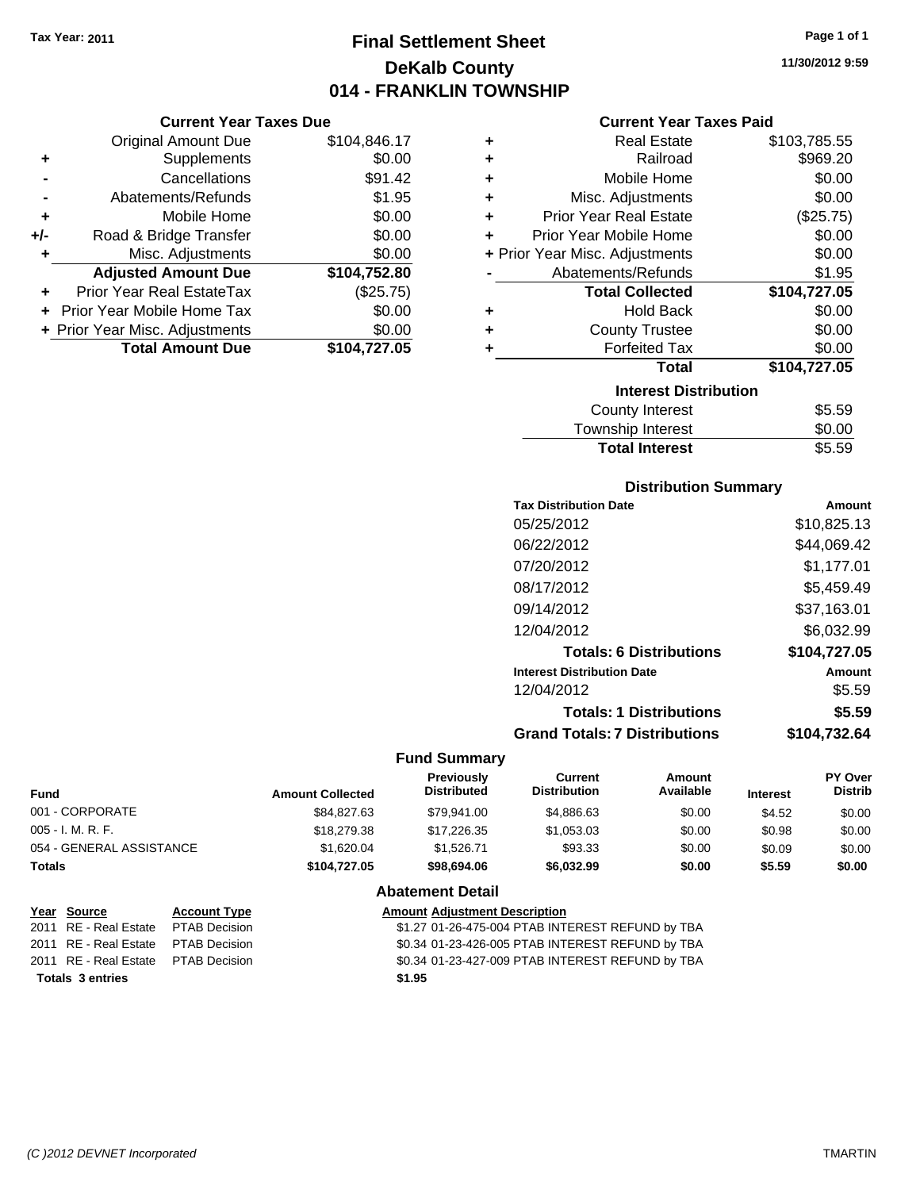Tax Year: 2011

# Final Settlement Sheet
## DeKalb County
## 014 - FRANKLIN TOWNSHIP

11/30/2012 9:59

### Current Year Taxes Due

| | | |
|---|---|---|
| | Original Amount Due | $104,846.17 |
| + | Supplements | $0.00 |
| - | Cancellations | $91.42 |
| - | Abatements/Refunds | $1.95 |
| + | Mobile Home | $0.00 |
| +/- | Road & Bridge Transfer | $0.00 |
| + | Misc. Adjustments | $0.00 |
| | **Adjusted Amount Due** | **$104,752.80** |
| + | Prior Year Real EstateTax | ($25.75) |
| + | Prior Year Mobile Home Tax | $0.00 |
| + | Prior Year Misc. Adjustments | $0.00 |
| | **Total Amount Due** | **$104,727.05** |

### Current Year Taxes Paid

| | | |
|---|---|---|
| + | Real Estate | $103,785.55 |
| + | Railroad | $969.20 |
| + | Mobile Home | $0.00 |
| + | Misc. Adjustments | $0.00 |
| + | Prior Year Real Estate | ($25.75) |
| + | Prior Year Mobile Home | $0.00 |
| + | Prior Year Misc. Adjustments | $0.00 |
| - | Abatements/Refunds | $1.95 |
| | **Total Collected** | **$104,727.05** |
| + | Hold Back | $0.00 |
| + | County Trustee | $0.00 |
| + | Forfeited Tax | $0.00 |
| | **Total** | **$104,727.05** |

### Interest Distribution

| | |
|---|---|
| County Interest | $5.59 |
| Township Interest | $0.00 |
| **Total Interest** | $5.59 |

### Distribution Summary

| Tax Distribution Date | Amount |
|---|---|
| 05/25/2012 | $10,825.13 |
| 06/22/2012 | $44,069.42 |
| 07/20/2012 | $1,177.01 |
| 08/17/2012 | $5,459.49 |
| 09/14/2012 | $37,163.01 |
| 12/04/2012 | $6,032.99 |
| **Totals: 6 Distributions** | **$104,727.05** |
| **Interest Distribution Date** | **Amount** |
| 12/04/2012 | $5.59 |
| **Totals: 1 Distributions** | **$5.59** |
| **Grand Totals: 7 Distributions** | **$104,732.64** |

### Fund Summary

| Fund | Amount Collected | Previously Distributed | Current Distribution | Amount Available | Interest | PY Over Distrib |
|---|---|---|---|---|---|---|
| 001 - CORPORATE | $84,827.63 | $79,941.00 | $4,886.63 | $0.00 | $4.52 | $0.00 |
| 005 - I. M. R. F. | $18,279.38 | $17,226.35 | $1,053.03 | $0.00 | $0.98 | $0.00 |
| 054 - GENERAL ASSISTANCE | $1,620.04 | $1,526.71 | $93.33 | $0.00 | $0.09 | $0.00 |
| **Totals** | **$104,727.05** | **$98,694.06** | **$6,032.99** | **$0.00** | **$5.59** | **$0.00** |

### Abatement Detail

| Year | Source | Account Type | Amount | Adjustment Description |
|---|---|---|---|---|
| 2011 | RE - Real Estate | PTAB Decision | $1.27 | 01-26-475-004 PTAB INTEREST REFUND by TBA |
| 2011 | RE - Real Estate | PTAB Decision | $0.34 | 01-23-426-005 PTAB INTEREST REFUND by TBA |
| 2011 | RE - Real Estate | PTAB Decision | $0.34 | 01-23-427-009 PTAB INTEREST REFUND by TBA |
| **Totals 3 entries** | | | **$1.95** | |

(C )2012 DEVNET Incorporated TMARTIN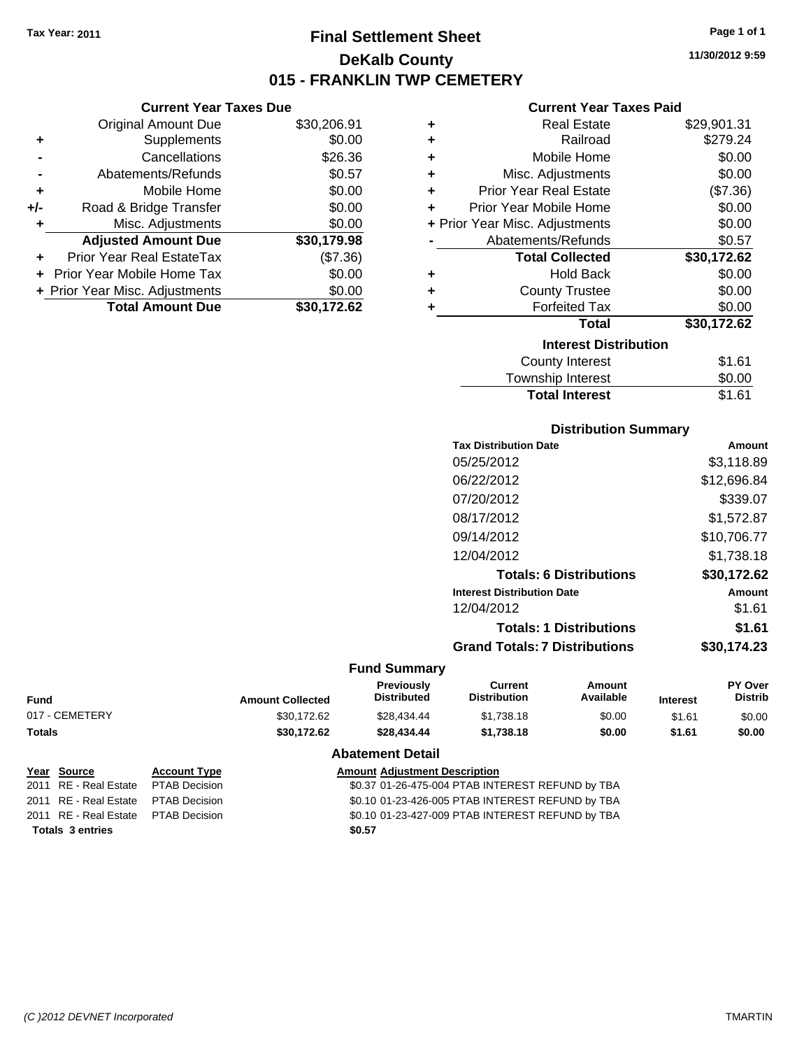Tax Year: 2011

# Final Settlement Sheet
## DeKalb County
## 015 - FRANKLIN TWP CEMETERY

11/30/2012 9:59

### Current Year Taxes Due

| | | |
|---|---|---|
| | Original Amount Due | $30,206.91 |
| + | Supplements | $0.00 |
| - | Cancellations | $26.36 |
| - | Abatements/Refunds | $0.57 |
| + | Mobile Home | $0.00 |
| +/- | Road & Bridge Transfer | $0.00 |
| + | Misc. Adjustments | $0.00 |
| | **Adjusted Amount Due** | **$30,179.98** |
| + | Prior Year Real EstateTax | ($7.36) |
| + | Prior Year Mobile Home Tax | $0.00 |
| + | Prior Year Misc. Adjustments | $0.00 |
| | **Total Amount Due** | **$30,172.62** |

### Current Year Taxes Paid

| | | |
|---|---|---|
| + | Real Estate | $29,901.31 |
| + | Railroad | $279.24 |
| + | Mobile Home | $0.00 |
| + | Misc. Adjustments | $0.00 |
| + | Prior Year Real Estate | ($7.36) |
| + | Prior Year Mobile Home | $0.00 |
| + | Prior Year Misc. Adjustments | $0.00 |
| - | Abatements/Refunds | $0.57 |
| | **Total Collected** | **$30,172.62** |
| + | Hold Back | $0.00 |
| + | County Trustee | $0.00 |
| + | Forfeited Tax | $0.00 |
| | **Total** | **$30,172.62** |

### Interest Distribution

| | |
|---|---|
| County Interest | $1.61 |
| Township Interest | $0.00 |
| **Total Interest** | $1.61 |

### Distribution Summary

| Tax Distribution Date | Amount |
|---|---|
| 05/25/2012 | $3,118.89 |
| 06/22/2012 | $12,696.84 |
| 07/20/2012 | $339.07 |
| 08/17/2012 | $1,572.87 |
| 09/14/2012 | $10,706.77 |
| 12/04/2012 | $1,738.18 |
| **Totals: 6 Distributions** | **$30,172.62** |
| **Interest Distribution Date** | **Amount** |
| 12/04/2012 | $1.61 |
| **Totals: 1 Distributions** | **$1.61** |
| **Grand Totals: 7 Distributions** | **$30,174.23** |

### Fund Summary

| Fund | Amount Collected | Previously Distributed | Current Distribution | Amount Available | Interest | PY Over Distrib |
|---|---|---|---|---|---|---|
| 017 - CEMETERY | $30,172.62 | $28,434.44 | $1,738.18 | $0.00 | $1.61 | $0.00 |
| **Totals** | **$30,172.62** | **$28,434.44** | **$1,738.18** | **$0.00** | **$1.61** | **$0.00** |

### Abatement Detail

| Year | Source | Account Type | Amount | Adjustment Description |
|---|---|---|---|---|
| 2011 | RE - Real Estate | PTAB Decision | $0.37 | 01-26-475-004 PTAB INTEREST REFUND by TBA |
| 2011 | RE - Real Estate | PTAB Decision | $0.10 | 01-23-426-005 PTAB INTEREST REFUND by TBA |
| 2011 | RE - Real Estate | PTAB Decision | $0.10 | 01-23-427-009 PTAB INTEREST REFUND by TBA |
| **Totals 3 entries** | | | **$0.57** | |

(C )2012 DEVNET Incorporated TMARTIN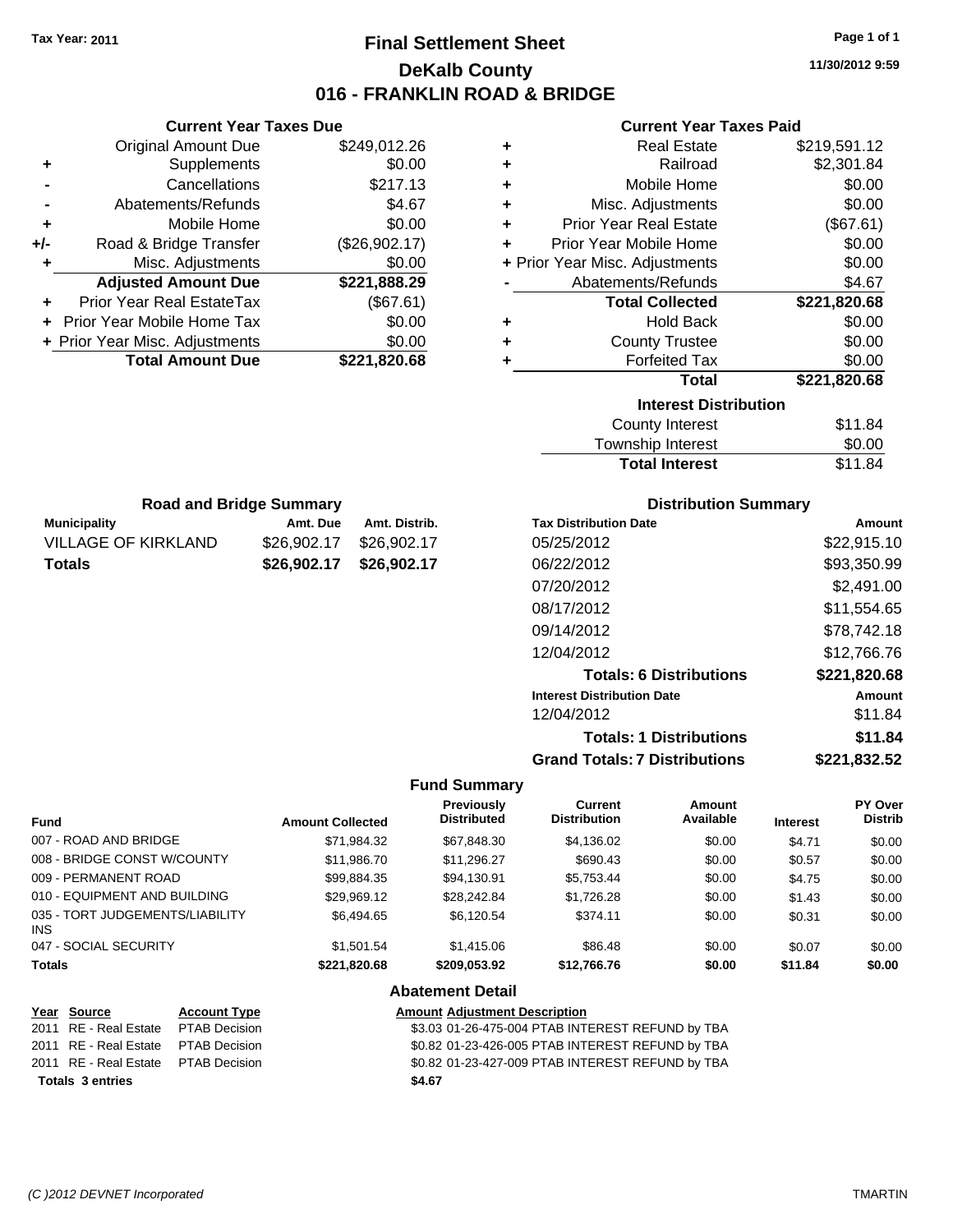Tax Year: 2011

# Final Settlement Sheet

## DeKalb County

## 016 - FRANKLIN ROAD & BRIDGE

11/30/2012 9:59

### Current Year Taxes Due

| | | |
|---|---|---|
| | Original Amount Due | $249,012.26 |
| + | Supplements | $0.00 |
| - | Cancellations | $217.13 |
| - | Abatements/Refunds | $4.67 |
| + | Mobile Home | $0.00 |
| +/- | Road & Bridge Transfer | ($26,902.17) |
| + | Misc. Adjustments | $0.00 |
| | **Adjusted Amount Due** | **$221,888.29** |
| + | Prior Year Real EstateTax | ($67.61) |
| + | Prior Year Mobile Home Tax | $0.00 |
| + | Prior Year Misc. Adjustments | $0.00 |
| | **Total Amount Due** | **$221,820.68** |

### Current Year Taxes Paid

| | | |
|---|---|---|
| + | Real Estate | $219,591.12 |
| + | Railroad | $2,301.84 |
| + | Mobile Home | $0.00 |
| + | Misc. Adjustments | $0.00 |
| + | Prior Year Real Estate | ($67.61) |
| + | Prior Year Mobile Home | $0.00 |
| + | Prior Year Misc. Adjustments | $0.00 |
| - | Abatements/Refunds | $4.67 |
| | **Total Collected** | **$221,820.68** |
| + | Hold Back | $0.00 |
| + | County Trustee | $0.00 |
| + | Forfeited Tax | $0.00 |
| | **Total** | **$221,820.68** |

### Interest Distribution

| | |
|---|---|
| County Interest | $11.84 |
| Township Interest | $0.00 |
| **Total Interest** | $11.84 |

### Road and Bridge Summary

| Municipality | Amt. Due | Amt. Distrib. |
|---|---|---|
| VILLAGE OF KIRKLAND | $26,902.17 | $26,902.17 |
| **Totals** | **$26,902.17** | **$26,902.17** |

### Distribution Summary

| Tax Distribution Date | Amount |
|---|---|
| 05/25/2012 | $22,915.10 |
| 06/22/2012 | $93,350.99 |
| 07/20/2012 | $2,491.00 |
| 08/17/2012 | $11,554.65 |
| 09/14/2012 | $78,742.18 |
| 12/04/2012 | $12,766.76 |
| **Totals: 6 Distributions** | **$221,820.68** |
| **Interest Distribution Date** | **Amount** |
| 12/04/2012 | $11.84 |
| **Totals: 1 Distributions** | **$11.84** |
| **Grand Totals: 7 Distributions** | **$221,832.52** |

### Fund Summary

| Fund | Amount Collected | Previously Distributed | Current Distribution | Amount Available | Interest | PY Over Distrib |
|---|---|---|---|---|---|---|
| 007 - ROAD AND BRIDGE | $71,984.32 | $67,848.30 | $4,136.02 | $0.00 | $4.71 | $0.00 |
| 008 - BRIDGE CONST W/COUNTY | $11,986.70 | $11,296.27 | $690.43 | $0.00 | $0.57 | $0.00 |
| 009 - PERMANENT ROAD | $99,884.35 | $94,130.91 | $5,753.44 | $0.00 | $4.75 | $0.00 |
| 010 - EQUIPMENT AND BUILDING | $29,969.12 | $28,242.84 | $1,726.28 | $0.00 | $1.43 | $0.00 |
| 035 - TORT JUDGEMENTS/LIABILITY INS | $6,494.65 | $6,120.54 | $374.11 | $0.00 | $0.31 | $0.00 |
| 047 - SOCIAL SECURITY | $1,501.54 | $1,415.06 | $86.48 | $0.00 | $0.07 | $0.00 |
| **Totals** | **$221,820.68** | **$209,053.92** | **$12,766.76** | **$0.00** | **$11.84** | **$0.00** |

### Abatement Detail

| Year | Source | Account Type | Amount | Adjustment Description |
|---|---|---|---|---|
| 2011 | RE - Real Estate | PTAB Decision | $3.03 | 01-26-475-004 PTAB INTEREST REFUND by TBA |
| 2011 | RE - Real Estate | PTAB Decision | $0.82 | 01-23-426-005 PTAB INTEREST REFUND by TBA |
| 2011 | RE - Real Estate | PTAB Decision | $0.82 | 01-23-427-009 PTAB INTEREST REFUND by TBA |
| **Totals 3 entries** | | | **$4.67** | |

(C )2012 DEVNET Incorporated TMARTIN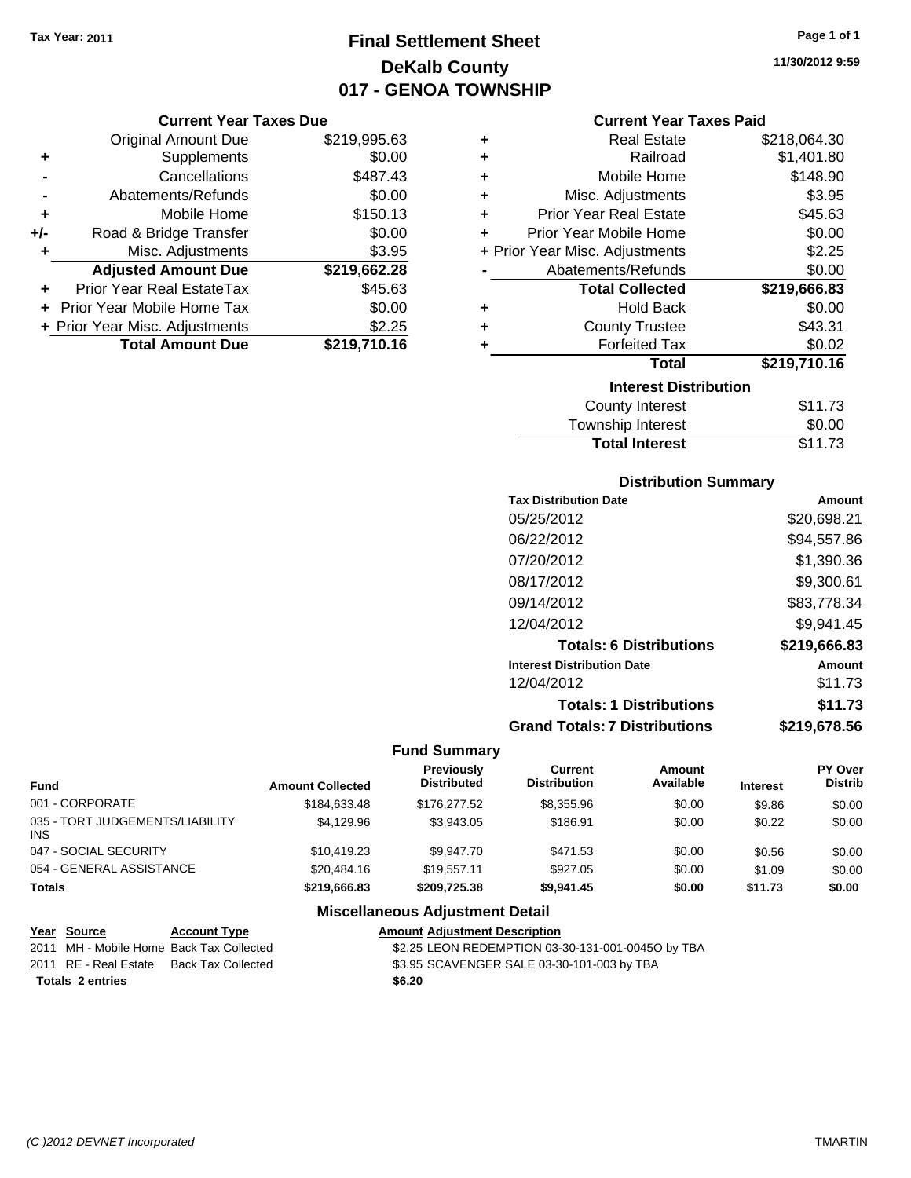Tax Year: 2011

# Final Settlement Sheet
## DeKalb County
## 017 - GENOA TOWNSHIP

11/30/2012 9:59

### Current Year Taxes Due

| | | |
|---|---|---|
| | Original Amount Due | $219,995.63 |
| + | Supplements | $0.00 |
| - | Cancellations | $487.43 |
| - | Abatements/Refunds | $0.00 |
| + | Mobile Home | $150.13 |
| +/- | Road & Bridge Transfer | $0.00 |
| + | Misc. Adjustments | $3.95 |
| | **Adjusted Amount Due** | **$219,662.28** |
| + | Prior Year Real EstateTax | $45.63 |
| + | Prior Year Mobile Home Tax | $0.00 |
| + | Prior Year Misc. Adjustments | $2.25 |
| | **Total Amount Due** | **$219,710.16** |

### Current Year Taxes Paid

| | | |
|---|---|---|
| + | Real Estate | $218,064.30 |
| + | Railroad | $1,401.80 |
| + | Mobile Home | $148.90 |
| + | Misc. Adjustments | $3.95 |
| + | Prior Year Real Estate | $45.63 |
| + | Prior Year Mobile Home | $0.00 |
| + | Prior Year Misc. Adjustments | $2.25 |
| - | Abatements/Refunds | $0.00 |
| | **Total Collected** | **$219,666.83** |
| + | Hold Back | $0.00 |
| + | County Trustee | $43.31 |
| + | Forfeited Tax | $0.02 |
| | **Total** | **$219,710.16** |

### Interest Distribution

| | |
|---|---|
| County Interest | $11.73 |
| Township Interest | $0.00 |
| **Total Interest** | $11.73 |

### Distribution Summary

| Tax Distribution Date | Amount |
|---|---|
| 05/25/2012 | $20,698.21 |
| 06/22/2012 | $94,557.86 |
| 07/20/2012 | $1,390.36 |
| 08/17/2012 | $9,300.61 |
| 09/14/2012 | $83,778.34 |
| 12/04/2012 | $9,941.45 |
| **Totals: 6 Distributions** | **$219,666.83** |
| **Interest Distribution Date** | **Amount** |
| 12/04/2012 | $11.73 |
| **Totals: 1 Distributions** | **$11.73** |
| **Grand Totals: 7 Distributions** | **$219,678.56** |

### Fund Summary

| Fund | Amount Collected | Previously Distributed | Current Distribution | Amount Available | Interest | PY Over Distrib |
|---|---|---|---|---|---|---|
| 001 - CORPORATE | $184,633.48 | $176,277.52 | $8,355.96 | $0.00 | $9.86 | $0.00 |
| 035 - TORT JUDGEMENTS/LIABILITY INS | $4,129.96 | $3,943.05 | $186.91 | $0.00 | $0.22 | $0.00 |
| 047 - SOCIAL SECURITY | $10,419.23 | $9,947.70 | $471.53 | $0.00 | $0.56 | $0.00 |
| 054 - GENERAL ASSISTANCE | $20,484.16 | $19,557.11 | $927.05 | $0.00 | $1.09 | $0.00 |
| **Totals** | **$219,666.83** | **$209,725.38** | **$9,941.45** | **$0.00** | **$11.73** | **$0.00** |

### Miscellaneous Adjustment Detail

| Year | Source | Account Type | Amount | Adjustment Description |
|---|---|---|---|---|
| 2011 | MH - Mobile Home | Back Tax Collected | $2.25 | LEON REDEMPTION 03-30-131-001-0045O by TBA |
| 2011 | RE - Real Estate | Back Tax Collected | $3.95 | SCAVENGER SALE 03-30-101-003 by TBA |
| **Totals 2 entries** | | | **$6.20** | |

(C )2012 DEVNET Incorporated TMARTIN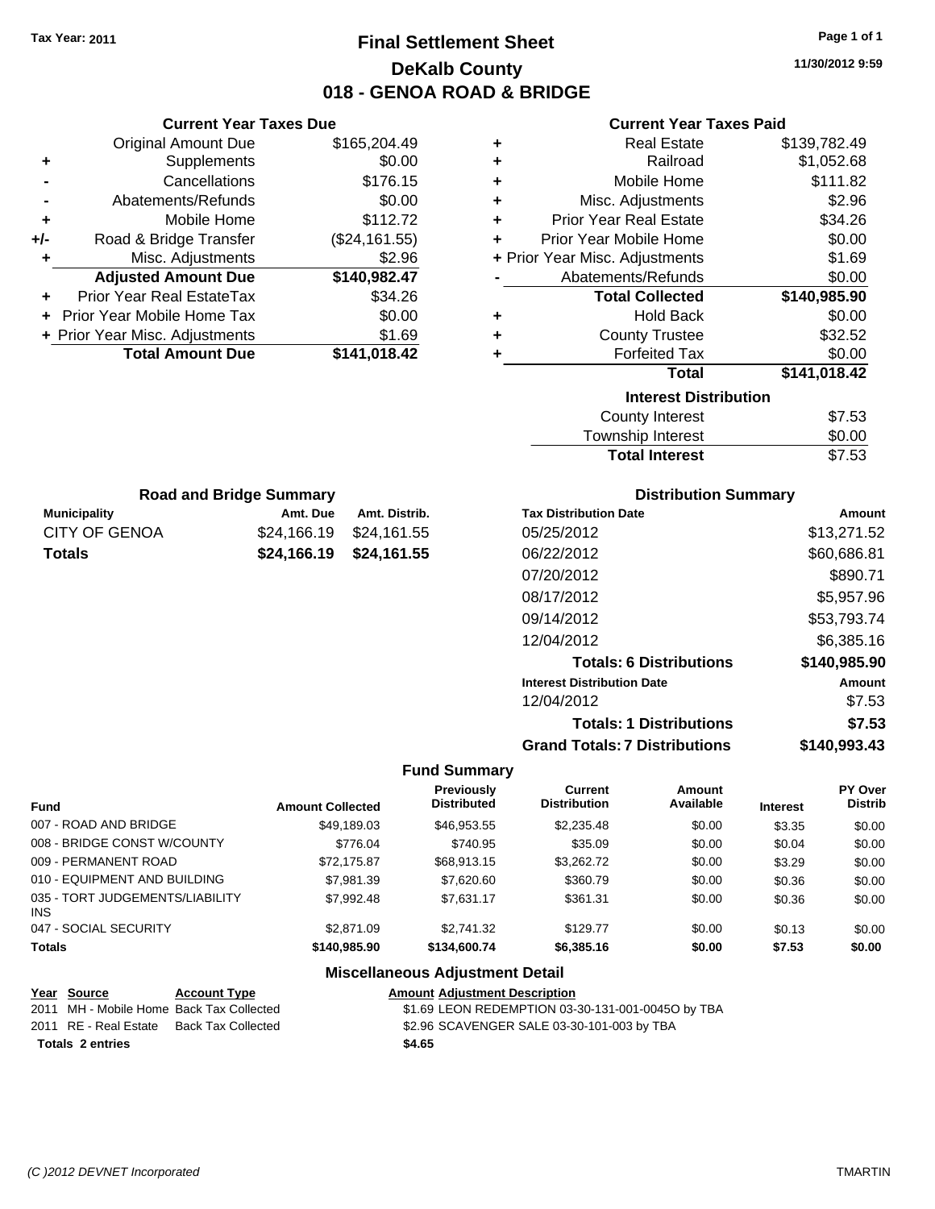Tax Year: 2011

# Final Settlement Sheet
## DeKalb County
## 018 - GENOA ROAD & BRIDGE

11/30/2012 9:59

### Current Year Taxes Due

| | | |
|---|---|---|
| | Original Amount Due | $165,204.49 |
| + | Supplements | $0.00 |
| - | Cancellations | $176.15 |
| - | Abatements/Refunds | $0.00 |
| + | Mobile Home | $112.72 |
| +/- | Road & Bridge Transfer | ($24,161.55) |
| + | Misc. Adjustments | $2.96 |
| | **Adjusted Amount Due** | **$140,982.47** |
| + | Prior Year Real EstateTax | $34.26 |
| + | Prior Year Mobile Home Tax | $0.00 |
| + | Prior Year Misc. Adjustments | $1.69 |
| | **Total Amount Due** | **$141,018.42** |

### Current Year Taxes Paid

| | | |
|---|---|---|
| + | Real Estate | $139,782.49 |
| + | Railroad | $1,052.68 |
| + | Mobile Home | $111.82 |
| + | Misc. Adjustments | $2.96 |
| + | Prior Year Real Estate | $34.26 |
| + | Prior Year Mobile Home | $0.00 |
| + | Prior Year Misc. Adjustments | $1.69 |
| - | Abatements/Refunds | $0.00 |
| | **Total Collected** | **$140,985.90** |
| + | Hold Back | $0.00 |
| + | County Trustee | $32.52 |
| + | Forfeited Tax | $0.00 |
| | **Total** | **$141,018.42** |

### Interest Distribution

| | |
|---|---|
| County Interest | $7.53 |
| Township Interest | $0.00 |
| **Total Interest** | **$7.53** |

### Road and Bridge Summary

| Municipality | Amt. Due | Amt. Distrib. |
|---|---|---|
| CITY OF GENOA | $24,166.19 | $24,161.55 |
| **Totals** | **$24,166.19** | **$24,161.55** |

### Distribution Summary

| Tax Distribution Date | Amount |
|---|---|
| 05/25/2012 | $13,271.52 |
| 06/22/2012 | $60,686.81 |
| 07/20/2012 | $890.71 |
| 08/17/2012 | $5,957.96 |
| 09/14/2012 | $53,793.74 |
| 12/04/2012 | $6,385.16 |
| **Totals: 6 Distributions** | **$140,985.90** |
| **Interest Distribution Date** | **Amount** |
| 12/04/2012 | $7.53 |
| **Totals: 1 Distributions** | **$7.53** |
| **Grand Totals: 7 Distributions** | **$140,993.43** |

### Fund Summary

| Fund | Amount Collected | Previously Distributed | Current Distribution | Amount Available | Interest | PY Over Distrib |
|---|---|---|---|---|---|---|
| 007 - ROAD AND BRIDGE | $49,189.03 | $46,953.55 | $2,235.48 | $0.00 | $3.35 | $0.00 |
| 008 - BRIDGE CONST W/COUNTY | $776.04 | $740.95 | $35.09 | $0.00 | $0.04 | $0.00 |
| 009 - PERMANENT ROAD | $72,175.87 | $68,913.15 | $3,262.72 | $0.00 | $3.29 | $0.00 |
| 010 - EQUIPMENT AND BUILDING | $7,981.39 | $7,620.60 | $360.79 | $0.00 | $0.36 | $0.00 |
| 035 - TORT JUDGEMENTS/LIABILITY INS | $7,992.48 | $7,631.17 | $361.31 | $0.00 | $0.36 | $0.00 |
| 047 - SOCIAL SECURITY | $2,871.09 | $2,741.32 | $129.77 | $0.00 | $0.13 | $0.00 |
| **Totals** | **$140,985.90** | **$134,600.74** | **$6,385.16** | **$0.00** | **$7.53** | **$0.00** |

### Miscellaneous Adjustment Detail

| Year | Source | Account Type | Amount | Adjustment Description |
|---|---|---|---|---|
| 2011 | MH - Mobile Home | Back Tax Collected | $1.69 | LEON REDEMPTION 03-30-131-001-0045O by TBA |
| 2011 | RE - Real Estate | Back Tax Collected | $2.96 | SCAVENGER SALE 03-30-101-003 by TBA |
| **Totals 2 entries** | | | **$4.65** | |

(C )2012 DEVNET Incorporated TMARTIN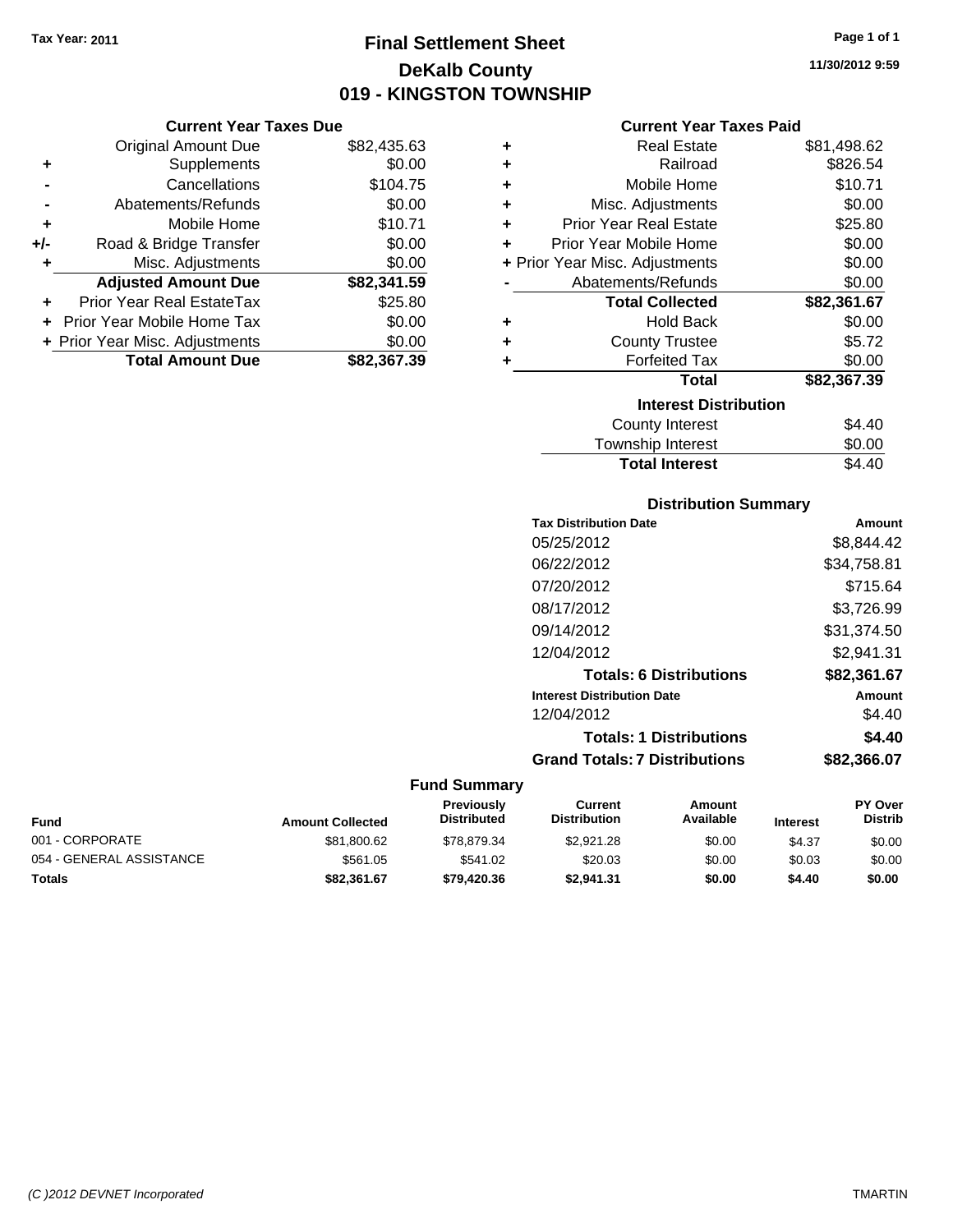Tax Year: 2011

# Final Settlement Sheet
## DeKalb County
## 019 - KINGSTON TOWNSHIP

11/30/2012 9:59

### Current Year Taxes Due

| | | |
|---|---|---|
| | Original Amount Due | $82,435.63 |
| + | Supplements | $0.00 |
| - | Cancellations | $104.75 |
| - | Abatements/Refunds | $0.00 |
| + | Mobile Home | $10.71 |
| +/- | Road & Bridge Transfer | $0.00 |
| + | Misc. Adjustments | $0.00 |
| | **Adjusted Amount Due** | **$82,341.59** |
| + | Prior Year Real EstateTax | $25.80 |
| + | Prior Year Mobile Home Tax | $0.00 |
| + | Prior Year Misc. Adjustments | $0.00 |
| | **Total Amount Due** | **$82,367.39** |

### Current Year Taxes Paid

| | | |
|---|---|---|
| + | Real Estate | $81,498.62 |
| + | Railroad | $826.54 |
| + | Mobile Home | $10.71 |
| + | Misc. Adjustments | $0.00 |
| + | Prior Year Real Estate | $25.80 |
| + | Prior Year Mobile Home | $0.00 |
| + | Prior Year Misc. Adjustments | $0.00 |
| - | Abatements/Refunds | $0.00 |
| | **Total Collected** | **$82,361.67** |
| + | Hold Back | $0.00 |
| + | County Trustee | $5.72 |
| + | Forfeited Tax | $0.00 |
| | **Total** | **$82,367.39** |

### Interest Distribution

| | |
|---|---|
| County Interest | $4.40 |
| Township Interest | $0.00 |
| **Total Interest** | $4.40 |

### Distribution Summary

| Tax Distribution Date | Amount |
|---|---|
| 05/25/2012 | $8,844.42 |
| 06/22/2012 | $34,758.81 |
| 07/20/2012 | $715.64 |
| 08/17/2012 | $3,726.99 |
| 09/14/2012 | $31,374.50 |
| 12/04/2012 | $2,941.31 |
| **Totals: 6 Distributions** | **$82,361.67** |
| **Interest Distribution Date** | **Amount** |
| 12/04/2012 | $4.40 |
| **Totals: 1 Distributions** | **$4.40** |
| **Grand Totals: 7 Distributions** | **$82,366.07** |

### Fund Summary

| Fund | Amount Collected | Previously Distributed | Current Distribution | Amount Available | Interest | PY Over Distrib |
|---|---|---|---|---|---|---|
| 001 - CORPORATE | $81,800.62 | $78,879.34 | $2,921.28 | $0.00 | $4.37 | $0.00 |
| 054 - GENERAL ASSISTANCE | $561.05 | $541.02 | $20.03 | $0.00 | $0.03 | $0.00 |
| **Totals** | **$82,361.67** | **$79,420.36** | **$2,941.31** | **$0.00** | **$4.40** | **$0.00** |

(C )2012 DEVNET Incorporated TMARTIN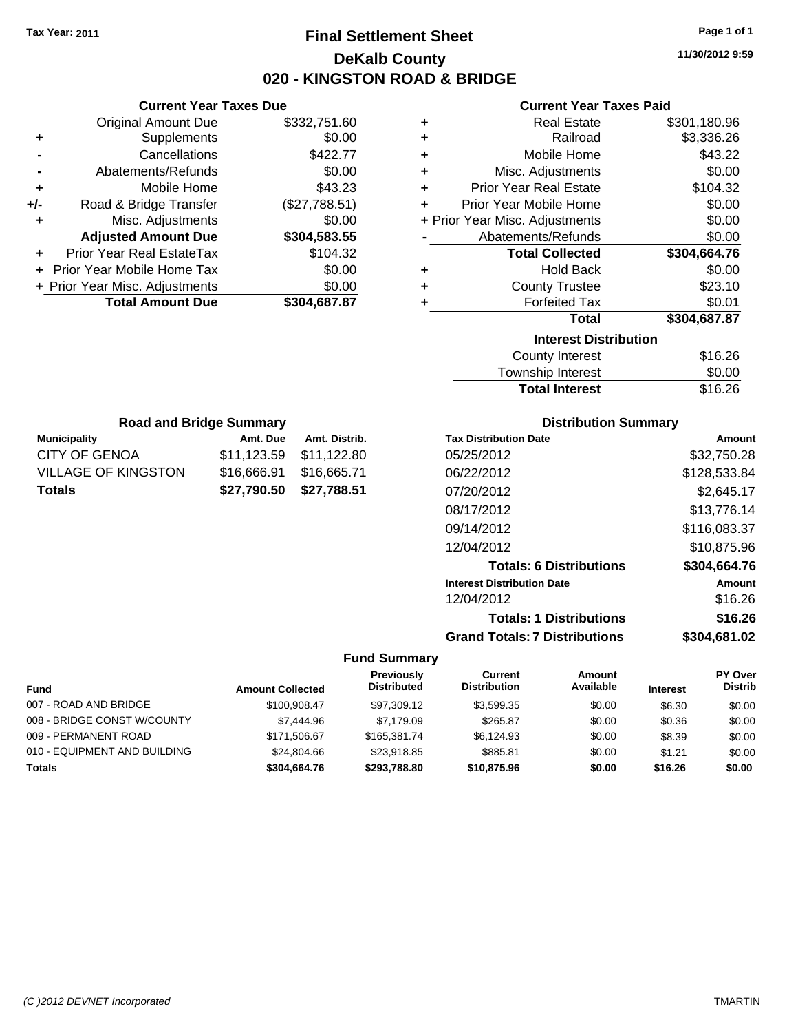Tax Year: 2011

# Final Settlement Sheet

## DeKalb County

## 020 - KINGSTON ROAD & BRIDGE

11/30/2012 9:59

### Current Year Taxes Due

| | | |
|---|---|---|
| | Original Amount Due | $332,751.60 |
| + | Supplements | $0.00 |
| - | Cancellations | $422.77 |
| - | Abatements/Refunds | $0.00 |
| + | Mobile Home | $43.23 |
| +/- | Road & Bridge Transfer | ($27,788.51) |
| + | Misc. Adjustments | $0.00 |
| | **Adjusted Amount Due** | **$304,583.55** |
| + | Prior Year Real EstateTax | $104.32 |
| + | Prior Year Mobile Home Tax | $0.00 |
| + | Prior Year Misc. Adjustments | $0.00 |
| | **Total Amount Due** | **$304,687.87** |

### Current Year Taxes Paid

| | | |
|---|---|---|
| + | Real Estate | $301,180.96 |
| + | Railroad | $3,336.26 |
| + | Mobile Home | $43.22 |
| + | Misc. Adjustments | $0.00 |
| + | Prior Year Real Estate | $104.32 |
| + | Prior Year Mobile Home | $0.00 |
| + | Prior Year Misc. Adjustments | $0.00 |
| - | Abatements/Refunds | $0.00 |
| | **Total Collected** | **$304,664.76** |
| + | Hold Back | $0.00 |
| + | County Trustee | $23.10 |
| + | Forfeited Tax | $0.01 |
| | **Total** | **$304,687.87** |

### Interest Distribution

| | |
|---|---|
| County Interest | $16.26 |
| Township Interest | $0.00 |
| **Total Interest** | $16.26 |

### Road and Bridge Summary

| Municipality | Amt. Due | Amt. Distrib. |
|---|---|---|
| CITY OF GENOA | $11,123.59 | $11,122.80 |
| VILLAGE OF KINGSTON | $16,666.91 | $16,665.71 |
| **Totals** | **$27,790.50** | **$27,788.51** |

### Distribution Summary

| Tax Distribution Date | Amount |
|---|---|
| 05/25/2012 | $32,750.28 |
| 06/22/2012 | $128,533.84 |
| 07/20/2012 | $2,645.17 |
| 08/17/2012 | $13,776.14 |
| 09/14/2012 | $116,083.37 |
| 12/04/2012 | $10,875.96 |
| **Totals: 6 Distributions** | **$304,664.76** |
| **Interest Distribution Date** | **Amount** |
| 12/04/2012 | $16.26 |
| **Totals: 1 Distributions** | **$16.26** |
| **Grand Totals: 7 Distributions** | **$304,681.02** |

### Fund Summary

| Fund | Amount Collected | Previously Distributed | Current Distribution | Amount Available | Interest | PY Over Distrib |
|---|---|---|---|---|---|---|
| 007 - ROAD AND BRIDGE | $100,908.47 | $97,309.12 | $3,599.35 | $0.00 | $6.30 | $0.00 |
| 008 - BRIDGE CONST W/COUNTY | $7,444.96 | $7,179.09 | $265.87 | $0.00 | $0.36 | $0.00 |
| 009 - PERMANENT ROAD | $171,506.67 | $165,381.74 | $6,124.93 | $0.00 | $8.39 | $0.00 |
| 010 - EQUIPMENT AND BUILDING | $24,804.66 | $23,918.85 | $885.81 | $0.00 | $1.21 | $0.00 |
| **Totals** | **$304,664.76** | **$293,788.80** | **$10,875.96** | **$0.00** | **$16.26** | **$0.00** |

*(C )2012 DEVNET Incorporated* TMARTIN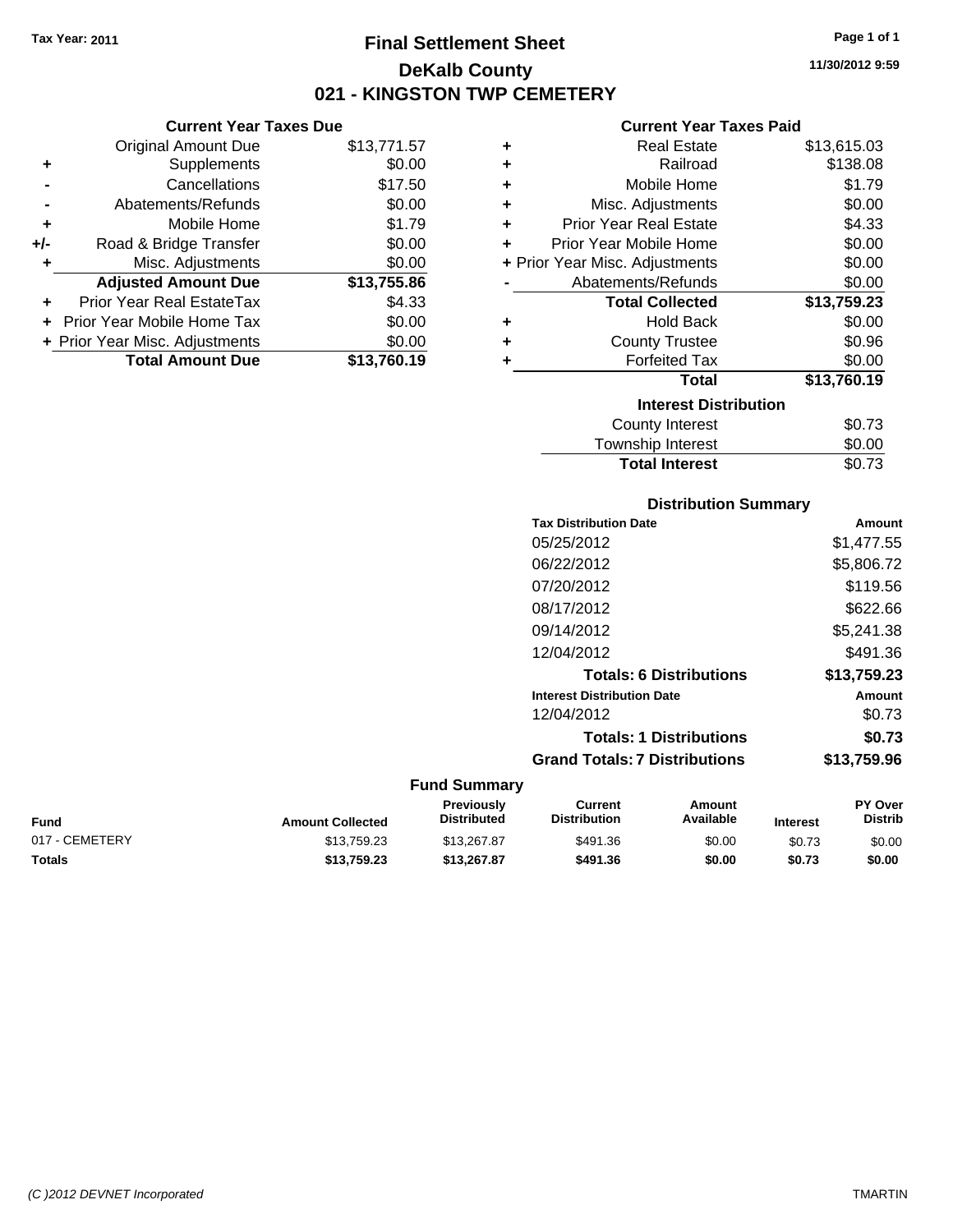**Tax Year: 2011**

# Final Settlement Sheet
## DeKalb County
## 021 - KINGSTON TWP CEMETERY

11/30/2012 9:59

### Current Year Taxes Due

| | | |
|---|---|---|
| | Original Amount Due | $13,771.57 |
| + | Supplements | $0.00 |
| - | Cancellations | $17.50 |
| - | Abatements/Refunds | $0.00 |
| + | Mobile Home | $1.79 |
| +/- | Road & Bridge Transfer | $0.00 |
| + | Misc. Adjustments | $0.00 |
| | **Adjusted Amount Due** | **$13,755.86** |
| + | Prior Year Real EstateTax | $4.33 |
| + | Prior Year Mobile Home Tax | $0.00 |
| + | Prior Year Misc. Adjustments | $0.00 |
| | **Total Amount Due** | **$13,760.19** |

### Current Year Taxes Paid

| | | |
|---|---|---|
| + | Real Estate | $13,615.03 |
| + | Railroad | $138.08 |
| + | Mobile Home | $1.79 |
| + | Misc. Adjustments | $0.00 |
| + | Prior Year Real Estate | $4.33 |
| + | Prior Year Mobile Home | $0.00 |
| + | Prior Year Misc. Adjustments | $0.00 |
| - | Abatements/Refunds | $0.00 |
| | **Total Collected** | **$13,759.23** |
| + | Hold Back | $0.00 |
| + | County Trustee | $0.96 |
| + | Forfeited Tax | $0.00 |
| | **Total** | **$13,760.19** |

### Interest Distribution

| | |
|---|---|
| County Interest | $0.73 |
| Township Interest | $0.00 |
| **Total Interest** | $0.73 |

### Distribution Summary

| Tax Distribution Date | Amount |
|---|---|
| 05/25/2012 | $1,477.55 |
| 06/22/2012 | $5,806.72 |
| 07/20/2012 | $119.56 |
| 08/17/2012 | $622.66 |
| 09/14/2012 | $5,241.38 |
| 12/04/2012 | $491.36 |
| **Totals: 6 Distributions** | **$13,759.23** |
| **Interest Distribution Date** | **Amount** |
| 12/04/2012 | $0.73 |
| **Totals: 1 Distributions** | **$0.73** |
| **Grand Totals: 7 Distributions** | **$13,759.96** |

### Fund Summary

| Fund | Amount Collected | Previously Distributed | Current Distribution | Amount Available | Interest | PY Over Distrib |
|---|---|---|---|---|---|---|
| 017 - CEMETERY | $13,759.23 | $13,267.87 | $491.36 | $0.00 | $0.73 | $0.00 |
| **Totals** | **$13,759.23** | **$13,267.87** | **$491.36** | **$0.00** | **$0.73** | **$0.00** |

(C )2012 DEVNET Incorporated TMARTIN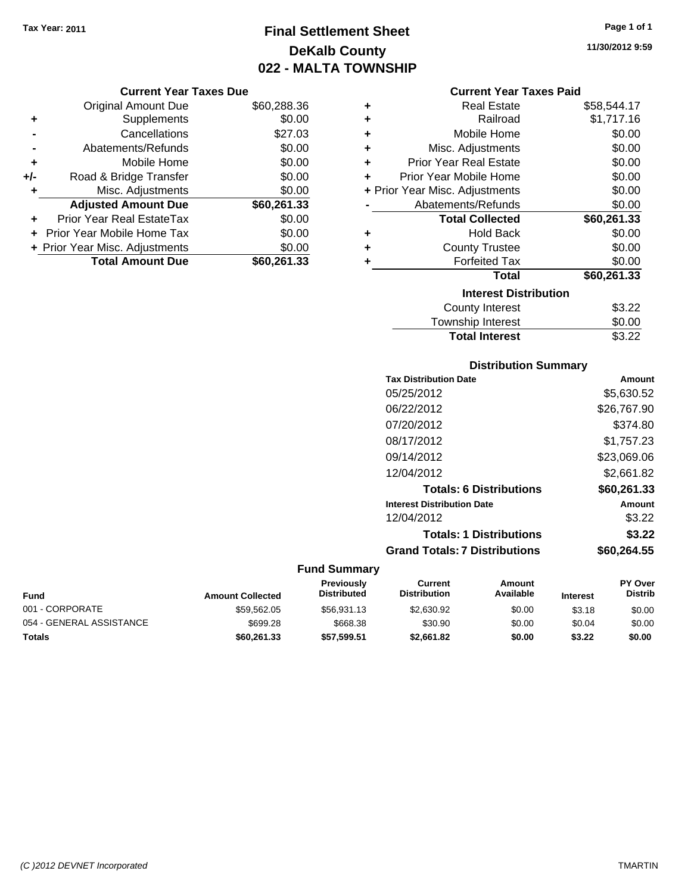**Tax Year: 2011**

# Final Settlement Sheet
## DeKalb County
## 022 - MALTA TOWNSHIP

11/30/2012 9:59

### Current Year Taxes Due

| | | |
|---|---|---|
| | Original Amount Due | $60,288.36 |
| + | Supplements | $0.00 |
| - | Cancellations | $27.03 |
| - | Abatements/Refunds | $0.00 |
| + | Mobile Home | $0.00 |
| +/- | Road & Bridge Transfer | $0.00 |
| + | Misc. Adjustments | $0.00 |
| | **Adjusted Amount Due** | **$60,261.33** |
| + | Prior Year Real EstateTax | $0.00 |
| + | Prior Year Mobile Home Tax | $0.00 |
| + | Prior Year Misc. Adjustments | $0.00 |
| | **Total Amount Due** | **$60,261.33** |

### Current Year Taxes Paid

| | | |
|---|---|---|
| + | Real Estate | $58,544.17 |
| + | Railroad | $1,717.16 |
| + | Mobile Home | $0.00 |
| + | Misc. Adjustments | $0.00 |
| + | Prior Year Real Estate | $0.00 |
| + | Prior Year Mobile Home | $0.00 |
| + | Prior Year Misc. Adjustments | $0.00 |
| - | Abatements/Refunds | $0.00 |
| | **Total Collected** | **$60,261.33** |
| + | Hold Back | $0.00 |
| + | County Trustee | $0.00 |
| + | Forfeited Tax | $0.00 |
| | **Total** | **$60,261.33** |

### Interest Distribution

| | |
|---|---|
| County Interest | $3.22 |
| Township Interest | $0.00 |
| **Total Interest** | $3.22 |

### Distribution Summary

| Tax Distribution Date | Amount |
|---|---|
| 05/25/2012 | $5,630.52 |
| 06/22/2012 | $26,767.90 |
| 07/20/2012 | $374.80 |
| 08/17/2012 | $1,757.23 |
| 09/14/2012 | $23,069.06 |
| 12/04/2012 | $2,661.82 |
| **Totals: 6 Distributions** | **$60,261.33** |
| **Interest Distribution Date** | **Amount** |
| 12/04/2012 | $3.22 |
| **Totals: 1 Distributions** | **$3.22** |
| **Grand Totals: 7 Distributions** | **$60,264.55** |

### Fund Summary

| Fund | Amount Collected | Previously Distributed | Current Distribution | Amount Available | Interest | PY Over Distrib |
|---|---|---|---|---|---|---|
| 001 - CORPORATE | $59,562.05 | $56,931.13 | $2,630.92 | $0.00 | $3.18 | $0.00 |
| 054 - GENERAL ASSISTANCE | $699.28 | $668.38 | $30.90 | $0.00 | $0.04 | $0.00 |
| **Totals** | **$60,261.33** | **$57,599.51** | **$2,661.82** | **$0.00** | **$3.22** | **$0.00** |

(C )2012 DEVNET Incorporated TMARTIN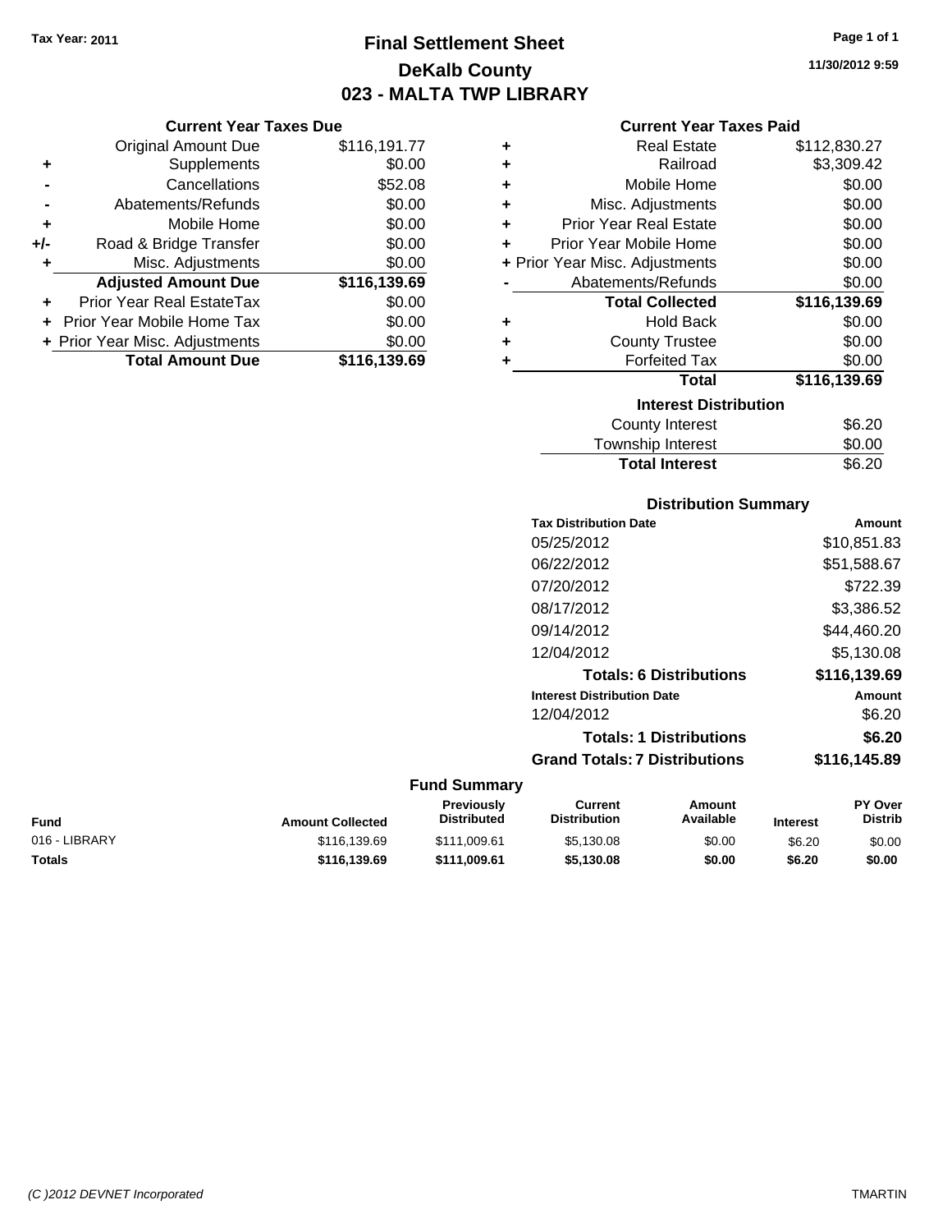Tax Year: 2011

# Final Settlement Sheet
## DeKalb County
## 023 - MALTA TWP LIBRARY

11/30/2012 9:59

### Current Year Taxes Due

| | | |
|---|---|---|
| | Original Amount Due | $116,191.77 |
| + | Supplements | $0.00 |
| - | Cancellations | $52.08 |
| - | Abatements/Refunds | $0.00 |
| + | Mobile Home | $0.00 |
| +/- | Road & Bridge Transfer | $0.00 |
| + | Misc. Adjustments | $0.00 |
| | **Adjusted Amount Due** | **$116,139.69** |
| + | Prior Year Real EstateTax | $0.00 |
| + | Prior Year Mobile Home Tax | $0.00 |
| + | Prior Year Misc. Adjustments | $0.00 |
| | **Total Amount Due** | **$116,139.69** |

### Current Year Taxes Paid

| | | |
|---|---|---|
| + | Real Estate | $112,830.27 |
| + | Railroad | $3,309.42 |
| + | Mobile Home | $0.00 |
| + | Misc. Adjustments | $0.00 |
| + | Prior Year Real Estate | $0.00 |
| + | Prior Year Mobile Home | $0.00 |
| + | Prior Year Misc. Adjustments | $0.00 |
| - | Abatements/Refunds | $0.00 |
| | **Total Collected** | **$116,139.69** |
| + | Hold Back | $0.00 |
| + | County Trustee | $0.00 |
| + | Forfeited Tax | $0.00 |
| | **Total** | **$116,139.69** |

### Interest Distribution

| | |
|---|---|
| County Interest | $6.20 |
| Township Interest | $0.00 |
| **Total Interest** | $6.20 |

### Distribution Summary

| Tax Distribution Date | Amount |
|---|---|
| 05/25/2012 | $10,851.83 |
| 06/22/2012 | $51,588.67 |
| 07/20/2012 | $722.39 |
| 08/17/2012 | $3,386.52 |
| 09/14/2012 | $44,460.20 |
| 12/04/2012 | $5,130.08 |
| **Totals: 6 Distributions** | **$116,139.69** |
| **Interest Distribution Date** | **Amount** |
| 12/04/2012 | $6.20 |
| **Totals: 1 Distributions** | **$6.20** |
| **Grand Totals: 7 Distributions** | **$116,145.89** |

### Fund Summary

| Fund | Amount Collected | Previously Distributed | Current Distribution | Amount Available | Interest | PY Over Distrib |
|---|---|---|---|---|---|---|
| 016 - LIBRARY | $116,139.69 | $111,009.61 | $5,130.08 | $0.00 | $6.20 | $0.00 |
| **Totals** | **$116,139.69** | **$111,009.61** | **$5,130.08** | **$0.00** | **$6.20** | **$0.00** |

(C )2012 DEVNET Incorporated TMARTIN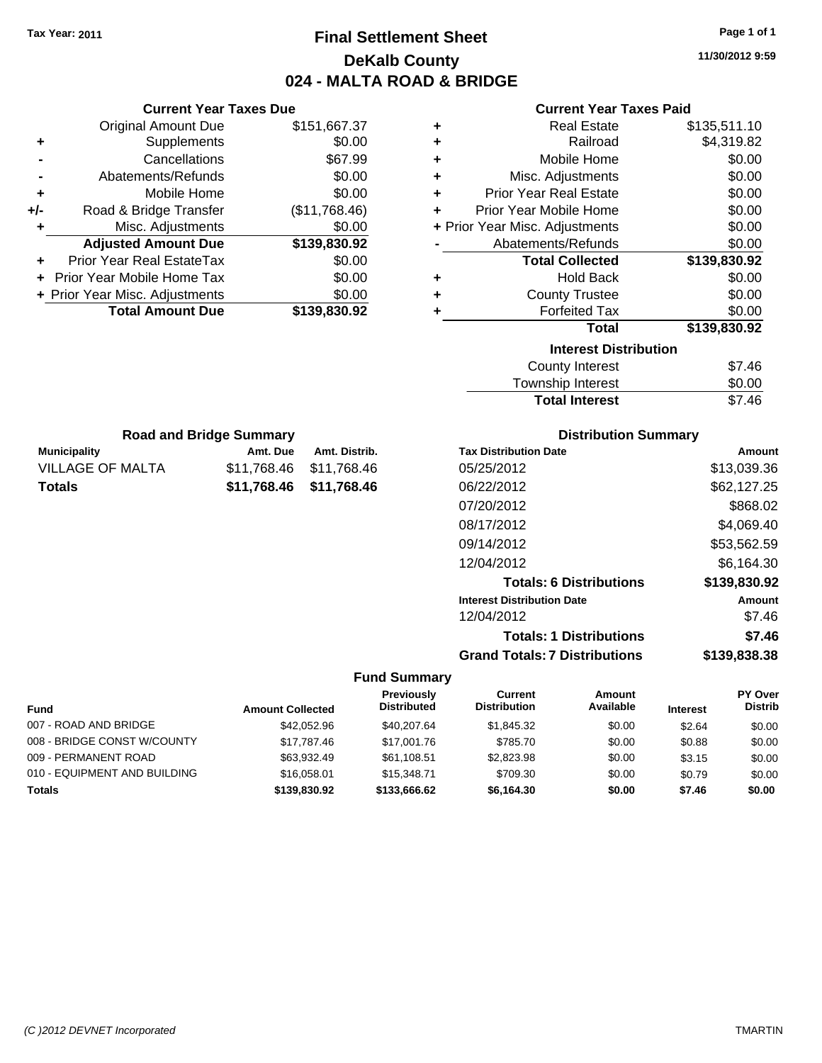Tax Year: 2011

# Final Settlement Sheet

## DeKalb County

## 024 - MALTA ROAD & BRIDGE

11/30/2012 9:59

### Current Year Taxes Due

| | | |
|---|---|---|
| | Original Amount Due | $151,667.37 |
| + | Supplements | $0.00 |
| - | Cancellations | $67.99 |
| - | Abatements/Refunds | $0.00 |
| + | Mobile Home | $0.00 |
| +/- | Road & Bridge Transfer | ($11,768.46) |
| + | Misc. Adjustments | $0.00 |
| | **Adjusted Amount Due** | **$139,830.92** |
| + | Prior Year Real EstateTax | $0.00 |
| + | Prior Year Mobile Home Tax | $0.00 |
| + | Prior Year Misc. Adjustments | $0.00 |
| | **Total Amount Due** | **$139,830.92** |

### Current Year Taxes Paid

| | | |
|---|---|---|
| + | Real Estate | $135,511.10 |
| + | Railroad | $4,319.82 |
| + | Mobile Home | $0.00 |
| + | Misc. Adjustments | $0.00 |
| + | Prior Year Real Estate | $0.00 |
| + | Prior Year Mobile Home | $0.00 |
| + | Prior Year Misc. Adjustments | $0.00 |
| - | Abatements/Refunds | $0.00 |
| | **Total Collected** | **$139,830.92** |
| + | Hold Back | $0.00 |
| + | County Trustee | $0.00 |
| + | Forfeited Tax | $0.00 |
| | **Total** | **$139,830.92** |

### Interest Distribution

| | |
|---|---|
| County Interest | $7.46 |
| Township Interest | $0.00 |
| **Total Interest** | $7.46 |

### Road and Bridge Summary

| Municipality | Amt. Due | Amt. Distrib. |
|---|---|---|
| VILLAGE OF MALTA | $11,768.46 | $11,768.46 |
| **Totals** | **$11,768.46** | **$11,768.46** |

### Distribution Summary

| Tax Distribution Date | Amount |
|---|---|
| 05/25/2012 | $13,039.36 |
| 06/22/2012 | $62,127.25 |
| 07/20/2012 | $868.02 |
| 08/17/2012 | $4,069.40 |
| 09/14/2012 | $53,562.59 |
| 12/04/2012 | $6,164.30 |
| **Totals: 6 Distributions** | **$139,830.92** |
| **Interest Distribution Date** | **Amount** |
| 12/04/2012 | $7.46 |
| **Totals: 1 Distributions** | **$7.46** |
| **Grand Totals: 7 Distributions** | **$139,838.38** |

### Fund Summary

| Fund | Amount Collected | Previously Distributed | Current Distribution | Amount Available | Interest | PY Over Distrib |
|---|---|---|---|---|---|---|
| 007 - ROAD AND BRIDGE | $42,052.96 | $40,207.64 | $1,845.32 | $0.00 | $2.64 | $0.00 |
| 008 - BRIDGE CONST W/COUNTY | $17,787.46 | $17,001.76 | $785.70 | $0.00 | $0.88 | $0.00 |
| 009 - PERMANENT ROAD | $63,932.49 | $61,108.51 | $2,823.98 | $0.00 | $3.15 | $0.00 |
| 010 - EQUIPMENT AND BUILDING | $16,058.01 | $15,348.71 | $709.30 | $0.00 | $0.79 | $0.00 |
| **Totals** | **$139,830.92** | **$133,666.62** | **$6,164.30** | **$0.00** | **$7.46** | **$0.00** |

(C )2012 DEVNET Incorporated TMARTIN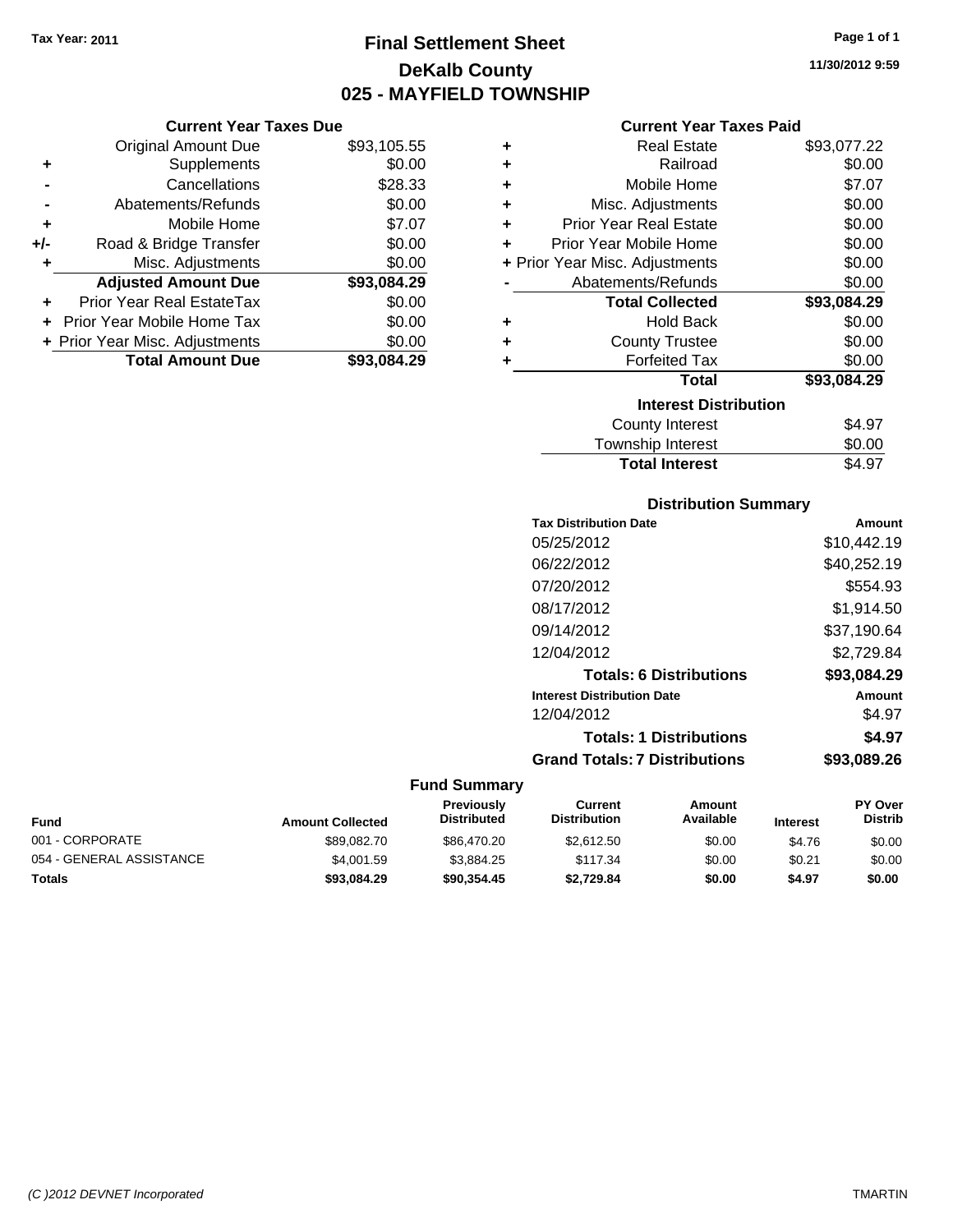**Tax Year: 2011**

# Final Settlement Sheet
## DeKalb County
## 025 - MAYFIELD TOWNSHIP

11/30/2012 9:59

### Current Year Taxes Due

| | | |
|---|---|---|
| | Original Amount Due | $93,105.55 |
| + | Supplements | $0.00 |
| - | Cancellations | $28.33 |
| - | Abatements/Refunds | $0.00 |
| + | Mobile Home | $7.07 |
| +/- | Road & Bridge Transfer | $0.00 |
| + | Misc. Adjustments | $0.00 |
| | **Adjusted Amount Due** | **$93,084.29** |
| + | Prior Year Real EstateTax | $0.00 |
| + | Prior Year Mobile Home Tax | $0.00 |
| + | Prior Year Misc. Adjustments | $0.00 |
| | **Total Amount Due** | **$93,084.29** |

### Current Year Taxes Paid

| | | |
|---|---|---|
| + | Real Estate | $93,077.22 |
| + | Railroad | $0.00 |
| + | Mobile Home | $7.07 |
| + | Misc. Adjustments | $0.00 |
| + | Prior Year Real Estate | $0.00 |
| + | Prior Year Mobile Home | $0.00 |
| + | Prior Year Misc. Adjustments | $0.00 |
| - | Abatements/Refunds | $0.00 |
| | **Total Collected** | **$93,084.29** |
| + | Hold Back | $0.00 |
| + | County Trustee | $0.00 |
| + | Forfeited Tax | $0.00 |
| | **Total** | **$93,084.29** |

### Interest Distribution

| | |
|---|---|
| County Interest | $4.97 |
| Township Interest | $0.00 |
| **Total Interest** | $4.97 |

### Distribution Summary

| Tax Distribution Date | Amount |
|---|---|
| 05/25/2012 | $10,442.19 |
| 06/22/2012 | $40,252.19 |
| 07/20/2012 | $554.93 |
| 08/17/2012 | $1,914.50 |
| 09/14/2012 | $37,190.64 |
| 12/04/2012 | $2,729.84 |
| **Totals: 6 Distributions** | **$93,084.29** |
| **Interest Distribution Date** | **Amount** |
| 12/04/2012 | $4.97 |
| **Totals: 1 Distributions** | **$4.97** |
| **Grand Totals: 7 Distributions** | **$93,089.26** |

### Fund Summary

| Fund | Amount Collected | Previously Distributed | Current Distribution | Amount Available | Interest | PY Over Distrib |
|---|---|---|---|---|---|---|
| 001 - CORPORATE | $89,082.70 | $86,470.20 | $2,612.50 | $0.00 | $4.76 | $0.00 |
| 054 - GENERAL ASSISTANCE | $4,001.59 | $3,884.25 | $117.34 | $0.00 | $0.21 | $0.00 |
| **Totals** | **$93,084.29** | **$90,354.45** | **$2,729.84** | **$0.00** | **$4.97** | **$0.00** |

*(C )2012 DEVNET Incorporated* TMARTIN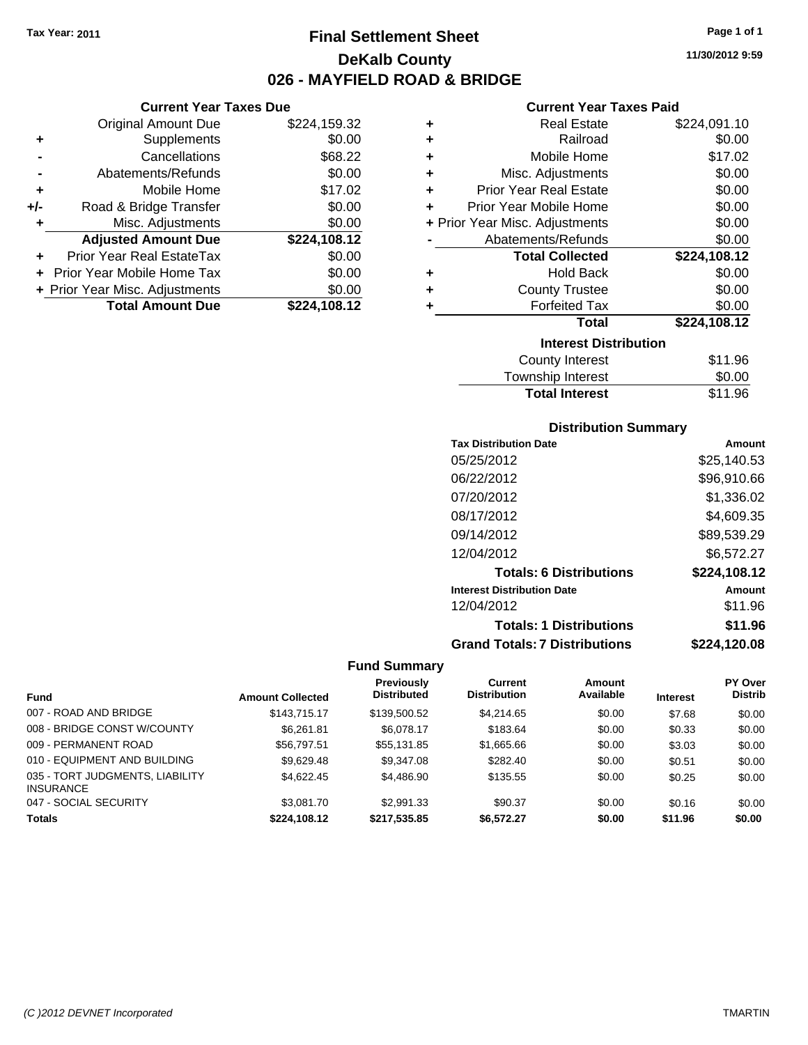Tax Year: 2011

# Final Settlement Sheet

## DeKalb County

## 026 - MAYFIELD ROAD & BRIDGE

11/30/2012 9:59

### Current Year Taxes Due

| | | |
|---|---|---|
| | Original Amount Due | $224,159.32 |
| + | Supplements | $0.00 |
| - | Cancellations | $68.22 |
| - | Abatements/Refunds | $0.00 |
| + | Mobile Home | $17.02 |
| +/- | Road & Bridge Transfer | $0.00 |
| + | Misc. Adjustments | $0.00 |
| | **Adjusted Amount Due** | **$224,108.12** |
| + | Prior Year Real EstateTax | $0.00 |
| + | Prior Year Mobile Home Tax | $0.00 |
| + | Prior Year Misc. Adjustments | $0.00 |
| | **Total Amount Due** | **$224,108.12** |

### Current Year Taxes Paid

| | | |
|---|---|---|
| + | Real Estate | $224,091.10 |
| + | Railroad | $0.00 |
| + | Mobile Home | $17.02 |
| + | Misc. Adjustments | $0.00 |
| + | Prior Year Real Estate | $0.00 |
| + | Prior Year Mobile Home | $0.00 |
| + | Prior Year Misc. Adjustments | $0.00 |
| - | Abatements/Refunds | $0.00 |
| | **Total Collected** | **$224,108.12** |
| + | Hold Back | $0.00 |
| + | County Trustee | $0.00 |
| + | Forfeited Tax | $0.00 |
| | **Total** | **$224,108.12** |

### Interest Distribution

| | |
|---|---|
| County Interest | $11.96 |
| Township Interest | $0.00 |
| **Total Interest** | $11.96 |

### Distribution Summary

| Tax Distribution Date | Amount |
|---|---|
| 05/25/2012 | $25,140.53 |
| 06/22/2012 | $96,910.66 |
| 07/20/2012 | $1,336.02 |
| 08/17/2012 | $4,609.35 |
| 09/14/2012 | $89,539.29 |
| 12/04/2012 | $6,572.27 |
| **Totals: 6 Distributions** | **$224,108.12** |
| **Interest Distribution Date** | **Amount** |
| 12/04/2012 | $11.96 |
| **Totals: 1 Distributions** | **$11.96** |
| **Grand Totals: 7 Distributions** | **$224,120.08** |

### Fund Summary

| Fund | Amount Collected | Previously Distributed | Current Distribution | Amount Available | Interest | PY Over Distrib |
|---|---|---|---|---|---|---|
| 007 - ROAD AND BRIDGE | $143,715.17 | $139,500.52 | $4,214.65 | $0.00 | $7.68 | $0.00 |
| 008 - BRIDGE CONST W/COUNTY | $6,261.81 | $6,078.17 | $183.64 | $0.00 | $0.33 | $0.00 |
| 009 - PERMANENT ROAD | $56,797.51 | $55,131.85 | $1,665.66 | $0.00 | $3.03 | $0.00 |
| 010 - EQUIPMENT AND BUILDING | $9,629.48 | $9,347.08 | $282.40 | $0.00 | $0.51 | $0.00 |
| 035 - TORT JUDGMENTS, LIABILITY INSURANCE | $4,622.45 | $4,486.90 | $135.55 | $0.00 | $0.25 | $0.00 |
| 047 - SOCIAL SECURITY | $3,081.70 | $2,991.33 | $90.37 | $0.00 | $0.16 | $0.00 |
| **Totals** | **$224,108.12** | **$217,535.85** | **$6,572.27** | **$0.00** | **$11.96** | **$0.00** |

(C )2012 DEVNET Incorporated TMARTIN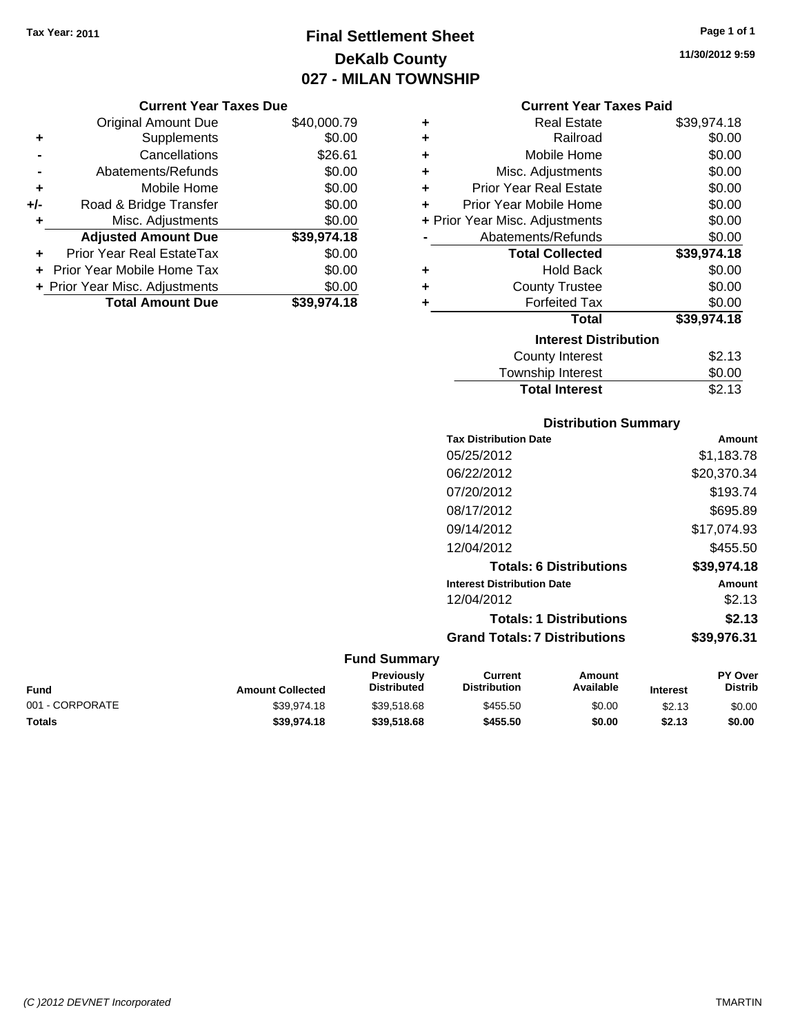Tax Year: 2011

# Final Settlement Sheet
## DeKalb County
## 027 - MILAN TOWNSHIP

11/30/2012 9:59

### Current Year Taxes Due

| | | |
|---|---|---|
| | Original Amount Due | $40,000.79 |
| + | Supplements | $0.00 |
| - | Cancellations | $26.61 |
| - | Abatements/Refunds | $0.00 |
| + | Mobile Home | $0.00 |
| +/- | Road & Bridge Transfer | $0.00 |
| + | Misc. Adjustments | $0.00 |
| | **Adjusted Amount Due** | **$39,974.18** |
| + | Prior Year Real EstateTax | $0.00 |
| + | Prior Year Mobile Home Tax | $0.00 |
| + | Prior Year Misc. Adjustments | $0.00 |
| | **Total Amount Due** | **$39,974.18** |

### Current Year Taxes Paid

| | | |
|---|---|---|
| + | Real Estate | $39,974.18 |
| + | Railroad | $0.00 |
| + | Mobile Home | $0.00 |
| + | Misc. Adjustments | $0.00 |
| + | Prior Year Real Estate | $0.00 |
| + | Prior Year Mobile Home | $0.00 |
| + | Prior Year Misc. Adjustments | $0.00 |
| - | Abatements/Refunds | $0.00 |
| | **Total Collected** | **$39,974.18** |
| + | Hold Back | $0.00 |
| + | County Trustee | $0.00 |
| + | Forfeited Tax | $0.00 |
| | **Total** | **$39,974.18** |

### Interest Distribution

| | |
|---|---|
| County Interest | $2.13 |
| Township Interest | $0.00 |
| **Total Interest** | $2.13 |

### Distribution Summary

| Tax Distribution Date | Amount |
|---|---|
| 05/25/2012 | $1,183.78 |
| 06/22/2012 | $20,370.34 |
| 07/20/2012 | $193.74 |
| 08/17/2012 | $695.89 |
| 09/14/2012 | $17,074.93 |
| 12/04/2012 | $455.50 |
| **Totals: 6 Distributions** | **$39,974.18** |
| **Interest Distribution Date** | **Amount** |
| 12/04/2012 | $2.13 |
| **Totals: 1 Distributions** | **$2.13** |
| **Grand Totals: 7 Distributions** | **$39,976.31** |

### Fund Summary

| Fund | Amount Collected | Previously Distributed | Current Distribution | Amount Available | Interest | PY Over Distrib |
|---|---|---|---|---|---|---|
| 001 - CORPORATE | $39,974.18 | $39,518.68 | $455.50 | $0.00 | $2.13 | $0.00 |
| **Totals** | **$39,974.18** | **$39,518.68** | **$455.50** | **$0.00** | **$2.13** | **$0.00** |

(C )2012 DEVNET Incorporated TMARTIN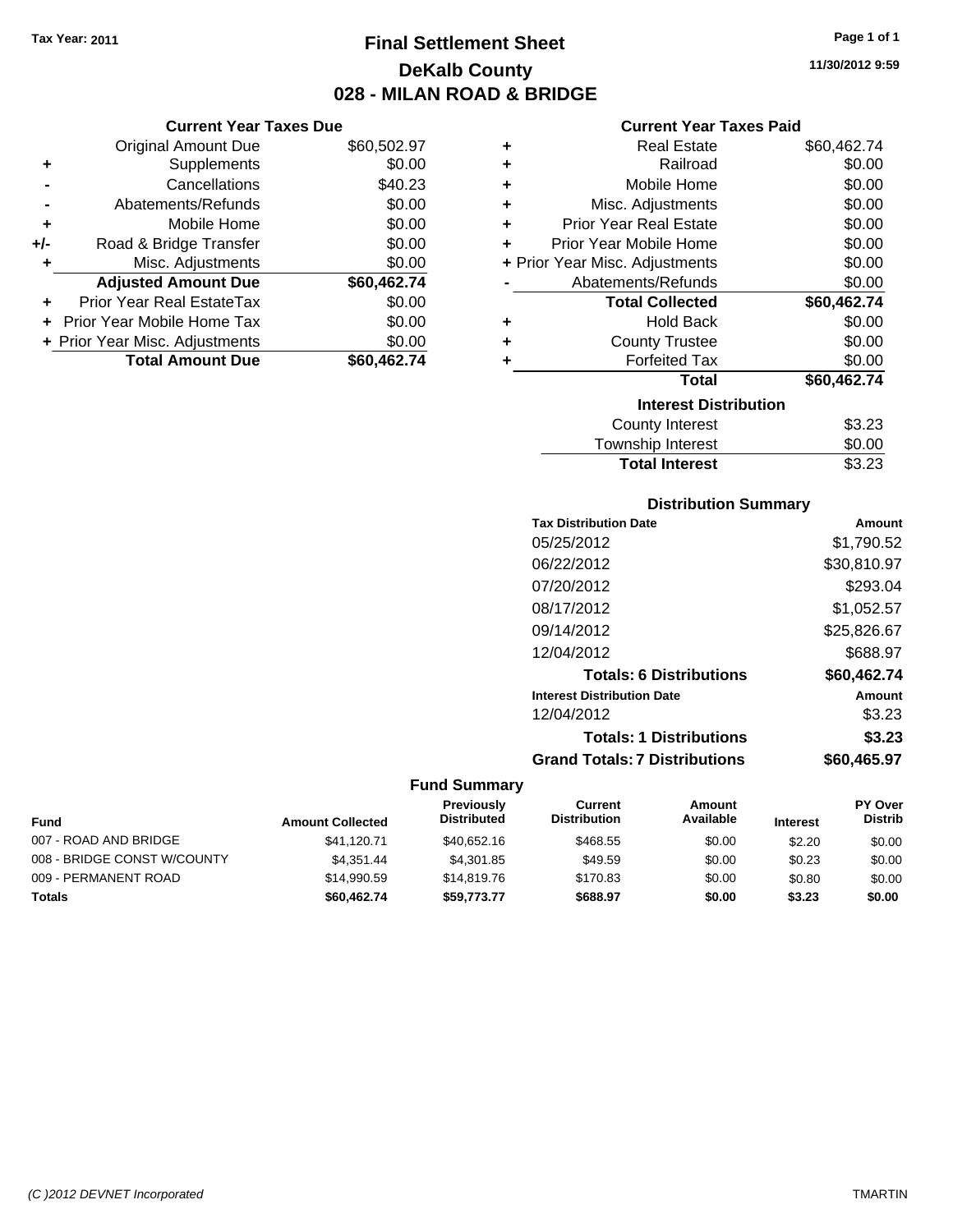Tax Year: 2011

# Final Settlement Sheet
## DeKalb County
## 028 - MILAN ROAD & BRIDGE

11/30/2012 9:59

### Current Year Taxes Due

| | | |
|---|---|---|
| | Original Amount Due | $60,502.97 |
| + | Supplements | $0.00 |
| - | Cancellations | $40.23 |
| - | Abatements/Refunds | $0.00 |
| + | Mobile Home | $0.00 |
| +/- | Road & Bridge Transfer | $0.00 |
| + | Misc. Adjustments | $0.00 |
| | **Adjusted Amount Due** | **$60,462.74** |
| + | Prior Year Real EstateTax | $0.00 |
| + | Prior Year Mobile Home Tax | $0.00 |
| + | Prior Year Misc. Adjustments | $0.00 |
| | **Total Amount Due** | **$60,462.74** |

### Current Year Taxes Paid

| | | |
|---|---|---|
| + | Real Estate | $60,462.74 |
| + | Railroad | $0.00 |
| + | Mobile Home | $0.00 |
| + | Misc. Adjustments | $0.00 |
| + | Prior Year Real Estate | $0.00 |
| + | Prior Year Mobile Home | $0.00 |
| + | Prior Year Misc. Adjustments | $0.00 |
| - | Abatements/Refunds | $0.00 |
| | **Total Collected** | **$60,462.74** |
| + | Hold Back | $0.00 |
| + | County Trustee | $0.00 |
| + | Forfeited Tax | $0.00 |
| | **Total** | **$60,462.74** |

### Interest Distribution

| | |
|---|---|
| County Interest | $3.23 |
| Township Interest | $0.00 |
| **Total Interest** | $3.23 |

### Distribution Summary

| Tax Distribution Date | Amount |
|---|---|
| 05/25/2012 | $1,790.52 |
| 06/22/2012 | $30,810.97 |
| 07/20/2012 | $293.04 |
| 08/17/2012 | $1,052.57 |
| 09/14/2012 | $25,826.67 |
| 12/04/2012 | $688.97 |
| **Totals: 6 Distributions** | **$60,462.74** |
| **Interest Distribution Date** | **Amount** |
| 12/04/2012 | $3.23 |
| **Totals: 1 Distributions** | **$3.23** |
| **Grand Totals: 7 Distributions** | **$60,465.97** |

### Fund Summary

| Fund | Amount Collected | Previously Distributed | Current Distribution | Amount Available | Interest | PY Over Distrib |
|---|---|---|---|---|---|---|
| 007 - ROAD AND BRIDGE | $41,120.71 | $40,652.16 | $468.55 | $0.00 | $2.20 | $0.00 |
| 008 - BRIDGE CONST W/COUNTY | $4,351.44 | $4,301.85 | $49.59 | $0.00 | $0.23 | $0.00 |
| 009 - PERMANENT ROAD | $14,990.59 | $14,819.76 | $170.83 | $0.00 | $0.80 | $0.00 |
| **Totals** | **$60,462.74** | **$59,773.77** | **$688.97** | **$0.00** | **$3.23** | **$0.00** |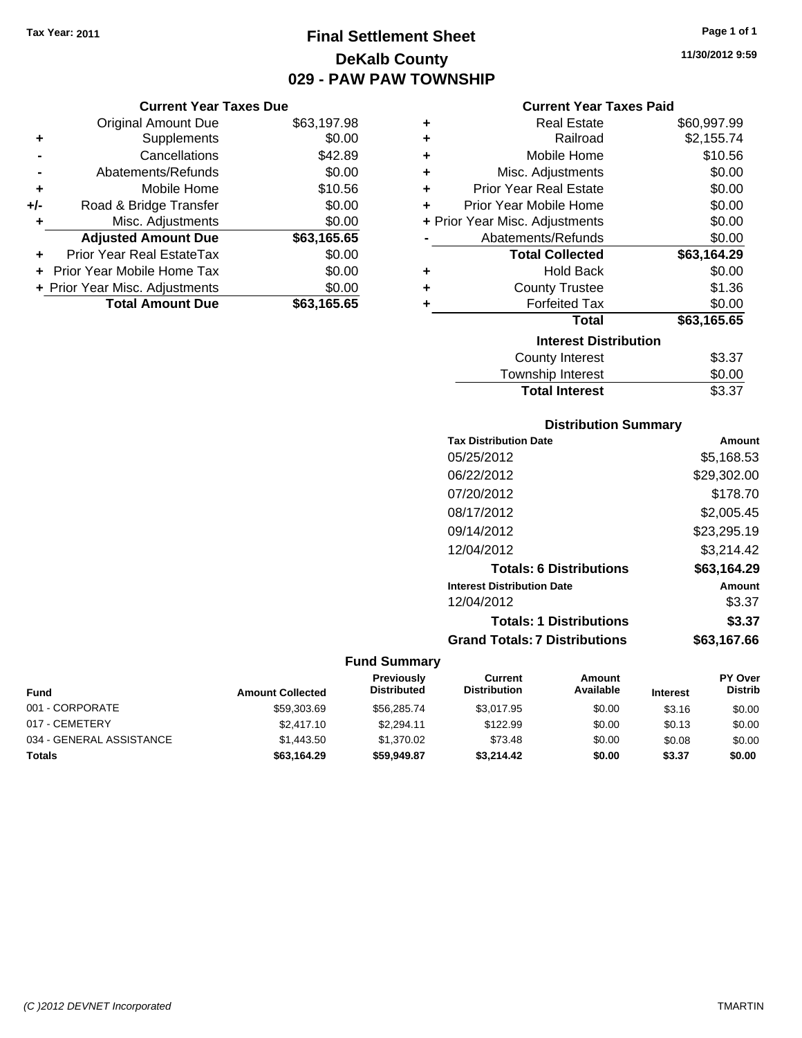Tax Year: 2011

# Final Settlement Sheet
## DeKalb County
## 029 - PAW PAW TOWNSHIP

11/30/2012 9:59

### Current Year Taxes Due

| | | |
|---|---|---|
| | Original Amount Due | $63,197.98 |
| + | Supplements | $0.00 |
| - | Cancellations | $42.89 |
| - | Abatements/Refunds | $0.00 |
| + | Mobile Home | $10.56 |
| +/- | Road & Bridge Transfer | $0.00 |
| + | Misc. Adjustments | $0.00 |
| | **Adjusted Amount Due** | **$63,165.65** |
| + | Prior Year Real EstateTax | $0.00 |
| + | Prior Year Mobile Home Tax | $0.00 |
| + | Prior Year Misc. Adjustments | $0.00 |
| | **Total Amount Due** | **$63,165.65** |

### Current Year Taxes Paid

| | | |
|---|---|---|
| + | Real Estate | $60,997.99 |
| + | Railroad | $2,155.74 |
| + | Mobile Home | $10.56 |
| + | Misc. Adjustments | $0.00 |
| + | Prior Year Real Estate | $0.00 |
| + | Prior Year Mobile Home | $0.00 |
| + | Prior Year Misc. Adjustments | $0.00 |
| - | Abatements/Refunds | $0.00 |
| | **Total Collected** | **$63,164.29** |
| + | Hold Back | $0.00 |
| + | County Trustee | $1.36 |
| + | Forfeited Tax | $0.00 |
| | **Total** | **$63,165.65** |

### Interest Distribution

| | |
|---|---|
| County Interest | $3.37 |
| Township Interest | $0.00 |
| **Total Interest** | $3.37 |

### Distribution Summary

| Tax Distribution Date | Amount |
|---|---|
| 05/25/2012 | $5,168.53 |
| 06/22/2012 | $29,302.00 |
| 07/20/2012 | $178.70 |
| 08/17/2012 | $2,005.45 |
| 09/14/2012 | $23,295.19 |
| 12/04/2012 | $3,214.42 |
| **Totals: 6 Distributions** | **$63,164.29** |
| **Interest Distribution Date** | **Amount** |
| 12/04/2012 | $3.37 |
| **Totals: 1 Distributions** | **$3.37** |
| **Grand Totals: 7 Distributions** | **$63,167.66** |

### Fund Summary

| Fund | Amount Collected | Previously Distributed | Current Distribution | Amount Available | Interest | PY Over Distrib |
|---|---|---|---|---|---|---|
| 001 - CORPORATE | $59,303.69 | $56,285.74 | $3,017.95 | $0.00 | $3.16 | $0.00 |
| 017 - CEMETERY | $2,417.10 | $2,294.11 | $122.99 | $0.00 | $0.13 | $0.00 |
| 034 - GENERAL ASSISTANCE | $1,443.50 | $1,370.02 | $73.48 | $0.00 | $0.08 | $0.00 |
| **Totals** | **$63,164.29** | **$59,949.87** | **$3,214.42** | **$0.00** | **$3.37** | **$0.00** |

(C )2012 DEVNET Incorporated TMARTIN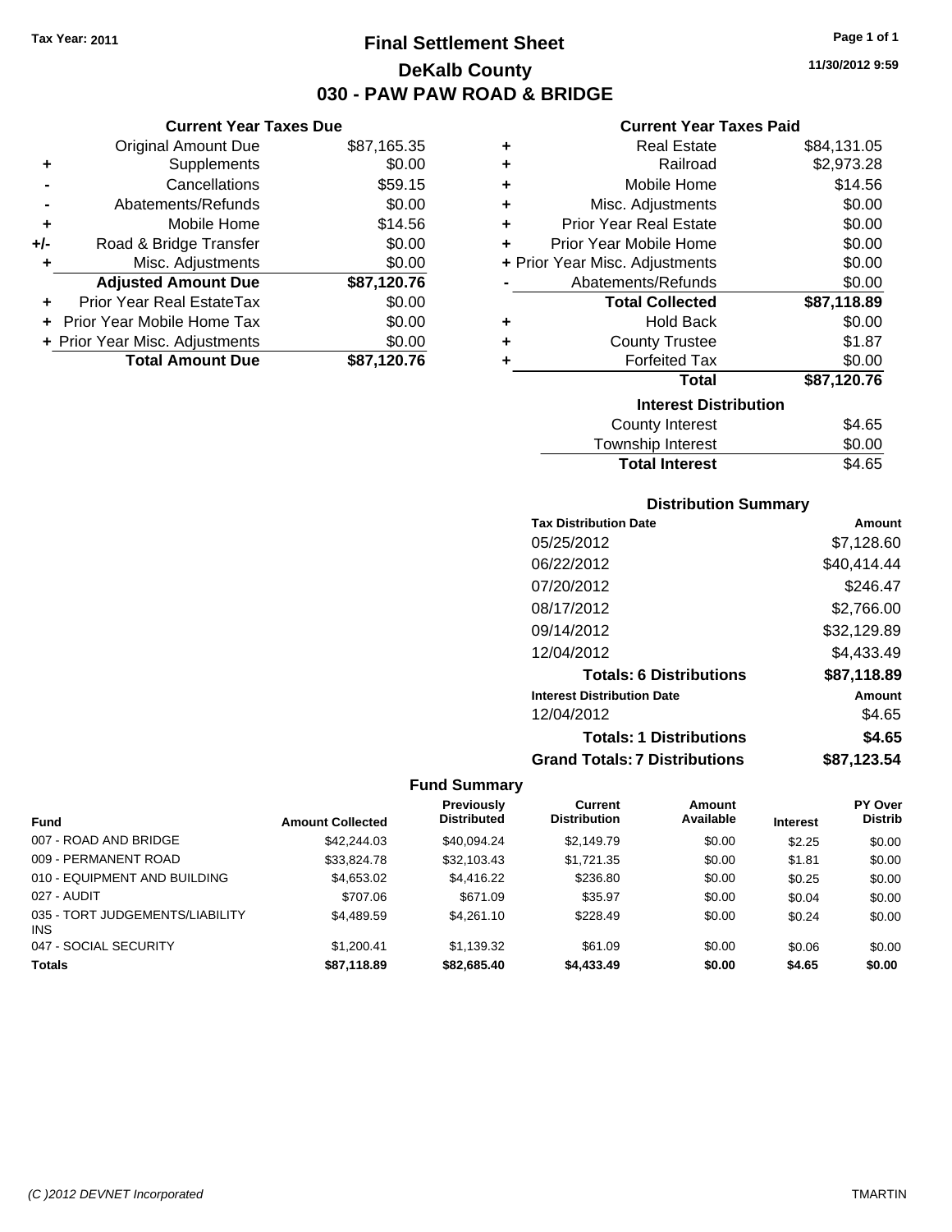Tax Year: 2011

# Final Settlement Sheet

## DeKalb County

## 030 - PAW PAW ROAD & BRIDGE

11/30/2012 9:59

### Current Year Taxes Due

| | | |
|---|---|---|
| | Original Amount Due | $87,165.35 |
| + | Supplements | $0.00 |
| - | Cancellations | $59.15 |
| - | Abatements/Refunds | $0.00 |
| + | Mobile Home | $14.56 |
| +/- | Road & Bridge Transfer | $0.00 |
| + | Misc. Adjustments | $0.00 |
| | **Adjusted Amount Due** | **$87,120.76** |
| + | Prior Year Real EstateTax | $0.00 |
| + | Prior Year Mobile Home Tax | $0.00 |
| + | Prior Year Misc. Adjustments | $0.00 |
| | **Total Amount Due** | **$87,120.76** |

### Current Year Taxes Paid

| | | |
|---|---|---|
| + | Real Estate | $84,131.05 |
| + | Railroad | $2,973.28 |
| + | Mobile Home | $14.56 |
| + | Misc. Adjustments | $0.00 |
| + | Prior Year Real Estate | $0.00 |
| + | Prior Year Mobile Home | $0.00 |
| + | Prior Year Misc. Adjustments | $0.00 |
| - | Abatements/Refunds | $0.00 |
| | **Total Collected** | **$87,118.89** |
| + | Hold Back | $0.00 |
| + | County Trustee | $1.87 |
| + | Forfeited Tax | $0.00 |
| | **Total** | **$87,120.76** |

### Interest Distribution

| | |
|---|---|
| County Interest | $4.65 |
| Township Interest | $0.00 |
| **Total Interest** | $4.65 |

### Distribution Summary

| Tax Distribution Date | Amount |
|---|---|
| 05/25/2012 | $7,128.60 |
| 06/22/2012 | $40,414.44 |
| 07/20/2012 | $246.47 |
| 08/17/2012 | $2,766.00 |
| 09/14/2012 | $32,129.89 |
| 12/04/2012 | $4,433.49 |
| **Totals: 6 Distributions** | **$87,118.89** |
| **Interest Distribution Date** | **Amount** |
| 12/04/2012 | $4.65 |
| **Totals: 1 Distributions** | **$4.65** |
| **Grand Totals: 7 Distributions** | **$87,123.54** |

### Fund Summary

| Fund | Amount Collected | Previously Distributed | Current Distribution | Amount Available | Interest | PY Over Distrib |
|---|---|---|---|---|---|---|
| 007 - ROAD AND BRIDGE | $42,244.03 | $40,094.24 | $2,149.79 | $0.00 | $2.25 | $0.00 |
| 009 - PERMANENT ROAD | $33,824.78 | $32,103.43 | $1,721.35 | $0.00 | $1.81 | $0.00 |
| 010 - EQUIPMENT AND BUILDING | $4,653.02 | $4,416.22 | $236.80 | $0.00 | $0.25 | $0.00 |
| 027 - AUDIT | $707.06 | $671.09 | $35.97 | $0.00 | $0.04 | $0.00 |
| 035 - TORT JUDGEMENTS/LIABILITY INS | $4,489.59 | $4,261.10 | $228.49 | $0.00 | $0.24 | $0.00 |
| 047 - SOCIAL SECURITY | $1,200.41 | $1,139.32 | $61.09 | $0.00 | $0.06 | $0.00 |
| **Totals** | **$87,118.89** | **$82,685.40** | **$4,433.49** | **$0.00** | **$4.65** | **$0.00** |

(C )2012 DEVNET Incorporated TMARTIN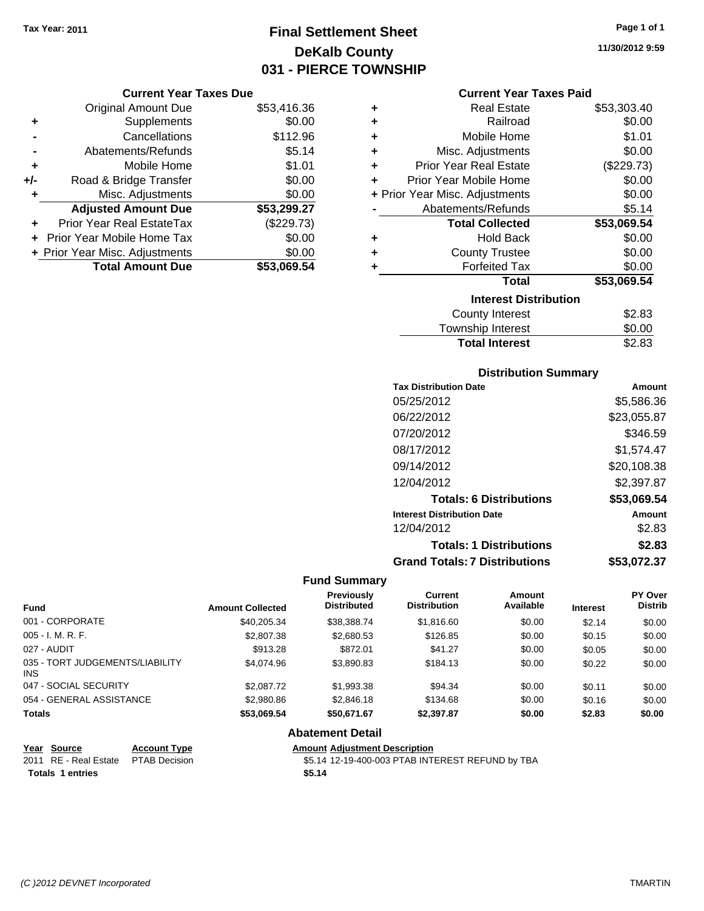Tax Year: 2011

# Final Settlement Sheet
## DeKalb County
## 031 - PIERCE TOWNSHIP

11/30/2012 9:59

### Current Year Taxes Due

| | | |
|---|---|---|
| | Original Amount Due | $53,416.36 |
| + | Supplements | $0.00 |
| - | Cancellations | $112.96 |
| - | Abatements/Refunds | $5.14 |
| + | Mobile Home | $1.01 |
| +/- | Road & Bridge Transfer | $0.00 |
| + | Misc. Adjustments | $0.00 |
| | **Adjusted Amount Due** | **$53,299.27** |
| + | Prior Year Real EstateTax | ($229.73) |
| + | Prior Year Mobile Home Tax | $0.00 |
| + | Prior Year Misc. Adjustments | $0.00 |
| | **Total Amount Due** | **$53,069.54** |

### Current Year Taxes Paid

| | | |
|---|---|---|
| + | Real Estate | $53,303.40 |
| + | Railroad | $0.00 |
| + | Mobile Home | $1.01 |
| + | Misc. Adjustments | $0.00 |
| + | Prior Year Real Estate | ($229.73) |
| + | Prior Year Mobile Home | $0.00 |
| + | Prior Year Misc. Adjustments | $0.00 |
| - | Abatements/Refunds | $5.14 |
| | **Total Collected** | **$53,069.54** |
| + | Hold Back | $0.00 |
| + | County Trustee | $0.00 |
| + | Forfeited Tax | $0.00 |
| | **Total** | **$53,069.54** |

### Interest Distribution

| | |
|---|---|
| County Interest | $2.83 |
| Township Interest | $0.00 |
| **Total Interest** | $2.83 |

### Distribution Summary

| Tax Distribution Date | Amount |
|---|---|
| 05/25/2012 | $5,586.36 |
| 06/22/2012 | $23,055.87 |
| 07/20/2012 | $346.59 |
| 08/17/2012 | $1,574.47 |
| 09/14/2012 | $20,108.38 |
| 12/04/2012 | $2,397.87 |
| **Totals: 6 Distributions** | **$53,069.54** |
| **Interest Distribution Date** | **Amount** |
| 12/04/2012 | $2.83 |
| **Totals: 1 Distributions** | **$2.83** |
| **Grand Totals: 7 Distributions** | **$53,072.37** |

### Fund Summary

| Fund | Amount Collected | Previously Distributed | Current Distribution | Amount Available | Interest | PY Over Distrib |
|---|---|---|---|---|---|---|
| 001 - CORPORATE | $40,205.34 | $38,388.74 | $1,816.60 | $0.00 | $2.14 | $0.00 |
| 005 - I. M. R. F. | $2,807.38 | $2,680.53 | $126.85 | $0.00 | $0.15 | $0.00 |
| 027 - AUDIT | $913.28 | $872.01 | $41.27 | $0.00 | $0.05 | $0.00 |
| 035 - TORT JUDGEMENTS/LIABILITY INS | $4,074.96 | $3,890.83 | $184.13 | $0.00 | $0.22 | $0.00 |
| 047 - SOCIAL SECURITY | $2,087.72 | $1,993.38 | $94.34 | $0.00 | $0.11 | $0.00 |
| 054 - GENERAL ASSISTANCE | $2,980.86 | $2,846.18 | $134.68 | $0.00 | $0.16 | $0.00 |
| **Totals** | **$53,069.54** | **$50,671.67** | **$2,397.87** | **$0.00** | **$2.83** | **$0.00** |

### Abatement Detail

| Year | Source | Account Type | Amount | Adjustment Description |
|---|---|---|---|---|
| 2011 | RE - Real Estate | PTAB Decision | $5.14 | 12-19-400-003 PTAB INTEREST REFUND by TBA |
| **Totals 1 entries** | | | **$5.14** | |

(C )2012 DEVNET Incorporated TMARTIN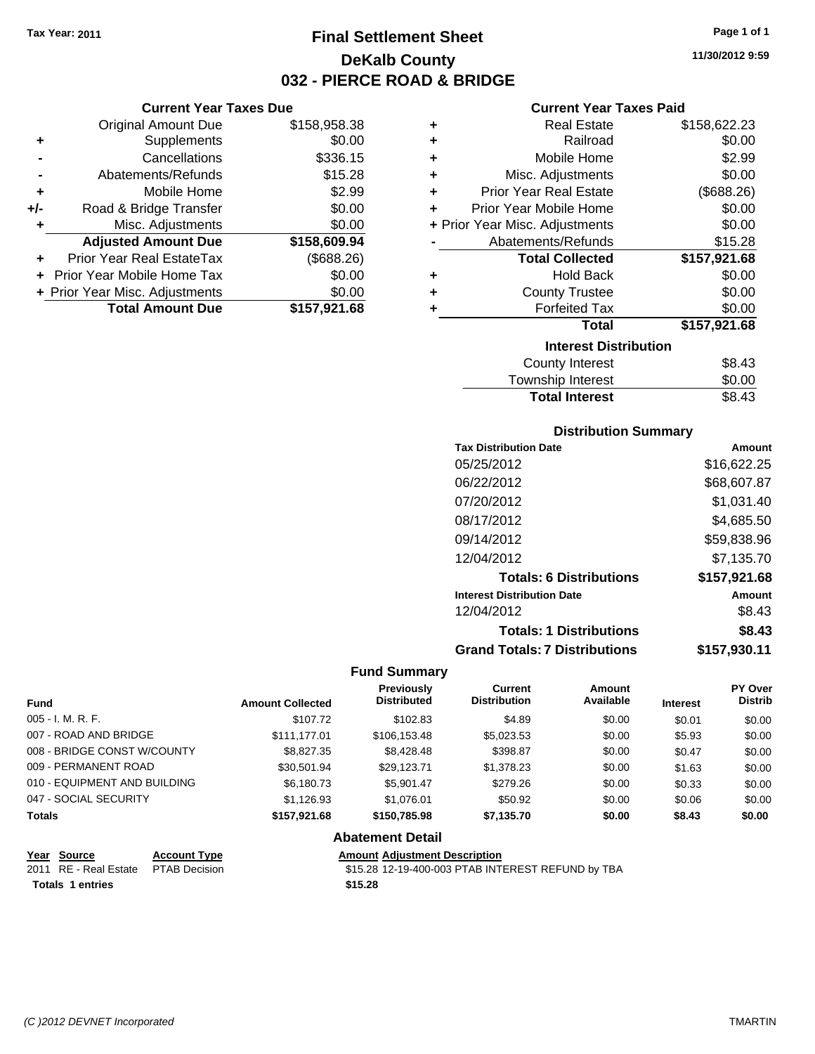Tax Year: 2011

# Final Settlement Sheet
## DeKalb County
## 032 - PIERCE ROAD & BRIDGE

11/30/2012 9:59

### Current Year Taxes Due

| | | |
|---|---|---|
| | Original Amount Due | $158,958.38 |
| + | Supplements | $0.00 |
| - | Cancellations | $336.15 |
| - | Abatements/Refunds | $15.28 |
| + | Mobile Home | $2.99 |
| +/- | Road & Bridge Transfer | $0.00 |
| + | Misc. Adjustments | $0.00 |
| | **Adjusted Amount Due** | **$158,609.94** |
| + | Prior Year Real EstateTax | ($688.26) |
| + | Prior Year Mobile Home Tax | $0.00 |
| + | Prior Year Misc. Adjustments | $0.00 |
| | **Total Amount Due** | **$157,921.68** |

### Current Year Taxes Paid

| | | |
|---|---|---|
| + | Real Estate | $158,622.23 |
| + | Railroad | $0.00 |
| + | Mobile Home | $2.99 |
| + | Misc. Adjustments | $0.00 |
| + | Prior Year Real Estate | ($688.26) |
| + | Prior Year Mobile Home | $0.00 |
| + | Prior Year Misc. Adjustments | $0.00 |
| - | Abatements/Refunds | $15.28 |
| | **Total Collected** | **$157,921.68** |
| + | Hold Back | $0.00 |
| + | County Trustee | $0.00 |
| + | Forfeited Tax | $0.00 |
| | **Total** | **$157,921.68** |

### Interest Distribution

| | |
|---|---|
| County Interest | $8.43 |
| Township Interest | $0.00 |
| **Total Interest** | $8.43 |

### Distribution Summary

| Tax Distribution Date | Amount |
|---|---|
| 05/25/2012 | $16,622.25 |
| 06/22/2012 | $68,607.87 |
| 07/20/2012 | $1,031.40 |
| 08/17/2012 | $4,685.50 |
| 09/14/2012 | $59,838.96 |
| 12/04/2012 | $7,135.70 |
| **Totals: 6 Distributions** | **$157,921.68** |
| **Interest Distribution Date** | **Amount** |
| 12/04/2012 | $8.43 |
| **Totals: 1 Distributions** | **$8.43** |
| **Grand Totals: 7 Distributions** | **$157,930.11** |

### Fund Summary

| Fund | Amount Collected | Previously Distributed | Current Distribution | Amount Available | Interest | PY Over Distrib |
|---|---|---|---|---|---|---|
| 005 - I. M. R. F. | $107.72 | $102.83 | $4.89 | $0.00 | $0.01 | $0.00 |
| 007 - ROAD AND BRIDGE | $111,177.01 | $106,153.48 | $5,023.53 | $0.00 | $5.93 | $0.00 |
| 008 - BRIDGE CONST W/COUNTY | $8,827.35 | $8,428.48 | $398.87 | $0.00 | $0.47 | $0.00 |
| 009 - PERMANENT ROAD | $30,501.94 | $29,123.71 | $1,378.23 | $0.00 | $1.63 | $0.00 |
| 010 - EQUIPMENT AND BUILDING | $6,180.73 | $5,901.47 | $279.26 | $0.00 | $0.33 | $0.00 |
| 047 - SOCIAL SECURITY | $1,126.93 | $1,076.01 | $50.92 | $0.00 | $0.06 | $0.00 |
| **Totals** | **$157,921.68** | **$150,785.98** | **$7,135.70** | **$0.00** | **$8.43** | **$0.00** |

### Abatement Detail

| Year | Source | Account Type | Amount | Adjustment Description |
|---|---|---|---|---|
| 2011 | RE - Real Estate | PTAB Decision | $15.28 | 12-19-400-003 PTAB INTEREST REFUND by TBA |
| **Totals 1 entries** | | | **$15.28** | |

(C )2012 DEVNET Incorporated TMARTIN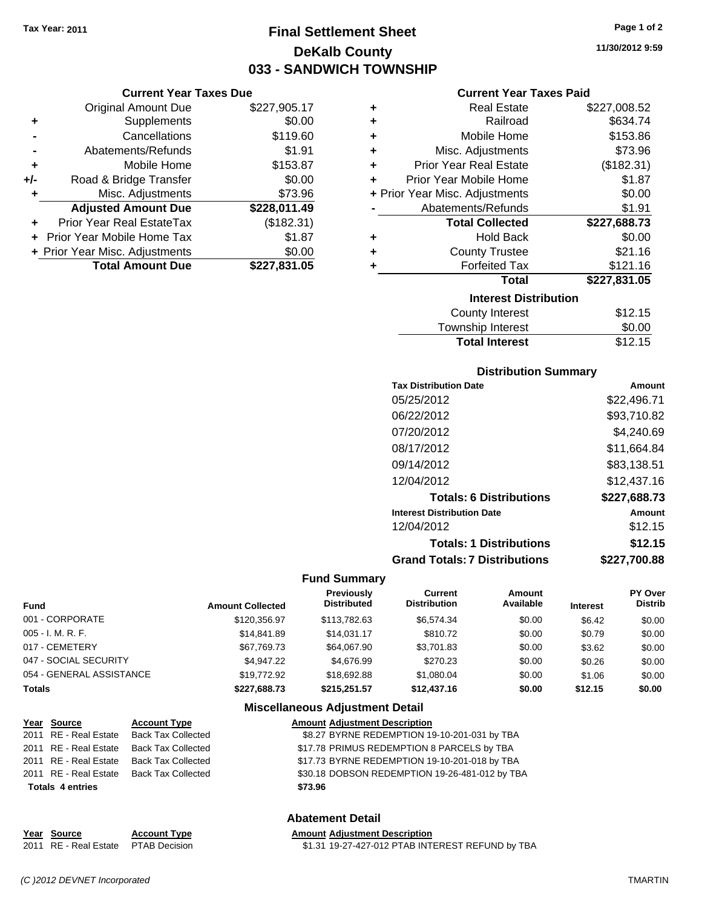Tax Year: 2011

# Final Settlement Sheet
## DeKalb County
## 033 - SANDWICH TOWNSHIP

11/30/2012 9:59

### Current Year Taxes Due

| | | |
|---|---|---|
| | Original Amount Due | $227,905.17 |
| + | Supplements | $0.00 |
| - | Cancellations | $119.60 |
| - | Abatements/Refunds | $1.91 |
| + | Mobile Home | $153.87 |
| +/- | Road & Bridge Transfer | $0.00 |
| + | Misc. Adjustments | $73.96 |
| | **Adjusted Amount Due** | **$228,011.49** |
| + | Prior Year Real EstateTax | ($182.31) |
| + | Prior Year Mobile Home Tax | $1.87 |
| + | Prior Year Misc. Adjustments | $0.00 |
| | **Total Amount Due** | **$227,831.05** |

### Current Year Taxes Paid

| | | |
|---|---|---|
| + | Real Estate | $227,008.52 |
| + | Railroad | $634.74 |
| + | Mobile Home | $153.86 |
| + | Misc. Adjustments | $73.96 |
| + | Prior Year Real Estate | ($182.31) |
| + | Prior Year Mobile Home | $1.87 |
| + | Prior Year Misc. Adjustments | $0.00 |
| - | Abatements/Refunds | $1.91 |
| | **Total Collected** | **$227,688.73** |
| + | Hold Back | $0.00 |
| + | County Trustee | $21.16 |
| + | Forfeited Tax | $121.16 |
| | **Total** | **$227,831.05** |

### Interest Distribution

| | |
|---|---|
| County Interest | $12.15 |
| Township Interest | $0.00 |
| **Total Interest** | $12.15 |

### Distribution Summary

| Tax Distribution Date | Amount |
|---|---|
| 05/25/2012 | $22,496.71 |
| 06/22/2012 | $93,710.82 |
| 07/20/2012 | $4,240.69 |
| 08/17/2012 | $11,664.84 |
| 09/14/2012 | $83,138.51 |
| 12/04/2012 | $12,437.16 |
| **Totals: 6 Distributions** | **$227,688.73** |
| **Interest Distribution Date** | **Amount** |
| 12/04/2012 | $12.15 |
| **Totals: 1 Distributions** | **$12.15** |
| **Grand Totals: 7 Distributions** | **$227,700.88** |

### Fund Summary

| Fund | Amount Collected | Previously Distributed | Current Distribution | Amount Available | Interest | PY Over Distrib |
|---|---|---|---|---|---|---|
| 001 - CORPORATE | $120,356.97 | $113,782.63 | $6,574.34 | $0.00 | $6.42 | $0.00 |
| 005 - I. M. R. F. | $14,841.89 | $14,031.17 | $810.72 | $0.00 | $0.79 | $0.00 |
| 017 - CEMETERY | $67,769.73 | $64,067.90 | $3,701.83 | $0.00 | $3.62 | $0.00 |
| 047 - SOCIAL SECURITY | $4,947.22 | $4,676.99 | $270.23 | $0.00 | $0.26 | $0.00 |
| 054 - GENERAL ASSISTANCE | $19,772.92 | $18,692.88 | $1,080.04 | $0.00 | $1.06 | $0.00 |
| **Totals** | **$227,688.73** | **$215,251.57** | **$12,437.16** | **$0.00** | **$12.15** | **$0.00** |

### Miscellaneous Adjustment Detail

| Year | Source | Account Type | Amount | Adjustment Description |
|---|---|---|---|---|
| 2011 | RE - Real Estate | Back Tax Collected | $8.27 | BYRNE REDEMPTION 19-10-201-031 by TBA |
| 2011 | RE - Real Estate | Back Tax Collected | $17.78 | PRIMUS REDEMPTION 8 PARCELS by TBA |
| 2011 | RE - Real Estate | Back Tax Collected | $17.73 | BYRNE REDEMPTION 19-10-201-018 by TBA |
| 2011 | RE - Real Estate | Back Tax Collected | $30.18 | DOBSON REDEMPTION 19-26-481-012 by TBA |
| **Totals 4 entries** | | | **$73.96** | |

### Abatement Detail

| Year | Source | Account Type | Amount | Adjustment Description |
|---|---|---|---|---|
| 2011 | RE - Real Estate | PTAB Decision | $1.31 | 19-27-427-012 PTAB INTEREST REFUND by TBA |

(C )2012 DEVNET Incorporated TMARTIN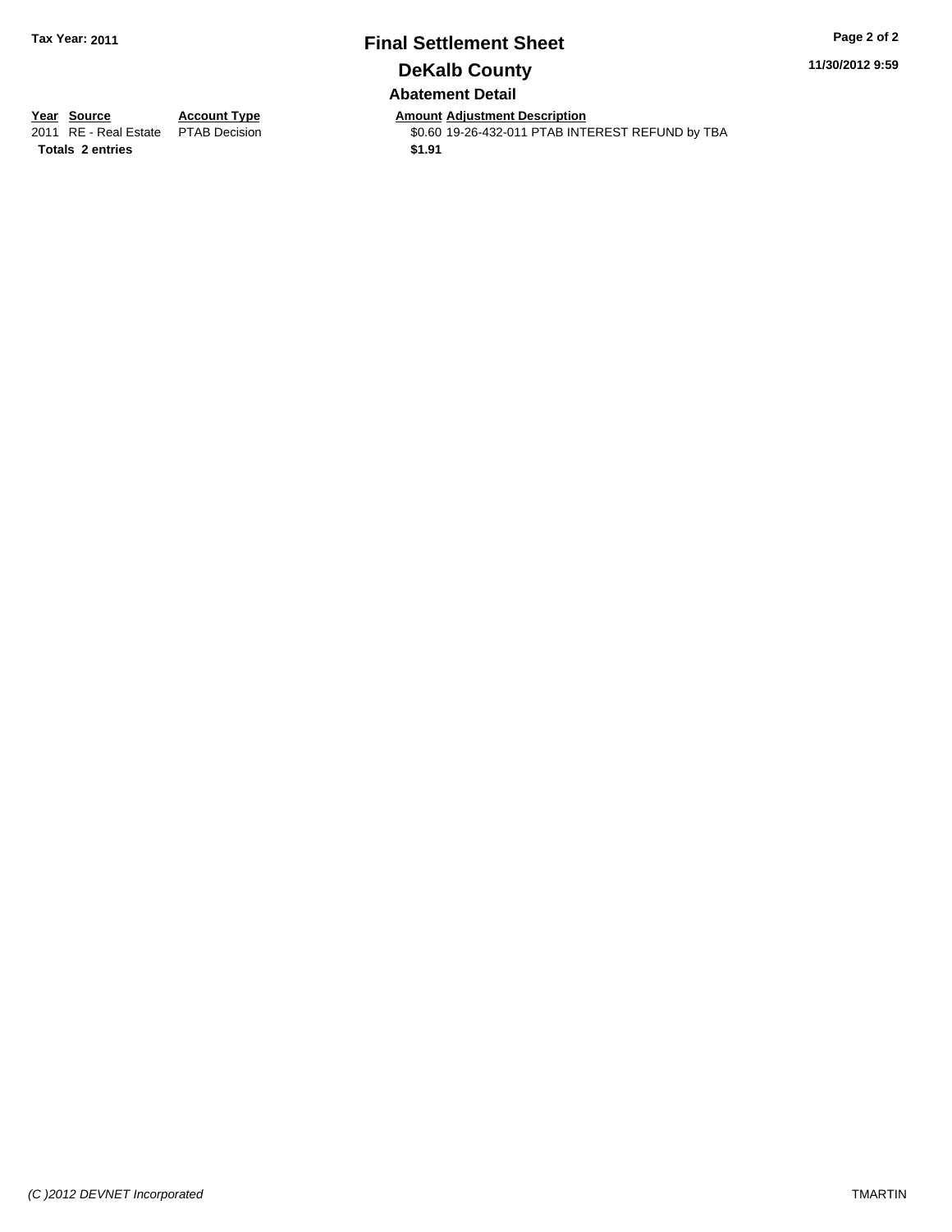# Final Settlement Sheet

## DeKalb County

### Abatement Detail

| Year | Source | Account Type | Amount | Adjustment Description |
|---|---|---|---|---|
| 2011 | RE - Real Estate | PTAB Decision | $0.60 | 19-26-432-011 PTAB INTEREST REFUND by TBA |
| **Totals** | **2 entries** | | **$1.91** | |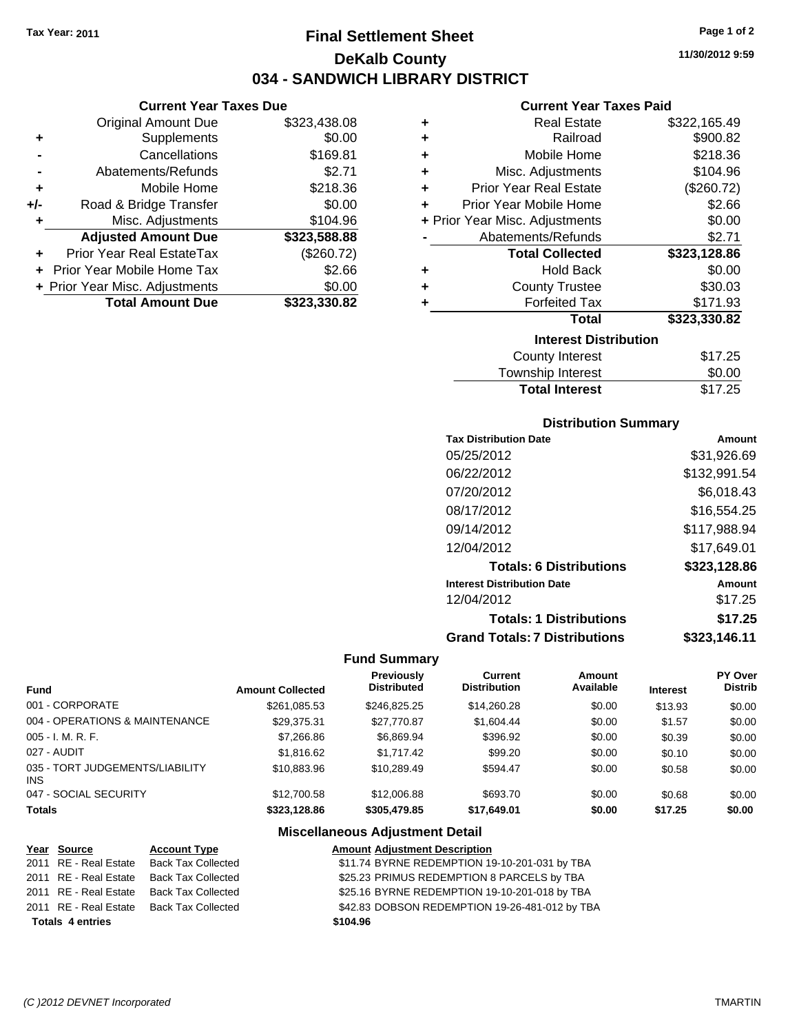Tax Year: 2011

# Final Settlement Sheet

## DeKalb County

## 034 - SANDWICH LIBRARY DISTRICT

11/30/2012 9:59

### Current Year Taxes Due

| | | |
|---|---|---|
| | Original Amount Due | $323,438.08 |
| + | Supplements | $0.00 |
| - | Cancellations | $169.81 |
| - | Abatements/Refunds | $2.71 |
| + | Mobile Home | $218.36 |
| +/- | Road & Bridge Transfer | $0.00 |
| + | Misc. Adjustments | $104.96 |
| | **Adjusted Amount Due** | **$323,588.88** |
| + | Prior Year Real EstateTax | ($260.72) |
| + | Prior Year Mobile Home Tax | $2.66 |
| + | Prior Year Misc. Adjustments | $0.00 |
| | **Total Amount Due** | **$323,330.82** |

### Current Year Taxes Paid

| | | |
|---|---|---|
| + | Real Estate | $322,165.49 |
| + | Railroad | $900.82 |
| + | Mobile Home | $218.36 |
| + | Misc. Adjustments | $104.96 |
| + | Prior Year Real Estate | ($260.72) |
| + | Prior Year Mobile Home | $2.66 |
| + | Prior Year Misc. Adjustments | $0.00 |
| - | Abatements/Refunds | $2.71 |
| | **Total Collected** | **$323,128.86** |
| + | Hold Back | $0.00 |
| + | County Trustee | $30.03 |
| + | Forfeited Tax | $171.93 |
| | **Total** | **$323,330.82** |

### Interest Distribution

| | |
|---|---|
| County Interest | $17.25 |
| Township Interest | $0.00 |
| **Total Interest** | $17.25 |

### Distribution Summary

| Tax Distribution Date | Amount |
|---|---|
| 05/25/2012 | $31,926.69 |
| 06/22/2012 | $132,991.54 |
| 07/20/2012 | $6,018.43 |
| 08/17/2012 | $16,554.25 |
| 09/14/2012 | $117,988.94 |
| 12/04/2012 | $17,649.01 |
| **Totals: 6 Distributions** | **$323,128.86** |
| **Interest Distribution Date** | **Amount** |
| 12/04/2012 | $17.25 |
| **Totals: 1 Distributions** | **$17.25** |
| **Grand Totals: 7 Distributions** | **$323,146.11** |

### Fund Summary

| Fund | Amount Collected | Previously Distributed | Current Distribution | Amount Available | Interest | PY Over Distrib |
|---|---|---|---|---|---|---|
| 001 - CORPORATE | $261,085.53 | $246,825.25 | $14,260.28 | $0.00 | $13.93 | $0.00 |
| 004 - OPERATIONS & MAINTENANCE | $29,375.31 | $27,770.87 | $1,604.44 | $0.00 | $1.57 | $0.00 |
| 005 - I. M. R. F. | $7,266.86 | $6,869.94 | $396.92 | $0.00 | $0.39 | $0.00 |
| 027 - AUDIT | $1,816.62 | $1,717.42 | $99.20 | $0.00 | $0.10 | $0.00 |
| 035 - TORT JUDGEMENTS/LIABILITY INS | $10,883.96 | $10,289.49 | $594.47 | $0.00 | $0.58 | $0.00 |
| 047 - SOCIAL SECURITY | $12,700.58 | $12,006.88 | $693.70 | $0.00 | $0.68 | $0.00 |
| **Totals** | **$323,128.86** | **$305,479.85** | **$17,649.01** | **$0.00** | **$17.25** | **$0.00** |

### Miscellaneous Adjustment Detail

| Year | Source | Account Type | Amount | Adjustment Description |
|---|---|---|---|---|
| 2011 | RE - Real Estate | Back Tax Collected | $11.74 | BYRNE REDEMPTION 19-10-201-031 by TBA |
| 2011 | RE - Real Estate | Back Tax Collected | $25.23 | PRIMUS REDEMPTION 8 PARCELS by TBA |
| 2011 | RE - Real Estate | Back Tax Collected | $25.16 | BYRNE REDEMPTION 19-10-201-018 by TBA |
| 2011 | RE - Real Estate | Back Tax Collected | $42.83 | DOBSON REDEMPTION 19-26-481-012 by TBA |
| **Totals 4 entries** | | | **$104.96** | |

(C )2012 DEVNET Incorporated TMARTIN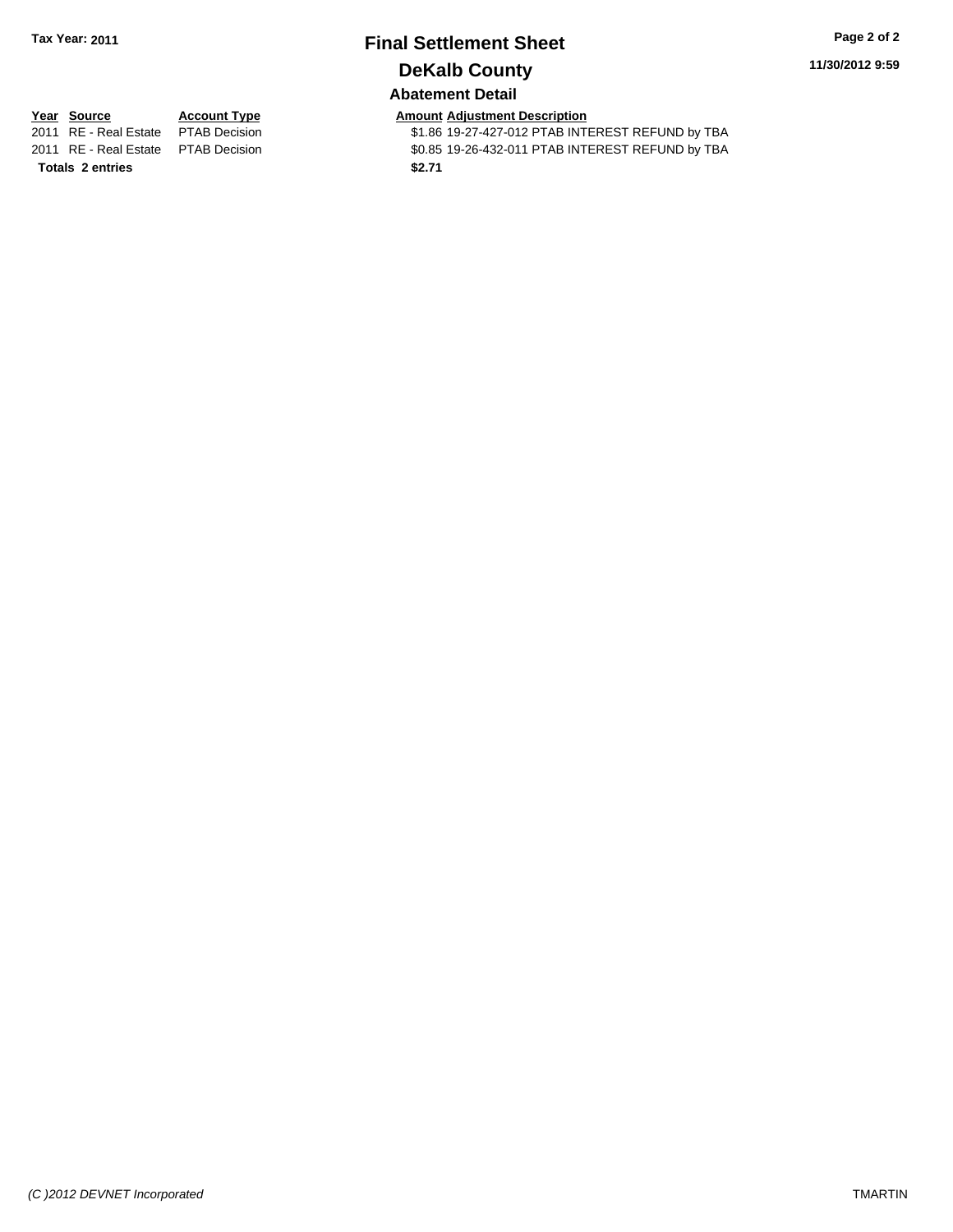# Final Settlement Sheet

## DeKalb County

Tax Year: 2011

11/30/2012 9:59

### Abatement Detail

| Year | Source | Account Type | Amount | Adjustment Description |
|---|---|---|---|---|
| 2011 | RE - Real Estate | PTAB Decision | $1.86 | 19-27-427-012 PTAB INTEREST REFUND by TBA |
| 2011 | RE - Real Estate | PTAB Decision | $0.85 | 19-26-432-011 PTAB INTEREST REFUND by TBA |
| **Totals 2 entries** | | | **$2.71** | |

*(C )2012 DEVNET Incorporated* TMARTIN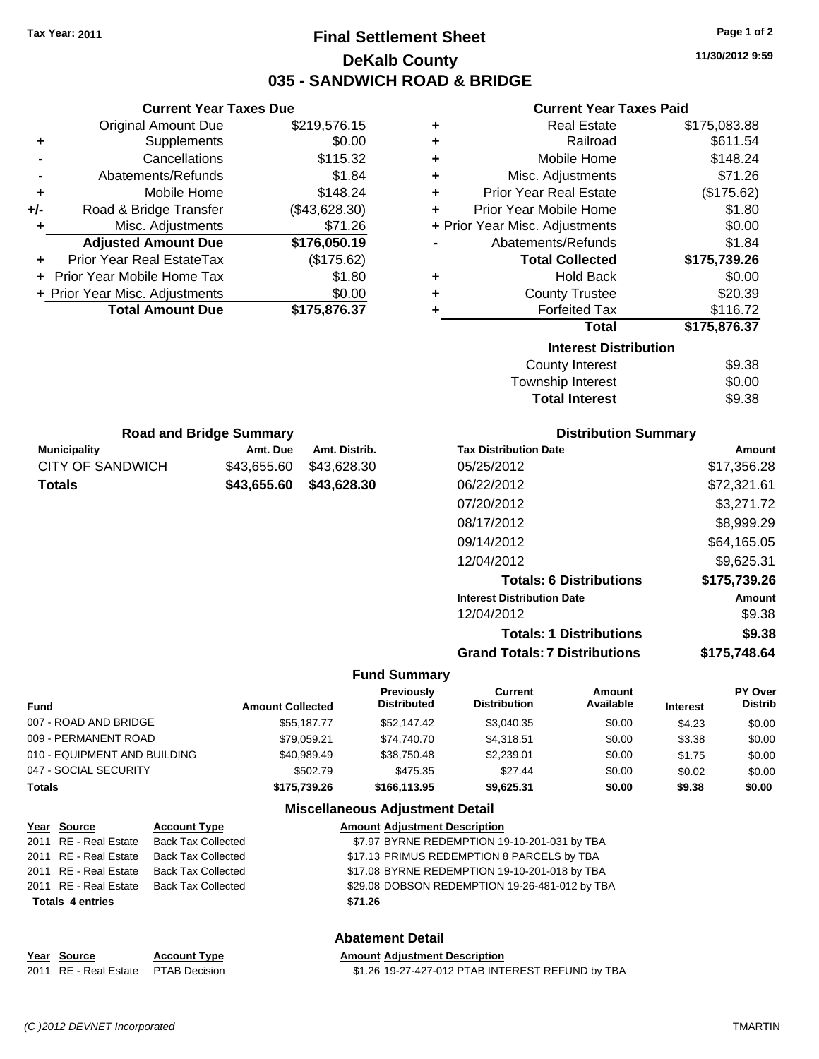Tax Year: 2011

# Final Settlement Sheet

## DeKalb County

## 035 - SANDWICH ROAD & BRIDGE

11/30/2012 9:59

### Current Year Taxes Due

| | | |
|---|---|---|
| | Original Amount Due | $219,576.15 |
| + | Supplements | $0.00 |
| - | Cancellations | $115.32 |
| - | Abatements/Refunds | $1.84 |
| + | Mobile Home | $148.24 |
| +/- | Road & Bridge Transfer | ($43,628.30) |
| + | Misc. Adjustments | $71.26 |
| | **Adjusted Amount Due** | **$176,050.19** |
| + | Prior Year Real EstateTax | ($175.62) |
| + | Prior Year Mobile Home Tax | $1.80 |
| + | Prior Year Misc. Adjustments | $0.00 |
| | **Total Amount Due** | **$175,876.37** |

### Current Year Taxes Paid

| | | |
|---|---|---|
| + | Real Estate | $175,083.88 |
| + | Railroad | $611.54 |
| + | Mobile Home | $148.24 |
| + | Misc. Adjustments | $71.26 |
| + | Prior Year Real Estate | ($175.62) |
| + | Prior Year Mobile Home | $1.80 |
| + | Prior Year Misc. Adjustments | $0.00 |
| - | Abatements/Refunds | $1.84 |
| | **Total Collected** | **$175,739.26** |
| + | Hold Back | $0.00 |
| + | County Trustee | $20.39 |
| + | Forfeited Tax | $116.72 |
| | **Total** | **$175,876.37** |

### Interest Distribution

| | |
|---|---|
| County Interest | $9.38 |
| Township Interest | $0.00 |
| **Total Interest** | $9.38 |

### Road and Bridge Summary

| Municipality | Amt. Due | Amt. Distrib. |
|---|---|---|
| CITY OF SANDWICH | $43,655.60 | $43,628.30 |
| **Totals** | **$43,655.60** | **$43,628.30** |

### Distribution Summary

| Tax Distribution Date | Amount |
|---|---|
| 05/25/2012 | $17,356.28 |
| 06/22/2012 | $72,321.61 |
| 07/20/2012 | $3,271.72 |
| 08/17/2012 | $8,999.29 |
| 09/14/2012 | $64,165.05 |
| 12/04/2012 | $9,625.31 |
| **Totals: 6 Distributions** | **$175,739.26** |
| **Interest Distribution Date** | **Amount** |
| 12/04/2012 | $9.38 |
| **Totals: 1 Distributions** | **$9.38** |
| **Grand Totals: 7 Distributions** | **$175,748.64** |

### Fund Summary

| Fund | Amount Collected | Previously Distributed | Current Distribution | Amount Available | Interest | PY Over Distrib |
|---|---|---|---|---|---|---|
| 007 - ROAD AND BRIDGE | $55,187.77 | $52,147.42 | $3,040.35 | $0.00 | $4.23 | $0.00 |
| 009 - PERMANENT ROAD | $79,059.21 | $74,740.70 | $4,318.51 | $0.00 | $3.38 | $0.00 |
| 010 - EQUIPMENT AND BUILDING | $40,989.49 | $38,750.48 | $2,239.01 | $0.00 | $1.75 | $0.00 |
| 047 - SOCIAL SECURITY | $502.79 | $475.35 | $27.44 | $0.00 | $0.02 | $0.00 |
| **Totals** | **$175,739.26** | **$166,113.95** | **$9,625.31** | **$0.00** | **$9.38** | **$0.00** |

### Miscellaneous Adjustment Detail

| Year | Source | Account Type | Amount | Adjustment Description |
|---|---|---|---|---|
| 2011 | RE - Real Estate | Back Tax Collected | $7.97 | BYRNE REDEMPTION 19-10-201-031 by TBA |
| 2011 | RE - Real Estate | Back Tax Collected | $17.13 | PRIMUS REDEMPTION 8 PARCELS by TBA |
| 2011 | RE - Real Estate | Back Tax Collected | $17.08 | BYRNE REDEMPTION 19-10-201-018 by TBA |
| 2011 | RE - Real Estate | Back Tax Collected | $29.08 | DOBSON REDEMPTION 19-26-481-012 by TBA |
| **Totals 4 entries** | | | **$71.26** | |

### Abatement Detail

| Year | Source | Account Type | Amount | Adjustment Description |
|---|---|---|---|---|
| 2011 | RE - Real Estate | PTAB Decision | $1.26 | 19-27-427-012 PTAB INTEREST REFUND by TBA |

(C )2012 DEVNET Incorporated TMARTIN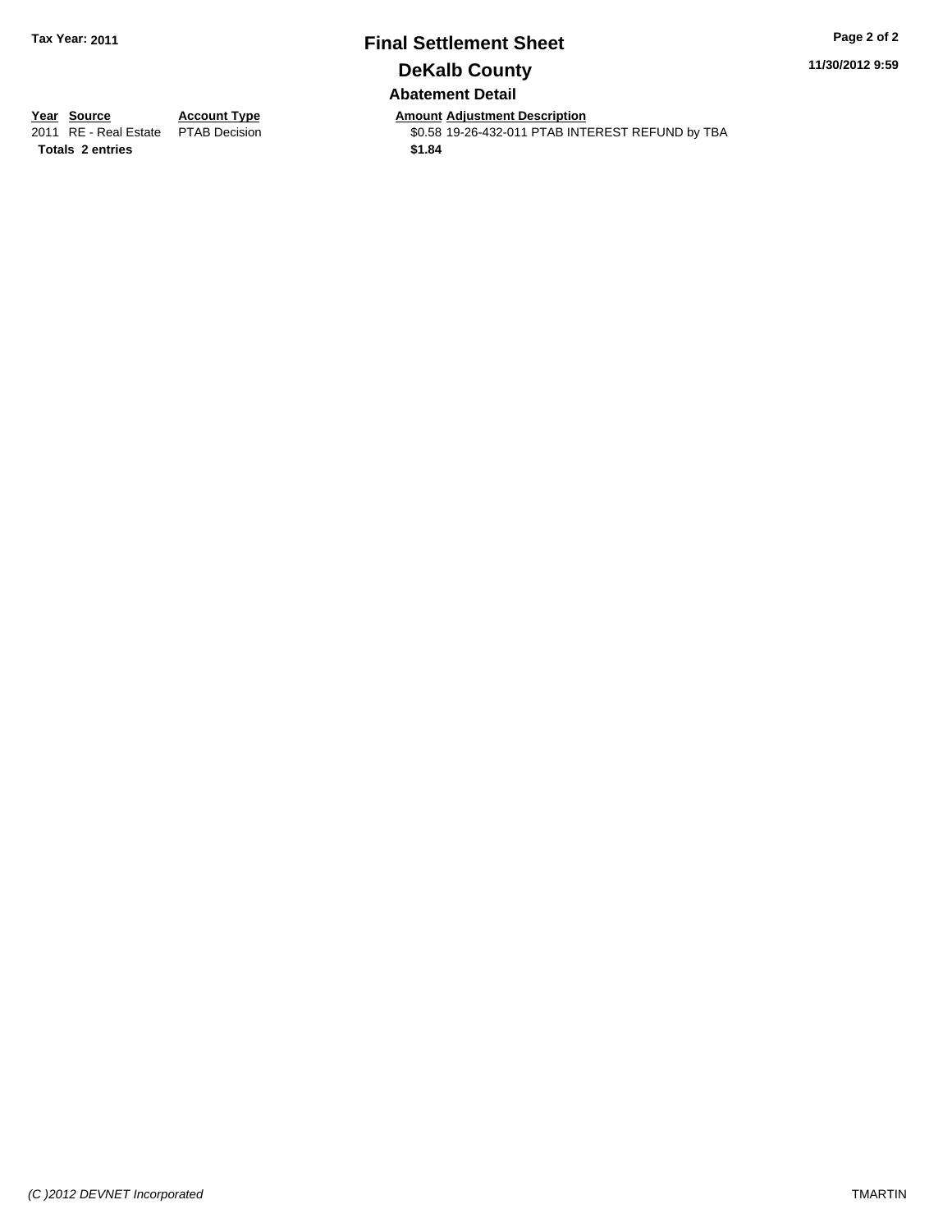Tax Year: 2011

# Final Settlement Sheet

## DeKalb County

### Abatement Detail

| Year | Source | Account Type | Amount | Adjustment Description |
|---|---|---|---|---|
| 2011 | RE - Real Estate | PTAB Decision | $0.58 | 19-26-432-011 PTAB INTEREST REFUND by TBA |
| **Totals** | **2 entries** | | **$1.84** | |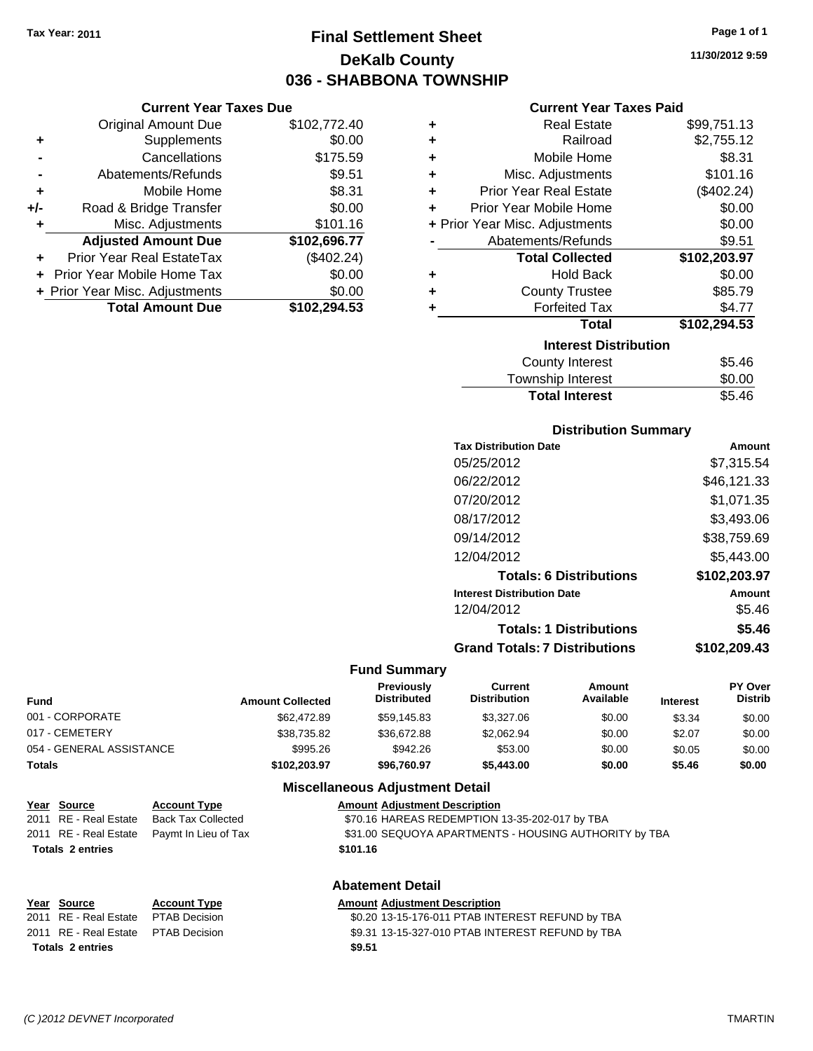Tax Year: 2011

# Final Settlement Sheet
## DeKalb County
## 036 - SHABBONA TOWNSHIP

11/30/2012 9:59

### Current Year Taxes Due

| | | |
|---|---|---|
| | Original Amount Due | $102,772.40 |
| + | Supplements | $0.00 |
| - | Cancellations | $175.59 |
| - | Abatements/Refunds | $9.51 |
| + | Mobile Home | $8.31 |
| +/- | Road & Bridge Transfer | $0.00 |
| + | Misc. Adjustments | $101.16 |
| | **Adjusted Amount Due** | **$102,696.77** |
| + | Prior Year Real EstateTax | ($402.24) |
| + | Prior Year Mobile Home Tax | $0.00 |
| + | Prior Year Misc. Adjustments | $0.00 |
| | **Total Amount Due** | **$102,294.53** |

### Current Year Taxes Paid

| | | |
|---|---|---|
| + | Real Estate | $99,751.13 |
| + | Railroad | $2,755.12 |
| + | Mobile Home | $8.31 |
| + | Misc. Adjustments | $101.16 |
| + | Prior Year Real Estate | ($402.24) |
| + | Prior Year Mobile Home | $0.00 |
| + | Prior Year Misc. Adjustments | $0.00 |
| - | Abatements/Refunds | $9.51 |
| | **Total Collected** | **$102,203.97** |
| + | Hold Back | $0.00 |
| + | County Trustee | $85.79 |
| + | Forfeited Tax | $4.77 |
| | **Total** | **$102,294.53** |

### Interest Distribution

| | |
|---|---|
| County Interest | $5.46 |
| Township Interest | $0.00 |
| **Total Interest** | $5.46 |

### Distribution Summary

| Tax Distribution Date | Amount |
|---|---|
| 05/25/2012 | $7,315.54 |
| 06/22/2012 | $46,121.33 |
| 07/20/2012 | $1,071.35 |
| 08/17/2012 | $3,493.06 |
| 09/14/2012 | $38,759.69 |
| 12/04/2012 | $5,443.00 |
| **Totals: 6 Distributions** | **$102,203.97** |
| **Interest Distribution Date** | **Amount** |
| 12/04/2012 | $5.46 |
| **Totals: 1 Distributions** | **$5.46** |
| **Grand Totals: 7 Distributions** | **$102,209.43** |

### Fund Summary

| Fund | Amount Collected | Previously Distributed | Current Distribution | Amount Available | Interest | PY Over Distrib |
|---|---|---|---|---|---|---|
| 001 - CORPORATE | $62,472.89 | $59,145.83 | $3,327.06 | $0.00 | $3.34 | $0.00 |
| 017 - CEMETERY | $38,735.82 | $36,672.88 | $2,062.94 | $0.00 | $2.07 | $0.00 |
| 054 - GENERAL ASSISTANCE | $995.26 | $942.26 | $53.00 | $0.00 | $0.05 | $0.00 |
| **Totals** | **$102,203.97** | **$96,760.97** | **$5,443.00** | **$0.00** | **$5.46** | **$0.00** |

### Miscellaneous Adjustment Detail

| Year | Source | Account Type | Amount | Adjustment Description |
|---|---|---|---|---|
| 2011 | RE - Real Estate | Back Tax Collected | $70.16 | HAREAS REDEMPTION 13-35-202-017 by TBA |
| 2011 | RE - Real Estate | Paymt In Lieu of Tax | $31.00 | SEQUOYA APARTMENTS - HOUSING AUTHORITY by TBA |
| **Totals 2 entries** | | | **$101.16** | |

### Abatement Detail

| Year | Source | Account Type | Amount | Adjustment Description |
|---|---|---|---|---|
| 2011 | RE - Real Estate | PTAB Decision | $0.20 | 13-15-176-011 PTAB INTEREST REFUND by TBA |
| 2011 | RE - Real Estate | PTAB Decision | $9.31 | 13-15-327-010 PTAB INTEREST REFUND by TBA |
| **Totals 2 entries** | | | **$9.51** | |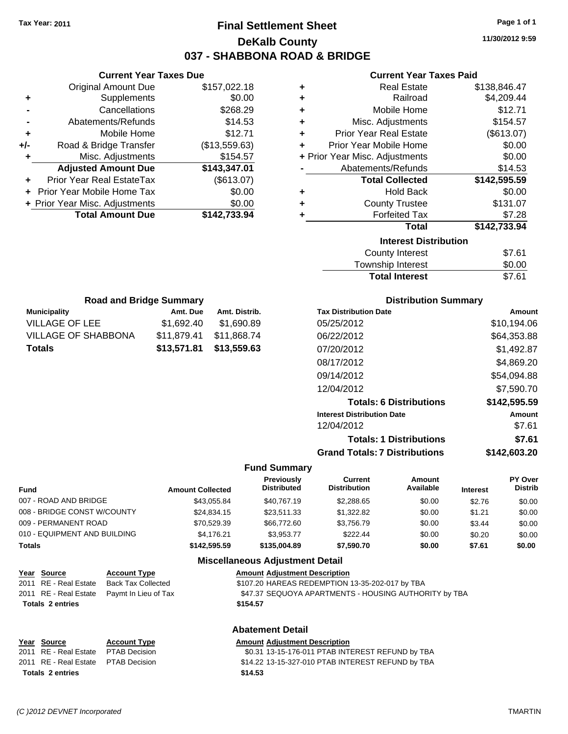Tax Year: 2011

# Final Settlement Sheet
## DeKalb County
## 037 - SHABBONA ROAD & BRIDGE

11/30/2012 9:59

### Current Year Taxes Due

| | | |
|---|---|---|
| | Original Amount Due | $157,022.18 |
| + | Supplements | $0.00 |
| - | Cancellations | $268.29 |
| - | Abatements/Refunds | $14.53 |
| + | Mobile Home | $12.71 |
| +/- | Road & Bridge Transfer | ($13,559.63) |
| + | Misc. Adjustments | $154.57 |
| | **Adjusted Amount Due** | **$143,347.01** |
| + | Prior Year Real EstateTax | ($613.07) |
| + | Prior Year Mobile Home Tax | $0.00 |
| + | Prior Year Misc. Adjustments | $0.00 |
| | **Total Amount Due** | **$142,733.94** |

### Current Year Taxes Paid

| | | |
|---|---|---|
| + | Real Estate | $138,846.47 |
| + | Railroad | $4,209.44 |
| + | Mobile Home | $12.71 |
| + | Misc. Adjustments | $154.57 |
| + | Prior Year Real Estate | ($613.07) |
| + | Prior Year Mobile Home | $0.00 |
| + | Prior Year Misc. Adjustments | $0.00 |
| - | Abatements/Refunds | $14.53 |
| | **Total Collected** | **$142,595.59** |
| + | Hold Back | $0.00 |
| + | County Trustee | $131.07 |
| + | Forfeited Tax | $7.28 |
| | **Total** | **$142,733.94** |

### Interest Distribution

| | |
|---|---|
| County Interest | $7.61 |
| Township Interest | $0.00 |
| **Total Interest** | $7.61 |

### Road and Bridge Summary

| Municipality | Amt. Due | Amt. Distrib. |
|---|---|---|
| VILLAGE OF LEE | $1,692.40 | $1,690.89 |
| VILLAGE OF SHABBONA | $11,879.41 | $11,868.74 |
| **Totals** | **$13,571.81** | **$13,559.63** |

### Distribution Summary

| Tax Distribution Date | Amount |
|---|---|
| 05/25/2012 | $10,194.06 |
| 06/22/2012 | $64,353.88 |
| 07/20/2012 | $1,492.87 |
| 08/17/2012 | $4,869.20 |
| 09/14/2012 | $54,094.88 |
| 12/04/2012 | $7,590.70 |
| **Totals: 6 Distributions** | **$142,595.59** |
| **Interest Distribution Date** | **Amount** |
| 12/04/2012 | $7.61 |
| **Totals: 1 Distributions** | **$7.61** |
| **Grand Totals: 7 Distributions** | **$142,603.20** |

### Fund Summary

| Fund | Amount Collected | Previously Distributed | Current Distribution | Amount Available | Interest | PY Over Distrib |
|---|---|---|---|---|---|---|
| 007 - ROAD AND BRIDGE | $43,055.84 | $40,767.19 | $2,288.65 | $0.00 | $2.76 | $0.00 |
| 008 - BRIDGE CONST W/COUNTY | $24,834.15 | $23,511.33 | $1,322.82 | $0.00 | $1.21 | $0.00 |
| 009 - PERMANENT ROAD | $70,529.39 | $66,772.60 | $3,756.79 | $0.00 | $3.44 | $0.00 |
| 010 - EQUIPMENT AND BUILDING | $4,176.21 | $3,953.77 | $222.44 | $0.00 | $0.20 | $0.00 |
| **Totals** | **$142,595.59** | **$135,004.89** | **$7,590.70** | **$0.00** | **$7.61** | **$0.00** |

### Miscellaneous Adjustment Detail

| Year | Source | Account Type | Amount | Adjustment Description |
|---|---|---|---|---|
| 2011 | RE - Real Estate | Back Tax Collected | $107.20 | HAREAS REDEMPTION 13-35-202-017 by TBA |
| 2011 | RE - Real Estate | Paymt In Lieu of Tax | $47.37 | SEQUOYA APARTMENTS - HOUSING AUTHORITY by TBA |
| **Totals 2 entries** | | | **$154.57** | |

### Abatement Detail

| Year | Source | Account Type | Amount | Adjustment Description |
|---|---|---|---|---|
| 2011 | RE - Real Estate | PTAB Decision | $0.31 | 13-15-176-011 PTAB INTEREST REFUND by TBA |
| 2011 | RE - Real Estate | PTAB Decision | $14.22 | 13-15-327-010 PTAB INTEREST REFUND by TBA |
| **Totals 2 entries** | | | **$14.53** | |

(C )2012 DEVNET Incorporated TMARTIN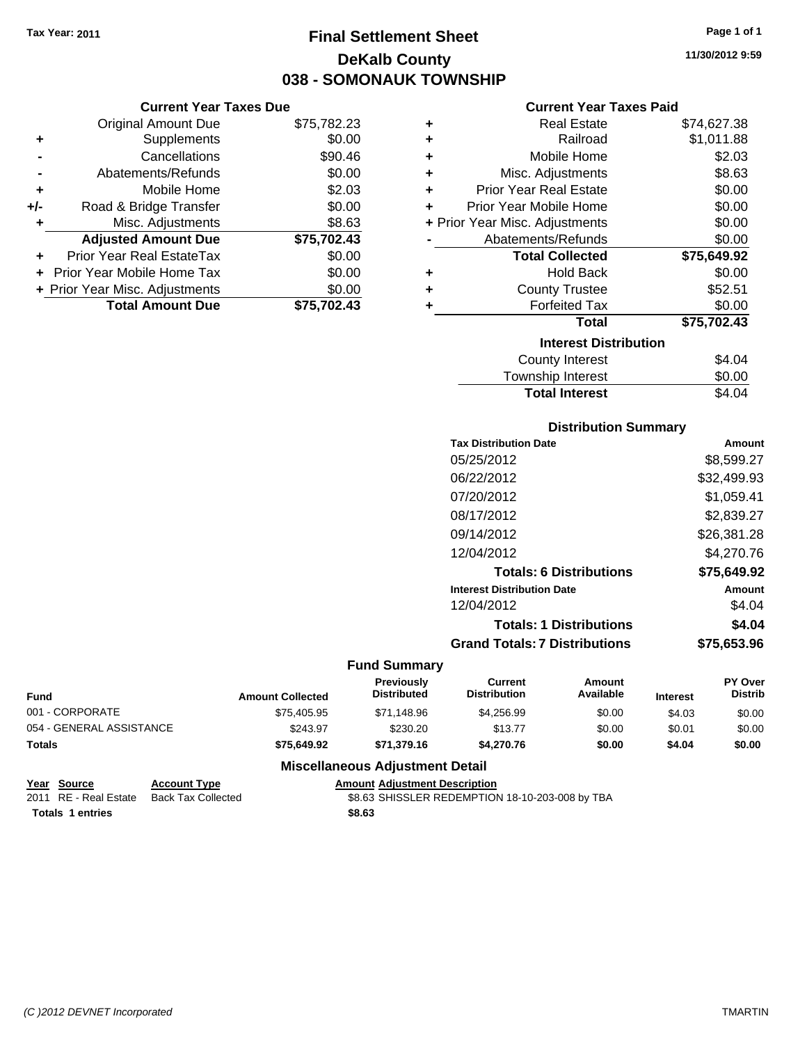Tax Year: 2011

# Final Settlement Sheet
## DeKalb County
## 038 - SOMONAUK TOWNSHIP

11/30/2012 9:59

### Current Year Taxes Due

| | | |
|---|---|---|
| | Original Amount Due | $75,782.23 |
| + | Supplements | $0.00 |
| - | Cancellations | $90.46 |
| - | Abatements/Refunds | $0.00 |
| + | Mobile Home | $2.03 |
| +/- | Road & Bridge Transfer | $0.00 |
| + | Misc. Adjustments | $8.63 |
| | **Adjusted Amount Due** | **$75,702.43** |
| + | Prior Year Real EstateTax | $0.00 |
| + | Prior Year Mobile Home Tax | $0.00 |
| + | Prior Year Misc. Adjustments | $0.00 |
| | **Total Amount Due** | **$75,702.43** |

### Current Year Taxes Paid

| | | |
|---|---|---|
| + | Real Estate | $74,627.38 |
| + | Railroad | $1,011.88 |
| + | Mobile Home | $2.03 |
| + | Misc. Adjustments | $8.63 |
| + | Prior Year Real Estate | $0.00 |
| + | Prior Year Mobile Home | $0.00 |
| + | Prior Year Misc. Adjustments | $0.00 |
| - | Abatements/Refunds | $0.00 |
| | **Total Collected** | **$75,649.92** |
| + | Hold Back | $0.00 |
| + | County Trustee | $52.51 |
| + | Forfeited Tax | $0.00 |
| | **Total** | **$75,702.43** |

### Interest Distribution

| | |
|---|---|
| County Interest | $4.04 |
| Township Interest | $0.00 |
| **Total Interest** | $4.04 |

### Distribution Summary

| Tax Distribution Date | Amount |
|---|---|
| 05/25/2012 | $8,599.27 |
| 06/22/2012 | $32,499.93 |
| 07/20/2012 | $1,059.41 |
| 08/17/2012 | $2,839.27 |
| 09/14/2012 | $26,381.28 |
| 12/04/2012 | $4,270.76 |
| **Totals: 6 Distributions** | **$75,649.92** |
| **Interest Distribution Date** | **Amount** |
| 12/04/2012 | $4.04 |
| **Totals: 1 Distributions** | **$4.04** |
| **Grand Totals: 7 Distributions** | **$75,653.96** |

### Fund Summary

| Fund | Amount Collected | Previously Distributed | Current Distribution | Amount Available | Interest | PY Over Distrib |
|---|---|---|---|---|---|---|
| 001 - CORPORATE | $75,405.95 | $71,148.96 | $4,256.99 | $0.00 | $4.03 | $0.00 |
| 054 - GENERAL ASSISTANCE | $243.97 | $230.20 | $13.77 | $0.00 | $0.01 | $0.00 |
| **Totals** | **$75,649.92** | **$71,379.16** | **$4,270.76** | **$0.00** | **$4.04** | **$0.00** |

### Miscellaneous Adjustment Detail

| Year | Source | Account Type | Amount | Adjustment Description |
|---|---|---|---|---|
| 2011 | RE - Real Estate | Back Tax Collected | $8.63 | SHISSLER REDEMPTION 18-10-203-008 by TBA |
| **Totals** | **1 entries** | | **$8.63** | |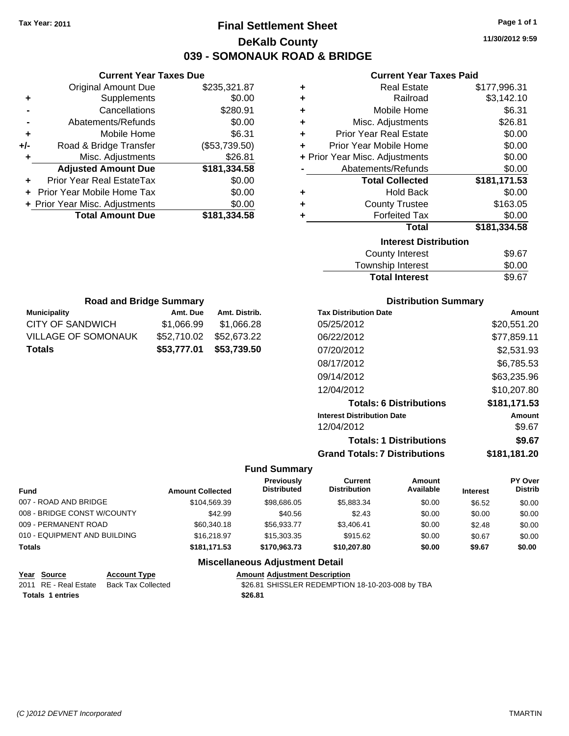Tax Year: 2011

# Final Settlement Sheet

## DeKalb County

## 039 - SOMONAUK ROAD & BRIDGE

11/30/2012 9:59

### Current Year Taxes Due

| | | |
|---|---|---|
| | Original Amount Due | $235,321.87 |
| + | Supplements | $0.00 |
| - | Cancellations | $280.91 |
| - | Abatements/Refunds | $0.00 |
| + | Mobile Home | $6.31 |
| +/- | Road & Bridge Transfer | ($53,739.50) |
| + | Misc. Adjustments | $26.81 |
| | **Adjusted Amount Due** | **$181,334.58** |
| + | Prior Year Real EstateTax | $0.00 |
| + | Prior Year Mobile Home Tax | $0.00 |
| + | Prior Year Misc. Adjustments | $0.00 |
| | **Total Amount Due** | **$181,334.58** |

### Current Year Taxes Paid

| | | |
|---|---|---|
| + | Real Estate | $177,996.31 |
| + | Railroad | $3,142.10 |
| + | Mobile Home | $6.31 |
| + | Misc. Adjustments | $26.81 |
| + | Prior Year Real Estate | $0.00 |
| + | Prior Year Mobile Home | $0.00 |
| + | Prior Year Misc. Adjustments | $0.00 |
| - | Abatements/Refunds | $0.00 |
| | **Total Collected** | **$181,171.53** |
| + | Hold Back | $0.00 |
| + | County Trustee | $163.05 |
| + | Forfeited Tax | $0.00 |
| | **Total** | **$181,334.58** |

### Interest Distribution

| | |
|---|---|
| County Interest | $9.67 |
| Township Interest | $0.00 |
| **Total Interest** | $9.67 |

### Road and Bridge Summary

| Municipality | Amt. Due | Amt. Distrib. |
|---|---|---|
| CITY OF SANDWICH | $1,066.99 | $1,066.28 |
| VILLAGE OF SOMONAUK | $52,710.02 | $52,673.22 |
| **Totals** | **$53,777.01** | **$53,739.50** |

### Distribution Summary

| Tax Distribution Date | Amount |
|---|---|
| 05/25/2012 | $20,551.20 |
| 06/22/2012 | $77,859.11 |
| 07/20/2012 | $2,531.93 |
| 08/17/2012 | $6,785.53 |
| 09/14/2012 | $63,235.96 |
| 12/04/2012 | $10,207.80 |
| **Totals: 6 Distributions** | **$181,171.53** |
| **Interest Distribution Date** | **Amount** |
| 12/04/2012 | $9.67 |
| **Totals: 1 Distributions** | **$9.67** |
| **Grand Totals: 7 Distributions** | **$181,181.20** |

### Fund Summary

| Fund | Amount Collected | Previously Distributed | Current Distribution | Amount Available | Interest | PY Over Distrib |
|---|---|---|---|---|---|---|
| 007 - ROAD AND BRIDGE | $104,569.39 | $98,686.05 | $5,883.34 | $0.00 | $6.52 | $0.00 |
| 008 - BRIDGE CONST W/COUNTY | $42.99 | $40.56 | $2.43 | $0.00 | $0.00 | $0.00 |
| 009 - PERMANENT ROAD | $60,340.18 | $56,933.77 | $3,406.41 | $0.00 | $2.48 | $0.00 |
| 010 - EQUIPMENT AND BUILDING | $16,218.97 | $15,303.35 | $915.62 | $0.00 | $0.67 | $0.00 |
| **Totals** | **$181,171.53** | **$170,963.73** | **$10,207.80** | **$0.00** | **$9.67** | **$0.00** |

### Miscellaneous Adjustment Detail

| Year | Source | Account Type | Amount | Adjustment Description |
|---|---|---|---|---|
| 2011 | RE - Real Estate | Back Tax Collected | $26.81 | SHISSLER REDEMPTION 18-10-203-008 by TBA |
| **Totals 1 entries** | | | **$26.81** | |

(C )2012 DEVNET Incorporated TMARTIN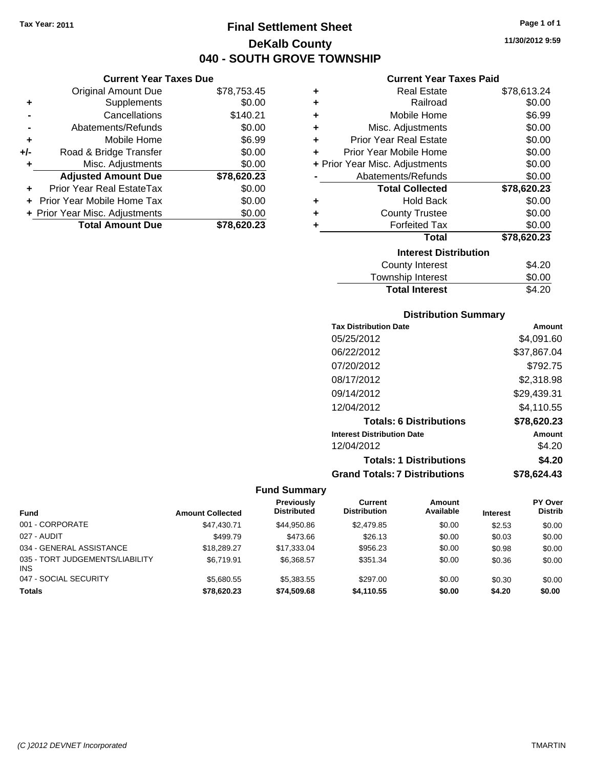Tax Year: 2011

# Final Settlement Sheet
## DeKalb County
## 040 - SOUTH GROVE TOWNSHIP

11/30/2012 9:59

### Current Year Taxes Due

| | | |
|---|---|---|
| | Original Amount Due | $78,753.45 |
| + | Supplements | $0.00 |
| - | Cancellations | $140.21 |
| - | Abatements/Refunds | $0.00 |
| + | Mobile Home | $6.99 |
| +/- | Road & Bridge Transfer | $0.00 |
| + | Misc. Adjustments | $0.00 |
| | **Adjusted Amount Due** | **$78,620.23** |
| + | Prior Year Real EstateTax | $0.00 |
| + | Prior Year Mobile Home Tax | $0.00 |
| + | Prior Year Misc. Adjustments | $0.00 |
| | **Total Amount Due** | **$78,620.23** |

### Current Year Taxes Paid

| | | |
|---|---|---|
| + | Real Estate | $78,613.24 |
| + | Railroad | $0.00 |
| + | Mobile Home | $6.99 |
| + | Misc. Adjustments | $0.00 |
| + | Prior Year Real Estate | $0.00 |
| + | Prior Year Mobile Home | $0.00 |
| + | Prior Year Misc. Adjustments | $0.00 |
| - | Abatements/Refunds | $0.00 |
| | **Total Collected** | **$78,620.23** |
| + | Hold Back | $0.00 |
| + | County Trustee | $0.00 |
| + | Forfeited Tax | $0.00 |
| | **Total** | **$78,620.23** |

### Interest Distribution

| | |
|---|---|
| County Interest | $4.20 |
| Township Interest | $0.00 |
| **Total Interest** | $4.20 |

### Distribution Summary

| Tax Distribution Date | Amount |
|---|---|
| 05/25/2012 | $4,091.60 |
| 06/22/2012 | $37,867.04 |
| 07/20/2012 | $792.75 |
| 08/17/2012 | $2,318.98 |
| 09/14/2012 | $29,439.31 |
| 12/04/2012 | $4,110.55 |
| **Totals: 6 Distributions** | **$78,620.23** |
| **Interest Distribution Date** | **Amount** |
| 12/04/2012 | $4.20 |
| **Totals: 1 Distributions** | **$4.20** |
| **Grand Totals: 7 Distributions** | **$78,624.43** |

### Fund Summary

| Fund | Amount Collected | Previously Distributed | Current Distribution | Amount Available | Interest | PY Over Distrib |
|---|---|---|---|---|---|---|
| 001 - CORPORATE | $47,430.71 | $44,950.86 | $2,479.85 | $0.00 | $2.53 | $0.00 |
| 027 - AUDIT | $499.79 | $473.66 | $26.13 | $0.00 | $0.03 | $0.00 |
| 034 - GENERAL ASSISTANCE | $18,289.27 | $17,333.04 | $956.23 | $0.00 | $0.98 | $0.00 |
| 035 - TORT JUDGEMENTS/LIABILITY INS | $6,719.91 | $6,368.57 | $351.34 | $0.00 | $0.36 | $0.00 |
| 047 - SOCIAL SECURITY | $5,680.55 | $5,383.55 | $297.00 | $0.00 | $0.30 | $0.00 |
| **Totals** | **$78,620.23** | **$74,509.68** | **$4,110.55** | **$0.00** | **$4.20** | **$0.00** |

(C )2012 DEVNET Incorporated TMARTIN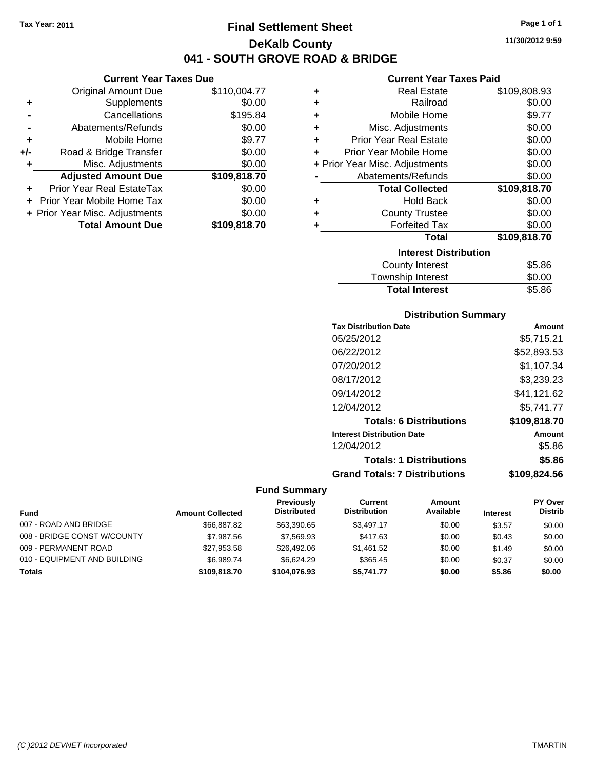Tax Year: 2011

# Final Settlement Sheet

## DeKalb County

## 041 - SOUTH GROVE ROAD & BRIDGE

11/30/2012 9:59

### Current Year Taxes Due

| | | |
|---|---|---|
| | Original Amount Due | $110,004.77 |
| + | Supplements | $0.00 |
| - | Cancellations | $195.84 |
| - | Abatements/Refunds | $0.00 |
| + | Mobile Home | $9.77 |
| +/- | Road & Bridge Transfer | $0.00 |
| + | Misc. Adjustments | $0.00 |
| | **Adjusted Amount Due** | **$109,818.70** |
| + | Prior Year Real EstateTax | $0.00 |
| + | Prior Year Mobile Home Tax | $0.00 |
| + | Prior Year Misc. Adjustments | $0.00 |
| | **Total Amount Due** | **$109,818.70** |

### Current Year Taxes Paid

| | | |
|---|---|---|
| + | Real Estate | $109,808.93 |
| + | Railroad | $0.00 |
| + | Mobile Home | $9.77 |
| + | Misc. Adjustments | $0.00 |
| + | Prior Year Real Estate | $0.00 |
| + | Prior Year Mobile Home | $0.00 |
| + | Prior Year Misc. Adjustments | $0.00 |
| - | Abatements/Refunds | $0.00 |
| | **Total Collected** | **$109,818.70** |
| + | Hold Back | $0.00 |
| + | County Trustee | $0.00 |
| + | Forfeited Tax | $0.00 |
| | **Total** | **$109,818.70** |

### Interest Distribution

| | |
|---|---|
| County Interest | $5.86 |
| Township Interest | $0.00 |
| **Total Interest** | **$5.86** |

### Distribution Summary

| Tax Distribution Date | Amount |
|---|---|
| 05/25/2012 | $5,715.21 |
| 06/22/2012 | $52,893.53 |
| 07/20/2012 | $1,107.34 |
| 08/17/2012 | $3,239.23 |
| 09/14/2012 | $41,121.62 |
| 12/04/2012 | $5,741.77 |
| **Totals: 6 Distributions** | **$109,818.70** |
| **Interest Distribution Date** | **Amount** |
| 12/04/2012 | $5.86 |
| **Totals: 1 Distributions** | **$5.86** |
| **Grand Totals: 7 Distributions** | **$109,824.56** |

### Fund Summary

| Fund | Amount Collected | Previously Distributed | Current Distribution | Amount Available | Interest | PY Over Distrib |
|---|---|---|---|---|---|---|
| 007 - ROAD AND BRIDGE | $66,887.82 | $63,390.65 | $3,497.17 | $0.00 | $3.57 | $0.00 |
| 008 - BRIDGE CONST W/COUNTY | $7,987.56 | $7,569.93 | $417.63 | $0.00 | $0.43 | $0.00 |
| 009 - PERMANENT ROAD | $27,953.58 | $26,492.06 | $1,461.52 | $0.00 | $1.49 | $0.00 |
| 010 - EQUIPMENT AND BUILDING | $6,989.74 | $6,624.29 | $365.45 | $0.00 | $0.37 | $0.00 |
| **Totals** | **$109,818.70** | **$104,076.93** | **$5,741.77** | **$0.00** | **$5.86** | **$0.00** |

(C )2012 DEVNET Incorporated TMARTIN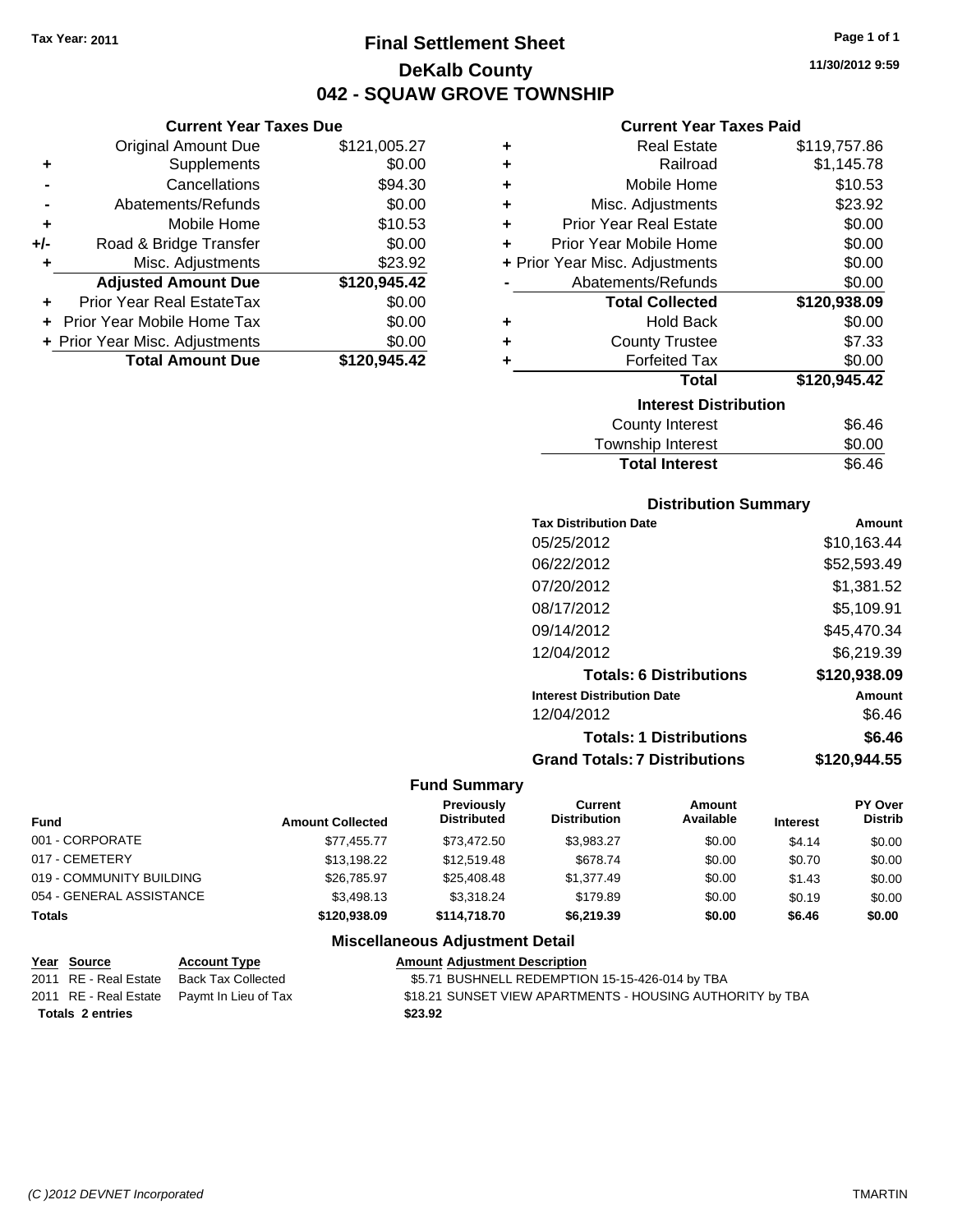Tax Year: 2011

# Final Settlement Sheet
## DeKalb County
## 042 - SQUAW GROVE TOWNSHIP

11/30/2012 9:59

### Current Year Taxes Due

| | | |
|---|---|---|
| | Original Amount Due | $121,005.27 |
| + | Supplements | $0.00 |
| - | Cancellations | $94.30 |
| - | Abatements/Refunds | $0.00 |
| + | Mobile Home | $10.53 |
| +/- | Road & Bridge Transfer | $0.00 |
| + | Misc. Adjustments | $23.92 |
| | **Adjusted Amount Due** | **$120,945.42** |
| + | Prior Year Real EstateTax | $0.00 |
| + | Prior Year Mobile Home Tax | $0.00 |
| + | Prior Year Misc. Adjustments | $0.00 |
| | **Total Amount Due** | **$120,945.42** |

### Current Year Taxes Paid

| | | |
|---|---|---|
| + | Real Estate | $119,757.86 |
| + | Railroad | $1,145.78 |
| + | Mobile Home | $10.53 |
| + | Misc. Adjustments | $23.92 |
| + | Prior Year Real Estate | $0.00 |
| + | Prior Year Mobile Home | $0.00 |
| + | Prior Year Misc. Adjustments | $0.00 |
| - | Abatements/Refunds | $0.00 |
| | **Total Collected** | **$120,938.09** |
| + | Hold Back | $0.00 |
| + | County Trustee | $7.33 |
| + | Forfeited Tax | $0.00 |
| | **Total** | **$120,945.42** |

### Interest Distribution

| | |
|---|---|
| County Interest | $6.46 |
| Township Interest | $0.00 |
| **Total Interest** | $6.46 |

### Distribution Summary

| Tax Distribution Date | Amount |
|---|---|
| 05/25/2012 | $10,163.44 |
| 06/22/2012 | $52,593.49 |
| 07/20/2012 | $1,381.52 |
| 08/17/2012 | $5,109.91 |
| 09/14/2012 | $45,470.34 |
| 12/04/2012 | $6,219.39 |
| **Totals: 6 Distributions** | **$120,938.09** |
| **Interest Distribution Date** | **Amount** |
| 12/04/2012 | $6.46 |
| **Totals: 1 Distributions** | **$6.46** |
| **Grand Totals: 7 Distributions** | **$120,944.55** |

### Fund Summary

| Fund | Amount Collected | Previously Distributed | Current Distribution | Amount Available | Interest | PY Over Distrib |
|---|---|---|---|---|---|---|
| 001 - CORPORATE | $77,455.77 | $73,472.50 | $3,983.27 | $0.00 | $4.14 | $0.00 |
| 017 - CEMETERY | $13,198.22 | $12,519.48 | $678.74 | $0.00 | $0.70 | $0.00 |
| 019 - COMMUNITY BUILDING | $26,785.97 | $25,408.48 | $1,377.49 | $0.00 | $1.43 | $0.00 |
| 054 - GENERAL ASSISTANCE | $3,498.13 | $3,318.24 | $179.89 | $0.00 | $0.19 | $0.00 |
| **Totals** | **$120,938.09** | **$114,718.70** | **$6,219.39** | **$0.00** | **$6.46** | **$0.00** |

### Miscellaneous Adjustment Detail

| Year | Source | Account Type | Amount | Adjustment Description |
|---|---|---|---|---|
| 2011 | RE - Real Estate | Back Tax Collected | $5.71 | BUSHNELL REDEMPTION 15-15-426-014 by TBA |
| 2011 | RE - Real Estate | Paymt In Lieu of Tax | $18.21 | SUNSET VIEW APARTMENTS - HOUSING AUTHORITY by TBA |
| **Totals 2 entries** | | | **$23.92** | |

(C )2012 DEVNET Incorporated TMARTIN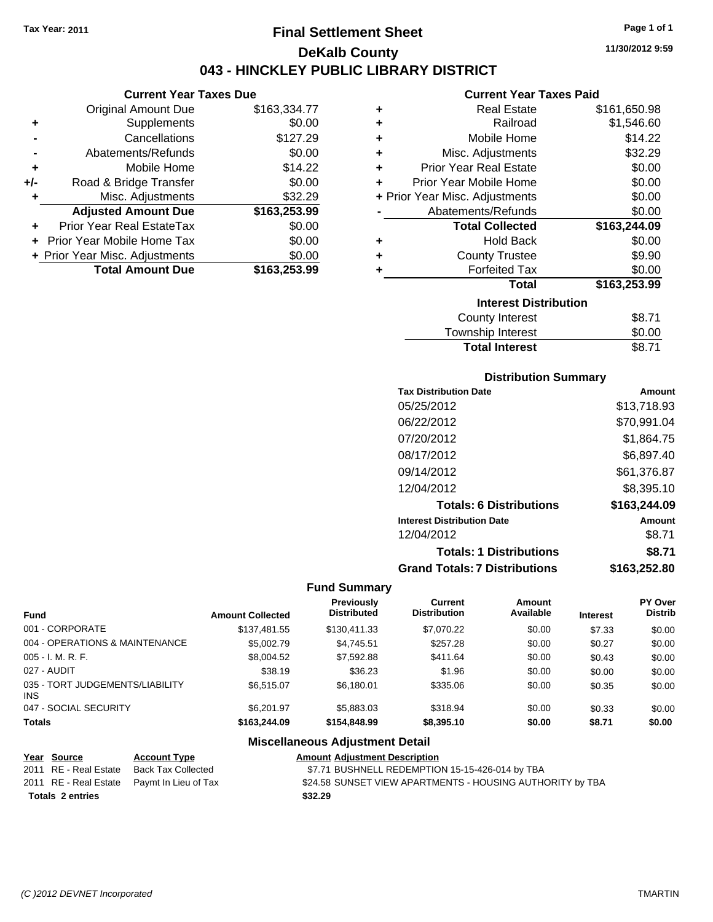Tax Year: 2011

# Final Settlement Sheet

## DeKalb County

## 043 - HINCKLEY PUBLIC LIBRARY DISTRICT

11/30/2012 9:59

### Current Year Taxes Due

| | | |
|---|---|---|
| | Original Amount Due | $163,334.77 |
| + | Supplements | $0.00 |
| - | Cancellations | $127.29 |
| - | Abatements/Refunds | $0.00 |
| + | Mobile Home | $14.22 |
| +/- | Road & Bridge Transfer | $0.00 |
| + | Misc. Adjustments | $32.29 |
| | **Adjusted Amount Due** | **$163,253.99** |
| + | Prior Year Real EstateTax | $0.00 |
| + | Prior Year Mobile Home Tax | $0.00 |
| + | Prior Year Misc. Adjustments | $0.00 |
| | **Total Amount Due** | **$163,253.99** |

### Current Year Taxes Paid

| | | |
|---|---|---|
| + | Real Estate | $161,650.98 |
| + | Railroad | $1,546.60 |
| + | Mobile Home | $14.22 |
| + | Misc. Adjustments | $32.29 |
| + | Prior Year Real Estate | $0.00 |
| + | Prior Year Mobile Home | $0.00 |
| + | Prior Year Misc. Adjustments | $0.00 |
| - | Abatements/Refunds | $0.00 |
| | **Total Collected** | **$163,244.09** |
| + | Hold Back | $0.00 |
| + | County Trustee | $9.90 |
| + | Forfeited Tax | $0.00 |
| | **Total** | **$163,253.99** |

### Interest Distribution

| | |
|---|---|
| County Interest | $8.71 |
| Township Interest | $0.00 |
| **Total Interest** | $8.71 |

### Distribution Summary

| Tax Distribution Date | Amount |
|---|---|
| 05/25/2012 | $13,718.93 |
| 06/22/2012 | $70,991.04 |
| 07/20/2012 | $1,864.75 |
| 08/17/2012 | $6,897.40 |
| 09/14/2012 | $61,376.87 |
| 12/04/2012 | $8,395.10 |
| **Totals: 6 Distributions** | **$163,244.09** |
| **Interest Distribution Date** | **Amount** |
| 12/04/2012 | $8.71 |
| **Totals: 1 Distributions** | **$8.71** |
| **Grand Totals: 7 Distributions** | **$163,252.80** |

### Fund Summary

| Fund | Amount Collected | Previously Distributed | Current Distribution | Amount Available | Interest | PY Over Distrib |
|---|---|---|---|---|---|---|
| 001 - CORPORATE | $137,481.55 | $130,411.33 | $7,070.22 | $0.00 | $7.33 | $0.00 |
| 004 - OPERATIONS & MAINTENANCE | $5,002.79 | $4,745.51 | $257.28 | $0.00 | $0.27 | $0.00 |
| 005 - I. M. R. F. | $8,004.52 | $7,592.88 | $411.64 | $0.00 | $0.43 | $0.00 |
| 027 - AUDIT | $38.19 | $36.23 | $1.96 | $0.00 | $0.00 | $0.00 |
| 035 - TORT JUDGEMENTS/LIABILITY INS | $6,515.07 | $6,180.01 | $335.06 | $0.00 | $0.35 | $0.00 |
| 047 - SOCIAL SECURITY | $6,201.97 | $5,883.03 | $318.94 | $0.00 | $0.33 | $0.00 |
| **Totals** | **$163,244.09** | **$154,848.99** | **$8,395.10** | **$0.00** | **$8.71** | **$0.00** |

### Miscellaneous Adjustment Detail

| Year | Source | Account Type | Amount | Adjustment Description |
|---|---|---|---|---|
| 2011 | RE - Real Estate | Back Tax Collected | $7.71 | BUSHNELL REDEMPTION 15-15-426-014 by TBA |
| 2011 | RE - Real Estate | Paymt In Lieu of Tax | $24.58 | SUNSET VIEW APARTMENTS - HOUSING AUTHORITY by TBA |
| **Totals** | **2 entries** | | **$32.29** | |

(C )2012 DEVNET Incorporated TMARTIN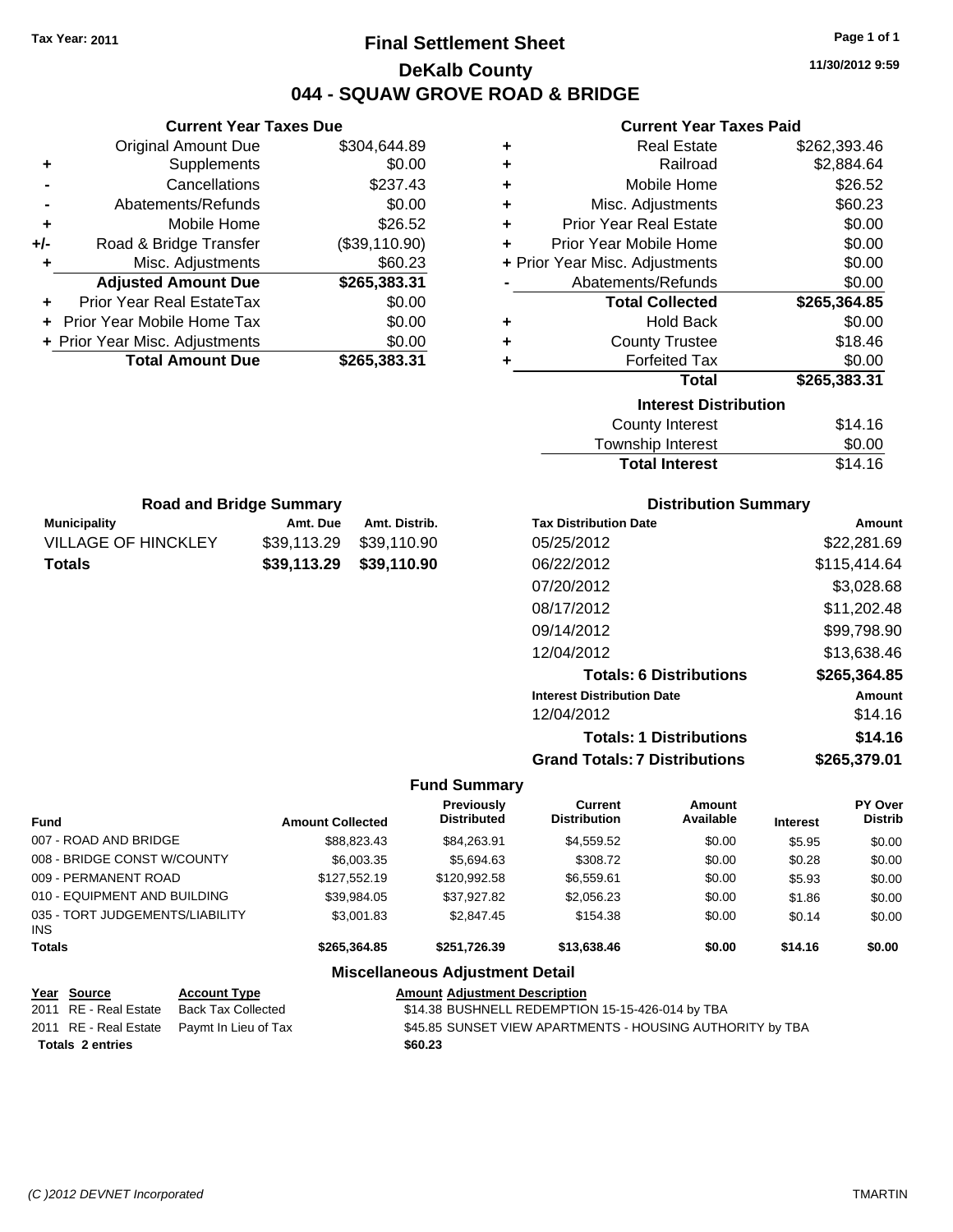Tax Year: 2011

# Final Settlement Sheet

## DeKalb County

## 044 - SQUAW GROVE ROAD & BRIDGE

11/30/2012 9:59

### Current Year Taxes Due

| | | |
|---|---|---|
| | Original Amount Due | $304,644.89 |
| + | Supplements | $0.00 |
| - | Cancellations | $237.43 |
| - | Abatements/Refunds | $0.00 |
| + | Mobile Home | $26.52 |
| +/- | Road & Bridge Transfer | ($39,110.90) |
| + | Misc. Adjustments | $60.23 |
| | **Adjusted Amount Due** | **$265,383.31** |
| + | Prior Year Real EstateTax | $0.00 |
| + | Prior Year Mobile Home Tax | $0.00 |
| + | Prior Year Misc. Adjustments | $0.00 |
| | **Total Amount Due** | **$265,383.31** |

### Current Year Taxes Paid

| | | |
|---|---|---|
| + | Real Estate | $262,393.46 |
| + | Railroad | $2,884.64 |
| + | Mobile Home | $26.52 |
| + | Misc. Adjustments | $60.23 |
| + | Prior Year Real Estate | $0.00 |
| + | Prior Year Mobile Home | $0.00 |
| + | Prior Year Misc. Adjustments | $0.00 |
| - | Abatements/Refunds | $0.00 |
| | **Total Collected** | **$265,364.85** |
| + | Hold Back | $0.00 |
| + | County Trustee | $18.46 |
| + | Forfeited Tax | $0.00 |
| | **Total** | **$265,383.31** |

### Interest Distribution

| | |
|---|---|
| County Interest | $14.16 |
| Township Interest | $0.00 |
| **Total Interest** | $14.16 |

### Road and Bridge Summary

| Municipality | Amt. Due | Amt. Distrib. |
|---|---|---|
| VILLAGE OF HINCKLEY | $39,113.29 | $39,110.90 |
| **Totals** | **$39,113.29** | **$39,110.90** |

### Distribution Summary

| Tax Distribution Date | Amount |
|---|---|
| 05/25/2012 | $22,281.69 |
| 06/22/2012 | $115,414.64 |
| 07/20/2012 | $3,028.68 |
| 08/17/2012 | $11,202.48 |
| 09/14/2012 | $99,798.90 |
| 12/04/2012 | $13,638.46 |
| **Totals: 6 Distributions** | **$265,364.85** |
| **Interest Distribution Date** | **Amount** |
| 12/04/2012 | $14.16 |
| **Totals: 1 Distributions** | **$14.16** |
| **Grand Totals: 7 Distributions** | **$265,379.01** |

### Fund Summary

| Fund | Amount Collected | Previously Distributed | Current Distribution | Amount Available | Interest | PY Over Distrib |
|---|---|---|---|---|---|---|
| 007 - ROAD AND BRIDGE | $88,823.43 | $84,263.91 | $4,559.52 | $0.00 | $5.95 | $0.00 |
| 008 - BRIDGE CONST W/COUNTY | $6,003.35 | $5,694.63 | $308.72 | $0.00 | $0.28 | $0.00 |
| 009 - PERMANENT ROAD | $127,552.19 | $120,992.58 | $6,559.61 | $0.00 | $5.93 | $0.00 |
| 010 - EQUIPMENT AND BUILDING | $39,984.05 | $37,927.82 | $2,056.23 | $0.00 | $1.86 | $0.00 |
| 035 - TORT JUDGEMENTS/LIABILITY INS | $3,001.83 | $2,847.45 | $154.38 | $0.00 | $0.14 | $0.00 |
| **Totals** | **$265,364.85** | **$251,726.39** | **$13,638.46** | **$0.00** | **$14.16** | **$0.00** |

### Miscellaneous Adjustment Detail

| Year | Source | Account Type | Amount | Adjustment Description |
|---|---|---|---|---|
| 2011 | RE - Real Estate | Back Tax Collected | $14.38 | BUSHNELL REDEMPTION 15-15-426-014 by TBA |
| 2011 | RE - Real Estate | Paymt In Lieu of Tax | $45.85 | SUNSET VIEW APARTMENTS - HOUSING AUTHORITY by TBA |
| **Totals 2 entries** | | | **$60.23** | |

(C )2012 DEVNET Incorporated TMARTIN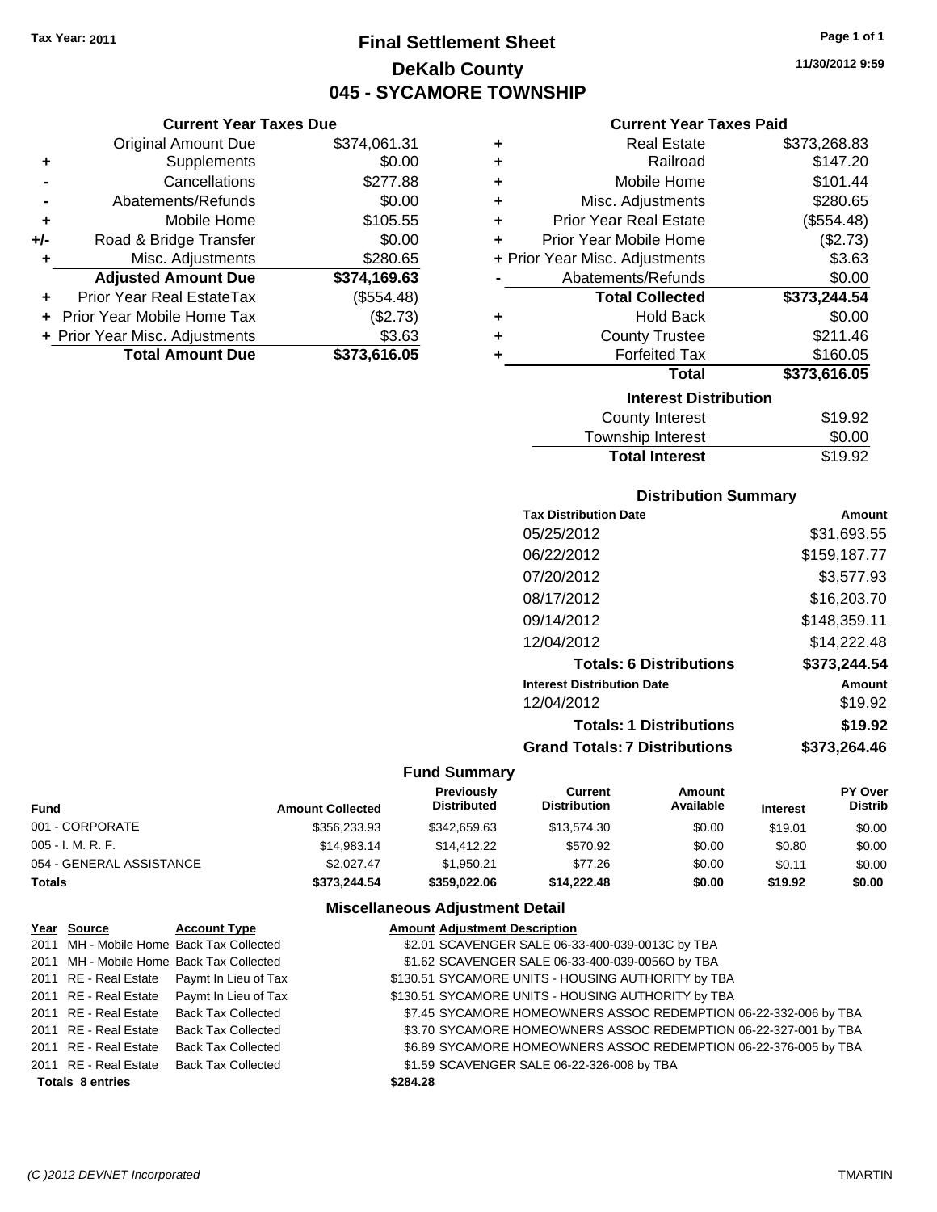Tax Year: 2011

# Final Settlement Sheet
## DeKalb County
## 045 - SYCAMORE TOWNSHIP

11/30/2012 9:59

### Current Year Taxes Due

| | | |
|---|---|---|
| | Original Amount Due | $374,061.31 |
| + | Supplements | $0.00 |
| - | Cancellations | $277.88 |
| - | Abatements/Refunds | $0.00 |
| + | Mobile Home | $105.55 |
| +/- | Road & Bridge Transfer | $0.00 |
| + | Misc. Adjustments | $280.65 |
| | **Adjusted Amount Due** | **$374,169.63** |
| + | Prior Year Real EstateTax | ($554.48) |
| + | Prior Year Mobile Home Tax | ($2.73) |
| + | Prior Year Misc. Adjustments | $3.63 |
| | **Total Amount Due** | **$373,616.05** |

### Current Year Taxes Paid

| | | |
|---|---|---|
| + | Real Estate | $373,268.83 |
| + | Railroad | $147.20 |
| + | Mobile Home | $101.44 |
| + | Misc. Adjustments | $280.65 |
| + | Prior Year Real Estate | ($554.48) |
| + | Prior Year Mobile Home | ($2.73) |
| + | Prior Year Misc. Adjustments | $3.63 |
| - | Abatements/Refunds | $0.00 |
| | **Total Collected** | **$373,244.54** |
| + | Hold Back | $0.00 |
| + | County Trustee | $211.46 |
| + | Forfeited Tax | $160.05 |
| | **Total** | **$373,616.05** |

### Interest Distribution

| | |
|---|---|
| County Interest | $19.92 |
| Township Interest | $0.00 |
| **Total Interest** | $19.92 |

### Distribution Summary

| Tax Distribution Date | Amount |
|---|---|
| 05/25/2012 | $31,693.55 |
| 06/22/2012 | $159,187.77 |
| 07/20/2012 | $3,577.93 |
| 08/17/2012 | $16,203.70 |
| 09/14/2012 | $148,359.11 |
| 12/04/2012 | $14,222.48 |
| **Totals: 6 Distributions** | **$373,244.54** |
| **Interest Distribution Date** | **Amount** |
| 12/04/2012 | $19.92 |
| **Totals: 1 Distributions** | **$19.92** |
| **Grand Totals: 7 Distributions** | **$373,264.46** |

### Fund Summary

| Fund | Amount Collected | Previously Distributed | Current Distribution | Amount Available | Interest | PY Over Distrib |
|---|---|---|---|---|---|---|
| 001 - CORPORATE | $356,233.93 | $342,659.63 | $13,574.30 | $0.00 | $19.01 | $0.00 |
| 005 - I. M. R. F. | $14,983.14 | $14,412.22 | $570.92 | $0.00 | $0.80 | $0.00 |
| 054 - GENERAL ASSISTANCE | $2,027.47 | $1,950.21 | $77.26 | $0.00 | $0.11 | $0.00 |
| **Totals** | **$373,244.54** | **$359,022.06** | **$14,222.48** | **$0.00** | **$19.92** | **$0.00** |

### Miscellaneous Adjustment Detail

| Year | Source | Account Type | Amount | Adjustment Description |
|---|---|---|---|---|
| 2011 | MH - Mobile Home | Back Tax Collected | $2.01 | SCAVENGER SALE 06-33-400-039-0013C by TBA |
| 2011 | MH - Mobile Home | Back Tax Collected | $1.62 | SCAVENGER SALE 06-33-400-039-0056O by TBA |
| 2011 | RE - Real Estate | Paymt In Lieu of Tax | $130.51 | SYCAMORE UNITS - HOUSING AUTHORITY by TBA |
| 2011 | RE - Real Estate | Paymt In Lieu of Tax | $130.51 | SYCAMORE UNITS - HOUSING AUTHORITY by TBA |
| 2011 | RE - Real Estate | Back Tax Collected | $7.45 | SYCAMORE HOMEOWNERS ASSOC REDEMPTION 06-22-332-006 by TBA |
| 2011 | RE - Real Estate | Back Tax Collected | $3.70 | SYCAMORE HOMEOWNERS ASSOC REDEMPTION 06-22-327-001 by TBA |
| 2011 | RE - Real Estate | Back Tax Collected | $6.89 | SYCAMORE HOMEOWNERS ASSOC REDEMPTION 06-22-376-005 by TBA |
| 2011 | RE - Real Estate | Back Tax Collected | $1.59 | SCAVENGER SALE 06-22-326-008 by TBA |
| **Totals 8 entries** | | | **$284.28** | |

(C )2012 DEVNET Incorporated TMARTIN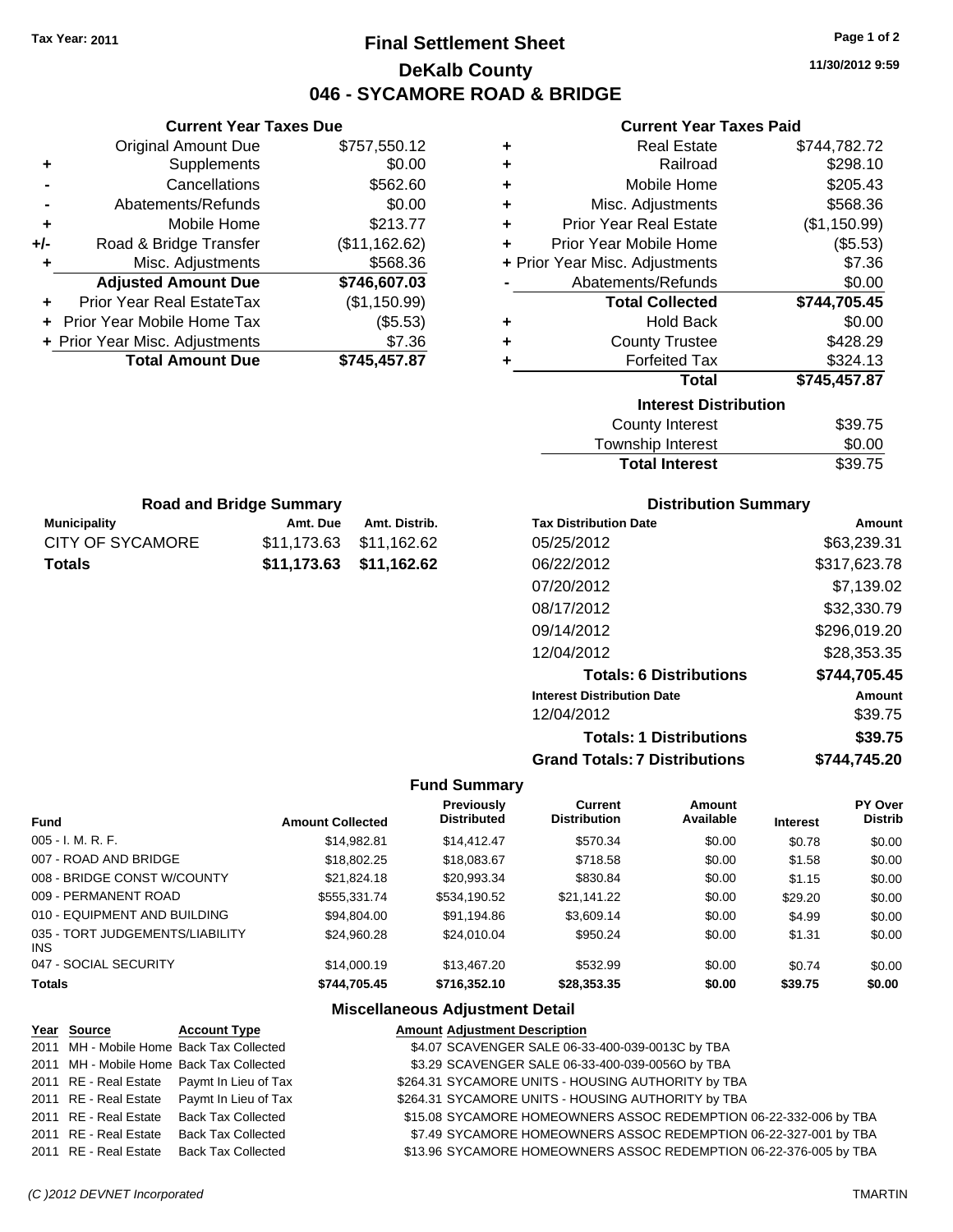Tax Year: 2011

# Final Settlement Sheet

## DeKalb County

## 046 - SYCAMORE ROAD & BRIDGE

11/30/2012 9:59

### Current Year Taxes Due

| | | |
|---|---|---|
| | Original Amount Due | $757,550.12 |
| + | Supplements | $0.00 |
| - | Cancellations | $562.60 |
| - | Abatements/Refunds | $0.00 |
| + | Mobile Home | $213.77 |
| +/- | Road & Bridge Transfer | ($11,162.62) |
| + | Misc. Adjustments | $568.36 |
| | **Adjusted Amount Due** | **$746,607.03** |
| + | Prior Year Real EstateTax | ($1,150.99) |
| + | Prior Year Mobile Home Tax | ($5.53) |
| + | Prior Year Misc. Adjustments | $7.36 |
| | **Total Amount Due** | **$745,457.87** |

### Current Year Taxes Paid

| | | |
|---|---|---|
| + | Real Estate | $744,782.72 |
| + | Railroad | $298.10 |
| + | Mobile Home | $205.43 |
| + | Misc. Adjustments | $568.36 |
| + | Prior Year Real Estate | ($1,150.99) |
| + | Prior Year Mobile Home | ($5.53) |
| + | Prior Year Misc. Adjustments | $7.36 |
| - | Abatements/Refunds | $0.00 |
| | **Total Collected** | **$744,705.45** |
| + | Hold Back | $0.00 |
| + | County Trustee | $428.29 |
| + | Forfeited Tax | $324.13 |
| | **Total** | **$745,457.87** |

### Interest Distribution

| | |
|---|---|
| County Interest | $39.75 |
| Township Interest | $0.00 |
| **Total Interest** | **$39.75** |

### Road and Bridge Summary

| Municipality | Amt. Due | Amt. Distrib. |
|---|---|---|
| CITY OF SYCAMORE | $11,173.63 | $11,162.62 |
| **Totals** | **$11,173.63** | **$11,162.62** |

### Distribution Summary

| Tax Distribution Date | Amount |
|---|---|
| 05/25/2012 | $63,239.31 |
| 06/22/2012 | $317,623.78 |
| 07/20/2012 | $7,139.02 |
| 08/17/2012 | $32,330.79 |
| 09/14/2012 | $296,019.20 |
| 12/04/2012 | $28,353.35 |
| **Totals: 6 Distributions** | **$744,705.45** |
| **Interest Distribution Date** | **Amount** |
| 12/04/2012 | $39.75 |
| **Totals: 1 Distributions** | **$39.75** |
| **Grand Totals: 7 Distributions** | **$744,745.20** |

### Fund Summary

| Fund | Amount Collected | Previously Distributed | Current Distribution | Amount Available | Interest | PY Over Distrib |
|---|---|---|---|---|---|---|
| 005 - I. M. R. F. | $14,982.81 | $14,412.47 | $570.34 | $0.00 | $0.78 | $0.00 |
| 007 - ROAD AND BRIDGE | $18,802.25 | $18,083.67 | $718.58 | $0.00 | $1.58 | $0.00 |
| 008 - BRIDGE CONST W/COUNTY | $21,824.18 | $20,993.34 | $830.84 | $0.00 | $1.15 | $0.00 |
| 009 - PERMANENT ROAD | $555,331.74 | $534,190.52 | $21,141.22 | $0.00 | $29.20 | $0.00 |
| 010 - EQUIPMENT AND BUILDING | $94,804.00 | $91,194.86 | $3,609.14 | $0.00 | $4.99 | $0.00 |
| 035 - TORT JUDGEMENTS/LIABILITY INS | $24,960.28 | $24,010.04 | $950.24 | $0.00 | $1.31 | $0.00 |
| 047 - SOCIAL SECURITY | $14,000.19 | $13,467.20 | $532.99 | $0.00 | $0.74 | $0.00 |
| **Totals** | **$744,705.45** | **$716,352.10** | **$28,353.35** | **$0.00** | **$39.75** | **$0.00** |

### Miscellaneous Adjustment Detail

| Year | Source | Account Type | Amount | Adjustment Description |
|---|---|---|---|---|
| 2011 | MH - Mobile Home | Back Tax Collected | $4.07 | SCAVENGER SALE 06-33-400-039-0013C by TBA |
| 2011 | MH - Mobile Home | Back Tax Collected | $3.29 | SCAVENGER SALE 06-33-400-039-0056O by TBA |
| 2011 | RE - Real Estate | Paymt In Lieu of Tax | $264.31 | SYCAMORE UNITS - HOUSING AUTHORITY by TBA |
| 2011 | RE - Real Estate | Paymt In Lieu of Tax | $264.31 | SYCAMORE UNITS - HOUSING AUTHORITY by TBA |
| 2011 | RE - Real Estate | Back Tax Collected | $15.08 | SYCAMORE HOMEOWNERS ASSOC REDEMPTION 06-22-332-006 by TBA |
| 2011 | RE - Real Estate | Back Tax Collected | $7.49 | SYCAMORE HOMEOWNERS ASSOC REDEMPTION 06-22-327-001 by TBA |
| 2011 | RE - Real Estate | Back Tax Collected | $13.96 | SYCAMORE HOMEOWNERS ASSOC REDEMPTION 06-22-376-005 by TBA |

(C )2012 DEVNET Incorporated TMARTIN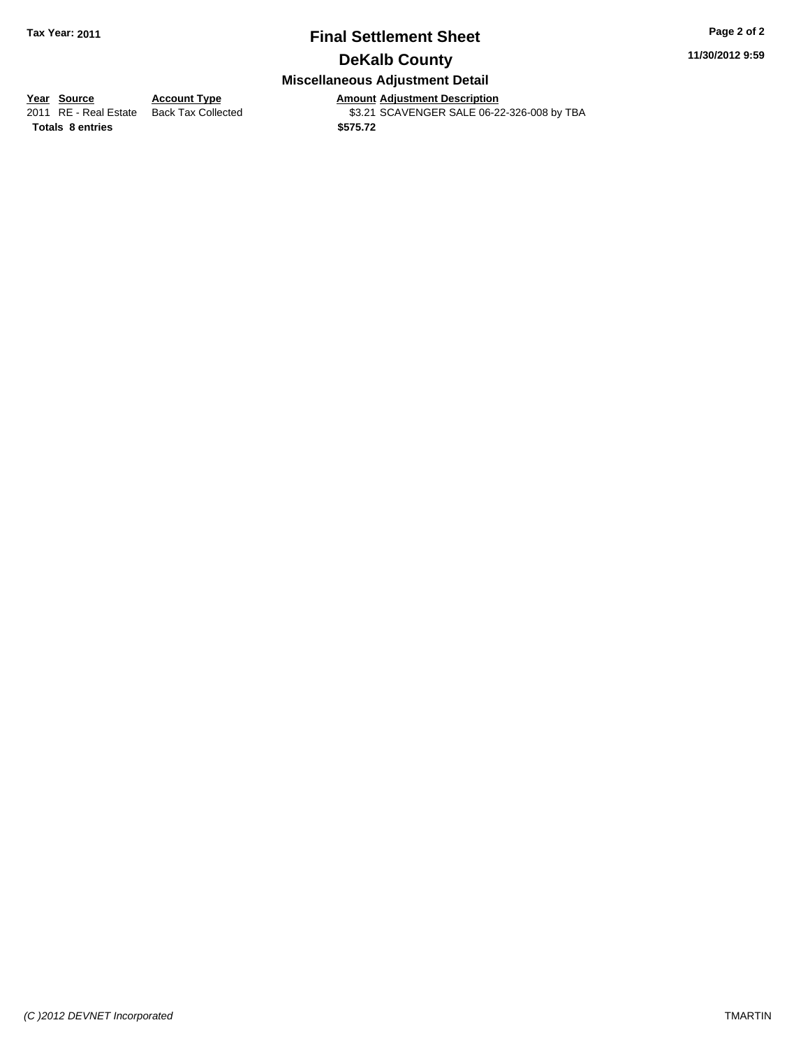# Final Settlement Sheet

## DeKalb County

### Miscellaneous Adjustment Detail

| Year | Source | Account Type | Amount | Adjustment Description |
|---|---|---|---|---|
| 2011 | RE - Real Estate | Back Tax Collected | $3.21 | SCAVENGER SALE 06-22-326-008 by TBA |
| **Totals** | **8 entries** | | **$575.72** | |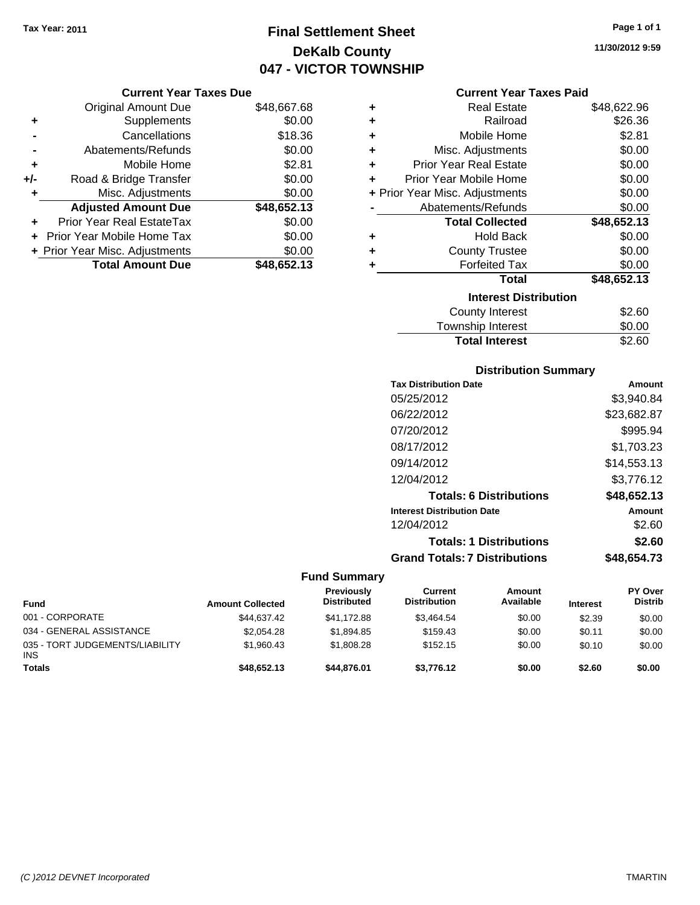**Tax Year: 2011**

# Final Settlement Sheet
## DeKalb County
## 047 - VICTOR TOWNSHIP

11/30/2012 9:59

### Current Year Taxes Due

| | | |
|---|---|---|
| | Original Amount Due | $48,667.68 |
| + | Supplements | $0.00 |
| - | Cancellations | $18.36 |
| - | Abatements/Refunds | $0.00 |
| + | Mobile Home | $2.81 |
| +/- | Road & Bridge Transfer | $0.00 |
| + | Misc. Adjustments | $0.00 |
| | **Adjusted Amount Due** | **$48,652.13** |
| + | Prior Year Real EstateTax | $0.00 |
| + | Prior Year Mobile Home Tax | $0.00 |
| + | Prior Year Misc. Adjustments | $0.00 |
| | **Total Amount Due** | **$48,652.13** |

### Current Year Taxes Paid

| | | |
|---|---|---|
| + | Real Estate | $48,622.96 |
| + | Railroad | $26.36 |
| + | Mobile Home | $2.81 |
| + | Misc. Adjustments | $0.00 |
| + | Prior Year Real Estate | $0.00 |
| + | Prior Year Mobile Home | $0.00 |
| + | Prior Year Misc. Adjustments | $0.00 |
| - | Abatements/Refunds | $0.00 |
| | **Total Collected** | **$48,652.13** |
| + | Hold Back | $0.00 |
| + | County Trustee | $0.00 |
| + | Forfeited Tax | $0.00 |
| | **Total** | **$48,652.13** |

### Interest Distribution

| | |
|---|---|
| County Interest | $2.60 |
| Township Interest | $0.00 |
| **Total Interest** | $2.60 |

### Distribution Summary

| Tax Distribution Date | Amount |
|---|---|
| 05/25/2012 | $3,940.84 |
| 06/22/2012 | $23,682.87 |
| 07/20/2012 | $995.94 |
| 08/17/2012 | $1,703.23 |
| 09/14/2012 | $14,553.13 |
| 12/04/2012 | $3,776.12 |
| **Totals: 6 Distributions** | **$48,652.13** |
| **Interest Distribution Date** | **Amount** |
| 12/04/2012 | $2.60 |
| **Totals: 1 Distributions** | **$2.60** |
| **Grand Totals: 7 Distributions** | **$48,654.73** |

### Fund Summary

| Fund | Amount Collected | Previously Distributed | Current Distribution | Amount Available | Interest | PY Over Distrib |
|---|---|---|---|---|---|---|
| 001 - CORPORATE | $44,637.42 | $41,172.88 | $3,464.54 | $0.00 | $2.39 | $0.00 |
| 034 - GENERAL ASSISTANCE | $2,054.28 | $1,894.85 | $159.43 | $0.00 | $0.11 | $0.00 |
| 035 - TORT JUDGEMENTS/LIABILITY INS | $1,960.43 | $1,808.28 | $152.15 | $0.00 | $0.10 | $0.00 |
| **Totals** | **$48,652.13** | **$44,876.01** | **$3,776.12** | **$0.00** | **$2.60** | **$0.00** |

(C )2012 DEVNET Incorporated TMARTIN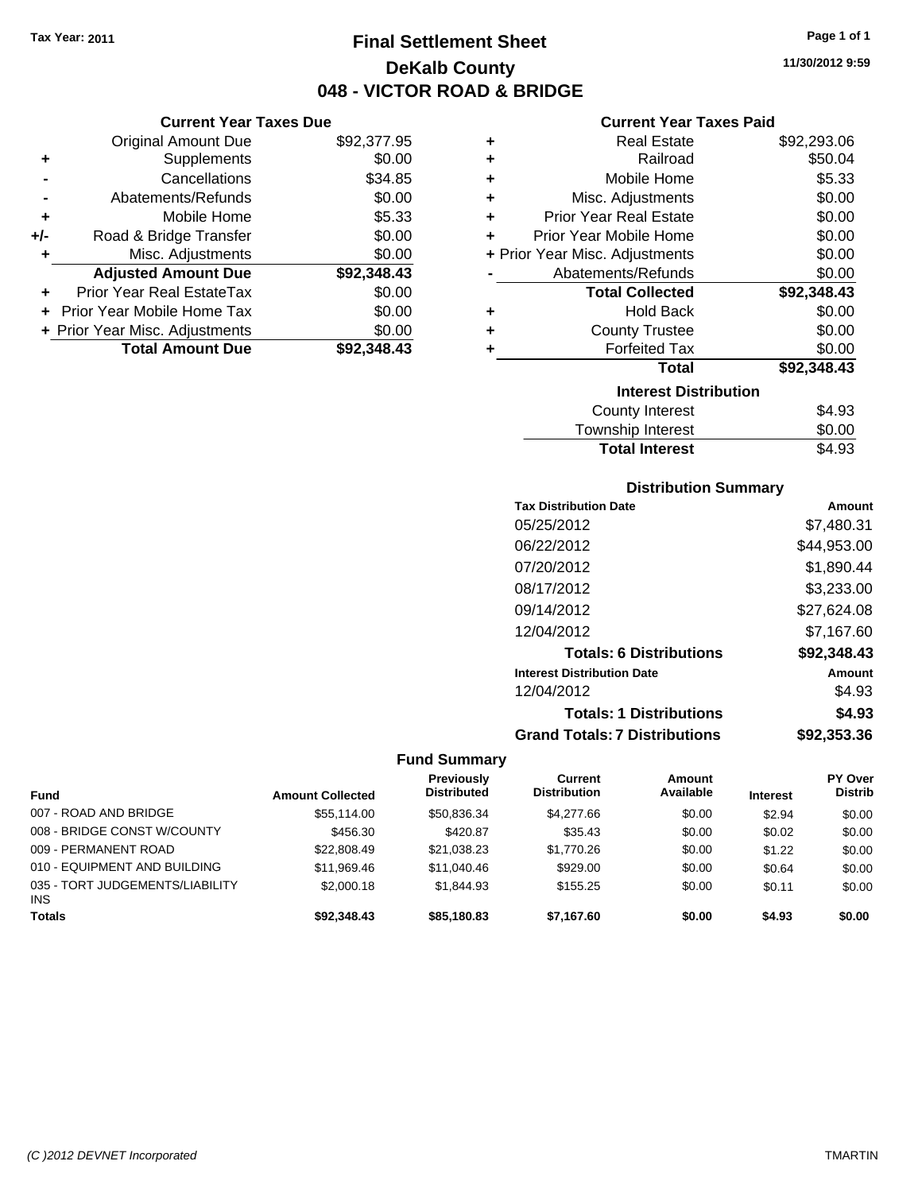Tax Year: 2011

# Final Settlement Sheet

## DeKalb County

## 048 - VICTOR ROAD & BRIDGE

11/30/2012 9:59

### Current Year Taxes Due

| | | |
|---|---|---|
| | Original Amount Due | $92,377.95 |
| + | Supplements | $0.00 |
| - | Cancellations | $34.85 |
| - | Abatements/Refunds | $0.00 |
| + | Mobile Home | $5.33 |
| +/- | Road & Bridge Transfer | $0.00 |
| + | Misc. Adjustments | $0.00 |
| | **Adjusted Amount Due** | **$92,348.43** |
| + | Prior Year Real EstateTax | $0.00 |
| + | Prior Year Mobile Home Tax | $0.00 |
| + | Prior Year Misc. Adjustments | $0.00 |
| | **Total Amount Due** | **$92,348.43** |

### Current Year Taxes Paid

| | | |
|---|---|---|
| + | Real Estate | $92,293.06 |
| + | Railroad | $50.04 |
| + | Mobile Home | $5.33 |
| + | Misc. Adjustments | $0.00 |
| + | Prior Year Real Estate | $0.00 |
| + | Prior Year Mobile Home | $0.00 |
| + | Prior Year Misc. Adjustments | $0.00 |
| - | Abatements/Refunds | $0.00 |
| | **Total Collected** | **$92,348.43** |
| + | Hold Back | $0.00 |
| + | County Trustee | $0.00 |
| + | Forfeited Tax | $0.00 |
| | **Total** | **$92,348.43** |

### Interest Distribution

| | |
|---|---|
| County Interest | $4.93 |
| Township Interest | $0.00 |
| **Total Interest** | $4.93 |

### Distribution Summary

| Tax Distribution Date | Amount |
|---|---|
| 05/25/2012 | $7,480.31 |
| 06/22/2012 | $44,953.00 |
| 07/20/2012 | $1,890.44 |
| 08/17/2012 | $3,233.00 |
| 09/14/2012 | $27,624.08 |
| 12/04/2012 | $7,167.60 |
| **Totals: 6 Distributions** | **$92,348.43** |
| **Interest Distribution Date** | **Amount** |
| 12/04/2012 | $4.93 |
| **Totals: 1 Distributions** | **$4.93** |
| **Grand Totals: 7 Distributions** | **$92,353.36** |

### Fund Summary

| Fund | Amount Collected | Previously Distributed | Current Distribution | Amount Available | Interest | PY Over Distrib |
|---|---|---|---|---|---|---|
| 007 - ROAD AND BRIDGE | $55,114.00 | $50,836.34 | $4,277.66 | $0.00 | $2.94 | $0.00 |
| 008 - BRIDGE CONST W/COUNTY | $456.30 | $420.87 | $35.43 | $0.00 | $0.02 | $0.00 |
| 009 - PERMANENT ROAD | $22,808.49 | $21,038.23 | $1,770.26 | $0.00 | $1.22 | $0.00 |
| 010 - EQUIPMENT AND BUILDING | $11,969.46 | $11,040.46 | $929.00 | $0.00 | $0.64 | $0.00 |
| 035 - TORT JUDGEMENTS/LIABILITY INS | $2,000.18 | $1,844.93 | $155.25 | $0.00 | $0.11 | $0.00 |
| **Totals** | **$92,348.43** | **$85,180.83** | **$7,167.60** | **$0.00** | **$4.93** | **$0.00** |

(C )2012 DEVNET Incorporated TMARTIN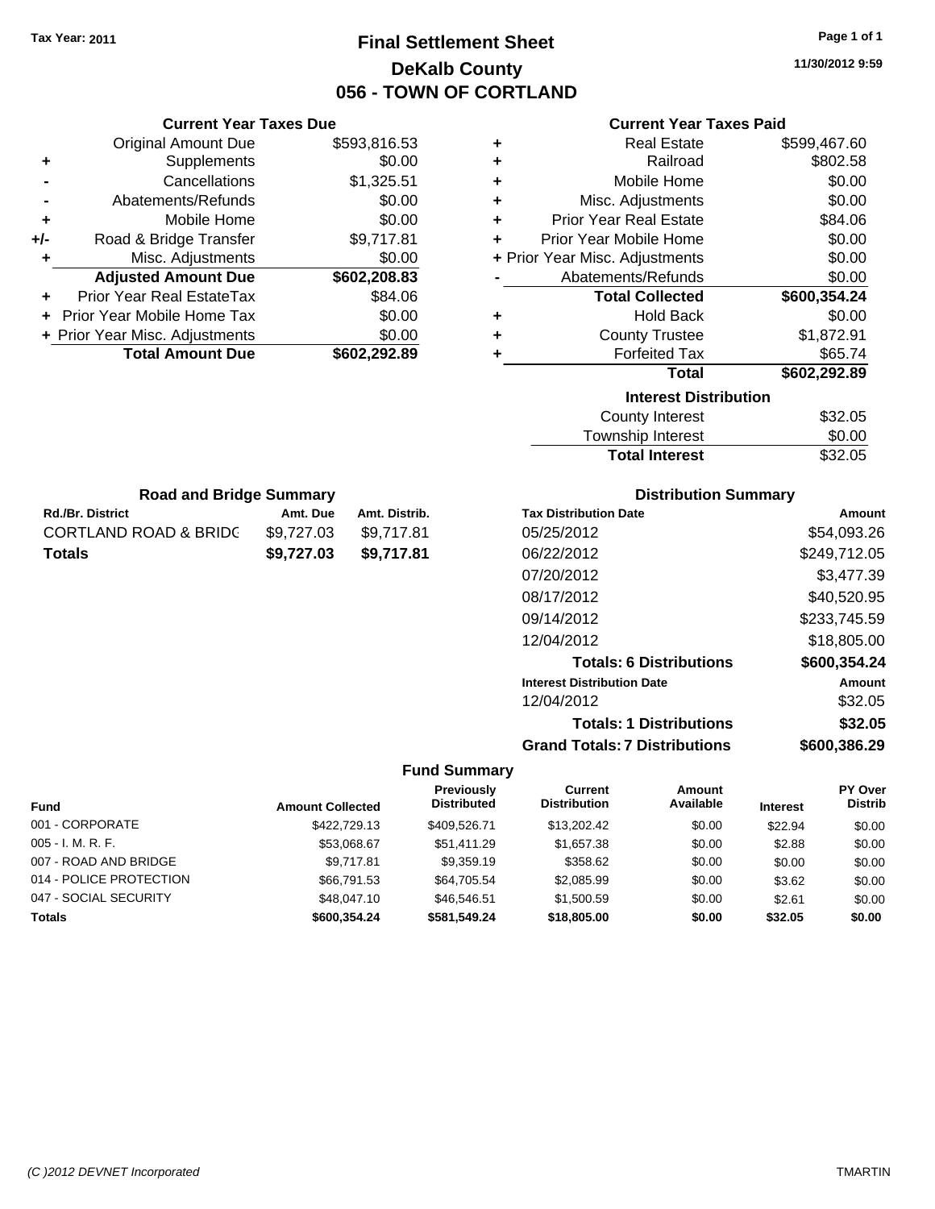Tax Year: 2011

# Final Settlement Sheet
## DeKalb County
## 056 - TOWN OF CORTLAND

11/30/2012 9:59

### Current Year Taxes Due

| | | |
|---|---|---|
| | Original Amount Due | $593,816.53 |
| + | Supplements | $0.00 |
| - | Cancellations | $1,325.51 |
| - | Abatements/Refunds | $0.00 |
| + | Mobile Home | $0.00 |
| +/- | Road & Bridge Transfer | $9,717.81 |
| + | Misc. Adjustments | $0.00 |
| | **Adjusted Amount Due** | **$602,208.83** |
| + | Prior Year Real EstateTax | $84.06 |
| + | Prior Year Mobile Home Tax | $0.00 |
| + | Prior Year Misc. Adjustments | $0.00 |
| | **Total Amount Due** | **$602,292.89** |

### Current Year Taxes Paid

| | | |
|---|---|---|
| + | Real Estate | $599,467.60 |
| + | Railroad | $802.58 |
| + | Mobile Home | $0.00 |
| + | Misc. Adjustments | $0.00 |
| + | Prior Year Real Estate | $84.06 |
| + | Prior Year Mobile Home | $0.00 |
| + | Prior Year Misc. Adjustments | $0.00 |
| - | Abatements/Refunds | $0.00 |
| | **Total Collected** | **$600,354.24** |
| + | Hold Back | $0.00 |
| + | County Trustee | $1,872.91 |
| + | Forfeited Tax | $65.74 |
| | **Total** | **$602,292.89** |

### Interest Distribution

| | |
|---|---|
| County Interest | $32.05 |
| Township Interest | $0.00 |
| **Total Interest** | $32.05 |

### Road and Bridge Summary

| Rd./Br. District | Amt. Due | Amt. Distrib. |
|---|---|---|
| CORTLAND ROAD & BRIDG | $9,727.03 | $9,717.81 |
| **Totals** | **$9,727.03** | **$9,717.81** |

### Distribution Summary

| Tax Distribution Date | Amount |
|---|---|
| 05/25/2012 | $54,093.26 |
| 06/22/2012 | $249,712.05 |
| 07/20/2012 | $3,477.39 |
| 08/17/2012 | $40,520.95 |
| 09/14/2012 | $233,745.59 |
| 12/04/2012 | $18,805.00 |
| **Totals: 6 Distributions** | **$600,354.24** |
| **Interest Distribution Date** | **Amount** |
| 12/04/2012 | $32.05 |
| **Totals: 1 Distributions** | **$32.05** |
| **Grand Totals: 7 Distributions** | **$600,386.29** |

### Fund Summary

| Fund | Amount Collected | Previously Distributed | Current Distribution | Amount Available | Interest | PY Over Distrib |
|---|---|---|---|---|---|---|
| 001 - CORPORATE | $422,729.13 | $409,526.71 | $13,202.42 | $0.00 | $22.94 | $0.00 |
| 005 - I. M. R. F. | $53,068.67 | $51,411.29 | $1,657.38 | $0.00 | $2.88 | $0.00 |
| 007 - ROAD AND BRIDGE | $9,717.81 | $9,359.19 | $358.62 | $0.00 | $0.00 | $0.00 |
| 014 - POLICE PROTECTION | $66,791.53 | $64,705.54 | $2,085.99 | $0.00 | $3.62 | $0.00 |
| 047 - SOCIAL SECURITY | $48,047.10 | $46,546.51 | $1,500.59 | $0.00 | $2.61 | $0.00 |
| **Totals** | **$600,354.24** | **$581,549.24** | **$18,805.00** | **$0.00** | **$32.05** | **$0.00** |

(C )2012 DEVNET Incorporated TMARTIN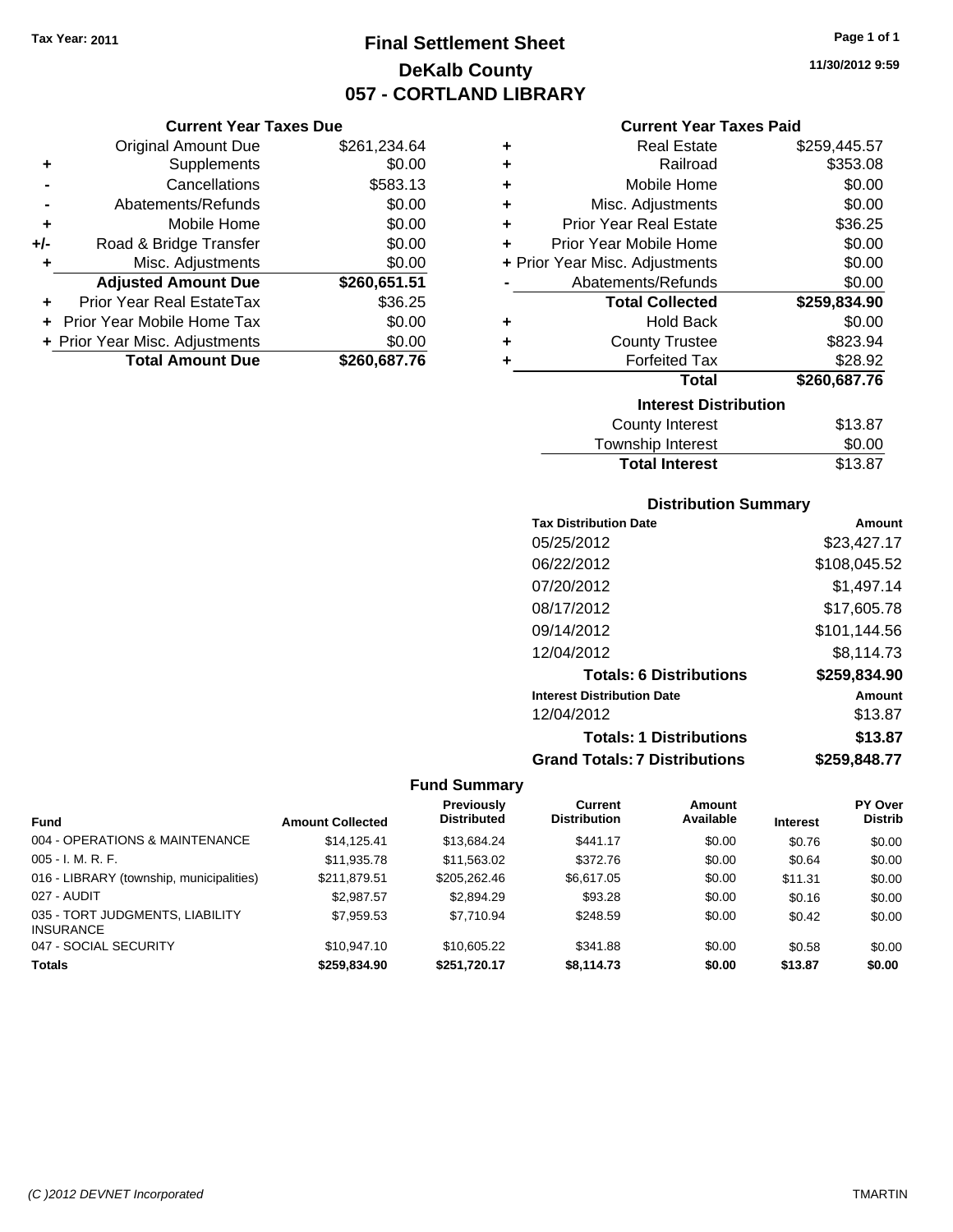Tax Year: 2011

# Final Settlement Sheet
## DeKalb County
## 057 - CORTLAND LIBRARY

11/30/2012 9:59

### Current Year Taxes Due

| | | |
|---|---|---|
| | Original Amount Due | $261,234.64 |
| + | Supplements | $0.00 |
| - | Cancellations | $583.13 |
| - | Abatements/Refunds | $0.00 |
| + | Mobile Home | $0.00 |
| +/- | Road & Bridge Transfer | $0.00 |
| + | Misc. Adjustments | $0.00 |
| | **Adjusted Amount Due** | **$260,651.51** |
| + | Prior Year Real EstateTax | $36.25 |
| + | Prior Year Mobile Home Tax | $0.00 |
| + | Prior Year Misc. Adjustments | $0.00 |
| | **Total Amount Due** | **$260,687.76** |

### Current Year Taxes Paid

| | | |
|---|---|---|
| + | Real Estate | $259,445.57 |
| + | Railroad | $353.08 |
| + | Mobile Home | $0.00 |
| + | Misc. Adjustments | $0.00 |
| + | Prior Year Real Estate | $36.25 |
| + | Prior Year Mobile Home | $0.00 |
| + | Prior Year Misc. Adjustments | $0.00 |
| - | Abatements/Refunds | $0.00 |
| | **Total Collected** | **$259,834.90** |
| + | Hold Back | $0.00 |
| + | County Trustee | $823.94 |
| + | Forfeited Tax | $28.92 |
| | **Total** | **$260,687.76** |

### Interest Distribution

| | |
|---|---|
| County Interest | $13.87 |
| Township Interest | $0.00 |
| **Total Interest** | $13.87 |

### Distribution Summary

| Tax Distribution Date | Amount |
|---|---|
| 05/25/2012 | $23,427.17 |
| 06/22/2012 | $108,045.52 |
| 07/20/2012 | $1,497.14 |
| 08/17/2012 | $17,605.78 |
| 09/14/2012 | $101,144.56 |
| 12/04/2012 | $8,114.73 |
| **Totals: 6 Distributions** | **$259,834.90** |
| **Interest Distribution Date** | **Amount** |
| 12/04/2012 | $13.87 |
| **Totals: 1 Distributions** | **$13.87** |
| **Grand Totals: 7 Distributions** | **$259,848.77** |

### Fund Summary

| Fund | Amount Collected | Previously Distributed | Current Distribution | Amount Available | Interest | PY Over Distrib |
|---|---|---|---|---|---|---|
| 004 - OPERATIONS & MAINTENANCE | $14,125.41 | $13,684.24 | $441.17 | $0.00 | $0.76 | $0.00 |
| 005 - I. M. R. F. | $11,935.78 | $11,563.02 | $372.76 | $0.00 | $0.64 | $0.00 |
| 016 - LIBRARY (township, municipalities) | $211,879.51 | $205,262.46 | $6,617.05 | $0.00 | $11.31 | $0.00 |
| 027 - AUDIT | $2,987.57 | $2,894.29 | $93.28 | $0.00 | $0.16 | $0.00 |
| 035 - TORT JUDGMENTS, LIABILITY INSURANCE | $7,959.53 | $7,710.94 | $248.59 | $0.00 | $0.42 | $0.00 |
| 047 - SOCIAL SECURITY | $10,947.10 | $10,605.22 | $341.88 | $0.00 | $0.58 | $0.00 |
| **Totals** | **$259,834.90** | **$251,720.17** | **$8,114.73** | **$0.00** | **$13.87** | **$0.00** |

(C )2012 DEVNET Incorporated — TMARTIN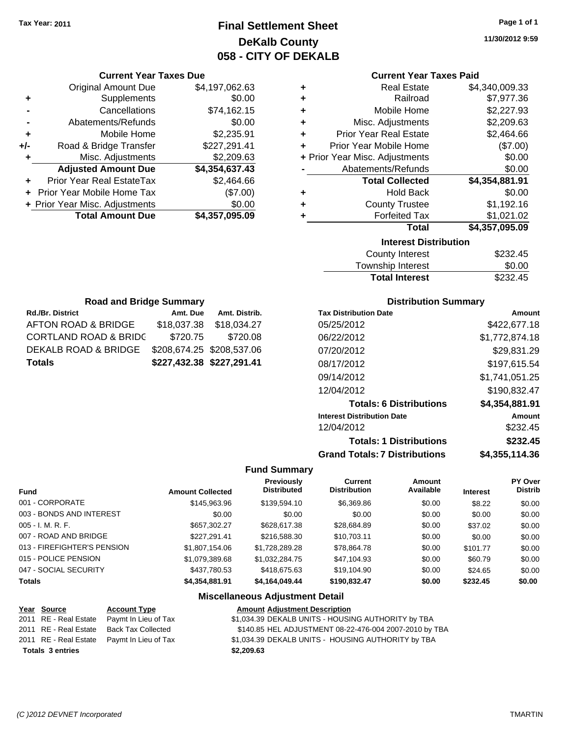Tax Year: 2011

# Final Settlement Sheet
## DeKalb County
## 058 - CITY OF DEKALB

11/30/2012 9:59

### Current Year Taxes Due

| | | |
|---|---|---|
| | Original Amount Due | $4,197,062.63 |
| + | Supplements | $0.00 |
| - | Cancellations | $74,162.15 |
| - | Abatements/Refunds | $0.00 |
| + | Mobile Home | $2,235.91 |
| +/- | Road & Bridge Transfer | $227,291.41 |
| + | Misc. Adjustments | $2,209.63 |
| | **Adjusted Amount Due** | **$4,354,637.43** |
| + | Prior Year Real EstateTax | $2,464.66 |
| + | Prior Year Mobile Home Tax | ($7.00) |
| + | Prior Year Misc. Adjustments | $0.00 |
| | **Total Amount Due** | **$4,357,095.09** |

### Current Year Taxes Paid

| | | |
|---|---|---|
| + | Real Estate | $4,340,009.33 |
| + | Railroad | $7,977.36 |
| + | Mobile Home | $2,227.93 |
| + | Misc. Adjustments | $2,209.63 |
| + | Prior Year Real Estate | $2,464.66 |
| + | Prior Year Mobile Home | ($7.00) |
| + | Prior Year Misc. Adjustments | $0.00 |
| - | Abatements/Refunds | $0.00 |
| | **Total Collected** | **$4,354,881.91** |
| + | Hold Back | $0.00 |
| + | County Trustee | $1,192.16 |
| + | Forfeited Tax | $1,021.02 |
| | **Total** | **$4,357,095.09** |

### Interest Distribution

| | |
|---|---|
| County Interest | $232.45 |
| Township Interest | $0.00 |
| **Total Interest** | $232.45 |

### Road and Bridge Summary

| Rd./Br. District | Amt. Due | Amt. Distrib. |
|---|---|---|
| AFTON ROAD & BRIDGE | $18,037.38 | $18,034.27 |
| CORTLAND ROAD & BRIDG | $720.75 | $720.08 |
| DEKALB ROAD & BRIDGE | $208,674.25 | $208,537.06 |
| **Totals** | **$227,432.38** | **$227,291.41** |

### Distribution Summary

| Tax Distribution Date | Amount |
|---|---|
| 05/25/2012 | $422,677.18 |
| 06/22/2012 | $1,772,874.18 |
| 07/20/2012 | $29,831.29 |
| 08/17/2012 | $197,615.54 |
| 09/14/2012 | $1,741,051.25 |
| 12/04/2012 | $190,832.47 |
| **Totals: 6 Distributions** | **$4,354,881.91** |
| **Interest Distribution Date** | **Amount** |
| 12/04/2012 | $232.45 |
| **Totals: 1 Distributions** | **$232.45** |
| **Grand Totals: 7 Distributions** | **$4,355,114.36** |

### Fund Summary

| Fund | Amount Collected | Previously Distributed | Current Distribution | Amount Available | Interest | PY Over Distrib |
|---|---|---|---|---|---|---|
| 001 - CORPORATE | $145,963.96 | $139,594.10 | $6,369.86 | $0.00 | $8.22 | $0.00 |
| 003 - BONDS AND INTEREST | $0.00 | $0.00 | $0.00 | $0.00 | $0.00 | $0.00 |
| 005 - I. M. R. F. | $657,302.27 | $628,617.38 | $28,684.89 | $0.00 | $37.02 | $0.00 |
| 007 - ROAD AND BRIDGE | $227,291.41 | $216,588.30 | $10,703.11 | $0.00 | $0.00 | $0.00 |
| 013 - FIREFIGHTER'S PENSION | $1,807,154.06 | $1,728,289.28 | $78,864.78 | $0.00 | $101.77 | $0.00 |
| 015 - POLICE PENSION | $1,079,389.68 | $1,032,284.75 | $47,104.93 | $0.00 | $60.79 | $0.00 |
| 047 - SOCIAL SECURITY | $437,780.53 | $418,675.63 | $19,104.90 | $0.00 | $24.65 | $0.00 |
| **Totals** | **$4,354,881.91** | **$4,164,049.44** | **$190,832.47** | **$0.00** | **$232.45** | **$0.00** |

### Miscellaneous Adjustment Detail

| Year | Source | Account Type | Amount | Adjustment Description |
|---|---|---|---|---|
| 2011 | RE - Real Estate | Paymt In Lieu of Tax | $1,034.39 | DEKALB UNITS - HOUSING AUTHORITY by TBA |
| 2011 | RE - Real Estate | Back Tax Collected | $140.85 | HEL ADJUSTMENT 08-22-476-004 2007-2010 by TBA |
| 2011 | RE - Real Estate | Paymt In Lieu of Tax | $1,034.39 | DEKALB UNITS - HOUSING AUTHORITY by TBA |
| **Totals** | **3 entries** | | **$2,209.63** | |

(C )2012 DEVNET Incorporated TMARTIN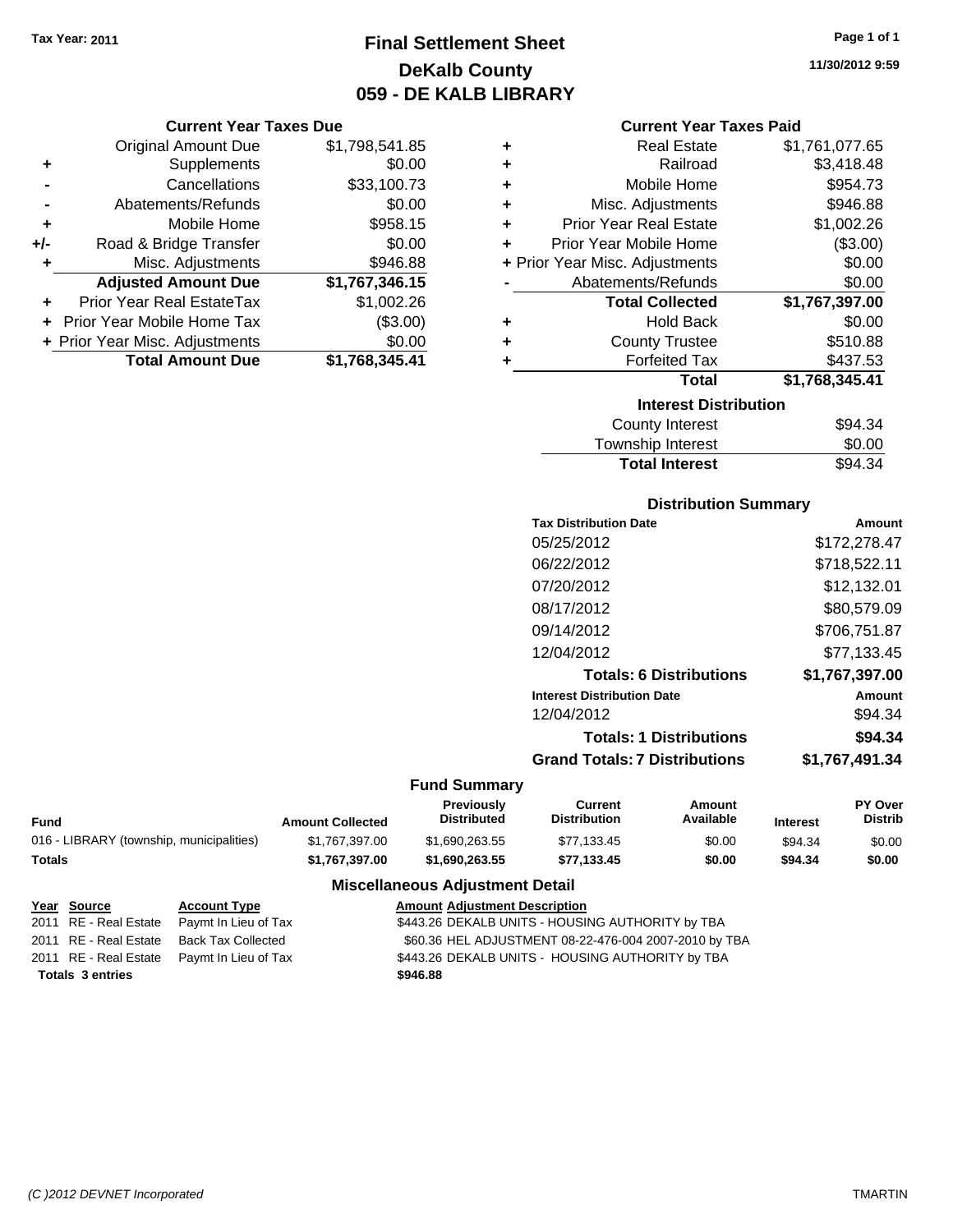Tax Year: 2011

# Final Settlement Sheet
## DeKalb County
## 059 - DE KALB LIBRARY

11/30/2012 9:59

### Current Year Taxes Due

| | | |
|---|---|---|
| | Original Amount Due | $1,798,541.85 |
| + | Supplements | $0.00 |
| - | Cancellations | $33,100.73 |
| - | Abatements/Refunds | $0.00 |
| + | Mobile Home | $958.15 |
| +/- | Road & Bridge Transfer | $0.00 |
| + | Misc. Adjustments | $946.88 |
| | **Adjusted Amount Due** | **$1,767,346.15** |
| + | Prior Year Real EstateTax | $1,002.26 |
| + | Prior Year Mobile Home Tax | ($3.00) |
| + | Prior Year Misc. Adjustments | $0.00 |
| | **Total Amount Due** | **$1,768,345.41** |

### Current Year Taxes Paid

| | | |
|---|---|---|
| + | Real Estate | $1,761,077.65 |
| + | Railroad | $3,418.48 |
| + | Mobile Home | $954.73 |
| + | Misc. Adjustments | $946.88 |
| + | Prior Year Real Estate | $1,002.26 |
| + | Prior Year Mobile Home | ($3.00) |
| + | Prior Year Misc. Adjustments | $0.00 |
| - | Abatements/Refunds | $0.00 |
| | **Total Collected** | **$1,767,397.00** |
| + | Hold Back | $0.00 |
| + | County Trustee | $510.88 |
| + | Forfeited Tax | $437.53 |
| | **Total** | **$1,768,345.41** |

### Interest Distribution

| | |
|---|---|
| County Interest | $94.34 |
| Township Interest | $0.00 |
| **Total Interest** | $94.34 |

### Distribution Summary

| Tax Distribution Date | Amount |
|---|---|
| 05/25/2012 | $172,278.47 |
| 06/22/2012 | $718,522.11 |
| 07/20/2012 | $12,132.01 |
| 08/17/2012 | $80,579.09 |
| 09/14/2012 | $706,751.87 |
| 12/04/2012 | $77,133.45 |
| **Totals: 6 Distributions** | **$1,767,397.00** |
| **Interest Distribution Date** | **Amount** |
| 12/04/2012 | $94.34 |
| **Totals: 1 Distributions** | **$94.34** |
| **Grand Totals: 7 Distributions** | **$1,767,491.34** |

### Fund Summary

| Fund | Amount Collected | Previously Distributed | Current Distribution | Amount Available | Interest | PY Over Distrib |
|---|---|---|---|---|---|---|
| 016 - LIBRARY (township, municipalities) | $1,767,397.00 | $1,690,263.55 | $77,133.45 | $0.00 | $94.34 | $0.00 |
| **Totals** | **$1,767,397.00** | **$1,690,263.55** | **$77,133.45** | **$0.00** | **$94.34** | **$0.00** |

### Miscellaneous Adjustment Detail

| Year | Source | Account Type | Amount | Adjustment Description |
|---|---|---|---|---|
| 2011 | RE - Real Estate | Paymt In Lieu of Tax | $443.26 | DEKALB UNITS - HOUSING AUTHORITY by TBA |
| 2011 | RE - Real Estate | Back Tax Collected | $60.36 | HEL ADJUSTMENT 08-22-476-004 2007-2010 by TBA |
| 2011 | RE - Real Estate | Paymt In Lieu of Tax | $443.26 | DEKALB UNITS - HOUSING AUTHORITY by TBA |
| **Totals 3 entries** | | | **$946.88** | |

(C )2012 DEVNET Incorporated TMARTIN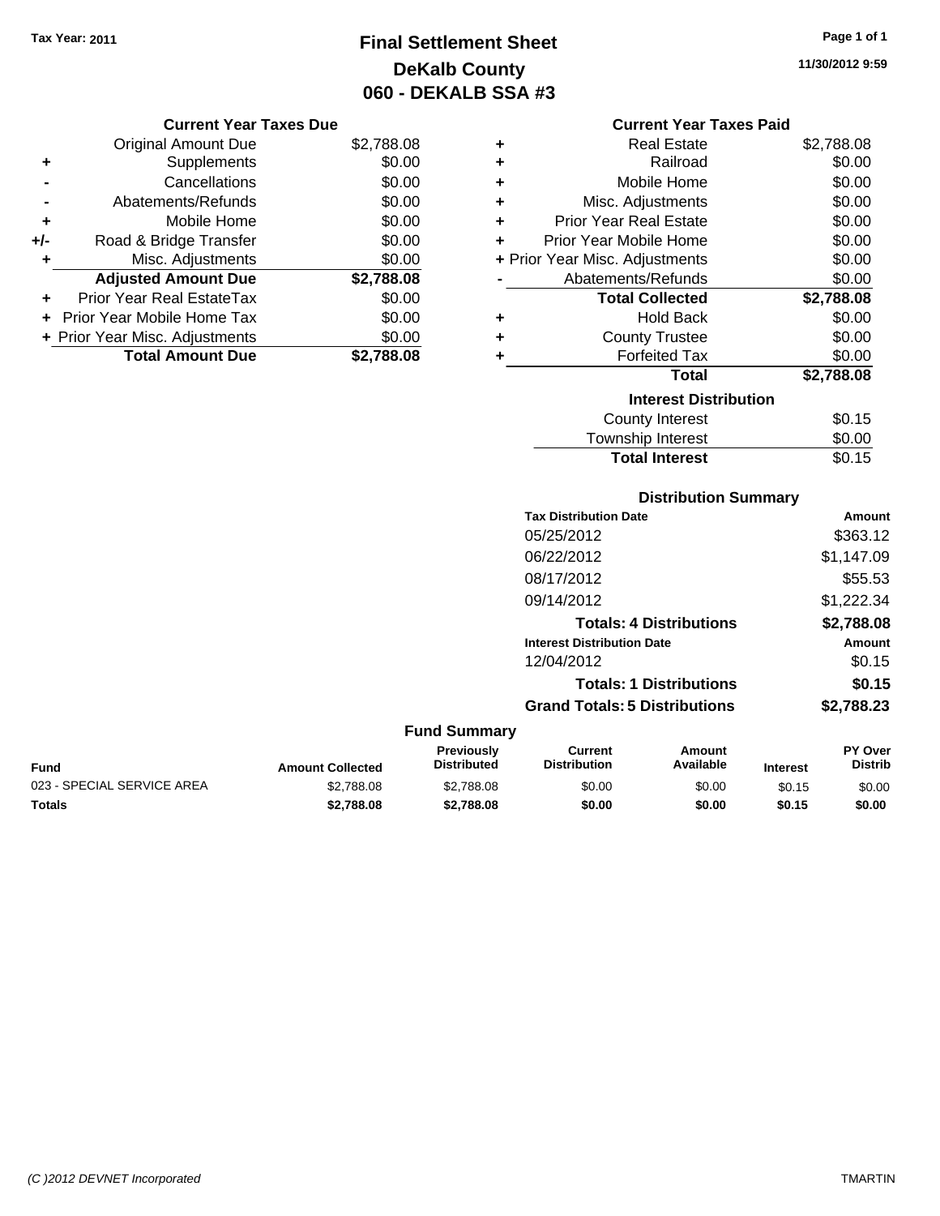Tax Year: 2011

# Final Settlement Sheet
## DeKalb County
## 060 - DEKALB SSA #3

11/30/2012 9:59

### Current Year Taxes Due

| | | |
|---|---|---|
| | Original Amount Due | $2,788.08 |
| + | Supplements | $0.00 |
| - | Cancellations | $0.00 |
| - | Abatements/Refunds | $0.00 |
| + | Mobile Home | $0.00 |
| +/- | Road & Bridge Transfer | $0.00 |
| + | Misc. Adjustments | $0.00 |
| | **Adjusted Amount Due** | **$2,788.08** |
| + | Prior Year Real EstateTax | $0.00 |
| + | Prior Year Mobile Home Tax | $0.00 |
| + | Prior Year Misc. Adjustments | $0.00 |
| | **Total Amount Due** | **$2,788.08** |

### Current Year Taxes Paid

| | | |
|---|---|---|
| + | Real Estate | $2,788.08 |
| + | Railroad | $0.00 |
| + | Mobile Home | $0.00 |
| + | Misc. Adjustments | $0.00 |
| + | Prior Year Real Estate | $0.00 |
| + | Prior Year Mobile Home | $0.00 |
| + | Prior Year Misc. Adjustments | $0.00 |
| - | Abatements/Refunds | $0.00 |
| | **Total Collected** | **$2,788.08** |
| + | Hold Back | $0.00 |
| + | County Trustee | $0.00 |
| + | Forfeited Tax | $0.00 |
| | **Total** | **$2,788.08** |

### Interest Distribution

| | |
|---|---|
| County Interest | $0.15 |
| Township Interest | $0.00 |
| **Total Interest** | $0.15 |

### Distribution Summary

| Tax Distribution Date | Amount |
|---|---|
| 05/25/2012 | $363.12 |
| 06/22/2012 | $1,147.09 |
| 08/17/2012 | $55.53 |
| 09/14/2012 | $1,222.34 |
| **Totals: 4 Distributions** | **$2,788.08** |
| **Interest Distribution Date** | **Amount** |
| 12/04/2012 | $0.15 |
| **Totals: 1 Distributions** | **$0.15** |
| **Grand Totals: 5 Distributions** | **$2,788.23** |

### Fund Summary

| Fund | Amount Collected | Previously Distributed | Current Distribution | Amount Available | Interest | PY Over Distrib |
|---|---|---|---|---|---|---|
| 023 - SPECIAL SERVICE AREA | $2,788.08 | $2,788.08 | $0.00 | $0.00 | $0.15 | $0.00 |
| **Totals** | **$2,788.08** | **$2,788.08** | **$0.00** | **$0.00** | **$0.15** | **$0.00** |

(C )2012 DEVNET Incorporated TMARTIN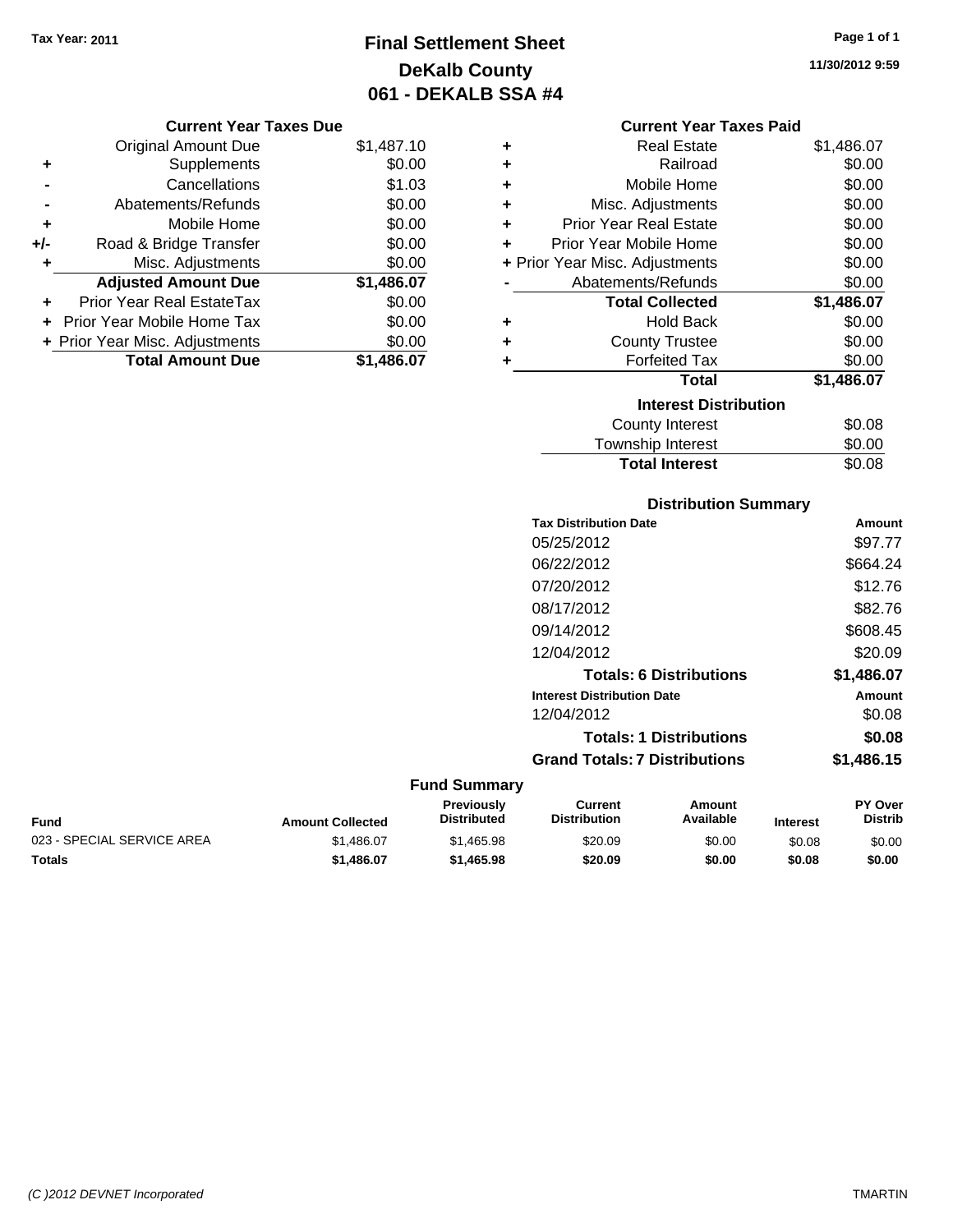Tax Year: 2011

# Final Settlement Sheet
## DeKalb County
## 061 - DEKALB SSA #4

11/30/2012 9:59

### Current Year Taxes Due

| | | |
|---|---|---|
| | Original Amount Due | $1,487.10 |
| + | Supplements | $0.00 |
| - | Cancellations | $1.03 |
| - | Abatements/Refunds | $0.00 |
| + | Mobile Home | $0.00 |
| +/- | Road & Bridge Transfer | $0.00 |
| + | Misc. Adjustments | $0.00 |
| | **Adjusted Amount Due** | **$1,486.07** |
| + | Prior Year Real EstateTax | $0.00 |
| + | Prior Year Mobile Home Tax | $0.00 |
| + | Prior Year Misc. Adjustments | $0.00 |
| | **Total Amount Due** | **$1,486.07** |

### Current Year Taxes Paid

| | | |
|---|---|---|
| + | Real Estate | $1,486.07 |
| + | Railroad | $0.00 |
| + | Mobile Home | $0.00 |
| + | Misc. Adjustments | $0.00 |
| + | Prior Year Real Estate | $0.00 |
| + | Prior Year Mobile Home | $0.00 |
| + | Prior Year Misc. Adjustments | $0.00 |
| - | Abatements/Refunds | $0.00 |
| | **Total Collected** | **$1,486.07** |
| + | Hold Back | $0.00 |
| + | County Trustee | $0.00 |
| + | Forfeited Tax | $0.00 |
| | **Total** | **$1,486.07** |

### Interest Distribution

| | |
|---|---|
| County Interest | $0.08 |
| Township Interest | $0.00 |
| **Total Interest** | $0.08 |

### Distribution Summary

| Tax Distribution Date | Amount |
|---|---|
| 05/25/2012 | $97.77 |
| 06/22/2012 | $664.24 |
| 07/20/2012 | $12.76 |
| 08/17/2012 | $82.76 |
| 09/14/2012 | $608.45 |
| 12/04/2012 | $20.09 |
| **Totals: 6 Distributions** | **$1,486.07** |

| Interest Distribution Date | Amount |
|---|---|
| 12/04/2012 | $0.08 |
| **Totals: 1 Distributions** | **$0.08** |
| **Grand Totals: 7 Distributions** | **$1,486.15** |

### Fund Summary

| Fund | Amount Collected | Previously Distributed | Current Distribution | Amount Available | Interest | PY Over Distrib |
|---|---|---|---|---|---|---|
| 023 - SPECIAL SERVICE AREA | $1,486.07 | $1,465.98 | $20.09 | $0.00 | $0.08 | $0.00 |
| **Totals** | **$1,486.07** | **$1,465.98** | **$20.09** | **$0.00** | **$0.08** | **$0.00** |

(C )2012 DEVNET Incorporated TMARTIN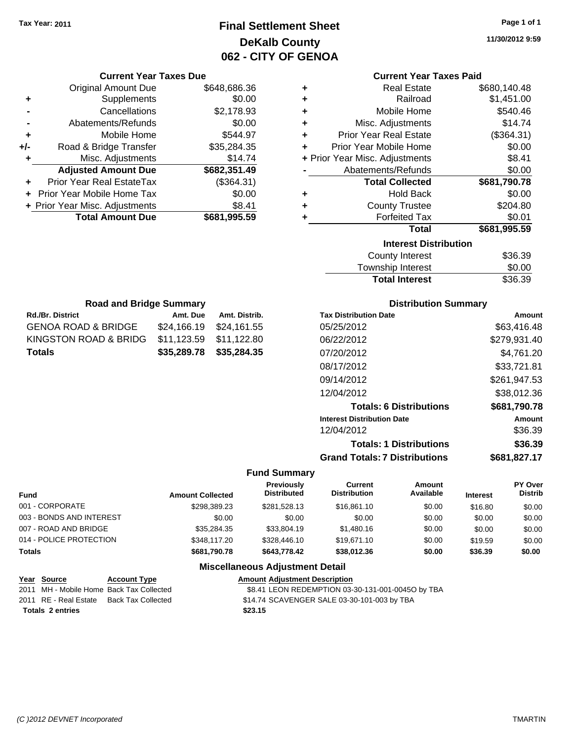Tax Year: 2011

# Final Settlement Sheet
## DeKalb County
## 062 - CITY OF GENOA

11/30/2012 9:59

### Current Year Taxes Due

| | | |
|---|---|---|
| | Original Amount Due | $648,686.36 |
| + | Supplements | $0.00 |
| - | Cancellations | $2,178.93 |
| - | Abatements/Refunds | $0.00 |
| + | Mobile Home | $544.97 |
| +/- | Road & Bridge Transfer | $35,284.35 |
| + | Misc. Adjustments | $14.74 |
| | **Adjusted Amount Due** | **$682,351.49** |
| + | Prior Year Real EstateTax | ($364.31) |
| + | Prior Year Mobile Home Tax | $0.00 |
| + | Prior Year Misc. Adjustments | $8.41 |
| | **Total Amount Due** | **$681,995.59** |

### Current Year Taxes Paid

| | | |
|---|---|---|
| + | Real Estate | $680,140.48 |
| + | Railroad | $1,451.00 |
| + | Mobile Home | $540.46 |
| + | Misc. Adjustments | $14.74 |
| + | Prior Year Real Estate | ($364.31) |
| + | Prior Year Mobile Home | $0.00 |
| + | Prior Year Misc. Adjustments | $8.41 |
| - | Abatements/Refunds | $0.00 |
| | **Total Collected** | **$681,790.78** |
| + | Hold Back | $0.00 |
| + | County Trustee | $204.80 |
| + | Forfeited Tax | $0.01 |
| | **Total** | **$681,995.59** |

### Interest Distribution

| | |
|---|---|
| County Interest | $36.39 |
| Township Interest | $0.00 |
| **Total Interest** | $36.39 |

### Road and Bridge Summary

| Rd./Br. District | Amt. Due | Amt. Distrib. |
|---|---|---|
| GENOA ROAD & BRIDGE | $24,166.19 | $24,161.55 |
| KINGSTON ROAD & BRIDG | $11,123.59 | $11,122.80 |
| **Totals** | **$35,289.78** | **$35,284.35** |

### Distribution Summary

| Tax Distribution Date | Amount |
|---|---|
| 05/25/2012 | $63,416.48 |
| 06/22/2012 | $279,931.40 |
| 07/20/2012 | $4,761.20 |
| 08/17/2012 | $33,721.81 |
| 09/14/2012 | $261,947.53 |
| 12/04/2012 | $38,012.36 |
| **Totals: 6 Distributions** | **$681,790.78** |
| **Interest Distribution Date** | **Amount** |
| 12/04/2012 | $36.39 |
| **Totals: 1 Distributions** | **$36.39** |
| **Grand Totals: 7 Distributions** | **$681,827.17** |

### Fund Summary

| Fund | Amount Collected | Previously Distributed | Current Distribution | Amount Available | Interest | PY Over Distrib |
|---|---|---|---|---|---|---|
| 001 - CORPORATE | $298,389.23 | $281,528.13 | $16,861.10 | $0.00 | $16.80 | $0.00 |
| 003 - BONDS AND INTEREST | $0.00 | $0.00 | $0.00 | $0.00 | $0.00 | $0.00 |
| 007 - ROAD AND BRIDGE | $35,284.35 | $33,804.19 | $1,480.16 | $0.00 | $0.00 | $0.00 |
| 014 - POLICE PROTECTION | $348,117.20 | $328,446.10 | $19,671.10 | $0.00 | $19.59 | $0.00 |
| **Totals** | **$681,790.78** | **$643,778.42** | **$38,012.36** | **$0.00** | **$36.39** | **$0.00** |

### Miscellaneous Adjustment Detail

| Year | Source | Account Type | Amount | Adjustment Description |
|---|---|---|---|---|
| 2011 | MH - Mobile Home | Back Tax Collected | $8.41 | LEON REDEMPTION 03-30-131-001-0045O by TBA |
| 2011 | RE - Real Estate | Back Tax Collected | $14.74 | SCAVENGER SALE 03-30-101-003 by TBA |
| **Totals** | **2 entries** | | **$23.15** | |

(C )2012 DEVNET Incorporated TMARTIN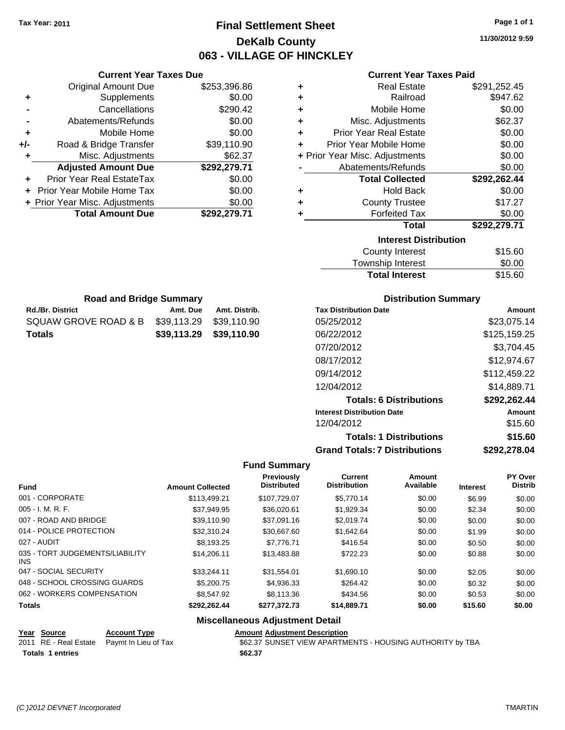Tax Year: 2011

# Final Settlement Sheet
## DeKalb County
## 063 - VILLAGE OF HINCKLEY

11/30/2012 9:59

### Current Year Taxes Due

| | | |
|---|---|---|
| | Original Amount Due | $253,396.86 |
| + | Supplements | $0.00 |
| - | Cancellations | $290.42 |
| - | Abatements/Refunds | $0.00 |
| + | Mobile Home | $0.00 |
| +/- | Road & Bridge Transfer | $39,110.90 |
| + | Misc. Adjustments | $62.37 |
| | **Adjusted Amount Due** | **$292,279.71** |
| + | Prior Year Real EstateTax | $0.00 |
| + | Prior Year Mobile Home Tax | $0.00 |
| + | Prior Year Misc. Adjustments | $0.00 |
| | **Total Amount Due** | **$292,279.71** |

### Current Year Taxes Paid

| | | |
|---|---|---|
| + | Real Estate | $291,252.45 |
| + | Railroad | $947.62 |
| + | Mobile Home | $0.00 |
| + | Misc. Adjustments | $62.37 |
| + | Prior Year Real Estate | $0.00 |
| + | Prior Year Mobile Home | $0.00 |
| + | Prior Year Misc. Adjustments | $0.00 |
| - | Abatements/Refunds | $0.00 |
| | **Total Collected** | **$292,262.44** |
| + | Hold Back | $0.00 |
| + | County Trustee | $17.27 |
| + | Forfeited Tax | $0.00 |
| | **Total** | **$292,279.71** |

### Interest Distribution

| | |
|---|---|
| County Interest | $15.60 |
| Township Interest | $0.00 |
| **Total Interest** | $15.60 |

### Road and Bridge Summary

| Rd./Br. District | Amt. Due | Amt. Distrib. |
|---|---|---|
| SQUAW GROVE ROAD & B | $39,113.29 | $39,110.90 |
| **Totals** | **$39,113.29** | **$39,110.90** |

### Distribution Summary

| Tax Distribution Date | Amount |
|---|---|
| 05/25/2012 | $23,075.14 |
| 06/22/2012 | $125,159.25 |
| 07/20/2012 | $3,704.45 |
| 08/17/2012 | $12,974.67 |
| 09/14/2012 | $112,459.22 |
| 12/04/2012 | $14,889.71 |
| **Totals: 6 Distributions** | **$292,262.44** |
| **Interest Distribution Date** | **Amount** |
| 12/04/2012 | $15.60 |
| **Totals: 1 Distributions** | **$15.60** |
| **Grand Totals: 7 Distributions** | **$292,278.04** |

### Fund Summary

| Fund | Amount Collected | Previously Distributed | Current Distribution | Amount Available | Interest | PY Over Distrib |
|---|---|---|---|---|---|---|
| 001 - CORPORATE | $113,499.21 | $107,729.07 | $5,770.14 | $0.00 | $6.99 | $0.00 |
| 005 - I. M. R. F. | $37,949.95 | $36,020.61 | $1,929.34 | $0.00 | $2.34 | $0.00 |
| 007 - ROAD AND BRIDGE | $39,110.90 | $37,091.16 | $2,019.74 | $0.00 | $0.00 | $0.00 |
| 014 - POLICE PROTECTION | $32,310.24 | $30,667.60 | $1,642.64 | $0.00 | $1.99 | $0.00 |
| 027 - AUDIT | $8,193.25 | $7,776.71 | $416.54 | $0.00 | $0.50 | $0.00 |
| 035 - TORT JUDGEMENTS/LIABILITY INS | $14,206.11 | $13,483.88 | $722.23 | $0.00 | $0.88 | $0.00 |
| 047 - SOCIAL SECURITY | $33,244.11 | $31,554.01 | $1,690.10 | $0.00 | $2.05 | $0.00 |
| 048 - SCHOOL CROSSING GUARDS | $5,200.75 | $4,936.33 | $264.42 | $0.00 | $0.32 | $0.00 |
| 062 - WORKERS COMPENSATION | $8,547.92 | $8,113.36 | $434.56 | $0.00 | $0.53 | $0.00 |
| **Totals** | **$292,262.44** | **$277,372.73** | **$14,889.71** | **$0.00** | **$15.60** | **$0.00** |

### Miscellaneous Adjustment Detail

| Year | Source | Account Type | Amount | Adjustment Description |
|---|---|---|---|---|
| 2011 | RE - Real Estate | Paymt In Lieu of Tax | $62.37 | SUNSET VIEW APARTMENTS - HOUSING AUTHORITY by TBA |
| **Totals** | **1 entries** | | **$62.37** | |

(C )2012 DEVNET Incorporated — TMARTIN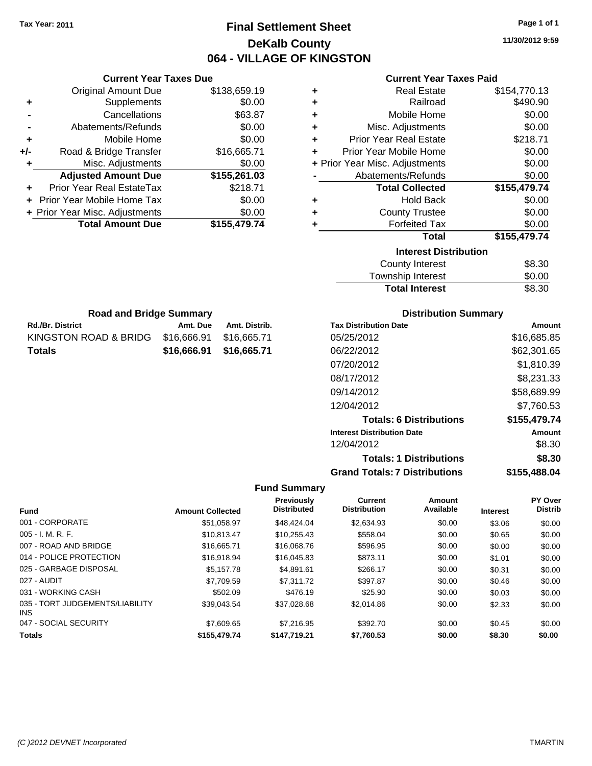Tax Year: 2011

# Final Settlement Sheet

## DeKalb County

## 064 - VILLAGE OF KINGSTON

11/30/2012 9:59

### Current Year Taxes Due

| | | |
|---|---|---|
| | Original Amount Due | $138,659.19 |
| + | Supplements | $0.00 |
| - | Cancellations | $63.87 |
| - | Abatements/Refunds | $0.00 |
| + | Mobile Home | $0.00 |
| +/- | Road & Bridge Transfer | $16,665.71 |
| + | Misc. Adjustments | $0.00 |
| | **Adjusted Amount Due** | **$155,261.03** |
| + | Prior Year Real EstateTax | $218.71 |
| + | Prior Year Mobile Home Tax | $0.00 |
| + | Prior Year Misc. Adjustments | $0.00 |
| | **Total Amount Due** | **$155,479.74** |

### Current Year Taxes Paid

| | | |
|---|---|---|
| + | Real Estate | $154,770.13 |
| + | Railroad | $490.90 |
| + | Mobile Home | $0.00 |
| + | Misc. Adjustments | $0.00 |
| + | Prior Year Real Estate | $218.71 |
| + | Prior Year Mobile Home | $0.00 |
| + | Prior Year Misc. Adjustments | $0.00 |
| - | Abatements/Refunds | $0.00 |
| | **Total Collected** | **$155,479.74** |
| + | Hold Back | $0.00 |
| + | County Trustee | $0.00 |
| + | Forfeited Tax | $0.00 |
| | **Total** | **$155,479.74** |

### Interest Distribution

| | |
|---|---|
| County Interest | $8.30 |
| Township Interest | $0.00 |
| **Total Interest** | $8.30 |

### Road and Bridge Summary

| Rd./Br. District | Amt. Due | Amt. Distrib. |
|---|---|---|
| KINGSTON ROAD & BRIDG | $16,666.91 | $16,665.71 |
| **Totals** | **$16,666.91** | **$16,665.71** |

### Distribution Summary

| Tax Distribution Date | Amount |
|---|---|
| 05/25/2012 | $16,685.85 |
| 06/22/2012 | $62,301.65 |
| 07/20/2012 | $1,810.39 |
| 08/17/2012 | $8,231.33 |
| 09/14/2012 | $58,689.99 |
| 12/04/2012 | $7,760.53 |
| **Totals: 6 Distributions** | **$155,479.74** |
| **Interest Distribution Date** | **Amount** |
| 12/04/2012 | $8.30 |
| **Totals: 1 Distributions** | **$8.30** |
| **Grand Totals: 7 Distributions** | **$155,488.04** |

### Fund Summary

| Fund | Amount Collected | Previously Distributed | Current Distribution | Amount Available | Interest | PY Over Distrib |
|---|---|---|---|---|---|---|
| 001 - CORPORATE | $51,058.97 | $48,424.04 | $2,634.93 | $0.00 | $3.06 | $0.00 |
| 005 - I. M. R. F. | $10,813.47 | $10,255.43 | $558.04 | $0.00 | $0.65 | $0.00 |
| 007 - ROAD AND BRIDGE | $16,665.71 | $16,068.76 | $596.95 | $0.00 | $0.00 | $0.00 |
| 014 - POLICE PROTECTION | $16,918.94 | $16,045.83 | $873.11 | $0.00 | $1.01 | $0.00 |
| 025 - GARBAGE DISPOSAL | $5,157.78 | $4,891.61 | $266.17 | $0.00 | $0.31 | $0.00 |
| 027 - AUDIT | $7,709.59 | $7,311.72 | $397.87 | $0.00 | $0.46 | $0.00 |
| 031 - WORKING CASH | $502.09 | $476.19 | $25.90 | $0.00 | $0.03 | $0.00 |
| 035 - TORT JUDGEMENTS/LIABILITY INS | $39,043.54 | $37,028.68 | $2,014.86 | $0.00 | $2.33 | $0.00 |
| 047 - SOCIAL SECURITY | $7,609.65 | $7,216.95 | $392.70 | $0.00 | $0.45 | $0.00 |
| **Totals** | **$155,479.74** | **$147,719.21** | **$7,760.53** | **$0.00** | **$8.30** | **$0.00** |

(C )2012 DEVNET Incorporated TMARTIN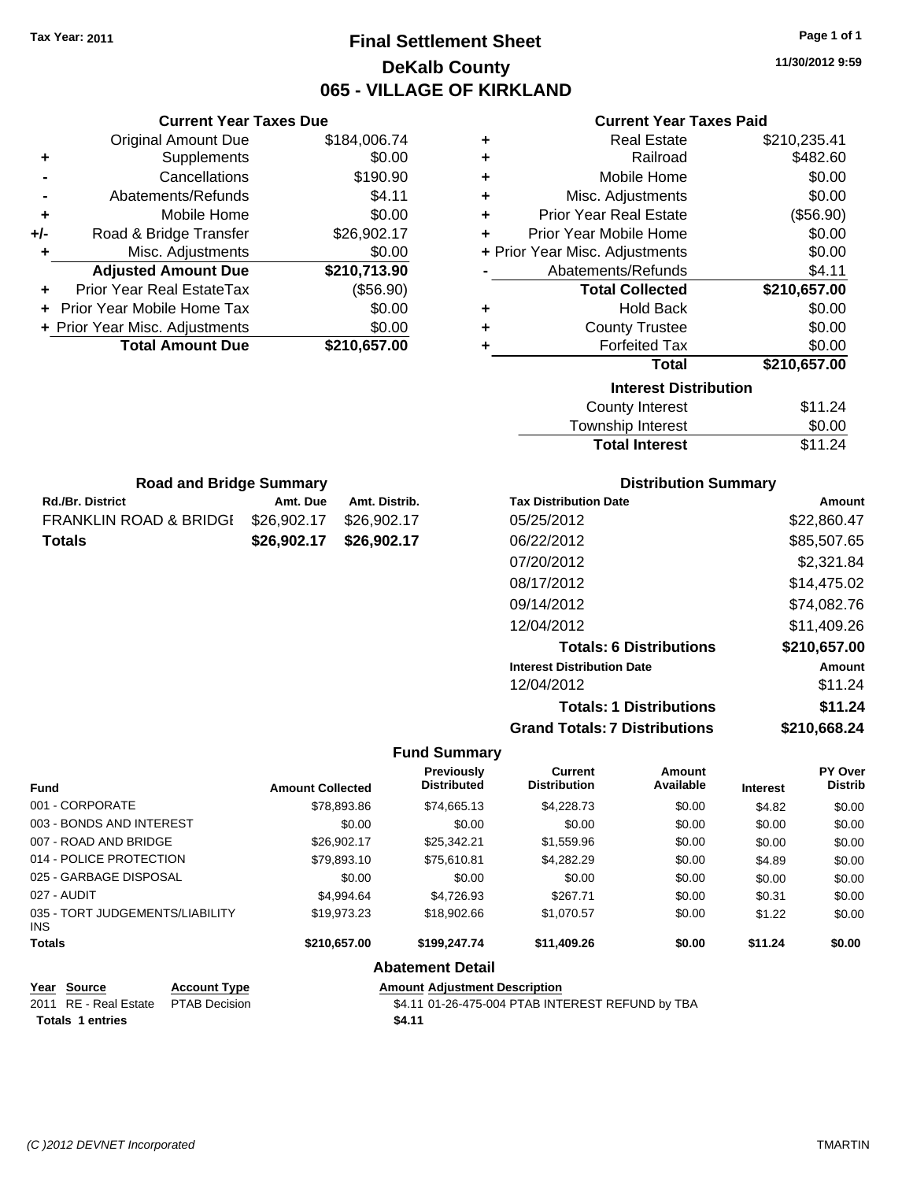Tax Year: 2011

# Final Settlement Sheet
## DeKalb County
## 065 - VILLAGE OF KIRKLAND

11/30/2012 9:59

### Current Year Taxes Due

| | | |
|---|---|---|
| | Original Amount Due | $184,006.74 |
| + | Supplements | $0.00 |
| - | Cancellations | $190.90 |
| - | Abatements/Refunds | $4.11 |
| + | Mobile Home | $0.00 |
| +/- | Road & Bridge Transfer | $26,902.17 |
| + | Misc. Adjustments | $0.00 |
| | **Adjusted Amount Due** | **$210,713.90** |
| + | Prior Year Real EstateTax | ($56.90) |
| + | Prior Year Mobile Home Tax | $0.00 |
| + | Prior Year Misc. Adjustments | $0.00 |
| | **Total Amount Due** | **$210,657.00** |

### Current Year Taxes Paid

| | | |
|---|---|---|
| + | Real Estate | $210,235.41 |
| + | Railroad | $482.60 |
| + | Mobile Home | $0.00 |
| + | Misc. Adjustments | $0.00 |
| + | Prior Year Real Estate | ($56.90) |
| + | Prior Year Mobile Home | $0.00 |
| + | Prior Year Misc. Adjustments | $0.00 |
| - | Abatements/Refunds | $4.11 |
| | **Total Collected** | **$210,657.00** |
| + | Hold Back | $0.00 |
| + | County Trustee | $0.00 |
| + | Forfeited Tax | $0.00 |
| | **Total** | **$210,657.00** |

### Interest Distribution

| | |
|---|---|
| County Interest | $11.24 |
| Township Interest | $0.00 |
| **Total Interest** | $11.24 |

### Road and Bridge Summary

| Rd./Br. District | Amt. Due | Amt. Distrib. |
|---|---|---|
| FRANKLIN ROAD & BRIDGI | $26,902.17 | $26,902.17 |
| **Totals** | **$26,902.17** | **$26,902.17** |

### Distribution Summary

| Tax Distribution Date | Amount |
|---|---|
| 05/25/2012 | $22,860.47 |
| 06/22/2012 | $85,507.65 |
| 07/20/2012 | $2,321.84 |
| 08/17/2012 | $14,475.02 |
| 09/14/2012 | $74,082.76 |
| 12/04/2012 | $11,409.26 |
| **Totals: 6 Distributions** | **$210,657.00** |
| **Interest Distribution Date** | **Amount** |
| 12/04/2012 | $11.24 |
| **Totals: 1 Distributions** | **$11.24** |
| **Grand Totals: 7 Distributions** | **$210,668.24** |

### Fund Summary

| Fund | Amount Collected | Previously Distributed | Current Distribution | Amount Available | Interest | PY Over Distrib |
|---|---|---|---|---|---|---|
| 001 - CORPORATE | $78,893.86 | $74,665.13 | $4,228.73 | $0.00 | $4.82 | $0.00 |
| 003 - BONDS AND INTEREST | $0.00 | $0.00 | $0.00 | $0.00 | $0.00 | $0.00 |
| 007 - ROAD AND BRIDGE | $26,902.17 | $25,342.21 | $1,559.96 | $0.00 | $0.00 | $0.00 |
| 014 - POLICE PROTECTION | $79,893.10 | $75,610.81 | $4,282.29 | $0.00 | $4.89 | $0.00 |
| 025 - GARBAGE DISPOSAL | $0.00 | $0.00 | $0.00 | $0.00 | $0.00 | $0.00 |
| 027 - AUDIT | $4,994.64 | $4,726.93 | $267.71 | $0.00 | $0.31 | $0.00 |
| 035 - TORT JUDGEMENTS/LIABILITY INS | $19,973.23 | $18,902.66 | $1,070.57 | $0.00 | $1.22 | $0.00 |
| **Totals** | **$210,657.00** | **$199,247.74** | **$11,409.26** | **$0.00** | **$11.24** | **$0.00** |

### Abatement Detail

| Year | Source | Account Type | Amount | Adjustment Description |
|---|---|---|---|---|
| 2011 | RE - Real Estate | PTAB Decision | $4.11 | 01-26-475-004 PTAB INTEREST REFUND by TBA |
| **Totals 1 entries** | | | **$4.11** | |

(C )2012 DEVNET Incorporated TMARTIN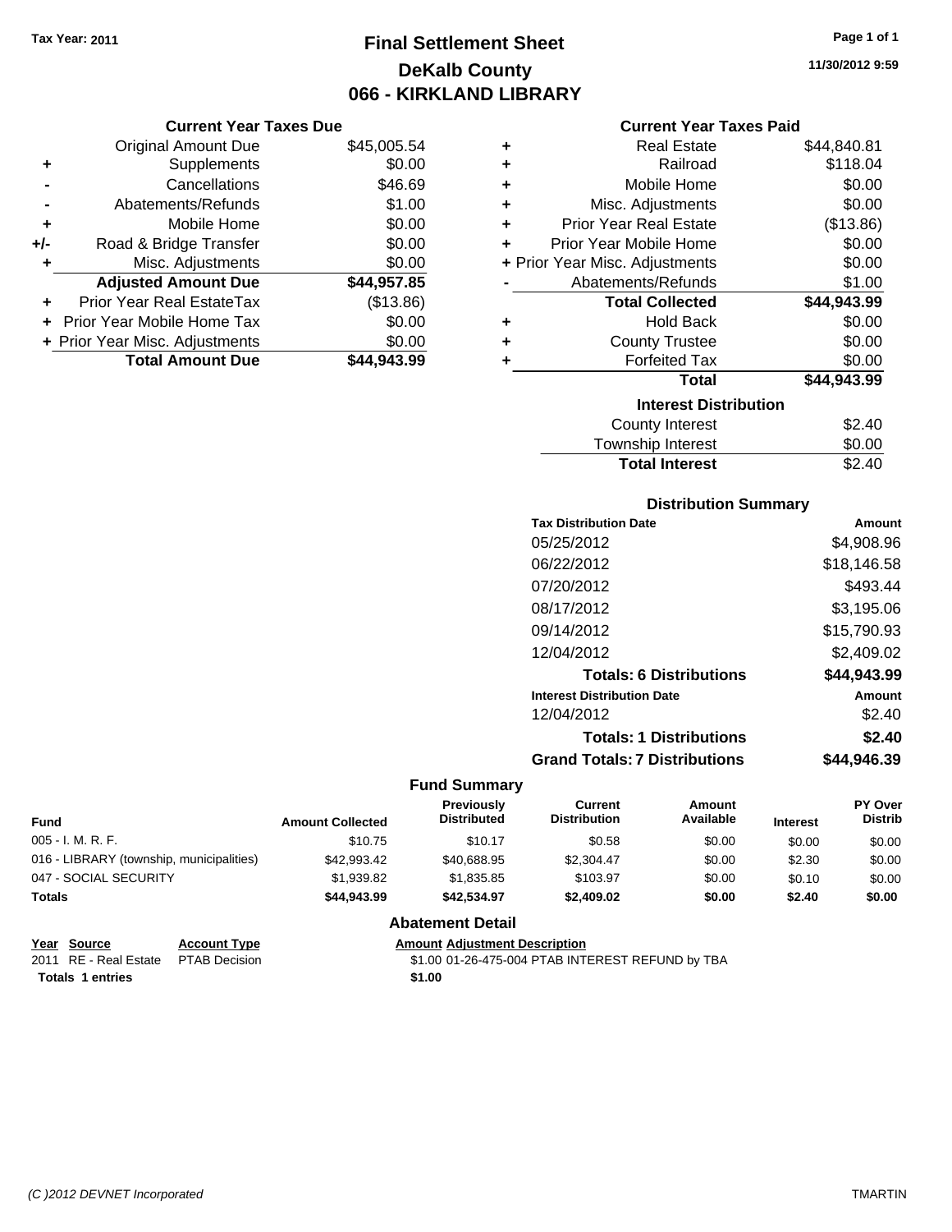Tax Year: 2011

# Final Settlement Sheet
## DeKalb County
## 066 - KIRKLAND LIBRARY

11/30/2012 9:59

### Current Year Taxes Due

| | | |
|---|---|---|
| | Original Amount Due | $45,005.54 |
| + | Supplements | $0.00 |
| - | Cancellations | $46.69 |
| - | Abatements/Refunds | $1.00 |
| + | Mobile Home | $0.00 |
| +/- | Road & Bridge Transfer | $0.00 |
| + | Misc. Adjustments | $0.00 |
| | **Adjusted Amount Due** | **$44,957.85** |
| + | Prior Year Real EstateTax | ($13.86) |
| + | Prior Year Mobile Home Tax | $0.00 |
| + | Prior Year Misc. Adjustments | $0.00 |
| | **Total Amount Due** | **$44,943.99** |

### Current Year Taxes Paid

| | | |
|---|---|---|
| + | Real Estate | $44,840.81 |
| + | Railroad | $118.04 |
| + | Mobile Home | $0.00 |
| + | Misc. Adjustments | $0.00 |
| + | Prior Year Real Estate | ($13.86) |
| + | Prior Year Mobile Home | $0.00 |
| + | Prior Year Misc. Adjustments | $0.00 |
| - | Abatements/Refunds | $1.00 |
| | **Total Collected** | **$44,943.99** |
| + | Hold Back | $0.00 |
| + | County Trustee | $0.00 |
| + | Forfeited Tax | $0.00 |
| | **Total** | **$44,943.99** |

### Interest Distribution

| | |
|---|---|
| County Interest | $2.40 |
| Township Interest | $0.00 |
| **Total Interest** | $2.40 |

### Distribution Summary

| Tax Distribution Date | Amount |
|---|---|
| 05/25/2012 | $4,908.96 |
| 06/22/2012 | $18,146.58 |
| 07/20/2012 | $493.44 |
| 08/17/2012 | $3,195.06 |
| 09/14/2012 | $15,790.93 |
| 12/04/2012 | $2,409.02 |
| **Totals: 6 Distributions** | **$44,943.99** |
| **Interest Distribution Date** | **Amount** |
| 12/04/2012 | $2.40 |
| **Totals: 1 Distributions** | **$2.40** |
| **Grand Totals: 7 Distributions** | **$44,946.39** |

### Fund Summary

| Fund | Amount Collected | Previously Distributed | Current Distribution | Amount Available | Interest | PY Over Distrib |
|---|---|---|---|---|---|---|
| 005 - I. M. R. F. | $10.75 | $10.17 | $0.58 | $0.00 | $0.00 | $0.00 |
| 016 - LIBRARY (township, municipalities) | $42,993.42 | $40,688.95 | $2,304.47 | $0.00 | $2.30 | $0.00 |
| 047 - SOCIAL SECURITY | $1,939.82 | $1,835.85 | $103.97 | $0.00 | $0.10 | $0.00 |
| **Totals** | **$44,943.99** | **$42,534.97** | **$2,409.02** | **$0.00** | **$2.40** | **$0.00** |

### Abatement Detail

| Year | Source | Account Type | Amount | Adjustment Description |
|---|---|---|---|---|
| 2011 | RE - Real Estate | PTAB Decision | $1.00 | 01-26-475-004 PTAB INTEREST REFUND by TBA |
| **Totals 1 entries** | | | **$1.00** | |

(C )2012 DEVNET Incorporated TMARTIN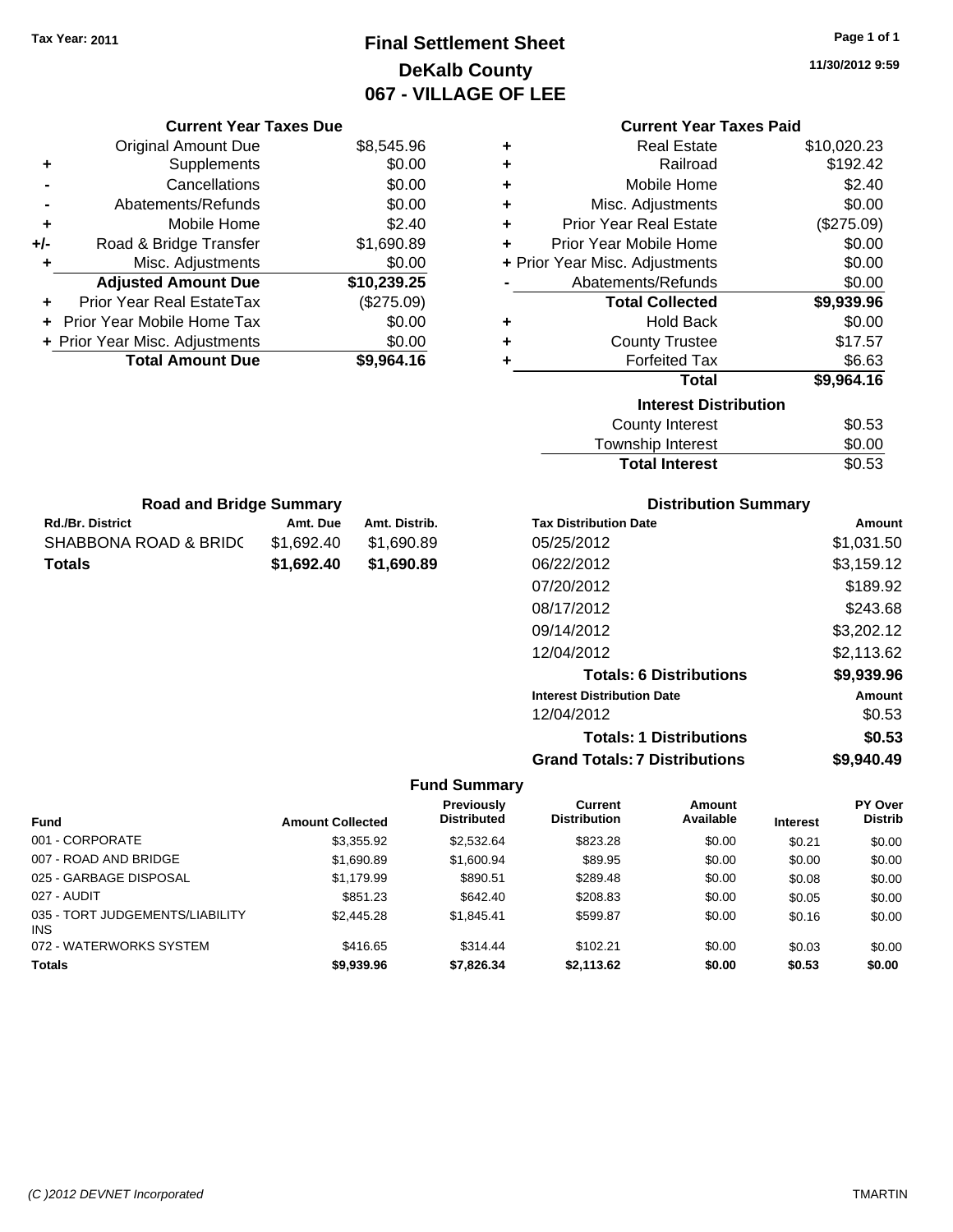Tax Year: 2011

# Final Settlement Sheet
## DeKalb County
## 067 - VILLAGE OF LEE

11/30/2012 9:59

### Current Year Taxes Due

| | | |
|---|---|---|
| | Original Amount Due | $8,545.96 |
| + | Supplements | $0.00 |
| - | Cancellations | $0.00 |
| - | Abatements/Refunds | $0.00 |
| + | Mobile Home | $2.40 |
| +/- | Road & Bridge Transfer | $1,690.89 |
| + | Misc. Adjustments | $0.00 |
| | **Adjusted Amount Due** | **$10,239.25** |
| + | Prior Year Real EstateTax | ($275.09) |
| + | Prior Year Mobile Home Tax | $0.00 |
| + | Prior Year Misc. Adjustments | $0.00 |
| | **Total Amount Due** | **$9,964.16** |

### Current Year Taxes Paid

| | | |
|---|---|---|
| + | Real Estate | $10,020.23 |
| + | Railroad | $192.42 |
| + | Mobile Home | $2.40 |
| + | Misc. Adjustments | $0.00 |
| + | Prior Year Real Estate | ($275.09) |
| + | Prior Year Mobile Home | $0.00 |
| + | Prior Year Misc. Adjustments | $0.00 |
| - | Abatements/Refunds | $0.00 |
| | **Total Collected** | **$9,939.96** |
| + | Hold Back | $0.00 |
| + | County Trustee | $17.57 |
| + | Forfeited Tax | $6.63 |
| | **Total** | **$9,964.16** |

### Interest Distribution

| | |
|---|---|
| County Interest | $0.53 |
| Township Interest | $0.00 |
| **Total Interest** | $0.53 |

### Road and Bridge Summary

| Rd./Br. District | Amt. Due | Amt. Distrib. |
|---|---|---|
| SHABBONA ROAD & BRIDC | $1,692.40 | $1,690.89 |
| **Totals** | **$1,692.40** | **$1,690.89** |

### Distribution Summary

| Tax Distribution Date | Amount |
|---|---|
| 05/25/2012 | $1,031.50 |
| 06/22/2012 | $3,159.12 |
| 07/20/2012 | $189.92 |
| 08/17/2012 | $243.68 |
| 09/14/2012 | $3,202.12 |
| 12/04/2012 | $2,113.62 |
| **Totals: 6 Distributions** | **$9,939.96** |
| **Interest Distribution Date** | **Amount** |
| 12/04/2012 | $0.53 |
| **Totals: 1 Distributions** | **$0.53** |
| **Grand Totals: 7 Distributions** | **$9,940.49** |

### Fund Summary

| Fund | Amount Collected | Previously Distributed | Current Distribution | Amount Available | Interest | PY Over Distrib |
|---|---|---|---|---|---|---|
| 001 - CORPORATE | $3,355.92 | $2,532.64 | $823.28 | $0.00 | $0.21 | $0.00 |
| 007 - ROAD AND BRIDGE | $1,690.89 | $1,600.94 | $89.95 | $0.00 | $0.00 | $0.00 |
| 025 - GARBAGE DISPOSAL | $1,179.99 | $890.51 | $289.48 | $0.00 | $0.08 | $0.00 |
| 027 - AUDIT | $851.23 | $642.40 | $208.83 | $0.00 | $0.05 | $0.00 |
| 035 - TORT JUDGEMENTS/LIABILITY INS | $2,445.28 | $1,845.41 | $599.87 | $0.00 | $0.16 | $0.00 |
| 072 - WATERWORKS SYSTEM | $416.65 | $314.44 | $102.21 | $0.00 | $0.03 | $0.00 |
| **Totals** | **$9,939.96** | **$7,826.34** | **$2,113.62** | **$0.00** | **$0.53** | **$0.00** |

(C )2012 DEVNET Incorporated TMARTIN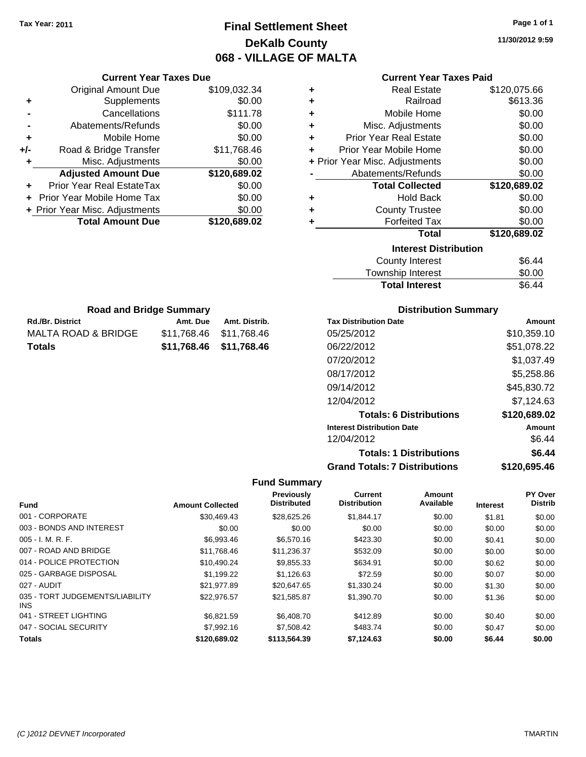Tax Year: 2011

# Final Settlement Sheet
## DeKalb County
## 068 - VILLAGE OF MALTA

11/30/2012 9:59

### Current Year Taxes Due

| | | |
|---|---|---|
| | Original Amount Due | $109,032.34 |
| + | Supplements | $0.00 |
| - | Cancellations | $111.78 |
| - | Abatements/Refunds | $0.00 |
| + | Mobile Home | $0.00 |
| +/- | Road & Bridge Transfer | $11,768.46 |
| + | Misc. Adjustments | $0.00 |
| | **Adjusted Amount Due** | **$120,689.02** |
| + | Prior Year Real EstateTax | $0.00 |
| + | Prior Year Mobile Home Tax | $0.00 |
| + | Prior Year Misc. Adjustments | $0.00 |
| | **Total Amount Due** | **$120,689.02** |

### Current Year Taxes Paid

| | | |
|---|---|---|
| + | Real Estate | $120,075.66 |
| + | Railroad | $613.36 |
| + | Mobile Home | $0.00 |
| + | Misc. Adjustments | $0.00 |
| + | Prior Year Real Estate | $0.00 |
| + | Prior Year Mobile Home | $0.00 |
| + | Prior Year Misc. Adjustments | $0.00 |
| - | Abatements/Refunds | $0.00 |
| | **Total Collected** | **$120,689.02** |
| + | Hold Back | $0.00 |
| + | County Trustee | $0.00 |
| + | Forfeited Tax | $0.00 |
| | **Total** | **$120,689.02** |

### Interest Distribution

| | |
|---|---|
| County Interest | $6.44 |
| Township Interest | $0.00 |
| **Total Interest** | $6.44 |

### Road and Bridge Summary

| Rd./Br. District | Amt. Due | Amt. Distrib. |
|---|---|---|
| MALTA ROAD & BRIDGE | $11,768.46 | $11,768.46 |
| **Totals** | **$11,768.46** | **$11,768.46** |

### Distribution Summary

| Tax Distribution Date | Amount |
|---|---|
| 05/25/2012 | $10,359.10 |
| 06/22/2012 | $51,078.22 |
| 07/20/2012 | $1,037.49 |
| 08/17/2012 | $5,258.86 |
| 09/14/2012 | $45,830.72 |
| 12/04/2012 | $7,124.63 |
| **Totals: 6 Distributions** | **$120,689.02** |
| **Interest Distribution Date** | **Amount** |
| 12/04/2012 | $6.44 |
| **Totals: 1 Distributions** | **$6.44** |
| **Grand Totals: 7 Distributions** | **$120,695.46** |

### Fund Summary

| Fund | Amount Collected | Previously Distributed | Current Distribution | Amount Available | Interest | PY Over Distrib |
|---|---|---|---|---|---|---|
| 001 - CORPORATE | $30,469.43 | $28,625.26 | $1,844.17 | $0.00 | $1.81 | $0.00 |
| 003 - BONDS AND INTEREST | $0.00 | $0.00 | $0.00 | $0.00 | $0.00 | $0.00 |
| 005 - I. M. R. F. | $6,993.46 | $6,570.16 | $423.30 | $0.00 | $0.41 | $0.00 |
| 007 - ROAD AND BRIDGE | $11,768.46 | $11,236.37 | $532.09 | $0.00 | $0.00 | $0.00 |
| 014 - POLICE PROTECTION | $10,490.24 | $9,855.33 | $634.91 | $0.00 | $0.62 | $0.00 |
| 025 - GARBAGE DISPOSAL | $1,199.22 | $1,126.63 | $72.59 | $0.00 | $0.07 | $0.00 |
| 027 - AUDIT | $21,977.89 | $20,647.65 | $1,330.24 | $0.00 | $1.30 | $0.00 |
| 035 - TORT JUDGEMENTS/LIABILITY INS | $22,976.57 | $21,585.87 | $1,390.70 | $0.00 | $1.36 | $0.00 |
| 041 - STREET LIGHTING | $6,821.59 | $6,408.70 | $412.89 | $0.00 | $0.40 | $0.00 |
| 047 - SOCIAL SECURITY | $7,992.16 | $7,508.42 | $483.74 | $0.00 | $0.47 | $0.00 |
| **Totals** | **$120,689.02** | **$113,564.39** | **$7,124.63** | **$0.00** | **$6.44** | **$0.00** |

(C )2012 DEVNET Incorporated TMARTIN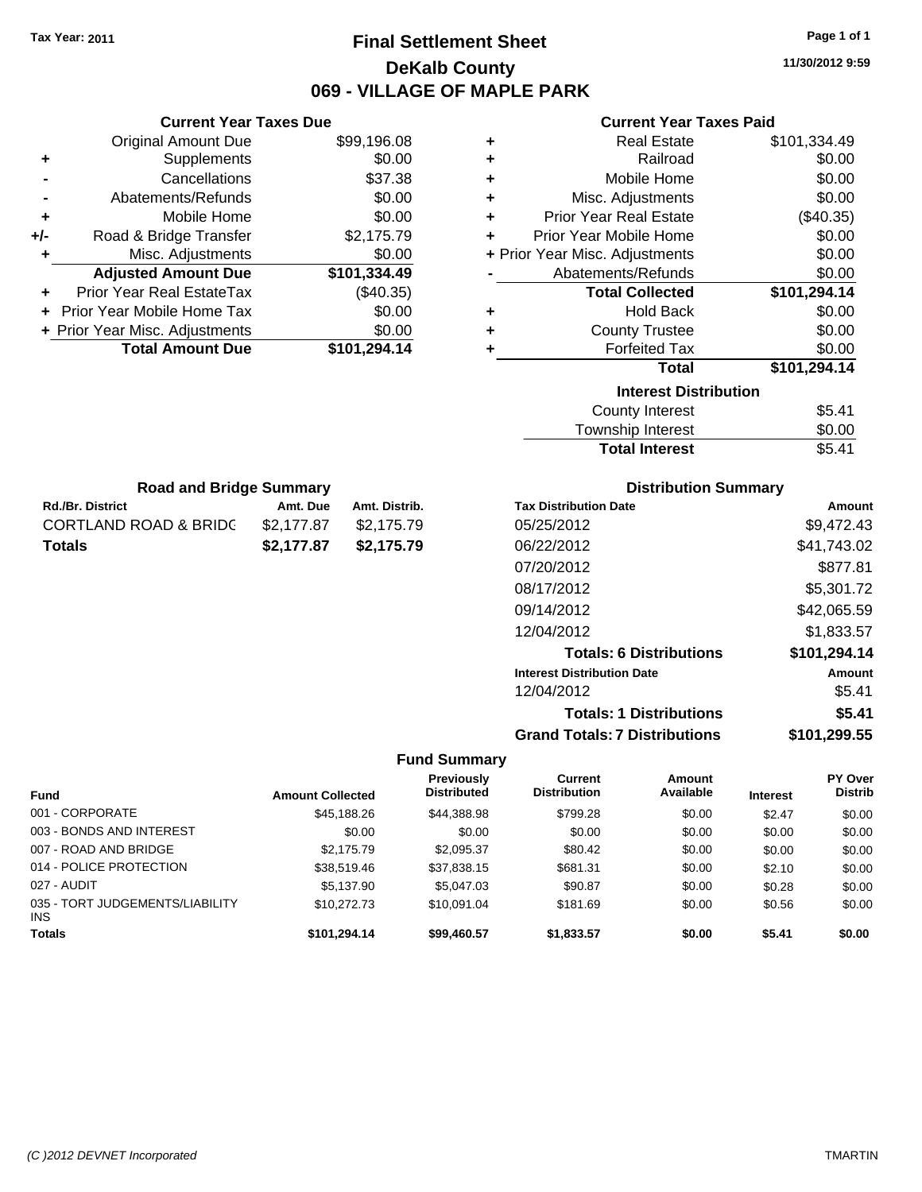Tax Year: 2011

# Final Settlement Sheet
## DeKalb County
## 069 - VILLAGE OF MAPLE PARK

11/30/2012 9:59

### Current Year Taxes Due

| | | |
|---|---|---|
| | Original Amount Due | $99,196.08 |
| + | Supplements | $0.00 |
| - | Cancellations | $37.38 |
| - | Abatements/Refunds | $0.00 |
| + | Mobile Home | $0.00 |
| +/- | Road & Bridge Transfer | $2,175.79 |
| + | Misc. Adjustments | $0.00 |
| | **Adjusted Amount Due** | **$101,334.49** |
| + | Prior Year Real EstateTax | ($40.35) |
| + | Prior Year Mobile Home Tax | $0.00 |
| + | Prior Year Misc. Adjustments | $0.00 |
| | **Total Amount Due** | **$101,294.14** |

### Current Year Taxes Paid

| | | |
|---|---|---|
| + | Real Estate | $101,334.49 |
| + | Railroad | $0.00 |
| + | Mobile Home | $0.00 |
| + | Misc. Adjustments | $0.00 |
| + | Prior Year Real Estate | ($40.35) |
| + | Prior Year Mobile Home | $0.00 |
| + | Prior Year Misc. Adjustments | $0.00 |
| - | Abatements/Refunds | $0.00 |
| | **Total Collected** | **$101,294.14** |
| + | Hold Back | $0.00 |
| + | County Trustee | $0.00 |
| + | Forfeited Tax | $0.00 |
| | **Total** | **$101,294.14** |

### Interest Distribution

| | |
|---|---|
| County Interest | $5.41 |
| Township Interest | $0.00 |
| **Total Interest** | $5.41 |

### Road and Bridge Summary

| Rd./Br. District | Amt. Due | Amt. Distrib. |
|---|---|---|
| CORTLAND ROAD & BRIDG | $2,177.87 | $2,175.79 |
| **Totals** | **$2,177.87** | **$2,175.79** |

### Distribution Summary

| Tax Distribution Date | Amount |
|---|---|
| 05/25/2012 | $9,472.43 |
| 06/22/2012 | $41,743.02 |
| 07/20/2012 | $877.81 |
| 08/17/2012 | $5,301.72 |
| 09/14/2012 | $42,065.59 |
| 12/04/2012 | $1,833.57 |
| **Totals: 6 Distributions** | **$101,294.14** |
| **Interest Distribution Date** | **Amount** |
| 12/04/2012 | $5.41 |
| **Totals: 1 Distributions** | **$5.41** |
| **Grand Totals: 7 Distributions** | **$101,299.55** |

### Fund Summary

| Fund | Amount Collected | Previously Distributed | Current Distribution | Amount Available | Interest | PY Over Distrib |
|---|---|---|---|---|---|---|
| 001 - CORPORATE | $45,188.26 | $44,388.98 | $799.28 | $0.00 | $2.47 | $0.00 |
| 003 - BONDS AND INTEREST | $0.00 | $0.00 | $0.00 | $0.00 | $0.00 | $0.00 |
| 007 - ROAD AND BRIDGE | $2,175.79 | $2,095.37 | $80.42 | $0.00 | $0.00 | $0.00 |
| 014 - POLICE PROTECTION | $38,519.46 | $37,838.15 | $681.31 | $0.00 | $2.10 | $0.00 |
| 027 - AUDIT | $5,137.90 | $5,047.03 | $90.87 | $0.00 | $0.28 | $0.00 |
| 035 - TORT JUDGEMENTS/LIABILITY INS | $10,272.73 | $10,091.04 | $181.69 | $0.00 | $0.56 | $0.00 |
| **Totals** | **$101,294.14** | **$99,460.57** | **$1,833.57** | **$0.00** | **$5.41** | **$0.00** |

(C )2012 DEVNET Incorporated TMARTIN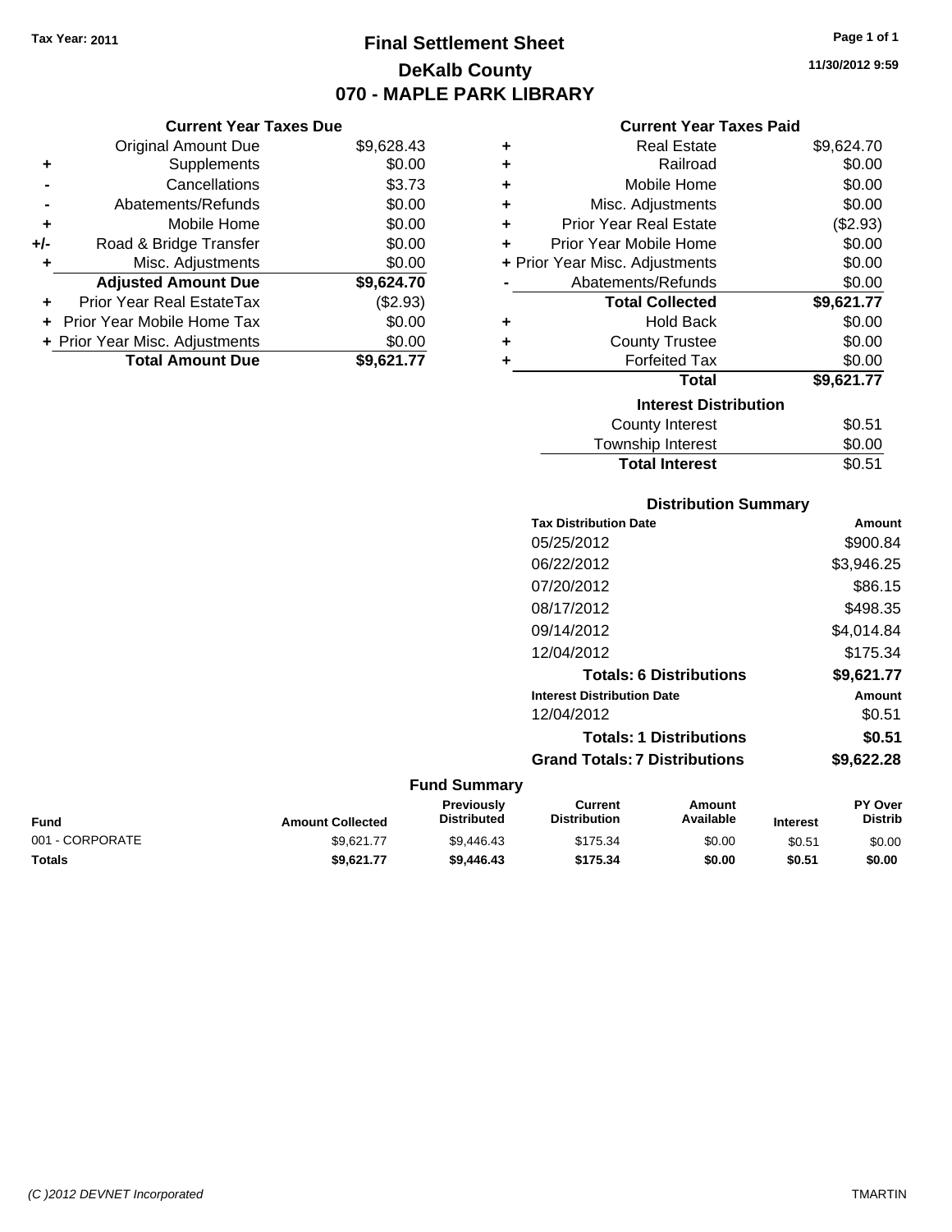Tax Year: 2011

# Final Settlement Sheet
## DeKalb County
## 070 - MAPLE PARK LIBRARY

11/30/2012 9:59

### Current Year Taxes Due

| | | |
|---|---|---|
| | Original Amount Due | $9,628.43 |
| + | Supplements | $0.00 |
| - | Cancellations | $3.73 |
| - | Abatements/Refunds | $0.00 |
| + | Mobile Home | $0.00 |
| +/- | Road & Bridge Transfer | $0.00 |
| + | Misc. Adjustments | $0.00 |
| | **Adjusted Amount Due** | **$9,624.70** |
| + | Prior Year Real EstateTax | ($2.93) |
| + | Prior Year Mobile Home Tax | $0.00 |
| + | Prior Year Misc. Adjustments | $0.00 |
| | **Total Amount Due** | **$9,621.77** |

### Current Year Taxes Paid

| | | |
|---|---|---|
| + | Real Estate | $9,624.70 |
| + | Railroad | $0.00 |
| + | Mobile Home | $0.00 |
| + | Misc. Adjustments | $0.00 |
| + | Prior Year Real Estate | ($2.93) |
| + | Prior Year Mobile Home | $0.00 |
| + | Prior Year Misc. Adjustments | $0.00 |
| - | Abatements/Refunds | $0.00 |
| | **Total Collected** | **$9,621.77** |
| + | Hold Back | $0.00 |
| + | County Trustee | $0.00 |
| + | Forfeited Tax | $0.00 |
| | **Total** | **$9,621.77** |

### Interest Distribution

| | |
|---|---|
| County Interest | $0.51 |
| Township Interest | $0.00 |
| **Total Interest** | $0.51 |

### Distribution Summary

| Tax Distribution Date | Amount |
|---|---|
| 05/25/2012 | $900.84 |
| 06/22/2012 | $3,946.25 |
| 07/20/2012 | $86.15 |
| 08/17/2012 | $498.35 |
| 09/14/2012 | $4,014.84 |
| 12/04/2012 | $175.34 |
| **Totals: 6 Distributions** | **$9,621.77** |
| **Interest Distribution Date** | **Amount** |
| 12/04/2012 | $0.51 |
| **Totals: 1 Distributions** | **$0.51** |
| **Grand Totals: 7 Distributions** | **$9,622.28** |

### Fund Summary

| Fund | Amount Collected | Previously Distributed | Current Distribution | Amount Available | Interest | PY Over Distrib |
|---|---|---|---|---|---|---|
| 001 - CORPORATE | $9,621.77 | $9,446.43 | $175.34 | $0.00 | $0.51 | $0.00 |
| **Totals** | **$9,621.77** | **$9,446.43** | **$175.34** | **$0.00** | **$0.51** | **$0.00** |

(C )2012 DEVNET Incorporated TMARTIN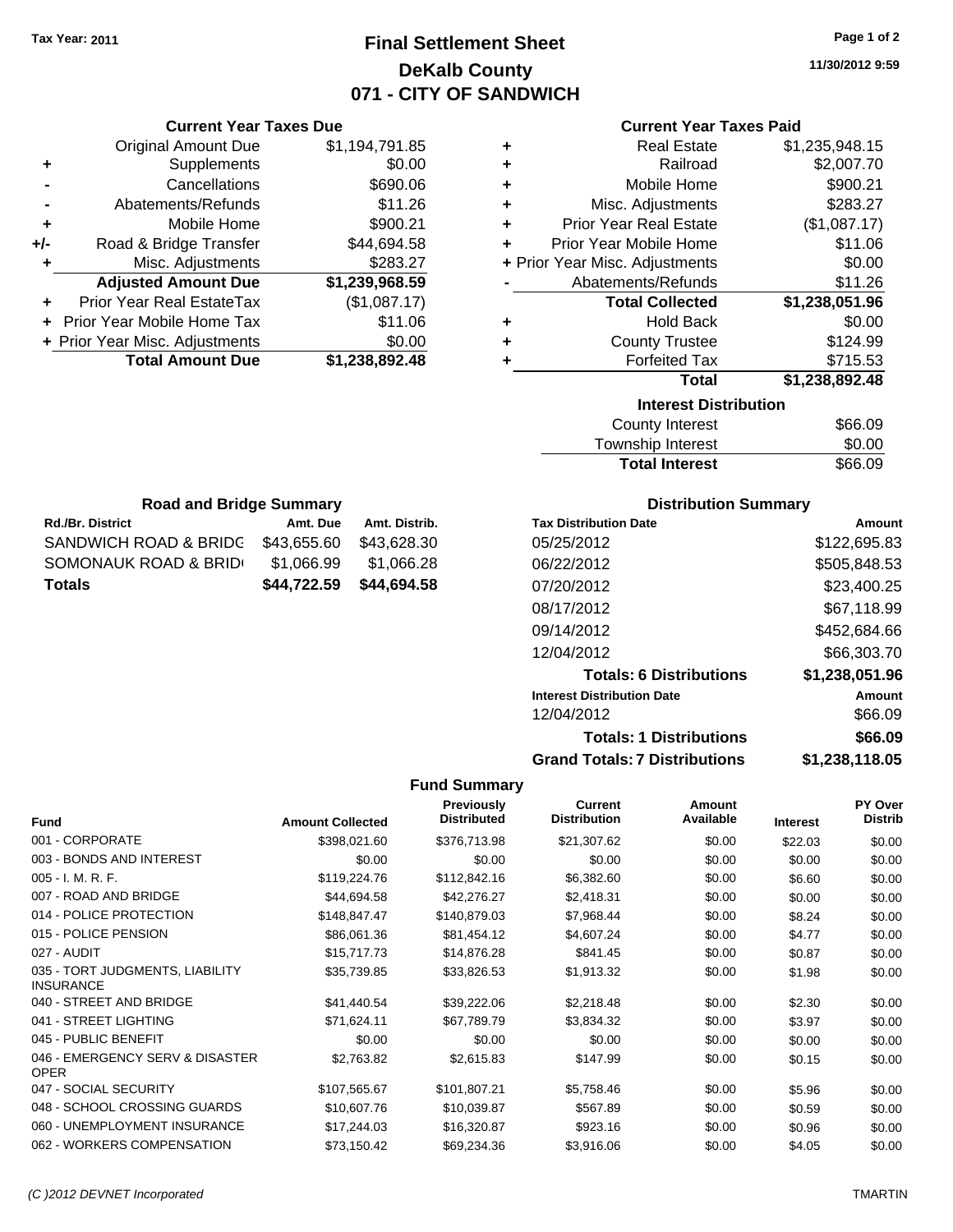Tax Year: 2011

# Final Settlement Sheet

## DeKalb County

## 071 - CITY OF SANDWICH

11/30/2012 9:59

### Current Year Taxes Due

| | | |
|---|---|---|
| | Original Amount Due | $1,194,791.85 |
| + | Supplements | $0.00 |
| - | Cancellations | $690.06 |
| - | Abatements/Refunds | $11.26 |
| + | Mobile Home | $900.21 |
| +/- | Road & Bridge Transfer | $44,694.58 |
| + | Misc. Adjustments | $283.27 |
| | **Adjusted Amount Due** | **$1,239,968.59** |
| + | Prior Year Real EstateTax | ($1,087.17) |
| + | Prior Year Mobile Home Tax | $11.06 |
| + | Prior Year Misc. Adjustments | $0.00 |
| | **Total Amount Due** | **$1,238,892.48** |

### Current Year Taxes Paid

| | | |
|---|---|---|
| + | Real Estate | $1,235,948.15 |
| + | Railroad | $2,007.70 |
| + | Mobile Home | $900.21 |
| + | Misc. Adjustments | $283.27 |
| + | Prior Year Real Estate | ($1,087.17) |
| + | Prior Year Mobile Home | $11.06 |
| + | Prior Year Misc. Adjustments | $0.00 |
| - | Abatements/Refunds | $11.26 |
| | **Total Collected** | **$1,238,051.96** |
| + | Hold Back | $0.00 |
| + | County Trustee | $124.99 |
| + | Forfeited Tax | $715.53 |
| | **Total** | **$1,238,892.48** |

### Interest Distribution

| | |
|---|---|
| County Interest | $66.09 |
| Township Interest | $0.00 |
| **Total Interest** | $66.09 |

### Road and Bridge Summary

| Rd./Br. District | Amt. Due | Amt. Distrib. |
|---|---|---|
| SANDWICH ROAD & BRIDG | $43,655.60 | $43,628.30 |
| SOMONAUK ROAD & BRID | $1,066.99 | $1,066.28 |
| **Totals** | **$44,722.59** | **$44,694.58** |

### Distribution Summary

| Tax Distribution Date | Amount |
|---|---|
| 05/25/2012 | $122,695.83 |
| 06/22/2012 | $505,848.53 |
| 07/20/2012 | $23,400.25 |
| 08/17/2012 | $67,118.99 |
| 09/14/2012 | $452,684.66 |
| 12/04/2012 | $66,303.70 |
| **Totals: 6 Distributions** | **$1,238,051.96** |
| **Interest Distribution Date** | **Amount** |
| 12/04/2012 | $66.09 |
| **Totals: 1 Distributions** | **$66.09** |
| **Grand Totals: 7 Distributions** | **$1,238,118.05** |

### Fund Summary

| Fund | Amount Collected | Previously Distributed | Current Distribution | Amount Available | Interest | PY Over Distrib |
|---|---|---|---|---|---|---|
| 001 - CORPORATE | $398,021.60 | $376,713.98 | $21,307.62 | $0.00 | $22.03 | $0.00 |
| 003 - BONDS AND INTEREST | $0.00 | $0.00 | $0.00 | $0.00 | $0.00 | $0.00 |
| 005 - I. M. R. F. | $119,224.76 | $112,842.16 | $6,382.60 | $0.00 | $6.60 | $0.00 |
| 007 - ROAD AND BRIDGE | $44,694.58 | $42,276.27 | $2,418.31 | $0.00 | $0.00 | $0.00 |
| 014 - POLICE PROTECTION | $148,847.47 | $140,879.03 | $7,968.44 | $0.00 | $8.24 | $0.00 |
| 015 - POLICE PENSION | $86,061.36 | $81,454.12 | $4,607.24 | $0.00 | $4.77 | $0.00 |
| 027 - AUDIT | $15,717.73 | $14,876.28 | $841.45 | $0.00 | $0.87 | $0.00 |
| 035 - TORT JUDGMENTS, LIABILITY INSURANCE | $35,739.85 | $33,826.53 | $1,913.32 | $0.00 | $1.98 | $0.00 |
| 040 - STREET AND BRIDGE | $41,440.54 | $39,222.06 | $2,218.48 | $0.00 | $2.30 | $0.00 |
| 041 - STREET LIGHTING | $71,624.11 | $67,789.79 | $3,834.32 | $0.00 | $3.97 | $0.00 |
| 045 - PUBLIC BENEFIT | $0.00 | $0.00 | $0.00 | $0.00 | $0.00 | $0.00 |
| 046 - EMERGENCY SERV & DISASTER OPER | $2,763.82 | $2,615.83 | $147.99 | $0.00 | $0.15 | $0.00 |
| 047 - SOCIAL SECURITY | $107,565.67 | $101,807.21 | $5,758.46 | $0.00 | $5.96 | $0.00 |
| 048 - SCHOOL CROSSING GUARDS | $10,607.76 | $10,039.87 | $567.89 | $0.00 | $0.59 | $0.00 |
| 060 - UNEMPLOYMENT INSURANCE | $17,244.03 | $16,320.87 | $923.16 | $0.00 | $0.96 | $0.00 |
| 062 - WORKERS COMPENSATION | $73,150.42 | $69,234.36 | $3,916.06 | $0.00 | $4.05 | $0.00 |

(C )2012 DEVNET Incorporated TMARTIN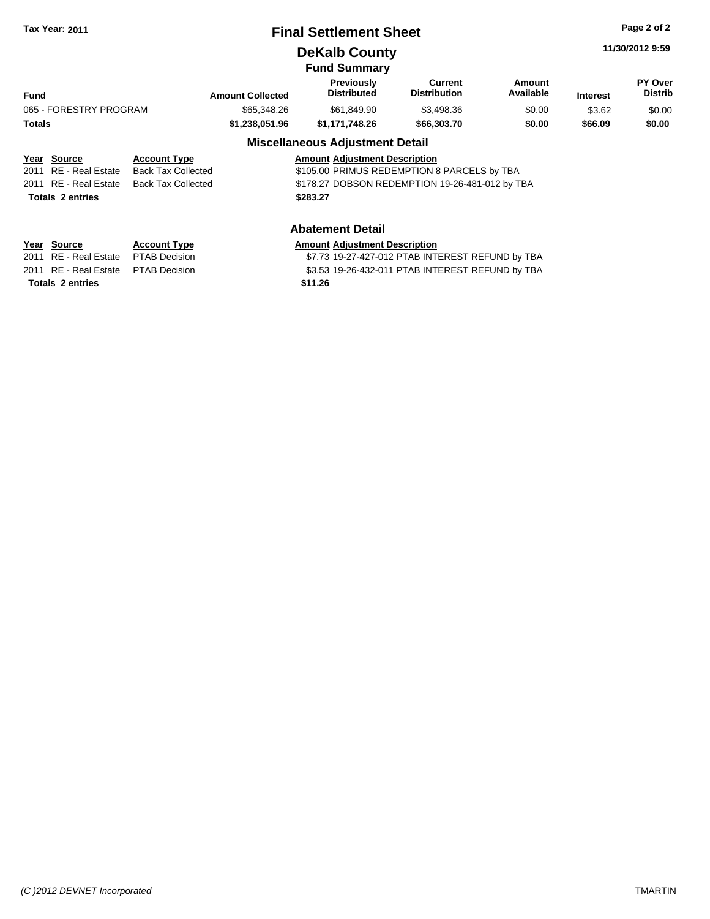# Final Settlement Sheet

**Tax Year: 2011**

## DeKalb County

**11/30/2012 9:59**

### Fund Summary

| Fund | Amount Collected | Previously Distributed | Current Distribution | Amount Available | Interest | PY Over Distrib |
|---|---|---|---|---|---|---|
| 065 - FORESTRY PROGRAM | $65,348.26 | $61,849.90 | $3,498.36 | $0.00 | $3.62 | $0.00 |
| **Totals** | **$1,238,051.96** | **$1,171,748.26** | **$66,303.70** | **$0.00** | **$66.09** | **$0.00** |

### Miscellaneous Adjustment Detail

| Year | Source | Account Type | Amount | Adjustment Description |
|---|---|---|---|---|
| 2011 | RE - Real Estate | Back Tax Collected | $105.00 | PRIMUS REDEMPTION 8 PARCELS by TBA |
| 2011 | RE - Real Estate | Back Tax Collected | $178.27 | DOBSON REDEMPTION 19-26-481-012 by TBA |
| **Totals** | **2 entries** | | **$283.27** | |

### Abatement Detail

| Year | Source | Account Type | Amount | Adjustment Description |
|---|---|---|---|---|
| 2011 | RE - Real Estate | PTAB Decision | $7.73 | 19-27-427-012 PTAB INTEREST REFUND by TBA |
| 2011 | RE - Real Estate | PTAB Decision | $3.53 | 19-26-432-011 PTAB INTEREST REFUND by TBA |
| **Totals** | **2 entries** | | **$11.26** | |

*(C )2012 DEVNET Incorporated* TMARTIN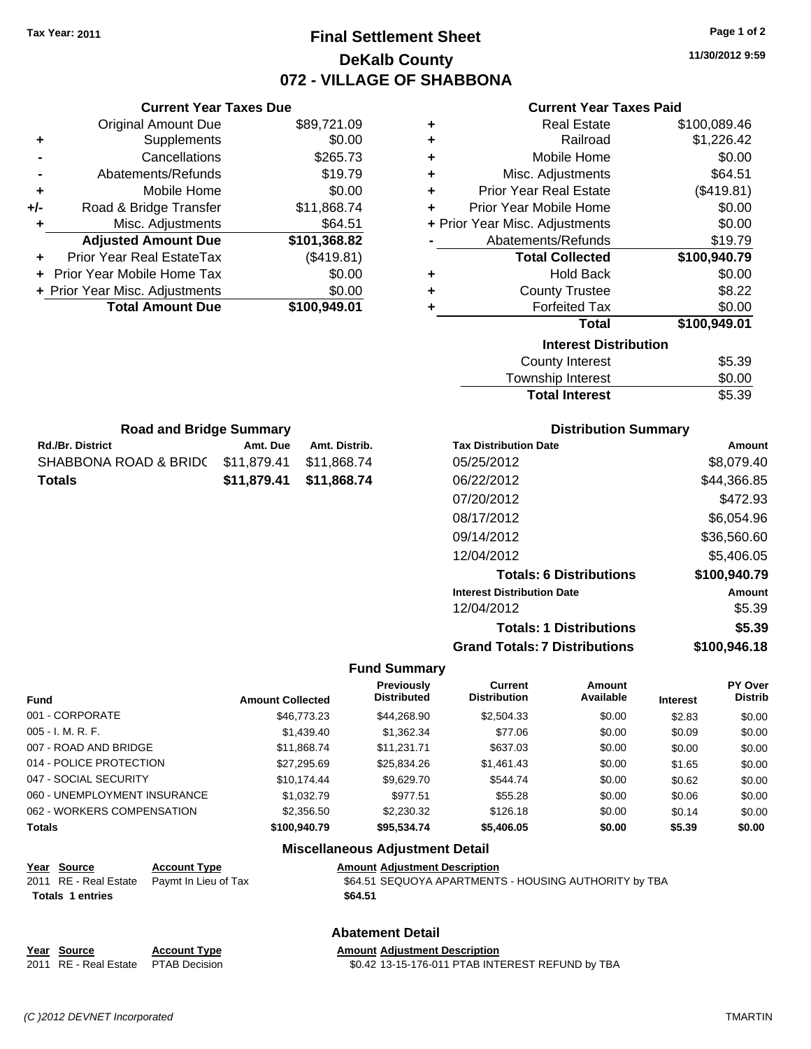Tax Year: 2011

# Final Settlement Sheet
## DeKalb County
## 072 - VILLAGE OF SHABBONA

11/30/2012 9:59

### Current Year Taxes Due

| | | |
|---|---|---|
| | Original Amount Due | $89,721.09 |
| + | Supplements | $0.00 |
| - | Cancellations | $265.73 |
| - | Abatements/Refunds | $19.79 |
| + | Mobile Home | $0.00 |
| +/- | Road & Bridge Transfer | $11,868.74 |
| + | Misc. Adjustments | $64.51 |
| | **Adjusted Amount Due** | **$101,368.82** |
| + | Prior Year Real EstateTax | ($419.81) |
| + | Prior Year Mobile Home Tax | $0.00 |
| + | Prior Year Misc. Adjustments | $0.00 |
| | **Total Amount Due** | **$100,949.01** |

### Current Year Taxes Paid

| | | |
|---|---|---|
| + | Real Estate | $100,089.46 |
| + | Railroad | $1,226.42 |
| + | Mobile Home | $0.00 |
| + | Misc. Adjustments | $64.51 |
| + | Prior Year Real Estate | ($419.81) |
| + | Prior Year Mobile Home | $0.00 |
| + | Prior Year Misc. Adjustments | $0.00 |
| - | Abatements/Refunds | $19.79 |
| | **Total Collected** | **$100,940.79** |
| + | Hold Back | $0.00 |
| + | County Trustee | $8.22 |
| + | Forfeited Tax | $0.00 |
| | **Total** | **$100,949.01** |

### Interest Distribution

| | |
|---|---|
| County Interest | $5.39 |
| Township Interest | $0.00 |
| **Total Interest** | **$5.39** |

### Road and Bridge Summary

| Rd./Br. District | Amt. Due | Amt. Distrib. |
|---|---|---|
| SHABBONA ROAD & BRIDC | $11,879.41 | $11,868.74 |
| **Totals** | **$11,879.41** | **$11,868.74** |

### Distribution Summary

| Tax Distribution Date | Amount |
|---|---|
| 05/25/2012 | $8,079.40 |
| 06/22/2012 | $44,366.85 |
| 07/20/2012 | $472.93 |
| 08/17/2012 | $6,054.96 |
| 09/14/2012 | $36,560.60 |
| 12/04/2012 | $5,406.05 |
| **Totals: 6 Distributions** | **$100,940.79** |
| **Interest Distribution Date** | **Amount** |
| 12/04/2012 | $5.39 |
| **Totals: 1 Distributions** | **$5.39** |
| **Grand Totals: 7 Distributions** | **$100,946.18** |

### Fund Summary

| Fund | Amount Collected | Previously Distributed | Current Distribution | Amount Available | Interest | PY Over Distrib |
|---|---|---|---|---|---|---|
| 001 - CORPORATE | $46,773.23 | $44,268.90 | $2,504.33 | $0.00 | $2.83 | $0.00 |
| 005 - I. M. R. F. | $1,439.40 | $1,362.34 | $77.06 | $0.00 | $0.09 | $0.00 |
| 007 - ROAD AND BRIDGE | $11,868.74 | $11,231.71 | $637.03 | $0.00 | $0.00 | $0.00 |
| 014 - POLICE PROTECTION | $27,295.69 | $25,834.26 | $1,461.43 | $0.00 | $1.65 | $0.00 |
| 047 - SOCIAL SECURITY | $10,174.44 | $9,629.70 | $544.74 | $0.00 | $0.62 | $0.00 |
| 060 - UNEMPLOYMENT INSURANCE | $1,032.79 | $977.51 | $55.28 | $0.00 | $0.06 | $0.00 |
| 062 - WORKERS COMPENSATION | $2,356.50 | $2,230.32 | $126.18 | $0.00 | $0.14 | $0.00 |
| **Totals** | **$100,940.79** | **$95,534.74** | **$5,406.05** | **$0.00** | **$5.39** | **$0.00** |

### Miscellaneous Adjustment Detail

| Year | Source | Account Type | Amount | Adjustment Description |
|---|---|---|---|---|
| 2011 | RE - Real Estate | Paymt In Lieu of Tax | $64.51 | SEQUOYA APARTMENTS - HOUSING AUTHORITY by TBA |
| **Totals 1 entries** | | | **$64.51** | |

### Abatement Detail

| Year | Source | Account Type | Amount | Adjustment Description |
|---|---|---|---|---|
| 2011 | RE - Real Estate | PTAB Decision | $0.42 | 13-15-176-011 PTAB INTEREST REFUND by TBA |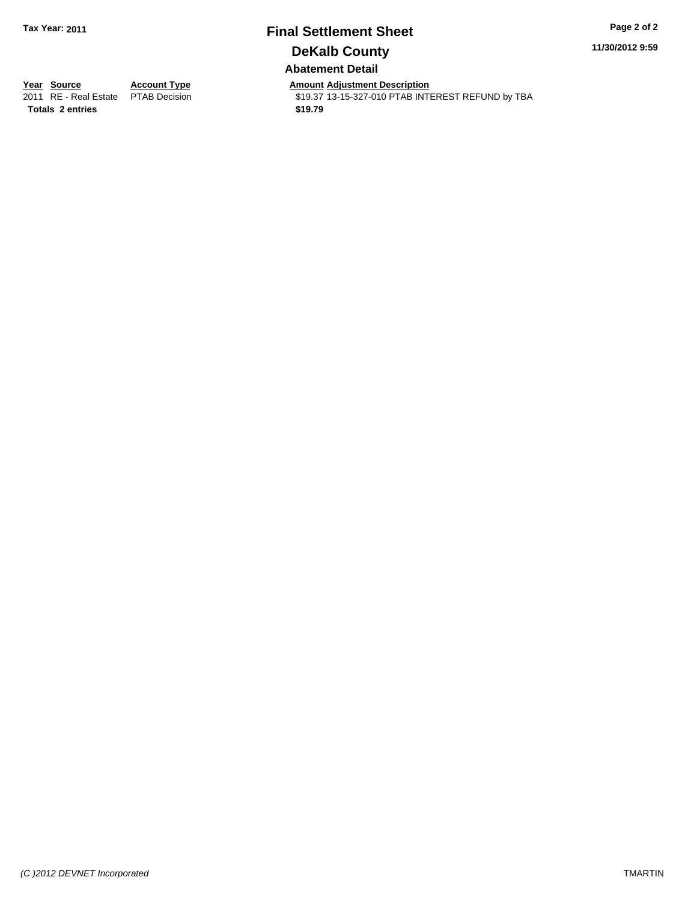**Tax Year: 2011**

# Final Settlement Sheet

## DeKalb County

11/30/2012 9:59

### Abatement Detail

| Year | Source | Account Type | Amount | Adjustment Description |
|---|---|---|---|---|
| 2011 | RE - Real Estate | PTAB Decision | $19.37 | 13-15-327-010 PTAB INTEREST REFUND by TBA |
| **Totals** | **2 entries** | | **$19.79** | |

*(C )2012 DEVNET Incorporated*

TMARTIN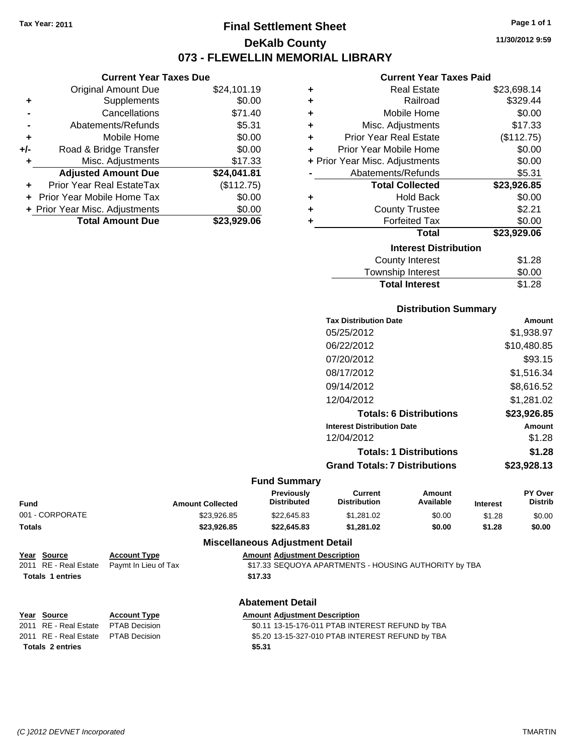Tax Year: 2011

# Final Settlement Sheet

## DeKalb County

## 073 - FLEWELLIN MEMORIAL LIBRARY

11/30/2012 9:59

### Current Year Taxes Due

| | | |
|---|---|---|
| | Original Amount Due | $24,101.19 |
| + | Supplements | $0.00 |
| - | Cancellations | $71.40 |
| - | Abatements/Refunds | $5.31 |
| + | Mobile Home | $0.00 |
| +/- | Road & Bridge Transfer | $0.00 |
| + | Misc. Adjustments | $17.33 |
| | **Adjusted Amount Due** | **$24,041.81** |
| + | Prior Year Real EstateTax | ($112.75) |
| + | Prior Year Mobile Home Tax | $0.00 |
| + | Prior Year Misc. Adjustments | $0.00 |
| | **Total Amount Due** | **$23,929.06** |

### Current Year Taxes Paid

| | | |
|---|---|---|
| + | Real Estate | $23,698.14 |
| + | Railroad | $329.44 |
| + | Mobile Home | $0.00 |
| + | Misc. Adjustments | $17.33 |
| + | Prior Year Real Estate | ($112.75) |
| + | Prior Year Mobile Home | $0.00 |
| + | Prior Year Misc. Adjustments | $0.00 |
| - | Abatements/Refunds | $5.31 |
| | **Total Collected** | **$23,926.85** |
| + | Hold Back | $0.00 |
| + | County Trustee | $2.21 |
| + | Forfeited Tax | $0.00 |
| | **Total** | **$23,929.06** |

### Interest Distribution

| | |
|---|---|
| County Interest | $1.28 |
| Township Interest | $0.00 |
| **Total Interest** | $1.28 |

### Distribution Summary

| Tax Distribution Date | Amount |
|---|---|
| 05/25/2012 | $1,938.97 |
| 06/22/2012 | $10,480.85 |
| 07/20/2012 | $93.15 |
| 08/17/2012 | $1,516.34 |
| 09/14/2012 | $8,616.52 |
| 12/04/2012 | $1,281.02 |
| **Totals: 6 Distributions** | **$23,926.85** |
| **Interest Distribution Date** | **Amount** |
| 12/04/2012 | $1.28 |
| **Totals: 1 Distributions** | **$1.28** |
| **Grand Totals: 7 Distributions** | **$23,928.13** |

### Fund Summary

| Fund | Amount Collected | Previously Distributed | Current Distribution | Amount Available | Interest | PY Over Distrib |
|---|---|---|---|---|---|---|
| 001 - CORPORATE | $23,926.85 | $22,645.83 | $1,281.02 | $0.00 | $1.28 | $0.00 |
| **Totals** | **$23,926.85** | **$22,645.83** | **$1,281.02** | **$0.00** | **$1.28** | **$0.00** |

### Miscellaneous Adjustment Detail

| Year | Source | Account Type | Amount | Adjustment Description |
|---|---|---|---|---|
| 2011 | RE - Real Estate | Paymt In Lieu of Tax | $17.33 | SEQUOYA APARTMENTS - HOUSING AUTHORITY by TBA |
| **Totals 1 entries** | | | **$17.33** | |

### Abatement Detail

| Year | Source | Account Type | Amount | Adjustment Description |
|---|---|---|---|---|
| 2011 | RE - Real Estate | PTAB Decision | $0.11 | 13-15-176-011 PTAB INTEREST REFUND by TBA |
| 2011 | RE - Real Estate | PTAB Decision | $5.20 | 13-15-327-010 PTAB INTEREST REFUND by TBA |
| **Totals 2 entries** | | | **$5.31** | |

(C )2012 DEVNET Incorporated    TMARTIN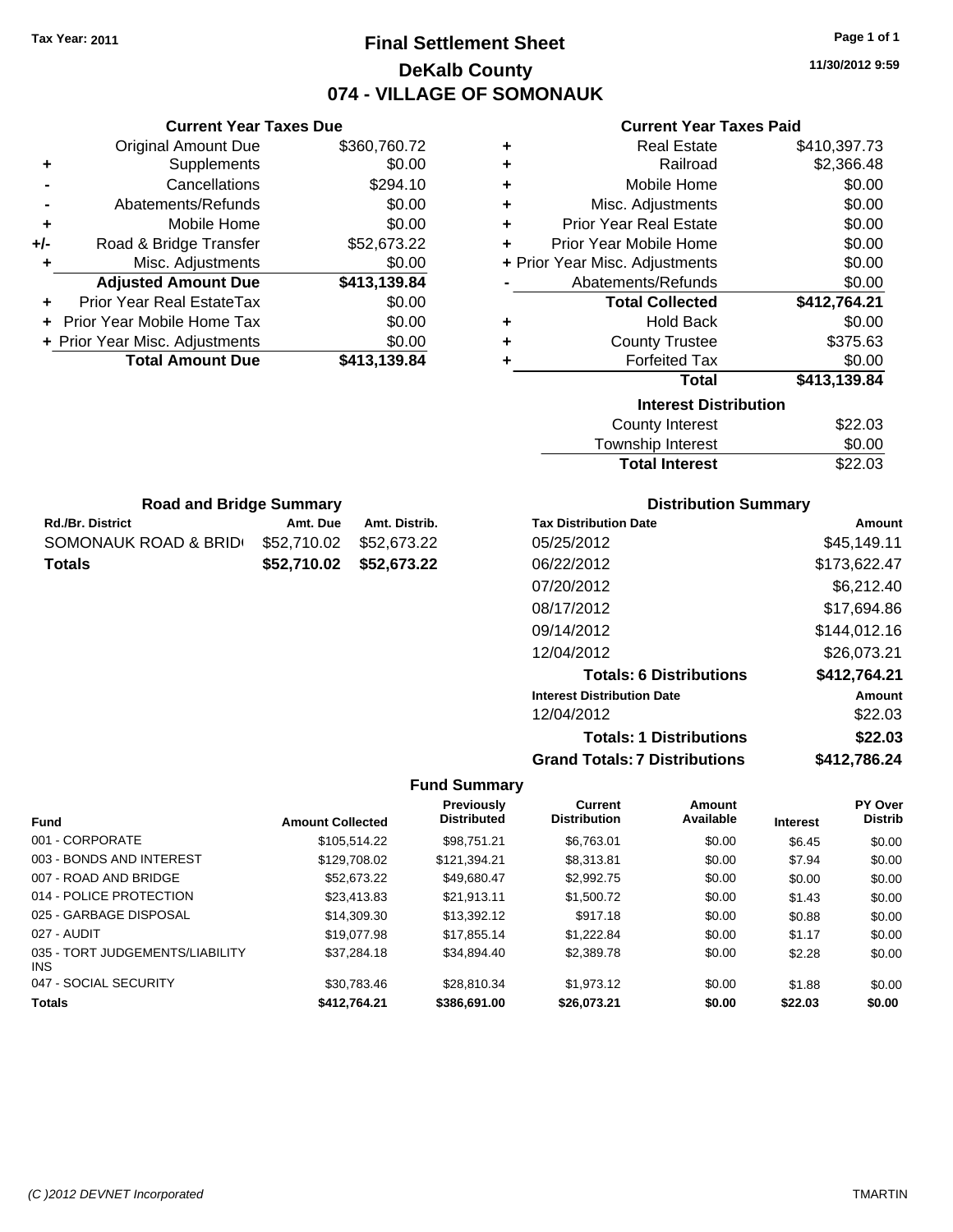Tax Year: 2011

# Final Settlement Sheet

## DeKalb County

## 074 - VILLAGE OF SOMONAUK

11/30/2012 9:59

### Current Year Taxes Due

| | | |
|---|---|---|
| | Original Amount Due | $360,760.72 |
| + | Supplements | $0.00 |
| - | Cancellations | $294.10 |
| - | Abatements/Refunds | $0.00 |
| + | Mobile Home | $0.00 |
| +/- | Road & Bridge Transfer | $52,673.22 |
| + | Misc. Adjustments | $0.00 |
| | **Adjusted Amount Due** | **$413,139.84** |
| + | Prior Year Real EstateTax | $0.00 |
| + | Prior Year Mobile Home Tax | $0.00 |
| + | Prior Year Misc. Adjustments | $0.00 |
| | **Total Amount Due** | **$413,139.84** |

### Current Year Taxes Paid

| | | |
|---|---|---|
| + | Real Estate | $410,397.73 |
| + | Railroad | $2,366.48 |
| + | Mobile Home | $0.00 |
| + | Misc. Adjustments | $0.00 |
| + | Prior Year Real Estate | $0.00 |
| + | Prior Year Mobile Home | $0.00 |
| + | Prior Year Misc. Adjustments | $0.00 |
| - | Abatements/Refunds | $0.00 |
| | **Total Collected** | **$412,764.21** |
| + | Hold Back | $0.00 |
| + | County Trustee | $375.63 |
| + | Forfeited Tax | $0.00 |
| | **Total** | **$413,139.84** |

### Interest Distribution

| | |
|---|---|
| County Interest | $22.03 |
| Township Interest | $0.00 |
| **Total Interest** | $22.03 |

### Road and Bridge Summary

| Rd./Br. District | Amt. Due | Amt. Distrib. |
|---|---|---|
| SOMONAUK ROAD & BRID | $52,710.02 | $52,673.22 |
| **Totals** | **$52,710.02** | **$52,673.22** |

### Distribution Summary

| Tax Distribution Date | Amount |
|---|---|
| 05/25/2012 | $45,149.11 |
| 06/22/2012 | $173,622.47 |
| 07/20/2012 | $6,212.40 |
| 08/17/2012 | $17,694.86 |
| 09/14/2012 | $144,012.16 |
| 12/04/2012 | $26,073.21 |
| **Totals: 6 Distributions** | **$412,764.21** |
| **Interest Distribution Date** | **Amount** |
| 12/04/2012 | $22.03 |
| **Totals: 1 Distributions** | **$22.03** |
| **Grand Totals: 7 Distributions** | **$412,786.24** |

### Fund Summary

| Fund | Amount Collected | Previously Distributed | Current Distribution | Amount Available | Interest | PY Over Distrib |
|---|---|---|---|---|---|---|
| 001 - CORPORATE | $105,514.22 | $98,751.21 | $6,763.01 | $0.00 | $6.45 | $0.00 |
| 003 - BONDS AND INTEREST | $129,708.02 | $121,394.21 | $8,313.81 | $0.00 | $7.94 | $0.00 |
| 007 - ROAD AND BRIDGE | $52,673.22 | $49,680.47 | $2,992.75 | $0.00 | $0.00 | $0.00 |
| 014 - POLICE PROTECTION | $23,413.83 | $21,913.11 | $1,500.72 | $0.00 | $1.43 | $0.00 |
| 025 - GARBAGE DISPOSAL | $14,309.30 | $13,392.12 | $917.18 | $0.00 | $0.88 | $0.00 |
| 027 - AUDIT | $19,077.98 | $17,855.14 | $1,222.84 | $0.00 | $1.17 | $0.00 |
| 035 - TORT JUDGEMENTS/LIABILITY INS | $37,284.18 | $34,894.40 | $2,389.78 | $0.00 | $2.28 | $0.00 |
| 047 - SOCIAL SECURITY | $30,783.46 | $28,810.34 | $1,973.12 | $0.00 | $1.88 | $0.00 |
| **Totals** | **$412,764.21** | **$386,691.00** | **$26,073.21** | **$0.00** | **$22.03** | **$0.00** |

(C )2012 DEVNET Incorporated TMARTIN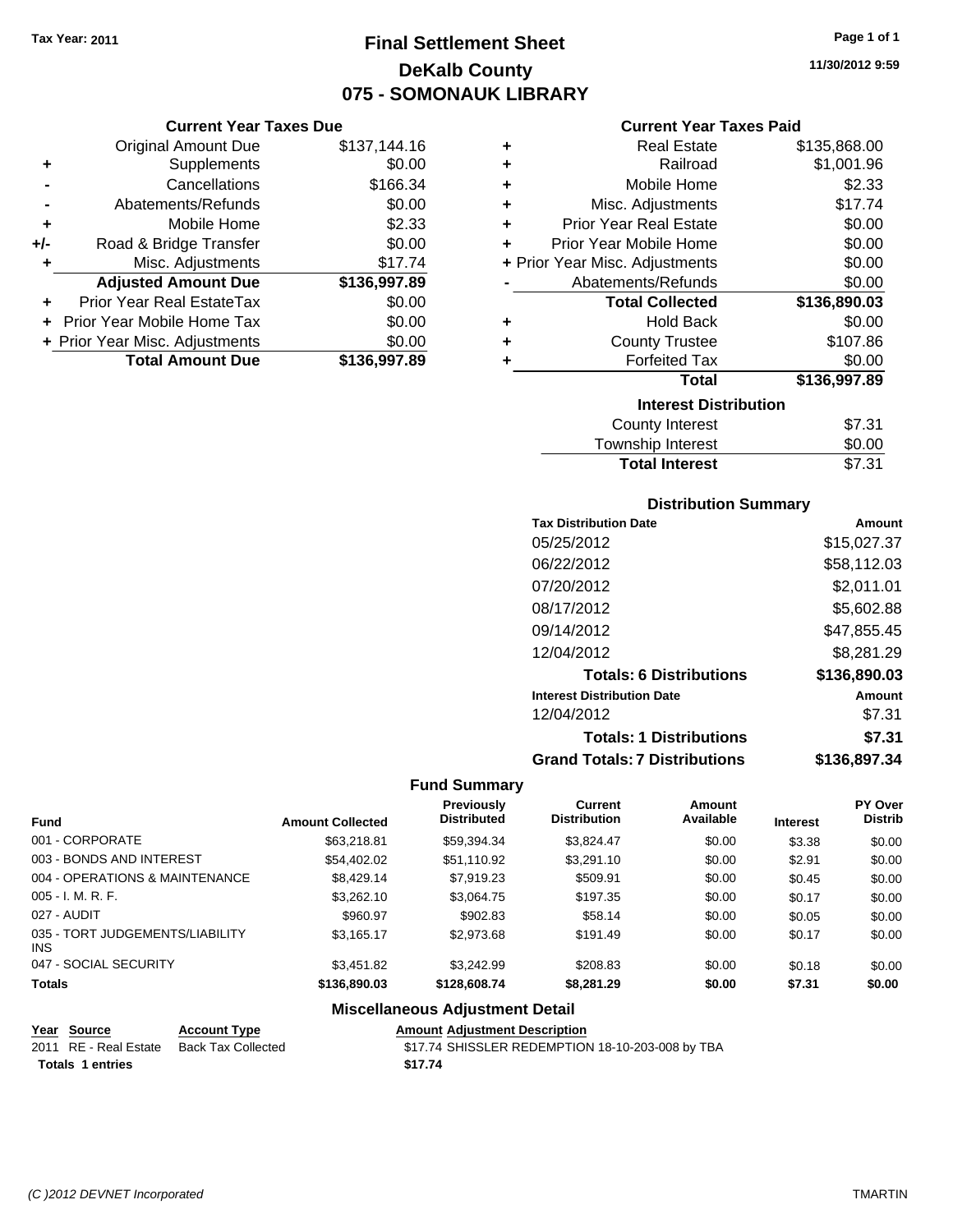Tax Year: 2011

# Final Settlement Sheet
## DeKalb County
## 075 - SOMONAUK LIBRARY

11/30/2012 9:59

### Current Year Taxes Due

| | | |
|---|---|---|
| | Original Amount Due | $137,144.16 |
| + | Supplements | $0.00 |
| - | Cancellations | $166.34 |
| - | Abatements/Refunds | $0.00 |
| + | Mobile Home | $2.33 |
| +/- | Road & Bridge Transfer | $0.00 |
| + | Misc. Adjustments | $17.74 |
| | **Adjusted Amount Due** | **$136,997.89** |
| + | Prior Year Real EstateTax | $0.00 |
| + | Prior Year Mobile Home Tax | $0.00 |
| + | Prior Year Misc. Adjustments | $0.00 |
| | **Total Amount Due** | **$136,997.89** |

### Current Year Taxes Paid

| | | |
|---|---|---|
| + | Real Estate | $135,868.00 |
| + | Railroad | $1,001.96 |
| + | Mobile Home | $2.33 |
| + | Misc. Adjustments | $17.74 |
| + | Prior Year Real Estate | $0.00 |
| + | Prior Year Mobile Home | $0.00 |
| + | Prior Year Misc. Adjustments | $0.00 |
| - | Abatements/Refunds | $0.00 |
| | **Total Collected** | **$136,890.03** |
| + | Hold Back | $0.00 |
| + | County Trustee | $107.86 |
| + | Forfeited Tax | $0.00 |
| | **Total** | **$136,997.89** |

### Interest Distribution

| | |
|---|---|
| County Interest | $7.31 |
| Township Interest | $0.00 |
| **Total Interest** | $7.31 |

### Distribution Summary

| Tax Distribution Date | Amount |
|---|---|
| 05/25/2012 | $15,027.37 |
| 06/22/2012 | $58,112.03 |
| 07/20/2012 | $2,011.01 |
| 08/17/2012 | $5,602.88 |
| 09/14/2012 | $47,855.45 |
| 12/04/2012 | $8,281.29 |
| **Totals: 6 Distributions** | **$136,890.03** |
| **Interest Distribution Date** | **Amount** |
| 12/04/2012 | $7.31 |
| **Totals: 1 Distributions** | **$7.31** |
| **Grand Totals: 7 Distributions** | **$136,897.34** |

### Fund Summary

| Fund | Amount Collected | Previously Distributed | Current Distribution | Amount Available | Interest | PY Over Distrib |
|---|---|---|---|---|---|---|
| 001 - CORPORATE | $63,218.81 | $59,394.34 | $3,824.47 | $0.00 | $3.38 | $0.00 |
| 003 - BONDS AND INTEREST | $54,402.02 | $51,110.92 | $3,291.10 | $0.00 | $2.91 | $0.00 |
| 004 - OPERATIONS & MAINTENANCE | $8,429.14 | $7,919.23 | $509.91 | $0.00 | $0.45 | $0.00 |
| 005 - I. M. R. F. | $3,262.10 | $3,064.75 | $197.35 | $0.00 | $0.17 | $0.00 |
| 027 - AUDIT | $960.97 | $902.83 | $58.14 | $0.00 | $0.05 | $0.00 |
| 035 - TORT JUDGEMENTS/LIABILITY INS | $3,165.17 | $2,973.68 | $191.49 | $0.00 | $0.17 | $0.00 |
| 047 - SOCIAL SECURITY | $3,451.82 | $3,242.99 | $208.83 | $0.00 | $0.18 | $0.00 |
| **Totals** | **$136,890.03** | **$128,608.74** | **$8,281.29** | **$0.00** | **$7.31** | **$0.00** |

### Miscellaneous Adjustment Detail

| Year | Source | Account Type | Amount | Adjustment Description |
|---|---|---|---|---|
| 2011 | RE - Real Estate | Back Tax Collected | $17.74 | SHISSLER REDEMPTION 18-10-203-008 by TBA |
| **Totals 1 entries** | | | **$17.74** | |

(C )2012 DEVNET Incorporated TMARTIN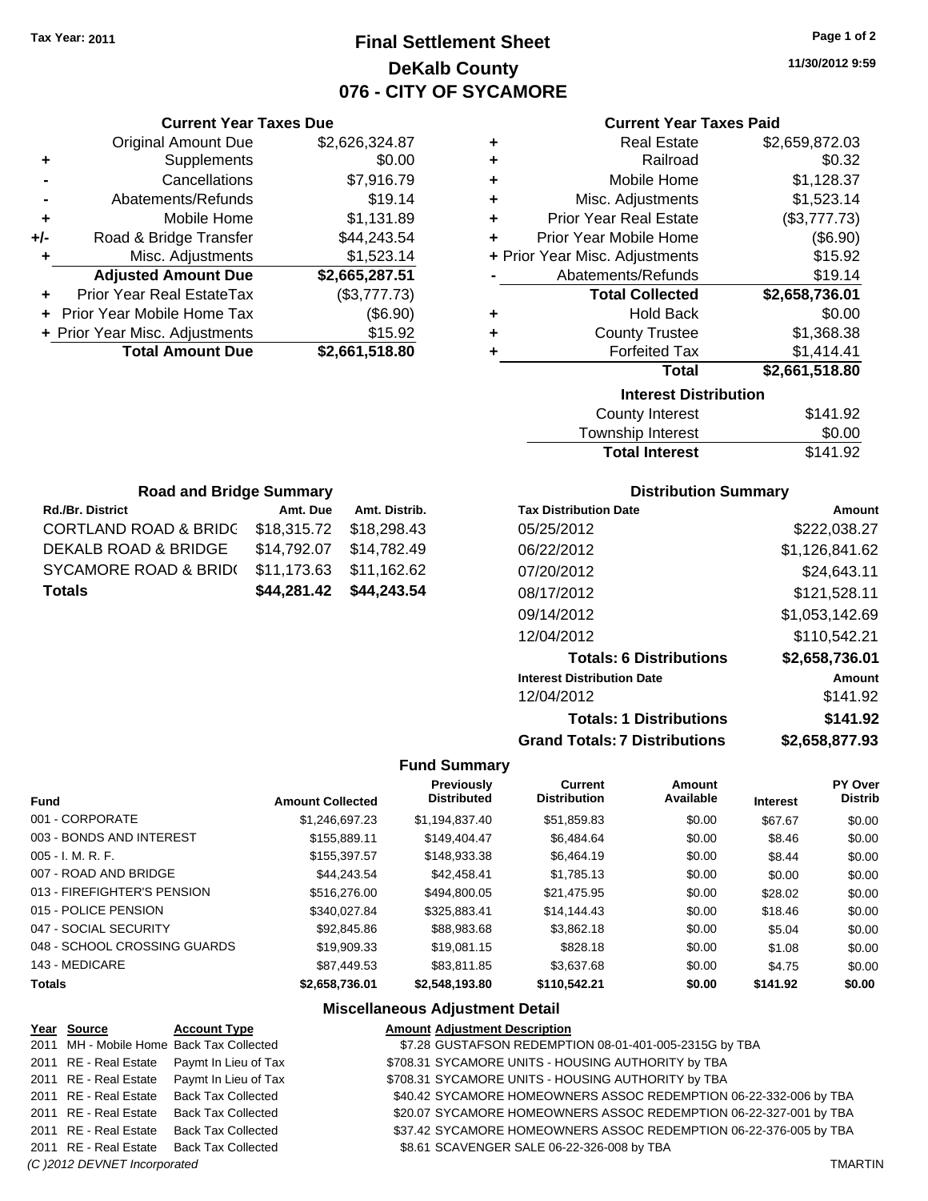Tax Year: 2011

# Final Settlement Sheet
## DeKalb County
## 076 - CITY OF SYCAMORE

11/30/2012 9:59

### Current Year Taxes Due

| | | |
|---|---|---|
| | Original Amount Due | $2,626,324.87 |
| + | Supplements | $0.00 |
| - | Cancellations | $7,916.79 |
| - | Abatements/Refunds | $19.14 |
| + | Mobile Home | $1,131.89 |
| +/- | Road & Bridge Transfer | $44,243.54 |
| + | Misc. Adjustments | $1,523.14 |
| | **Adjusted Amount Due** | **$2,665,287.51** |
| + | Prior Year Real EstateTax | ($3,777.73) |
| + | Prior Year Mobile Home Tax | ($6.90) |
| + | Prior Year Misc. Adjustments | $15.92 |
| | **Total Amount Due** | **$2,661,518.80** |

### Current Year Taxes Paid

| | | |
|---|---|---|
| + | Real Estate | $2,659,872.03 |
| + | Railroad | $0.32 |
| + | Mobile Home | $1,128.37 |
| + | Misc. Adjustments | $1,523.14 |
| + | Prior Year Real Estate | ($3,777.73) |
| + | Prior Year Mobile Home | ($6.90) |
| + | Prior Year Misc. Adjustments | $15.92 |
| - | Abatements/Refunds | $19.14 |
| | **Total Collected** | **$2,658,736.01** |
| + | Hold Back | $0.00 |
| + | County Trustee | $1,368.38 |
| + | Forfeited Tax | $1,414.41 |
| | **Total** | **$2,661,518.80** |

### Interest Distribution

| | |
|---|---|
| County Interest | $141.92 |
| Township Interest | $0.00 |
| **Total Interest** | $141.92 |

### Road and Bridge Summary

| Rd./Br. District | Amt. Due | Amt. Distrib. |
|---|---|---|
| CORTLAND ROAD & BRIDG | $18,315.72 | $18,298.43 |
| DEKALB ROAD & BRIDGE | $14,792.07 | $14,782.49 |
| SYCAMORE ROAD & BRID( | $11,173.63 | $11,162.62 |
| **Totals** | **$44,281.42** | **$44,243.54** |

### Distribution Summary

| Tax Distribution Date | Amount |
|---|---|
| 05/25/2012 | $222,038.27 |
| 06/22/2012 | $1,126,841.62 |
| 07/20/2012 | $24,643.11 |
| 08/17/2012 | $121,528.11 |
| 09/14/2012 | $1,053,142.69 |
| 12/04/2012 | $110,542.21 |
| **Totals: 6 Distributions** | **$2,658,736.01** |
| **Interest Distribution Date** | **Amount** |
| 12/04/2012 | $141.92 |
| **Totals: 1 Distributions** | **$141.92** |
| **Grand Totals: 7 Distributions** | **$2,658,877.93** |

### Fund Summary

| Fund | Amount Collected | Previously Distributed | Current Distribution | Amount Available | Interest | PY Over Distrib |
|---|---|---|---|---|---|---|
| 001 - CORPORATE | $1,246,697.23 | $1,194,837.40 | $51,859.83 | $0.00 | $67.67 | $0.00 |
| 003 - BONDS AND INTEREST | $155,889.11 | $149,404.47 | $6,484.64 | $0.00 | $8.46 | $0.00 |
| 005 - I. M. R. F. | $155,397.57 | $148,933.38 | $6,464.19 | $0.00 | $8.44 | $0.00 |
| 007 - ROAD AND BRIDGE | $44,243.54 | $42,458.41 | $1,785.13 | $0.00 | $0.00 | $0.00 |
| 013 - FIREFIGHTER'S PENSION | $516,276.00 | $494,800.05 | $21,475.95 | $0.00 | $28.02 | $0.00 |
| 015 - POLICE PENSION | $340,027.84 | $325,883.41 | $14,144.43 | $0.00 | $18.46 | $0.00 |
| 047 - SOCIAL SECURITY | $92,845.86 | $88,983.68 | $3,862.18 | $0.00 | $5.04 | $0.00 |
| 048 - SCHOOL CROSSING GUARDS | $19,909.33 | $19,081.15 | $828.18 | $0.00 | $1.08 | $0.00 |
| 143 - MEDICARE | $87,449.53 | $83,811.85 | $3,637.68 | $0.00 | $4.75 | $0.00 |
| **Totals** | **$2,658,736.01** | **$2,548,193.80** | **$110,542.21** | **$0.00** | **$141.92** | **$0.00** |

### Miscellaneous Adjustment Detail

| Year | Source | Account Type | Amount | Adjustment Description |
|---|---|---|---|---|
| 2011 | MH - Mobile Home | Back Tax Collected | $7.28 | GUSTAFSON REDEMPTION 08-01-401-005-2315G by TBA |
| 2011 | RE - Real Estate | Paymt In Lieu of Tax | $708.31 | SYCAMORE UNITS - HOUSING AUTHORITY by TBA |
| 2011 | RE - Real Estate | Paymt In Lieu of Tax | $708.31 | SYCAMORE UNITS - HOUSING AUTHORITY by TBA |
| 2011 | RE - Real Estate | Back Tax Collected | $40.42 | SYCAMORE HOMEOWNERS ASSOC REDEMPTION 06-22-332-006 by TBA |
| 2011 | RE - Real Estate | Back Tax Collected | $20.07 | SYCAMORE HOMEOWNERS ASSOC REDEMPTION 06-22-327-001 by TBA |
| 2011 | RE - Real Estate | Back Tax Collected | $37.42 | SYCAMORE HOMEOWNERS ASSOC REDEMPTION 06-22-376-005 by TBA |
| 2011 | RE - Real Estate | Back Tax Collected | $8.61 | SCAVENGER SALE 06-22-326-008 by TBA |

(C )2012 DEVNET Incorporated TMARTIN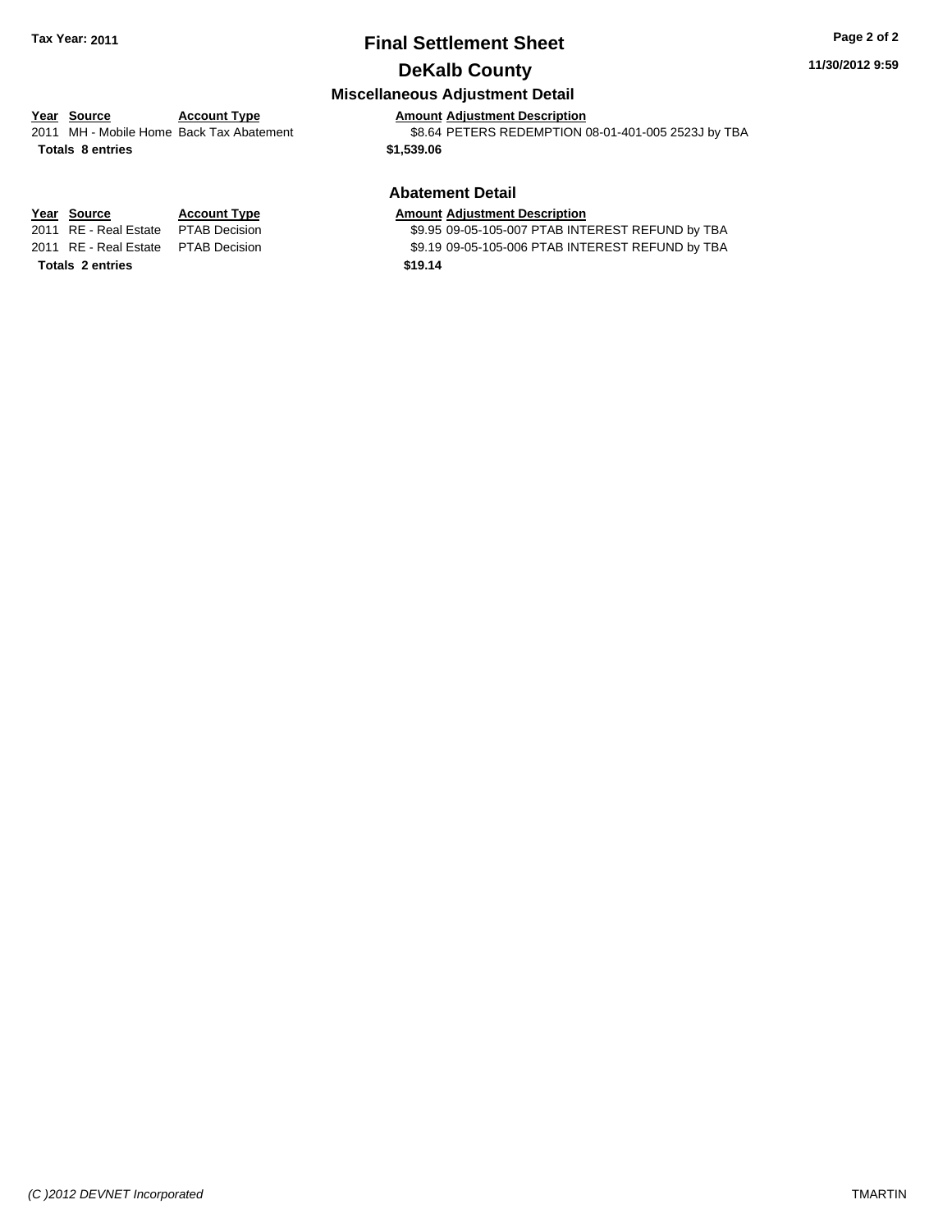# Final Settlement Sheet

## DeKalb County

Tax Year: 2011

11/30/2012 9:59

### Miscellaneous Adjustment Detail

| Year | Source | Account Type | Amount | Adjustment Description |
|---|---|---|---|---|
| 2011 | MH - Mobile Home | Back Tax Abatement | $8.64 | PETERS REDEMPTION 08-01-401-005 2523J by TBA |
| **Totals** | **8 entries** | | **$1,539.06** | |

### Abatement Detail

| Year | Source | Account Type | Amount | Adjustment Description |
|---|---|---|---|---|
| 2011 | RE - Real Estate | PTAB Decision | $9.95 | 09-05-105-007 PTAB INTEREST REFUND by TBA |
| 2011 | RE - Real Estate | PTAB Decision | $9.19 | 09-05-105-006 PTAB INTEREST REFUND by TBA |
| **Totals** | **2 entries** | | **$19.14** | |

(C )2012 DEVNET Incorporated TMARTIN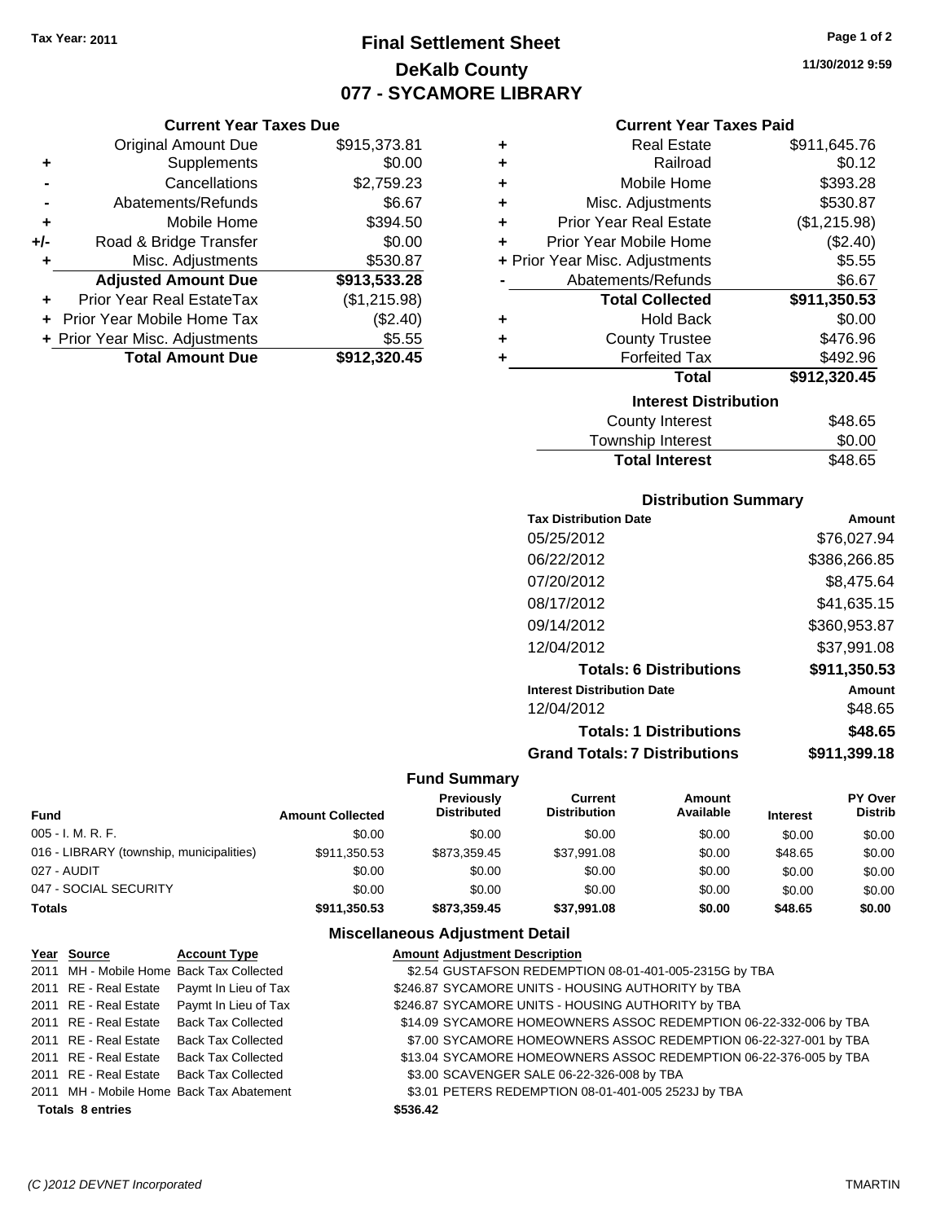Tax Year: 2011

# Final Settlement Sheet

## DeKalb County

## 077 - SYCAMORE LIBRARY

11/30/2012 9:59

### Current Year Taxes Due

| | | |
|---|---|---|
| | Original Amount Due | $915,373.81 |
| + | Supplements | $0.00 |
| - | Cancellations | $2,759.23 |
| - | Abatements/Refunds | $6.67 |
| + | Mobile Home | $394.50 |
| +/- | Road & Bridge Transfer | $0.00 |
| + | Misc. Adjustments | $530.87 |
| | **Adjusted Amount Due** | **$913,533.28** |
| + | Prior Year Real EstateTax | ($1,215.98) |
| + | Prior Year Mobile Home Tax | ($2.40) |
| + | Prior Year Misc. Adjustments | $5.55 |
| | **Total Amount Due** | **$912,320.45** |

### Current Year Taxes Paid

| | | |
|---|---|---|
| + | Real Estate | $911,645.76 |
| + | Railroad | $0.12 |
| + | Mobile Home | $393.28 |
| + | Misc. Adjustments | $530.87 |
| + | Prior Year Real Estate | ($1,215.98) |
| + | Prior Year Mobile Home | ($2.40) |
| + | Prior Year Misc. Adjustments | $5.55 |
| - | Abatements/Refunds | $6.67 |
| | **Total Collected** | **$911,350.53** |
| + | Hold Back | $0.00 |
| + | County Trustee | $476.96 |
| + | Forfeited Tax | $492.96 |
| | **Total** | **$912,320.45** |

### Interest Distribution

| | |
|---|---|
| County Interest | $48.65 |
| Township Interest | $0.00 |
| **Total Interest** | $48.65 |

### Distribution Summary

| Tax Distribution Date | Amount |
|---|---|
| 05/25/2012 | $76,027.94 |
| 06/22/2012 | $386,266.85 |
| 07/20/2012 | $8,475.64 |
| 08/17/2012 | $41,635.15 |
| 09/14/2012 | $360,953.87 |
| 12/04/2012 | $37,991.08 |
| **Totals: 6 Distributions** | **$911,350.53** |
| **Interest Distribution Date** | **Amount** |
| 12/04/2012 | $48.65 |
| **Totals: 1 Distributions** | **$48.65** |
| **Grand Totals: 7 Distributions** | **$911,399.18** |

### Fund Summary

| Fund | Amount Collected | Previously Distributed | Current Distribution | Amount Available | Interest | PY Over Distrib |
|---|---|---|---|---|---|---|
| 005 - I. M. R. F. | $0.00 | $0.00 | $0.00 | $0.00 | $0.00 | $0.00 |
| 016 - LIBRARY (township, municipalities) | $911,350.53 | $873,359.45 | $37,991.08 | $0.00 | $48.65 | $0.00 |
| 027 - AUDIT | $0.00 | $0.00 | $0.00 | $0.00 | $0.00 | $0.00 |
| 047 - SOCIAL SECURITY | $0.00 | $0.00 | $0.00 | $0.00 | $0.00 | $0.00 |
| **Totals** | **$911,350.53** | **$873,359.45** | **$37,991.08** | **$0.00** | **$48.65** | **$0.00** |

### Miscellaneous Adjustment Detail

| Year | Source | Account Type | Amount | Adjustment Description |
|---|---|---|---|---|
| 2011 | MH - Mobile Home | Back Tax Collected | $2.54 | GUSTAFSON REDEMPTION 08-01-401-005-2315G by TBA |
| 2011 | RE - Real Estate | Paymt In Lieu of Tax | $246.87 | SYCAMORE UNITS - HOUSING AUTHORITY by TBA |
| 2011 | RE - Real Estate | Paymt In Lieu of Tax | $246.87 | SYCAMORE UNITS - HOUSING AUTHORITY by TBA |
| 2011 | RE - Real Estate | Back Tax Collected | $14.09 | SYCAMORE HOMEOWNERS ASSOC REDEMPTION 06-22-332-006 by TBA |
| 2011 | RE - Real Estate | Back Tax Collected | $7.00 | SYCAMORE HOMEOWNERS ASSOC REDEMPTION 06-22-327-001 by TBA |
| 2011 | RE - Real Estate | Back Tax Collected | $13.04 | SYCAMORE HOMEOWNERS ASSOC REDEMPTION 06-22-376-005 by TBA |
| 2011 | RE - Real Estate | Back Tax Collected | $3.00 | SCAVENGER SALE 06-22-326-008 by TBA |
| 2011 | MH - Mobile Home | Back Tax Abatement | $3.01 | PETERS REDEMPTION 08-01-401-005 2523J by TBA |
| **Totals 8 entries** | | | **$536.42** | |

(C )2012 DEVNET Incorporated TMARTIN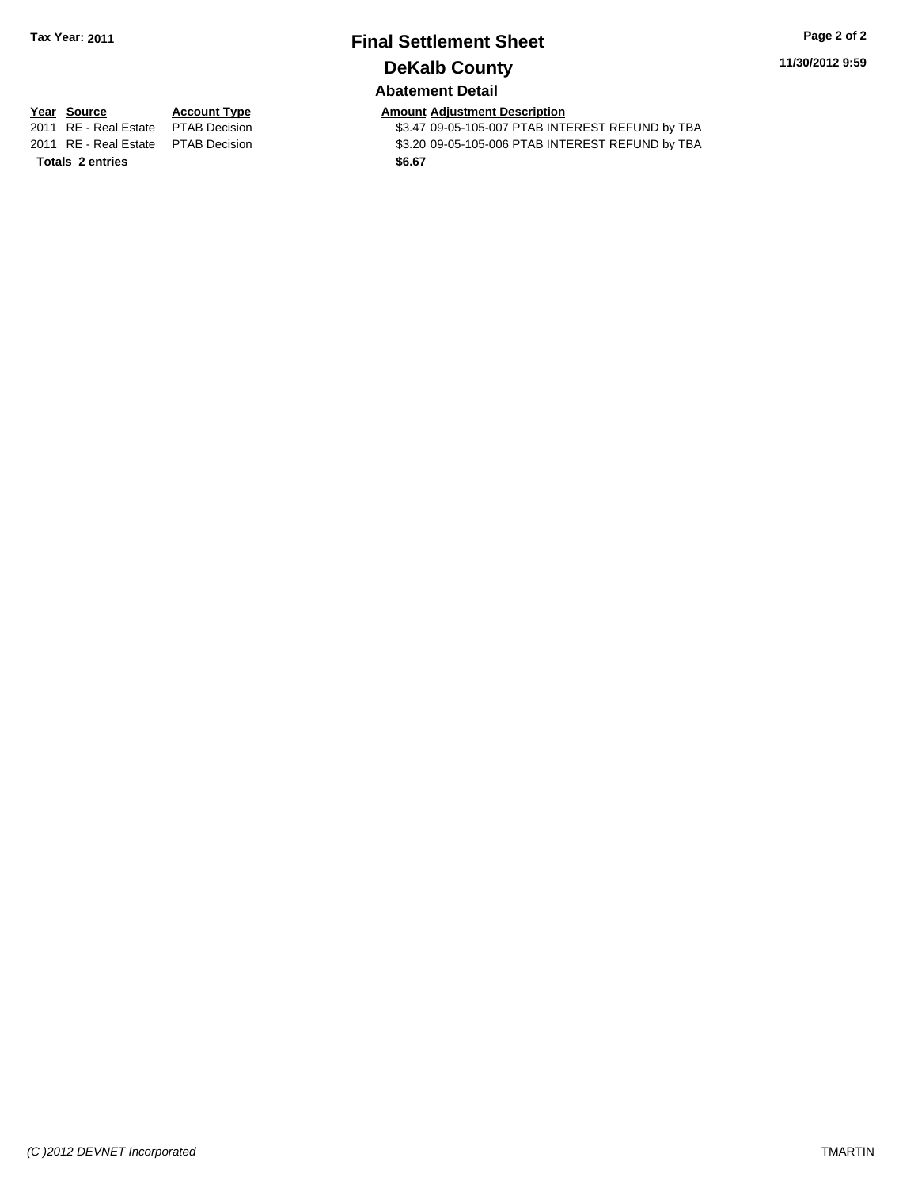**Tax Year: 2011**

# Final Settlement Sheet

## DeKalb County

11/30/2012 9:59

### Abatement Detail

| Year | Source | Account Type | Amount | Adjustment Description |
|---|---|---|---|---|
| 2011 | RE - Real Estate | PTAB Decision | $3.47 | 09-05-105-007 PTAB INTEREST REFUND by TBA |
| 2011 | RE - Real Estate | PTAB Decision | $3.20 | 09-05-105-006 PTAB INTEREST REFUND by TBA |
| **Totals** | **2 entries** | | **$6.67** | |

*(C )2012 DEVNET Incorporated*

TMARTIN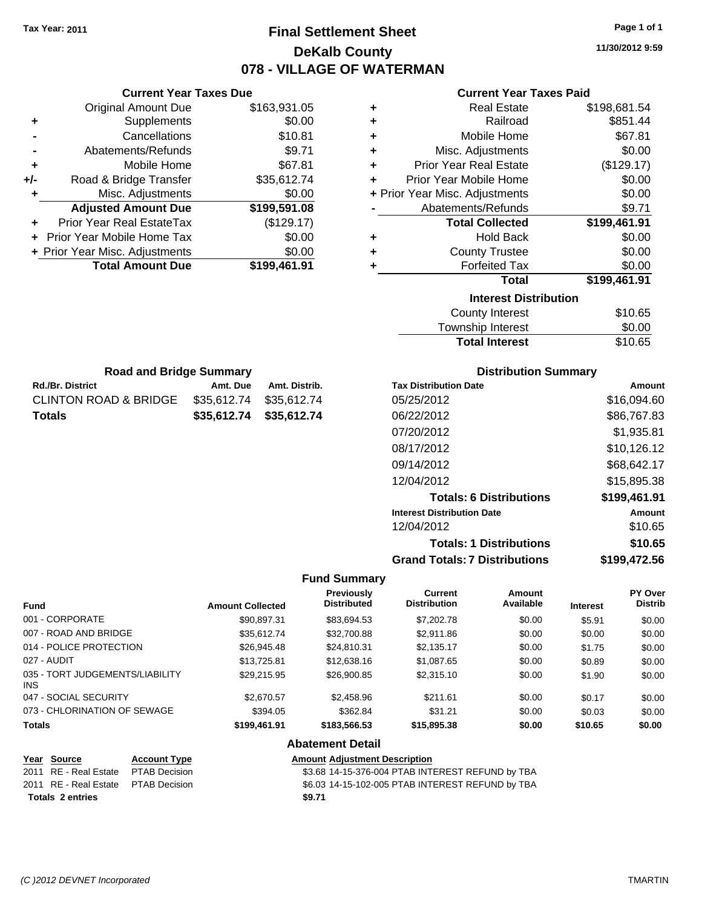**Tax Year: 2011**

# Final Settlement Sheet

## DeKalb County

## 078 - VILLAGE OF WATERMAN

11/30/2012 9:59

### Current Year Taxes Due

| | | |
|---|---|---|
| | Original Amount Due | $163,931.05 |
| + | Supplements | $0.00 |
| - | Cancellations | $10.81 |
| - | Abatements/Refunds | $9.71 |
| + | Mobile Home | $67.81 |
| +/- | Road & Bridge Transfer | $35,612.74 |
| + | Misc. Adjustments | $0.00 |
| | **Adjusted Amount Due** | **$199,591.08** |
| + | Prior Year Real EstateTax | ($129.17) |
| + | Prior Year Mobile Home Tax | $0.00 |
| + | Prior Year Misc. Adjustments | $0.00 |
| | **Total Amount Due** | **$199,461.91** |

### Current Year Taxes Paid

| | | |
|---|---|---|
| + | Real Estate | $198,681.54 |
| + | Railroad | $851.44 |
| + | Mobile Home | $67.81 |
| + | Misc. Adjustments | $0.00 |
| + | Prior Year Real Estate | ($129.17) |
| + | Prior Year Mobile Home | $0.00 |
| + | Prior Year Misc. Adjustments | $0.00 |
| - | Abatements/Refunds | $9.71 |
| | **Total Collected** | **$199,461.91** |
| + | Hold Back | $0.00 |
| + | County Trustee | $0.00 |
| + | Forfeited Tax | $0.00 |
| | **Total** | **$199,461.91** |

### Interest Distribution

| | |
|---|---|
| County Interest | $10.65 |
| Township Interest | $0.00 |
| **Total Interest** | $10.65 |

### Road and Bridge Summary

| Rd./Br. District | Amt. Due | Amt. Distrib. |
|---|---|---|
| CLINTON ROAD & BRIDGE | $35,612.74 | $35,612.74 |
| **Totals** | **$35,612.74** | **$35,612.74** |

### Distribution Summary

| Tax Distribution Date | Amount |
|---|---|
| 05/25/2012 | $16,094.60 |
| 06/22/2012 | $86,767.83 |
| 07/20/2012 | $1,935.81 |
| 08/17/2012 | $10,126.12 |
| 09/14/2012 | $68,642.17 |
| 12/04/2012 | $15,895.38 |
| **Totals: 6 Distributions** | **$199,461.91** |
| **Interest Distribution Date** | **Amount** |
| 12/04/2012 | $10.65 |
| **Totals: 1 Distributions** | **$10.65** |
| **Grand Totals: 7 Distributions** | **$199,472.56** |

### Fund Summary

| Fund | Amount Collected | Previously Distributed | Current Distribution | Amount Available | Interest | PY Over Distrib |
|---|---|---|---|---|---|---|
| 001 - CORPORATE | $90,897.31 | $83,694.53 | $7,202.78 | $0.00 | $5.91 | $0.00 |
| 007 - ROAD AND BRIDGE | $35,612.74 | $32,700.88 | $2,911.86 | $0.00 | $0.00 | $0.00 |
| 014 - POLICE PROTECTION | $26,945.48 | $24,810.31 | $2,135.17 | $0.00 | $1.75 | $0.00 |
| 027 - AUDIT | $13,725.81 | $12,638.16 | $1,087.65 | $0.00 | $0.89 | $0.00 |
| 035 - TORT JUDGEMENTS/LIABILITY INS | $29,215.95 | $26,900.85 | $2,315.10 | $0.00 | $1.90 | $0.00 |
| 047 - SOCIAL SECURITY | $2,670.57 | $2,458.96 | $211.61 | $0.00 | $0.17 | $0.00 |
| 073 - CHLORINATION OF SEWAGE | $394.05 | $362.84 | $31.21 | $0.00 | $0.03 | $0.00 |
| **Totals** | **$199,461.91** | **$183,566.53** | **$15,895.38** | **$0.00** | **$10.65** | **$0.00** |

### Abatement Detail

| Year | Source | Account Type | Amount | Adjustment Description |
|---|---|---|---|---|
| 2011 | RE - Real Estate | PTAB Decision | $3.68 | 14-15-376-004 PTAB INTEREST REFUND by TBA |
| 2011 | RE - Real Estate | PTAB Decision | $6.03 | 14-15-102-005 PTAB INTEREST REFUND by TBA |
| **Totals 2 entries** | | | **$9.71** | |

*(C )2012 DEVNET Incorporated* TMARTIN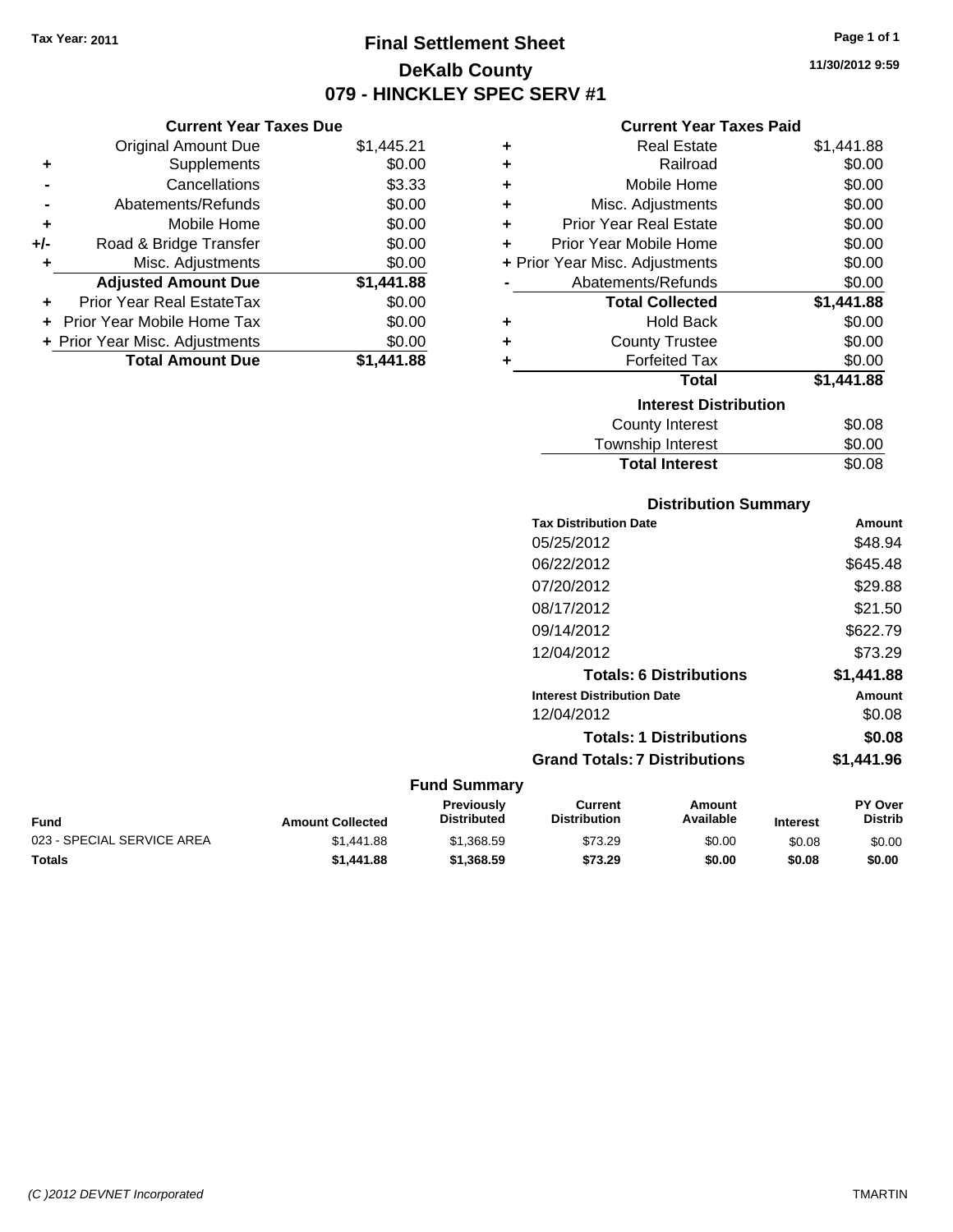Tax Year: 2011

# Final Settlement Sheet

## DeKalb County

## 079 - HINCKLEY SPEC SERV #1

11/30/2012 9:59

### Current Year Taxes Due

| | | |
|---|---|---|
| | Original Amount Due | $1,445.21 |
| + | Supplements | $0.00 |
| - | Cancellations | $3.33 |
| - | Abatements/Refunds | $0.00 |
| + | Mobile Home | $0.00 |
| +/- | Road & Bridge Transfer | $0.00 |
| + | Misc. Adjustments | $0.00 |
| | **Adjusted Amount Due** | **$1,441.88** |
| + | Prior Year Real EstateTax | $0.00 |
| + | Prior Year Mobile Home Tax | $0.00 |
| + | Prior Year Misc. Adjustments | $0.00 |
| | **Total Amount Due** | **$1,441.88** |

### Current Year Taxes Paid

| | | |
|---|---|---|
| + | Real Estate | $1,441.88 |
| + | Railroad | $0.00 |
| + | Mobile Home | $0.00 |
| + | Misc. Adjustments | $0.00 |
| + | Prior Year Real Estate | $0.00 |
| + | Prior Year Mobile Home | $0.00 |
| + | Prior Year Misc. Adjustments | $0.00 |
| - | Abatements/Refunds | $0.00 |
| | **Total Collected** | **$1,441.88** |
| + | Hold Back | $0.00 |
| + | County Trustee | $0.00 |
| + | Forfeited Tax | $0.00 |
| | **Total** | **$1,441.88** |

### Interest Distribution

| | |
|---|---|
| County Interest | $0.08 |
| Township Interest | $0.00 |
| **Total Interest** | $0.08 |

### Distribution Summary

| Tax Distribution Date | Amount |
|---|---|
| 05/25/2012 | $48.94 |
| 06/22/2012 | $645.48 |
| 07/20/2012 | $29.88 |
| 08/17/2012 | $21.50 |
| 09/14/2012 | $622.79 |
| 12/04/2012 | $73.29 |
| **Totals: 6 Distributions** | **$1,441.88** |
| **Interest Distribution Date** | **Amount** |
| 12/04/2012 | $0.08 |
| **Totals: 1 Distributions** | **$0.08** |
| **Grand Totals: 7 Distributions** | **$1,441.96** |

### Fund Summary

| Fund | Amount Collected | Previously Distributed | Current Distribution | Amount Available | Interest | PY Over Distrib |
|---|---|---|---|---|---|---|
| 023 - SPECIAL SERVICE AREA | $1,441.88 | $1,368.59 | $73.29 | $0.00 | $0.08 | $0.00 |
| **Totals** | **$1,441.88** | **$1,368.59** | **$73.29** | **$0.00** | **$0.08** | **$0.00** |

(C )2012 DEVNET Incorporated TMARTIN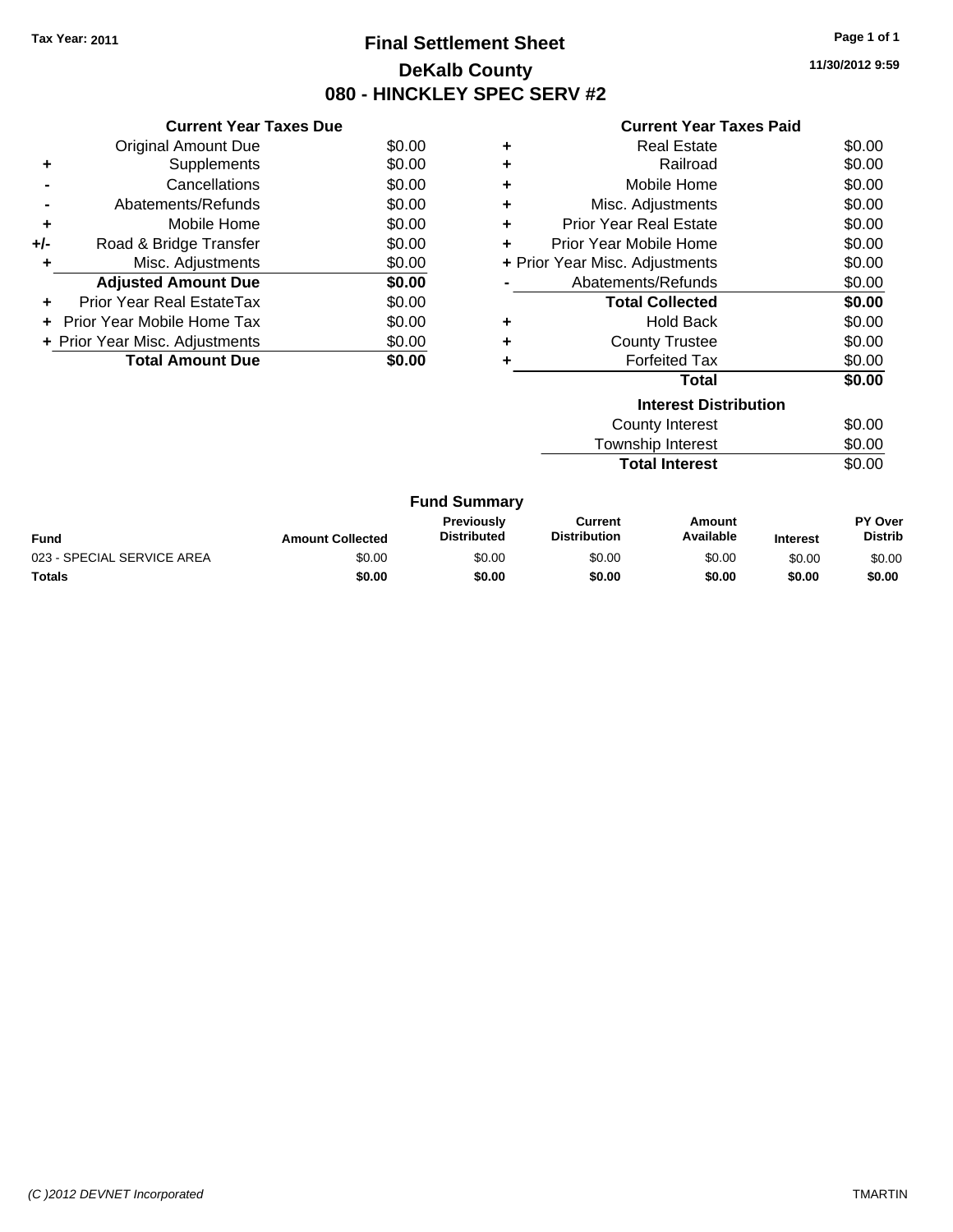Tax Year: 2011

# Final Settlement Sheet

## DeKalb County

## 080 - HINCKLEY SPEC SERV #2

11/30/2012 9:59

### Current Year Taxes Due

| | | |
|---|---|---|
| | Original Amount Due | $0.00 |
| + | Supplements | $0.00 |
| - | Cancellations | $0.00 |
| - | Abatements/Refunds | $0.00 |
| + | Mobile Home | $0.00 |
| +/- | Road & Bridge Transfer | $0.00 |
| + | Misc. Adjustments | $0.00 |
| | **Adjusted Amount Due** | **$0.00** |
| + | Prior Year Real EstateTax | $0.00 |
| + | Prior Year Mobile Home Tax | $0.00 |
| + | Prior Year Misc. Adjustments | $0.00 |
| | **Total Amount Due** | **$0.00** |

### Current Year Taxes Paid

| | | |
|---|---|---|
| + | Real Estate | $0.00 |
| + | Railroad | $0.00 |
| + | Mobile Home | $0.00 |
| + | Misc. Adjustments | $0.00 |
| + | Prior Year Real Estate | $0.00 |
| + | Prior Year Mobile Home | $0.00 |
| + | Prior Year Misc. Adjustments | $0.00 |
| - | Abatements/Refunds | $0.00 |
| | **Total Collected** | **$0.00** |
| + | Hold Back | $0.00 |
| + | County Trustee | $0.00 |
| + | Forfeited Tax | $0.00 |
| | **Total** | **$0.00** |

### Interest Distribution

| | |
|---|---|
| County Interest | $0.00 |
| Township Interest | $0.00 |
| **Total Interest** | $0.00 |

### Fund Summary

| Fund | Amount Collected | Previously Distributed | Current Distribution | Amount Available | Interest | PY Over Distrib |
|---|---|---|---|---|---|---|
| 023 - SPECIAL SERVICE AREA | $0.00 | $0.00 | $0.00 | $0.00 | $0.00 | $0.00 |
| **Totals** | **$0.00** | **$0.00** | **$0.00** | **$0.00** | **$0.00** | **$0.00** |

(C )2012 DEVNET Incorporated TMARTIN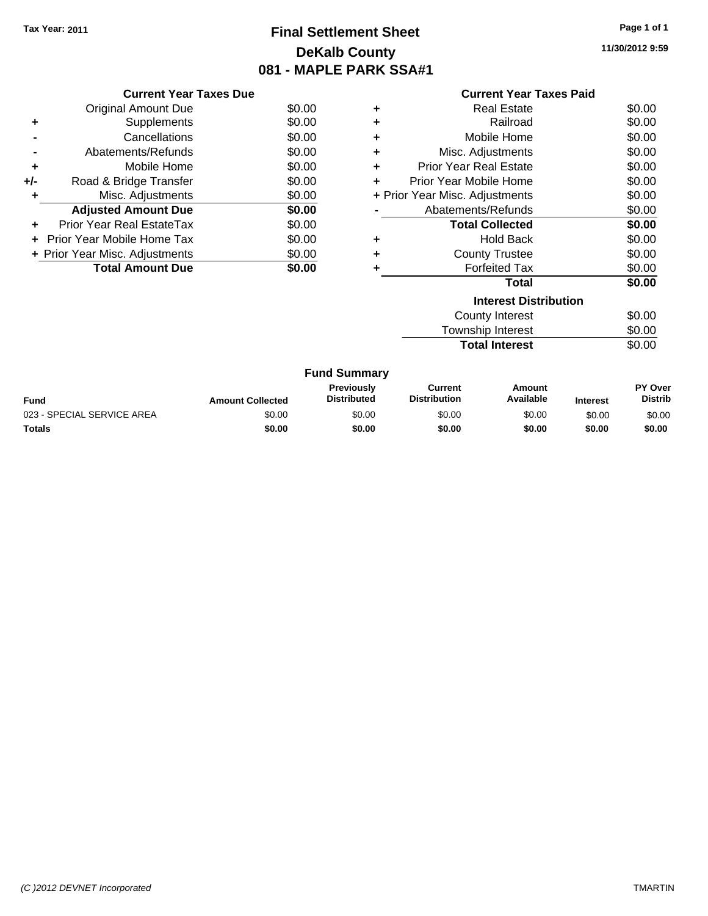**Tax Year: 2011**

# Final Settlement Sheet

## DeKalb County

## 081 - MAPLE PARK SSA#1

11/30/2012 9:59

### Current Year Taxes Due

| | | |
|---|---|---|
| | Original Amount Due | $0.00 |
| + | Supplements | $0.00 |
| - | Cancellations | $0.00 |
| - | Abatements/Refunds | $0.00 |
| + | Mobile Home | $0.00 |
| +/- | Road & Bridge Transfer | $0.00 |
| + | Misc. Adjustments | $0.00 |
| | **Adjusted Amount Due** | **$0.00** |
| + | Prior Year Real EstateTax | $0.00 |
| + | Prior Year Mobile Home Tax | $0.00 |
| + | Prior Year Misc. Adjustments | $0.00 |
| | **Total Amount Due** | **$0.00** |

### Current Year Taxes Paid

| | | |
|---|---|---|
| + | Real Estate | $0.00 |
| + | Railroad | $0.00 |
| + | Mobile Home | $0.00 |
| + | Misc. Adjustments | $0.00 |
| + | Prior Year Real Estate | $0.00 |
| + | Prior Year Mobile Home | $0.00 |
| + | Prior Year Misc. Adjustments | $0.00 |
| - | Abatements/Refunds | $0.00 |
| | **Total Collected** | **$0.00** |
| + | Hold Back | $0.00 |
| + | County Trustee | $0.00 |
| + | Forfeited Tax | $0.00 |
| | **Total** | **$0.00** |

### Interest Distribution

| | |
|---|---|
| County Interest | $0.00 |
| Township Interest | $0.00 |
| **Total Interest** | $0.00 |

### Fund Summary

| Fund | Amount Collected | Previously Distributed | Current Distribution | Amount Available | Interest | PY Over Distrib |
|---|---|---|---|---|---|---|
| 023 - SPECIAL SERVICE AREA | $0.00 | $0.00 | $0.00 | $0.00 | $0.00 | $0.00 |
| **Totals** | **$0.00** | **$0.00** | **$0.00** | **$0.00** | **$0.00** | **$0.00** |

(C )2012 DEVNET Incorporated

TMARTIN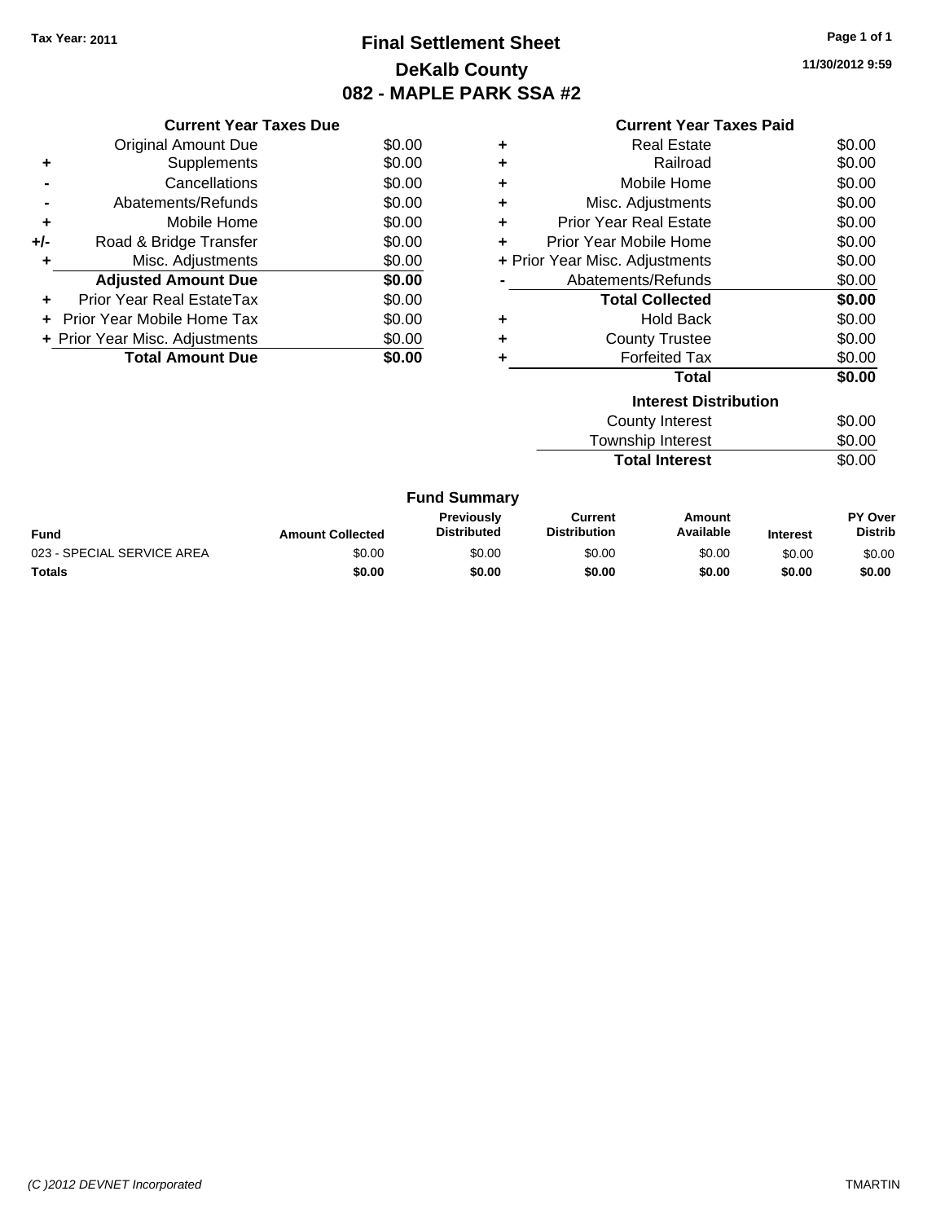Tax Year: 2011

# Final Settlement Sheet
## DeKalb County
## 082 - MAPLE PARK SSA #2

11/30/2012 9:59

### Current Year Taxes Due

| | | |
|---|---|---|
| | Original Amount Due | $0.00 |
| + | Supplements | $0.00 |
| - | Cancellations | $0.00 |
| - | Abatements/Refunds | $0.00 |
| + | Mobile Home | $0.00 |
| +/- | Road & Bridge Transfer | $0.00 |
| + | Misc. Adjustments | $0.00 |
| | **Adjusted Amount Due** | **$0.00** |
| + | Prior Year Real EstateTax | $0.00 |
| + | Prior Year Mobile Home Tax | $0.00 |
| + | Prior Year Misc. Adjustments | $0.00 |
| | **Total Amount Due** | **$0.00** |

### Current Year Taxes Paid

| | | |
|---|---|---|
| + | Real Estate | $0.00 |
| + | Railroad | $0.00 |
| + | Mobile Home | $0.00 |
| + | Misc. Adjustments | $0.00 |
| + | Prior Year Real Estate | $0.00 |
| + | Prior Year Mobile Home | $0.00 |
| + | Prior Year Misc. Adjustments | $0.00 |
| - | Abatements/Refunds | $0.00 |
| | **Total Collected** | **$0.00** |
| + | Hold Back | $0.00 |
| + | County Trustee | $0.00 |
| + | Forfeited Tax | $0.00 |
| | **Total** | **$0.00** |

### Interest Distribution

| | |
|---|---|
| County Interest | $0.00 |
| Township Interest | $0.00 |
| **Total Interest** | $0.00 |

### Fund Summary

| Fund | Amount Collected | Previously Distributed | Current Distribution | Amount Available | Interest | PY Over Distrib |
|---|---|---|---|---|---|---|
| 023 - SPECIAL SERVICE AREA | $0.00 | $0.00 | $0.00 | $0.00 | $0.00 | $0.00 |
| **Totals** | **$0.00** | **$0.00** | **$0.00** | **$0.00** | **$0.00** | **$0.00** |

*(C )2012 DEVNET Incorporated* TMARTIN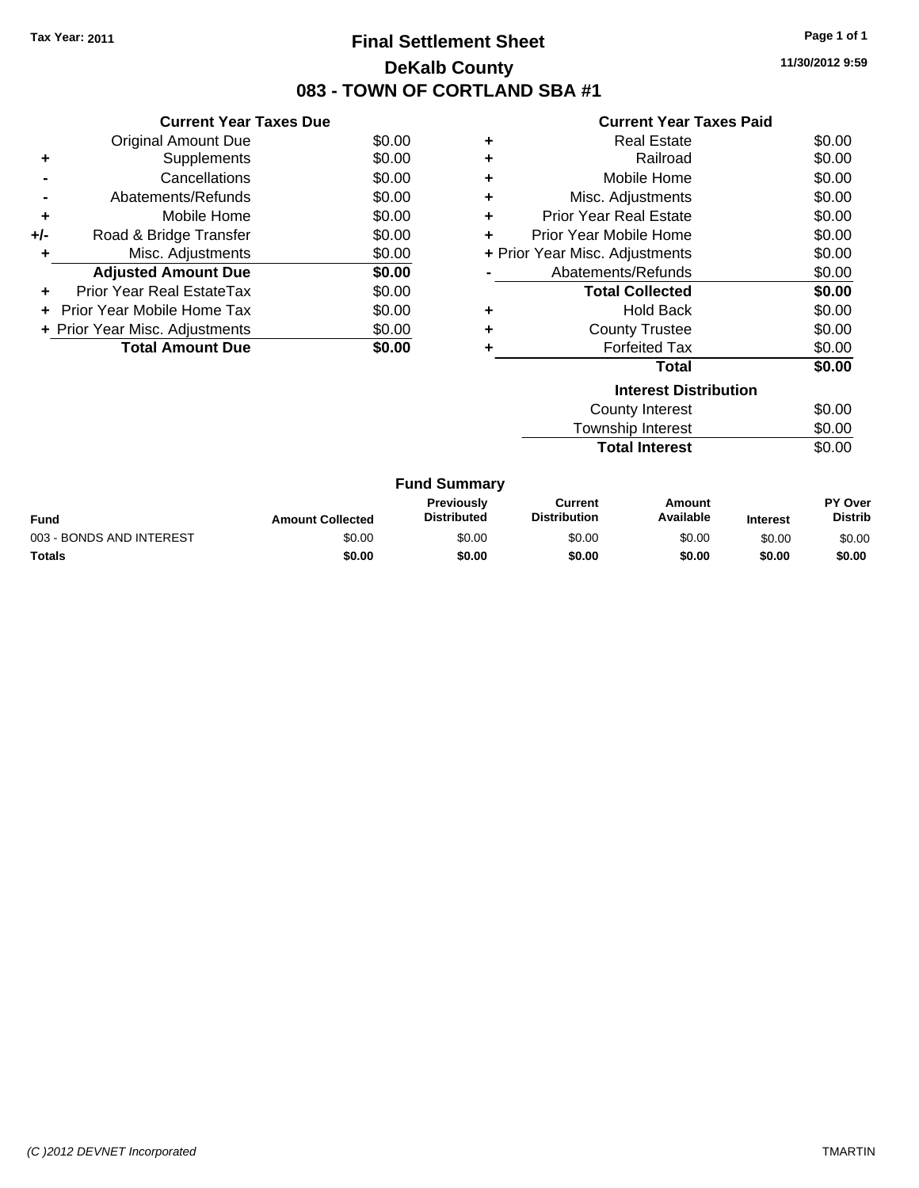Tax Year: 2011

# Final Settlement Sheet

## DeKalb County

## 083 - TOWN OF CORTLAND SBA #1

11/30/2012 9:59

### Current Year Taxes Due

| | | |
|---|---|---|
| | Original Amount Due | $0.00 |
| + | Supplements | $0.00 |
| - | Cancellations | $0.00 |
| - | Abatements/Refunds | $0.00 |
| + | Mobile Home | $0.00 |
| +/- | Road & Bridge Transfer | $0.00 |
| + | Misc. Adjustments | $0.00 |
| | **Adjusted Amount Due** | **$0.00** |
| + | Prior Year Real EstateTax | $0.00 |
| + | Prior Year Mobile Home Tax | $0.00 |
| + | Prior Year Misc. Adjustments | $0.00 |
| | **Total Amount Due** | **$0.00** |

### Current Year Taxes Paid

| | | |
|---|---|---|
| + | Real Estate | $0.00 |
| + | Railroad | $0.00 |
| + | Mobile Home | $0.00 |
| + | Misc. Adjustments | $0.00 |
| + | Prior Year Real Estate | $0.00 |
| + | Prior Year Mobile Home | $0.00 |
| + | Prior Year Misc. Adjustments | $0.00 |
| - | Abatements/Refunds | $0.00 |
| | **Total Collected** | **$0.00** |
| + | Hold Back | $0.00 |
| + | County Trustee | $0.00 |
| + | Forfeited Tax | $0.00 |
| | **Total** | **$0.00** |

### Interest Distribution

| | |
|---|---|
| County Interest | $0.00 |
| Township Interest | $0.00 |
| **Total Interest** | $0.00 |

### Fund Summary

| Fund | Amount Collected | Previously Distributed | Current Distribution | Amount Available | Interest | PY Over Distrib |
|---|---|---|---|---|---|---|
| 003 - BONDS AND INTEREST | $0.00 | $0.00 | $0.00 | $0.00 | $0.00 | $0.00 |
| **Totals** | **$0.00** | **$0.00** | **$0.00** | **$0.00** | **$0.00** | **$0.00** |

(C )2012 DEVNET Incorporated

TMARTIN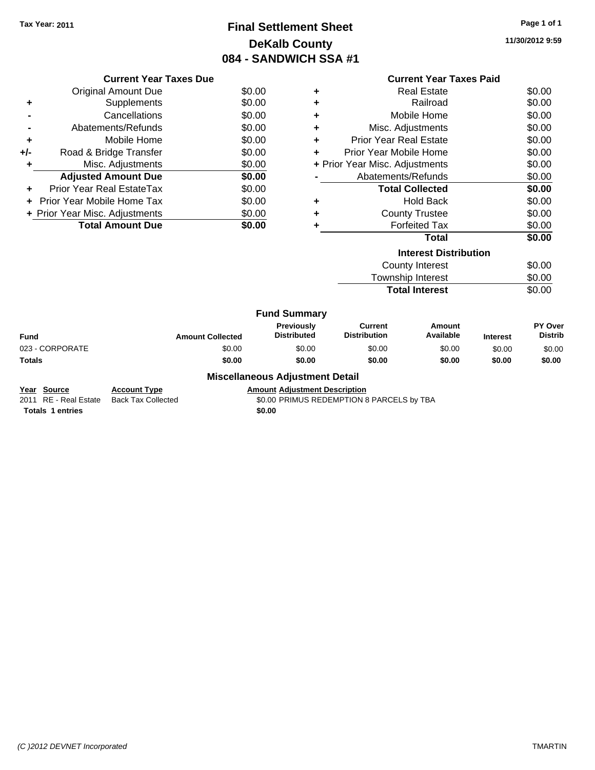Tax Year: 2011

# Final Settlement Sheet
## DeKalb County
## 084 - SANDWICH SSA #1

11/30/2012 9:59

### Current Year Taxes Due

| | | |
|---|---|---|
| | Original Amount Due | $0.00 |
| + | Supplements | $0.00 |
| - | Cancellations | $0.00 |
| - | Abatements/Refunds | $0.00 |
| + | Mobile Home | $0.00 |
| +/- | Road & Bridge Transfer | $0.00 |
| + | Misc. Adjustments | $0.00 |
| | **Adjusted Amount Due** | **$0.00** |
| + | Prior Year Real EstateTax | $0.00 |
| + | Prior Year Mobile Home Tax | $0.00 |
| + | Prior Year Misc. Adjustments | $0.00 |
| | **Total Amount Due** | **$0.00** |

### Current Year Taxes Paid

| | | |
|---|---|---|
| + | Real Estate | $0.00 |
| + | Railroad | $0.00 |
| + | Mobile Home | $0.00 |
| + | Misc. Adjustments | $0.00 |
| + | Prior Year Real Estate | $0.00 |
| + | Prior Year Mobile Home | $0.00 |
| + | Prior Year Misc. Adjustments | $0.00 |
| - | Abatements/Refunds | $0.00 |
| | **Total Collected** | **$0.00** |
| + | Hold Back | $0.00 |
| + | County Trustee | $0.00 |
| + | Forfeited Tax | $0.00 |
| | **Total** | **$0.00** |

### Interest Distribution

| | |
|---|---|
| County Interest | $0.00 |
| Township Interest | $0.00 |
| **Total Interest** | $0.00 |

### Fund Summary

| Fund | Amount Collected | Previously Distributed | Current Distribution | Amount Available | Interest | PY Over Distrib |
|---|---|---|---|---|---|---|
| 023 - CORPORATE | $0.00 | $0.00 | $0.00 | $0.00 | $0.00 | $0.00 |
| **Totals** | **$0.00** | **$0.00** | **$0.00** | **$0.00** | **$0.00** | **$0.00** |

### Miscellaneous Adjustment Detail

| Year | Source | Account Type | Amount | Adjustment Description |
|---|---|---|---|---|
| 2011 | RE - Real Estate | Back Tax Collected | $0.00 | PRIMUS REDEMPTION 8 PARCELS by TBA |
| **Totals 1 entries** | | | **$0.00** | |

(C )2012 DEVNET Incorporated TMARTIN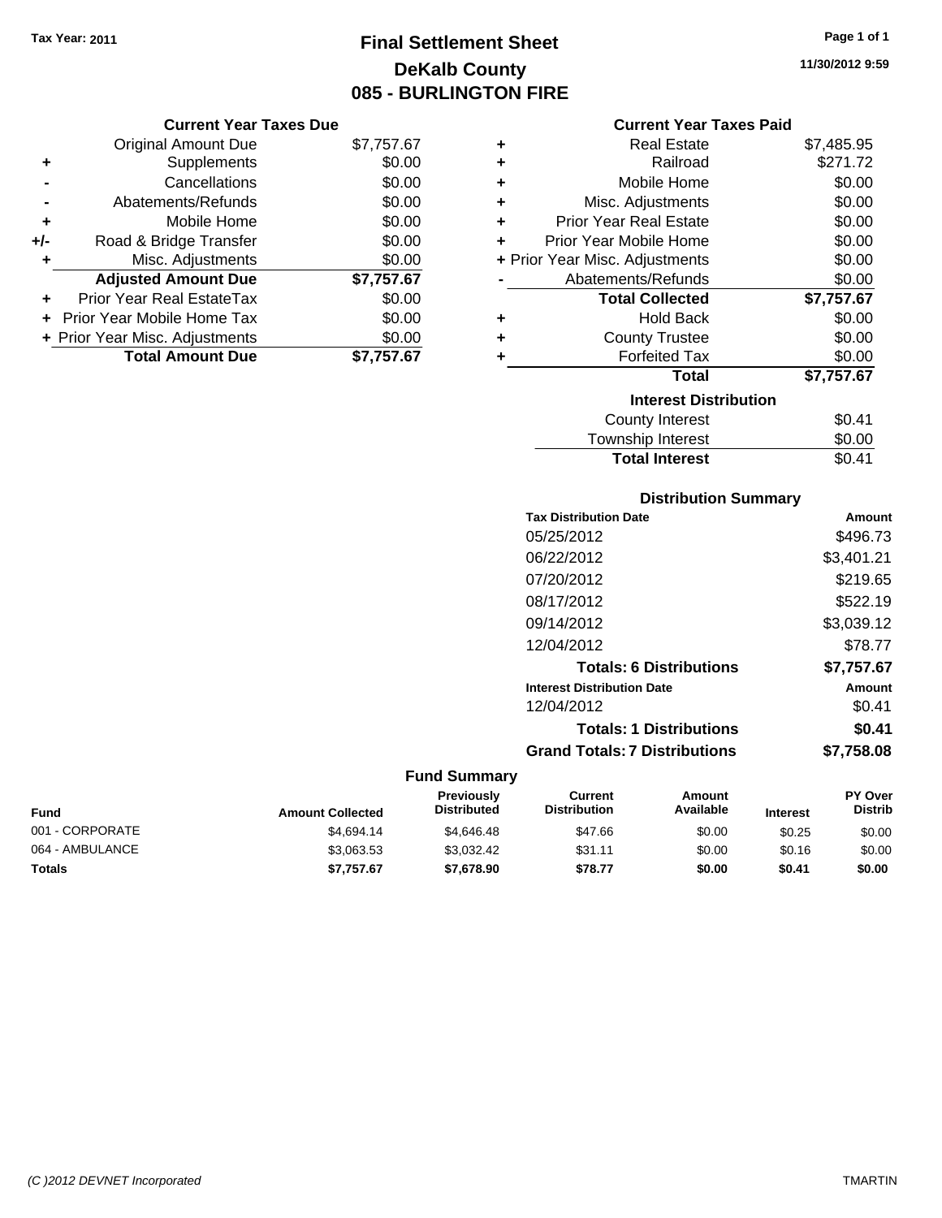**Tax Year: 2011**

# Final Settlement Sheet
## DeKalb County
## 085 - BURLINGTON FIRE

11/30/2012 9:59

### Current Year Taxes Due

| | | |
|---|---|---|
| | Original Amount Due | $7,757.67 |
| + | Supplements | $0.00 |
| - | Cancellations | $0.00 |
| - | Abatements/Refunds | $0.00 |
| + | Mobile Home | $0.00 |
| +/- | Road & Bridge Transfer | $0.00 |
| + | Misc. Adjustments | $0.00 |
| | **Adjusted Amount Due** | **$7,757.67** |
| + | Prior Year Real EstateTax | $0.00 |
| + | Prior Year Mobile Home Tax | $0.00 |
| + | Prior Year Misc. Adjustments | $0.00 |
| | **Total Amount Due** | **$7,757.67** |

### Current Year Taxes Paid

| | | |
|---|---|---|
| + | Real Estate | $7,485.95 |
| + | Railroad | $271.72 |
| + | Mobile Home | $0.00 |
| + | Misc. Adjustments | $0.00 |
| + | Prior Year Real Estate | $0.00 |
| + | Prior Year Mobile Home | $0.00 |
| + | Prior Year Misc. Adjustments | $0.00 |
| - | Abatements/Refunds | $0.00 |
| | **Total Collected** | **$7,757.67** |
| + | Hold Back | $0.00 |
| + | County Trustee | $0.00 |
| + | Forfeited Tax | $0.00 |
| | **Total** | **$7,757.67** |

### Interest Distribution

| | |
|---|---|
| County Interest | $0.41 |
| Township Interest | $0.00 |
| **Total Interest** | $0.41 |

### Distribution Summary

| Tax Distribution Date | Amount |
|---|---|
| 05/25/2012 | $496.73 |
| 06/22/2012 | $3,401.21 |
| 07/20/2012 | $219.65 |
| 08/17/2012 | $522.19 |
| 09/14/2012 | $3,039.12 |
| 12/04/2012 | $78.77 |
| **Totals: 6 Distributions** | **$7,757.67** |

| Interest Distribution Date | Amount |
|---|---|
| 12/04/2012 | $0.41 |
| **Totals: 1 Distributions** | **$0.41** |
| **Grand Totals: 7 Distributions** | **$7,758.08** |

### Fund Summary

| Fund | Amount Collected | Previously Distributed | Current Distribution | Amount Available | Interest | PY Over Distrib |
|---|---|---|---|---|---|---|
| 001 - CORPORATE | $4,694.14 | $4,646.48 | $47.66 | $0.00 | $0.25 | $0.00 |
| 064 - AMBULANCE | $3,063.53 | $3,032.42 | $31.11 | $0.00 | $0.16 | $0.00 |
| **Totals** | **$7,757.67** | **$7,678.90** | **$78.77** | **$0.00** | **$0.41** | **$0.00** |

(C )2012 DEVNET Incorporated TMARTIN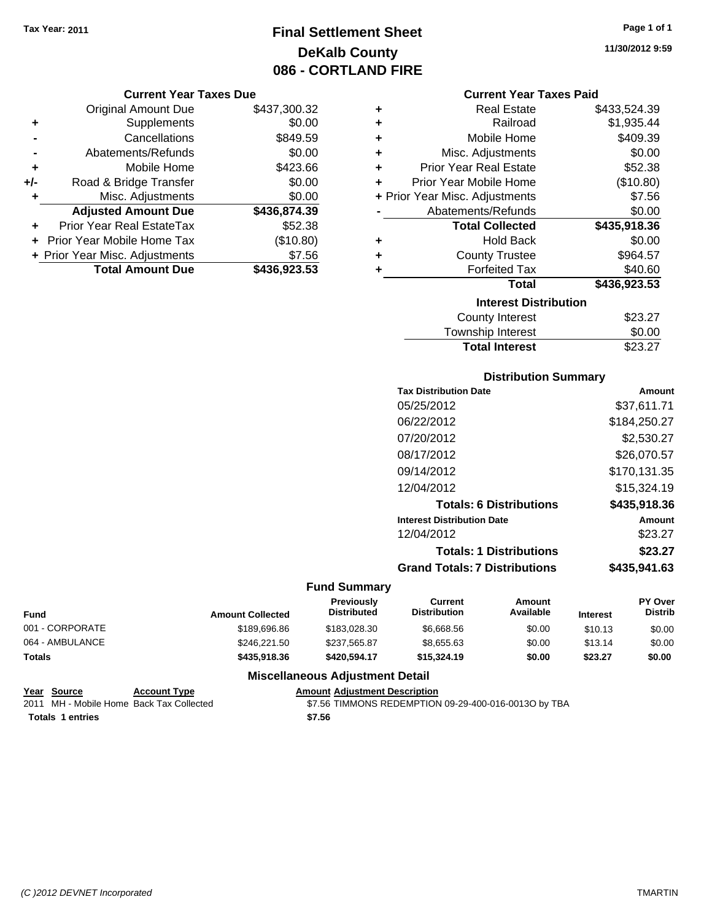Tax Year: 2011

# Final Settlement Sheet
## DeKalb County
## 086 - CORTLAND FIRE

11/30/2012 9:59

### Current Year Taxes Due

| | | |
|---|---|---|
| | Original Amount Due | $437,300.32 |
| + | Supplements | $0.00 |
| - | Cancellations | $849.59 |
| - | Abatements/Refunds | $0.00 |
| + | Mobile Home | $423.66 |
| +/- | Road & Bridge Transfer | $0.00 |
| + | Misc. Adjustments | $0.00 |
| | **Adjusted Amount Due** | **$436,874.39** |
| + | Prior Year Real EstateTax | $52.38 |
| + | Prior Year Mobile Home Tax | ($10.80) |
| + | Prior Year Misc. Adjustments | $7.56 |
| | **Total Amount Due** | **$436,923.53** |

### Current Year Taxes Paid

| | | |
|---|---|---|
| + | Real Estate | $433,524.39 |
| + | Railroad | $1,935.44 |
| + | Mobile Home | $409.39 |
| + | Misc. Adjustments | $0.00 |
| + | Prior Year Real Estate | $52.38 |
| + | Prior Year Mobile Home | ($10.80) |
| + | Prior Year Misc. Adjustments | $7.56 |
| - | Abatements/Refunds | $0.00 |
| | **Total Collected** | **$435,918.36** |
| + | Hold Back | $0.00 |
| + | County Trustee | $964.57 |
| + | Forfeited Tax | $40.60 |
| | **Total** | **$436,923.53** |

### Interest Distribution

| | |
|---|---|
| County Interest | $23.27 |
| Township Interest | $0.00 |
| **Total Interest** | $23.27 |

### Distribution Summary

| Tax Distribution Date | Amount |
|---|---|
| 05/25/2012 | $37,611.71 |
| 06/22/2012 | $184,250.27 |
| 07/20/2012 | $2,530.27 |
| 08/17/2012 | $26,070.57 |
| 09/14/2012 | $170,131.35 |
| 12/04/2012 | $15,324.19 |
| **Totals: 6 Distributions** | **$435,918.36** |
| **Interest Distribution Date** | **Amount** |
| 12/04/2012 | $23.27 |
| **Totals: 1 Distributions** | **$23.27** |
| **Grand Totals: 7 Distributions** | **$435,941.63** |

### Fund Summary

| Fund | Amount Collected | Previously Distributed | Current Distribution | Amount Available | Interest | PY Over Distrib |
|---|---|---|---|---|---|---|
| 001 - CORPORATE | $189,696.86 | $183,028.30 | $6,668.56 | $0.00 | $10.13 | $0.00 |
| 064 - AMBULANCE | $246,221.50 | $237,565.87 | $8,655.63 | $0.00 | $13.14 | $0.00 |
| **Totals** | **$435,918.36** | **$420,594.17** | **$15,324.19** | **$0.00** | **$23.27** | **$0.00** |

### Miscellaneous Adjustment Detail

| Year | Source | Account Type | Amount | Adjustment Description |
|---|---|---|---|---|
| 2011 | MH - Mobile Home | Back Tax Collected | $7.56 | TIMMONS REDEMPTION 09-29-400-016-0013O by TBA |
| **Totals** | **1 entries** | | **$7.56** | |

(C )2012 DEVNET Incorporated TMARTIN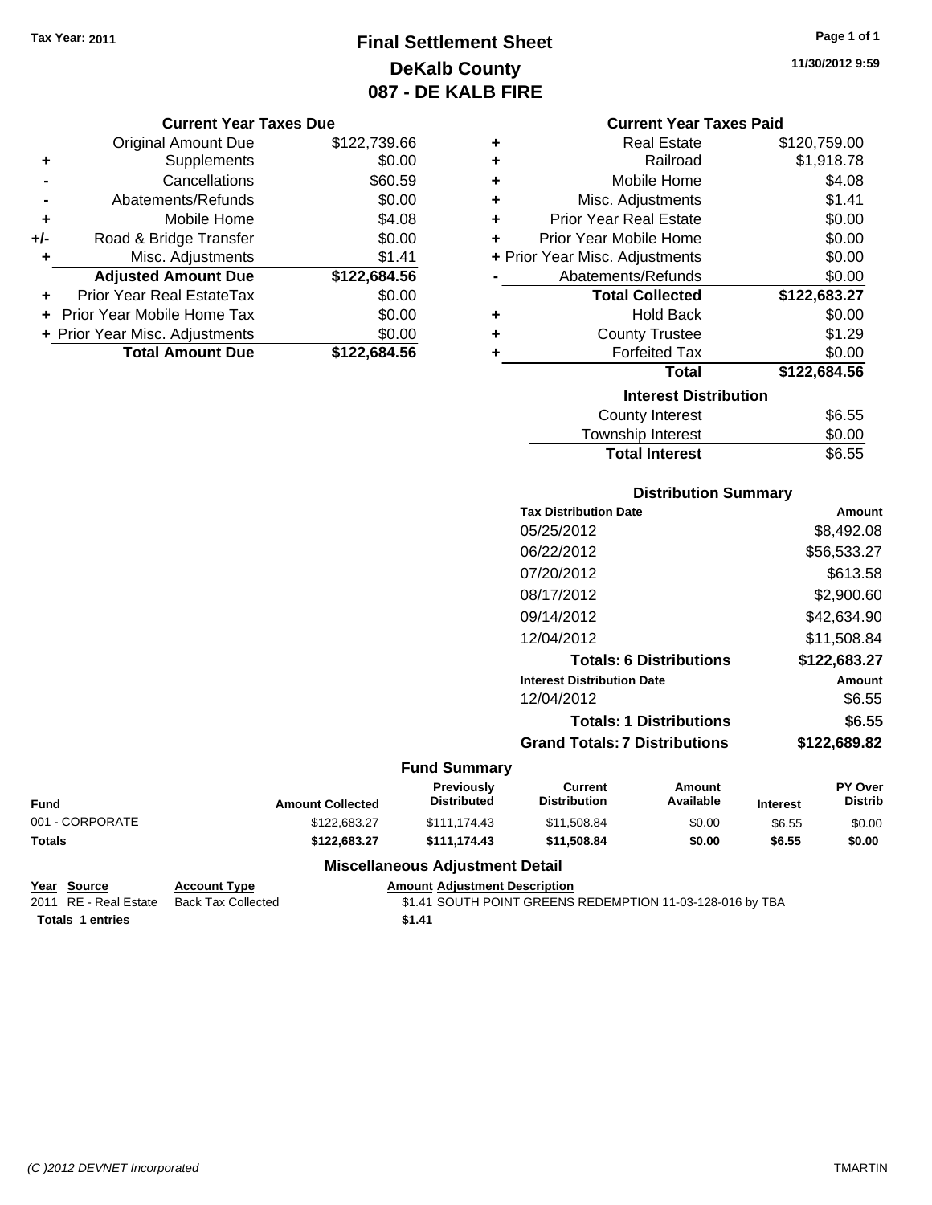Tax Year: 2011

# Final Settlement Sheet
## DeKalb County
## 087 - DE KALB FIRE

11/30/2012 9:59

### Current Year Taxes Due

| | | |
|---|---|---|
| | Original Amount Due | $122,739.66 |
| + | Supplements | $0.00 |
| - | Cancellations | $60.59 |
| - | Abatements/Refunds | $0.00 |
| + | Mobile Home | $4.08 |
| +/- | Road & Bridge Transfer | $0.00 |
| + | Misc. Adjustments | $1.41 |
| | **Adjusted Amount Due** | **$122,684.56** |
| + | Prior Year Real EstateTax | $0.00 |
| + | Prior Year Mobile Home Tax | $0.00 |
| + | Prior Year Misc. Adjustments | $0.00 |
| | **Total Amount Due** | **$122,684.56** |

### Current Year Taxes Paid

| | | |
|---|---|---|
| + | Real Estate | $120,759.00 |
| + | Railroad | $1,918.78 |
| + | Mobile Home | $4.08 |
| + | Misc. Adjustments | $1.41 |
| + | Prior Year Real Estate | $0.00 |
| + | Prior Year Mobile Home | $0.00 |
| + | Prior Year Misc. Adjustments | $0.00 |
| - | Abatements/Refunds | $0.00 |
| | **Total Collected** | **$122,683.27** |
| + | Hold Back | $0.00 |
| + | County Trustee | $1.29 |
| + | Forfeited Tax | $0.00 |
| | **Total** | **$122,684.56** |

### Interest Distribution

| | |
|---|---|
| County Interest | $6.55 |
| Township Interest | $0.00 |
| **Total Interest** | $6.55 |

### Distribution Summary

| Tax Distribution Date | Amount |
|---|---|
| 05/25/2012 | $8,492.08 |
| 06/22/2012 | $56,533.27 |
| 07/20/2012 | $613.58 |
| 08/17/2012 | $2,900.60 |
| 09/14/2012 | $42,634.90 |
| 12/04/2012 | $11,508.84 |
| **Totals: 6 Distributions** | **$122,683.27** |
| **Interest Distribution Date** | **Amount** |
| 12/04/2012 | $6.55 |
| **Totals: 1 Distributions** | **$6.55** |
| **Grand Totals: 7 Distributions** | **$122,689.82** |

### Fund Summary

| Fund | Amount Collected | Previously Distributed | Current Distribution | Amount Available | Interest | PY Over Distrib |
|---|---|---|---|---|---|---|
| 001 - CORPORATE | $122,683.27 | $111,174.43 | $11,508.84 | $0.00 | $6.55 | $0.00 |
| **Totals** | **$122,683.27** | **$111,174.43** | **$11,508.84** | **$0.00** | **$6.55** | **$0.00** |

### Miscellaneous Adjustment Detail

| Year | Source | Account Type | Amount | Adjustment Description |
|---|---|---|---|---|
| 2011 | RE - Real Estate | Back Tax Collected | $1.41 | SOUTH POINT GREENS REDEMPTION 11-03-128-016 by TBA |
| **Totals** | **1 entries** | | **$1.41** | |

(C )2012 DEVNET Incorporated TMARTIN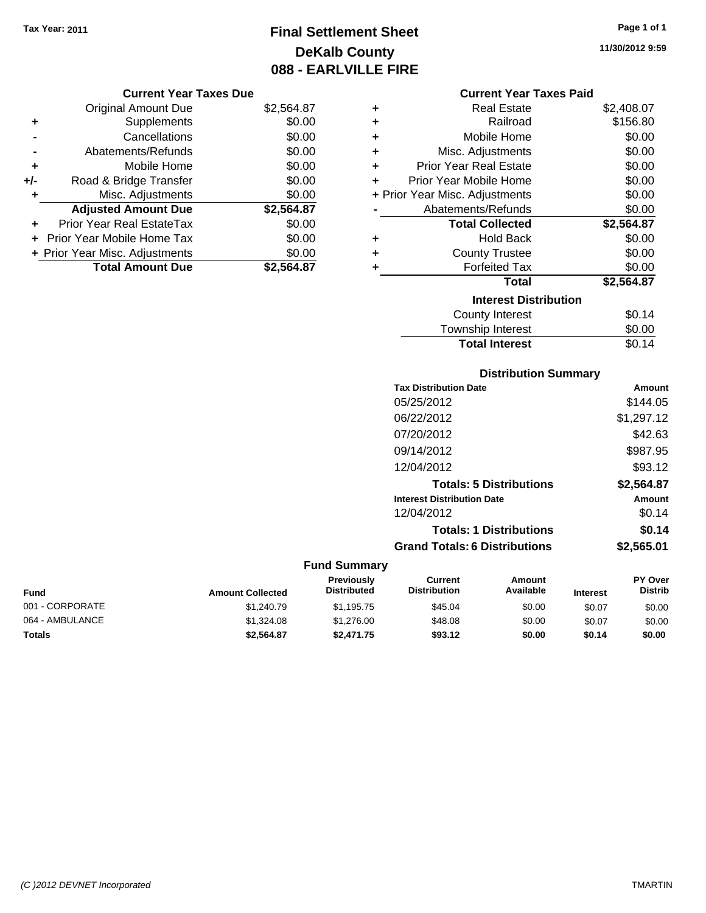Tax Year: 2011

# Final Settlement Sheet
## DeKalb County
## 088 - EARLVILLE FIRE

11/30/2012 9:59

### Current Year Taxes Due

| | | |
|---|---|---|
| | Original Amount Due | $2,564.87 |
| + | Supplements | $0.00 |
| - | Cancellations | $0.00 |
| - | Abatements/Refunds | $0.00 |
| + | Mobile Home | $0.00 |
| +/- | Road & Bridge Transfer | $0.00 |
| + | Misc. Adjustments | $0.00 |
| | **Adjusted Amount Due** | **$2,564.87** |
| + | Prior Year Real EstateTax | $0.00 |
| + | Prior Year Mobile Home Tax | $0.00 |
| + | Prior Year Misc. Adjustments | $0.00 |
| | **Total Amount Due** | **$2,564.87** |

### Current Year Taxes Paid

| | | |
|---|---|---|
| + | Real Estate | $2,408.07 |
| + | Railroad | $156.80 |
| + | Mobile Home | $0.00 |
| + | Misc. Adjustments | $0.00 |
| + | Prior Year Real Estate | $0.00 |
| + | Prior Year Mobile Home | $0.00 |
| + | Prior Year Misc. Adjustments | $0.00 |
| - | Abatements/Refunds | $0.00 |
| | **Total Collected** | **$2,564.87** |
| + | Hold Back | $0.00 |
| + | County Trustee | $0.00 |
| + | Forfeited Tax | $0.00 |
| | **Total** | **$2,564.87** |

### Interest Distribution

| | |
|---|---|
| County Interest | $0.14 |
| Township Interest | $0.00 |
| **Total Interest** | $0.14 |

### Distribution Summary

| Tax Distribution Date | Amount |
|---|---|
| 05/25/2012 | $144.05 |
| 06/22/2012 | $1,297.12 |
| 07/20/2012 | $42.63 |
| 09/14/2012 | $987.95 |
| 12/04/2012 | $93.12 |
| **Totals: 5 Distributions** | **$2,564.87** |
| **Interest Distribution Date** | **Amount** |
| 12/04/2012 | $0.14 |
| **Totals: 1 Distributions** | **$0.14** |
| **Grand Totals: 6 Distributions** | **$2,565.01** |

### Fund Summary

| Fund | Amount Collected | Previously Distributed | Current Distribution | Amount Available | Interest | PY Over Distrib |
|---|---|---|---|---|---|---|
| 001 - CORPORATE | $1,240.79 | $1,195.75 | $45.04 | $0.00 | $0.07 | $0.00 |
| 064 - AMBULANCE | $1,324.08 | $1,276.00 | $48.08 | $0.00 | $0.07 | $0.00 |
| **Totals** | **$2,564.87** | **$2,471.75** | **$93.12** | **$0.00** | **$0.14** | **$0.00** |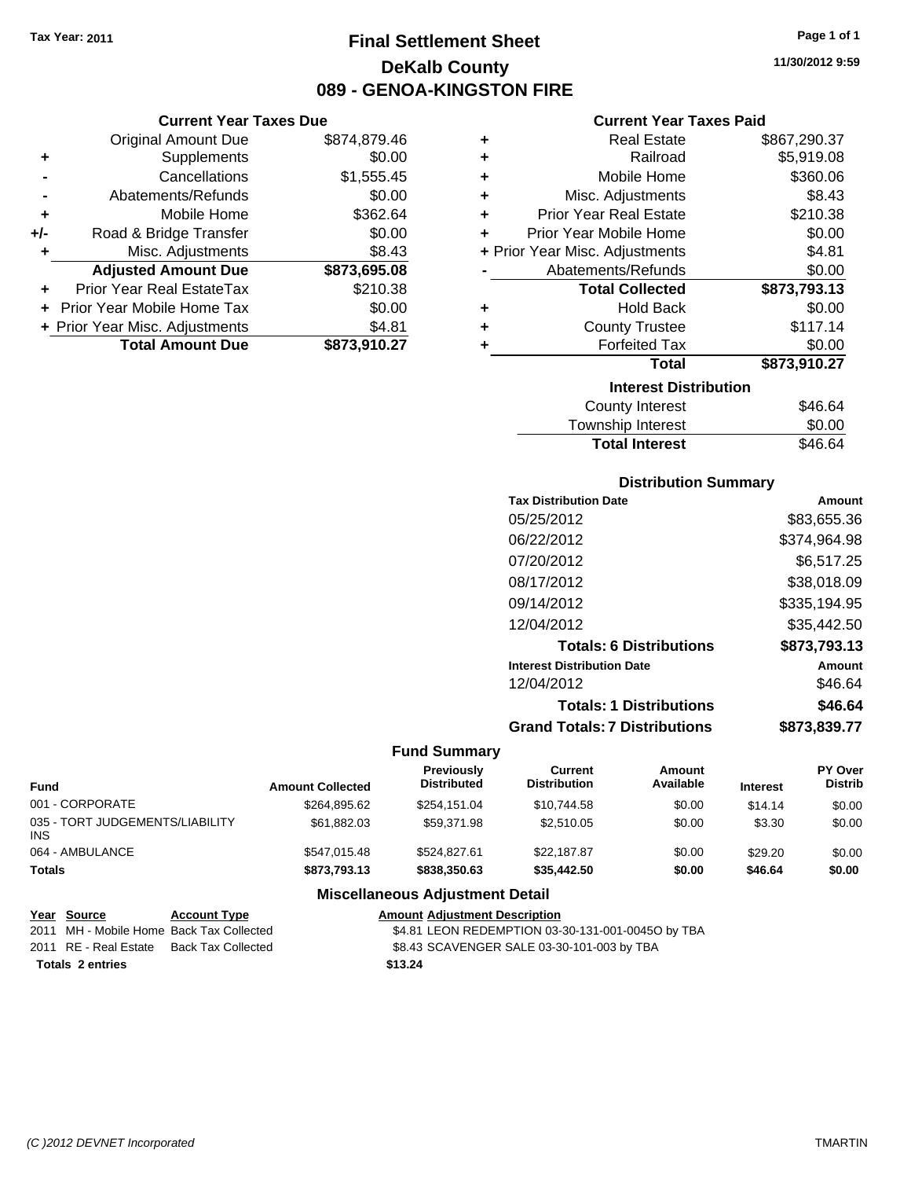Tax Year: 2011

# Final Settlement Sheet

## DeKalb County

## 089 - GENOA-KINGSTON FIRE

11/30/2012 9:59

### Current Year Taxes Due

| | | |
|---|---|---|
| | Original Amount Due | $874,879.46 |
| + | Supplements | $0.00 |
| - | Cancellations | $1,555.45 |
| - | Abatements/Refunds | $0.00 |
| + | Mobile Home | $362.64 |
| +/- | Road & Bridge Transfer | $0.00 |
| + | Misc. Adjustments | $8.43 |
| | **Adjusted Amount Due** | **$873,695.08** |
| + | Prior Year Real EstateTax | $210.38 |
| + | Prior Year Mobile Home Tax | $0.00 |
| + | Prior Year Misc. Adjustments | $4.81 |
| | **Total Amount Due** | **$873,910.27** |

### Current Year Taxes Paid

| | | |
|---|---|---|
| + | Real Estate | $867,290.37 |
| + | Railroad | $5,919.08 |
| + | Mobile Home | $360.06 |
| + | Misc. Adjustments | $8.43 |
| + | Prior Year Real Estate | $210.38 |
| + | Prior Year Mobile Home | $0.00 |
| + | Prior Year Misc. Adjustments | $4.81 |
| - | Abatements/Refunds | $0.00 |
| | **Total Collected** | **$873,793.13** |
| + | Hold Back | $0.00 |
| + | County Trustee | $117.14 |
| + | Forfeited Tax | $0.00 |
| | **Total** | **$873,910.27** |

### Interest Distribution

| | |
|---|---|
| County Interest | $46.64 |
| Township Interest | $0.00 |
| **Total Interest** | $46.64 |

### Distribution Summary

| Tax Distribution Date | Amount |
|---|---|
| 05/25/2012 | $83,655.36 |
| 06/22/2012 | $374,964.98 |
| 07/20/2012 | $6,517.25 |
| 08/17/2012 | $38,018.09 |
| 09/14/2012 | $335,194.95 |
| 12/04/2012 | $35,442.50 |
| **Totals: 6 Distributions** | **$873,793.13** |
| **Interest Distribution Date** | **Amount** |
| 12/04/2012 | $46.64 |
| **Totals: 1 Distributions** | **$46.64** |
| **Grand Totals: 7 Distributions** | **$873,839.77** |

### Fund Summary

| Fund | Amount Collected | Previously Distributed | Current Distribution | Amount Available | Interest | PY Over Distrib |
|---|---|---|---|---|---|---|
| 001 - CORPORATE | $264,895.62 | $254,151.04 | $10,744.58 | $0.00 | $14.14 | $0.00 |
| 035 - TORT JUDGEMENTS/LIABILITY INS | $61,882.03 | $59,371.98 | $2,510.05 | $0.00 | $3.30 | $0.00 |
| 064 - AMBULANCE | $547,015.48 | $524,827.61 | $22,187.87 | $0.00 | $29.20 | $0.00 |
| **Totals** | **$873,793.13** | **$838,350.63** | **$35,442.50** | **$0.00** | **$46.64** | **$0.00** |

### Miscellaneous Adjustment Detail

| Year | Source | Account Type | Amount | Adjustment Description |
|---|---|---|---|---|
| 2011 | MH - Mobile Home | Back Tax Collected | $4.81 | LEON REDEMPTION 03-30-131-001-0045O by TBA |
| 2011 | RE - Real Estate | Back Tax Collected | $8.43 | SCAVENGER SALE 03-30-101-003 by TBA |
| **Totals** | **2 entries** | | **$13.24** | |

(C )2012 DEVNET Incorporated TMARTIN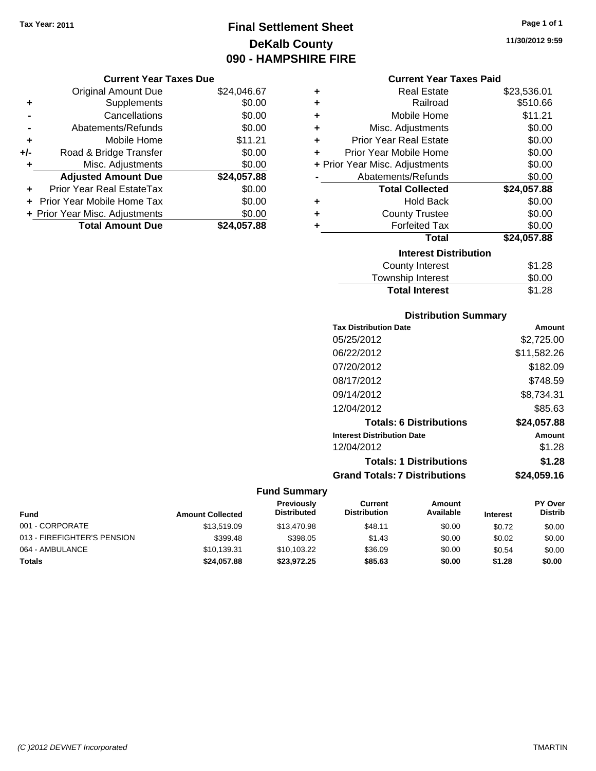Tax Year: 2011

# Final Settlement Sheet
## DeKalb County
## 090 - HAMPSHIRE FIRE

11/30/2012 9:59

### Current Year Taxes Due

| | | |
|---|---|---|
| | Original Amount Due | $24,046.67 |
| + | Supplements | $0.00 |
| - | Cancellations | $0.00 |
| - | Abatements/Refunds | $0.00 |
| + | Mobile Home | $11.21 |
| +/- | Road & Bridge Transfer | $0.00 |
| + | Misc. Adjustments | $0.00 |
| | **Adjusted Amount Due** | **$24,057.88** |
| + | Prior Year Real EstateTax | $0.00 |
| + | Prior Year Mobile Home Tax | $0.00 |
| + | Prior Year Misc. Adjustments | $0.00 |
| | **Total Amount Due** | **$24,057.88** |

### Current Year Taxes Paid

| | | |
|---|---|---|
| + | Real Estate | $23,536.01 |
| + | Railroad | $510.66 |
| + | Mobile Home | $11.21 |
| + | Misc. Adjustments | $0.00 |
| + | Prior Year Real Estate | $0.00 |
| + | Prior Year Mobile Home | $0.00 |
| + | Prior Year Misc. Adjustments | $0.00 |
| - | Abatements/Refunds | $0.00 |
| | **Total Collected** | **$24,057.88** |
| + | Hold Back | $0.00 |
| + | County Trustee | $0.00 |
| + | Forfeited Tax | $0.00 |
| | **Total** | **$24,057.88** |

### Interest Distribution

| | |
|---|---|
| County Interest | $1.28 |
| Township Interest | $0.00 |
| **Total Interest** | $1.28 |

### Distribution Summary

| Tax Distribution Date | Amount |
|---|---|
| 05/25/2012 | $2,725.00 |
| 06/22/2012 | $11,582.26 |
| 07/20/2012 | $182.09 |
| 08/17/2012 | $748.59 |
| 09/14/2012 | $8,734.31 |
| 12/04/2012 | $85.63 |
| **Totals: 6 Distributions** | **$24,057.88** |
| **Interest Distribution Date** | **Amount** |
| 12/04/2012 | $1.28 |
| **Totals: 1 Distributions** | **$1.28** |
| **Grand Totals: 7 Distributions** | **$24,059.16** |

### Fund Summary

| Fund | Amount Collected | Previously Distributed | Current Distribution | Amount Available | Interest | PY Over Distrib |
|---|---|---|---|---|---|---|
| 001 - CORPORATE | $13,519.09 | $13,470.98 | $48.11 | $0.00 | $0.72 | $0.00 |
| 013 - FIREFIGHTER'S PENSION | $399.48 | $398.05 | $1.43 | $0.00 | $0.02 | $0.00 |
| 064 - AMBULANCE | $10,139.31 | $10,103.22 | $36.09 | $0.00 | $0.54 | $0.00 |
| **Totals** | **$24,057.88** | **$23,972.25** | **$85.63** | **$0.00** | **$1.28** | **$0.00** |

(C )2012 DEVNET Incorporated — TMARTIN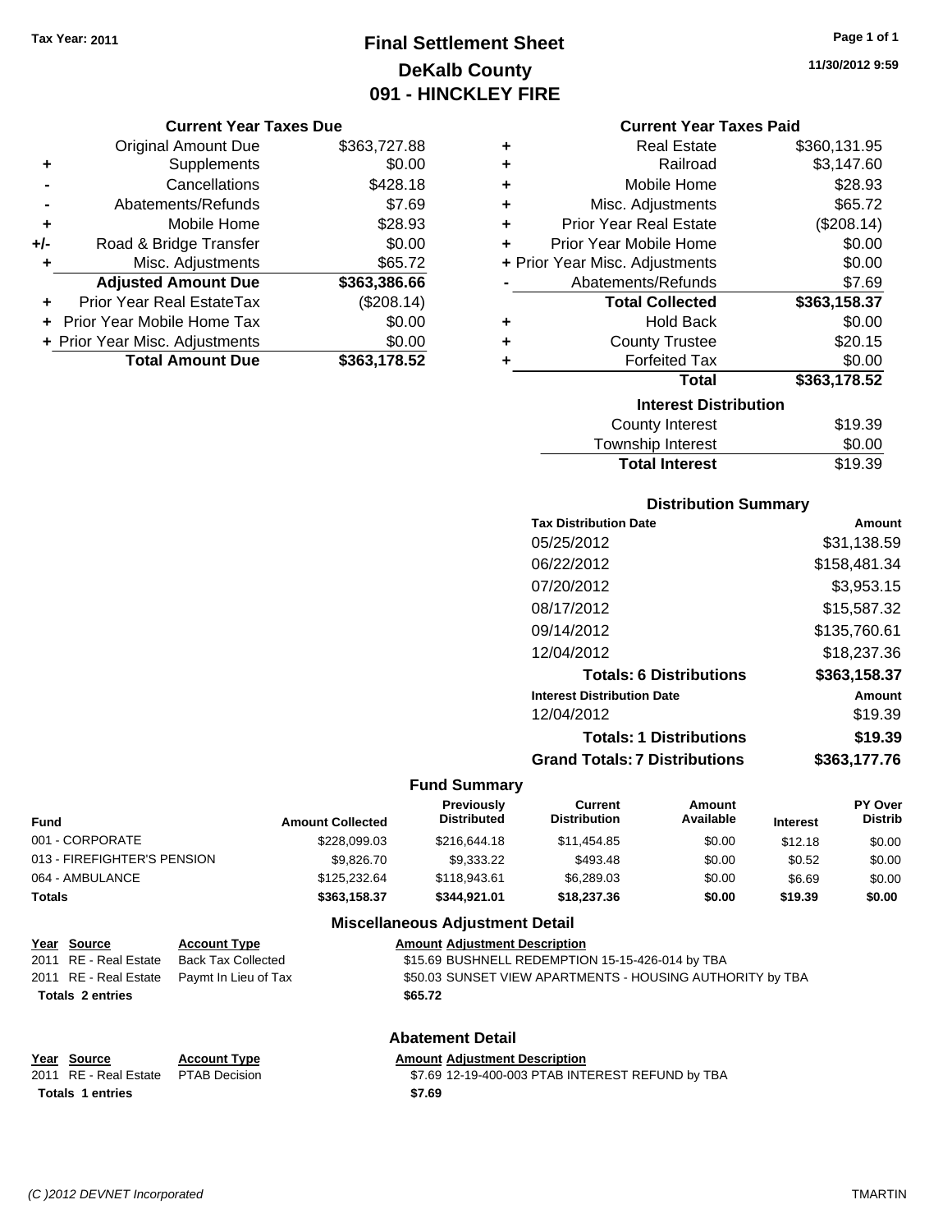Tax Year: 2011

# Final Settlement Sheet
## DeKalb County
## 091 - HINCKLEY FIRE

11/30/2012 9:59

### Current Year Taxes Due

| | | |
|---|---|---|
| | Original Amount Due | $363,727.88 |
| + | Supplements | $0.00 |
| - | Cancellations | $428.18 |
| - | Abatements/Refunds | $7.69 |
| + | Mobile Home | $28.93 |
| +/- | Road & Bridge Transfer | $0.00 |
| + | Misc. Adjustments | $65.72 |
| | **Adjusted Amount Due** | **$363,386.66** |
| + | Prior Year Real EstateTax | ($208.14) |
| + | Prior Year Mobile Home Tax | $0.00 |
| + | Prior Year Misc. Adjustments | $0.00 |
| | **Total Amount Due** | **$363,178.52** |

### Current Year Taxes Paid

| | | |
|---|---|---|
| + | Real Estate | $360,131.95 |
| + | Railroad | $3,147.60 |
| + | Mobile Home | $28.93 |
| + | Misc. Adjustments | $65.72 |
| + | Prior Year Real Estate | ($208.14) |
| + | Prior Year Mobile Home | $0.00 |
| + | Prior Year Misc. Adjustments | $0.00 |
| - | Abatements/Refunds | $7.69 |
| | **Total Collected** | **$363,158.37** |
| + | Hold Back | $0.00 |
| + | County Trustee | $20.15 |
| + | Forfeited Tax | $0.00 |
| | **Total** | **$363,178.52** |

### Interest Distribution

| | |
|---|---|
| County Interest | $19.39 |
| Township Interest | $0.00 |
| **Total Interest** | $19.39 |

### Distribution Summary

| Tax Distribution Date | Amount |
|---|---|
| 05/25/2012 | $31,138.59 |
| 06/22/2012 | $158,481.34 |
| 07/20/2012 | $3,953.15 |
| 08/17/2012 | $15,587.32 |
| 09/14/2012 | $135,760.61 |
| 12/04/2012 | $18,237.36 |
| **Totals: 6 Distributions** | **$363,158.37** |
| **Interest Distribution Date** | **Amount** |
| 12/04/2012 | $19.39 |
| **Totals: 1 Distributions** | **$19.39** |
| **Grand Totals: 7 Distributions** | **$363,177.76** |

### Fund Summary

| Fund | Amount Collected | Previously Distributed | Current Distribution | Amount Available | Interest | PY Over Distrib |
|---|---|---|---|---|---|---|
| 001 - CORPORATE | $228,099.03 | $216,644.18 | $11,454.85 | $0.00 | $12.18 | $0.00 |
| 013 - FIREFIGHTER'S PENSION | $9,826.70 | $9,333.22 | $493.48 | $0.00 | $0.52 | $0.00 |
| 064 - AMBULANCE | $125,232.64 | $118,943.61 | $6,289.03 | $0.00 | $6.69 | $0.00 |
| **Totals** | **$363,158.37** | **$344,921.01** | **$18,237.36** | **$0.00** | **$19.39** | **$0.00** |

### Miscellaneous Adjustment Detail

| Year | Source | Account Type | Amount | Adjustment Description |
|---|---|---|---|---|
| 2011 | RE - Real Estate | Back Tax Collected | $15.69 | BUSHNELL REDEMPTION 15-15-426-014 by TBA |
| 2011 | RE - Real Estate | Paymt In Lieu of Tax | $50.03 | SUNSET VIEW APARTMENTS - HOUSING AUTHORITY by TBA |
| **Totals 2 entries** | | | **$65.72** | |

### Abatement Detail

| Year | Source | Account Type | Amount | Adjustment Description |
|---|---|---|---|---|
| 2011 | RE - Real Estate | PTAB Decision | $7.69 | 12-19-400-003 PTAB INTEREST REFUND by TBA |
| **Totals 1 entries** | | | **$7.69** | |

(C )2012 DEVNET Incorporated TMARTIN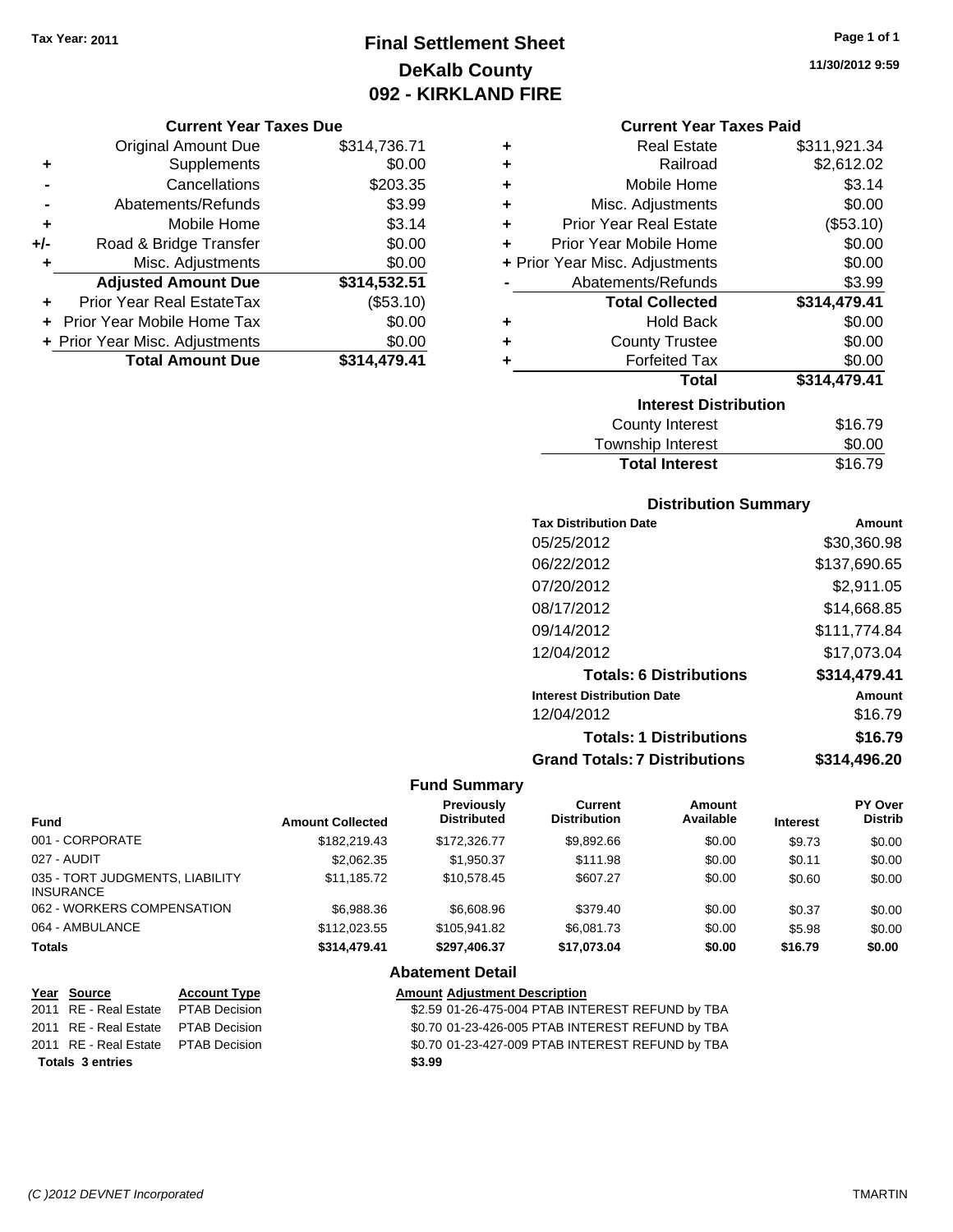Tax Year: 2011

# Final Settlement Sheet
## DeKalb County
## 092 - KIRKLAND FIRE

11/30/2012 9:59

### Current Year Taxes Due

| | | |
|---|---|---|
| | Original Amount Due | $314,736.71 |
| + | Supplements | $0.00 |
| - | Cancellations | $203.35 |
| - | Abatements/Refunds | $3.99 |
| + | Mobile Home | $3.14 |
| +/- | Road & Bridge Transfer | $0.00 |
| + | Misc. Adjustments | $0.00 |
| | **Adjusted Amount Due** | **$314,532.51** |
| + | Prior Year Real EstateTax | ($53.10) |
| + | Prior Year Mobile Home Tax | $0.00 |
| + | Prior Year Misc. Adjustments | $0.00 |
| | **Total Amount Due** | **$314,479.41** |

### Current Year Taxes Paid

| | | |
|---|---|---|
| + | Real Estate | $311,921.34 |
| + | Railroad | $2,612.02 |
| + | Mobile Home | $3.14 |
| + | Misc. Adjustments | $0.00 |
| + | Prior Year Real Estate | ($53.10) |
| + | Prior Year Mobile Home | $0.00 |
| + | Prior Year Misc. Adjustments | $0.00 |
| - | Abatements/Refunds | $3.99 |
| | **Total Collected** | **$314,479.41** |
| + | Hold Back | $0.00 |
| + | County Trustee | $0.00 |
| + | Forfeited Tax | $0.00 |
| | **Total** | **$314,479.41** |

### Interest Distribution

| | |
|---|---|
| County Interest | $16.79 |
| Township Interest | $0.00 |
| **Total Interest** | $16.79 |

### Distribution Summary

| Tax Distribution Date | Amount |
|---|---|
| 05/25/2012 | $30,360.98 |
| 06/22/2012 | $137,690.65 |
| 07/20/2012 | $2,911.05 |
| 08/17/2012 | $14,668.85 |
| 09/14/2012 | $111,774.84 |
| 12/04/2012 | $17,073.04 |
| **Totals: 6 Distributions** | **$314,479.41** |
| **Interest Distribution Date** | **Amount** |
| 12/04/2012 | $16.79 |
| **Totals: 1 Distributions** | **$16.79** |
| **Grand Totals: 7 Distributions** | **$314,496.20** |

### Fund Summary

| Fund | Amount Collected | Previously Distributed | Current Distribution | Amount Available | Interest | PY Over Distrib |
|---|---|---|---|---|---|---|
| 001 - CORPORATE | $182,219.43 | $172,326.77 | $9,892.66 | $0.00 | $9.73 | $0.00 |
| 027 - AUDIT | $2,062.35 | $1,950.37 | $111.98 | $0.00 | $0.11 | $0.00 |
| 035 - TORT JUDGMENTS, LIABILITY INSURANCE | $11,185.72 | $10,578.45 | $607.27 | $0.00 | $0.60 | $0.00 |
| 062 - WORKERS COMPENSATION | $6,988.36 | $6,608.96 | $379.40 | $0.00 | $0.37 | $0.00 |
| 064 - AMBULANCE | $112,023.55 | $105,941.82 | $6,081.73 | $0.00 | $5.98 | $0.00 |
| **Totals** | **$314,479.41** | **$297,406.37** | **$17,073.04** | **$0.00** | **$16.79** | **$0.00** |

### Abatement Detail

| Year | Source | Account Type | Amount | Adjustment Description |
|---|---|---|---|---|
| 2011 | RE - Real Estate | PTAB Decision | $2.59 | 01-26-475-004 PTAB INTEREST REFUND by TBA |
| 2011 | RE - Real Estate | PTAB Decision | $0.70 | 01-23-426-005 PTAB INTEREST REFUND by TBA |
| 2011 | RE - Real Estate | PTAB Decision | $0.70 | 01-23-427-009 PTAB INTEREST REFUND by TBA |
| **Totals 3 entries** | | | **$3.99** | |

(C )2012 DEVNET Incorporated TMARTIN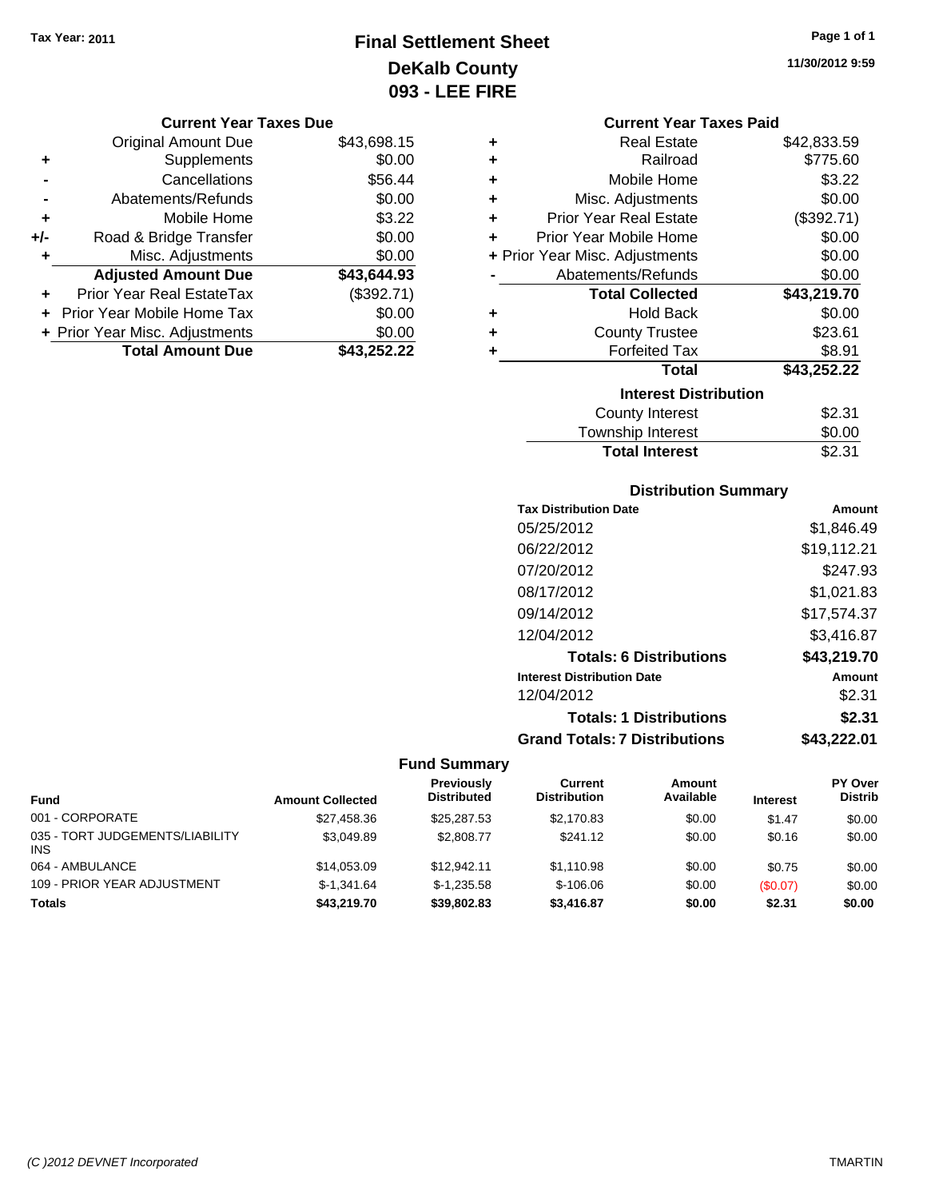**Tax Year: 2011**

# Final Settlement Sheet
## DeKalb County
## 093 - LEE FIRE

11/30/2012 9:59

### Current Year Taxes Due

| | | |
|---|---|---|
| | Original Amount Due | $43,698.15 |
| + | Supplements | $0.00 |
| - | Cancellations | $56.44 |
| - | Abatements/Refunds | $0.00 |
| + | Mobile Home | $3.22 |
| +/- | Road & Bridge Transfer | $0.00 |
| + | Misc. Adjustments | $0.00 |
| | **Adjusted Amount Due** | **$43,644.93** |
| + | Prior Year Real EstateTax | ($392.71) |
| + | Prior Year Mobile Home Tax | $0.00 |
| + | Prior Year Misc. Adjustments | $0.00 |
| | **Total Amount Due** | **$43,252.22** |

### Current Year Taxes Paid

| | | |
|---|---|---|
| + | Real Estate | $42,833.59 |
| + | Railroad | $775.60 |
| + | Mobile Home | $3.22 |
| + | Misc. Adjustments | $0.00 |
| + | Prior Year Real Estate | ($392.71) |
| + | Prior Year Mobile Home | $0.00 |
| + | Prior Year Misc. Adjustments | $0.00 |
| - | Abatements/Refunds | $0.00 |
| | **Total Collected** | **$43,219.70** |
| + | Hold Back | $0.00 |
| + | County Trustee | $23.61 |
| + | Forfeited Tax | $8.91 |
| | **Total** | **$43,252.22** |

### Interest Distribution

| | |
|---|---|
| County Interest | $2.31 |
| Township Interest | $0.00 |
| **Total Interest** | $2.31 |

### Distribution Summary

| Tax Distribution Date | Amount |
|---|---|
| 05/25/2012 | $1,846.49 |
| 06/22/2012 | $19,112.21 |
| 07/20/2012 | $247.93 |
| 08/17/2012 | $1,021.83 |
| 09/14/2012 | $17,574.37 |
| 12/04/2012 | $3,416.87 |
| **Totals: 6 Distributions** | **$43,219.70** |
| **Interest Distribution Date** | **Amount** |
| 12/04/2012 | $2.31 |
| **Totals: 1 Distributions** | **$2.31** |
| **Grand Totals: 7 Distributions** | **$43,222.01** |

### Fund Summary

| Fund | Amount Collected | Previously Distributed | Current Distribution | Amount Available | Interest | PY Over Distrib |
|---|---|---|---|---|---|---|
| 001 - CORPORATE | $27,458.36 | $25,287.53 | $2,170.83 | $0.00 | $1.47 | $0.00 |
| 035 - TORT JUDGEMENTS/LIABILITY INS | $3,049.89 | $2,808.77 | $241.12 | $0.00 | $0.16 | $0.00 |
| 064 - AMBULANCE | $14,053.09 | $12,942.11 | $1,110.98 | $0.00 | $0.75 | $0.00 |
| 109 - PRIOR YEAR ADJUSTMENT | $-1,341.64 | $-1,235.58 | $-106.06 | $0.00 | ($0.07) | $0.00 |
| **Totals** | **$43,219.70** | **$39,802.83** | **$3,416.87** | **$0.00** | **$2.31** | **$0.00** |

(C )2012 DEVNET Incorporated TMARTIN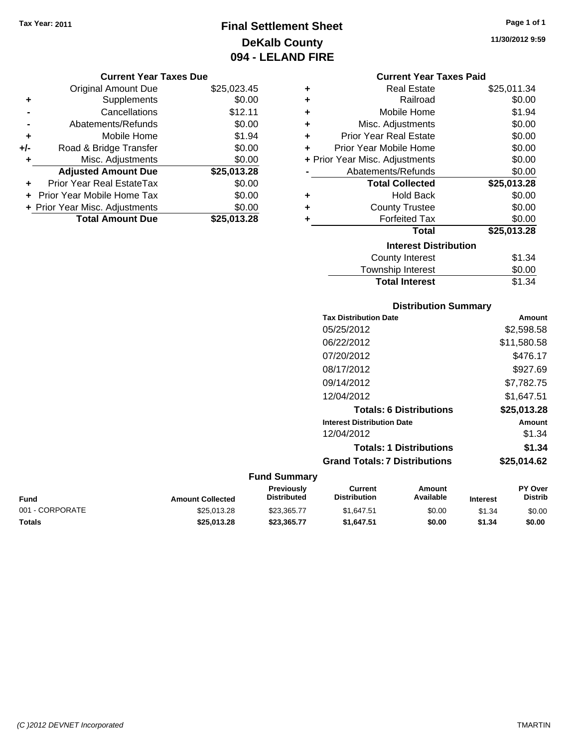Tax Year: 2011

# Final Settlement Sheet
## DeKalb County
## 094 - LELAND FIRE

11/30/2012 9:59

### Current Year Taxes Due

| | | |
|---|---|---|
| | Original Amount Due | $25,023.45 |
| + | Supplements | $0.00 |
| - | Cancellations | $12.11 |
| - | Abatements/Refunds | $0.00 |
| + | Mobile Home | $1.94 |
| +/- | Road & Bridge Transfer | $0.00 |
| + | Misc. Adjustments | $0.00 |
| | **Adjusted Amount Due** | **$25,013.28** |
| + | Prior Year Real EstateTax | $0.00 |
| + | Prior Year Mobile Home Tax | $0.00 |
| + | Prior Year Misc. Adjustments | $0.00 |
| | **Total Amount Due** | **$25,013.28** |

### Current Year Taxes Paid

| | | |
|---|---|---|
| + | Real Estate | $25,011.34 |
| + | Railroad | $0.00 |
| + | Mobile Home | $1.94 |
| + | Misc. Adjustments | $0.00 |
| + | Prior Year Real Estate | $0.00 |
| + | Prior Year Mobile Home | $0.00 |
| + | Prior Year Misc. Adjustments | $0.00 |
| - | Abatements/Refunds | $0.00 |
| | **Total Collected** | **$25,013.28** |
| + | Hold Back | $0.00 |
| + | County Trustee | $0.00 |
| + | Forfeited Tax | $0.00 |
| | **Total** | **$25,013.28** |

### Interest Distribution

| | |
|---|---|
| County Interest | $1.34 |
| Township Interest | $0.00 |
| **Total Interest** | $1.34 |

### Distribution Summary

| Tax Distribution Date | Amount |
|---|---|
| 05/25/2012 | $2,598.58 |
| 06/22/2012 | $11,580.58 |
| 07/20/2012 | $476.17 |
| 08/17/2012 | $927.69 |
| 09/14/2012 | $7,782.75 |
| 12/04/2012 | $1,647.51 |
| **Totals: 6 Distributions** | **$25,013.28** |
| **Interest Distribution Date** | **Amount** |
| 12/04/2012 | $1.34 |
| **Totals: 1 Distributions** | **$1.34** |
| **Grand Totals: 7 Distributions** | **$25,014.62** |

### Fund Summary

| Fund | Amount Collected | Previously Distributed | Current Distribution | Amount Available | Interest | PY Over Distrib |
|---|---|---|---|---|---|---|
| 001 - CORPORATE | $25,013.28 | $23,365.77 | $1,647.51 | $0.00 | $1.34 | $0.00 |
| **Totals** | **$25,013.28** | **$23,365.77** | **$1,647.51** | **$0.00** | **$1.34** | **$0.00** |

(C )2012 DEVNET Incorporated TMARTIN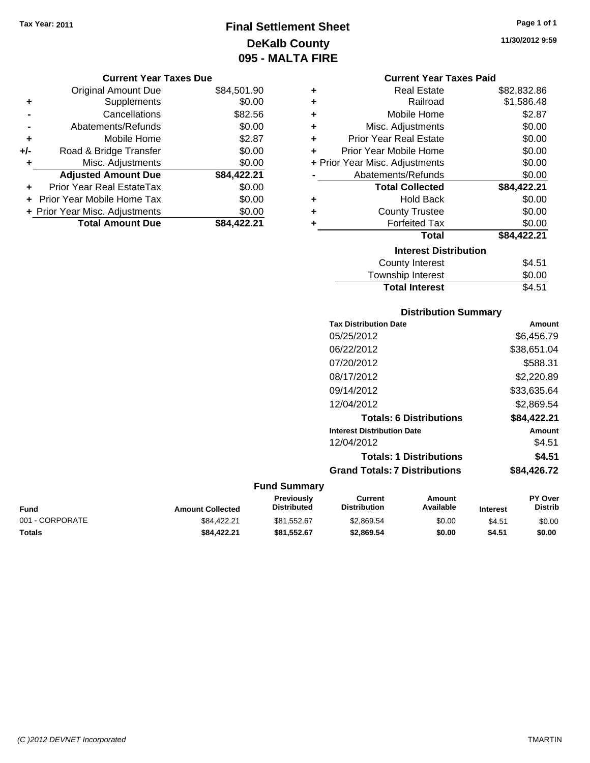Tax Year: 2011

# Final Settlement Sheet
## DeKalb County
## 095 - MALTA FIRE

11/30/2012 9:59

### Current Year Taxes Due

| | | |
|---|---|---|
| | Original Amount Due | $84,501.90 |
| + | Supplements | $0.00 |
| - | Cancellations | $82.56 |
| - | Abatements/Refunds | $0.00 |
| + | Mobile Home | $2.87 |
| +/- | Road & Bridge Transfer | $0.00 |
| + | Misc. Adjustments | $0.00 |
| | **Adjusted Amount Due** | **$84,422.21** |
| + | Prior Year Real EstateTax | $0.00 |
| + | Prior Year Mobile Home Tax | $0.00 |
| + | Prior Year Misc. Adjustments | $0.00 |
| | **Total Amount Due** | **$84,422.21** |

### Current Year Taxes Paid

| | | |
|---|---|---|
| + | Real Estate | $82,832.86 |
| + | Railroad | $1,586.48 |
| + | Mobile Home | $2.87 |
| + | Misc. Adjustments | $0.00 |
| + | Prior Year Real Estate | $0.00 |
| + | Prior Year Mobile Home | $0.00 |
| + | Prior Year Misc. Adjustments | $0.00 |
| - | Abatements/Refunds | $0.00 |
| | **Total Collected** | **$84,422.21** |
| + | Hold Back | $0.00 |
| + | County Trustee | $0.00 |
| + | Forfeited Tax | $0.00 |
| | **Total** | **$84,422.21** |

### Interest Distribution

| | |
|---|---|
| County Interest | $4.51 |
| Township Interest | $0.00 |
| **Total Interest** | $4.51 |

### Distribution Summary

| Tax Distribution Date | Amount |
|---|---|
| 05/25/2012 | $6,456.79 |
| 06/22/2012 | $38,651.04 |
| 07/20/2012 | $588.31 |
| 08/17/2012 | $2,220.89 |
| 09/14/2012 | $33,635.64 |
| 12/04/2012 | $2,869.54 |
| **Totals: 6 Distributions** | **$84,422.21** |
| **Interest Distribution Date** | **Amount** |
| 12/04/2012 | $4.51 |
| **Totals: 1 Distributions** | **$4.51** |
| **Grand Totals: 7 Distributions** | **$84,426.72** |

### Fund Summary

| Fund | Amount Collected | Previously Distributed | Current Distribution | Amount Available | Interest | PY Over Distrib |
|---|---|---|---|---|---|---|
| 001 - CORPORATE | $84,422.21 | $81,552.67 | $2,869.54 | $0.00 | $4.51 | $0.00 |
| **Totals** | **$84,422.21** | **$81,552.67** | **$2,869.54** | **$0.00** | **$4.51** | **$0.00** |

(C )2012 DEVNET Incorporated TMARTIN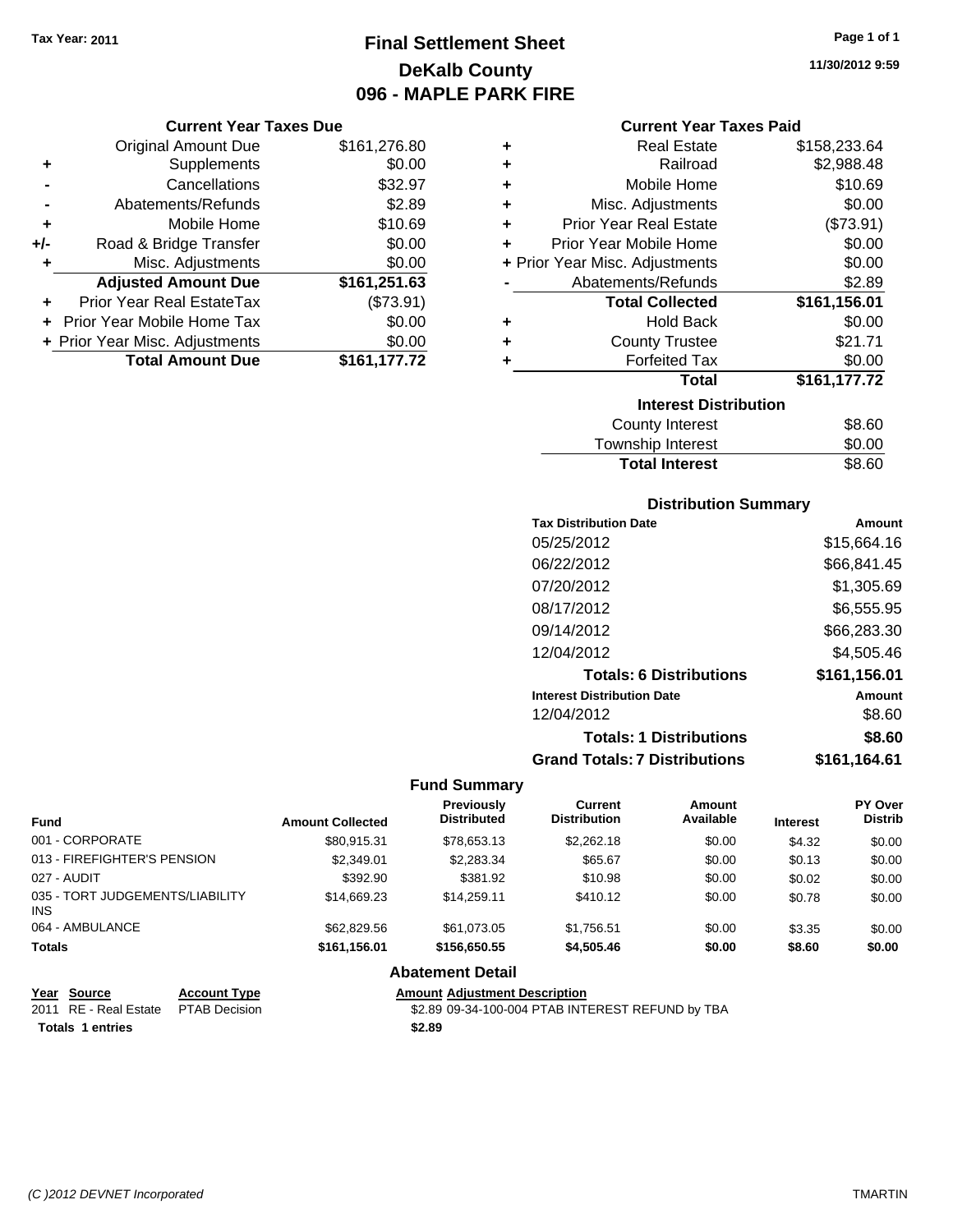Tax Year: 2011

# Final Settlement Sheet
## DeKalb County
## 096 - MAPLE PARK FIRE

11/30/2012 9:59

### Current Year Taxes Due

| | | |
|---|---|---|
| | Original Amount Due | $161,276.80 |
| + | Supplements | $0.00 |
| - | Cancellations | $32.97 |
| - | Abatements/Refunds | $2.89 |
| + | Mobile Home | $10.69 |
| +/- | Road & Bridge Transfer | $0.00 |
| + | Misc. Adjustments | $0.00 |
| | **Adjusted Amount Due** | **$161,251.63** |
| + | Prior Year Real EstateTax | ($73.91) |
| + | Prior Year Mobile Home Tax | $0.00 |
| + | Prior Year Misc. Adjustments | $0.00 |
| | **Total Amount Due** | **$161,177.72** |

### Current Year Taxes Paid

| | | |
|---|---|---|
| + | Real Estate | $158,233.64 |
| + | Railroad | $2,988.48 |
| + | Mobile Home | $10.69 |
| + | Misc. Adjustments | $0.00 |
| + | Prior Year Real Estate | ($73.91) |
| + | Prior Year Mobile Home | $0.00 |
| + | Prior Year Misc. Adjustments | $0.00 |
| - | Abatements/Refunds | $2.89 |
| | **Total Collected** | **$161,156.01** |
| + | Hold Back | $0.00 |
| + | County Trustee | $21.71 |
| + | Forfeited Tax | $0.00 |
| | **Total** | **$161,177.72** |

### Interest Distribution

| | |
|---|---|
| County Interest | $8.60 |
| Township Interest | $0.00 |
| **Total Interest** | $8.60 |

### Distribution Summary

| Tax Distribution Date | Amount |
|---|---|
| 05/25/2012 | $15,664.16 |
| 06/22/2012 | $66,841.45 |
| 07/20/2012 | $1,305.69 |
| 08/17/2012 | $6,555.95 |
| 09/14/2012 | $66,283.30 |
| 12/04/2012 | $4,505.46 |
| **Totals: 6 Distributions** | **$161,156.01** |
| **Interest Distribution Date** | **Amount** |
| 12/04/2012 | $8.60 |
| **Totals: 1 Distributions** | **$8.60** |
| **Grand Totals: 7 Distributions** | **$161,164.61** |

### Fund Summary

| Fund | Amount Collected | Previously Distributed | Current Distribution | Amount Available | Interest | PY Over Distrib |
|---|---|---|---|---|---|---|
| 001 - CORPORATE | $80,915.31 | $78,653.13 | $2,262.18 | $0.00 | $4.32 | $0.00 |
| 013 - FIREFIGHTER'S PENSION | $2,349.01 | $2,283.34 | $65.67 | $0.00 | $0.13 | $0.00 |
| 027 - AUDIT | $392.90 | $381.92 | $10.98 | $0.00 | $0.02 | $0.00 |
| 035 - TORT JUDGEMENTS/LIABILITY INS | $14,669.23 | $14,259.11 | $410.12 | $0.00 | $0.78 | $0.00 |
| 064 - AMBULANCE | $62,829.56 | $61,073.05 | $1,756.51 | $0.00 | $3.35 | $0.00 |
| **Totals** | **$161,156.01** | **$156,650.55** | **$4,505.46** | **$0.00** | **$8.60** | **$0.00** |

### Abatement Detail

| Year | Source | Account Type | Amount | Adjustment Description |
|---|---|---|---|---|
| 2011 | RE - Real Estate | PTAB Decision | $2.89 | 09-34-100-004 PTAB INTEREST REFUND by TBA |
| **Totals 1 entries** | | | **$2.89** | |

(C )2012 DEVNET Incorporated TMARTIN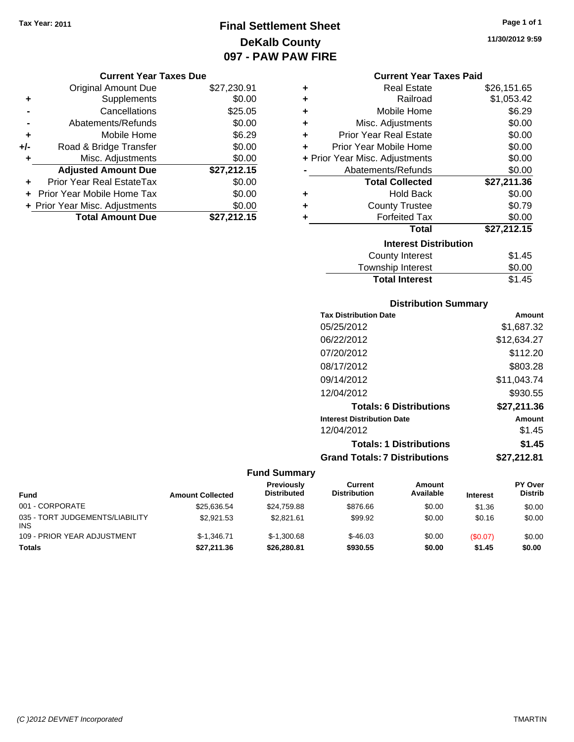**Tax Year: 2011**

# Final Settlement Sheet
## DeKalb County
## 097 - PAW PAW FIRE

11/30/2012 9:59

### Current Year Taxes Due

| | | |
|---|---|---|
| | Original Amount Due | $27,230.91 |
| + | Supplements | $0.00 |
| - | Cancellations | $25.05 |
| - | Abatements/Refunds | $0.00 |
| + | Mobile Home | $6.29 |
| +/- | Road & Bridge Transfer | $0.00 |
| + | Misc. Adjustments | $0.00 |
| | **Adjusted Amount Due** | **$27,212.15** |
| + | Prior Year Real EstateTax | $0.00 |
| + | Prior Year Mobile Home Tax | $0.00 |
| + | Prior Year Misc. Adjustments | $0.00 |
| | **Total Amount Due** | **$27,212.15** |

### Current Year Taxes Paid

| | | |
|---|---|---|
| + | Real Estate | $26,151.65 |
| + | Railroad | $1,053.42 |
| + | Mobile Home | $6.29 |
| + | Misc. Adjustments | $0.00 |
| + | Prior Year Real Estate | $0.00 |
| + | Prior Year Mobile Home | $0.00 |
| + | Prior Year Misc. Adjustments | $0.00 |
| - | Abatements/Refunds | $0.00 |
| | **Total Collected** | **$27,211.36** |
| + | Hold Back | $0.00 |
| + | County Trustee | $0.79 |
| + | Forfeited Tax | $0.00 |
| | **Total** | **$27,212.15** |

### Interest Distribution

| | |
|---|---|
| County Interest | $1.45 |
| Township Interest | $0.00 |
| **Total Interest** | **$1.45** |

### Distribution Summary

| Tax Distribution Date | Amount |
|---|---|
| 05/25/2012 | $1,687.32 |
| 06/22/2012 | $12,634.27 |
| 07/20/2012 | $112.20 |
| 08/17/2012 | $803.28 |
| 09/14/2012 | $11,043.74 |
| 12/04/2012 | $930.55 |
| **Totals: 6 Distributions** | **$27,211.36** |
| **Interest Distribution Date** | **Amount** |
| 12/04/2012 | $1.45 |
| **Totals: 1 Distributions** | **$1.45** |
| **Grand Totals: 7 Distributions** | **$27,212.81** |

### Fund Summary

| Fund | Amount Collected | Previously Distributed | Current Distribution | Amount Available | Interest | PY Over Distrib |
|---|---|---|---|---|---|---|
| 001 - CORPORATE | $25,636.54 | $24,759.88 | $876.66 | $0.00 | $1.36 | $0.00 |
| 035 - TORT JUDGEMENTS/LIABILITY INS | $2,921.53 | $2,821.61 | $99.92 | $0.00 | $0.16 | $0.00 |
| 109 - PRIOR YEAR ADJUSTMENT | $-1,346.71 | $-1,300.68 | $-46.03 | $0.00 | ($0.07) | $0.00 |
| **Totals** | **$27,211.36** | **$26,280.81** | **$930.55** | **$0.00** | **$1.45** | **$0.00** |

*(C )2012 DEVNET Incorporated* TMARTIN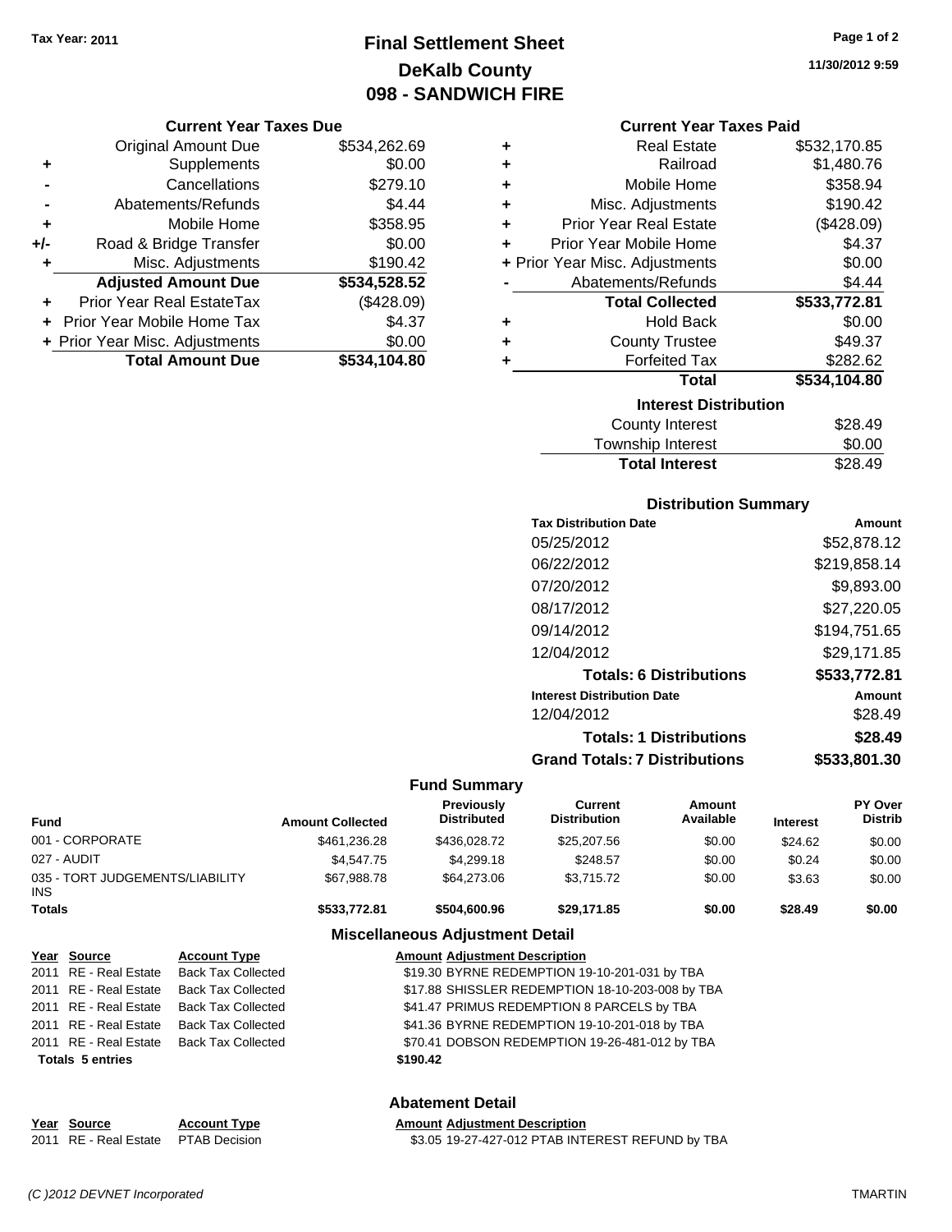Tax Year: 2011

# Final Settlement Sheet
## DeKalb County
## 098 - SANDWICH FIRE

11/30/2012 9:59

### Current Year Taxes Due

| | | |
|---|---|---|
| | Original Amount Due | $534,262.69 |
| + | Supplements | $0.00 |
| - | Cancellations | $279.10 |
| - | Abatements/Refunds | $4.44 |
| + | Mobile Home | $358.95 |
| +/- | Road & Bridge Transfer | $0.00 |
| + | Misc. Adjustments | $190.42 |
| | **Adjusted Amount Due** | **$534,528.52** |
| + | Prior Year Real EstateTax | ($428.09) |
| + | Prior Year Mobile Home Tax | $4.37 |
| + | Prior Year Misc. Adjustments | $0.00 |
| | **Total Amount Due** | **$534,104.80** |

### Current Year Taxes Paid

| | | |
|---|---|---|
| + | Real Estate | $532,170.85 |
| + | Railroad | $1,480.76 |
| + | Mobile Home | $358.94 |
| + | Misc. Adjustments | $190.42 |
| + | Prior Year Real Estate | ($428.09) |
| + | Prior Year Mobile Home | $4.37 |
| + | Prior Year Misc. Adjustments | $0.00 |
| - | Abatements/Refunds | $4.44 |
| | **Total Collected** | **$533,772.81** |
| + | Hold Back | $0.00 |
| + | County Trustee | $49.37 |
| + | Forfeited Tax | $282.62 |
| | **Total** | **$534,104.80** |

### Interest Distribution

| | |
|---|---|
| County Interest | $28.49 |
| Township Interest | $0.00 |
| **Total Interest** | $28.49 |

### Distribution Summary

| Tax Distribution Date | Amount |
|---|---|
| 05/25/2012 | $52,878.12 |
| 06/22/2012 | $219,858.14 |
| 07/20/2012 | $9,893.00 |
| 08/17/2012 | $27,220.05 |
| 09/14/2012 | $194,751.65 |
| 12/04/2012 | $29,171.85 |
| **Totals: 6 Distributions** | **$533,772.81** |
| **Interest Distribution Date** | **Amount** |
| 12/04/2012 | $28.49 |
| **Totals: 1 Distributions** | **$28.49** |
| **Grand Totals: 7 Distributions** | **$533,801.30** |

### Fund Summary

| Fund | Amount Collected | Previously Distributed | Current Distribution | Amount Available | Interest | PY Over Distrib |
|---|---|---|---|---|---|---|
| 001 - CORPORATE | $461,236.28 | $436,028.72 | $25,207.56 | $0.00 | $24.62 | $0.00 |
| 027 - AUDIT | $4,547.75 | $4,299.18 | $248.57 | $0.00 | $0.24 | $0.00 |
| 035 - TORT JUDGEMENTS/LIABILITY INS | $67,988.78 | $64,273.06 | $3,715.72 | $0.00 | $3.63 | $0.00 |
| **Totals** | **$533,772.81** | **$504,600.96** | **$29,171.85** | **$0.00** | **$28.49** | **$0.00** |

### Miscellaneous Adjustment Detail

| Year | Source | Account Type | Amount | Adjustment Description |
|---|---|---|---|---|
| 2011 | RE - Real Estate | Back Tax Collected | $19.30 | BYRNE REDEMPTION 19-10-201-031 by TBA |
| 2011 | RE - Real Estate | Back Tax Collected | $17.88 | SHISSLER REDEMPTION 18-10-203-008 by TBA |
| 2011 | RE - Real Estate | Back Tax Collected | $41.47 | PRIMUS REDEMPTION 8 PARCELS by TBA |
| 2011 | RE - Real Estate | Back Tax Collected | $41.36 | BYRNE REDEMPTION 19-10-201-018 by TBA |
| 2011 | RE - Real Estate | Back Tax Collected | $70.41 | DOBSON REDEMPTION 19-26-481-012 by TBA |
| **Totals 5 entries** | | | **$190.42** | |

### Abatement Detail

| Year | Source | Account Type | Amount | Adjustment Description |
|---|---|---|---|---|
| 2011 | RE - Real Estate | PTAB Decision | $3.05 | 19-27-427-012 PTAB INTEREST REFUND by TBA |

(C )2012 DEVNET Incorporated TMARTIN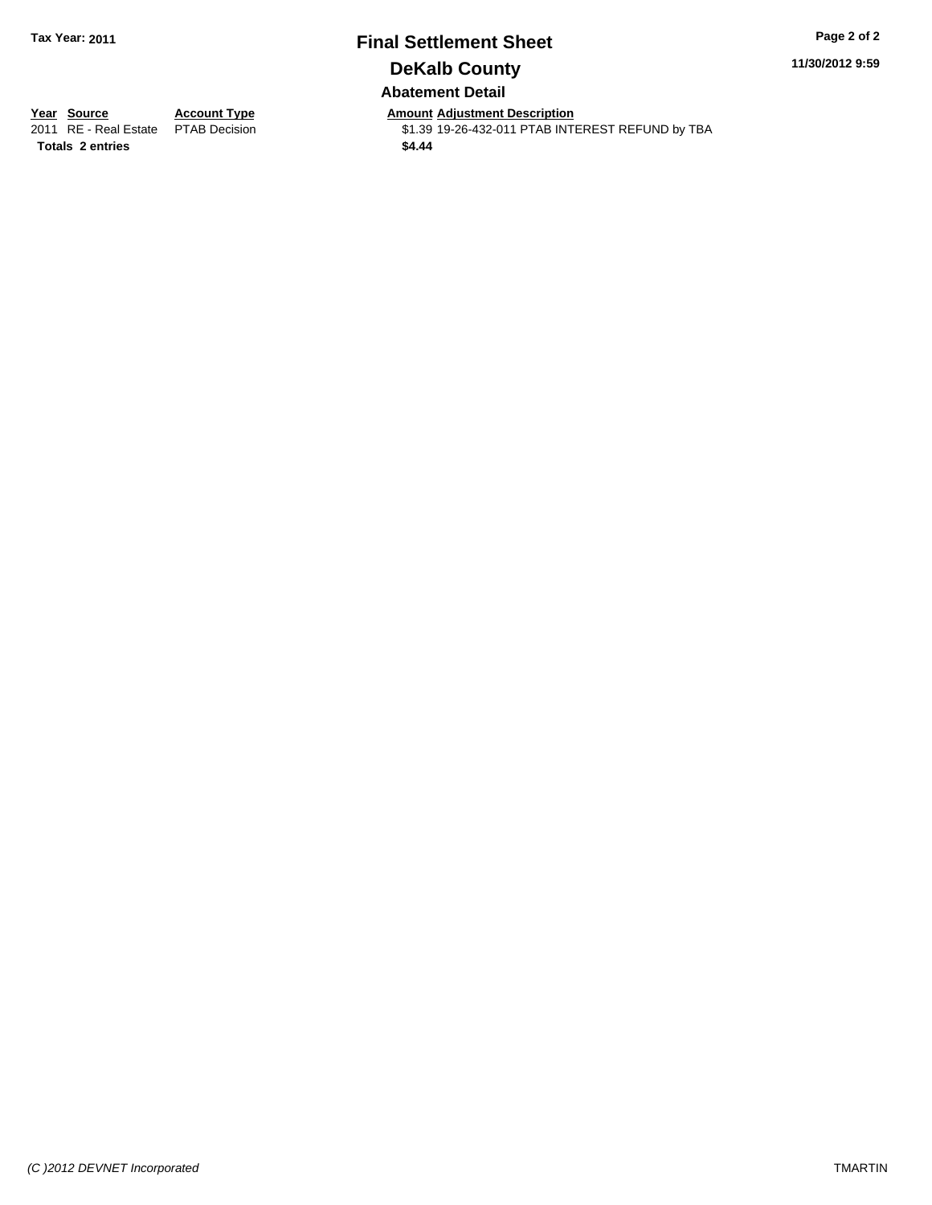## Final Settlement Sheet

## DeKalb County

### Abatement Detail

| Year | Source | Account Type | Amount | Adjustment Description |
|---|---|---|---|---|
| 2011 | RE - Real Estate | PTAB Decision | $1.39 | 19-26-432-011 PTAB INTEREST REFUND by TBA |
| **Totals** | **2 entries** | | **$4.44** | |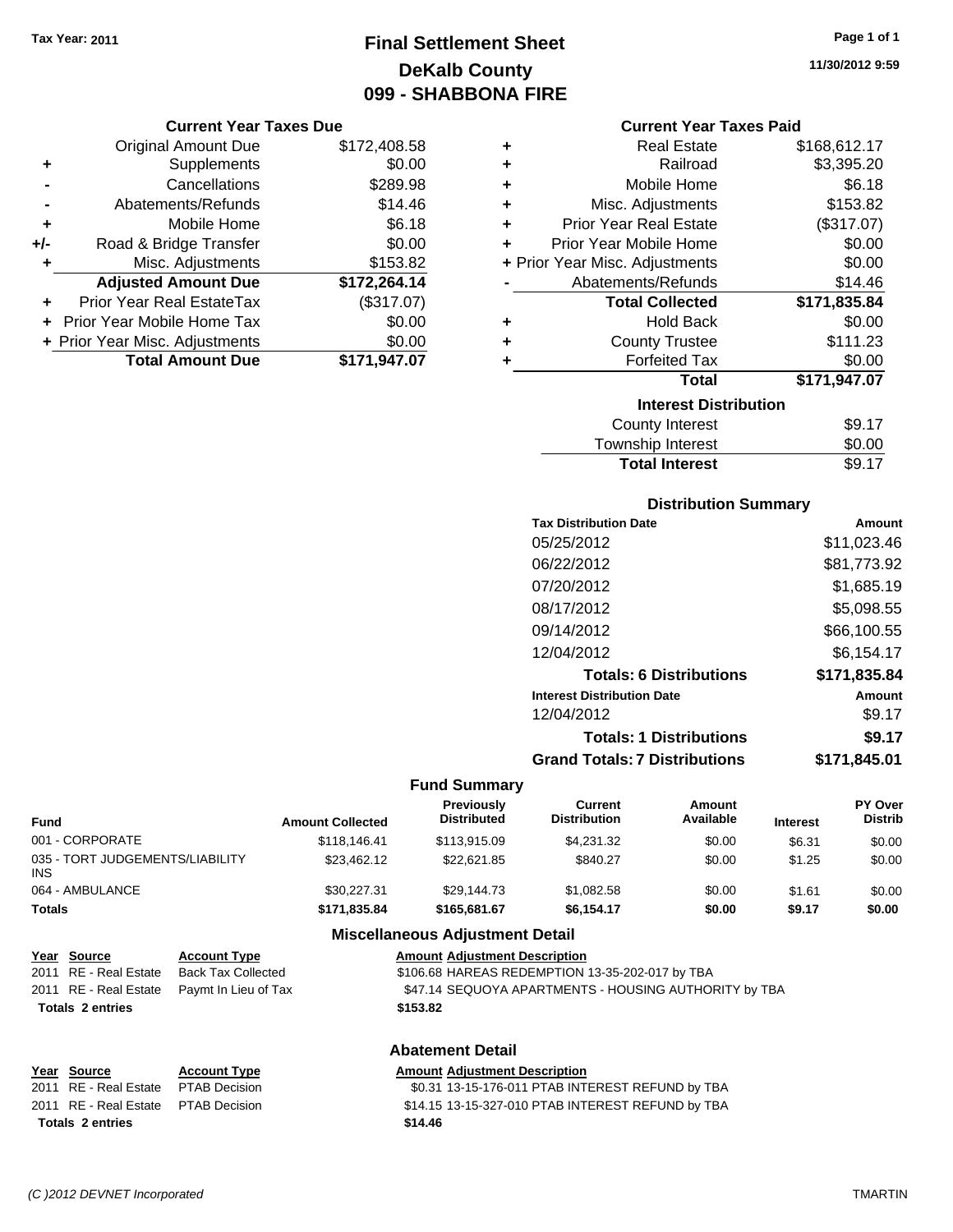Tax Year: 2011

# Final Settlement Sheet
## DeKalb County
## 099 - SHABBONA FIRE

11/30/2012 9:59

### Current Year Taxes Due

| | | |
|---|---|---|
| | Original Amount Due | $172,408.58 |
| + | Supplements | $0.00 |
| - | Cancellations | $289.98 |
| - | Abatements/Refunds | $14.46 |
| + | Mobile Home | $6.18 |
| +/- | Road & Bridge Transfer | $0.00 |
| + | Misc. Adjustments | $153.82 |
| | **Adjusted Amount Due** | **$172,264.14** |
| + | Prior Year Real EstateTax | ($317.07) |
| + | Prior Year Mobile Home Tax | $0.00 |
| + | Prior Year Misc. Adjustments | $0.00 |
| | **Total Amount Due** | **$171,947.07** |

### Current Year Taxes Paid

| | | |
|---|---|---|
| + | Real Estate | $168,612.17 |
| + | Railroad | $3,395.20 |
| + | Mobile Home | $6.18 |
| + | Misc. Adjustments | $153.82 |
| + | Prior Year Real Estate | ($317.07) |
| + | Prior Year Mobile Home | $0.00 |
| + | Prior Year Misc. Adjustments | $0.00 |
| - | Abatements/Refunds | $14.46 |
| | **Total Collected** | **$171,835.84** |
| + | Hold Back | $0.00 |
| + | County Trustee | $111.23 |
| + | Forfeited Tax | $0.00 |
| | **Total** | **$171,947.07** |

### Interest Distribution

| | |
|---|---|
| County Interest | $9.17 |
| Township Interest | $0.00 |
| **Total Interest** | $9.17 |

### Distribution Summary

| Tax Distribution Date | Amount |
|---|---|
| 05/25/2012 | $11,023.46 |
| 06/22/2012 | $81,773.92 |
| 07/20/2012 | $1,685.19 |
| 08/17/2012 | $5,098.55 |
| 09/14/2012 | $66,100.55 |
| 12/04/2012 | $6,154.17 |
| **Totals: 6 Distributions** | **$171,835.84** |
| **Interest Distribution Date** | **Amount** |
| 12/04/2012 | $9.17 |
| **Totals: 1 Distributions** | **$9.17** |
| **Grand Totals: 7 Distributions** | **$171,845.01** |

### Fund Summary

| Fund | Amount Collected | Previously Distributed | Current Distribution | Amount Available | Interest | PY Over Distrib |
|---|---|---|---|---|---|---|
| 001 - CORPORATE | $118,146.41 | $113,915.09 | $4,231.32 | $0.00 | $6.31 | $0.00 |
| 035 - TORT JUDGEMENTS/LIABILITY INS | $23,462.12 | $22,621.85 | $840.27 | $0.00 | $1.25 | $0.00 |
| 064 - AMBULANCE | $30,227.31 | $29,144.73 | $1,082.58 | $0.00 | $1.61 | $0.00 |
| **Totals** | **$171,835.84** | **$165,681.67** | **$6,154.17** | **$0.00** | **$9.17** | **$0.00** |

### Miscellaneous Adjustment Detail

| Year | Source | Account Type | Amount | Adjustment Description |
|---|---|---|---|---|
| 2011 | RE - Real Estate | Back Tax Collected | $106.68 | HAREAS REDEMPTION 13-35-202-017 by TBA |
| 2011 | RE - Real Estate | Paymt In Lieu of Tax | $47.14 | SEQUOYA APARTMENTS - HOUSING AUTHORITY by TBA |
| **Totals 2 entries** | | | **$153.82** | |

### Abatement Detail

| Year | Source | Account Type | Amount | Adjustment Description |
|---|---|---|---|---|
| 2011 | RE - Real Estate | PTAB Decision | $0.31 | 13-15-176-011 PTAB INTEREST REFUND by TBA |
| 2011 | RE - Real Estate | PTAB Decision | $14.15 | 13-15-327-010 PTAB INTEREST REFUND by TBA |
| **Totals 2 entries** | | | **$14.46** | |

(C )2012 DEVNET Incorporated — TMARTIN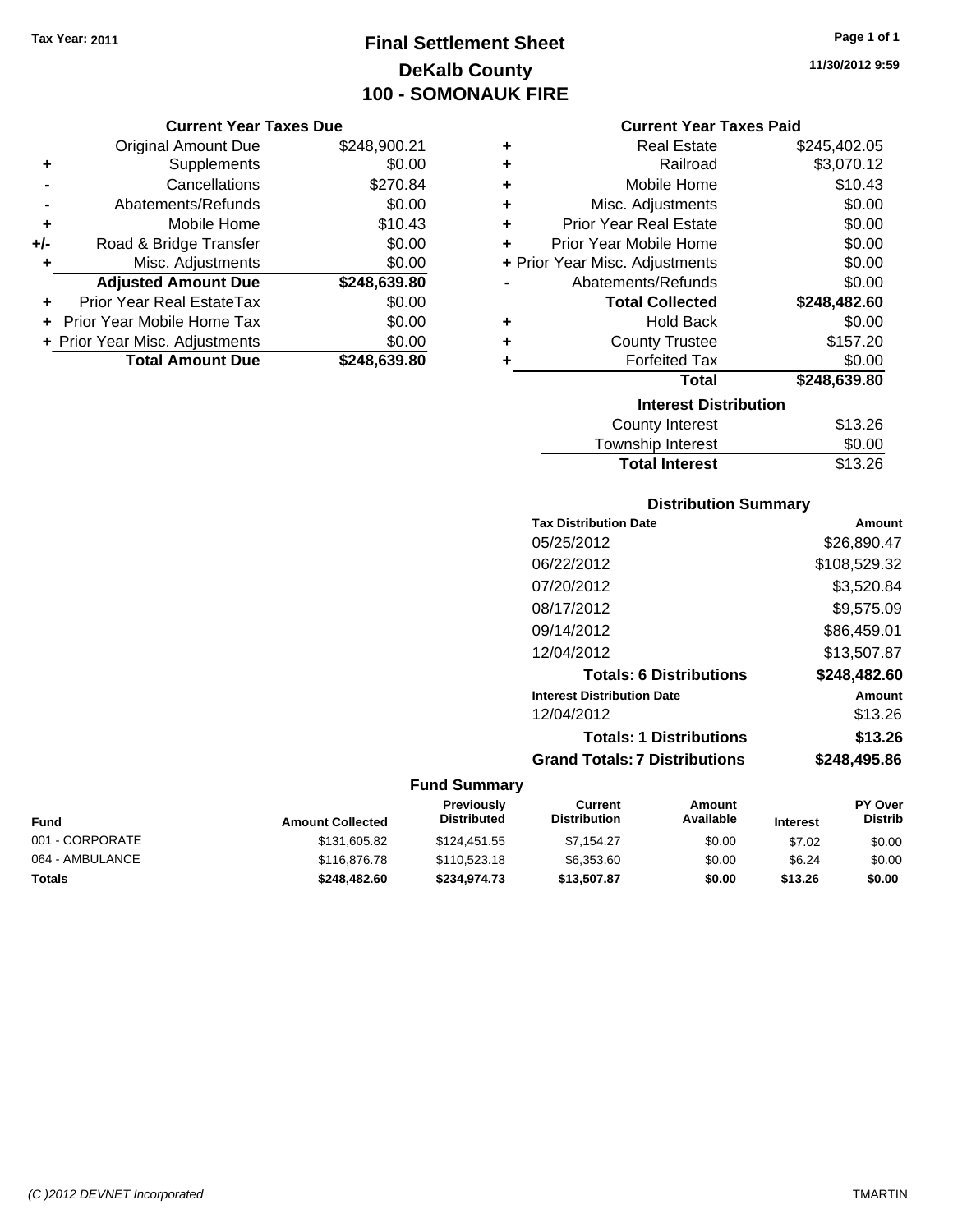Tax Year: 2011

# Final Settlement Sheet
## DeKalb County
## 100 - SOMONAUK FIRE

11/30/2012 9:59

### Current Year Taxes Due

| | | |
|---|---|---|
| | Original Amount Due | $248,900.21 |
| + | Supplements | $0.00 |
| - | Cancellations | $270.84 |
| - | Abatements/Refunds | $0.00 |
| + | Mobile Home | $10.43 |
| +/- | Road & Bridge Transfer | $0.00 |
| + | Misc. Adjustments | $0.00 |
| | **Adjusted Amount Due** | **$248,639.80** |
| + | Prior Year Real EstateTax | $0.00 |
| + | Prior Year Mobile Home Tax | $0.00 |
| + | Prior Year Misc. Adjustments | $0.00 |
| | **Total Amount Due** | **$248,639.80** |

### Current Year Taxes Paid

| | | |
|---|---|---|
| + | Real Estate | $245,402.05 |
| + | Railroad | $3,070.12 |
| + | Mobile Home | $10.43 |
| + | Misc. Adjustments | $0.00 |
| + | Prior Year Real Estate | $0.00 |
| + | Prior Year Mobile Home | $0.00 |
| + | Prior Year Misc. Adjustments | $0.00 |
| - | Abatements/Refunds | $0.00 |
| | **Total Collected** | **$248,482.60** |
| + | Hold Back | $0.00 |
| + | County Trustee | $157.20 |
| + | Forfeited Tax | $0.00 |
| | **Total** | **$248,639.80** |

### Interest Distribution

| | |
|---|---|
| County Interest | $13.26 |
| Township Interest | $0.00 |
| **Total Interest** | $13.26 |

### Distribution Summary

| Tax Distribution Date | Amount |
|---|---|
| 05/25/2012 | $26,890.47 |
| 06/22/2012 | $108,529.32 |
| 07/20/2012 | $3,520.84 |
| 08/17/2012 | $9,575.09 |
| 09/14/2012 | $86,459.01 |
| 12/04/2012 | $13,507.87 |
| **Totals: 6 Distributions** | **$248,482.60** |
| **Interest Distribution Date** | **Amount** |
| 12/04/2012 | $13.26 |
| **Totals: 1 Distributions** | **$13.26** |
| **Grand Totals: 7 Distributions** | **$248,495.86** |

### Fund Summary

| Fund | Amount Collected | Previously Distributed | Current Distribution | Amount Available | Interest | PY Over Distrib |
|---|---|---|---|---|---|---|
| 001 - CORPORATE | $131,605.82 | $124,451.55 | $7,154.27 | $0.00 | $7.02 | $0.00 |
| 064 - AMBULANCE | $116,876.78 | $110,523.18 | $6,353.60 | $0.00 | $6.24 | $0.00 |
| **Totals** | **$248,482.60** | **$234,974.73** | **$13,507.87** | **$0.00** | **$13.26** | **$0.00** |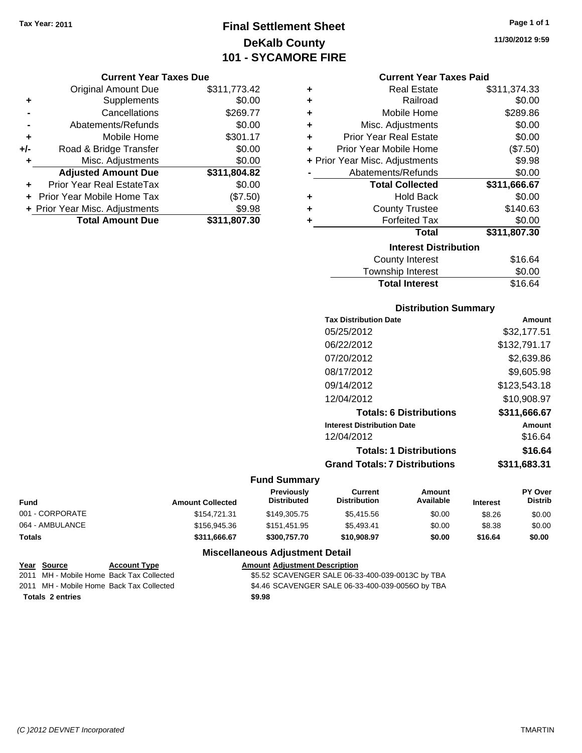**Tax Year: 2011**

# Final Settlement Sheet
## DeKalb County
## 101 - SYCAMORE FIRE

11/30/2012 9:59

### Current Year Taxes Due

| | | |
|---|---|---|
| | Original Amount Due | $311,773.42 |
| + | Supplements | $0.00 |
| - | Cancellations | $269.77 |
| - | Abatements/Refunds | $0.00 |
| + | Mobile Home | $301.17 |
| +/- | Road & Bridge Transfer | $0.00 |
| + | Misc. Adjustments | $0.00 |
| | **Adjusted Amount Due** | **$311,804.82** |
| + | Prior Year Real EstateTax | $0.00 |
| + | Prior Year Mobile Home Tax | ($7.50) |
| + | Prior Year Misc. Adjustments | $9.98 |
| | **Total Amount Due** | **$311,807.30** |

### Current Year Taxes Paid

| | | |
|---|---|---|
| + | Real Estate | $311,374.33 |
| + | Railroad | $0.00 |
| + | Mobile Home | $289.86 |
| + | Misc. Adjustments | $0.00 |
| + | Prior Year Real Estate | $0.00 |
| + | Prior Year Mobile Home | ($7.50) |
| + | Prior Year Misc. Adjustments | $9.98 |
| - | Abatements/Refunds | $0.00 |
| | **Total Collected** | **$311,666.67** |
| + | Hold Back | $0.00 |
| + | County Trustee | $140.63 |
| + | Forfeited Tax | $0.00 |
| | **Total** | **$311,807.30** |

### Interest Distribution

| | |
|---|---|
| County Interest | $16.64 |
| Township Interest | $0.00 |
| **Total Interest** | $16.64 |

### Distribution Summary

| Tax Distribution Date | Amount |
|---|---|
| 05/25/2012 | $32,177.51 |
| 06/22/2012 | $132,791.17 |
| 07/20/2012 | $2,639.86 |
| 08/17/2012 | $9,605.98 |
| 09/14/2012 | $123,543.18 |
| 12/04/2012 | $10,908.97 |
| **Totals: 6 Distributions** | **$311,666.67** |
| **Interest Distribution Date** | **Amount** |
| 12/04/2012 | $16.64 |
| **Totals: 1 Distributions** | **$16.64** |
| **Grand Totals: 7 Distributions** | **$311,683.31** |

### Fund Summary

| Fund | Amount Collected | Previously Distributed | Current Distribution | Amount Available | Interest | PY Over Distrib |
|---|---|---|---|---|---|---|
| 001 - CORPORATE | $154,721.31 | $149,305.75 | $5,415.56 | $0.00 | $8.26 | $0.00 |
| 064 - AMBULANCE | $156,945.36 | $151,451.95 | $5,493.41 | $0.00 | $8.38 | $0.00 |
| **Totals** | **$311,666.67** | **$300,757.70** | **$10,908.97** | **$0.00** | **$16.64** | **$0.00** |

### Miscellaneous Adjustment Detail

| Year | Source | Account Type | Amount | Adjustment Description |
|---|---|---|---|---|
| 2011 | MH - Mobile Home | Back Tax Collected | $5.52 | SCAVENGER SALE 06-33-400-039-0013C by TBA |
| 2011 | MH - Mobile Home | Back Tax Collected | $4.46 | SCAVENGER SALE 06-33-400-039-0056O by TBA |
| **Totals 2 entries** | | | **$9.98** | |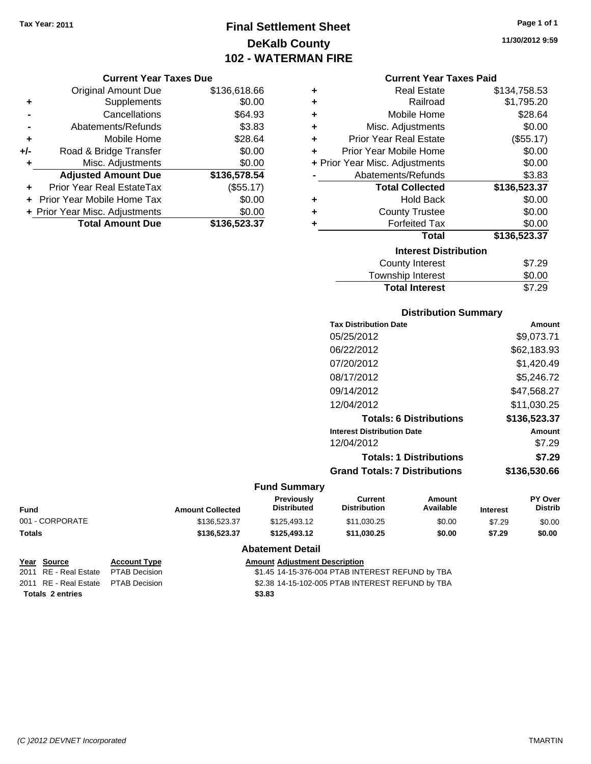Tax Year: 2011

# Final Settlement Sheet
## DeKalb County
## 102 - WATERMAN FIRE

11/30/2012 9:59

### Current Year Taxes Due

| | | |
|---|---|---|
| | Original Amount Due | $136,618.66 |
| + | Supplements | $0.00 |
| - | Cancellations | $64.93 |
| - | Abatements/Refunds | $3.83 |
| + | Mobile Home | $28.64 |
| +/- | Road & Bridge Transfer | $0.00 |
| + | Misc. Adjustments | $0.00 |
| | **Adjusted Amount Due** | **$136,578.54** |
| + | Prior Year Real EstateTax | ($55.17) |
| + | Prior Year Mobile Home Tax | $0.00 |
| + | Prior Year Misc. Adjustments | $0.00 |
| | **Total Amount Due** | **$136,523.37** |

### Current Year Taxes Paid

| | | |
|---|---|---|
| + | Real Estate | $134,758.53 |
| + | Railroad | $1,795.20 |
| + | Mobile Home | $28.64 |
| + | Misc. Adjustments | $0.00 |
| + | Prior Year Real Estate | ($55.17) |
| + | Prior Year Mobile Home | $0.00 |
| + | Prior Year Misc. Adjustments | $0.00 |
| - | Abatements/Refunds | $3.83 |
| | **Total Collected** | **$136,523.37** |
| + | Hold Back | $0.00 |
| + | County Trustee | $0.00 |
| + | Forfeited Tax | $0.00 |
| | **Total** | **$136,523.37** |

### Interest Distribution

| | |
|---|---|
| County Interest | $7.29 |
| Township Interest | $0.00 |
| **Total Interest** | $7.29 |

### Distribution Summary

| Tax Distribution Date | Amount |
|---|---|
| 05/25/2012 | $9,073.71 |
| 06/22/2012 | $62,183.93 |
| 07/20/2012 | $1,420.49 |
| 08/17/2012 | $5,246.72 |
| 09/14/2012 | $47,568.27 |
| 12/04/2012 | $11,030.25 |
| **Totals: 6 Distributions** | **$136,523.37** |
| **Interest Distribution Date** | **Amount** |
| 12/04/2012 | $7.29 |
| **Totals: 1 Distributions** | **$7.29** |
| **Grand Totals: 7 Distributions** | **$136,530.66** |

### Fund Summary

| Fund | Amount Collected | Previously Distributed | Current Distribution | Amount Available | Interest | PY Over Distrib |
|---|---|---|---|---|---|---|
| 001 - CORPORATE | $136,523.37 | $125,493.12 | $11,030.25 | $0.00 | $7.29 | $0.00 |
| **Totals** | **$136,523.37** | **$125,493.12** | **$11,030.25** | **$0.00** | **$7.29** | **$0.00** |

### Abatement Detail

| Year | Source | Account Type | Amount | Adjustment Description |
|---|---|---|---|---|
| 2011 | RE - Real Estate | PTAB Decision | $1.45 | 14-15-376-004 PTAB INTEREST REFUND by TBA |
| 2011 | RE - Real Estate | PTAB Decision | $2.38 | 14-15-102-005 PTAB INTEREST REFUND by TBA |
| **Totals 2 entries** | | | **$3.83** | |

(C )2012 DEVNET Incorporated TMARTIN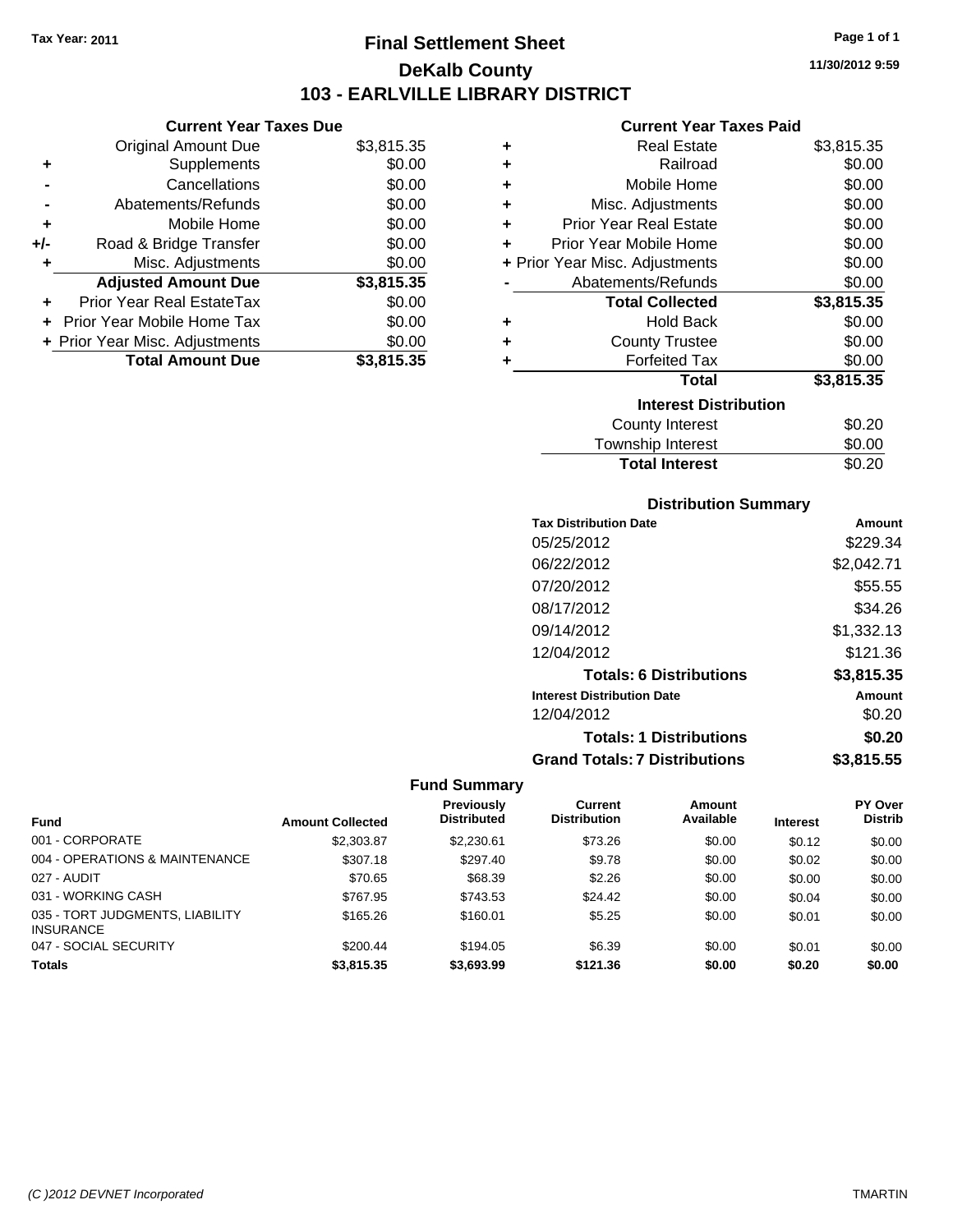Tax Year: 2011

# Final Settlement Sheet

## DeKalb County

## 103 - EARLVILLE LIBRARY DISTRICT

11/30/2012 9:59

### Current Year Taxes Due

| | | |
|---|---|---|
| | Original Amount Due | $3,815.35 |
| + | Supplements | $0.00 |
| - | Cancellations | $0.00 |
| - | Abatements/Refunds | $0.00 |
| + | Mobile Home | $0.00 |
| +/- | Road & Bridge Transfer | $0.00 |
| + | Misc. Adjustments | $0.00 |
| | **Adjusted Amount Due** | **$3,815.35** |
| + | Prior Year Real EstateTax | $0.00 |
| + | Prior Year Mobile Home Tax | $0.00 |
| + | Prior Year Misc. Adjustments | $0.00 |
| | **Total Amount Due** | **$3,815.35** |

### Current Year Taxes Paid

| | | |
|---|---|---|
| + | Real Estate | $3,815.35 |
| + | Railroad | $0.00 |
| + | Mobile Home | $0.00 |
| + | Misc. Adjustments | $0.00 |
| + | Prior Year Real Estate | $0.00 |
| + | Prior Year Mobile Home | $0.00 |
| + | Prior Year Misc. Adjustments | $0.00 |
| - | Abatements/Refunds | $0.00 |
| | **Total Collected** | **$3,815.35** |
| + | Hold Back | $0.00 |
| + | County Trustee | $0.00 |
| + | Forfeited Tax | $0.00 |
| | **Total** | **$3,815.35** |

### Interest Distribution

| | |
|---|---|
| County Interest | $0.20 |
| Township Interest | $0.00 |
| **Total Interest** | $0.20 |

### Distribution Summary

| Tax Distribution Date | Amount |
|---|---|
| 05/25/2012 | $229.34 |
| 06/22/2012 | $2,042.71 |
| 07/20/2012 | $55.55 |
| 08/17/2012 | $34.26 |
| 09/14/2012 | $1,332.13 |
| 12/04/2012 | $121.36 |
| **Totals: 6 Distributions** | **$3,815.35** |
| **Interest Distribution Date** | **Amount** |
| 12/04/2012 | $0.20 |
| **Totals: 1 Distributions** | **$0.20** |
| **Grand Totals: 7 Distributions** | **$3,815.55** |

### Fund Summary

| Fund | Amount Collected | Previously Distributed | Current Distribution | Amount Available | Interest | PY Over Distrib |
|---|---|---|---|---|---|---|
| 001 - CORPORATE | $2,303.87 | $2,230.61 | $73.26 | $0.00 | $0.12 | $0.00 |
| 004 - OPERATIONS & MAINTENANCE | $307.18 | $297.40 | $9.78 | $0.00 | $0.02 | $0.00 |
| 027 - AUDIT | $70.65 | $68.39 | $2.26 | $0.00 | $0.00 | $0.00 |
| 031 - WORKING CASH | $767.95 | $743.53 | $24.42 | $0.00 | $0.04 | $0.00 |
| 035 - TORT JUDGMENTS, LIABILITY INSURANCE | $165.26 | $160.01 | $5.25 | $0.00 | $0.01 | $0.00 |
| 047 - SOCIAL SECURITY | $200.44 | $194.05 | $6.39 | $0.00 | $0.01 | $0.00 |
| **Totals** | **$3,815.35** | **$3,693.99** | **$121.36** | **$0.00** | **$0.20** | **$0.00** |

(C )2012 DEVNET Incorporated TMARTIN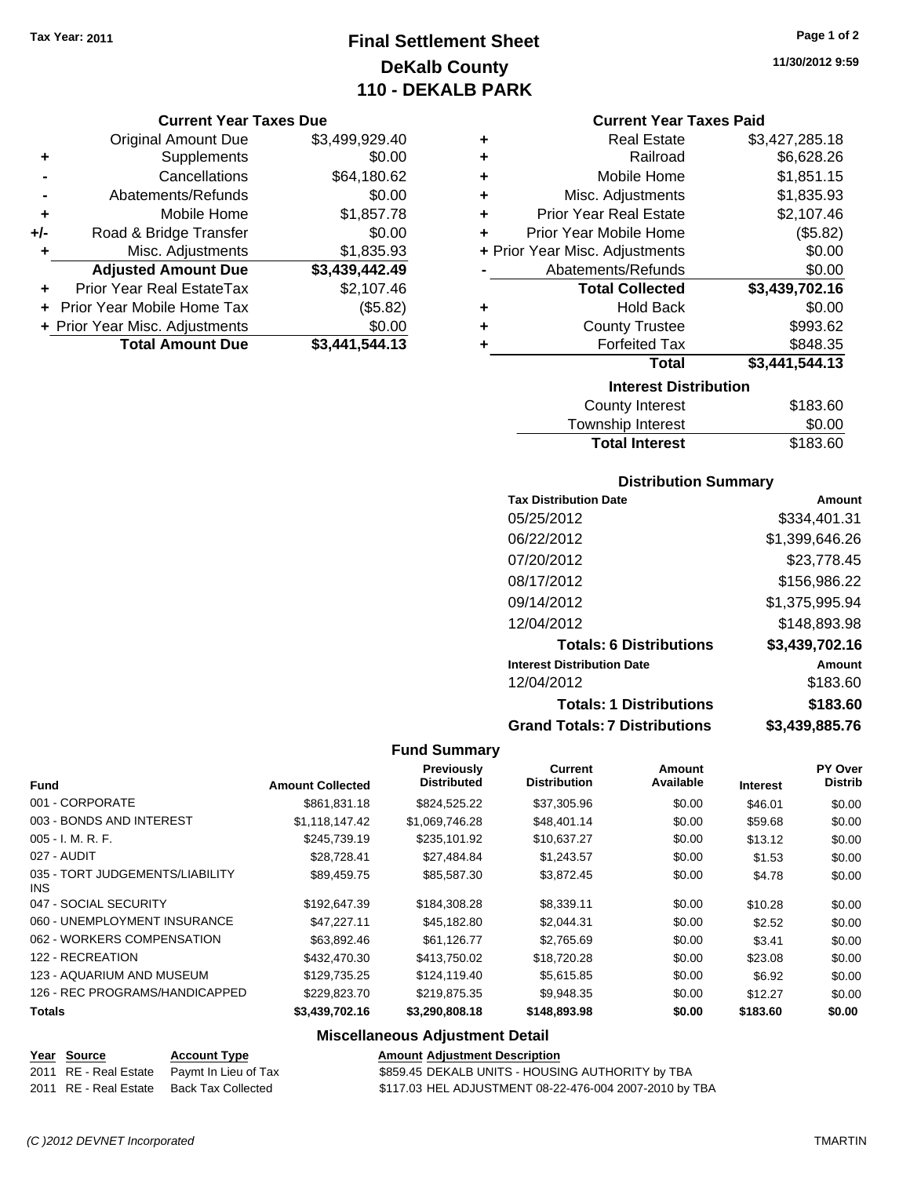Tax Year: 2011

# Final Settlement Sheet
## DeKalb County
## 110 - DEKALB PARK

11/30/2012 9:59

### Current Year Taxes Due

| | | |
|---|---|---|
| | Original Amount Due | $3,499,929.40 |
| + | Supplements | $0.00 |
| - | Cancellations | $64,180.62 |
| - | Abatements/Refunds | $0.00 |
| + | Mobile Home | $1,857.78 |
| +/- | Road & Bridge Transfer | $0.00 |
| + | Misc. Adjustments | $1,835.93 |
| | **Adjusted Amount Due** | **$3,439,442.49** |
| + | Prior Year Real EstateTax | $2,107.46 |
| + | Prior Year Mobile Home Tax | ($5.82) |
| + | Prior Year Misc. Adjustments | $0.00 |
| | **Total Amount Due** | **$3,441,544.13** |

### Current Year Taxes Paid

| | | |
|---|---|---|
| + | Real Estate | $3,427,285.18 |
| + | Railroad | $6,628.26 |
| + | Mobile Home | $1,851.15 |
| + | Misc. Adjustments | $1,835.93 |
| + | Prior Year Real Estate | $2,107.46 |
| + | Prior Year Mobile Home | ($5.82) |
| + | Prior Year Misc. Adjustments | $0.00 |
| - | Abatements/Refunds | $0.00 |
| | **Total Collected** | **$3,439,702.16** |
| + | Hold Back | $0.00 |
| + | County Trustee | $993.62 |
| + | Forfeited Tax | $848.35 |
| | **Total** | **$3,441,544.13** |

### Interest Distribution

| | |
|---|---|
| County Interest | $183.60 |
| Township Interest | $0.00 |
| **Total Interest** | $183.60 |

### Distribution Summary

| Tax Distribution Date | Amount |
|---|---|
| 05/25/2012 | $334,401.31 |
| 06/22/2012 | $1,399,646.26 |
| 07/20/2012 | $23,778.45 |
| 08/17/2012 | $156,986.22 |
| 09/14/2012 | $1,375,995.94 |
| 12/04/2012 | $148,893.98 |
| **Totals: 6 Distributions** | **$3,439,702.16** |
| **Interest Distribution Date** | **Amount** |
| 12/04/2012 | $183.60 |
| **Totals: 1 Distributions** | **$183.60** |
| **Grand Totals: 7 Distributions** | **$3,439,885.76** |

### Fund Summary

| Fund | Amount Collected | Previously Distributed | Current Distribution | Amount Available | Interest | PY Over Distrib |
|---|---|---|---|---|---|---|
| 001 - CORPORATE | $861,831.18 | $824,525.22 | $37,305.96 | $0.00 | $46.01 | $0.00 |
| 003 - BONDS AND INTEREST | $1,118,147.42 | $1,069,746.28 | $48,401.14 | $0.00 | $59.68 | $0.00 |
| 005 - I. M. R. F. | $245,739.19 | $235,101.92 | $10,637.27 | $0.00 | $13.12 | $0.00 |
| 027 - AUDIT | $28,728.41 | $27,484.84 | $1,243.57 | $0.00 | $1.53 | $0.00 |
| 035 - TORT JUDGEMENTS/LIABILITY INS | $89,459.75 | $85,587.30 | $3,872.45 | $0.00 | $4.78 | $0.00 |
| 047 - SOCIAL SECURITY | $192,647.39 | $184,308.28 | $8,339.11 | $0.00 | $10.28 | $0.00 |
| 060 - UNEMPLOYMENT INSURANCE | $47,227.11 | $45,182.80 | $2,044.31 | $0.00 | $2.52 | $0.00 |
| 062 - WORKERS COMPENSATION | $63,892.46 | $61,126.77 | $2,765.69 | $0.00 | $3.41 | $0.00 |
| 122 - RECREATION | $432,470.30 | $413,750.02 | $18,720.28 | $0.00 | $23.08 | $0.00 |
| 123 - AQUARIUM AND MUSEUM | $129,735.25 | $124,119.40 | $5,615.85 | $0.00 | $6.92 | $0.00 |
| 126 - REC PROGRAMS/HANDICAPPED | $229,823.70 | $219,875.35 | $9,948.35 | $0.00 | $12.27 | $0.00 |
| **Totals** | **$3,439,702.16** | **$3,290,808.18** | **$148,893.98** | **$0.00** | **$183.60** | **$0.00** |

### Miscellaneous Adjustment Detail

| Year | Source | Account Type | Amount | Adjustment Description |
|---|---|---|---|---|
| 2011 | RE - Real Estate | Paymt In Lieu of Tax | $859.45 | DEKALB UNITS - HOUSING AUTHORITY by TBA |
| 2011 | RE - Real Estate | Back Tax Collected | $117.03 | HEL ADJUSTMENT 08-22-476-004 2007-2010 by TBA |

(C )2012 DEVNET Incorporated TMARTIN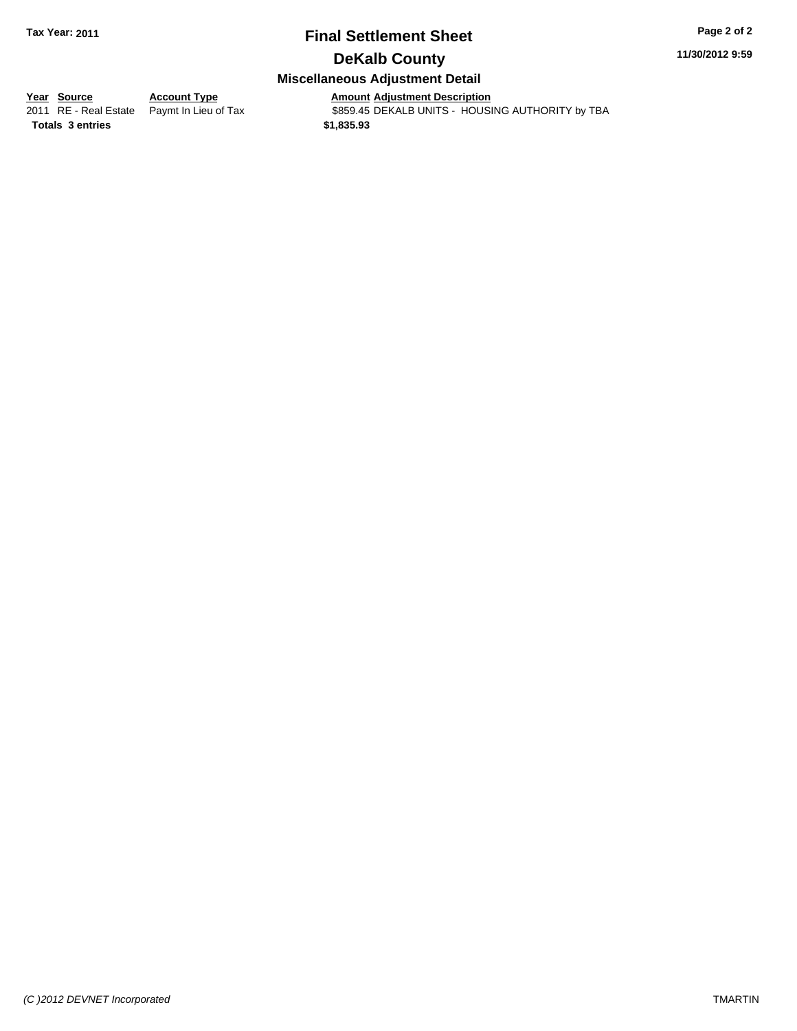**Tax Year: 2011**

# Final Settlement Sheet

## DeKalb County

**11/30/2012 9:59**

### Miscellaneous Adjustment Detail

| Year | Source | Account Type | Amount | Adjustment Description |
|---|---|---|---|---|
| 2011 | RE - Real Estate | Paymt In Lieu of Tax | $859.45 | DEKALB UNITS - HOUSING AUTHORITY by TBA |
| **Totals** | **3 entries** | | **$1,835.93** | |

*(C )2012 DEVNET Incorporated* TMARTIN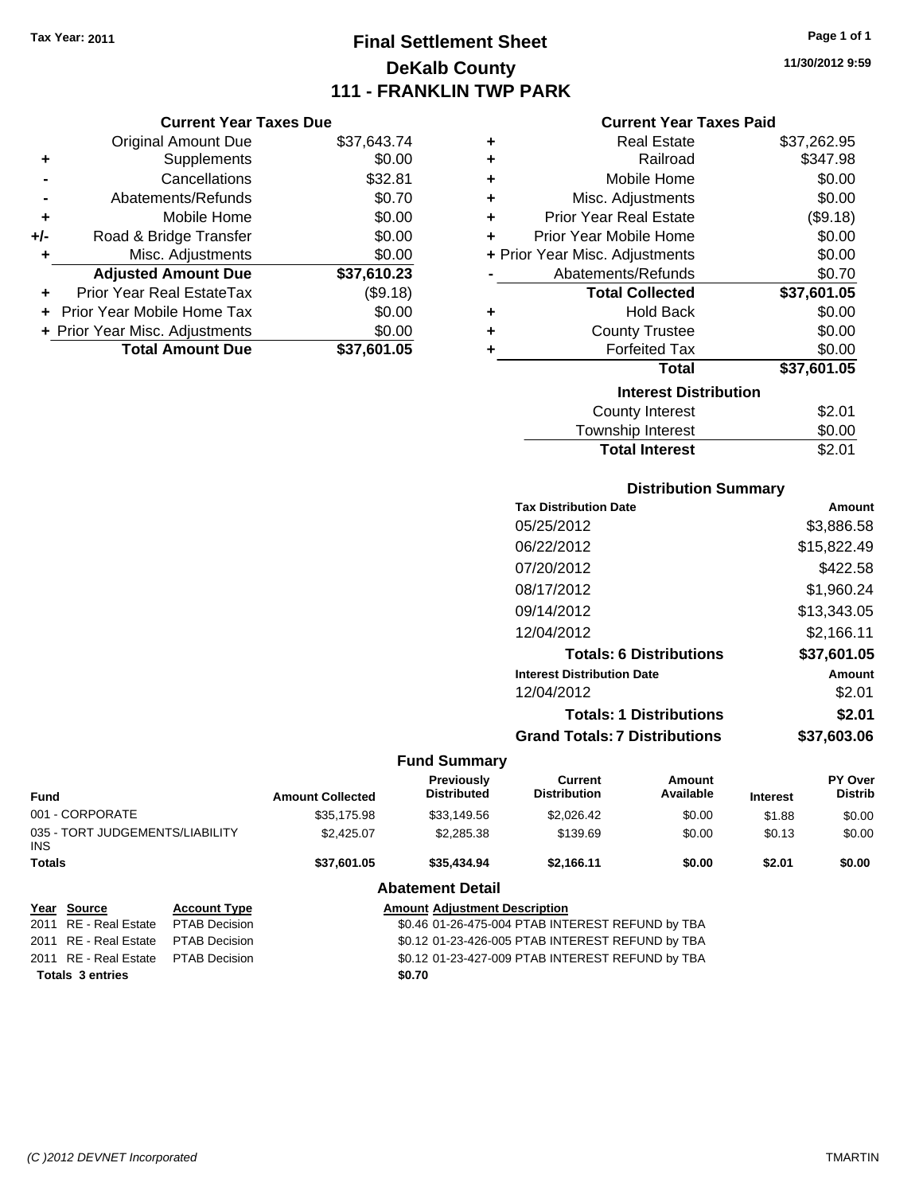Tax Year: 2011

# Final Settlement Sheet

## DeKalb County

## 111 - FRANKLIN TWP PARK

11/30/2012 9:59

### Current Year Taxes Due

| | | |
|---|---|---|
| | Original Amount Due | $37,643.74 |
| + | Supplements | $0.00 |
| - | Cancellations | $32.81 |
| - | Abatements/Refunds | $0.70 |
| + | Mobile Home | $0.00 |
| +/- | Road & Bridge Transfer | $0.00 |
| + | Misc. Adjustments | $0.00 |
| | **Adjusted Amount Due** | **$37,610.23** |
| + | Prior Year Real EstateTax | ($9.18) |
| + | Prior Year Mobile Home Tax | $0.00 |
| + | Prior Year Misc. Adjustments | $0.00 |
| | **Total Amount Due** | **$37,601.05** |

### Current Year Taxes Paid

| | | |
|---|---|---|
| + | Real Estate | $37,262.95 |
| + | Railroad | $347.98 |
| + | Mobile Home | $0.00 |
| + | Misc. Adjustments | $0.00 |
| + | Prior Year Real Estate | ($9.18) |
| + | Prior Year Mobile Home | $0.00 |
| + | Prior Year Misc. Adjustments | $0.00 |
| - | Abatements/Refunds | $0.70 |
| | **Total Collected** | **$37,601.05** |
| + | Hold Back | $0.00 |
| + | County Trustee | $0.00 |
| + | Forfeited Tax | $0.00 |
| | **Total** | **$37,601.05** |

### Interest Distribution

| | |
|---|---|
| County Interest | $2.01 |
| Township Interest | $0.00 |
| **Total Interest** | **$2.01** |

### Distribution Summary

| Tax Distribution Date | Amount |
|---|---|
| 05/25/2012 | $3,886.58 |
| 06/22/2012 | $15,822.49 |
| 07/20/2012 | $422.58 |
| 08/17/2012 | $1,960.24 |
| 09/14/2012 | $13,343.05 |
| 12/04/2012 | $2,166.11 |
| **Totals: 6 Distributions** | **$37,601.05** |
| **Interest Distribution Date** | **Amount** |
| 12/04/2012 | $2.01 |
| **Totals: 1 Distributions** | **$2.01** |
| **Grand Totals: 7 Distributions** | **$37,603.06** |

### Fund Summary

| Fund | Amount Collected | Previously Distributed | Current Distribution | Amount Available | Interest | PY Over Distrib |
|---|---|---|---|---|---|---|
| 001 - CORPORATE | $35,175.98 | $33,149.56 | $2,026.42 | $0.00 | $1.88 | $0.00 |
| 035 - TORT JUDGEMENTS/LIABILITY INS | $2,425.07 | $2,285.38 | $139.69 | $0.00 | $0.13 | $0.00 |
| **Totals** | **$37,601.05** | **$35,434.94** | **$2,166.11** | **$0.00** | **$2.01** | **$0.00** |

### Abatement Detail

| Year | Source | Account Type | Amount | Adjustment Description |
|---|---|---|---|---|
| 2011 | RE - Real Estate | PTAB Decision | $0.46 | 01-26-475-004 PTAB INTEREST REFUND by TBA |
| 2011 | RE - Real Estate | PTAB Decision | $0.12 | 01-23-426-005 PTAB INTEREST REFUND by TBA |
| 2011 | RE - Real Estate | PTAB Decision | $0.12 | 01-23-427-009 PTAB INTEREST REFUND by TBA |
| **Totals 3 entries** | | | **$0.70** | |

(C )2012 DEVNET Incorporated TMARTIN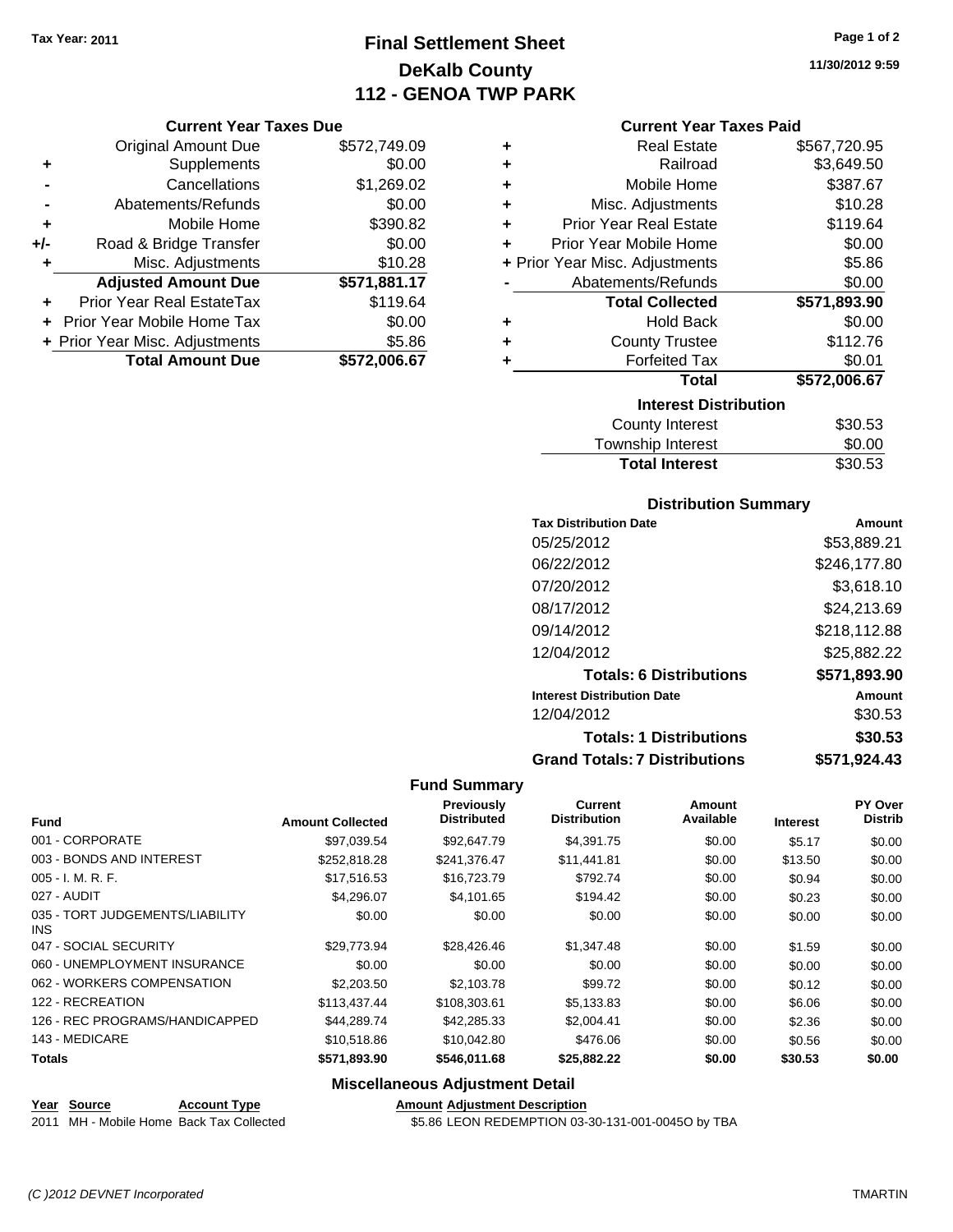Tax Year: 2011

# Final Settlement Sheet
## DeKalb County
## 112 - GENOA TWP PARK

11/30/2012 9:59

### Current Year Taxes Due

| | | |
|---|---|---|
| | Original Amount Due | $572,749.09 |
| + | Supplements | $0.00 |
| - | Cancellations | $1,269.02 |
| - | Abatements/Refunds | $0.00 |
| + | Mobile Home | $390.82 |
| +/- | Road & Bridge Transfer | $0.00 |
| + | Misc. Adjustments | $10.28 |
| | **Adjusted Amount Due** | **$571,881.17** |
| + | Prior Year Real EstateTax | $119.64 |
| + | Prior Year Mobile Home Tax | $0.00 |
| + | Prior Year Misc. Adjustments | $5.86 |
| | **Total Amount Due** | **$572,006.67** |

### Current Year Taxes Paid

| | | |
|---|---|---|
| + | Real Estate | $567,720.95 |
| + | Railroad | $3,649.50 |
| + | Mobile Home | $387.67 |
| + | Misc. Adjustments | $10.28 |
| + | Prior Year Real Estate | $119.64 |
| + | Prior Year Mobile Home | $0.00 |
| + | Prior Year Misc. Adjustments | $5.86 |
| - | Abatements/Refunds | $0.00 |
| | **Total Collected** | **$571,893.90** |
| + | Hold Back | $0.00 |
| + | County Trustee | $112.76 |
| + | Forfeited Tax | $0.01 |
| | **Total** | **$572,006.67** |

### Interest Distribution

| | |
|---|---|
| County Interest | $30.53 |
| Township Interest | $0.00 |
| **Total Interest** | $30.53 |

### Distribution Summary

| Tax Distribution Date | Amount |
|---|---|
| 05/25/2012 | $53,889.21 |
| 06/22/2012 | $246,177.80 |
| 07/20/2012 | $3,618.10 |
| 08/17/2012 | $24,213.69 |
| 09/14/2012 | $218,112.88 |
| 12/04/2012 | $25,882.22 |
| **Totals: 6 Distributions** | **$571,893.90** |
| **Interest Distribution Date** | **Amount** |
| 12/04/2012 | $30.53 |
| **Totals: 1 Distributions** | **$30.53** |
| **Grand Totals: 7 Distributions** | **$571,924.43** |

### Fund Summary

| Fund | Amount Collected | Previously Distributed | Current Distribution | Amount Available | Interest | PY Over Distrib |
|---|---|---|---|---|---|---|
| 001 - CORPORATE | $97,039.54 | $92,647.79 | $4,391.75 | $0.00 | $5.17 | $0.00 |
| 003 - BONDS AND INTEREST | $252,818.28 | $241,376.47 | $11,441.81 | $0.00 | $13.50 | $0.00 |
| 005 - I. M. R. F. | $17,516.53 | $16,723.79 | $792.74 | $0.00 | $0.94 | $0.00 |
| 027 - AUDIT | $4,296.07 | $4,101.65 | $194.42 | $0.00 | $0.23 | $0.00 |
| 035 - TORT JUDGEMENTS/LIABILITY INS | $0.00 | $0.00 | $0.00 | $0.00 | $0.00 | $0.00 |
| 047 - SOCIAL SECURITY | $29,773.94 | $28,426.46 | $1,347.48 | $0.00 | $1.59 | $0.00 |
| 060 - UNEMPLOYMENT INSURANCE | $0.00 | $0.00 | $0.00 | $0.00 | $0.00 | $0.00 |
| 062 - WORKERS COMPENSATION | $2,203.50 | $2,103.78 | $99.72 | $0.00 | $0.12 | $0.00 |
| 122 - RECREATION | $113,437.44 | $108,303.61 | $5,133.83 | $0.00 | $6.06 | $0.00 |
| 126 - REC PROGRAMS/HANDICAPPED | $44,289.74 | $42,285.33 | $2,004.41 | $0.00 | $2.36 | $0.00 |
| 143 - MEDICARE | $10,518.86 | $10,042.80 | $476.06 | $0.00 | $0.56 | $0.00 |
| **Totals** | **$571,893.90** | **$546,011.68** | **$25,882.22** | **$0.00** | **$30.53** | **$0.00** |

### Miscellaneous Adjustment Detail

| Year | Source | Account Type | Amount | Adjustment Description |
|---|---|---|---|---|
| 2011 | MH - Mobile Home | Back Tax Collected | $5.86 | LEON REDEMPTION 03-30-131-001-0045O by TBA |

(C )2012 DEVNET Incorporated TMARTIN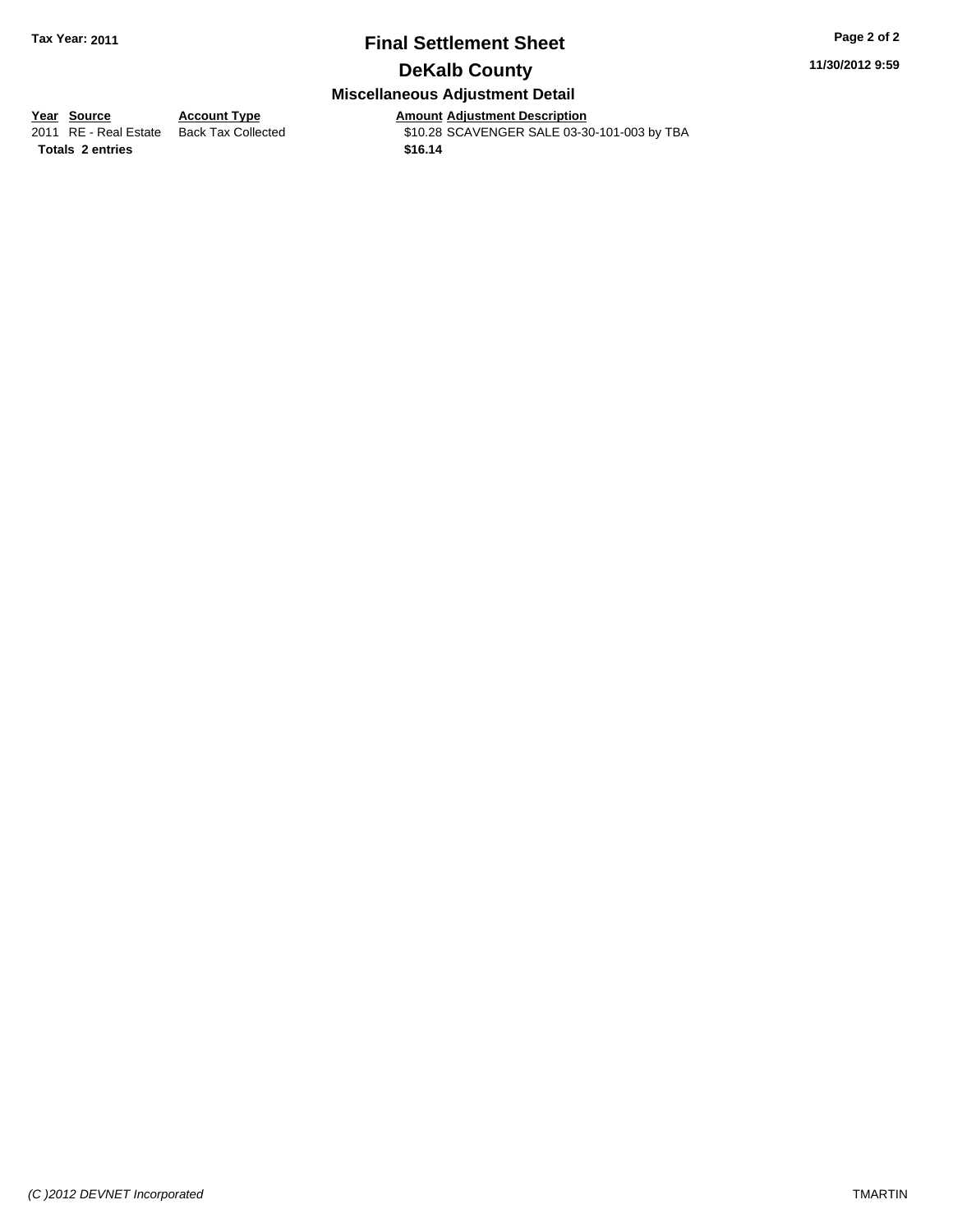**Tax Year: 2011**

# Final Settlement Sheet

## DeKalb County

### Miscellaneous Adjustment Detail

| Year | Source | Account Type | Amount | Adjustment Description |
|---|---|---|---|---|
| 2011 | RE - Real Estate | Back Tax Collected | $10.28 | SCAVENGER SALE 03-30-101-003 by TBA |
| **Totals** | **2 entries** | | **$16.14** | |

11/30/2012 9:59

*(C )2012 DEVNET Incorporated*

TMARTIN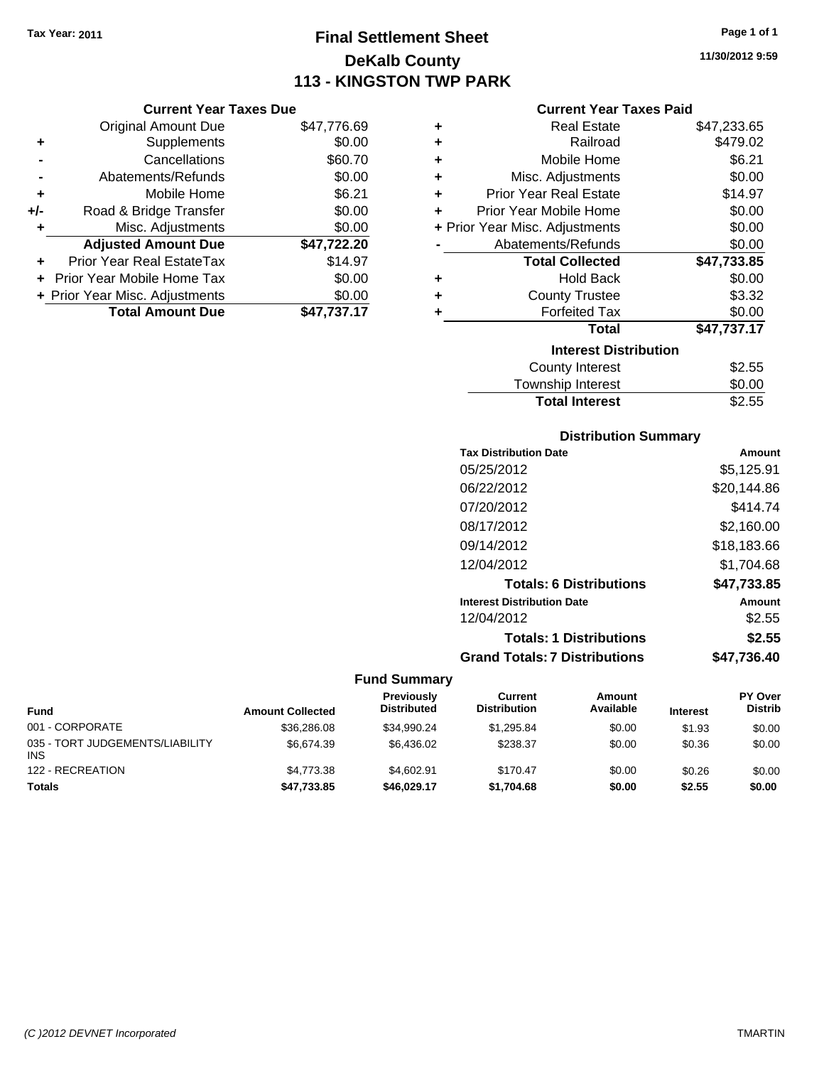Tax Year: 2011

# Final Settlement Sheet
## DeKalb County
## 113 - KINGSTON TWP PARK

11/30/2012 9:59

### Current Year Taxes Due

| | | |
|---|---|---|
| | Original Amount Due | $47,776.69 |
| + | Supplements | $0.00 |
| - | Cancellations | $60.70 |
| - | Abatements/Refunds | $0.00 |
| + | Mobile Home | $6.21 |
| +/- | Road & Bridge Transfer | $0.00 |
| + | Misc. Adjustments | $0.00 |
| | **Adjusted Amount Due** | **$47,722.20** |
| + | Prior Year Real EstateTax | $14.97 |
| + | Prior Year Mobile Home Tax | $0.00 |
| + | Prior Year Misc. Adjustments | $0.00 |
| | **Total Amount Due** | **$47,737.17** |

### Current Year Taxes Paid

| | | |
|---|---|---|
| + | Real Estate | $47,233.65 |
| + | Railroad | $479.02 |
| + | Mobile Home | $6.21 |
| + | Misc. Adjustments | $0.00 |
| + | Prior Year Real Estate | $14.97 |
| + | Prior Year Mobile Home | $0.00 |
| + | Prior Year Misc. Adjustments | $0.00 |
| - | Abatements/Refunds | $0.00 |
| | **Total Collected** | **$47,733.85** |
| + | Hold Back | $0.00 |
| + | County Trustee | $3.32 |
| + | Forfeited Tax | $0.00 |
| | **Total** | **$47,737.17** |

### Interest Distribution

| | |
|---|---|
| County Interest | $2.55 |
| Township Interest | $0.00 |
| **Total Interest** | $2.55 |

### Distribution Summary

| Tax Distribution Date | Amount |
|---|---|
| 05/25/2012 | $5,125.91 |
| 06/22/2012 | $20,144.86 |
| 07/20/2012 | $414.74 |
| 08/17/2012 | $2,160.00 |
| 09/14/2012 | $18,183.66 |
| 12/04/2012 | $1,704.68 |
| **Totals: 6 Distributions** | **$47,733.85** |
| **Interest Distribution Date** | **Amount** |
| 12/04/2012 | $2.55 |
| **Totals: 1 Distributions** | **$2.55** |
| **Grand Totals: 7 Distributions** | **$47,736.40** |

### Fund Summary

| Fund | Amount Collected | Previously Distributed | Current Distribution | Amount Available | Interest | PY Over Distrib |
|---|---|---|---|---|---|---|
| 001 - CORPORATE | $36,286.08 | $34,990.24 | $1,295.84 | $0.00 | $1.93 | $0.00 |
| 035 - TORT JUDGEMENTS/LIABILITY INS | $6,674.39 | $6,436.02 | $238.37 | $0.00 | $0.36 | $0.00 |
| 122 - RECREATION | $4,773.38 | $4,602.91 | $170.47 | $0.00 | $0.26 | $0.00 |
| **Totals** | **$47,733.85** | **$46,029.17** | **$1,704.68** | **$0.00** | **$2.55** | **$0.00** |

(C )2012 DEVNET Incorporated TMARTIN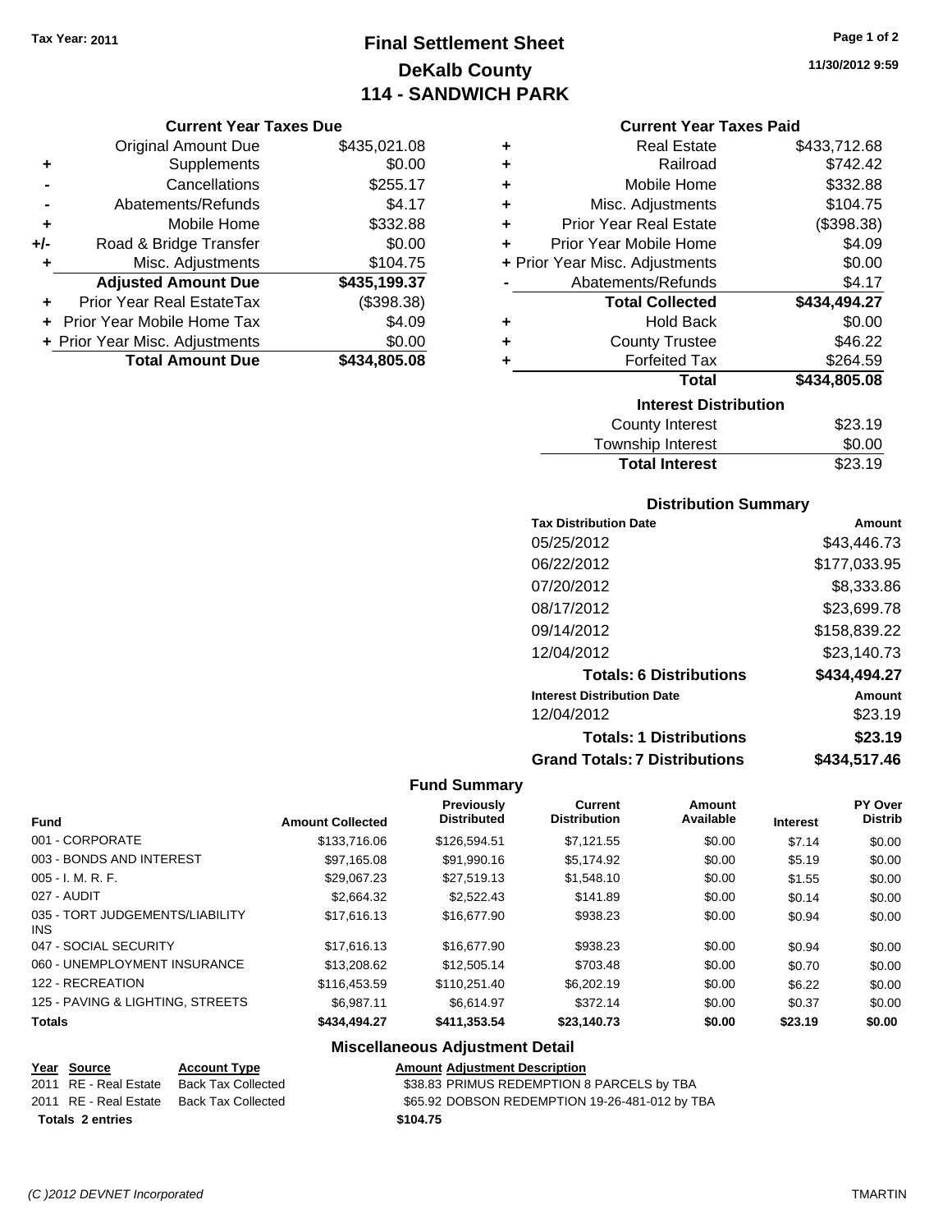**Tax Year: 2011**

# Final Settlement Sheet
## DeKalb County
## 114 - SANDWICH PARK

11/30/2012 9:59

### Current Year Taxes Due

| | | |
|---|---|---|
| | Original Amount Due | $435,021.08 |
| + | Supplements | $0.00 |
| - | Cancellations | $255.17 |
| - | Abatements/Refunds | $4.17 |
| + | Mobile Home | $332.88 |
| +/- | Road & Bridge Transfer | $0.00 |
| + | Misc. Adjustments | $104.75 |
| | **Adjusted Amount Due** | **$435,199.37** |
| + | Prior Year Real EstateTax | ($398.38) |
| + | Prior Year Mobile Home Tax | $4.09 |
| + | Prior Year Misc. Adjustments | $0.00 |
| | **Total Amount Due** | **$434,805.08** |

### Current Year Taxes Paid

| | | |
|---|---|---|
| + | Real Estate | $433,712.68 |
| + | Railroad | $742.42 |
| + | Mobile Home | $332.88 |
| + | Misc. Adjustments | $104.75 |
| + | Prior Year Real Estate | ($398.38) |
| + | Prior Year Mobile Home | $4.09 |
| + | Prior Year Misc. Adjustments | $0.00 |
| - | Abatements/Refunds | $4.17 |
| | **Total Collected** | **$434,494.27** |
| + | Hold Back | $0.00 |
| + | County Trustee | $46.22 |
| + | Forfeited Tax | $264.59 |
| | **Total** | **$434,805.08** |

### Interest Distribution

| | |
|---|---|
| County Interest | $23.19 |
| Township Interest | $0.00 |
| **Total Interest** | $23.19 |

### Distribution Summary

| Tax Distribution Date | Amount |
|---|---|
| 05/25/2012 | $43,446.73 |
| 06/22/2012 | $177,033.95 |
| 07/20/2012 | $8,333.86 |
| 08/17/2012 | $23,699.78 |
| 09/14/2012 | $158,839.22 |
| 12/04/2012 | $23,140.73 |
| **Totals: 6 Distributions** | **$434,494.27** |
| **Interest Distribution Date** | **Amount** |
| 12/04/2012 | $23.19 |
| **Totals: 1 Distributions** | **$23.19** |
| **Grand Totals: 7 Distributions** | **$434,517.46** |

### Fund Summary

| Fund | Amount Collected | Previously Distributed | Current Distribution | Amount Available | Interest | PY Over Distrib |
|---|---|---|---|---|---|---|
| 001 - CORPORATE | $133,716.06 | $126,594.51 | $7,121.55 | $0.00 | $7.14 | $0.00 |
| 003 - BONDS AND INTEREST | $97,165.08 | $91,990.16 | $5,174.92 | $0.00 | $5.19 | $0.00 |
| 005 - I. M. R. F. | $29,067.23 | $27,519.13 | $1,548.10 | $0.00 | $1.55 | $0.00 |
| 027 - AUDIT | $2,664.32 | $2,522.43 | $141.89 | $0.00 | $0.14 | $0.00 |
| 035 - TORT JUDGEMENTS/LIABILITY INS | $17,616.13 | $16,677.90 | $938.23 | $0.00 | $0.94 | $0.00 |
| 047 - SOCIAL SECURITY | $17,616.13 | $16,677.90 | $938.23 | $0.00 | $0.94 | $0.00 |
| 060 - UNEMPLOYMENT INSURANCE | $13,208.62 | $12,505.14 | $703.48 | $0.00 | $0.70 | $0.00 |
| 122 - RECREATION | $116,453.59 | $110,251.40 | $6,202.19 | $0.00 | $6.22 | $0.00 |
| 125 - PAVING & LIGHTING, STREETS | $6,987.11 | $6,614.97 | $372.14 | $0.00 | $0.37 | $0.00 |
| **Totals** | **$434,494.27** | **$411,353.54** | **$23,140.73** | **$0.00** | **$23.19** | **$0.00** |

### Miscellaneous Adjustment Detail

| Year | Source | Account Type | Amount | Adjustment Description |
|---|---|---|---|---|
| 2011 | RE - Real Estate | Back Tax Collected | $38.83 | PRIMUS REDEMPTION 8 PARCELS by TBA |
| 2011 | RE - Real Estate | Back Tax Collected | $65.92 | DOBSON REDEMPTION 19-26-481-012 by TBA |
| **Totals** | **2 entries** | | **$104.75** | |

*(C )2012 DEVNET Incorporated* TMARTIN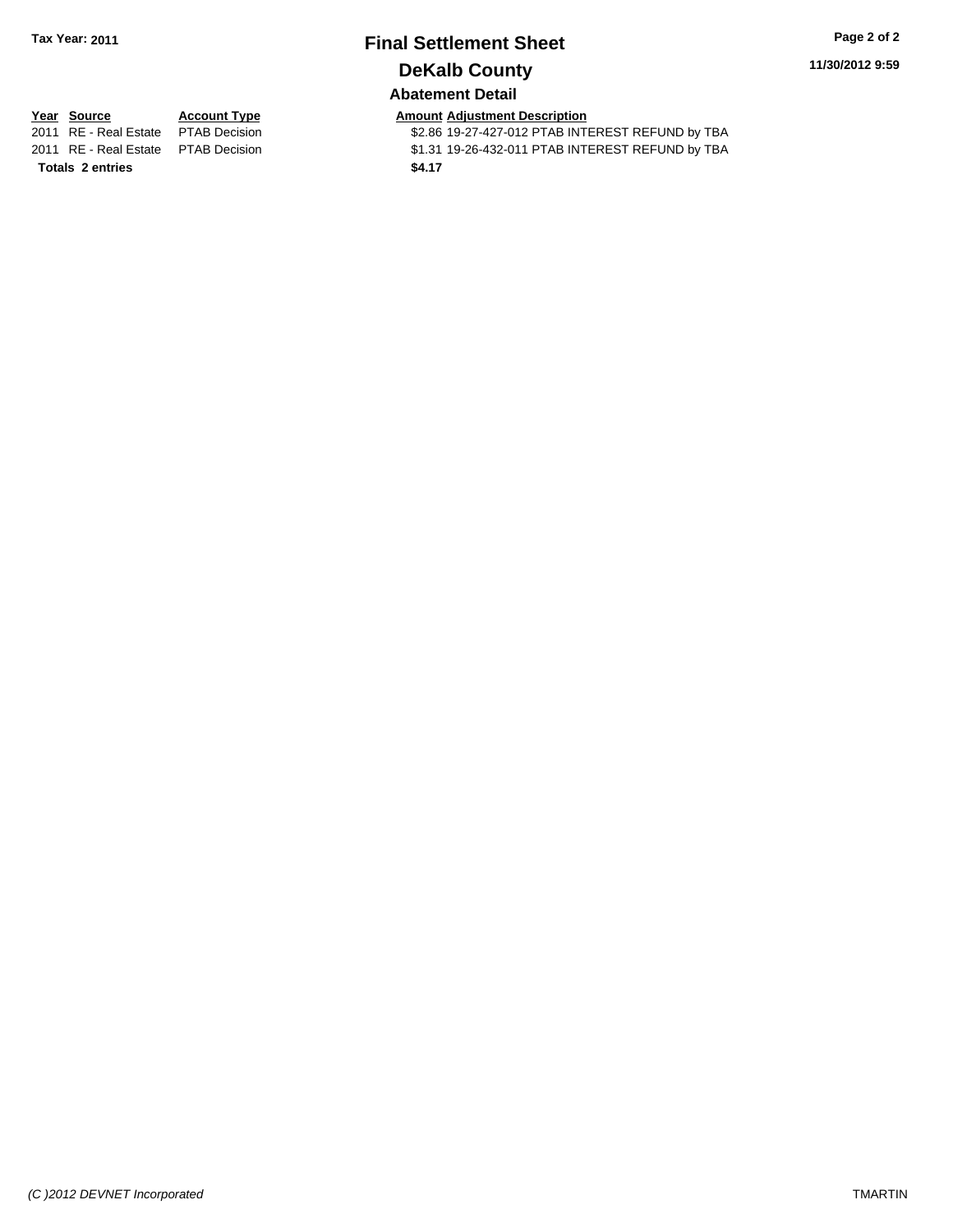Tax Year: 2011

# Final Settlement Sheet

## DeKalb County

### Abatement Detail

| Year | Source | Account Type | Amount | Adjustment Description |
|---|---|---|---|---|
| 2011 | RE - Real Estate | PTAB Decision | $2.86 | 19-27-427-012 PTAB INTEREST REFUND by TBA |
| 2011 | RE - Real Estate | PTAB Decision | $1.31 | 19-26-432-011 PTAB INTEREST REFUND by TBA |
| **Totals 2 entries** | | | **$4.17** | |

11/30/2012 9:59

(C )2012 DEVNET Incorporated

TMARTIN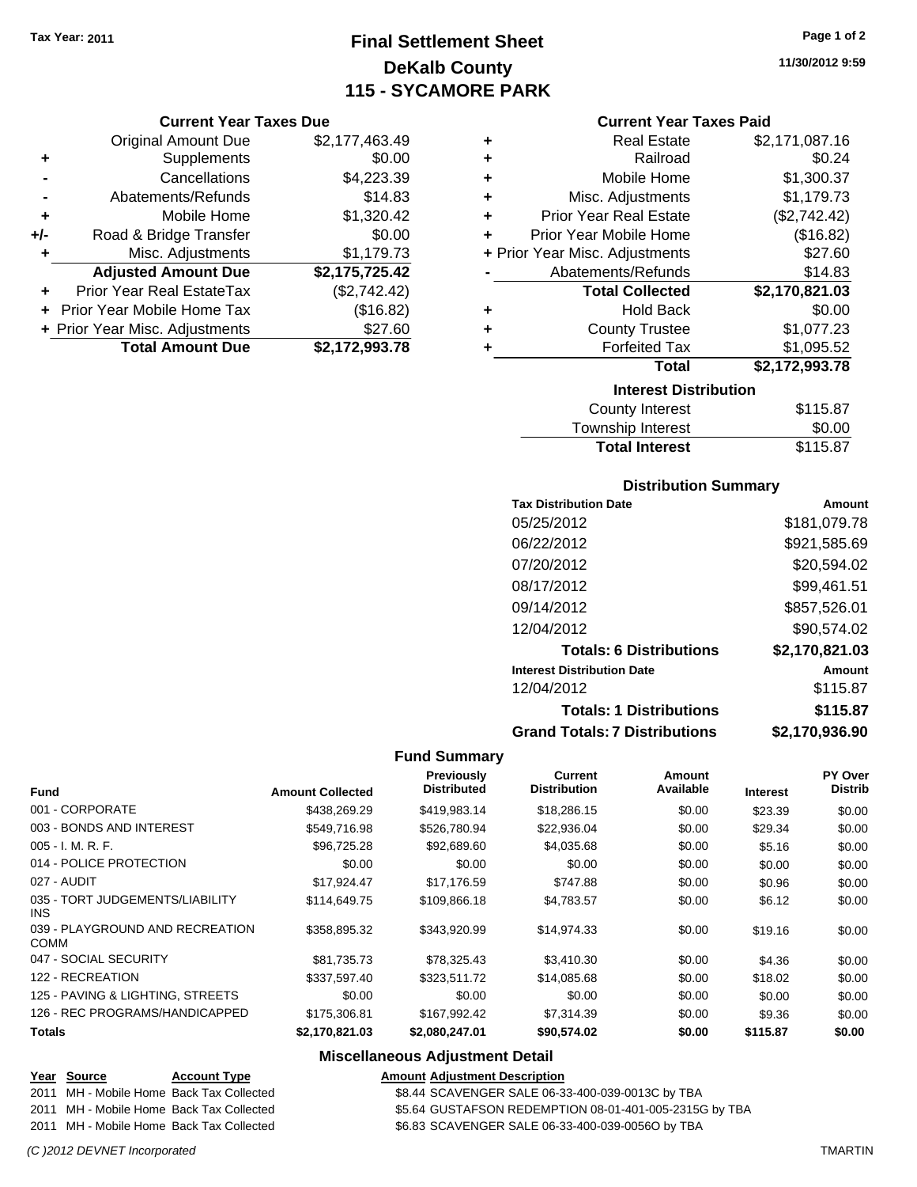Tax Year: 2011

# Final Settlement Sheet
## DeKalb County
## 115 - SYCAMORE PARK

11/30/2012 9:59

### Current Year Taxes Due

| | | |
|---|---|---|
| | Original Amount Due | $2,177,463.49 |
| + | Supplements | $0.00 |
| - | Cancellations | $4,223.39 |
| - | Abatements/Refunds | $14.83 |
| + | Mobile Home | $1,320.42 |
| +/- | Road & Bridge Transfer | $0.00 |
| + | Misc. Adjustments | $1,179.73 |
| | **Adjusted Amount Due** | **$2,175,725.42** |
| + | Prior Year Real EstateTax | ($2,742.42) |
| + | Prior Year Mobile Home Tax | ($16.82) |
| + | Prior Year Misc. Adjustments | $27.60 |
| | **Total Amount Due** | **$2,172,993.78** |

### Current Year Taxes Paid

| | | |
|---|---|---|
| + | Real Estate | $2,171,087.16 |
| + | Railroad | $0.24 |
| + | Mobile Home | $1,300.37 |
| + | Misc. Adjustments | $1,179.73 |
| + | Prior Year Real Estate | ($2,742.42) |
| + | Prior Year Mobile Home | ($16.82) |
| + | Prior Year Misc. Adjustments | $27.60 |
| - | Abatements/Refunds | $14.83 |
| | **Total Collected** | **$2,170,821.03** |
| + | Hold Back | $0.00 |
| + | County Trustee | $1,077.23 |
| + | Forfeited Tax | $1,095.52 |
| | **Total** | **$2,172,993.78** |

### Interest Distribution

| | |
|---|---|
| County Interest | $115.87 |
| Township Interest | $0.00 |
| **Total Interest** | $115.87 |

### Distribution Summary

| Tax Distribution Date | Amount |
|---|---|
| 05/25/2012 | $181,079.78 |
| 06/22/2012 | $921,585.69 |
| 07/20/2012 | $20,594.02 |
| 08/17/2012 | $99,461.51 |
| 09/14/2012 | $857,526.01 |
| 12/04/2012 | $90,574.02 |
| **Totals: 6 Distributions** | **$2,170,821.03** |
| **Interest Distribution Date** | **Amount** |
| 12/04/2012 | $115.87 |
| **Totals: 1 Distributions** | **$115.87** |
| **Grand Totals: 7 Distributions** | **$2,170,936.90** |

### Fund Summary

| Fund | Amount Collected | Previously Distributed | Current Distribution | Amount Available | Interest | PY Over Distrib |
|---|---|---|---|---|---|---|
| 001 - CORPORATE | $438,269.29 | $419,983.14 | $18,286.15 | $0.00 | $23.39 | $0.00 |
| 003 - BONDS AND INTEREST | $549,716.98 | $526,780.94 | $22,936.04 | $0.00 | $29.34 | $0.00 |
| 005 - I. M. R. F. | $96,725.28 | $92,689.60 | $4,035.68 | $0.00 | $5.16 | $0.00 |
| 014 - POLICE PROTECTION | $0.00 | $0.00 | $0.00 | $0.00 | $0.00 | $0.00 |
| 027 - AUDIT | $17,924.47 | $17,176.59 | $747.88 | $0.00 | $0.96 | $0.00 |
| 035 - TORT JUDGEMENTS/LIABILITY INS | $114,649.75 | $109,866.18 | $4,783.57 | $0.00 | $6.12 | $0.00 |
| 039 - PLAYGROUND AND RECREATION COMM | $358,895.32 | $343,920.99 | $14,974.33 | $0.00 | $19.16 | $0.00 |
| 047 - SOCIAL SECURITY | $81,735.73 | $78,325.43 | $3,410.30 | $0.00 | $4.36 | $0.00 |
| 122 - RECREATION | $337,597.40 | $323,511.72 | $14,085.68 | $0.00 | $18.02 | $0.00 |
| 125 - PAVING & LIGHTING, STREETS | $0.00 | $0.00 | $0.00 | $0.00 | $0.00 | $0.00 |
| 126 - REC PROGRAMS/HANDICAPPED | $175,306.81 | $167,992.42 | $7,314.39 | $0.00 | $9.36 | $0.00 |
| **Totals** | **$2,170,821.03** | **$2,080,247.01** | **$90,574.02** | **$0.00** | **$115.87** | **$0.00** |

### Miscellaneous Adjustment Detail

| Year | Source | Account Type | Amount | Adjustment Description |
|---|---|---|---|---|
| 2011 | MH - Mobile Home | Back Tax Collected | $8.44 | SCAVENGER SALE 06-33-400-039-0013C by TBA |
| 2011 | MH - Mobile Home | Back Tax Collected | $5.64 | GUSTAFSON REDEMPTION 08-01-401-005-2315G by TBA |
| 2011 | MH - Mobile Home | Back Tax Collected | $6.83 | SCAVENGER SALE 06-33-400-039-0056O by TBA |

(C )2012 DEVNET Incorporated TMARTIN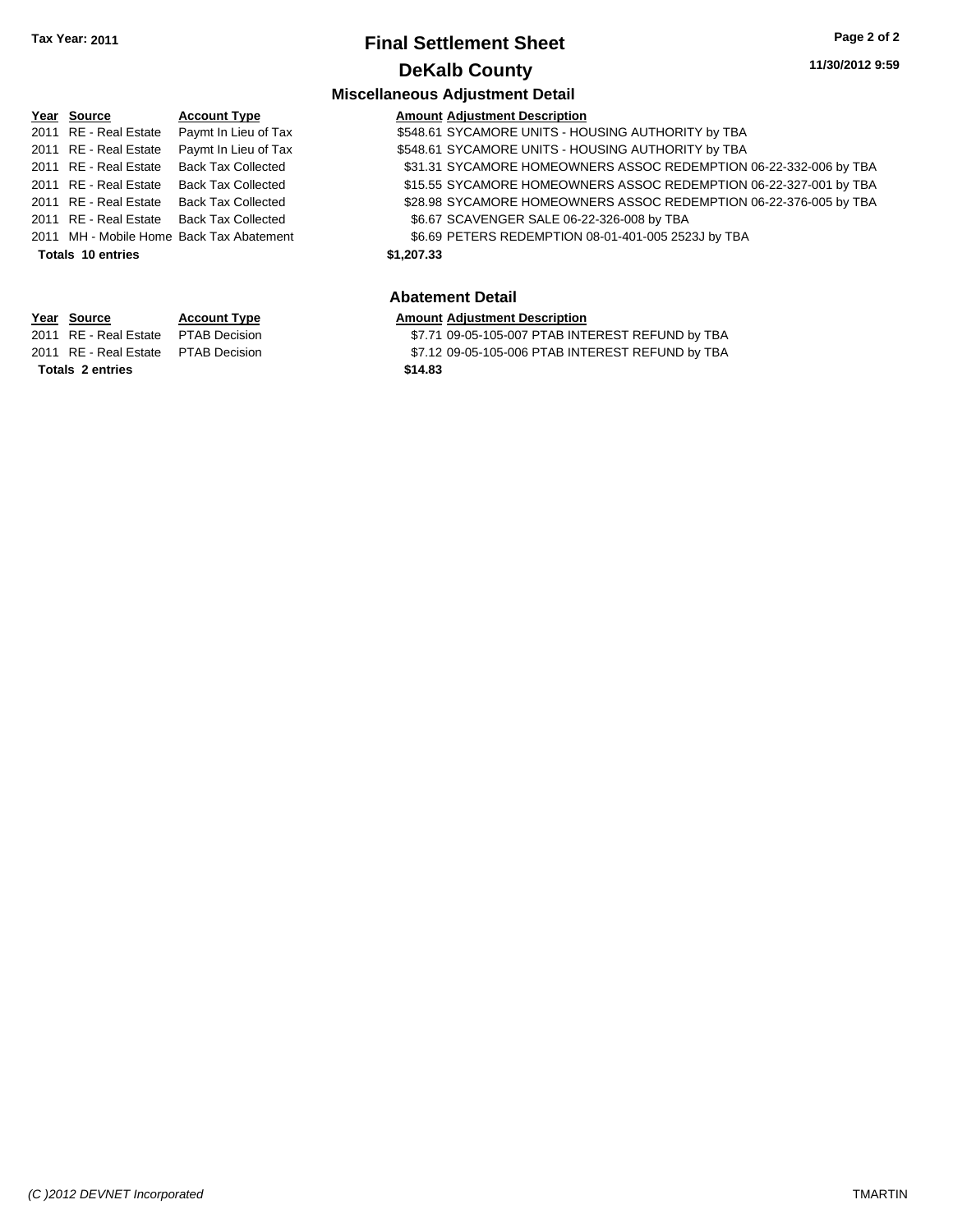**Tax Year: 2011**

# Final Settlement Sheet

## DeKalb County

11/30/2012 9:59

### Miscellaneous Adjustment Detail

| Year | Source | Account Type | Amount | Adjustment Description |
|---|---|---|---|---|
| 2011 | RE - Real Estate | Paymt In Lieu of Tax | $548.61 | SYCAMORE UNITS - HOUSING AUTHORITY by TBA |
| 2011 | RE - Real Estate | Paymt In Lieu of Tax | $548.61 | SYCAMORE UNITS - HOUSING AUTHORITY by TBA |
| 2011 | RE - Real Estate | Back Tax Collected | $31.31 | SYCAMORE HOMEOWNERS ASSOC REDEMPTION 06-22-332-006 by TBA |
| 2011 | RE - Real Estate | Back Tax Collected | $15.55 | SYCAMORE HOMEOWNERS ASSOC REDEMPTION 06-22-327-001 by TBA |
| 2011 | RE - Real Estate | Back Tax Collected | $28.98 | SYCAMORE HOMEOWNERS ASSOC REDEMPTION 06-22-376-005 by TBA |
| 2011 | RE - Real Estate | Back Tax Collected | $6.67 | SCAVENGER SALE 06-22-326-008 by TBA |
| 2011 | MH - Mobile Home | Back Tax Abatement | $6.69 | PETERS REDEMPTION 08-01-401-005 2523J by TBA |
| **Totals 10 entries** | | | **$1,207.33** | |

### Abatement Detail

| Year | Source | Account Type | Amount | Adjustment Description |
|---|---|---|---|---|
| 2011 | RE - Real Estate | PTAB Decision | $7.71 | 09-05-105-007 PTAB INTEREST REFUND by TBA |
| 2011 | RE - Real Estate | PTAB Decision | $7.12 | 09-05-105-006 PTAB INTEREST REFUND by TBA |
| **Totals 2 entries** | | | **$14.83** | |

*(C )2012 DEVNET Incorporated* TMARTIN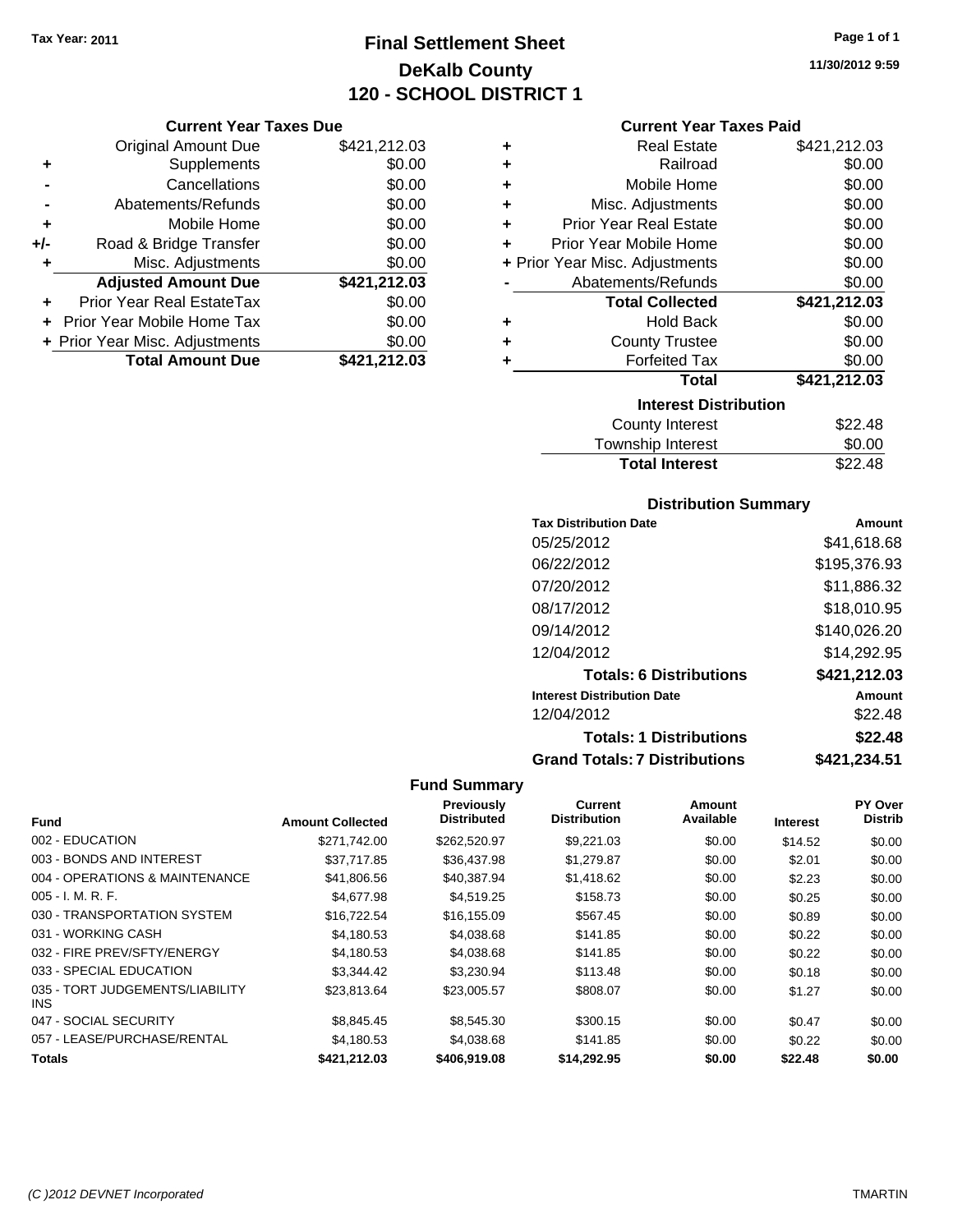Tax Year: 2011

# Final Settlement Sheet
## DeKalb County
## 120 - SCHOOL DISTRICT 1

11/30/2012 9:59

### Current Year Taxes Due

| | | |
|---|---|---|
| | Original Amount Due | $421,212.03 |
| + | Supplements | $0.00 |
| - | Cancellations | $0.00 |
| - | Abatements/Refunds | $0.00 |
| + | Mobile Home | $0.00 |
| +/- | Road & Bridge Transfer | $0.00 |
| + | Misc. Adjustments | $0.00 |
| | **Adjusted Amount Due** | **$421,212.03** |
| + | Prior Year Real EstateTax | $0.00 |
| + | Prior Year Mobile Home Tax | $0.00 |
| + | Prior Year Misc. Adjustments | $0.00 |
| | **Total Amount Due** | **$421,212.03** |

### Current Year Taxes Paid

| | | |
|---|---|---|
| + | Real Estate | $421,212.03 |
| + | Railroad | $0.00 |
| + | Mobile Home | $0.00 |
| + | Misc. Adjustments | $0.00 |
| + | Prior Year Real Estate | $0.00 |
| + | Prior Year Mobile Home | $0.00 |
| + | Prior Year Misc. Adjustments | $0.00 |
| - | Abatements/Refunds | $0.00 |
| | **Total Collected** | **$421,212.03** |
| + | Hold Back | $0.00 |
| + | County Trustee | $0.00 |
| + | Forfeited Tax | $0.00 |
| | **Total** | **$421,212.03** |

### Interest Distribution

| | |
|---|---|
| County Interest | $22.48 |
| Township Interest | $0.00 |
| **Total Interest** | $22.48 |

### Distribution Summary

| Tax Distribution Date | Amount |
|---|---|
| 05/25/2012 | $41,618.68 |
| 06/22/2012 | $195,376.93 |
| 07/20/2012 | $11,886.32 |
| 08/17/2012 | $18,010.95 |
| 09/14/2012 | $140,026.20 |
| 12/04/2012 | $14,292.95 |
| **Totals: 6 Distributions** | **$421,212.03** |
| **Interest Distribution Date** | **Amount** |
| 12/04/2012 | $22.48 |
| **Totals: 1 Distributions** | **$22.48** |
| **Grand Totals: 7 Distributions** | **$421,234.51** |

### Fund Summary

| Fund | Amount Collected | Previously Distributed | Current Distribution | Amount Available | Interest | PY Over Distrib |
|---|---|---|---|---|---|---|
| 002 - EDUCATION | $271,742.00 | $262,520.97 | $9,221.03 | $0.00 | $14.52 | $0.00 |
| 003 - BONDS AND INTEREST | $37,717.85 | $36,437.98 | $1,279.87 | $0.00 | $2.01 | $0.00 |
| 004 - OPERATIONS & MAINTENANCE | $41,806.56 | $40,387.94 | $1,418.62 | $0.00 | $2.23 | $0.00 |
| 005 - I. M. R. F. | $4,677.98 | $4,519.25 | $158.73 | $0.00 | $0.25 | $0.00 |
| 030 - TRANSPORTATION SYSTEM | $16,722.54 | $16,155.09 | $567.45 | $0.00 | $0.89 | $0.00 |
| 031 - WORKING CASH | $4,180.53 | $4,038.68 | $141.85 | $0.00 | $0.22 | $0.00 |
| 032 - FIRE PREV/SFTY/ENERGY | $4,180.53 | $4,038.68 | $141.85 | $0.00 | $0.22 | $0.00 |
| 033 - SPECIAL EDUCATION | $3,344.42 | $3,230.94 | $113.48 | $0.00 | $0.18 | $0.00 |
| 035 - TORT JUDGEMENTS/LIABILITY INS | $23,813.64 | $23,005.57 | $808.07 | $0.00 | $1.27 | $0.00 |
| 047 - SOCIAL SECURITY | $8,845.45 | $8,545.30 | $300.15 | $0.00 | $0.47 | $0.00 |
| 057 - LEASE/PURCHASE/RENTAL | $4,180.53 | $4,038.68 | $141.85 | $0.00 | $0.22 | $0.00 |
| **Totals** | **$421,212.03** | **$406,919.08** | **$14,292.95** | **$0.00** | **$22.48** | **$0.00** |

(C )2012 DEVNET Incorporated TMARTIN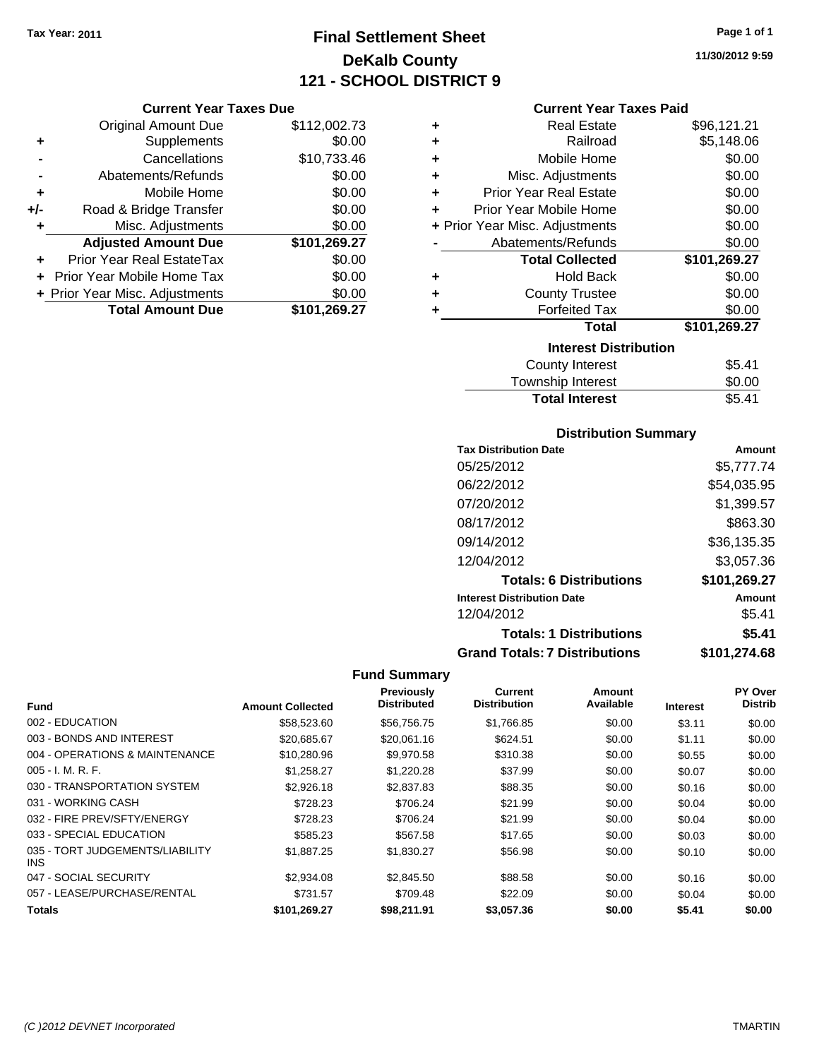Tax Year: 2011

# Final Settlement Sheet

## DeKalb County

## 121 - SCHOOL DISTRICT 9

11/30/2012 9:59

### Current Year Taxes Due

| | | |
|---|---|---|
| | Original Amount Due | $112,002.73 |
| + | Supplements | $0.00 |
| - | Cancellations | $10,733.46 |
| - | Abatements/Refunds | $0.00 |
| + | Mobile Home | $0.00 |
| +/- | Road & Bridge Transfer | $0.00 |
| + | Misc. Adjustments | $0.00 |
| | **Adjusted Amount Due** | **$101,269.27** |
| + | Prior Year Real EstateTax | $0.00 |
| + | Prior Year Mobile Home Tax | $0.00 |
| + | Prior Year Misc. Adjustments | $0.00 |
| | **Total Amount Due** | **$101,269.27** |

### Current Year Taxes Paid

| | | |
|---|---|---|
| + | Real Estate | $96,121.21 |
| + | Railroad | $5,148.06 |
| + | Mobile Home | $0.00 |
| + | Misc. Adjustments | $0.00 |
| + | Prior Year Real Estate | $0.00 |
| + | Prior Year Mobile Home | $0.00 |
| + | Prior Year Misc. Adjustments | $0.00 |
| - | Abatements/Refunds | $0.00 |
| | **Total Collected** | **$101,269.27** |
| + | Hold Back | $0.00 |
| + | County Trustee | $0.00 |
| + | Forfeited Tax | $0.00 |
| | **Total** | **$101,269.27** |

### Interest Distribution

| | |
|---|---|
| County Interest | $5.41 |
| Township Interest | $0.00 |
| **Total Interest** | $5.41 |

### Distribution Summary

| Tax Distribution Date | Amount |
|---|---|
| 05/25/2012 | $5,777.74 |
| 06/22/2012 | $54,035.95 |
| 07/20/2012 | $1,399.57 |
| 08/17/2012 | $863.30 |
| 09/14/2012 | $36,135.35 |
| 12/04/2012 | $3,057.36 |
| **Totals: 6 Distributions** | **$101,269.27** |
| **Interest Distribution Date** | **Amount** |
| 12/04/2012 | $5.41 |
| **Totals: 1 Distributions** | **$5.41** |
| **Grand Totals: 7 Distributions** | **$101,274.68** |

### Fund Summary

| Fund | Amount Collected | Previously Distributed | Current Distribution | Amount Available | Interest | PY Over Distrib |
|---|---|---|---|---|---|---|
| 002 - EDUCATION | $58,523.60 | $56,756.75 | $1,766.85 | $0.00 | $3.11 | $0.00 |
| 003 - BONDS AND INTEREST | $20,685.67 | $20,061.16 | $624.51 | $0.00 | $1.11 | $0.00 |
| 004 - OPERATIONS & MAINTENANCE | $10,280.96 | $9,970.58 | $310.38 | $0.00 | $0.55 | $0.00 |
| 005 - I. M. R. F. | $1,258.27 | $1,220.28 | $37.99 | $0.00 | $0.07 | $0.00 |
| 030 - TRANSPORTATION SYSTEM | $2,926.18 | $2,837.83 | $88.35 | $0.00 | $0.16 | $0.00 |
| 031 - WORKING CASH | $728.23 | $706.24 | $21.99 | $0.00 | $0.04 | $0.00 |
| 032 - FIRE PREV/SFTY/ENERGY | $728.23 | $706.24 | $21.99 | $0.00 | $0.04 | $0.00 |
| 033 - SPECIAL EDUCATION | $585.23 | $567.58 | $17.65 | $0.00 | $0.03 | $0.00 |
| 035 - TORT JUDGEMENTS/LIABILITY INS | $1,887.25 | $1,830.27 | $56.98 | $0.00 | $0.10 | $0.00 |
| 047 - SOCIAL SECURITY | $2,934.08 | $2,845.50 | $88.58 | $0.00 | $0.16 | $0.00 |
| 057 - LEASE/PURCHASE/RENTAL | $731.57 | $709.48 | $22.09 | $0.00 | $0.04 | $0.00 |
| **Totals** | **$101,269.27** | **$98,211.91** | **$3,057.36** | **$0.00** | **$5.41** | **$0.00** |

(C )2012 DEVNET Incorporated — TMARTIN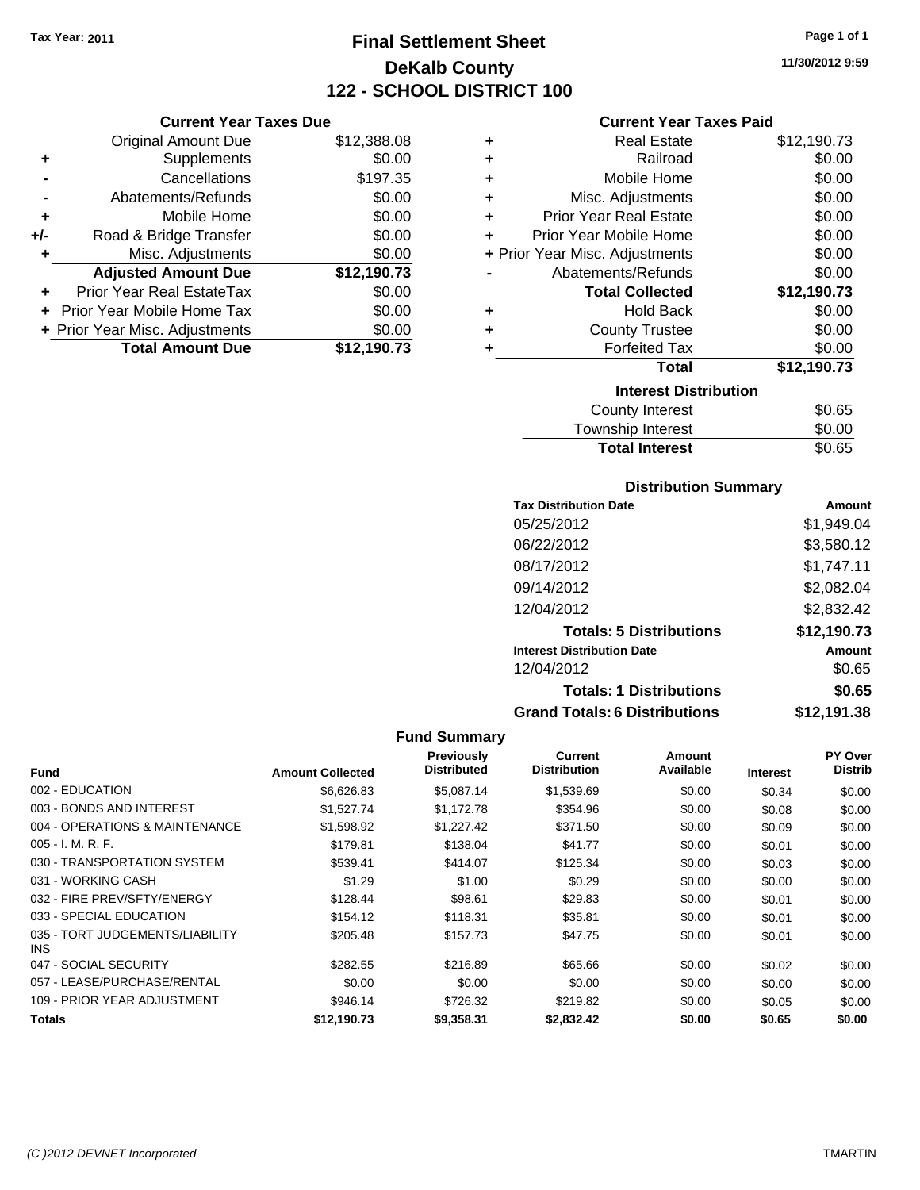Tax Year: 2011

# Final Settlement Sheet
## DeKalb County
## 122 - SCHOOL DISTRICT 100

11/30/2012 9:59

### Current Year Taxes Due

| | | |
|---|---|---|
| | Original Amount Due | $12,388.08 |
| + | Supplements | $0.00 |
| - | Cancellations | $197.35 |
| - | Abatements/Refunds | $0.00 |
| + | Mobile Home | $0.00 |
| +/- | Road & Bridge Transfer | $0.00 |
| + | Misc. Adjustments | $0.00 |
| | **Adjusted Amount Due** | **$12,190.73** |
| + | Prior Year Real EstateTax | $0.00 |
| + | Prior Year Mobile Home Tax | $0.00 |
| + | Prior Year Misc. Adjustments | $0.00 |
| | **Total Amount Due** | **$12,190.73** |

### Current Year Taxes Paid

| | | |
|---|---|---|
| + | Real Estate | $12,190.73 |
| + | Railroad | $0.00 |
| + | Mobile Home | $0.00 |
| + | Misc. Adjustments | $0.00 |
| + | Prior Year Real Estate | $0.00 |
| + | Prior Year Mobile Home | $0.00 |
| + | Prior Year Misc. Adjustments | $0.00 |
| - | Abatements/Refunds | $0.00 |
| | **Total Collected** | **$12,190.73** |
| + | Hold Back | $0.00 |
| + | County Trustee | $0.00 |
| + | Forfeited Tax | $0.00 |
| | **Total** | **$12,190.73** |

### Interest Distribution

| | |
|---|---|
| County Interest | $0.65 |
| Township Interest | $0.00 |
| **Total Interest** | $0.65 |

### Distribution Summary

| Tax Distribution Date | Amount |
|---|---|
| 05/25/2012 | $1,949.04 |
| 06/22/2012 | $3,580.12 |
| 08/17/2012 | $1,747.11 |
| 09/14/2012 | $2,082.04 |
| 12/04/2012 | $2,832.42 |
| **Totals: 5 Distributions** | **$12,190.73** |
| **Interest Distribution Date** | **Amount** |
| 12/04/2012 | $0.65 |
| **Totals: 1 Distributions** | **$0.65** |
| **Grand Totals: 6 Distributions** | **$12,191.38** |

### Fund Summary

| Fund | Amount Collected | Previously Distributed | Current Distribution | Amount Available | Interest | PY Over Distrib |
|---|---|---|---|---|---|---|
| 002 - EDUCATION | $6,626.83 | $5,087.14 | $1,539.69 | $0.00 | $0.34 | $0.00 |
| 003 - BONDS AND INTEREST | $1,527.74 | $1,172.78 | $354.96 | $0.00 | $0.08 | $0.00 |
| 004 - OPERATIONS & MAINTENANCE | $1,598.92 | $1,227.42 | $371.50 | $0.00 | $0.09 | $0.00 |
| 005 - I. M. R. F. | $179.81 | $138.04 | $41.77 | $0.00 | $0.01 | $0.00 |
| 030 - TRANSPORTATION SYSTEM | $539.41 | $414.07 | $125.34 | $0.00 | $0.03 | $0.00 |
| 031 - WORKING CASH | $1.29 | $1.00 | $0.29 | $0.00 | $0.00 | $0.00 |
| 032 - FIRE PREV/SFTY/ENERGY | $128.44 | $98.61 | $29.83 | $0.00 | $0.01 | $0.00 |
| 033 - SPECIAL EDUCATION | $154.12 | $118.31 | $35.81 | $0.00 | $0.01 | $0.00 |
| 035 - TORT JUDGEMENTS/LIABILITY INS | $205.48 | $157.73 | $47.75 | $0.00 | $0.01 | $0.00 |
| 047 - SOCIAL SECURITY | $282.55 | $216.89 | $65.66 | $0.00 | $0.02 | $0.00 |
| 057 - LEASE/PURCHASE/RENTAL | $0.00 | $0.00 | $0.00 | $0.00 | $0.00 | $0.00 |
| 109 - PRIOR YEAR ADJUSTMENT | $946.14 | $726.32 | $219.82 | $0.00 | $0.05 | $0.00 |
| **Totals** | **$12,190.73** | **$9,358.31** | **$2,832.42** | **$0.00** | **$0.65** | **$0.00** |

(C )2012 DEVNET Incorporated TMARTIN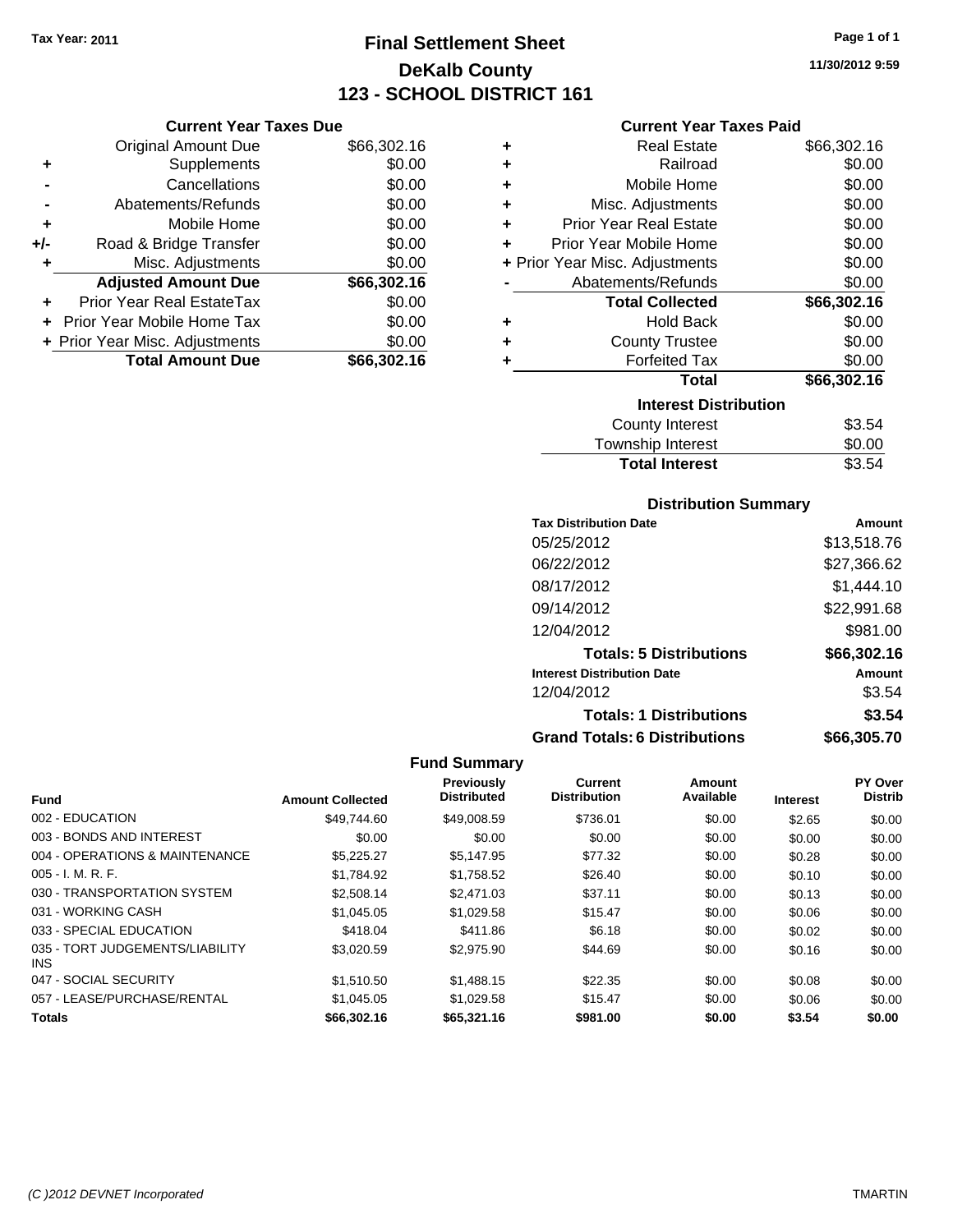**Tax Year: 2011**

# Final Settlement Sheet
## DeKalb County
## 123 - SCHOOL DISTRICT 161

11/30/2012 9:59

### Current Year Taxes Due

| | | |
|---|---|---|
| | Original Amount Due | $66,302.16 |
| + | Supplements | $0.00 |
| - | Cancellations | $0.00 |
| - | Abatements/Refunds | $0.00 |
| + | Mobile Home | $0.00 |
| +/- | Road & Bridge Transfer | $0.00 |
| + | Misc. Adjustments | $0.00 |
| | **Adjusted Amount Due** | **$66,302.16** |
| + | Prior Year Real EstateTax | $0.00 |
| + | Prior Year Mobile Home Tax | $0.00 |
| + | Prior Year Misc. Adjustments | $0.00 |
| | **Total Amount Due** | **$66,302.16** |

### Current Year Taxes Paid

| | | |
|---|---|---|
| + | Real Estate | $66,302.16 |
| + | Railroad | $0.00 |
| + | Mobile Home | $0.00 |
| + | Misc. Adjustments | $0.00 |
| + | Prior Year Real Estate | $0.00 |
| + | Prior Year Mobile Home | $0.00 |
| + | Prior Year Misc. Adjustments | $0.00 |
| - | Abatements/Refunds | $0.00 |
| | **Total Collected** | **$66,302.16** |
| + | Hold Back | $0.00 |
| + | County Trustee | $0.00 |
| + | Forfeited Tax | $0.00 |
| | **Total** | **$66,302.16** |

### Interest Distribution

| | |
|---|---|
| County Interest | $3.54 |
| Township Interest | $0.00 |
| **Total Interest** | $3.54 |

### Distribution Summary

| Tax Distribution Date | Amount |
|---|---|
| 05/25/2012 | $13,518.76 |
| 06/22/2012 | $27,366.62 |
| 08/17/2012 | $1,444.10 |
| 09/14/2012 | $22,991.68 |
| 12/04/2012 | $981.00 |
| **Totals: 5 Distributions** | **$66,302.16** |
| **Interest Distribution Date** | **Amount** |
| 12/04/2012 | $3.54 |
| **Totals: 1 Distributions** | **$3.54** |
| **Grand Totals: 6 Distributions** | **$66,305.70** |

### Fund Summary

| Fund | Amount Collected | Previously Distributed | Current Distribution | Amount Available | Interest | PY Over Distrib |
|---|---|---|---|---|---|---|
| 002 - EDUCATION | $49,744.60 | $49,008.59 | $736.01 | $0.00 | $2.65 | $0.00 |
| 003 - BONDS AND INTEREST | $0.00 | $0.00 | $0.00 | $0.00 | $0.00 | $0.00 |
| 004 - OPERATIONS & MAINTENANCE | $5,225.27 | $5,147.95 | $77.32 | $0.00 | $0.28 | $0.00 |
| 005 - I. M. R. F. | $1,784.92 | $1,758.52 | $26.40 | $0.00 | $0.10 | $0.00 |
| 030 - TRANSPORTATION SYSTEM | $2,508.14 | $2,471.03 | $37.11 | $0.00 | $0.13 | $0.00 |
| 031 - WORKING CASH | $1,045.05 | $1,029.58 | $15.47 | $0.00 | $0.06 | $0.00 |
| 033 - SPECIAL EDUCATION | $418.04 | $411.86 | $6.18 | $0.00 | $0.02 | $0.00 |
| 035 - TORT JUDGEMENTS/LIABILITY INS | $3,020.59 | $2,975.90 | $44.69 | $0.00 | $0.16 | $0.00 |
| 047 - SOCIAL SECURITY | $1,510.50 | $1,488.15 | $22.35 | $0.00 | $0.08 | $0.00 |
| 057 - LEASE/PURCHASE/RENTAL | $1,045.05 | $1,029.58 | $15.47 | $0.00 | $0.06 | $0.00 |
| **Totals** | **$66,302.16** | **$65,321.16** | **$981.00** | **$0.00** | **$3.54** | **$0.00** |

*(C )2012 DEVNET Incorporated* TMARTIN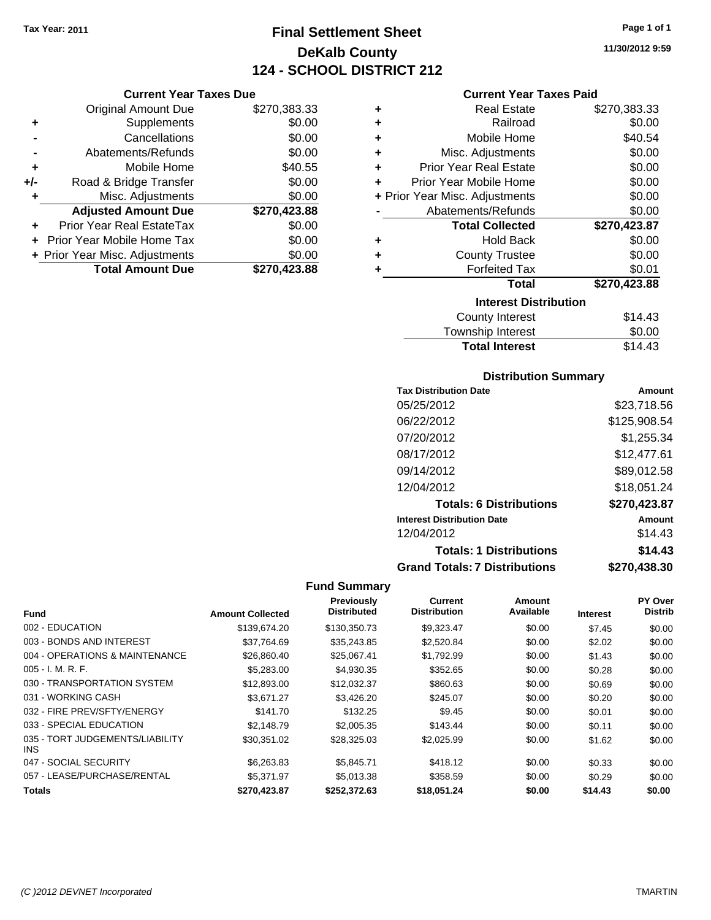Tax Year: 2011

# Final Settlement Sheet
## DeKalb County
## 124 - SCHOOL DISTRICT 212

11/30/2012 9:59

### Current Year Taxes Due

| | | |
|---|---|---|
| | Original Amount Due | $270,383.33 |
| + | Supplements | $0.00 |
| - | Cancellations | $0.00 |
| - | Abatements/Refunds | $0.00 |
| + | Mobile Home | $40.55 |
| +/- | Road & Bridge Transfer | $0.00 |
| + | Misc. Adjustments | $0.00 |
| | **Adjusted Amount Due** | **$270,423.88** |
| + | Prior Year Real EstateTax | $0.00 |
| + | Prior Year Mobile Home Tax | $0.00 |
| + | Prior Year Misc. Adjustments | $0.00 |
| | **Total Amount Due** | **$270,423.88** |

### Current Year Taxes Paid

| | | |
|---|---|---|
| + | Real Estate | $270,383.33 |
| + | Railroad | $0.00 |
| + | Mobile Home | $40.54 |
| + | Misc. Adjustments | $0.00 |
| + | Prior Year Real Estate | $0.00 |
| + | Prior Year Mobile Home | $0.00 |
| + | Prior Year Misc. Adjustments | $0.00 |
| - | Abatements/Refunds | $0.00 |
| | **Total Collected** | **$270,423.87** |
| + | Hold Back | $0.00 |
| + | County Trustee | $0.00 |
| + | Forfeited Tax | $0.01 |
| | **Total** | **$270,423.88** |

### Interest Distribution

| | |
|---|---|
| County Interest | $14.43 |
| Township Interest | $0.00 |
| **Total Interest** | $14.43 |

### Distribution Summary

| Tax Distribution Date | Amount |
|---|---|
| 05/25/2012 | $23,718.56 |
| 06/22/2012 | $125,908.54 |
| 07/20/2012 | $1,255.34 |
| 08/17/2012 | $12,477.61 |
| 09/14/2012 | $89,012.58 |
| 12/04/2012 | $18,051.24 |
| **Totals: 6 Distributions** | **$270,423.87** |
| **Interest Distribution Date** | **Amount** |
| 12/04/2012 | $14.43 |
| **Totals: 1 Distributions** | **$14.43** |
| **Grand Totals: 7 Distributions** | **$270,438.30** |

### Fund Summary

| Fund | Amount Collected | Previously Distributed | Current Distribution | Amount Available | Interest | PY Over Distrib |
|---|---|---|---|---|---|---|
| 002 - EDUCATION | $139,674.20 | $130,350.73 | $9,323.47 | $0.00 | $7.45 | $0.00 |
| 003 - BONDS AND INTEREST | $37,764.69 | $35,243.85 | $2,520.84 | $0.00 | $2.02 | $0.00 |
| 004 - OPERATIONS & MAINTENANCE | $26,860.40 | $25,067.41 | $1,792.99 | $0.00 | $1.43 | $0.00 |
| 005 - I. M. R. F. | $5,283.00 | $4,930.35 | $352.65 | $0.00 | $0.28 | $0.00 |
| 030 - TRANSPORTATION SYSTEM | $12,893.00 | $12,032.37 | $860.63 | $0.00 | $0.69 | $0.00 |
| 031 - WORKING CASH | $3,671.27 | $3,426.20 | $245.07 | $0.00 | $0.20 | $0.00 |
| 032 - FIRE PREV/SFTY/ENERGY | $141.70 | $132.25 | $9.45 | $0.00 | $0.01 | $0.00 |
| 033 - SPECIAL EDUCATION | $2,148.79 | $2,005.35 | $143.44 | $0.00 | $0.11 | $0.00 |
| 035 - TORT JUDGEMENTS/LIABILITY INS | $30,351.02 | $28,325.03 | $2,025.99 | $0.00 | $1.62 | $0.00 |
| 047 - SOCIAL SECURITY | $6,263.83 | $5,845.71 | $418.12 | $0.00 | $0.33 | $0.00 |
| 057 - LEASE/PURCHASE/RENTAL | $5,371.97 | $5,013.38 | $358.59 | $0.00 | $0.29 | $0.00 |
| **Totals** | **$270,423.87** | **$252,372.63** | **$18,051.24** | **$0.00** | **$14.43** | **$0.00** |

(C )2012 DEVNET Incorporated TMARTIN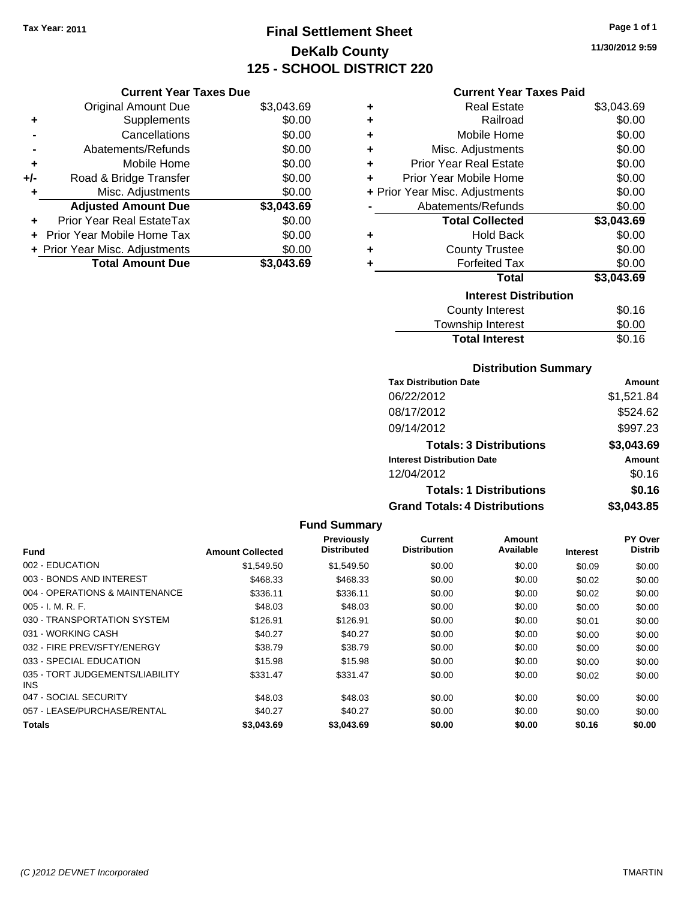Tax Year: 2011

# Final Settlement Sheet
## DeKalb County
## 125 - SCHOOL DISTRICT 220

11/30/2012 9:59

### Current Year Taxes Due

| | | |
|---|---|---|
| | Original Amount Due | $3,043.69 |
| + | Supplements | $0.00 |
| - | Cancellations | $0.00 |
| - | Abatements/Refunds | $0.00 |
| + | Mobile Home | $0.00 |
| +/- | Road & Bridge Transfer | $0.00 |
| + | Misc. Adjustments | $0.00 |
| | **Adjusted Amount Due** | **$3,043.69** |
| + | Prior Year Real EstateTax | $0.00 |
| + | Prior Year Mobile Home Tax | $0.00 |
| + | Prior Year Misc. Adjustments | $0.00 |
| | **Total Amount Due** | **$3,043.69** |

### Current Year Taxes Paid

| | | |
|---|---|---|
| + | Real Estate | $3,043.69 |
| + | Railroad | $0.00 |
| + | Mobile Home | $0.00 |
| + | Misc. Adjustments | $0.00 |
| + | Prior Year Real Estate | $0.00 |
| + | Prior Year Mobile Home | $0.00 |
| + | Prior Year Misc. Adjustments | $0.00 |
| - | Abatements/Refunds | $0.00 |
| | **Total Collected** | **$3,043.69** |
| + | Hold Back | $0.00 |
| + | County Trustee | $0.00 |
| + | Forfeited Tax | $0.00 |
| | **Total** | **$3,043.69** |

### Interest Distribution

| | |
|---|---|
| County Interest | $0.16 |
| Township Interest | $0.00 |
| **Total Interest** | $0.16 |

### Distribution Summary

| Tax Distribution Date | Amount |
|---|---|
| 06/22/2012 | $1,521.84 |
| 08/17/2012 | $524.62 |
| 09/14/2012 | $997.23 |
| **Totals: 3 Distributions** | **$3,043.69** |
| **Interest Distribution Date** | **Amount** |
| 12/04/2012 | $0.16 |
| **Totals: 1 Distributions** | **$0.16** |
| **Grand Totals: 4 Distributions** | **$3,043.85** |

### Fund Summary

| Fund | Amount Collected | Previously Distributed | Current Distribution | Amount Available | Interest | PY Over Distrib |
|---|---|---|---|---|---|---|
| 002 - EDUCATION | $1,549.50 | $1,549.50 | $0.00 | $0.00 | $0.09 | $0.00 |
| 003 - BONDS AND INTEREST | $468.33 | $468.33 | $0.00 | $0.00 | $0.02 | $0.00 |
| 004 - OPERATIONS & MAINTENANCE | $336.11 | $336.11 | $0.00 | $0.00 | $0.02 | $0.00 |
| 005 - I. M. R. F. | $48.03 | $48.03 | $0.00 | $0.00 | $0.00 | $0.00 |
| 030 - TRANSPORTATION SYSTEM | $126.91 | $126.91 | $0.00 | $0.00 | $0.01 | $0.00 |
| 031 - WORKING CASH | $40.27 | $40.27 | $0.00 | $0.00 | $0.00 | $0.00 |
| 032 - FIRE PREV/SFTY/ENERGY | $38.79 | $38.79 | $0.00 | $0.00 | $0.00 | $0.00 |
| 033 - SPECIAL EDUCATION | $15.98 | $15.98 | $0.00 | $0.00 | $0.00 | $0.00 |
| 035 - TORT JUDGEMENTS/LIABILITY INS | $331.47 | $331.47 | $0.00 | $0.00 | $0.02 | $0.00 |
| 047 - SOCIAL SECURITY | $48.03 | $48.03 | $0.00 | $0.00 | $0.00 | $0.00 |
| 057 - LEASE/PURCHASE/RENTAL | $40.27 | $40.27 | $0.00 | $0.00 | $0.00 | $0.00 |
| **Totals** | **$3,043.69** | **$3,043.69** | **$0.00** | **$0.00** | **$0.16** | **$0.00** |

(C )2012 DEVNET Incorporated

TMARTIN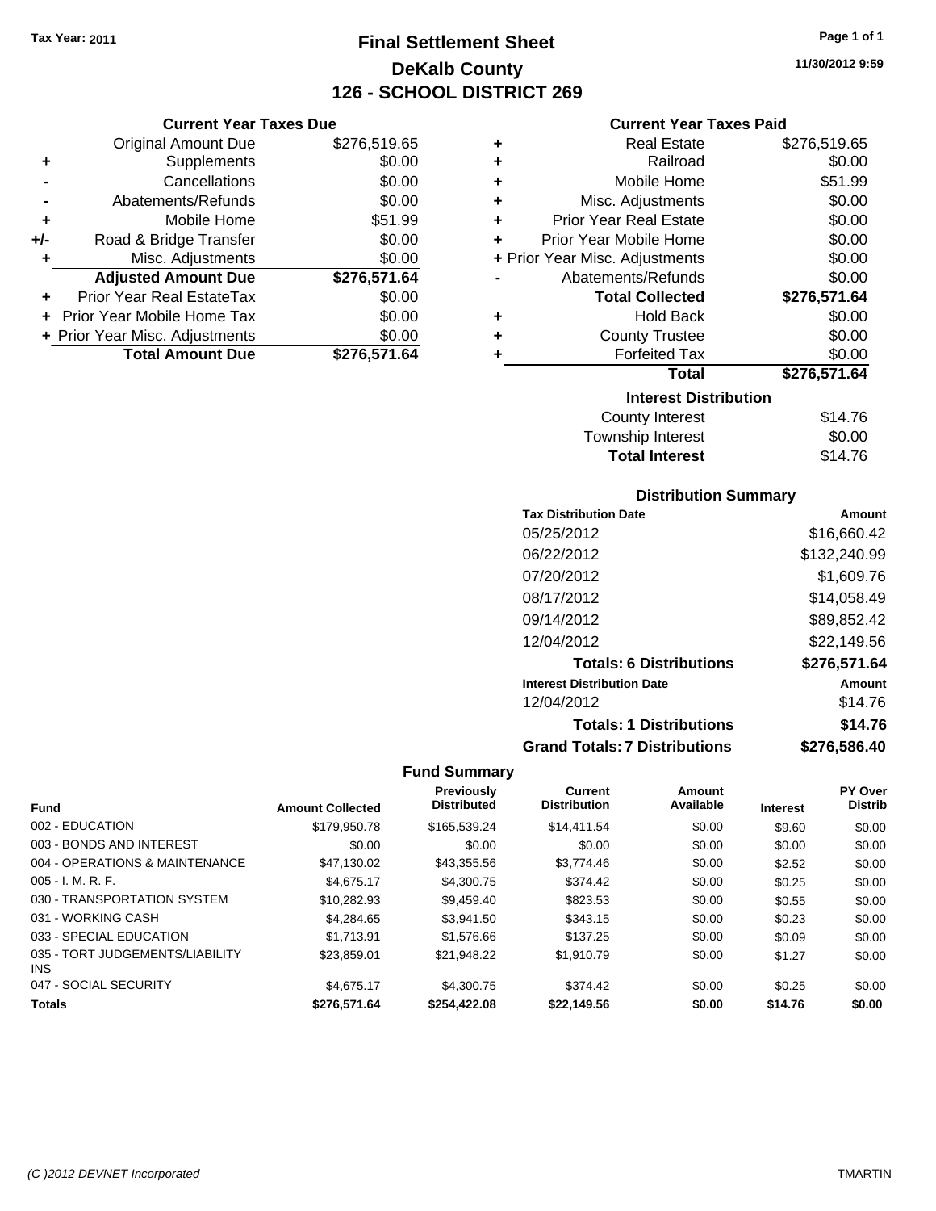Tax Year: 2011

# Final Settlement Sheet
## DeKalb County
## 126 - SCHOOL DISTRICT 269

11/30/2012 9:59

### Current Year Taxes Due

| | | |
|---|---|---|
| | Original Amount Due | $276,519.65 |
| + | Supplements | $0.00 |
| - | Cancellations | $0.00 |
| - | Abatements/Refunds | $0.00 |
| + | Mobile Home | $51.99 |
| +/- | Road & Bridge Transfer | $0.00 |
| + | Misc. Adjustments | $0.00 |
| | **Adjusted Amount Due** | **$276,571.64** |
| + | Prior Year Real EstateTax | $0.00 |
| + | Prior Year Mobile Home Tax | $0.00 |
| + | Prior Year Misc. Adjustments | $0.00 |
| | **Total Amount Due** | **$276,571.64** |

### Current Year Taxes Paid

| | | |
|---|---|---|
| + | Real Estate | $276,519.65 |
| + | Railroad | $0.00 |
| + | Mobile Home | $51.99 |
| + | Misc. Adjustments | $0.00 |
| + | Prior Year Real Estate | $0.00 |
| + | Prior Year Mobile Home | $0.00 |
| + | Prior Year Misc. Adjustments | $0.00 |
| - | Abatements/Refunds | $0.00 |
| | **Total Collected** | **$276,571.64** |
| + | Hold Back | $0.00 |
| + | County Trustee | $0.00 |
| + | Forfeited Tax | $0.00 |
| | **Total** | **$276,571.64** |

### Interest Distribution

| | |
|---|---|
| County Interest | $14.76 |
| Township Interest | $0.00 |
| **Total Interest** | $14.76 |

### Distribution Summary

| Tax Distribution Date | Amount |
|---|---|
| 05/25/2012 | $16,660.42 |
| 06/22/2012 | $132,240.99 |
| 07/20/2012 | $1,609.76 |
| 08/17/2012 | $14,058.49 |
| 09/14/2012 | $89,852.42 |
| 12/04/2012 | $22,149.56 |
| **Totals: 6 Distributions** | **$276,571.64** |
| **Interest Distribution Date** | **Amount** |
| 12/04/2012 | $14.76 |
| **Totals: 1 Distributions** | **$14.76** |
| **Grand Totals: 7 Distributions** | **$276,586.40** |

### Fund Summary

| Fund | Amount Collected | Previously Distributed | Current Distribution | Amount Available | Interest | PY Over Distrib |
|---|---|---|---|---|---|---|
| 002 - EDUCATION | $179,950.78 | $165,539.24 | $14,411.54 | $0.00 | $9.60 | $0.00 |
| 003 - BONDS AND INTEREST | $0.00 | $0.00 | $0.00 | $0.00 | $0.00 | $0.00 |
| 004 - OPERATIONS & MAINTENANCE | $47,130.02 | $43,355.56 | $3,774.46 | $0.00 | $2.52 | $0.00 |
| 005 - I. M. R. F. | $4,675.17 | $4,300.75 | $374.42 | $0.00 | $0.25 | $0.00 |
| 030 - TRANSPORTATION SYSTEM | $10,282.93 | $9,459.40 | $823.53 | $0.00 | $0.55 | $0.00 |
| 031 - WORKING CASH | $4,284.65 | $3,941.50 | $343.15 | $0.00 | $0.23 | $0.00 |
| 033 - SPECIAL EDUCATION | $1,713.91 | $1,576.66 | $137.25 | $0.00 | $0.09 | $0.00 |
| 035 - TORT JUDGEMENTS/LIABILITY INS | $23,859.01 | $21,948.22 | $1,910.79 | $0.00 | $1.27 | $0.00 |
| 047 - SOCIAL SECURITY | $4,675.17 | $4,300.75 | $374.42 | $0.00 | $0.25 | $0.00 |
| **Totals** | **$276,571.64** | **$254,422.08** | **$22,149.56** | **$0.00** | **$14.76** | **$0.00** |

(C )2012 DEVNET Incorporated — TMARTIN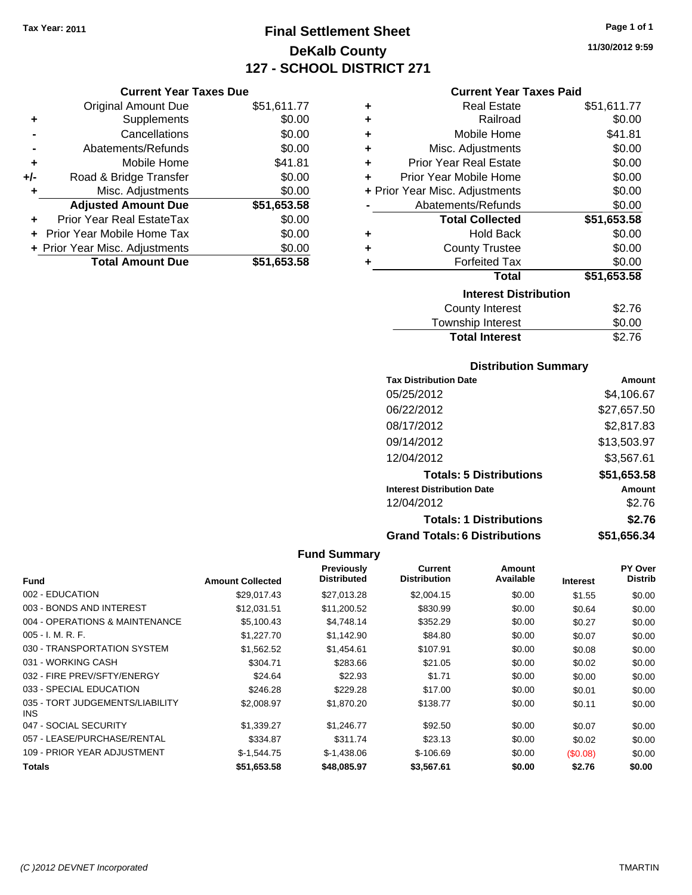Tax Year: 2011

# Final Settlement Sheet
## DeKalb County
## 127 - SCHOOL DISTRICT 271

11/30/2012 9:59

### Current Year Taxes Due

| | | |
|---|---|---|
| | Original Amount Due | $51,611.77 |
| + | Supplements | $0.00 |
| - | Cancellations | $0.00 |
| - | Abatements/Refunds | $0.00 |
| + | Mobile Home | $41.81 |
| +/- | Road & Bridge Transfer | $0.00 |
| + | Misc. Adjustments | $0.00 |
| | **Adjusted Amount Due** | **$51,653.58** |
| + | Prior Year Real EstateTax | $0.00 |
| + | Prior Year Mobile Home Tax | $0.00 |
| + | Prior Year Misc. Adjustments | $0.00 |
| | **Total Amount Due** | **$51,653.58** |

### Current Year Taxes Paid

| | | |
|---|---|---|
| + | Real Estate | $51,611.77 |
| + | Railroad | $0.00 |
| + | Mobile Home | $41.81 |
| + | Misc. Adjustments | $0.00 |
| + | Prior Year Real Estate | $0.00 |
| + | Prior Year Mobile Home | $0.00 |
| + | Prior Year Misc. Adjustments | $0.00 |
| - | Abatements/Refunds | $0.00 |
| | **Total Collected** | **$51,653.58** |
| + | Hold Back | $0.00 |
| + | County Trustee | $0.00 |
| + | Forfeited Tax | $0.00 |
| | **Total** | **$51,653.58** |

### Interest Distribution

| | |
|---|---|
| County Interest | $2.76 |
| Township Interest | $0.00 |
| **Total Interest** | $2.76 |

### Distribution Summary

| Tax Distribution Date | Amount |
|---|---|
| 05/25/2012 | $4,106.67 |
| 06/22/2012 | $27,657.50 |
| 08/17/2012 | $2,817.83 |
| 09/14/2012 | $13,503.97 |
| 12/04/2012 | $3,567.61 |
| **Totals: 5 Distributions** | **$51,653.58** |
| **Interest Distribution Date** | **Amount** |
| 12/04/2012 | $2.76 |
| **Totals: 1 Distributions** | **$2.76** |
| **Grand Totals: 6 Distributions** | **$51,656.34** |

### Fund Summary

| Fund | Amount Collected | Previously Distributed | Current Distribution | Amount Available | Interest | PY Over Distrib |
|---|---|---|---|---|---|---|
| 002 - EDUCATION | $29,017.43 | $27,013.28 | $2,004.15 | $0.00 | $1.55 | $0.00 |
| 003 - BONDS AND INTEREST | $12,031.51 | $11,200.52 | $830.99 | $0.00 | $0.64 | $0.00 |
| 004 - OPERATIONS & MAINTENANCE | $5,100.43 | $4,748.14 | $352.29 | $0.00 | $0.27 | $0.00 |
| 005 - I. M. R. F. | $1,227.70 | $1,142.90 | $84.80 | $0.00 | $0.07 | $0.00 |
| 030 - TRANSPORTATION SYSTEM | $1,562.52 | $1,454.61 | $107.91 | $0.00 | $0.08 | $0.00 |
| 031 - WORKING CASH | $304.71 | $283.66 | $21.05 | $0.00 | $0.02 | $0.00 |
| 032 - FIRE PREV/SFTY/ENERGY | $24.64 | $22.93 | $1.71 | $0.00 | $0.00 | $0.00 |
| 033 - SPECIAL EDUCATION | $246.28 | $229.28 | $17.00 | $0.00 | $0.01 | $0.00 |
| 035 - TORT JUDGEMENTS/LIABILITY INS | $2,008.97 | $1,870.20 | $138.77 | $0.00 | $0.11 | $0.00 |
| 047 - SOCIAL SECURITY | $1,339.27 | $1,246.77 | $92.50 | $0.00 | $0.07 | $0.00 |
| 057 - LEASE/PURCHASE/RENTAL | $334.87 | $311.74 | $23.13 | $0.00 | $0.02 | $0.00 |
| 109 - PRIOR YEAR ADJUSTMENT | $-1,544.75 | $-1,438.06 | $-106.69 | $0.00 | ($0.08) | $0.00 |
| **Totals** | **$51,653.58** | **$48,085.97** | **$3,567.61** | **$0.00** | **$2.76** | **$0.00** |

(C )2012 DEVNET Incorporated — TMARTIN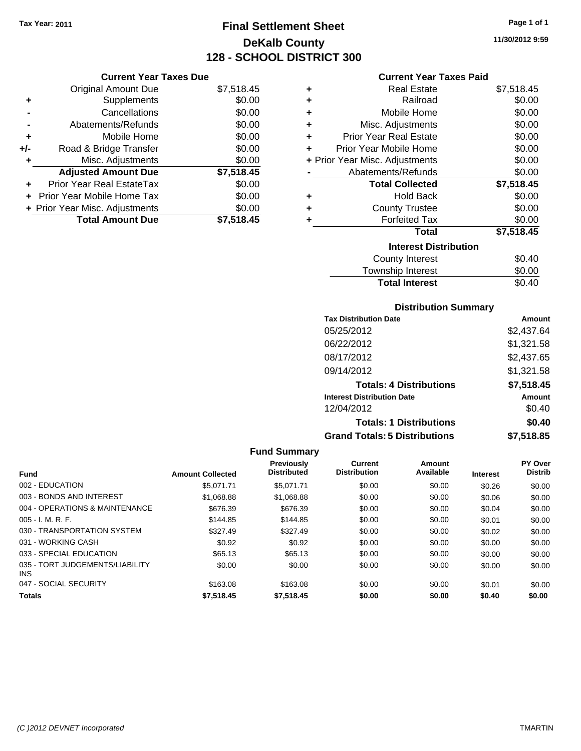Tax Year: 2011

# Final Settlement Sheet
## DeKalb County
## 128 - SCHOOL DISTRICT 300

11/30/2012 9:59

### Current Year Taxes Due

| | | |
|---|---|---|
| | Original Amount Due | $7,518.45 |
| + | Supplements | $0.00 |
| - | Cancellations | $0.00 |
| - | Abatements/Refunds | $0.00 |
| + | Mobile Home | $0.00 |
| +/- | Road & Bridge Transfer | $0.00 |
| + | Misc. Adjustments | $0.00 |
| | **Adjusted Amount Due** | **$7,518.45** |
| + | Prior Year Real EstateTax | $0.00 |
| + | Prior Year Mobile Home Tax | $0.00 |
| + | Prior Year Misc. Adjustments | $0.00 |
| | **Total Amount Due** | **$7,518.45** |

### Current Year Taxes Paid

| | | |
|---|---|---|
| + | Real Estate | $7,518.45 |
| + | Railroad | $0.00 |
| + | Mobile Home | $0.00 |
| + | Misc. Adjustments | $0.00 |
| + | Prior Year Real Estate | $0.00 |
| + | Prior Year Mobile Home | $0.00 |
| + | Prior Year Misc. Adjustments | $0.00 |
| - | Abatements/Refunds | $0.00 |
| | **Total Collected** | **$7,518.45** |
| + | Hold Back | $0.00 |
| + | County Trustee | $0.00 |
| + | Forfeited Tax | $0.00 |
| | **Total** | **$7,518.45** |

### Interest Distribution

| | |
|---|---|
| County Interest | $0.40 |
| Township Interest | $0.00 |
| **Total Interest** | $0.40 |

### Distribution Summary

| Tax Distribution Date | Amount |
|---|---|
| 05/25/2012 | $2,437.64 |
| 06/22/2012 | $1,321.58 |
| 08/17/2012 | $2,437.65 |
| 09/14/2012 | $1,321.58 |
| **Totals: 4 Distributions** | **$7,518.45** |
| **Interest Distribution Date** | **Amount** |
| 12/04/2012 | $0.40 |
| **Totals: 1 Distributions** | **$0.40** |
| **Grand Totals: 5 Distributions** | **$7,518.85** |

### Fund Summary

| Fund | Amount Collected | Previously Distributed | Current Distribution | Amount Available | Interest | PY Over Distrib |
|---|---|---|---|---|---|---|
| 002 - EDUCATION | $5,071.71 | $5,071.71 | $0.00 | $0.00 | $0.26 | $0.00 |
| 003 - BONDS AND INTEREST | $1,068.88 | $1,068.88 | $0.00 | $0.00 | $0.06 | $0.00 |
| 004 - OPERATIONS & MAINTENANCE | $676.39 | $676.39 | $0.00 | $0.00 | $0.04 | $0.00 |
| 005 - I. M. R. F. | $144.85 | $144.85 | $0.00 | $0.00 | $0.01 | $0.00 |
| 030 - TRANSPORTATION SYSTEM | $327.49 | $327.49 | $0.00 | $0.00 | $0.02 | $0.00 |
| 031 - WORKING CASH | $0.92 | $0.92 | $0.00 | $0.00 | $0.00 | $0.00 |
| 033 - SPECIAL EDUCATION | $65.13 | $65.13 | $0.00 | $0.00 | $0.00 | $0.00 |
| 035 - TORT JUDGEMENTS/LIABILITY INS | $0.00 | $0.00 | $0.00 | $0.00 | $0.00 | $0.00 |
| 047 - SOCIAL SECURITY | $163.08 | $163.08 | $0.00 | $0.00 | $0.01 | $0.00 |
| **Totals** | **$7,518.45** | **$7,518.45** | **$0.00** | **$0.00** | **$0.40** | **$0.00** |

(C )2012 DEVNET Incorporated TMARTIN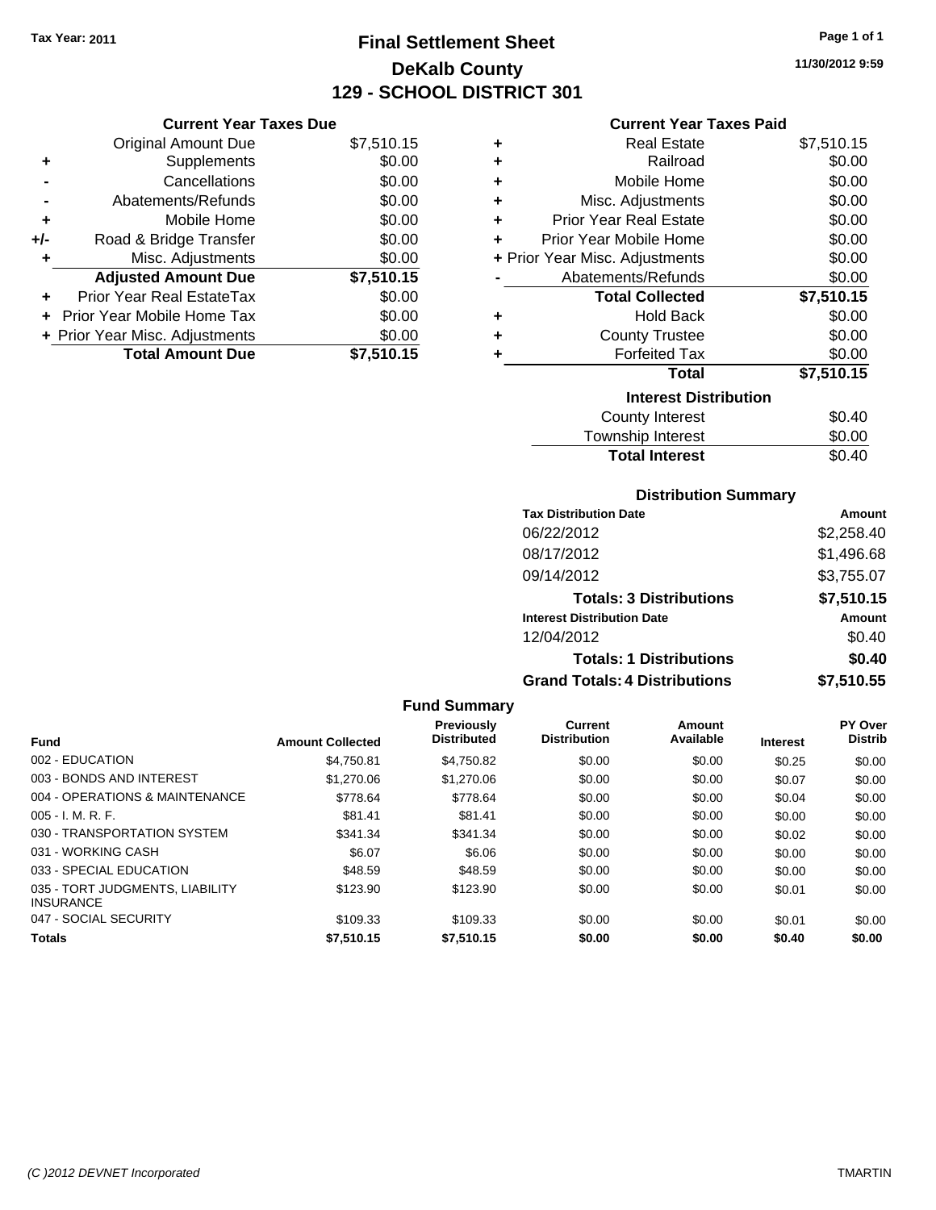Tax Year: 2011

# Final Settlement Sheet
## DeKalb County
## 129 - SCHOOL DISTRICT 301

11/30/2012 9:59

### Current Year Taxes Due

| | | |
|---|---|---|
| | Original Amount Due | $7,510.15 |
| + | Supplements | $0.00 |
| - | Cancellations | $0.00 |
| - | Abatements/Refunds | $0.00 |
| + | Mobile Home | $0.00 |
| +/- | Road & Bridge Transfer | $0.00 |
| + | Misc. Adjustments | $0.00 |
| | **Adjusted Amount Due** | **$7,510.15** |
| + | Prior Year Real EstateTax | $0.00 |
| + | Prior Year Mobile Home Tax | $0.00 |
| + | Prior Year Misc. Adjustments | $0.00 |
| | **Total Amount Due** | **$7,510.15** |

### Current Year Taxes Paid

| | | |
|---|---|---|
| + | Real Estate | $7,510.15 |
| + | Railroad | $0.00 |
| + | Mobile Home | $0.00 |
| + | Misc. Adjustments | $0.00 |
| + | Prior Year Real Estate | $0.00 |
| + | Prior Year Mobile Home | $0.00 |
| + | Prior Year Misc. Adjustments | $0.00 |
| - | Abatements/Refunds | $0.00 |
| | **Total Collected** | **$7,510.15** |
| + | Hold Back | $0.00 |
| + | County Trustee | $0.00 |
| + | Forfeited Tax | $0.00 |
| | **Total** | **$7,510.15** |

### Interest Distribution

| | |
|---|---|
| County Interest | $0.40 |
| Township Interest | $0.00 |
| **Total Interest** | $0.40 |

### Distribution Summary

| Tax Distribution Date | Amount |
|---|---|
| 06/22/2012 | $2,258.40 |
| 08/17/2012 | $1,496.68 |
| 09/14/2012 | $3,755.07 |
| **Totals: 3 Distributions** | **$7,510.15** |
| **Interest Distribution Date** | **Amount** |
| 12/04/2012 | $0.40 |
| **Totals: 1 Distributions** | **$0.40** |
| **Grand Totals: 4 Distributions** | **$7,510.55** |

### Fund Summary

| Fund | Amount Collected | Previously Distributed | Current Distribution | Amount Available | Interest | PY Over Distrib |
|---|---|---|---|---|---|---|
| 002 - EDUCATION | $4,750.81 | $4,750.82 | $0.00 | $0.00 | $0.25 | $0.00 |
| 003 - BONDS AND INTEREST | $1,270.06 | $1,270.06 | $0.00 | $0.00 | $0.07 | $0.00 |
| 004 - OPERATIONS & MAINTENANCE | $778.64 | $778.64 | $0.00 | $0.00 | $0.04 | $0.00 |
| 005 - I. M. R. F. | $81.41 | $81.41 | $0.00 | $0.00 | $0.00 | $0.00 |
| 030 - TRANSPORTATION SYSTEM | $341.34 | $341.34 | $0.00 | $0.00 | $0.02 | $0.00 |
| 031 - WORKING CASH | $6.07 | $6.06 | $0.00 | $0.00 | $0.00 | $0.00 |
| 033 - SPECIAL EDUCATION | $48.59 | $48.59 | $0.00 | $0.00 | $0.00 | $0.00 |
| 035 - TORT JUDGMENTS, LIABILITY INSURANCE | $123.90 | $123.90 | $0.00 | $0.00 | $0.01 | $0.00 |
| 047 - SOCIAL SECURITY | $109.33 | $109.33 | $0.00 | $0.00 | $0.01 | $0.00 |
| **Totals** | **$7,510.15** | **$7,510.15** | **$0.00** | **$0.00** | **$0.40** | **$0.00** |

(C )2012 DEVNET Incorporated TMARTIN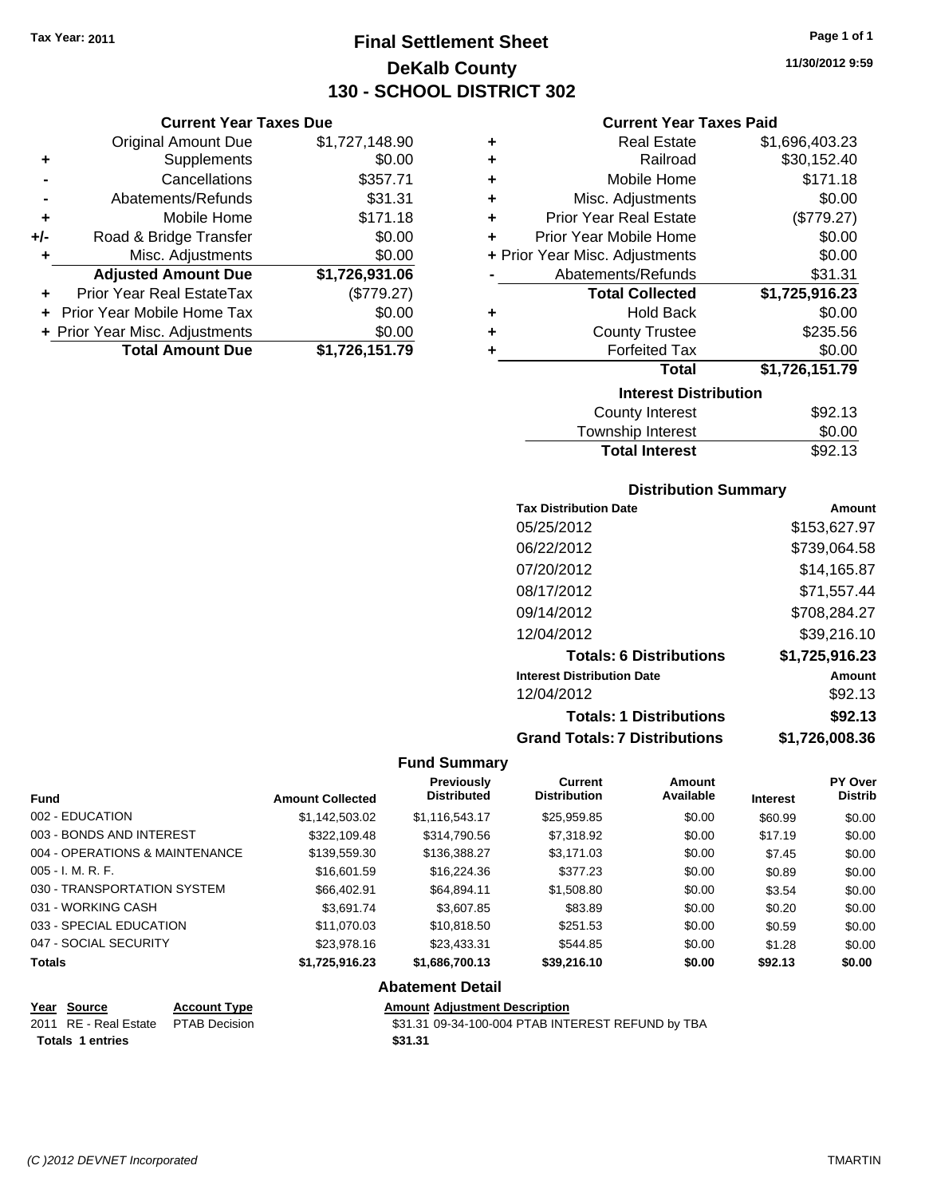Tax Year: 2011

# Final Settlement Sheet
## DeKalb County
## 130 - SCHOOL DISTRICT 302

11/30/2012 9:59

### Current Year Taxes Due

| | | |
|---|---|---|
| | Original Amount Due | $1,727,148.90 |
| + | Supplements | $0.00 |
| - | Cancellations | $357.71 |
| - | Abatements/Refunds | $31.31 |
| + | Mobile Home | $171.18 |
| +/- | Road & Bridge Transfer | $0.00 |
| + | Misc. Adjustments | $0.00 |
| | **Adjusted Amount Due** | **$1,726,931.06** |
| + | Prior Year Real EstateTax | ($779.27) |
| + | Prior Year Mobile Home Tax | $0.00 |
| + | Prior Year Misc. Adjustments | $0.00 |
| | **Total Amount Due** | **$1,726,151.79** |

### Current Year Taxes Paid

| | | |
|---|---|---|
| + | Real Estate | $1,696,403.23 |
| + | Railroad | $30,152.40 |
| + | Mobile Home | $171.18 |
| + | Misc. Adjustments | $0.00 |
| + | Prior Year Real Estate | ($779.27) |
| + | Prior Year Mobile Home | $0.00 |
| + | Prior Year Misc. Adjustments | $0.00 |
| - | Abatements/Refunds | $31.31 |
| | **Total Collected** | **$1,725,916.23** |
| + | Hold Back | $0.00 |
| + | County Trustee | $235.56 |
| + | Forfeited Tax | $0.00 |
| | **Total** | **$1,726,151.79** |

### Interest Distribution

| | |
|---|---|
| County Interest | $92.13 |
| Township Interest | $0.00 |
| **Total Interest** | **$92.13** |

### Distribution Summary

| Tax Distribution Date | Amount |
|---|---|
| 05/25/2012 | $153,627.97 |
| 06/22/2012 | $739,064.58 |
| 07/20/2012 | $14,165.87 |
| 08/17/2012 | $71,557.44 |
| 09/14/2012 | $708,284.27 |
| 12/04/2012 | $39,216.10 |
| **Totals: 6 Distributions** | **$1,725,916.23** |
| **Interest Distribution Date** | **Amount** |
| 12/04/2012 | $92.13 |
| **Totals: 1 Distributions** | **$92.13** |
| **Grand Totals: 7 Distributions** | **$1,726,008.36** |

### Fund Summary

| Fund | Amount Collected | Previously Distributed | Current Distribution | Amount Available | Interest | PY Over Distrib |
|---|---|---|---|---|---|---|
| 002 - EDUCATION | $1,142,503.02 | $1,116,543.17 | $25,959.85 | $0.00 | $60.99 | $0.00 |
| 003 - BONDS AND INTEREST | $322,109.48 | $314,790.56 | $7,318.92 | $0.00 | $17.19 | $0.00 |
| 004 - OPERATIONS & MAINTENANCE | $139,559.30 | $136,388.27 | $3,171.03 | $0.00 | $7.45 | $0.00 |
| 005 - I. M. R. F. | $16,601.59 | $16,224.36 | $377.23 | $0.00 | $0.89 | $0.00 |
| 030 - TRANSPORTATION SYSTEM | $66,402.91 | $64,894.11 | $1,508.80 | $0.00 | $3.54 | $0.00 |
| 031 - WORKING CASH | $3,691.74 | $3,607.85 | $83.89 | $0.00 | $0.20 | $0.00 |
| 033 - SPECIAL EDUCATION | $11,070.03 | $10,818.50 | $251.53 | $0.00 | $0.59 | $0.00 |
| 047 - SOCIAL SECURITY | $23,978.16 | $23,433.31 | $544.85 | $0.00 | $1.28 | $0.00 |
| **Totals** | **$1,725,916.23** | **$1,686,700.13** | **$39,216.10** | **$0.00** | **$92.13** | **$0.00** |

### Abatement Detail

| Year | Source | Account Type | Amount | Adjustment Description |
|---|---|---|---|---|
| 2011 | RE - Real Estate | PTAB Decision | $31.31 | 09-34-100-004 PTAB INTEREST REFUND by TBA |
| **Totals 1 entries** | | | **$31.31** | |

(C )2012 DEVNET Incorporated TMARTIN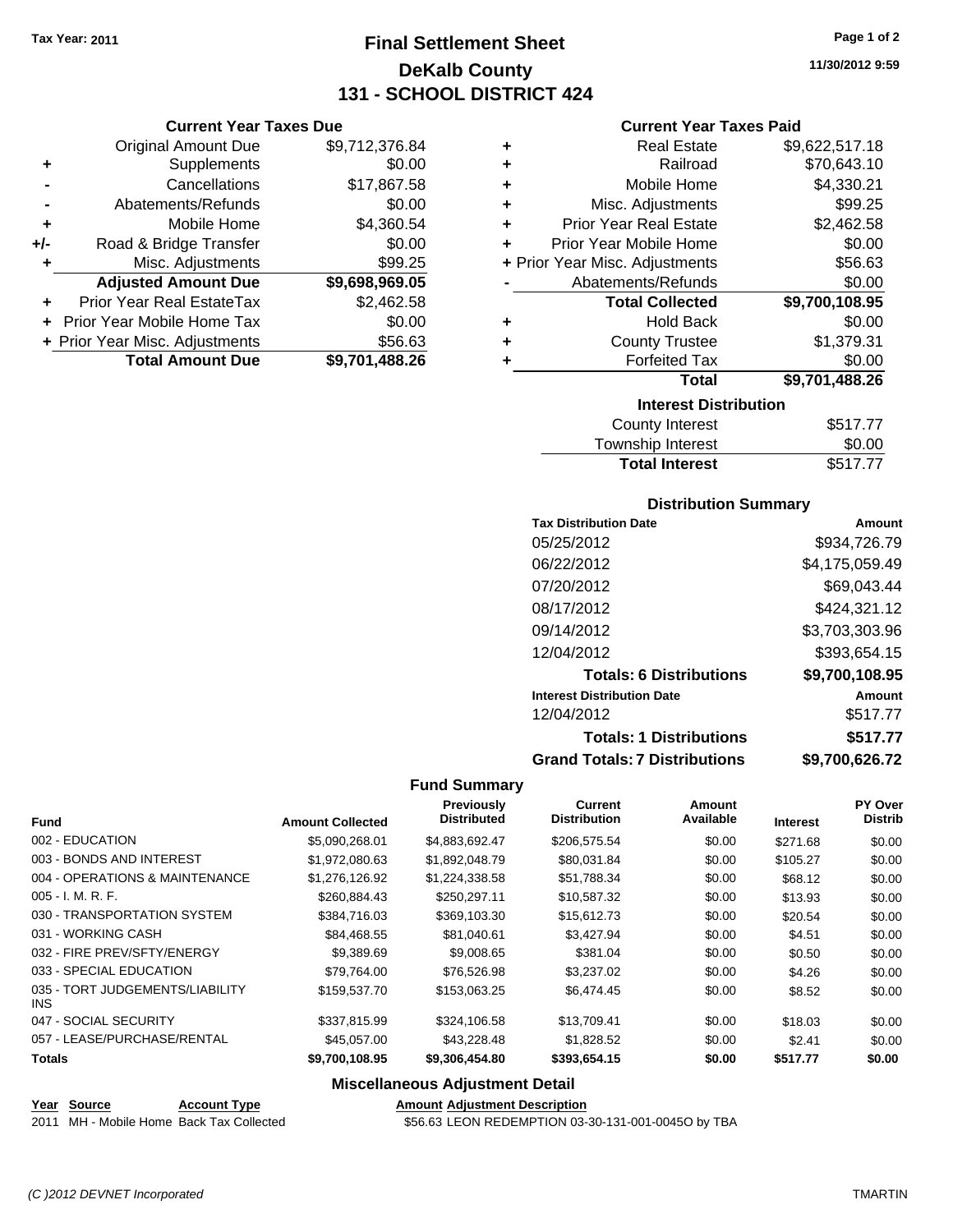Tax Year: 2011

# Final Settlement Sheet
## DeKalb County
## 131 - SCHOOL DISTRICT 424

11/30/2012 9:59

### Current Year Taxes Due

| | | |
|---|---|---|
| | Original Amount Due | $9,712,376.84 |
| + | Supplements | $0.00 |
| - | Cancellations | $17,867.58 |
| - | Abatements/Refunds | $0.00 |
| + | Mobile Home | $4,360.54 |
| +/- | Road & Bridge Transfer | $0.00 |
| + | Misc. Adjustments | $99.25 |
| | **Adjusted Amount Due** | **$9,698,969.05** |
| + | Prior Year Real EstateTax | $2,462.58 |
| + | Prior Year Mobile Home Tax | $0.00 |
| + | Prior Year Misc. Adjustments | $56.63 |
| | **Total Amount Due** | **$9,701,488.26** |

### Current Year Taxes Paid

| | | |
|---|---|---|
| + | Real Estate | $9,622,517.18 |
| + | Railroad | $70,643.10 |
| + | Mobile Home | $4,330.21 |
| + | Misc. Adjustments | $99.25 |
| + | Prior Year Real Estate | $2,462.58 |
| + | Prior Year Mobile Home | $0.00 |
| + | Prior Year Misc. Adjustments | $56.63 |
| - | Abatements/Refunds | $0.00 |
| | **Total Collected** | **$9,700,108.95** |
| + | Hold Back | $0.00 |
| + | County Trustee | $1,379.31 |
| + | Forfeited Tax | $0.00 |
| | **Total** | **$9,701,488.26** |

### Interest Distribution

| | |
|---|---|
| County Interest | $517.77 |
| Township Interest | $0.00 |
| **Total Interest** | $517.77 |

### Distribution Summary

| Tax Distribution Date | Amount |
|---|---|
| 05/25/2012 | $934,726.79 |
| 06/22/2012 | $4,175,059.49 |
| 07/20/2012 | $69,043.44 |
| 08/17/2012 | $424,321.12 |
| 09/14/2012 | $3,703,303.96 |
| 12/04/2012 | $393,654.15 |
| **Totals: 6 Distributions** | **$9,700,108.95** |
| **Interest Distribution Date** | **Amount** |
| 12/04/2012 | $517.77 |
| **Totals: 1 Distributions** | **$517.77** |
| **Grand Totals: 7 Distributions** | **$9,700,626.72** |

### Fund Summary

| Fund | Amount Collected | Previously Distributed | Current Distribution | Amount Available | Interest | PY Over Distrib |
|---|---|---|---|---|---|---|
| 002 - EDUCATION | $5,090,268.01 | $4,883,692.47 | $206,575.54 | $0.00 | $271.68 | $0.00 |
| 003 - BONDS AND INTEREST | $1,972,080.63 | $1,892,048.79 | $80,031.84 | $0.00 | $105.27 | $0.00 |
| 004 - OPERATIONS & MAINTENANCE | $1,276,126.92 | $1,224,338.58 | $51,788.34 | $0.00 | $68.12 | $0.00 |
| 005 - I. M. R. F. | $260,884.43 | $250,297.11 | $10,587.32 | $0.00 | $13.93 | $0.00 |
| 030 - TRANSPORTATION SYSTEM | $384,716.03 | $369,103.30 | $15,612.73 | $0.00 | $20.54 | $0.00 |
| 031 - WORKING CASH | $84,468.55 | $81,040.61 | $3,427.94 | $0.00 | $4.51 | $0.00 |
| 032 - FIRE PREV/SFTY/ENERGY | $9,389.69 | $9,008.65 | $381.04 | $0.00 | $0.50 | $0.00 |
| 033 - SPECIAL EDUCATION | $79,764.00 | $76,526.98 | $3,237.02 | $0.00 | $4.26 | $0.00 |
| 035 - TORT JUDGEMENTS/LIABILITY INS | $159,537.70 | $153,063.25 | $6,474.45 | $0.00 | $8.52 | $0.00 |
| 047 - SOCIAL SECURITY | $337,815.99 | $324,106.58 | $13,709.41 | $0.00 | $18.03 | $0.00 |
| 057 - LEASE/PURCHASE/RENTAL | $45,057.00 | $43,228.48 | $1,828.52 | $0.00 | $2.41 | $0.00 |
| **Totals** | **$9,700,108.95** | **$9,306,454.80** | **$393,654.15** | **$0.00** | **$517.77** | **$0.00** |

### Miscellaneous Adjustment Detail

| Year | Source | Account Type | Amount | Adjustment Description |
|---|---|---|---|---|
| 2011 | MH - Mobile Home | Back Tax Collected | $56.63 | LEON REDEMPTION 03-30-131-001-0045O by TBA |

(C )2012 DEVNET Incorporated TMARTIN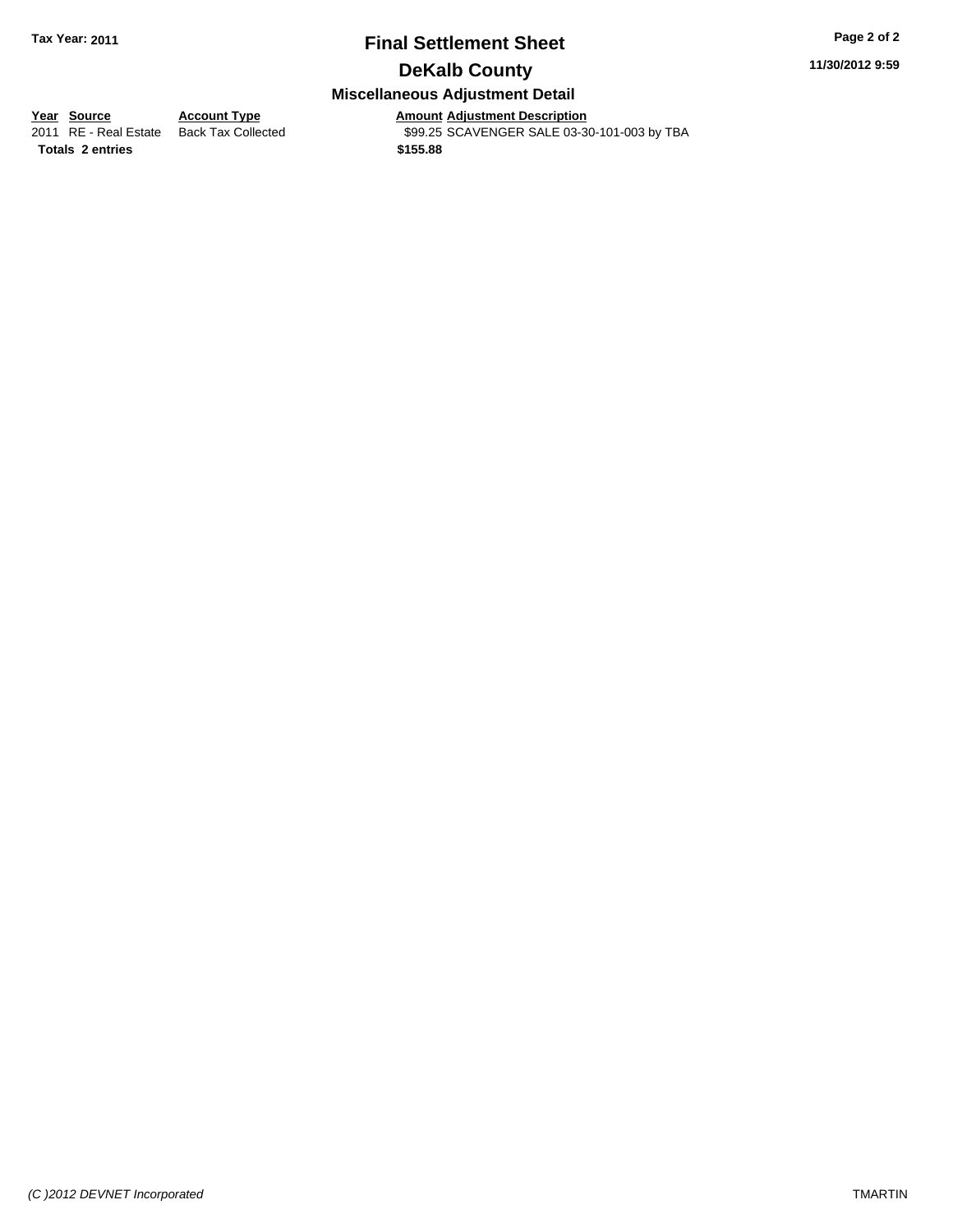**Tax Year: 2011**

# Final Settlement Sheet

## DeKalb County

### Miscellaneous Adjustment Detail

11/30/2012 9:59

| Year | Source | Account Type | Amount | Adjustment Description |
|---|---|---|---|---|
| 2011 | RE - Real Estate | Back Tax Collected | $99.25 | SCAVENGER SALE 03-30-101-003 by TBA |
| **Totals** | **2 entries** | | **$155.88** | |

*(C )2012 DEVNET Incorporated*

TMARTIN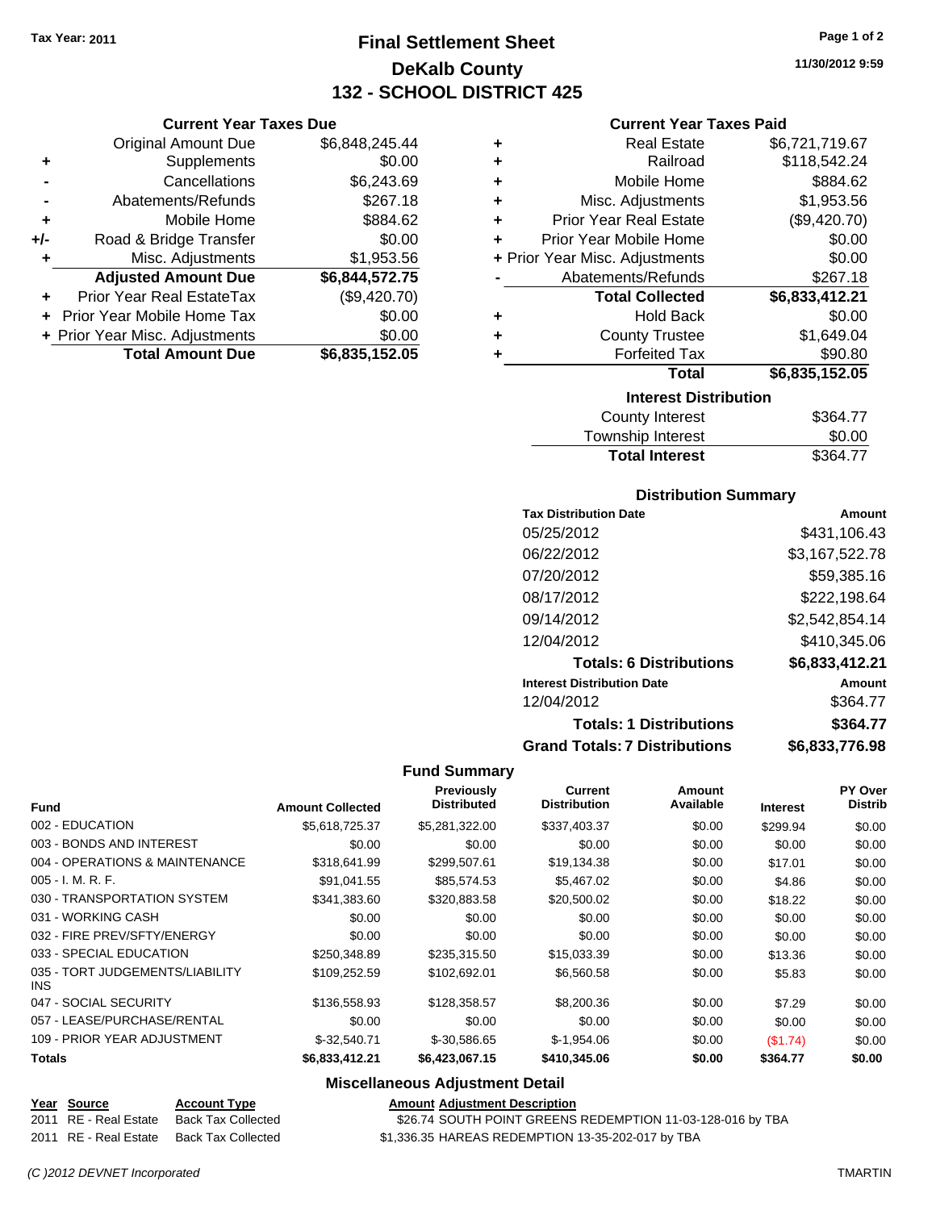Tax Year: 2011

# Final Settlement Sheet
## DeKalb County
## 132 - SCHOOL DISTRICT 425

11/30/2012 9:59

### Current Year Taxes Due

| | | |
|---|---|---|
| | Original Amount Due | $6,848,245.44 |
| + | Supplements | $0.00 |
| - | Cancellations | $6,243.69 |
| - | Abatements/Refunds | $267.18 |
| + | Mobile Home | $884.62 |
| +/- | Road & Bridge Transfer | $0.00 |
| + | Misc. Adjustments | $1,953.56 |
| | **Adjusted Amount Due** | **$6,844,572.75** |
| + | Prior Year Real EstateTax | ($9,420.70) |
| + | Prior Year Mobile Home Tax | $0.00 |
| + | Prior Year Misc. Adjustments | $0.00 |
| | **Total Amount Due** | **$6,835,152.05** |

### Current Year Taxes Paid

| | | |
|---|---|---|
| + | Real Estate | $6,721,719.67 |
| + | Railroad | $118,542.24 |
| + | Mobile Home | $884.62 |
| + | Misc. Adjustments | $1,953.56 |
| + | Prior Year Real Estate | ($9,420.70) |
| + | Prior Year Mobile Home | $0.00 |
| + | Prior Year Misc. Adjustments | $0.00 |
| - | Abatements/Refunds | $267.18 |
| | **Total Collected** | **$6,833,412.21** |
| + | Hold Back | $0.00 |
| + | County Trustee | $1,649.04 |
| + | Forfeited Tax | $90.80 |
| | **Total** | **$6,835,152.05** |

### Interest Distribution

| | |
|---|---|
| County Interest | $364.77 |
| Township Interest | $0.00 |
| **Total Interest** | $364.77 |

### Distribution Summary

| Tax Distribution Date | Amount |
|---|---|
| 05/25/2012 | $431,106.43 |
| 06/22/2012 | $3,167,522.78 |
| 07/20/2012 | $59,385.16 |
| 08/17/2012 | $222,198.64 |
| 09/14/2012 | $2,542,854.14 |
| 12/04/2012 | $410,345.06 |
| **Totals: 6 Distributions** | **$6,833,412.21** |
| **Interest Distribution Date** | **Amount** |
| 12/04/2012 | $364.77 |
| **Totals: 1 Distributions** | **$364.77** |
| **Grand Totals: 7 Distributions** | **$6,833,776.98** |

### Fund Summary

| Fund | Amount Collected | Previously Distributed | Current Distribution | Amount Available | Interest | PY Over Distrib |
|---|---|---|---|---|---|---|
| 002 - EDUCATION | $5,618,725.37 | $5,281,322.00 | $337,403.37 | $0.00 | $299.94 | $0.00 |
| 003 - BONDS AND INTEREST | $0.00 | $0.00 | $0.00 | $0.00 | $0.00 | $0.00 |
| 004 - OPERATIONS & MAINTENANCE | $318,641.99 | $299,507.61 | $19,134.38 | $0.00 | $17.01 | $0.00 |
| 005 - I. M. R. F. | $91,041.55 | $85,574.53 | $5,467.02 | $0.00 | $4.86 | $0.00 |
| 030 - TRANSPORTATION SYSTEM | $341,383.60 | $320,883.58 | $20,500.02 | $0.00 | $18.22 | $0.00 |
| 031 - WORKING CASH | $0.00 | $0.00 | $0.00 | $0.00 | $0.00 | $0.00 |
| 032 - FIRE PREV/SFTY/ENERGY | $0.00 | $0.00 | $0.00 | $0.00 | $0.00 | $0.00 |
| 033 - SPECIAL EDUCATION | $250,348.89 | $235,315.50 | $15,033.39 | $0.00 | $13.36 | $0.00 |
| 035 - TORT JUDGEMENTS/LIABILITY INS | $109,252.59 | $102,692.01 | $6,560.58 | $0.00 | $5.83 | $0.00 |
| 047 - SOCIAL SECURITY | $136,558.93 | $128,358.57 | $8,200.36 | $0.00 | $7.29 | $0.00 |
| 057 - LEASE/PURCHASE/RENTAL | $0.00 | $0.00 | $0.00 | $0.00 | $0.00 | $0.00 |
| 109 - PRIOR YEAR ADJUSTMENT | $-32,540.71 | $-30,586.65 | $-1,954.06 | $0.00 | ($1.74) | $0.00 |
| **Totals** | **$6,833,412.21** | **$6,423,067.15** | **$410,345.06** | **$0.00** | **$364.77** | **$0.00** |

### Miscellaneous Adjustment Detail

| Year | Source | Account Type | Amount | Adjustment Description |
|---|---|---|---|---|
| 2011 | RE - Real Estate | Back Tax Collected | $26.74 | SOUTH POINT GREENS REDEMPTION 11-03-128-016 by TBA |
| 2011 | RE - Real Estate | Back Tax Collected | $1,336.35 | HAREAS REDEMPTION 13-35-202-017 by TBA |

(C )2012 DEVNET Incorporated TMARTIN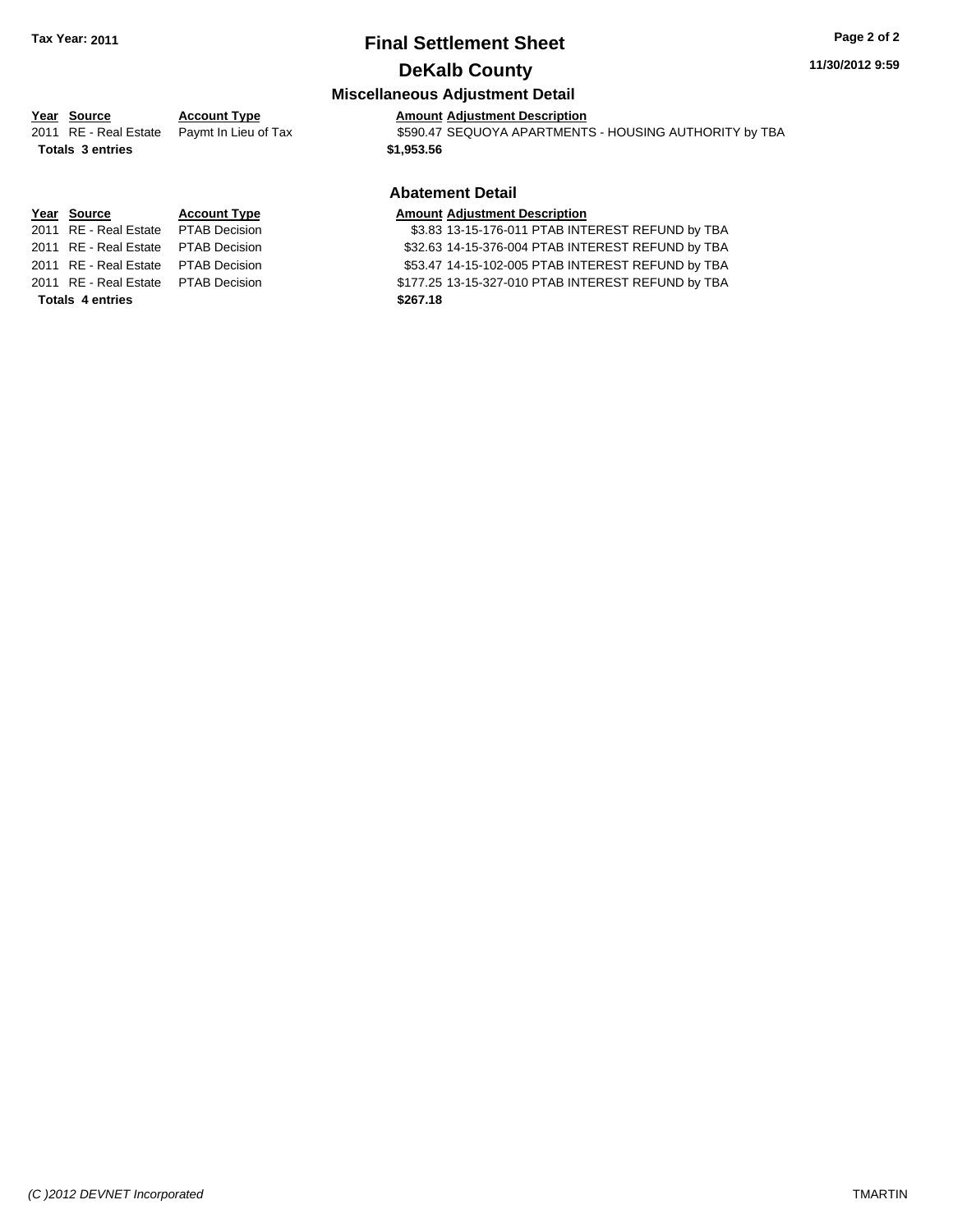# Final Settlement Sheet

## DeKalb County

Tax Year: 2011

11/30/2012 9:59

### Miscellaneous Adjustment Detail

| Year | Source | Account Type | Amount | Adjustment Description |
|---|---|---|---|---|
| 2011 | RE - Real Estate | Paymt In Lieu of Tax | $590.47 | SEQUOYA APARTMENTS - HOUSING AUTHORITY by TBA |
| **Totals 3 entries** | | | **$1,953.56** | |

### Abatement Detail

| Year | Source | Account Type | Amount | Adjustment Description |
|---|---|---|---|---|
| 2011 | RE - Real Estate | PTAB Decision | $3.83 | 13-15-176-011 PTAB INTEREST REFUND by TBA |
| 2011 | RE - Real Estate | PTAB Decision | $32.63 | 14-15-376-004 PTAB INTEREST REFUND by TBA |
| 2011 | RE - Real Estate | PTAB Decision | $53.47 | 14-15-102-005 PTAB INTEREST REFUND by TBA |
| 2011 | RE - Real Estate | PTAB Decision | $177.25 | 13-15-327-010 PTAB INTEREST REFUND by TBA |
| **Totals 4 entries** | | | **$267.18** | |

*(C )2012 DEVNET Incorporated* TMARTIN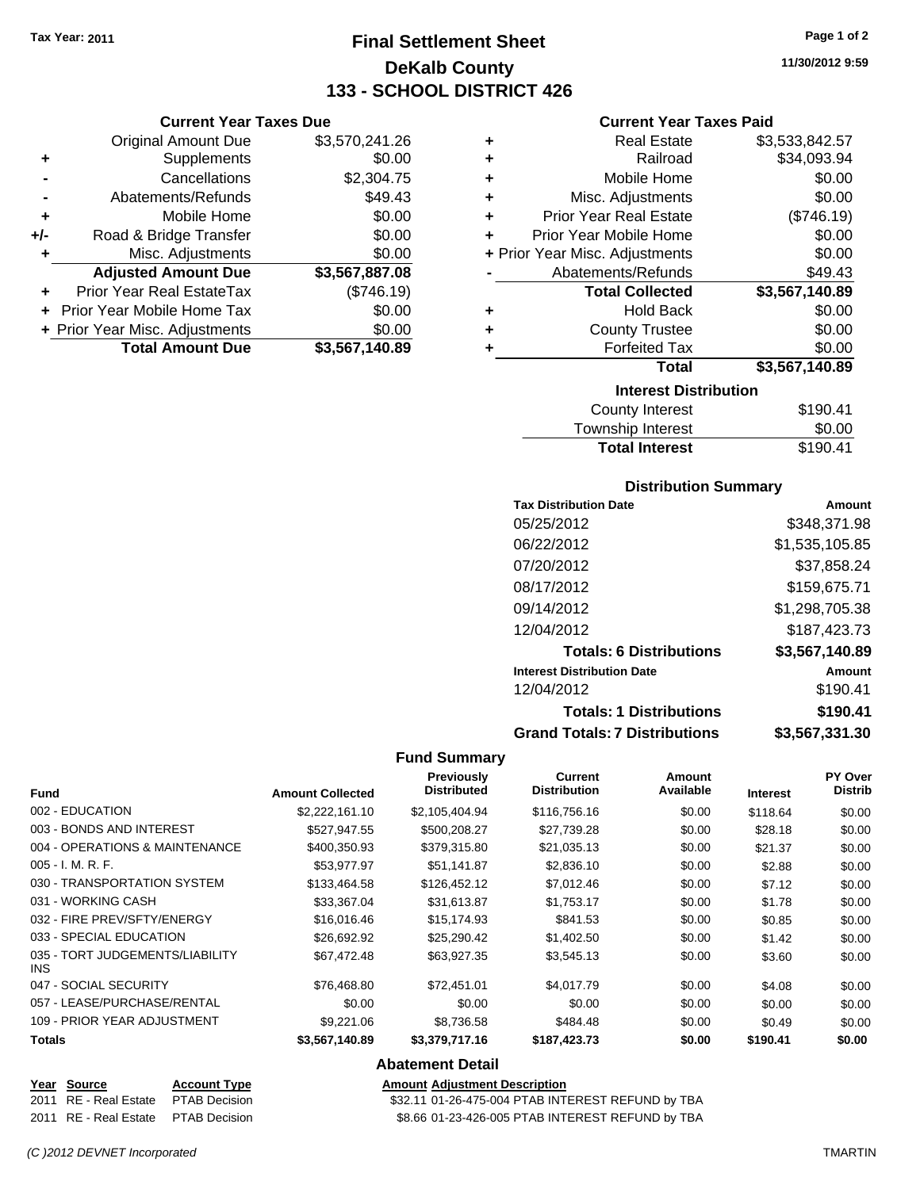Tax Year: 2011

# Final Settlement Sheet
## DeKalb County
## 133 - SCHOOL DISTRICT 426

11/30/2012 9:59

### Current Year Taxes Due

| | | |
|---|---|---|
| | Original Amount Due | $3,570,241.26 |
| + | Supplements | $0.00 |
| - | Cancellations | $2,304.75 |
| - | Abatements/Refunds | $49.43 |
| + | Mobile Home | $0.00 |
| +/- | Road & Bridge Transfer | $0.00 |
| + | Misc. Adjustments | $0.00 |
| | **Adjusted Amount Due** | **$3,567,887.08** |
| + | Prior Year Real EstateTax | ($746.19) |
| + | Prior Year Mobile Home Tax | $0.00 |
| + | Prior Year Misc. Adjustments | $0.00 |
| | **Total Amount Due** | **$3,567,140.89** |

### Current Year Taxes Paid

| | | |
|---|---|---|
| + | Real Estate | $3,533,842.57 |
| + | Railroad | $34,093.94 |
| + | Mobile Home | $0.00 |
| + | Misc. Adjustments | $0.00 |
| + | Prior Year Real Estate | ($746.19) |
| + | Prior Year Mobile Home | $0.00 |
| + | Prior Year Misc. Adjustments | $0.00 |
| - | Abatements/Refunds | $49.43 |
| | **Total Collected** | **$3,567,140.89** |
| + | Hold Back | $0.00 |
| + | County Trustee | $0.00 |
| + | Forfeited Tax | $0.00 |
| | **Total** | **$3,567,140.89** |

### Interest Distribution

| | |
|---|---|
| County Interest | $190.41 |
| Township Interest | $0.00 |
| **Total Interest** | $190.41 |

### Distribution Summary

| Tax Distribution Date | Amount |
|---|---|
| 05/25/2012 | $348,371.98 |
| 06/22/2012 | $1,535,105.85 |
| 07/20/2012 | $37,858.24 |
| 08/17/2012 | $159,675.71 |
| 09/14/2012 | $1,298,705.38 |
| 12/04/2012 | $187,423.73 |
| **Totals: 6 Distributions** | **$3,567,140.89** |
| **Interest Distribution Date** | **Amount** |
| 12/04/2012 | $190.41 |
| **Totals: 1 Distributions** | **$190.41** |
| **Grand Totals: 7 Distributions** | **$3,567,331.30** |

### Fund Summary

| Fund | Amount Collected | Previously Distributed | Current Distribution | Amount Available | Interest | PY Over Distrib |
|---|---|---|---|---|---|---|
| 002 - EDUCATION | $2,222,161.10 | $2,105,404.94 | $116,756.16 | $0.00 | $118.64 | $0.00 |
| 003 - BONDS AND INTEREST | $527,947.55 | $500,208.27 | $27,739.28 | $0.00 | $28.18 | $0.00 |
| 004 - OPERATIONS & MAINTENANCE | $400,350.93 | $379,315.80 | $21,035.13 | $0.00 | $21.37 | $0.00 |
| 005 - I. M. R. F. | $53,977.97 | $51,141.87 | $2,836.10 | $0.00 | $2.88 | $0.00 |
| 030 - TRANSPORTATION SYSTEM | $133,464.58 | $126,452.12 | $7,012.46 | $0.00 | $7.12 | $0.00 |
| 031 - WORKING CASH | $33,367.04 | $31,613.87 | $1,753.17 | $0.00 | $1.78 | $0.00 |
| 032 - FIRE PREV/SFTY/ENERGY | $16,016.46 | $15,174.93 | $841.53 | $0.00 | $0.85 | $0.00 |
| 033 - SPECIAL EDUCATION | $26,692.92 | $25,290.42 | $1,402.50 | $0.00 | $1.42 | $0.00 |
| 035 - TORT JUDGEMENTS/LIABILITY INS | $67,472.48 | $63,927.35 | $3,545.13 | $0.00 | $3.60 | $0.00 |
| 047 - SOCIAL SECURITY | $76,468.80 | $72,451.01 | $4,017.79 | $0.00 | $4.08 | $0.00 |
| 057 - LEASE/PURCHASE/RENTAL | $0.00 | $0.00 | $0.00 | $0.00 | $0.00 | $0.00 |
| 109 - PRIOR YEAR ADJUSTMENT | $9,221.06 | $8,736.58 | $484.48 | $0.00 | $0.49 | $0.00 |
| **Totals** | **$3,567,140.89** | **$3,379,717.16** | **$187,423.73** | **$0.00** | **$190.41** | **$0.00** |

### Abatement Detail

| Year | Source | Account Type | Amount | Adjustment Description |
|---|---|---|---|---|
| 2011 | RE - Real Estate | PTAB Decision | $32.11 | 01-26-475-004 PTAB INTEREST REFUND by TBA |
| 2011 | RE - Real Estate | PTAB Decision | $8.66 | 01-23-426-005 PTAB INTEREST REFUND by TBA |

(C )2012 DEVNET Incorporated TMARTIN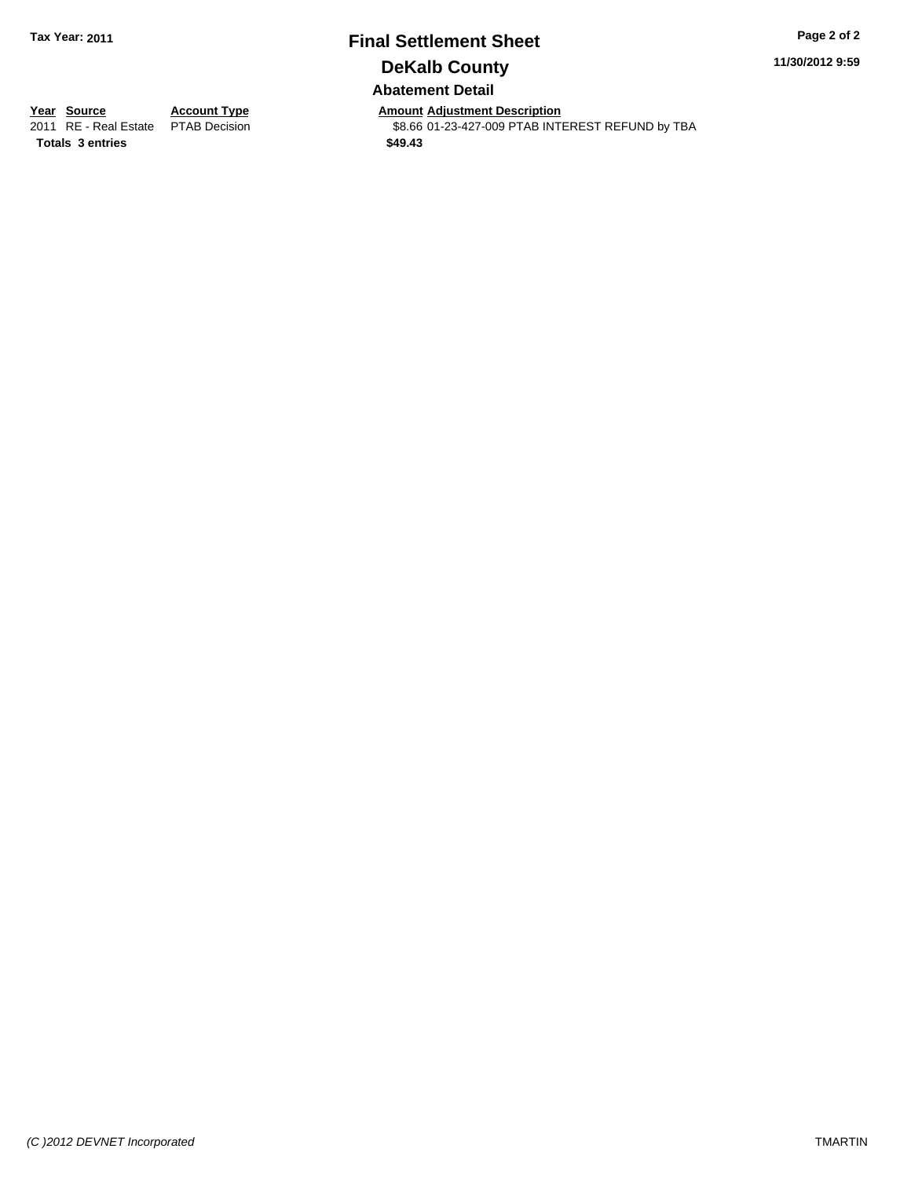**Tax Year: 2011**

# Final Settlement Sheet

## DeKalb County

### Abatement Detail

| Year | Source | Account Type | Amount | Adjustment Description |
|---|---|---|---|---|
| 2011 | RE - Real Estate | PTAB Decision | $8.66 | 01-23-427-009 PTAB INTEREST REFUND by TBA |
| **Totals** | **3 entries** | | **$49.43** | |

*(C )2012 DEVNET Incorporated* TMARTIN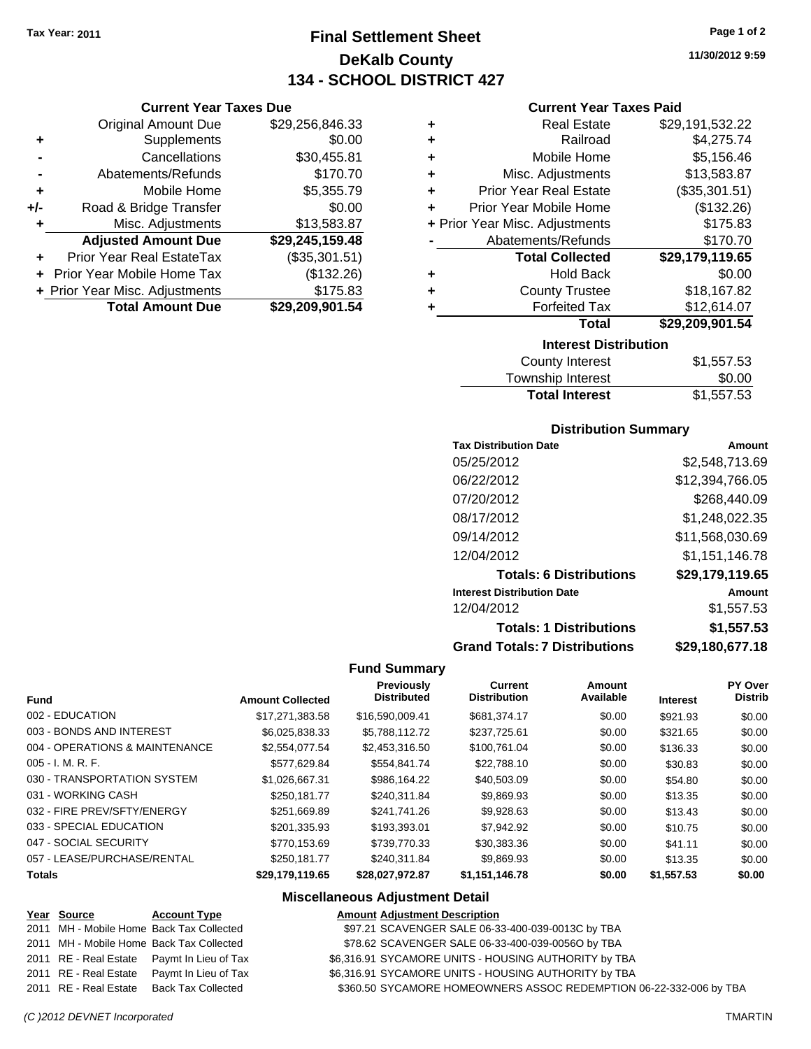**Tax Year: 2011**

# Final Settlement Sheet
## DeKalb County
## 134 - SCHOOL DISTRICT 427

11/30/2012 9:59

### Current Year Taxes Due

| | | |
|---|---|---|
| | Original Amount Due | $29,256,846.33 |
| + | Supplements | $0.00 |
| - | Cancellations | $30,455.81 |
| - | Abatements/Refunds | $170.70 |
| + | Mobile Home | $5,355.79 |
| +/- | Road & Bridge Transfer | $0.00 |
| + | Misc. Adjustments | $13,583.87 |
| | **Adjusted Amount Due** | **$29,245,159.48** |
| + | Prior Year Real EstateTax | ($35,301.51) |
| + | Prior Year Mobile Home Tax | ($132.26) |
| + | Prior Year Misc. Adjustments | $175.83 |
| | **Total Amount Due** | **$29,209,901.54** |

### Current Year Taxes Paid

| | | |
|---|---|---|
| + | Real Estate | $29,191,532.22 |
| + | Railroad | $4,275.74 |
| + | Mobile Home | $5,156.46 |
| + | Misc. Adjustments | $13,583.87 |
| + | Prior Year Real Estate | ($35,301.51) |
| + | Prior Year Mobile Home | ($132.26) |
| + | Prior Year Misc. Adjustments | $175.83 |
| - | Abatements/Refunds | $170.70 |
| | **Total Collected** | **$29,179,119.65** |
| + | Hold Back | $0.00 |
| + | County Trustee | $18,167.82 |
| + | Forfeited Tax | $12,614.07 |
| | **Total** | **$29,209,901.54** |

### Interest Distribution

| | |
|---|---|
| County Interest | $1,557.53 |
| Township Interest | $0.00 |
| **Total Interest** | $1,557.53 |

### Distribution Summary

| Tax Distribution Date | Amount |
|---|---|
| 05/25/2012 | $2,548,713.69 |
| 06/22/2012 | $12,394,766.05 |
| 07/20/2012 | $268,440.09 |
| 08/17/2012 | $1,248,022.35 |
| 09/14/2012 | $11,568,030.69 |
| 12/04/2012 | $1,151,146.78 |
| **Totals: 6 Distributions** | **$29,179,119.65** |
| **Interest Distribution Date** | **Amount** |
| 12/04/2012 | $1,557.53 |
| **Totals: 1 Distributions** | **$1,557.53** |
| **Grand Totals: 7 Distributions** | **$29,180,677.18** |

### Fund Summary

| Fund | Amount Collected | Previously Distributed | Current Distribution | Amount Available | Interest | PY Over Distrib |
|---|---|---|---|---|---|---|
| 002 - EDUCATION | $17,271,383.58 | $16,590,009.41 | $681,374.17 | $0.00 | $921.93 | $0.00 |
| 003 - BONDS AND INTEREST | $6,025,838.33 | $5,788,112.72 | $237,725.61 | $0.00 | $321.65 | $0.00 |
| 004 - OPERATIONS & MAINTENANCE | $2,554,077.54 | $2,453,316.50 | $100,761.04 | $0.00 | $136.33 | $0.00 |
| 005 - I. M. R. F. | $577,629.84 | $554,841.74 | $22,788.10 | $0.00 | $30.83 | $0.00 |
| 030 - TRANSPORTATION SYSTEM | $1,026,667.31 | $986,164.22 | $40,503.09 | $0.00 | $54.80 | $0.00 |
| 031 - WORKING CASH | $250,181.77 | $240,311.84 | $9,869.93 | $0.00 | $13.35 | $0.00 |
| 032 - FIRE PREV/SFTY/ENERGY | $251,669.89 | $241,741.26 | $9,928.63 | $0.00 | $13.43 | $0.00 |
| 033 - SPECIAL EDUCATION | $201,335.93 | $193,393.01 | $7,942.92 | $0.00 | $10.75 | $0.00 |
| 047 - SOCIAL SECURITY | $770,153.69 | $739,770.33 | $30,383.36 | $0.00 | $41.11 | $0.00 |
| 057 - LEASE/PURCHASE/RENTAL | $250,181.77 | $240,311.84 | $9,869.93 | $0.00 | $13.35 | $0.00 |
| **Totals** | **$29,179,119.65** | **$28,027,972.87** | **$1,151,146.78** | **$0.00** | **$1,557.53** | **$0.00** |

### Miscellaneous Adjustment Detail

| Year | Source | Account Type | Amount | Adjustment Description |
|---|---|---|---|---|
| 2011 | MH - Mobile Home | Back Tax Collected | $97.21 | SCAVENGER SALE 06-33-400-039-0013C by TBA |
| 2011 | MH - Mobile Home | Back Tax Collected | $78.62 | SCAVENGER SALE 06-33-400-039-0056O by TBA |
| 2011 | RE - Real Estate | Paymt In Lieu of Tax | $6,316.91 | SYCAMORE UNITS - HOUSING AUTHORITY by TBA |
| 2011 | RE - Real Estate | Paymt In Lieu of Tax | $6,316.91 | SYCAMORE UNITS - HOUSING AUTHORITY by TBA |
| 2011 | RE - Real Estate | Back Tax Collected | $360.50 | SYCAMORE HOMEOWNERS ASSOC REDEMPTION 06-22-332-006 by TBA |

*(C )2012 DEVNET Incorporated* TMARTIN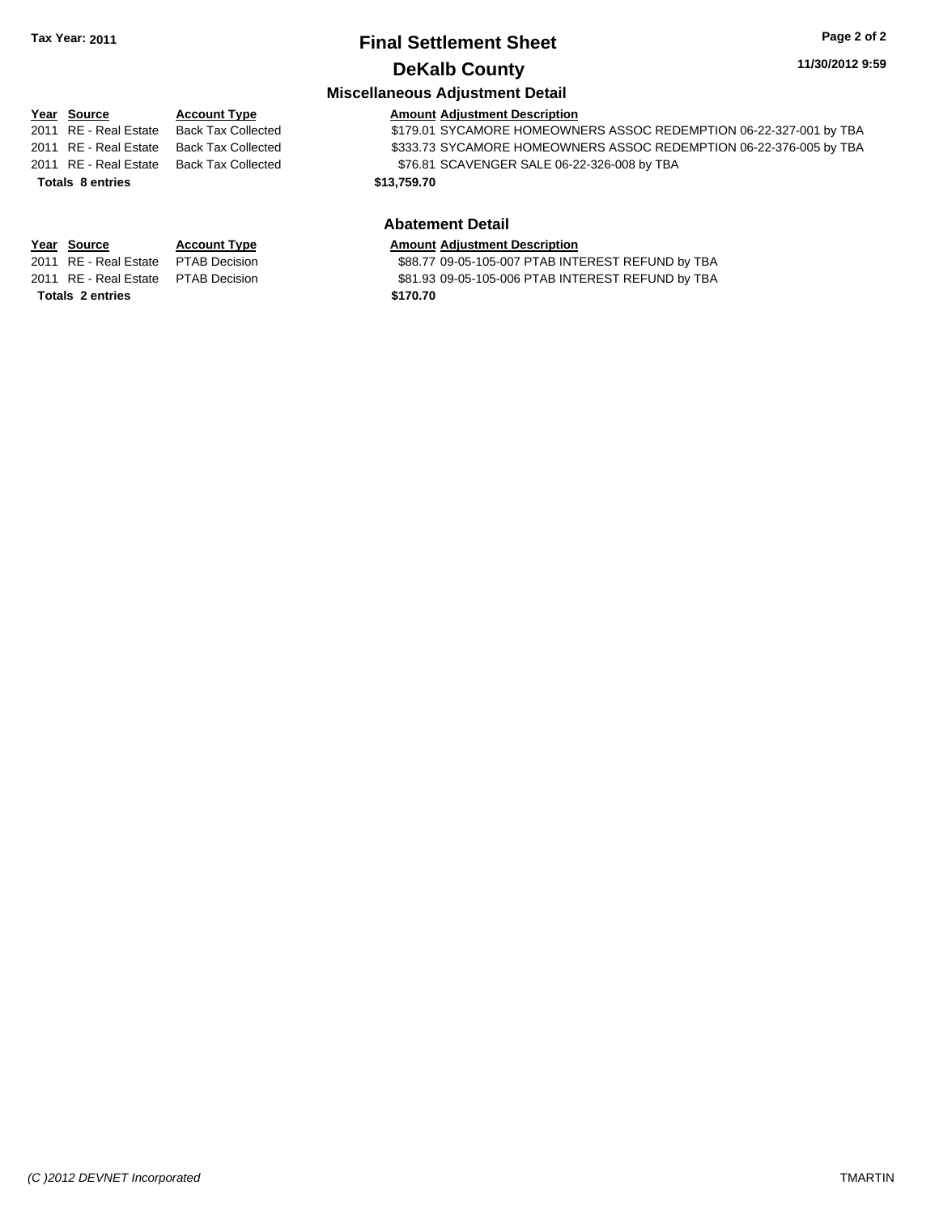**Tax Year: 2011**

# Final Settlement Sheet

## DeKalb County

### Miscellaneous Adjustment Detail

| Year | Source | Account Type | Amount | Adjustment Description |
|---|---|---|---|---|
| 2011 | RE - Real Estate | Back Tax Collected | $179.01 | SYCAMORE HOMEOWNERS ASSOC REDEMPTION 06-22-327-001 by TBA |
| 2011 | RE - Real Estate | Back Tax Collected | $333.73 | SYCAMORE HOMEOWNERS ASSOC REDEMPTION 06-22-376-005 by TBA |
| 2011 | RE - Real Estate | Back Tax Collected | $76.81 | SCAVENGER SALE 06-22-326-008 by TBA |
| **Totals 8 entries** | | | **$13,759.70** | |

### Abatement Detail

| Year | Source | Account Type | Amount | Adjustment Description |
|---|---|---|---|---|
| 2011 | RE - Real Estate | PTAB Decision | $88.77 | 09-05-105-007 PTAB INTEREST REFUND by TBA |
| 2011 | RE - Real Estate | PTAB Decision | $81.93 | 09-05-105-006 PTAB INTEREST REFUND by TBA |
| **Totals 2 entries** | | | **$170.70** | |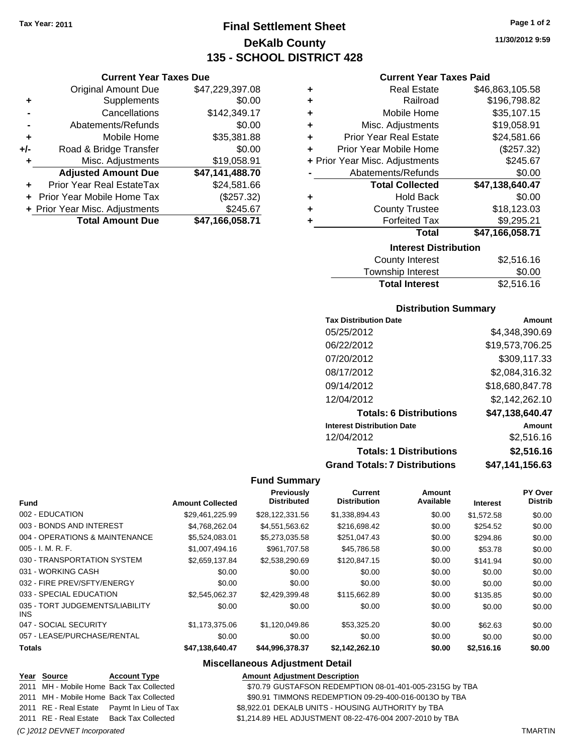Tax Year: 2011

# Final Settlement Sheet
## DeKalb County
## 135 - SCHOOL DISTRICT 428

11/30/2012 9:59

### Current Year Taxes Due

| | | |
|---|---|---|
| | Original Amount Due | $47,229,397.08 |
| + | Supplements | $0.00 |
| - | Cancellations | $142,349.17 |
| - | Abatements/Refunds | $0.00 |
| + | Mobile Home | $35,381.88 |
| +/- | Road & Bridge Transfer | $0.00 |
| + | Misc. Adjustments | $19,058.91 |
| | **Adjusted Amount Due** | **$47,141,488.70** |
| + | Prior Year Real EstateTax | $24,581.66 |
| + | Prior Year Mobile Home Tax | ($257.32) |
| + | Prior Year Misc. Adjustments | $245.67 |
| | **Total Amount Due** | **$47,166,058.71** |

### Current Year Taxes Paid

| | | |
|---|---|---|
| + | Real Estate | $46,863,105.58 |
| + | Railroad | $196,798.82 |
| + | Mobile Home | $35,107.15 |
| + | Misc. Adjustments | $19,058.91 |
| + | Prior Year Real Estate | $24,581.66 |
| + | Prior Year Mobile Home | ($257.32) |
| + | Prior Year Misc. Adjustments | $245.67 |
| - | Abatements/Refunds | $0.00 |
| | **Total Collected** | **$47,138,640.47** |
| + | Hold Back | $0.00 |
| + | County Trustee | $18,123.03 |
| + | Forfeited Tax | $9,295.21 |
| | **Total** | **$47,166,058.71** |

### Interest Distribution

| | |
|---|---|
| County Interest | $2,516.16 |
| Township Interest | $0.00 |
| **Total Interest** | $2,516.16 |

### Distribution Summary

| Tax Distribution Date | Amount |
|---|---|
| 05/25/2012 | $4,348,390.69 |
| 06/22/2012 | $19,573,706.25 |
| 07/20/2012 | $309,117.33 |
| 08/17/2012 | $2,084,316.32 |
| 09/14/2012 | $18,680,847.78 |
| 12/04/2012 | $2,142,262.10 |
| **Totals: 6 Distributions** | **$47,138,640.47** |
| **Interest Distribution Date** | **Amount** |
| 12/04/2012 | $2,516.16 |
| **Totals: 1 Distributions** | **$2,516.16** |
| **Grand Totals: 7 Distributions** | **$47,141,156.63** |

### Fund Summary

| Fund | Amount Collected | Previously Distributed | Current Distribution | Amount Available | Interest | PY Over Distrib |
|---|---|---|---|---|---|---|
| 002 - EDUCATION | $29,461,225.99 | $28,122,331.56 | $1,338,894.43 | $0.00 | $1,572.58 | $0.00 |
| 003 - BONDS AND INTEREST | $4,768,262.04 | $4,551,563.62 | $216,698.42 | $0.00 | $254.52 | $0.00 |
| 004 - OPERATIONS & MAINTENANCE | $5,524,083.01 | $5,273,035.58 | $251,047.43 | $0.00 | $294.86 | $0.00 |
| 005 - I. M. R. F. | $1,007,494.16 | $961,707.58 | $45,786.58 | $0.00 | $53.78 | $0.00 |
| 030 - TRANSPORTATION SYSTEM | $2,659,137.84 | $2,538,290.69 | $120,847.15 | $0.00 | $141.94 | $0.00 |
| 031 - WORKING CASH | $0.00 | $0.00 | $0.00 | $0.00 | $0.00 | $0.00 |
| 032 - FIRE PREV/SFTY/ENERGY | $0.00 | $0.00 | $0.00 | $0.00 | $0.00 | $0.00 |
| 033 - SPECIAL EDUCATION | $2,545,062.37 | $2,429,399.48 | $115,662.89 | $0.00 | $135.85 | $0.00 |
| 035 - TORT JUDGEMENTS/LIABILITY INS | $0.00 | $0.00 | $0.00 | $0.00 | $0.00 | $0.00 |
| 047 - SOCIAL SECURITY | $1,173,375.06 | $1,120,049.86 | $53,325.20 | $0.00 | $62.63 | $0.00 |
| 057 - LEASE/PURCHASE/RENTAL | $0.00 | $0.00 | $0.00 | $0.00 | $0.00 | $0.00 |
| **Totals** | **$47,138,640.47** | **$44,996,378.37** | **$2,142,262.10** | **$0.00** | **$2,516.16** | **$0.00** |

### Miscellaneous Adjustment Detail

| Year | Source | Account Type | Amount | Adjustment Description |
|---|---|---|---|---|
| 2011 | MH - Mobile Home | Back Tax Collected | $70.79 | GUSTAFSON REDEMPTION 08-01-401-005-2315G by TBA |
| 2011 | MH - Mobile Home | Back Tax Collected | $90.91 | TIMMONS REDEMPTION 09-29-400-016-0013O by TBA |
| 2011 | RE - Real Estate | Paymt In Lieu of Tax | $8,922.01 | DEKALB UNITS - HOUSING AUTHORITY by TBA |
| 2011 | RE - Real Estate | Back Tax Collected | $1,214.89 | HEL ADJUSTMENT 08-22-476-004 2007-2010 by TBA |

(C )2012 DEVNET Incorporated TMARTIN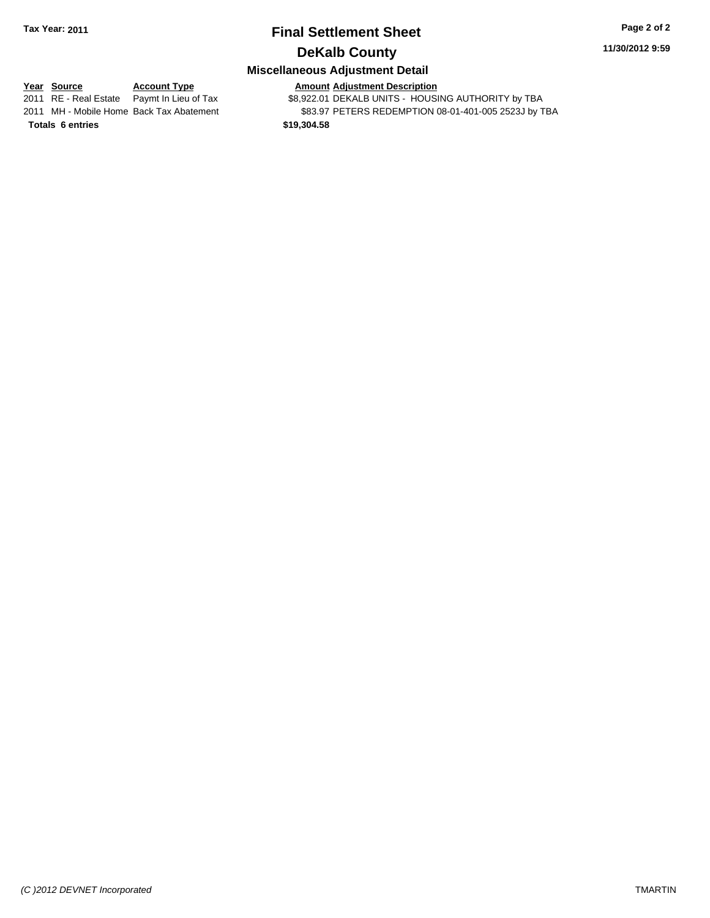**Tax Year: 2011**

# Final Settlement Sheet

## DeKalb County

### Miscellaneous Adjustment Detail

| Year | Source | Account Type | Amount | Adjustment Description |
|---|---|---|---|---|
| 2011 | RE - Real Estate | Paymt In Lieu of Tax | $8,922.01 | DEKALB UNITS - HOUSING AUTHORITY by TBA |
| 2011 | MH - Mobile Home | Back Tax Abatement | $83.97 | PETERS REDEMPTION 08-01-401-005 2523J by TBA |
| **Totals** | **6 entries** | | **$19,304.58** | |

*(C )2012 DEVNET Incorporated*

TMARTIN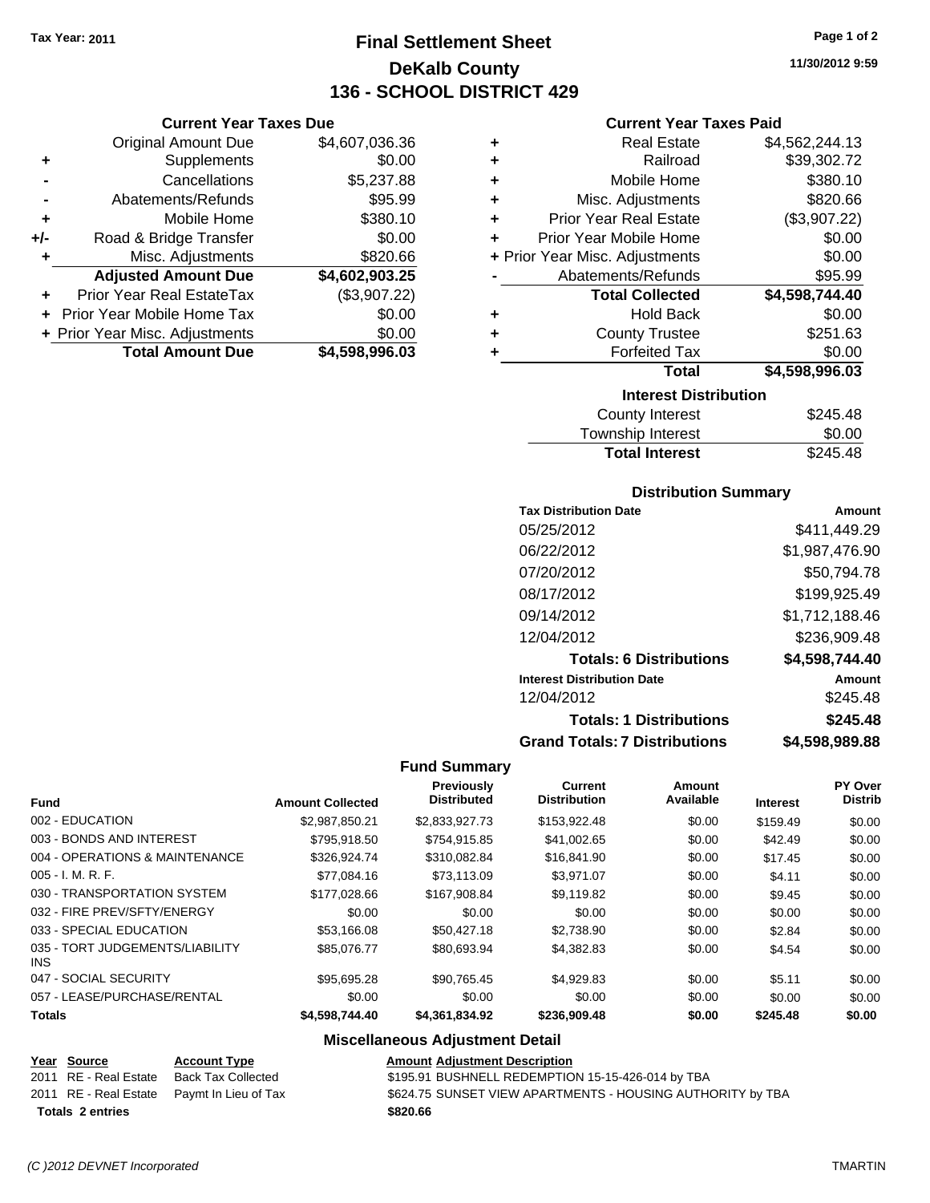Tax Year: 2011

# Final Settlement Sheet
## DeKalb County
## 136 - SCHOOL DISTRICT 429

11/30/2012 9:59

### Current Year Taxes Due

| | | |
|---|---|---|
| | Original Amount Due | $4,607,036.36 |
| + | Supplements | $0.00 |
| - | Cancellations | $5,237.88 |
| - | Abatements/Refunds | $95.99 |
| + | Mobile Home | $380.10 |
| +/- | Road & Bridge Transfer | $0.00 |
| + | Misc. Adjustments | $820.66 |
| | **Adjusted Amount Due** | **$4,602,903.25** |
| + | Prior Year Real EstateTax | ($3,907.22) |
| + | Prior Year Mobile Home Tax | $0.00 |
| + | Prior Year Misc. Adjustments | $0.00 |
| | **Total Amount Due** | **$4,598,996.03** |

### Current Year Taxes Paid

| | | |
|---|---|---|
| + | Real Estate | $4,562,244.13 |
| + | Railroad | $39,302.72 |
| + | Mobile Home | $380.10 |
| + | Misc. Adjustments | $820.66 |
| + | Prior Year Real Estate | ($3,907.22) |
| + | Prior Year Mobile Home | $0.00 |
| + | Prior Year Misc. Adjustments | $0.00 |
| - | Abatements/Refunds | $95.99 |
| | **Total Collected** | **$4,598,744.40** |
| + | Hold Back | $0.00 |
| + | County Trustee | $251.63 |
| + | Forfeited Tax | $0.00 |
| | **Total** | **$4,598,996.03** |

### Interest Distribution

| | |
|---|---|
| County Interest | $245.48 |
| Township Interest | $0.00 |
| **Total Interest** | $245.48 |

### Distribution Summary

| Tax Distribution Date | Amount |
|---|---|
| 05/25/2012 | $411,449.29 |
| 06/22/2012 | $1,987,476.90 |
| 07/20/2012 | $50,794.78 |
| 08/17/2012 | $199,925.49 |
| 09/14/2012 | $1,712,188.46 |
| 12/04/2012 | $236,909.48 |
| **Totals: 6 Distributions** | **$4,598,744.40** |
| **Interest Distribution Date** | **Amount** |
| 12/04/2012 | $245.48 |
| **Totals: 1 Distributions** | **$245.48** |
| **Grand Totals: 7 Distributions** | **$4,598,989.88** |

### Fund Summary

| Fund | Amount Collected | Previously Distributed | Current Distribution | Amount Available | Interest | PY Over Distrib |
|---|---|---|---|---|---|---|
| 002 - EDUCATION | $2,987,850.21 | $2,833,927.73 | $153,922.48 | $0.00 | $159.49 | $0.00 |
| 003 - BONDS AND INTEREST | $795,918.50 | $754,915.85 | $41,002.65 | $0.00 | $42.49 | $0.00 |
| 004 - OPERATIONS & MAINTENANCE | $326,924.74 | $310,082.84 | $16,841.90 | $0.00 | $17.45 | $0.00 |
| 005 - I. M. R. F. | $77,084.16 | $73,113.09 | $3,971.07 | $0.00 | $4.11 | $0.00 |
| 030 - TRANSPORTATION SYSTEM | $177,028.66 | $167,908.84 | $9,119.82 | $0.00 | $9.45 | $0.00 |
| 032 - FIRE PREV/SFTY/ENERGY | $0.00 | $0.00 | $0.00 | $0.00 | $0.00 | $0.00 |
| 033 - SPECIAL EDUCATION | $53,166.08 | $50,427.18 | $2,738.90 | $0.00 | $2.84 | $0.00 |
| 035 - TORT JUDGEMENTS/LIABILITY INS | $85,076.77 | $80,693.94 | $4,382.83 | $0.00 | $4.54 | $0.00 |
| 047 - SOCIAL SECURITY | $95,695.28 | $90,765.45 | $4,929.83 | $0.00 | $5.11 | $0.00 |
| 057 - LEASE/PURCHASE/RENTAL | $0.00 | $0.00 | $0.00 | $0.00 | $0.00 | $0.00 |
| **Totals** | **$4,598,744.40** | **$4,361,834.92** | **$236,909.48** | **$0.00** | **$245.48** | **$0.00** |

### Miscellaneous Adjustment Detail

| Year | Source | Account Type | Amount | Adjustment Description |
|---|---|---|---|---|
| 2011 | RE - Real Estate | Back Tax Collected | $195.91 | BUSHNELL REDEMPTION 15-15-426-014 by TBA |
| 2011 | RE - Real Estate | Paymt In Lieu of Tax | $624.75 | SUNSET VIEW APARTMENTS - HOUSING AUTHORITY by TBA |
| **Totals** | **2 entries** | | **$820.66** | |

(C )2012 DEVNET Incorporated TMARTIN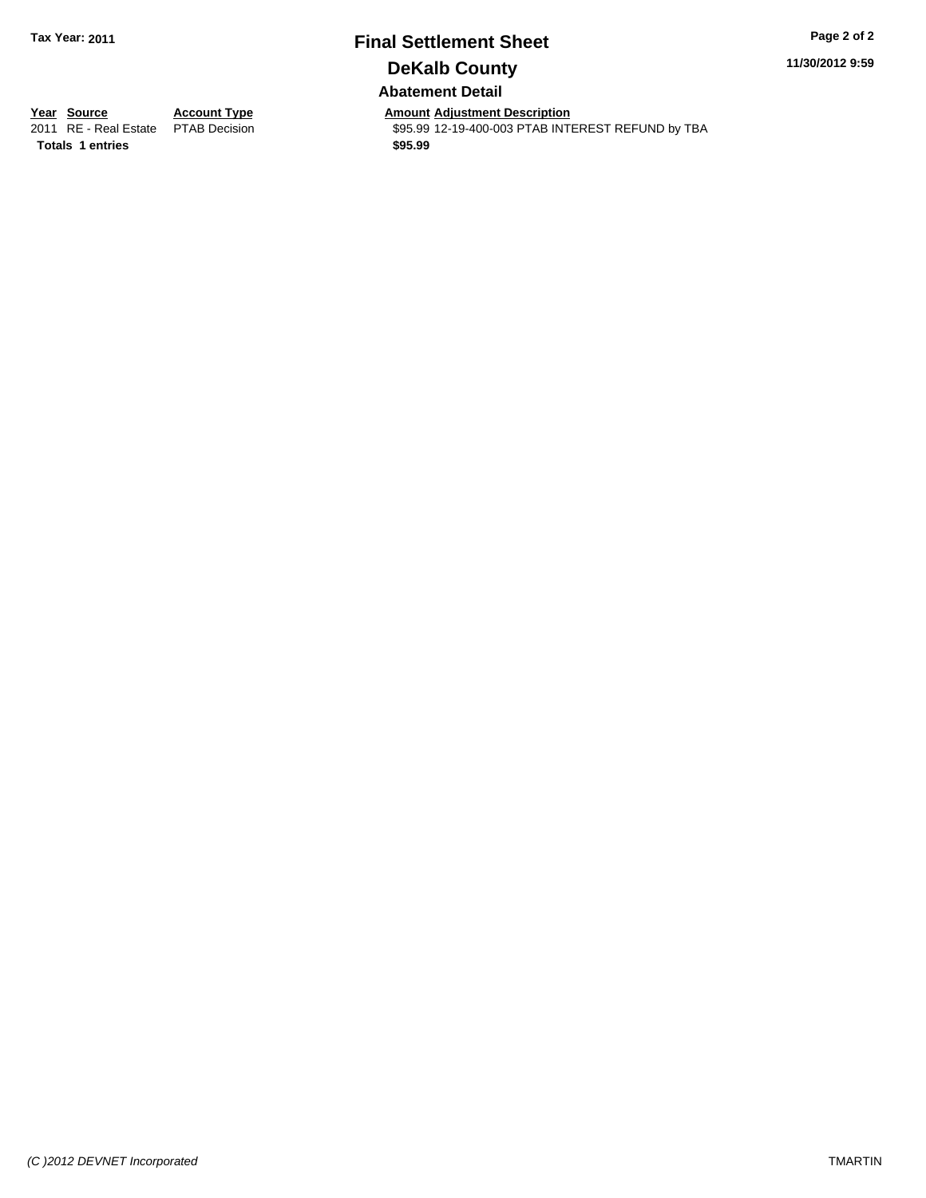**Tax Year: 2011**

# Final Settlement Sheet

## DeKalb County

### Abatement Detail

| Year | Source | Account Type | Amount | Adjustment Description |
|---|---|---|---|---|
| 2011 | RE - Real Estate | PTAB Decision | $95.99 | 12-19-400-003 PTAB INTEREST REFUND by TBA |
| **Totals** | **1 entries** | | **$95.99** | |

11/30/2012 9:59

*(C )2012 DEVNET Incorporated*

TMARTIN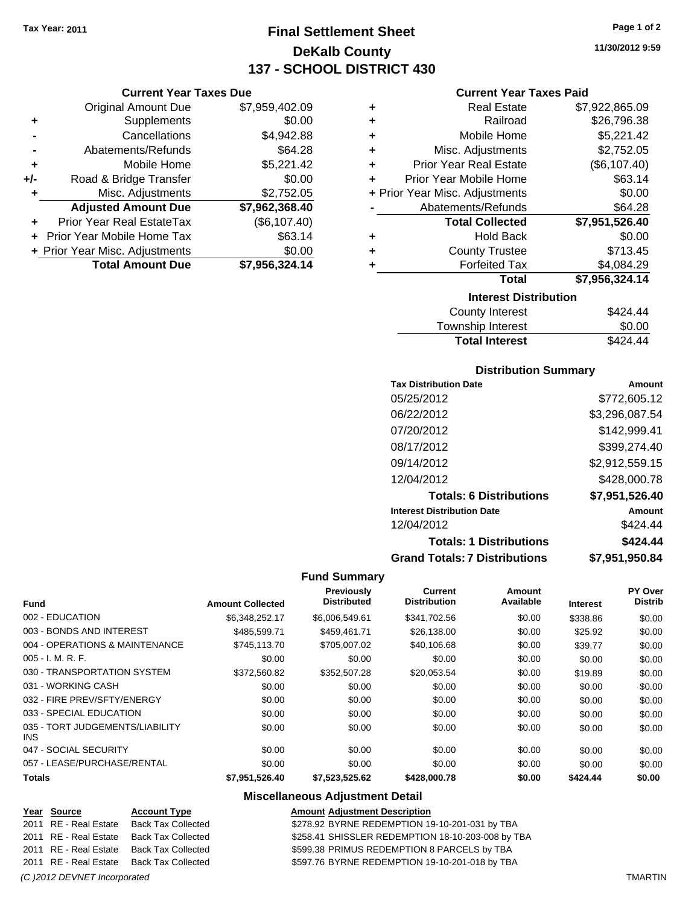Tax Year: 2011

# Final Settlement Sheet
## DeKalb County
## 137 - SCHOOL DISTRICT 430

11/30/2012 9:59

### Current Year Taxes Due

| | | |
|---|---|---|
| | Original Amount Due | $7,959,402.09 |
| + | Supplements | $0.00 |
| - | Cancellations | $4,942.88 |
| - | Abatements/Refunds | $64.28 |
| + | Mobile Home | $5,221.42 |
| +/- | Road & Bridge Transfer | $0.00 |
| + | Misc. Adjustments | $2,752.05 |
| | **Adjusted Amount Due** | **$7,962,368.40** |
| + | Prior Year Real EstateTax | ($6,107.40) |
| + | Prior Year Mobile Home Tax | $63.14 |
| + | Prior Year Misc. Adjustments | $0.00 |
| | **Total Amount Due** | **$7,956,324.14** |

### Current Year Taxes Paid

| | | |
|---|---|---|
| + | Real Estate | $7,922,865.09 |
| + | Railroad | $26,796.38 |
| + | Mobile Home | $5,221.42 |
| + | Misc. Adjustments | $2,752.05 |
| + | Prior Year Real Estate | ($6,107.40) |
| + | Prior Year Mobile Home | $63.14 |
| + | Prior Year Misc. Adjustments | $0.00 |
| - | Abatements/Refunds | $64.28 |
| | **Total Collected** | **$7,951,526.40** |
| + | Hold Back | $0.00 |
| + | County Trustee | $713.45 |
| + | Forfeited Tax | $4,084.29 |
| | **Total** | **$7,956,324.14** |

### Interest Distribution

| | |
|---|---|
| County Interest | $424.44 |
| Township Interest | $0.00 |
| **Total Interest** | **$424.44** |

### Distribution Summary

| Tax Distribution Date | Amount |
|---|---|
| 05/25/2012 | $772,605.12 |
| 06/22/2012 | $3,296,087.54 |
| 07/20/2012 | $142,999.41 |
| 08/17/2012 | $399,274.40 |
| 09/14/2012 | $2,912,559.15 |
| 12/04/2012 | $428,000.78 |
| **Totals: 6 Distributions** | **$7,951,526.40** |
| **Interest Distribution Date** | **Amount** |
| 12/04/2012 | $424.44 |
| **Totals: 1 Distributions** | **$424.44** |
| **Grand Totals: 7 Distributions** | **$7,951,950.84** |

### Fund Summary

| Fund | Amount Collected | Previously Distributed | Current Distribution | Amount Available | Interest | PY Over Distrib |
|---|---|---|---|---|---|---|
| 002 - EDUCATION | $6,348,252.17 | $6,006,549.61 | $341,702.56 | $0.00 | $338.86 | $0.00 |
| 003 - BONDS AND INTEREST | $485,599.71 | $459,461.71 | $26,138.00 | $0.00 | $25.92 | $0.00 |
| 004 - OPERATIONS & MAINTENANCE | $745,113.70 | $705,007.02 | $40,106.68 | $0.00 | $39.77 | $0.00 |
| 005 - I. M. R. F. | $0.00 | $0.00 | $0.00 | $0.00 | $0.00 | $0.00 |
| 030 - TRANSPORTATION SYSTEM | $372,560.82 | $352,507.28 | $20,053.54 | $0.00 | $19.89 | $0.00 |
| 031 - WORKING CASH | $0.00 | $0.00 | $0.00 | $0.00 | $0.00 | $0.00 |
| 032 - FIRE PREV/SFTY/ENERGY | $0.00 | $0.00 | $0.00 | $0.00 | $0.00 | $0.00 |
| 033 - SPECIAL EDUCATION | $0.00 | $0.00 | $0.00 | $0.00 | $0.00 | $0.00 |
| 035 - TORT JUDGEMENTS/LIABILITY INS | $0.00 | $0.00 | $0.00 | $0.00 | $0.00 | $0.00 |
| 047 - SOCIAL SECURITY | $0.00 | $0.00 | $0.00 | $0.00 | $0.00 | $0.00 |
| 057 - LEASE/PURCHASE/RENTAL | $0.00 | $0.00 | $0.00 | $0.00 | $0.00 | $0.00 |
| **Totals** | **$7,951,526.40** | **$7,523,525.62** | **$428,000.78** | **$0.00** | **$424.44** | **$0.00** |

### Miscellaneous Adjustment Detail

| Year | Source | Account Type | Amount | Adjustment Description |
|---|---|---|---|---|
| 2011 | RE - Real Estate | Back Tax Collected | $278.92 | BYRNE REDEMPTION 19-10-201-031 by TBA |
| 2011 | RE - Real Estate | Back Tax Collected | $258.41 | SHISSLER REDEMPTION 18-10-203-008 by TBA |
| 2011 | RE - Real Estate | Back Tax Collected | $599.38 | PRIMUS REDEMPTION 8 PARCELS by TBA |
| 2011 | RE - Real Estate | Back Tax Collected | $597.76 | BYRNE REDEMPTION 19-10-201-018 by TBA |

(C )2012 DEVNET Incorporated TMARTIN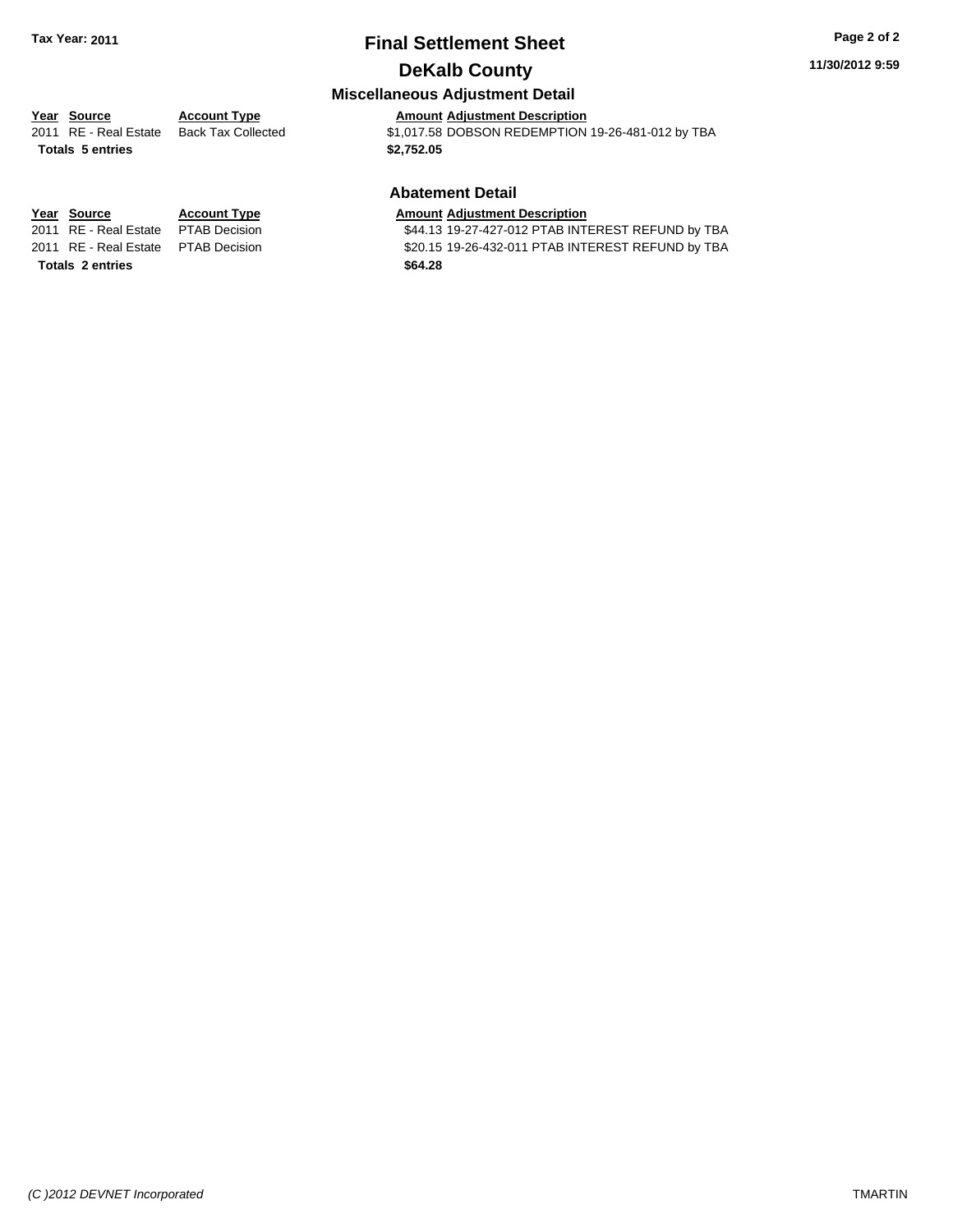**Tax Year: 2011**

# Final Settlement Sheet

## DeKalb County

### Miscellaneous Adjustment Detail

| Year | Source | Account Type | Amount | Adjustment Description |
|---|---|---|---|---|
| 2011 | RE - Real Estate | Back Tax Collected | $1,017.58 | DOBSON REDEMPTION 19-26-481-012 by TBA |
| **Totals** | **5 entries** | | **$2,752.05** | |

### Abatement Detail

| Year | Source | Account Type | Amount | Adjustment Description |
|---|---|---|---|---|
| 2011 | RE - Real Estate | PTAB Decision | $44.13 | 19-27-427-012 PTAB INTEREST REFUND by TBA |
| 2011 | RE - Real Estate | PTAB Decision | $20.15 | 19-26-432-011 PTAB INTEREST REFUND by TBA |
| **Totals** | **2 entries** | | **$64.28** | |

*(C )2012 DEVNET Incorporated* TMARTIN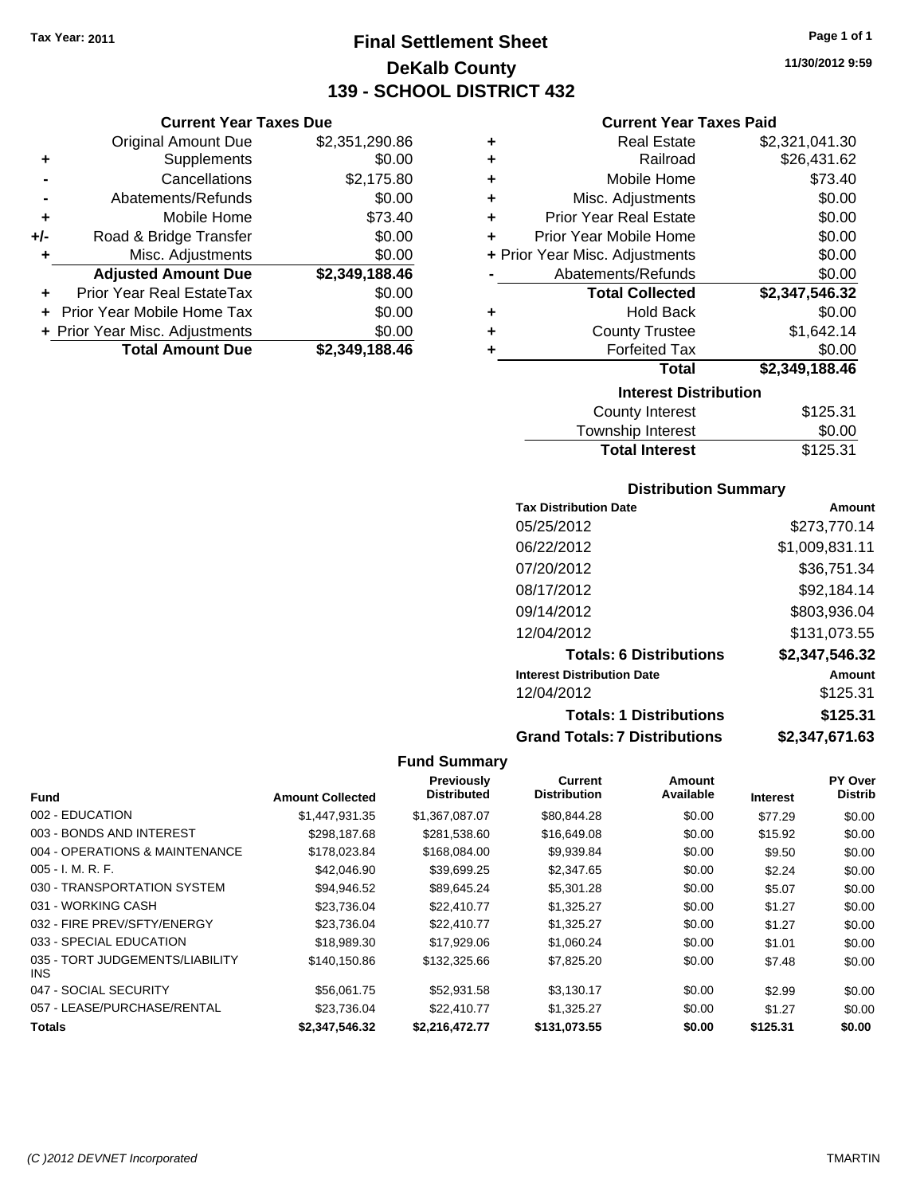Tax Year: 2011

# Final Settlement Sheet
## DeKalb County
## 139 - SCHOOL DISTRICT 432

11/30/2012 9:59

### Current Year Taxes Due

| | | |
|---|---|---|
| | Original Amount Due | $2,351,290.86 |
| + | Supplements | $0.00 |
| - | Cancellations | $2,175.80 |
| - | Abatements/Refunds | $0.00 |
| + | Mobile Home | $73.40 |
| +/- | Road & Bridge Transfer | $0.00 |
| + | Misc. Adjustments | $0.00 |
| | **Adjusted Amount Due** | **$2,349,188.46** |
| + | Prior Year Real EstateTax | $0.00 |
| + | Prior Year Mobile Home Tax | $0.00 |
| + | Prior Year Misc. Adjustments | $0.00 |
| | **Total Amount Due** | **$2,349,188.46** |

### Current Year Taxes Paid

| | | |
|---|---|---|
| + | Real Estate | $2,321,041.30 |
| + | Railroad | $26,431.62 |
| + | Mobile Home | $73.40 |
| + | Misc. Adjustments | $0.00 |
| + | Prior Year Real Estate | $0.00 |
| + | Prior Year Mobile Home | $0.00 |
| + | Prior Year Misc. Adjustments | $0.00 |
| - | Abatements/Refunds | $0.00 |
| | **Total Collected** | **$2,347,546.32** |
| + | Hold Back | $0.00 |
| + | County Trustee | $1,642.14 |
| + | Forfeited Tax | $0.00 |
| | **Total** | **$2,349,188.46** |

### Interest Distribution

| | |
|---|---|
| County Interest | $125.31 |
| Township Interest | $0.00 |
| **Total Interest** | $125.31 |

### Distribution Summary

| Tax Distribution Date | Amount |
|---|---|
| 05/25/2012 | $273,770.14 |
| 06/22/2012 | $1,009,831.11 |
| 07/20/2012 | $36,751.34 |
| 08/17/2012 | $92,184.14 |
| 09/14/2012 | $803,936.04 |
| 12/04/2012 | $131,073.55 |
| **Totals: 6 Distributions** | **$2,347,546.32** |
| **Interest Distribution Date** | **Amount** |
| 12/04/2012 | $125.31 |
| **Totals: 1 Distributions** | **$125.31** |
| **Grand Totals: 7 Distributions** | **$2,347,671.63** |

### Fund Summary

| Fund | Amount Collected | Previously Distributed | Current Distribution | Amount Available | Interest | PY Over Distrib |
|---|---|---|---|---|---|---|
| 002 - EDUCATION | $1,447,931.35 | $1,367,087.07 | $80,844.28 | $0.00 | $77.29 | $0.00 |
| 003 - BONDS AND INTEREST | $298,187.68 | $281,538.60 | $16,649.08 | $0.00 | $15.92 | $0.00 |
| 004 - OPERATIONS & MAINTENANCE | $178,023.84 | $168,084.00 | $9,939.84 | $0.00 | $9.50 | $0.00 |
| 005 - I. M. R. F. | $42,046.90 | $39,699.25 | $2,347.65 | $0.00 | $2.24 | $0.00 |
| 030 - TRANSPORTATION SYSTEM | $94,946.52 | $89,645.24 | $5,301.28 | $0.00 | $5.07 | $0.00 |
| 031 - WORKING CASH | $23,736.04 | $22,410.77 | $1,325.27 | $0.00 | $1.27 | $0.00 |
| 032 - FIRE PREV/SFTY/ENERGY | $23,736.04 | $22,410.77 | $1,325.27 | $0.00 | $1.27 | $0.00 |
| 033 - SPECIAL EDUCATION | $18,989.30 | $17,929.06 | $1,060.24 | $0.00 | $1.01 | $0.00 |
| 035 - TORT JUDGEMENTS/LIABILITY INS | $140,150.86 | $132,325.66 | $7,825.20 | $0.00 | $7.48 | $0.00 |
| 047 - SOCIAL SECURITY | $56,061.75 | $52,931.58 | $3,130.17 | $0.00 | $2.99 | $0.00 |
| 057 - LEASE/PURCHASE/RENTAL | $23,736.04 | $22,410.77 | $1,325.27 | $0.00 | $1.27 | $0.00 |
| **Totals** | **$2,347,546.32** | **$2,216,472.77** | **$131,073.55** | **$0.00** | **$125.31** | **$0.00** |

(C )2012 DEVNET Incorporated — TMARTIN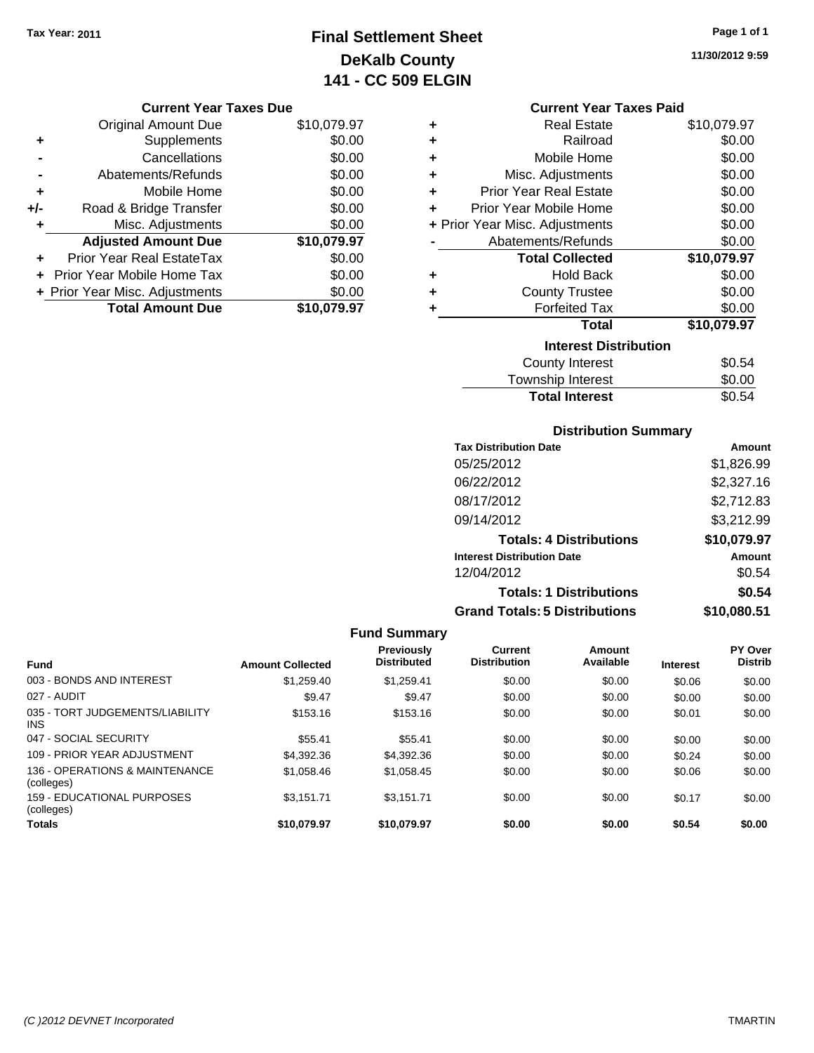Tax Year: 2011

# Final Settlement Sheet
## DeKalb County
## 141 - CC 509 ELGIN

11/30/2012 9:59

### Current Year Taxes Due

| | | |
|---|---|---|
| | Original Amount Due | $10,079.97 |
| + | Supplements | $0.00 |
| - | Cancellations | $0.00 |
| - | Abatements/Refunds | $0.00 |
| + | Mobile Home | $0.00 |
| +/- | Road & Bridge Transfer | $0.00 |
| + | Misc. Adjustments | $0.00 |
| | **Adjusted Amount Due** | **$10,079.97** |
| + | Prior Year Real EstateTax | $0.00 |
| + | Prior Year Mobile Home Tax | $0.00 |
| + | Prior Year Misc. Adjustments | $0.00 |
| | **Total Amount Due** | **$10,079.97** |

### Current Year Taxes Paid

| | | |
|---|---|---|
| + | Real Estate | $10,079.97 |
| + | Railroad | $0.00 |
| + | Mobile Home | $0.00 |
| + | Misc. Adjustments | $0.00 |
| + | Prior Year Real Estate | $0.00 |
| + | Prior Year Mobile Home | $0.00 |
| + | Prior Year Misc. Adjustments | $0.00 |
| - | Abatements/Refunds | $0.00 |
| | **Total Collected** | **$10,079.97** |
| + | Hold Back | $0.00 |
| + | County Trustee | $0.00 |
| + | Forfeited Tax | $0.00 |
| | **Total** | **$10,079.97** |

### Interest Distribution

| | |
|---|---|
| County Interest | $0.54 |
| Township Interest | $0.00 |
| **Total Interest** | $0.54 |

### Distribution Summary

| Tax Distribution Date | Amount |
|---|---|
| 05/25/2012 | $1,826.99 |
| 06/22/2012 | $2,327.16 |
| 08/17/2012 | $2,712.83 |
| 09/14/2012 | $3,212.99 |
| **Totals: 4 Distributions** | **$10,079.97** |
| **Interest Distribution Date** | **Amount** |
| 12/04/2012 | $0.54 |
| **Totals: 1 Distributions** | **$0.54** |
| **Grand Totals: 5 Distributions** | **$10,080.51** |

### Fund Summary

| Fund | Amount Collected | Previously Distributed | Current Distribution | Amount Available | Interest | PY Over Distrib |
|---|---|---|---|---|---|---|
| 003 - BONDS AND INTEREST | $1,259.40 | $1,259.41 | $0.00 | $0.00 | $0.06 | $0.00 |
| 027 - AUDIT | $9.47 | $9.47 | $0.00 | $0.00 | $0.00 | $0.00 |
| 035 - TORT JUDGEMENTS/LIABILITY INS | $153.16 | $153.16 | $0.00 | $0.00 | $0.01 | $0.00 |
| 047 - SOCIAL SECURITY | $55.41 | $55.41 | $0.00 | $0.00 | $0.00 | $0.00 |
| 109 - PRIOR YEAR ADJUSTMENT | $4,392.36 | $4,392.36 | $0.00 | $0.00 | $0.24 | $0.00 |
| 136 - OPERATIONS & MAINTENANCE (colleges) | $1,058.46 | $1,058.45 | $0.00 | $0.00 | $0.06 | $0.00 |
| 159 - EDUCATIONAL PURPOSES (colleges) | $3,151.71 | $3,151.71 | $0.00 | $0.00 | $0.17 | $0.00 |
| **Totals** | **$10,079.97** | **$10,079.97** | **$0.00** | **$0.00** | **$0.54** | **$0.00** |

(C )2012 DEVNET Incorporated TMARTIN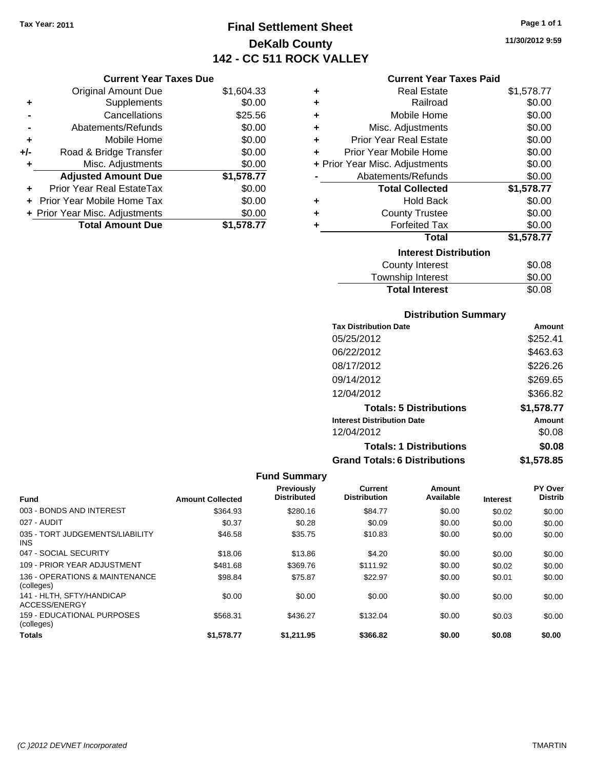Tax Year: 2011

# Final Settlement Sheet

## DeKalb County

## 142 - CC 511 ROCK VALLEY

11/30/2012 9:59

### Current Year Taxes Due

| | | |
|---|---|---|
| | Original Amount Due | $1,604.33 |
| + | Supplements | $0.00 |
| - | Cancellations | $25.56 |
| - | Abatements/Refunds | $0.00 |
| + | Mobile Home | $0.00 |
| +/- | Road & Bridge Transfer | $0.00 |
| + | Misc. Adjustments | $0.00 |
| | **Adjusted Amount Due** | **$1,578.77** |
| + | Prior Year Real EstateTax | $0.00 |
| + | Prior Year Mobile Home Tax | $0.00 |
| + | Prior Year Misc. Adjustments | $0.00 |
| | **Total Amount Due** | **$1,578.77** |

### Current Year Taxes Paid

| | | |
|---|---|---|
| + | Real Estate | $1,578.77 |
| + | Railroad | $0.00 |
| + | Mobile Home | $0.00 |
| + | Misc. Adjustments | $0.00 |
| + | Prior Year Real Estate | $0.00 |
| + | Prior Year Mobile Home | $0.00 |
| + | Prior Year Misc. Adjustments | $0.00 |
| - | Abatements/Refunds | $0.00 |
| | **Total Collected** | **$1,578.77** |
| + | Hold Back | $0.00 |
| + | County Trustee | $0.00 |
| + | Forfeited Tax | $0.00 |
| | **Total** | **$1,578.77** |

### Interest Distribution

| | |
|---|---|
| County Interest | $0.08 |
| Township Interest | $0.00 |
| **Total Interest** | $0.08 |

### Distribution Summary

| Tax Distribution Date | Amount |
|---|---|
| 05/25/2012 | $252.41 |
| 06/22/2012 | $463.63 |
| 08/17/2012 | $226.26 |
| 09/14/2012 | $269.65 |
| 12/04/2012 | $366.82 |
| **Totals: 5 Distributions** | **$1,578.77** |
| **Interest Distribution Date** | **Amount** |
| 12/04/2012 | $0.08 |
| **Totals: 1 Distributions** | **$0.08** |
| **Grand Totals: 6 Distributions** | **$1,578.85** |

### Fund Summary

| Fund | Amount Collected | Previously Distributed | Current Distribution | Amount Available | Interest | PY Over Distrib |
|---|---|---|---|---|---|---|
| 003 - BONDS AND INTEREST | $364.93 | $280.16 | $84.77 | $0.00 | $0.02 | $0.00 |
| 027 - AUDIT | $0.37 | $0.28 | $0.09 | $0.00 | $0.00 | $0.00 |
| 035 - TORT JUDGEMENTS/LIABILITY INS | $46.58 | $35.75 | $10.83 | $0.00 | $0.00 | $0.00 |
| 047 - SOCIAL SECURITY | $18.06 | $13.86 | $4.20 | $0.00 | $0.00 | $0.00 |
| 109 - PRIOR YEAR ADJUSTMENT | $481.68 | $369.76 | $111.92 | $0.00 | $0.02 | $0.00 |
| 136 - OPERATIONS & MAINTENANCE (colleges) | $98.84 | $75.87 | $22.97 | $0.00 | $0.01 | $0.00 |
| 141 - HLTH, SFTY/HANDICAP ACCESS/ENERGY | $0.00 | $0.00 | $0.00 | $0.00 | $0.00 | $0.00 |
| 159 - EDUCATIONAL PURPOSES (colleges) | $568.31 | $436.27 | $132.04 | $0.00 | $0.03 | $0.00 |
| **Totals** | **$1,578.77** | **$1,211.95** | **$366.82** | **$0.00** | **$0.08** | **$0.00** |

(C )2012 DEVNET Incorporated TMARTIN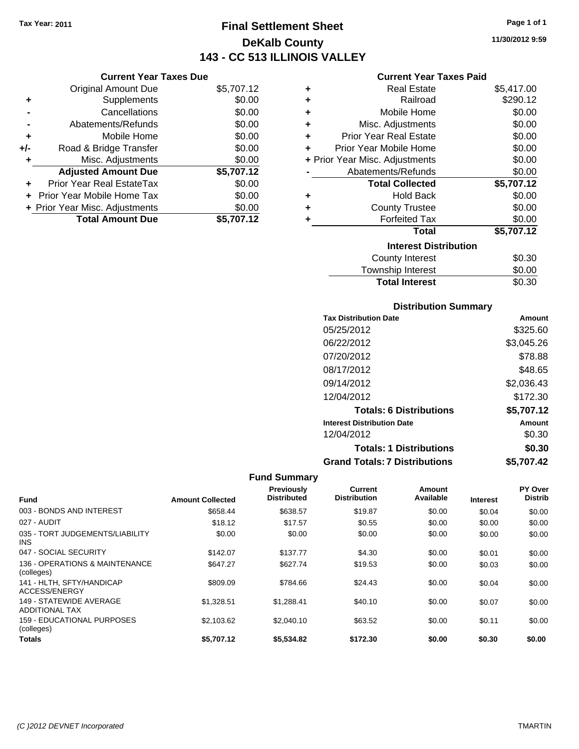Tax Year: 2011

# Final Settlement Sheet
## DeKalb County
## 143 - CC 513 ILLINOIS VALLEY

11/30/2012 9:59

### Current Year Taxes Due

| | | |
|---|---|---|
| | Original Amount Due | $5,707.12 |
| + | Supplements | $0.00 |
| - | Cancellations | $0.00 |
| - | Abatements/Refunds | $0.00 |
| + | Mobile Home | $0.00 |
| +/- | Road & Bridge Transfer | $0.00 |
| + | Misc. Adjustments | $0.00 |
| | **Adjusted Amount Due** | **$5,707.12** |
| + | Prior Year Real EstateTax | $0.00 |
| + | Prior Year Mobile Home Tax | $0.00 |
| + | Prior Year Misc. Adjustments | $0.00 |
| | **Total Amount Due** | **$5,707.12** |

### Current Year Taxes Paid

| | | |
|---|---|---|
| + | Real Estate | $5,417.00 |
| + | Railroad | $290.12 |
| + | Mobile Home | $0.00 |
| + | Misc. Adjustments | $0.00 |
| + | Prior Year Real Estate | $0.00 |
| + | Prior Year Mobile Home | $0.00 |
| + | Prior Year Misc. Adjustments | $0.00 |
| - | Abatements/Refunds | $0.00 |
| | **Total Collected** | **$5,707.12** |
| + | Hold Back | $0.00 |
| + | County Trustee | $0.00 |
| + | Forfeited Tax | $0.00 |
| | **Total** | **$5,707.12** |

### Interest Distribution

| | |
|---|---|
| County Interest | $0.30 |
| Township Interest | $0.00 |
| **Total Interest** | $0.30 |

### Distribution Summary

| Tax Distribution Date | Amount |
|---|---|
| 05/25/2012 | $325.60 |
| 06/22/2012 | $3,045.26 |
| 07/20/2012 | $78.88 |
| 08/17/2012 | $48.65 |
| 09/14/2012 | $2,036.43 |
| 12/04/2012 | $172.30 |
| **Totals: 6 Distributions** | **$5,707.12** |

| Interest Distribution Date | Amount |
|---|---|
| 12/04/2012 | $0.30 |
| **Totals: 1 Distributions** | **$0.30** |
| **Grand Totals: 7 Distributions** | **$5,707.42** |

### Fund Summary

| Fund | Amount Collected | Previously Distributed | Current Distribution | Amount Available | Interest | PY Over Distrib |
|---|---|---|---|---|---|---|
| 003 - BONDS AND INTEREST | $658.44 | $638.57 | $19.87 | $0.00 | $0.04 | $0.00 |
| 027 - AUDIT | $18.12 | $17.57 | $0.55 | $0.00 | $0.00 | $0.00 |
| 035 - TORT JUDGEMENTS/LIABILITY INS | $0.00 | $0.00 | $0.00 | $0.00 | $0.00 | $0.00 |
| 047 - SOCIAL SECURITY | $142.07 | $137.77 | $4.30 | $0.00 | $0.01 | $0.00 |
| 136 - OPERATIONS & MAINTENANCE (colleges) | $647.27 | $627.74 | $19.53 | $0.00 | $0.03 | $0.00 |
| 141 - HLTH, SFTY/HANDICAP ACCESS/ENERGY | $809.09 | $784.66 | $24.43 | $0.00 | $0.04 | $0.00 |
| 149 - STATEWIDE AVERAGE ADDITIONAL TAX | $1,328.51 | $1,288.41 | $40.10 | $0.00 | $0.07 | $0.00 |
| 159 - EDUCATIONAL PURPOSES (colleges) | $2,103.62 | $2,040.10 | $63.52 | $0.00 | $0.11 | $0.00 |
| **Totals** | **$5,707.12** | **$5,534.82** | **$172.30** | **$0.00** | **$0.30** | **$0.00** |

(C )2012 DEVNET Incorporated — TMARTIN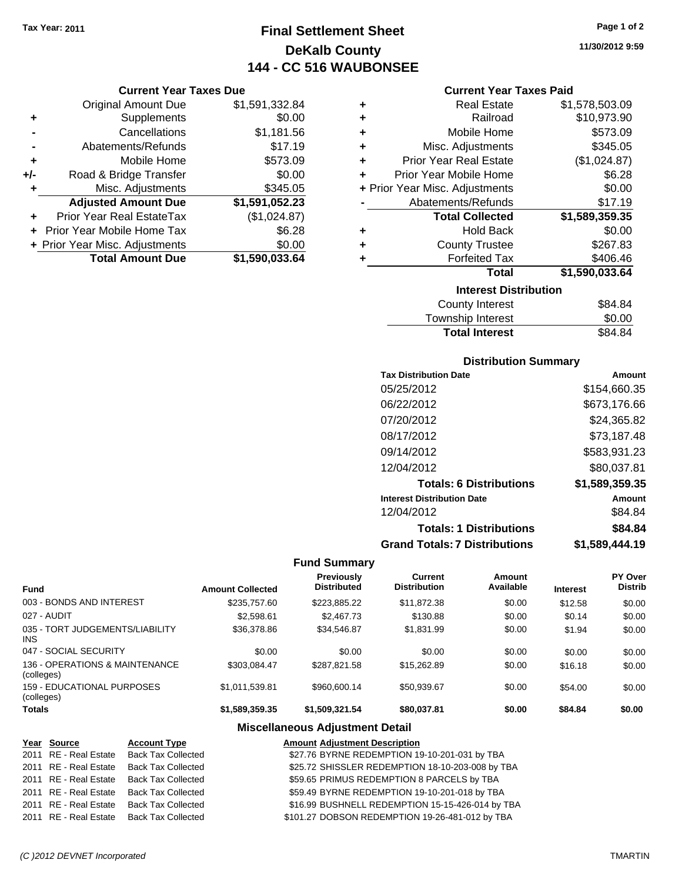Tax Year: 2011

# Final Settlement Sheet
## DeKalb County
## 144 - CC 516 WAUBONSEE

11/30/2012 9:59

### Current Year Taxes Due

| | | |
|---|---|---|
| | Original Amount Due | $1,591,332.84 |
| + | Supplements | $0.00 |
| - | Cancellations | $1,181.56 |
| - | Abatements/Refunds | $17.19 |
| + | Mobile Home | $573.09 |
| +/- | Road & Bridge Transfer | $0.00 |
| + | Misc. Adjustments | $345.05 |
| | **Adjusted Amount Due** | **$1,591,052.23** |
| + | Prior Year Real EstateTax | ($1,024.87) |
| + | Prior Year Mobile Home Tax | $6.28 |
| + | Prior Year Misc. Adjustments | $0.00 |
| | **Total Amount Due** | **$1,590,033.64** |

### Current Year Taxes Paid

| | | |
|---|---|---|
| + | Real Estate | $1,578,503.09 |
| + | Railroad | $10,973.90 |
| + | Mobile Home | $573.09 |
| + | Misc. Adjustments | $345.05 |
| + | Prior Year Real Estate | ($1,024.87) |
| + | Prior Year Mobile Home | $6.28 |
| + | Prior Year Misc. Adjustments | $0.00 |
| - | Abatements/Refunds | $17.19 |
| | **Total Collected** | **$1,589,359.35** |
| + | Hold Back | $0.00 |
| + | County Trustee | $267.83 |
| + | Forfeited Tax | $406.46 |
| | **Total** | **$1,590,033.64** |

### Interest Distribution

| | |
|---|---|
| County Interest | $84.84 |
| Township Interest | $0.00 |
| **Total Interest** | **$84.84** |

### Distribution Summary

| Tax Distribution Date | Amount |
|---|---|
| 05/25/2012 | $154,660.35 |
| 06/22/2012 | $673,176.66 |
| 07/20/2012 | $24,365.82 |
| 08/17/2012 | $73,187.48 |
| 09/14/2012 | $583,931.23 |
| 12/04/2012 | $80,037.81 |
| **Totals: 6 Distributions** | **$1,589,359.35** |
| **Interest Distribution Date** | **Amount** |
| 12/04/2012 | $84.84 |
| **Totals: 1 Distributions** | **$84.84** |
| **Grand Totals: 7 Distributions** | **$1,589,444.19** |

### Fund Summary

| Fund | Amount Collected | Previously Distributed | Current Distribution | Amount Available | Interest | PY Over Distrib |
|---|---|---|---|---|---|---|
| 003 - BONDS AND INTEREST | $235,757.60 | $223,885.22 | $11,872.38 | $0.00 | $12.58 | $0.00 |
| 027 - AUDIT | $2,598.61 | $2,467.73 | $130.88 | $0.00 | $0.14 | $0.00 |
| 035 - TORT JUDGEMENTS/LIABILITY INS | $36,378.86 | $34,546.87 | $1,831.99 | $0.00 | $1.94 | $0.00 |
| 047 - SOCIAL SECURITY | $0.00 | $0.00 | $0.00 | $0.00 | $0.00 | $0.00 |
| 136 - OPERATIONS & MAINTENANCE (colleges) | $303,084.47 | $287,821.58 | $15,262.89 | $0.00 | $16.18 | $0.00 |
| 159 - EDUCATIONAL PURPOSES (colleges) | $1,011,539.81 | $960,600.14 | $50,939.67 | $0.00 | $54.00 | $0.00 |
| **Totals** | **$1,589,359.35** | **$1,509,321.54** | **$80,037.81** | **$0.00** | **$84.84** | **$0.00** |

### Miscellaneous Adjustment Detail

| Year | Source | Account Type | Amount | Adjustment Description |
|---|---|---|---|---|
| 2011 | RE - Real Estate | Back Tax Collected | $27.76 | BYRNE REDEMPTION 19-10-201-031 by TBA |
| 2011 | RE - Real Estate | Back Tax Collected | $25.72 | SHISSLER REDEMPTION 18-10-203-008 by TBA |
| 2011 | RE - Real Estate | Back Tax Collected | $59.65 | PRIMUS REDEMPTION 8 PARCELS by TBA |
| 2011 | RE - Real Estate | Back Tax Collected | $59.49 | BYRNE REDEMPTION 19-10-201-018 by TBA |
| 2011 | RE - Real Estate | Back Tax Collected | $16.99 | BUSHNELL REDEMPTION 15-15-426-014 by TBA |
| 2011 | RE - Real Estate | Back Tax Collected | $101.27 | DOBSON REDEMPTION 19-26-481-012 by TBA |

(C )2012 DEVNET Incorporated TMARTIN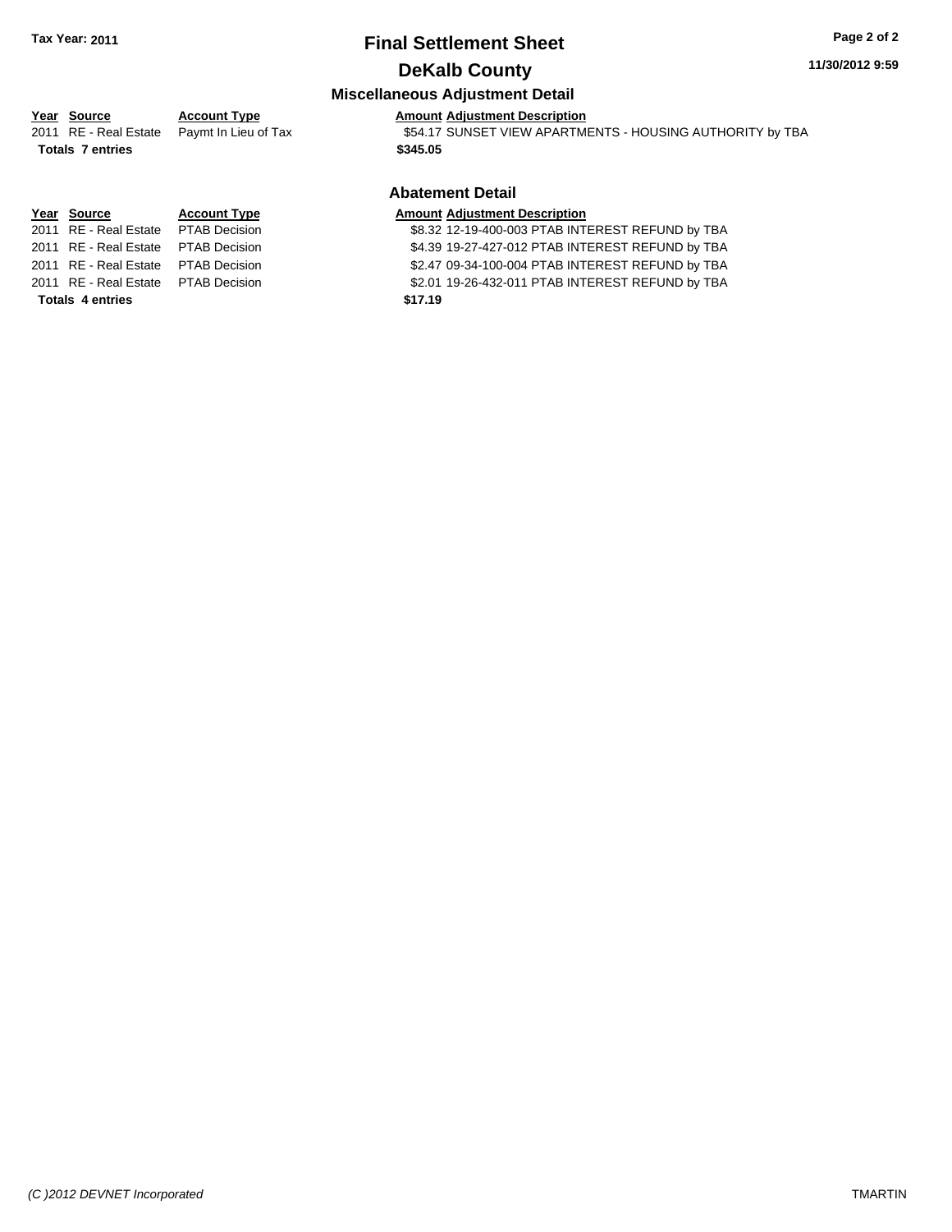# Final Settlement Sheet

## DeKalb County

**Tax Year: 2011**

### Miscellaneous Adjustment Detail

| Year | Source | Account Type | Amount | Adjustment Description |
|---|---|---|---|---|
| 2011 | RE - Real Estate | Paymt In Lieu of Tax | $54.17 | SUNSET VIEW APARTMENTS - HOUSING AUTHORITY by TBA |
| **Totals** | **7 entries** | | **$345.05** | |

### Abatement Detail

| Year | Source | Account Type | Amount | Adjustment Description |
|---|---|---|---|---|
| 2011 | RE - Real Estate | PTAB Decision | $8.32 | 12-19-400-003 PTAB INTEREST REFUND by TBA |
| 2011 | RE - Real Estate | PTAB Decision | $4.39 | 19-27-427-012 PTAB INTEREST REFUND by TBA |
| 2011 | RE - Real Estate | PTAB Decision | $2.47 | 09-34-100-004 PTAB INTEREST REFUND by TBA |
| 2011 | RE - Real Estate | PTAB Decision | $2.01 | 19-26-432-011 PTAB INTEREST REFUND by TBA |
| **Totals** | **4 entries** | | **$17.19** | |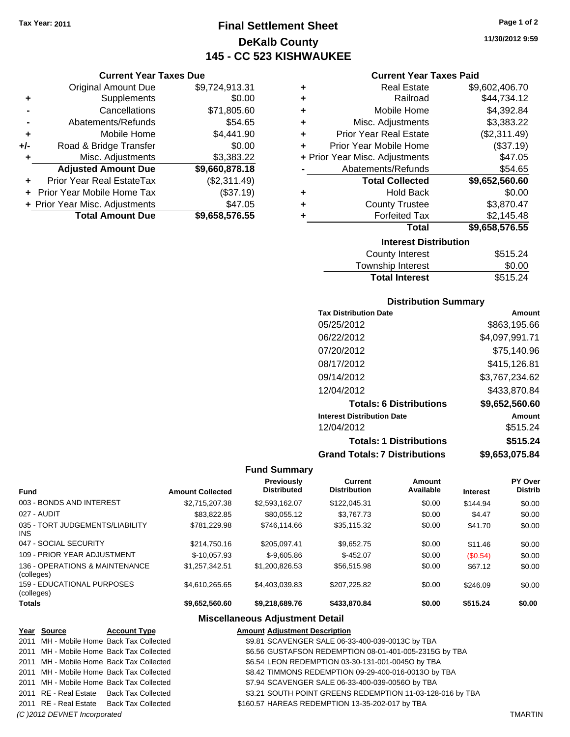Tax Year: 2011

# Final Settlement Sheet
## DeKalb County
## 145 - CC 523 KISHWAUKEE

11/30/2012 9:59

### Current Year Taxes Due

| | | |
|---|---|---|
| | Original Amount Due | $9,724,913.31 |
| + | Supplements | $0.00 |
| - | Cancellations | $71,805.60 |
| - | Abatements/Refunds | $54.65 |
| + | Mobile Home | $4,441.90 |
| +/- | Road & Bridge Transfer | $0.00 |
| + | Misc. Adjustments | $3,383.22 |
| | **Adjusted Amount Due** | **$9,660,878.18** |
| + | Prior Year Real EstateTax | ($2,311.49) |
| + | Prior Year Mobile Home Tax | ($37.19) |
| + | Prior Year Misc. Adjustments | $47.05 |
| | **Total Amount Due** | **$9,658,576.55** |

### Current Year Taxes Paid

| | | |
|---|---|---|
| + | Real Estate | $9,602,406.70 |
| + | Railroad | $44,734.12 |
| + | Mobile Home | $4,392.84 |
| + | Misc. Adjustments | $3,383.22 |
| + | Prior Year Real Estate | ($2,311.49) |
| + | Prior Year Mobile Home | ($37.19) |
| + | Prior Year Misc. Adjustments | $47.05 |
| - | Abatements/Refunds | $54.65 |
| | **Total Collected** | **$9,652,560.60** |
| + | Hold Back | $0.00 |
| + | County Trustee | $3,870.47 |
| + | Forfeited Tax | $2,145.48 |
| | **Total** | **$9,658,576.55** |

### Interest Distribution

| | |
|---|---|
| County Interest | $515.24 |
| Township Interest | $0.00 |
| **Total Interest** | $515.24 |

### Distribution Summary

| Tax Distribution Date | Amount |
|---|---|
| 05/25/2012 | $863,195.66 |
| 06/22/2012 | $4,097,991.71 |
| 07/20/2012 | $75,140.96 |
| 08/17/2012 | $415,126.81 |
| 09/14/2012 | $3,767,234.62 |
| 12/04/2012 | $433,870.84 |
| **Totals: 6 Distributions** | **$9,652,560.60** |
| **Interest Distribution Date** | **Amount** |
| 12/04/2012 | $515.24 |
| **Totals: 1 Distributions** | **$515.24** |
| **Grand Totals: 7 Distributions** | **$9,653,075.84** |

### Fund Summary

| Fund | Amount Collected | Previously Distributed | Current Distribution | Amount Available | Interest | PY Over Distrib |
|---|---|---|---|---|---|---|
| 003 - BONDS AND INTEREST | $2,715,207.38 | $2,593,162.07 | $122,045.31 | $0.00 | $144.94 | $0.00 |
| 027 - AUDIT | $83,822.85 | $80,055.12 | $3,767.73 | $0.00 | $4.47 | $0.00 |
| 035 - TORT JUDGEMENTS/LIABILITY INS | $781,229.98 | $746,114.66 | $35,115.32 | $0.00 | $41.70 | $0.00 |
| 047 - SOCIAL SECURITY | $214,750.16 | $205,097.41 | $9,652.75 | $0.00 | $11.46 | $0.00 |
| 109 - PRIOR YEAR ADJUSTMENT | $-10,057.93 | $-9,605.86 | $-452.07 | $0.00 | ($0.54) | $0.00 |
| 136 - OPERATIONS & MAINTENANCE (colleges) | $1,257,342.51 | $1,200,826.53 | $56,515.98 | $0.00 | $67.12 | $0.00 |
| 159 - EDUCATIONAL PURPOSES (colleges) | $4,610,265.65 | $4,403,039.83 | $207,225.82 | $0.00 | $246.09 | $0.00 |
| **Totals** | **$9,652,560.60** | **$9,218,689.76** | **$433,870.84** | **$0.00** | **$515.24** | **$0.00** |

### Miscellaneous Adjustment Detail

| Year | Source | Account Type | Amount | Adjustment Description |
|---|---|---|---|---|
| 2011 | MH - Mobile Home | Back Tax Collected | $9.81 | SCAVENGER SALE 06-33-400-039-0013C by TBA |
| 2011 | MH - Mobile Home | Back Tax Collected | $6.56 | GUSTAFSON REDEMPTION 08-01-401-005-2315G by TBA |
| 2011 | MH - Mobile Home | Back Tax Collected | $6.54 | LEON REDEMPTION 03-30-131-001-0045O by TBA |
| 2011 | MH - Mobile Home | Back Tax Collected | $8.42 | TIMMONS REDEMPTION 09-29-400-016-0013O by TBA |
| 2011 | MH - Mobile Home | Back Tax Collected | $7.94 | SCAVENGER SALE 06-33-400-039-0056O by TBA |
| 2011 | RE - Real Estate | Back Tax Collected | $3.21 | SOUTH POINT GREENS REDEMPTION 11-03-128-016 by TBA |
| 2011 | RE - Real Estate | Back Tax Collected | $160.57 | HAREAS REDEMPTION 13-35-202-017 by TBA |

(C )2012 DEVNET Incorporated TMARTIN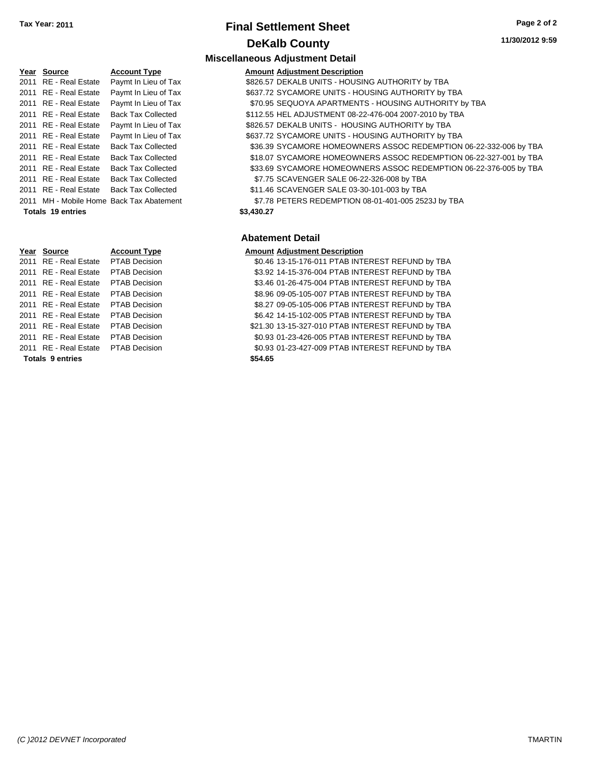**Tax Year: 2011**

# Final Settlement Sheet

## DeKalb County

### Miscellaneous Adjustment Detail

| Year | Source | Account Type | Amount | Adjustment Description |
|---|---|---|---|---|
| 2011 | RE - Real Estate | Paymt In Lieu of Tax | $826.57 | DEKALB UNITS - HOUSING AUTHORITY by TBA |
| 2011 | RE - Real Estate | Paymt In Lieu of Tax | $637.72 | SYCAMORE UNITS - HOUSING AUTHORITY by TBA |
| 2011 | RE - Real Estate | Paymt In Lieu of Tax | $70.95 | SEQUOYA APARTMENTS - HOUSING AUTHORITY by TBA |
| 2011 | RE - Real Estate | Back Tax Collected | $112.55 | HEL ADJUSTMENT 08-22-476-004 2007-2010 by TBA |
| 2011 | RE - Real Estate | Paymt In Lieu of Tax | $826.57 | DEKALB UNITS - HOUSING AUTHORITY by TBA |
| 2011 | RE - Real Estate | Paymt In Lieu of Tax | $637.72 | SYCAMORE UNITS - HOUSING AUTHORITY by TBA |
| 2011 | RE - Real Estate | Back Tax Collected | $36.39 | SYCAMORE HOMEOWNERS ASSOC REDEMPTION 06-22-332-006 by TBA |
| 2011 | RE - Real Estate | Back Tax Collected | $18.07 | SYCAMORE HOMEOWNERS ASSOC REDEMPTION 06-22-327-001 by TBA |
| 2011 | RE - Real Estate | Back Tax Collected | $33.69 | SYCAMORE HOMEOWNERS ASSOC REDEMPTION 06-22-376-005 by TBA |
| 2011 | RE - Real Estate | Back Tax Collected | $7.75 | SCAVENGER SALE 06-22-326-008 by TBA |
| 2011 | RE - Real Estate | Back Tax Collected | $11.46 | SCAVENGER SALE 03-30-101-003 by TBA |
| 2011 | MH - Mobile Home | Back Tax Abatement | $7.78 | PETERS REDEMPTION 08-01-401-005 2523J by TBA |
| **Totals 19 entries** | | | **$3,430.27** | |

### Abatement Detail

| Year | Source | Account Type | Amount | Adjustment Description |
|---|---|---|---|---|
| 2011 | RE - Real Estate | PTAB Decision | $0.46 | 13-15-176-011 PTAB INTEREST REFUND by TBA |
| 2011 | RE - Real Estate | PTAB Decision | $3.92 | 14-15-376-004 PTAB INTEREST REFUND by TBA |
| 2011 | RE - Real Estate | PTAB Decision | $3.46 | 01-26-475-004 PTAB INTEREST REFUND by TBA |
| 2011 | RE - Real Estate | PTAB Decision | $8.96 | 09-05-105-007 PTAB INTEREST REFUND by TBA |
| 2011 | RE - Real Estate | PTAB Decision | $8.27 | 09-05-105-006 PTAB INTEREST REFUND by TBA |
| 2011 | RE - Real Estate | PTAB Decision | $6.42 | 14-15-102-005 PTAB INTEREST REFUND by TBA |
| 2011 | RE - Real Estate | PTAB Decision | $21.30 | 13-15-327-010 PTAB INTEREST REFUND by TBA |
| 2011 | RE - Real Estate | PTAB Decision | $0.93 | 01-23-426-005 PTAB INTEREST REFUND by TBA |
| 2011 | RE - Real Estate | PTAB Decision | $0.93 | 01-23-427-009 PTAB INTEREST REFUND by TBA |
| **Totals 9 entries** | | | **$54.65** | |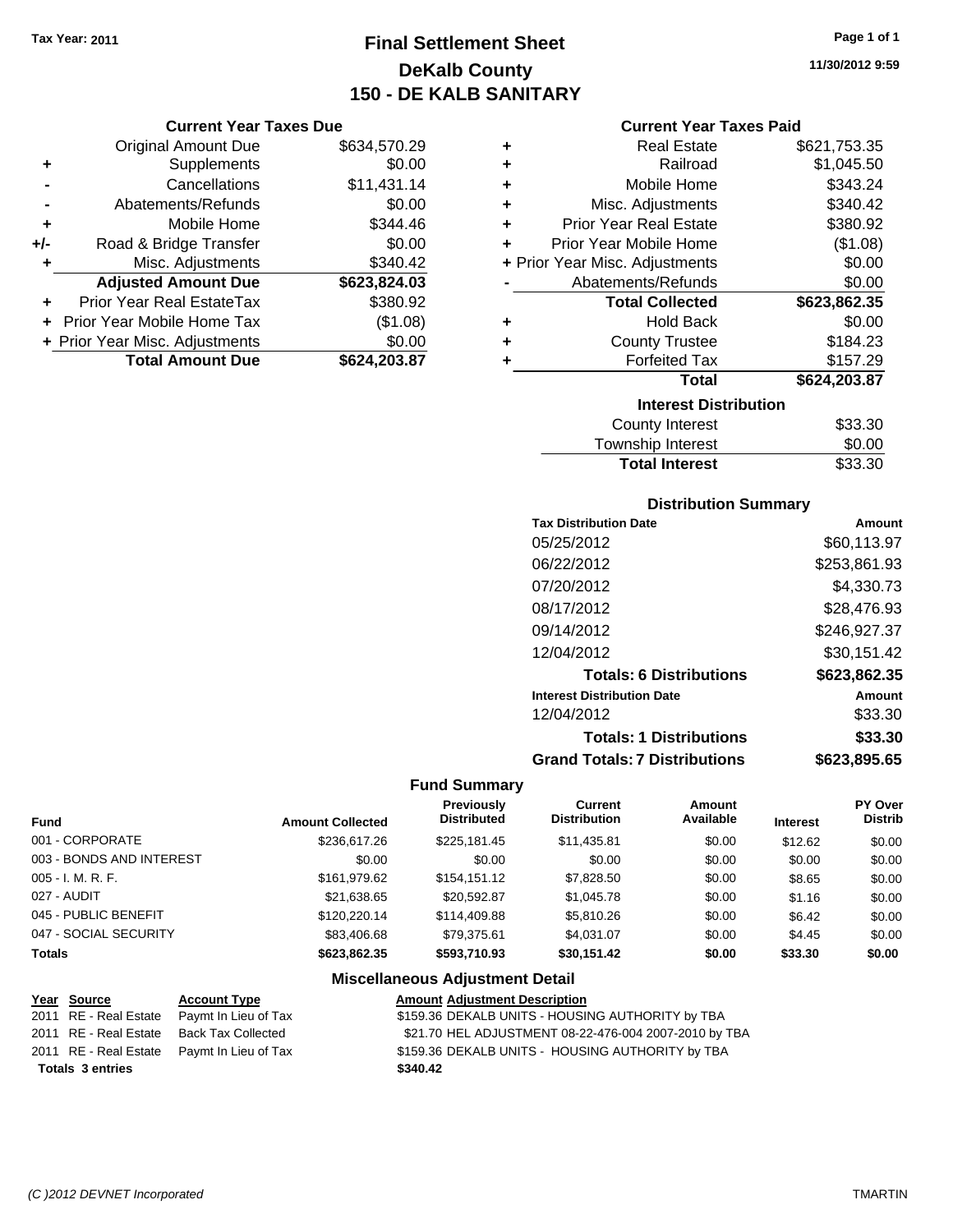Tax Year: 2011

# Final Settlement Sheet
## DeKalb County
## 150 - DE KALB SANITARY

11/30/2012 9:59

### Current Year Taxes Due

| | | |
|---|---|---|
| | Original Amount Due | $634,570.29 |
| + | Supplements | $0.00 |
| - | Cancellations | $11,431.14 |
| - | Abatements/Refunds | $0.00 |
| + | Mobile Home | $344.46 |
| +/- | Road & Bridge Transfer | $0.00 |
| + | Misc. Adjustments | $340.42 |
| | **Adjusted Amount Due** | **$623,824.03** |
| + | Prior Year Real EstateTax | $380.92 |
| + | Prior Year Mobile Home Tax | ($1.08) |
| + | Prior Year Misc. Adjustments | $0.00 |
| | **Total Amount Due** | **$624,203.87** |

### Current Year Taxes Paid

| | | |
|---|---|---|
| + | Real Estate | $621,753.35 |
| + | Railroad | $1,045.50 |
| + | Mobile Home | $343.24 |
| + | Misc. Adjustments | $340.42 |
| + | Prior Year Real Estate | $380.92 |
| + | Prior Year Mobile Home | ($1.08) |
| + | Prior Year Misc. Adjustments | $0.00 |
| - | Abatements/Refunds | $0.00 |
| | **Total Collected** | **$623,862.35** |
| + | Hold Back | $0.00 |
| + | County Trustee | $184.23 |
| + | Forfeited Tax | $157.29 |
| | **Total** | **$624,203.87** |

### Interest Distribution

| | |
|---|---|
| County Interest | $33.30 |
| Township Interest | $0.00 |
| **Total Interest** | $33.30 |

### Distribution Summary

| Tax Distribution Date | Amount |
|---|---|
| 05/25/2012 | $60,113.97 |
| 06/22/2012 | $253,861.93 |
| 07/20/2012 | $4,330.73 |
| 08/17/2012 | $28,476.93 |
| 09/14/2012 | $246,927.37 |
| 12/04/2012 | $30,151.42 |
| **Totals: 6 Distributions** | **$623,862.35** |
| **Interest Distribution Date** | **Amount** |
| 12/04/2012 | $33.30 |
| **Totals: 1 Distributions** | **$33.30** |
| **Grand Totals: 7 Distributions** | **$623,895.65** |

### Fund Summary

| Fund | Amount Collected | Previously Distributed | Current Distribution | Amount Available | Interest | PY Over Distrib |
|---|---|---|---|---|---|---|
| 001 - CORPORATE | $236,617.26 | $225,181.45 | $11,435.81 | $0.00 | $12.62 | $0.00 |
| 003 - BONDS AND INTEREST | $0.00 | $0.00 | $0.00 | $0.00 | $0.00 | $0.00 |
| 005 - I. M. R. F. | $161,979.62 | $154,151.12 | $7,828.50 | $0.00 | $8.65 | $0.00 |
| 027 - AUDIT | $21,638.65 | $20,592.87 | $1,045.78 | $0.00 | $1.16 | $0.00 |
| 045 - PUBLIC BENEFIT | $120,220.14 | $114,409.88 | $5,810.26 | $0.00 | $6.42 | $0.00 |
| 047 - SOCIAL SECURITY | $83,406.68 | $79,375.61 | $4,031.07 | $0.00 | $4.45 | $0.00 |
| **Totals** | **$623,862.35** | **$593,710.93** | **$30,151.42** | **$0.00** | **$33.30** | **$0.00** |

### Miscellaneous Adjustment Detail

| Year | Source | Account Type | Amount | Adjustment Description |
|---|---|---|---|---|
| 2011 | RE - Real Estate | Paymt In Lieu of Tax | $159.36 | DEKALB UNITS - HOUSING AUTHORITY by TBA |
| 2011 | RE - Real Estate | Back Tax Collected | $21.70 | HEL ADJUSTMENT 08-22-476-004 2007-2010 by TBA |
| 2011 | RE - Real Estate | Paymt In Lieu of Tax | $159.36 | DEKALB UNITS - HOUSING AUTHORITY by TBA |
| **Totals** | **3 entries** | | **$340.42** | |

(C )2012 DEVNET Incorporated TMARTIN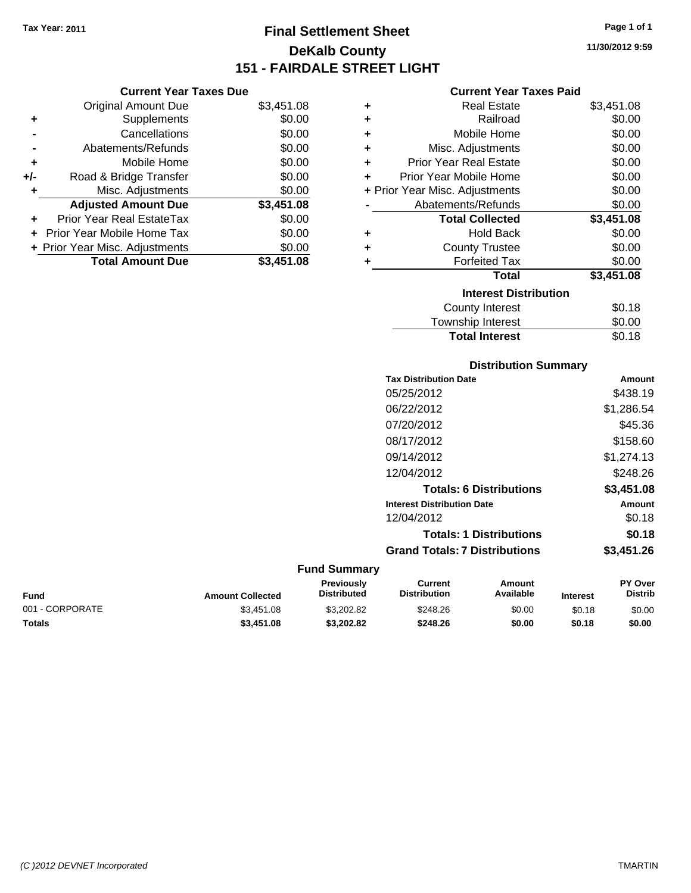Tax Year: 2011

# Final Settlement Sheet
## DeKalb County
## 151 - FAIRDALE STREET LIGHT

11/30/2012 9:59

### Current Year Taxes Due

| | | |
|---|---|---|
| | Original Amount Due | $3,451.08 |
| + | Supplements | $0.00 |
| - | Cancellations | $0.00 |
| - | Abatements/Refunds | $0.00 |
| + | Mobile Home | $0.00 |
| +/- | Road & Bridge Transfer | $0.00 |
| + | Misc. Adjustments | $0.00 |
| | **Adjusted Amount Due** | **$3,451.08** |
| + | Prior Year Real EstateTax | $0.00 |
| + | Prior Year Mobile Home Tax | $0.00 |
| + | Prior Year Misc. Adjustments | $0.00 |
| | **Total Amount Due** | **$3,451.08** |

### Current Year Taxes Paid

| | | |
|---|---|---|
| + | Real Estate | $3,451.08 |
| + | Railroad | $0.00 |
| + | Mobile Home | $0.00 |
| + | Misc. Adjustments | $0.00 |
| + | Prior Year Real Estate | $0.00 |
| + | Prior Year Mobile Home | $0.00 |
| + | Prior Year Misc. Adjustments | $0.00 |
| - | Abatements/Refunds | $0.00 |
| | **Total Collected** | **$3,451.08** |
| + | Hold Back | $0.00 |
| + | County Trustee | $0.00 |
| + | Forfeited Tax | $0.00 |
| | **Total** | **$3,451.08** |

### Interest Distribution

| | |
|---|---|
| County Interest | $0.18 |
| Township Interest | $0.00 |
| **Total Interest** | $0.18 |

### Distribution Summary

| Tax Distribution Date | Amount |
|---|---|
| 05/25/2012 | $438.19 |
| 06/22/2012 | $1,286.54 |
| 07/20/2012 | $45.36 |
| 08/17/2012 | $158.60 |
| 09/14/2012 | $1,274.13 |
| 12/04/2012 | $248.26 |
| **Totals: 6 Distributions** | **$3,451.08** |

| Interest Distribution Date | Amount |
|---|---|
| 12/04/2012 | $0.18 |
| **Totals: 1 Distributions** | **$0.18** |
| **Grand Totals: 7 Distributions** | **$3,451.26** |

### Fund Summary

| Fund | Amount Collected | Previously Distributed | Current Distribution | Amount Available | Interest | PY Over Distrib |
|---|---|---|---|---|---|---|
| 001 - CORPORATE | $3,451.08 | $3,202.82 | $248.26 | $0.00 | $0.18 | $0.00 |
| **Totals** | **$3,451.08** | **$3,202.82** | **$248.26** | **$0.00** | **$0.18** | **$0.00** |

(C )2012 DEVNET Incorporated TMARTIN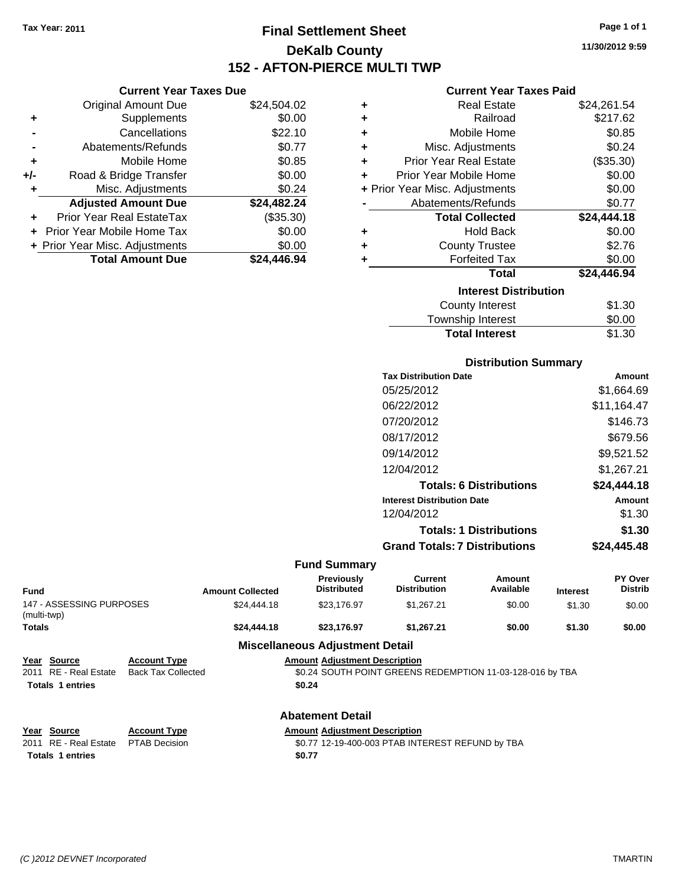**Tax Year: 2011**

# Final Settlement Sheet
## DeKalb County
## 152 - AFTON-PIERCE MULTI TWP

11/30/2012 9:59

### Current Year Taxes Due

| | | |
|---|---|---|
| | Original Amount Due | $24,504.02 |
| + | Supplements | $0.00 |
| - | Cancellations | $22.10 |
| - | Abatements/Refunds | $0.77 |
| + | Mobile Home | $0.85 |
| +/- | Road & Bridge Transfer | $0.00 |
| + | Misc. Adjustments | $0.24 |
| | **Adjusted Amount Due** | **$24,482.24** |
| + | Prior Year Real EstateTax | ($35.30) |
| + | Prior Year Mobile Home Tax | $0.00 |
| + | Prior Year Misc. Adjustments | $0.00 |
| | **Total Amount Due** | **$24,446.94** |

### Current Year Taxes Paid

| | | |
|---|---|---|
| + | Real Estate | $24,261.54 |
| + | Railroad | $217.62 |
| + | Mobile Home | $0.85 |
| + | Misc. Adjustments | $0.24 |
| + | Prior Year Real Estate | ($35.30) |
| + | Prior Year Mobile Home | $0.00 |
| + | Prior Year Misc. Adjustments | $0.00 |
| - | Abatements/Refunds | $0.77 |
| | **Total Collected** | **$24,444.18** |
| + | Hold Back | $0.00 |
| + | County Trustee | $2.76 |
| + | Forfeited Tax | $0.00 |
| | **Total** | **$24,446.94** |

### Interest Distribution

| | |
|---|---|
| County Interest | $1.30 |
| Township Interest | $0.00 |
| **Total Interest** | $1.30 |

### Distribution Summary

| Tax Distribution Date | Amount |
|---|---|
| 05/25/2012 | $1,664.69 |
| 06/22/2012 | $11,164.47 |
| 07/20/2012 | $146.73 |
| 08/17/2012 | $679.56 |
| 09/14/2012 | $9,521.52 |
| 12/04/2012 | $1,267.21 |
| **Totals: 6 Distributions** | **$24,444.18** |
| **Interest Distribution Date** | **Amount** |
| 12/04/2012 | $1.30 |
| **Totals: 1 Distributions** | **$1.30** |
| **Grand Totals: 7 Distributions** | **$24,445.48** |

### Fund Summary

| Fund | Amount Collected | Previously Distributed | Current Distribution | Amount Available | Interest | PY Over Distrib |
|---|---|---|---|---|---|---|
| 147 - ASSESSING PURPOSES (multi-twp) | $24,444.18 | $23,176.97 | $1,267.21 | $0.00 | $1.30 | $0.00 |
| **Totals** | **$24,444.18** | **$23,176.97** | **$1,267.21** | **$0.00** | **$1.30** | **$0.00** |

### Miscellaneous Adjustment Detail

| Year | Source | Account Type | Amount | Adjustment Description |
|---|---|---|---|---|
| 2011 | RE - Real Estate | Back Tax Collected | $0.24 | SOUTH POINT GREENS REDEMPTION 11-03-128-016 by TBA |
| **Totals** | **1 entries** | | **$0.24** | |

### Abatement Detail

| Year | Source | Account Type | Amount | Adjustment Description |
|---|---|---|---|---|
| 2011 | RE - Real Estate | PTAB Decision | $0.77 | 12-19-400-003 PTAB INTEREST REFUND by TBA |
| **Totals** | **1 entries** | | **$0.77** | |

(C )2012 DEVNET Incorporated TMARTIN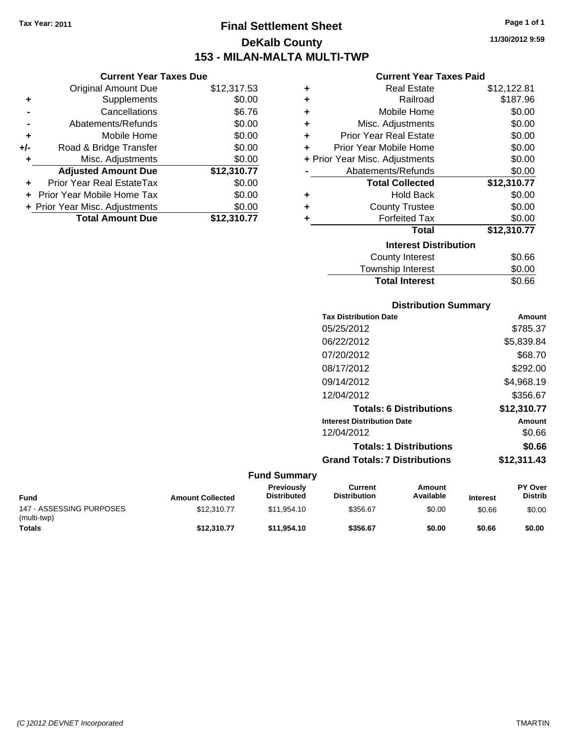Tax Year: 2011

# Final Settlement Sheet
## DeKalb County
## 153 - MILAN-MALTA MULTI-TWP

11/30/2012 9:59

### Current Year Taxes Due

| | | |
|---|---|---|
| | Original Amount Due | $12,317.53 |
| + | Supplements | $0.00 |
| - | Cancellations | $6.76 |
| - | Abatements/Refunds | $0.00 |
| + | Mobile Home | $0.00 |
| +/- | Road & Bridge Transfer | $0.00 |
| + | Misc. Adjustments | $0.00 |
| | **Adjusted Amount Due** | **$12,310.77** |
| + | Prior Year Real EstateTax | $0.00 |
| + | Prior Year Mobile Home Tax | $0.00 |
| + | Prior Year Misc. Adjustments | $0.00 |
| | **Total Amount Due** | **$12,310.77** |

### Current Year Taxes Paid

| | | |
|---|---|---|
| + | Real Estate | $12,122.81 |
| + | Railroad | $187.96 |
| + | Mobile Home | $0.00 |
| + | Misc. Adjustments | $0.00 |
| + | Prior Year Real Estate | $0.00 |
| + | Prior Year Mobile Home | $0.00 |
| + | Prior Year Misc. Adjustments | $0.00 |
| - | Abatements/Refunds | $0.00 |
| | **Total Collected** | **$12,310.77** |
| + | Hold Back | $0.00 |
| + | County Trustee | $0.00 |
| + | Forfeited Tax | $0.00 |
| | **Total** | **$12,310.77** |

### Interest Distribution

| | |
|---|---|
| County Interest | $0.66 |
| Township Interest | $0.00 |
| **Total Interest** | $0.66 |

### Distribution Summary

| Tax Distribution Date | Amount |
|---|---|
| 05/25/2012 | $785.37 |
| 06/22/2012 | $5,839.84 |
| 07/20/2012 | $68.70 |
| 08/17/2012 | $292.00 |
| 09/14/2012 | $4,968.19 |
| 12/04/2012 | $356.67 |
| **Totals: 6 Distributions** | **$12,310.77** |
| **Interest Distribution Date** | **Amount** |
| 12/04/2012 | $0.66 |
| **Totals: 1 Distributions** | **$0.66** |
| **Grand Totals: 7 Distributions** | **$12,311.43** |

### Fund Summary

| Fund | Amount Collected | Previously Distributed | Current Distribution | Amount Available | Interest | PY Over Distrib |
|---|---|---|---|---|---|---|
| 147 - ASSESSING PURPOSES (multi-twp) | $12,310.77 | $11,954.10 | $356.67 | $0.00 | $0.66 | $0.00 |
| **Totals** | **$12,310.77** | **$11,954.10** | **$356.67** | **$0.00** | **$0.66** | **$0.00** |

*(C )2012 DEVNET Incorporated* TMARTIN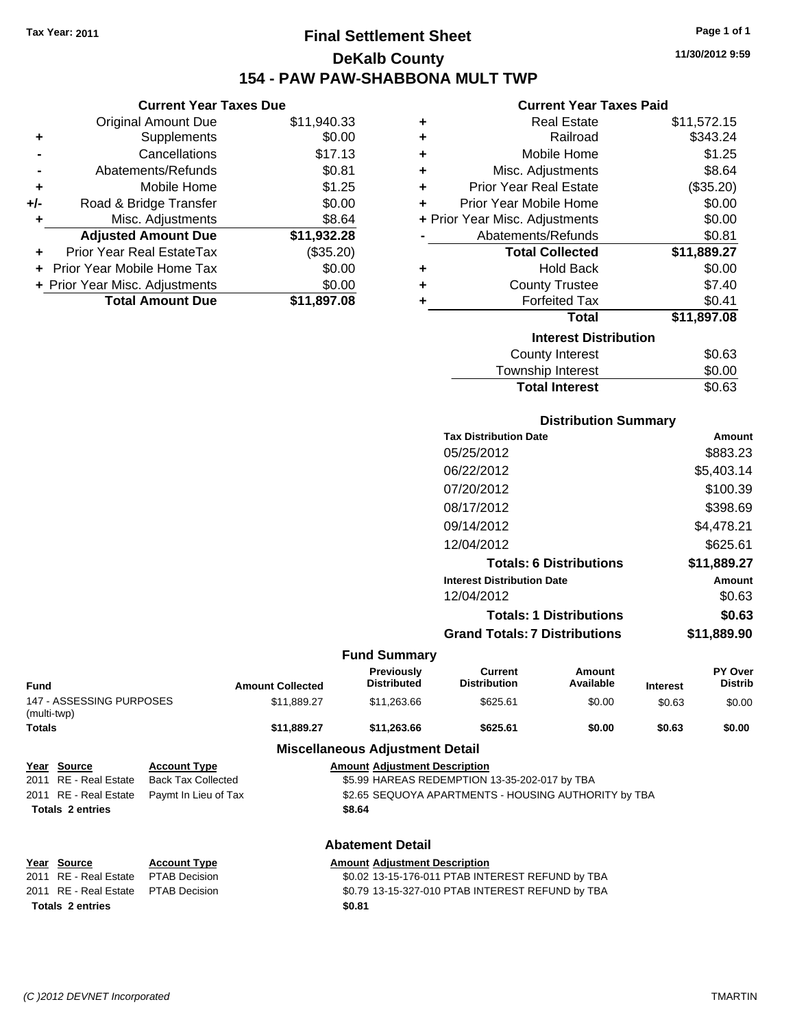**Tax Year: 2011**

# Final Settlement Sheet

## DeKalb County

## 154 - PAW PAW-SHABBONA MULT TWP

11/30/2012 9:59

### Current Year Taxes Due

| | | |
|---|---|---|
| | Original Amount Due | $11,940.33 |
| + | Supplements | $0.00 |
| - | Cancellations | $17.13 |
| - | Abatements/Refunds | $0.81 |
| + | Mobile Home | $1.25 |
| +/- | Road & Bridge Transfer | $0.00 |
| + | Misc. Adjustments | $8.64 |
| | **Adjusted Amount Due** | **$11,932.28** |
| + | Prior Year Real EstateTax | ($35.20) |
| + | Prior Year Mobile Home Tax | $0.00 |
| + | Prior Year Misc. Adjustments | $0.00 |
| | **Total Amount Due** | **$11,897.08** |

### Current Year Taxes Paid

| | | |
|---|---|---|
| + | Real Estate | $11,572.15 |
| + | Railroad | $343.24 |
| + | Mobile Home | $1.25 |
| + | Misc. Adjustments | $8.64 |
| + | Prior Year Real Estate | ($35.20) |
| + | Prior Year Mobile Home | $0.00 |
| + | Prior Year Misc. Adjustments | $0.00 |
| - | Abatements/Refunds | $0.81 |
| | **Total Collected** | **$11,889.27** |
| + | Hold Back | $0.00 |
| + | County Trustee | $7.40 |
| + | Forfeited Tax | $0.41 |
| | **Total** | **$11,897.08** |

### Interest Distribution

| | |
|---|---|
| County Interest | $0.63 |
| Township Interest | $0.00 |
| **Total Interest** | $0.63 |

### Distribution Summary

| Tax Distribution Date | Amount |
|---|---|
| 05/25/2012 | $883.23 |
| 06/22/2012 | $5,403.14 |
| 07/20/2012 | $100.39 |
| 08/17/2012 | $398.69 |
| 09/14/2012 | $4,478.21 |
| 12/04/2012 | $625.61 |
| **Totals: 6 Distributions** | **$11,889.27** |
| **Interest Distribution Date** | **Amount** |
| 12/04/2012 | $0.63 |
| **Totals: 1 Distributions** | **$0.63** |
| **Grand Totals: 7 Distributions** | **$11,889.90** |

### Fund Summary

| Fund | Amount Collected | Previously Distributed | Current Distribution | Amount Available | Interest | PY Over Distrib |
|---|---|---|---|---|---|---|
| 147 - ASSESSING PURPOSES (multi-twp) | $11,889.27 | $11,263.66 | $625.61 | $0.00 | $0.63 | $0.00 |
| **Totals** | **$11,889.27** | **$11,263.66** | **$625.61** | **$0.00** | **$0.63** | **$0.00** |

### Miscellaneous Adjustment Detail

| Year | Source | Account Type | Amount | Adjustment Description |
|---|---|---|---|---|
| 2011 | RE - Real Estate | Back Tax Collected | $5.99 | HAREAS REDEMPTION 13-35-202-017 by TBA |
| 2011 | RE - Real Estate | Paymt In Lieu of Tax | $2.65 | SEQUOYA APARTMENTS - HOUSING AUTHORITY by TBA |
| **Totals 2 entries** | | | **$8.64** | |

### Abatement Detail

| Year | Source | Account Type | Amount | Adjustment Description |
|---|---|---|---|---|
| 2011 | RE - Real Estate | PTAB Decision | $0.02 | 13-15-176-011 PTAB INTEREST REFUND by TBA |
| 2011 | RE - Real Estate | PTAB Decision | $0.79 | 13-15-327-010 PTAB INTEREST REFUND by TBA |
| **Totals 2 entries** | | | **$0.81** | |

(C )2012 DEVNET Incorporated TMARTIN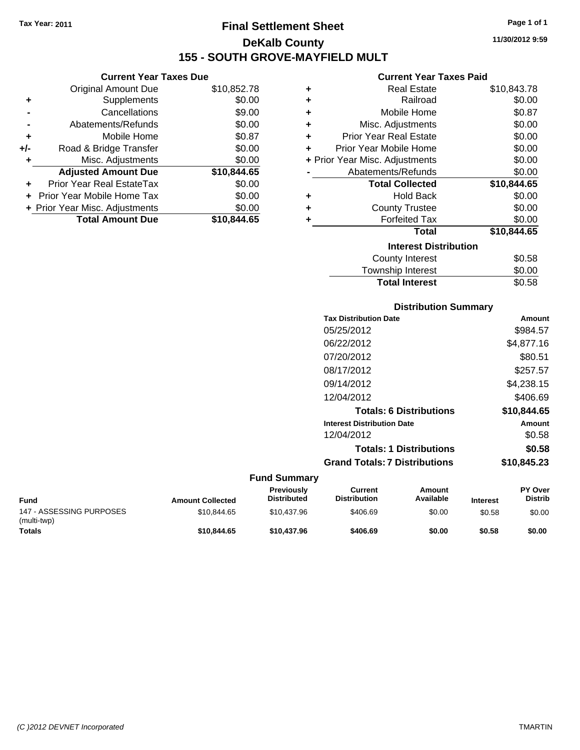Tax Year: 2011

# Final Settlement Sheet

## DeKalb County

## 155 - SOUTH GROVE-MAYFIELD MULT

11/30/2012 9:59

### Current Year Taxes Due

| | | |
|---|---|---|
| | Original Amount Due | $10,852.78 |
| + | Supplements | $0.00 |
| - | Cancellations | $9.00 |
| - | Abatements/Refunds | $0.00 |
| + | Mobile Home | $0.87 |
| +/- | Road & Bridge Transfer | $0.00 |
| + | Misc. Adjustments | $0.00 |
| | **Adjusted Amount Due** | **$10,844.65** |
| + | Prior Year Real EstateTax | $0.00 |
| + | Prior Year Mobile Home Tax | $0.00 |
| + | Prior Year Misc. Adjustments | $0.00 |
| | **Total Amount Due** | **$10,844.65** |

### Current Year Taxes Paid

| | | |
|---|---|---|
| + | Real Estate | $10,843.78 |
| + | Railroad | $0.00 |
| + | Mobile Home | $0.87 |
| + | Misc. Adjustments | $0.00 |
| + | Prior Year Real Estate | $0.00 |
| + | Prior Year Mobile Home | $0.00 |
| + | Prior Year Misc. Adjustments | $0.00 |
| - | Abatements/Refunds | $0.00 |
| | **Total Collected** | **$10,844.65** |
| + | Hold Back | $0.00 |
| + | County Trustee | $0.00 |
| + | Forfeited Tax | $0.00 |
| | **Total** | **$10,844.65** |

### Interest Distribution

| | |
|---|---|
| County Interest | $0.58 |
| Township Interest | $0.00 |
| **Total Interest** | $0.58 |

### Distribution Summary

| Tax Distribution Date | Amount |
|---|---|
| 05/25/2012 | $984.57 |
| 06/22/2012 | $4,877.16 |
| 07/20/2012 | $80.51 |
| 08/17/2012 | $257.57 |
| 09/14/2012 | $4,238.15 |
| 12/04/2012 | $406.69 |
| **Totals: 6 Distributions** | **$10,844.65** |
| **Interest Distribution Date** | **Amount** |
| 12/04/2012 | $0.58 |
| **Totals: 1 Distributions** | **$0.58** |
| **Grand Totals: 7 Distributions** | **$10,845.23** |

### Fund Summary

| Fund | Amount Collected | Previously Distributed | Current Distribution | Amount Available | Interest | PY Over Distrib |
|---|---|---|---|---|---|---|
| 147 - ASSESSING PURPOSES (multi-twp) | $10,844.65 | $10,437.96 | $406.69 | $0.00 | $0.58 | $0.00 |
| **Totals** | **$10,844.65** | **$10,437.96** | **$406.69** | **$0.00** | **$0.58** | **$0.00** |

(C )2012 DEVNET Incorporated TMARTIN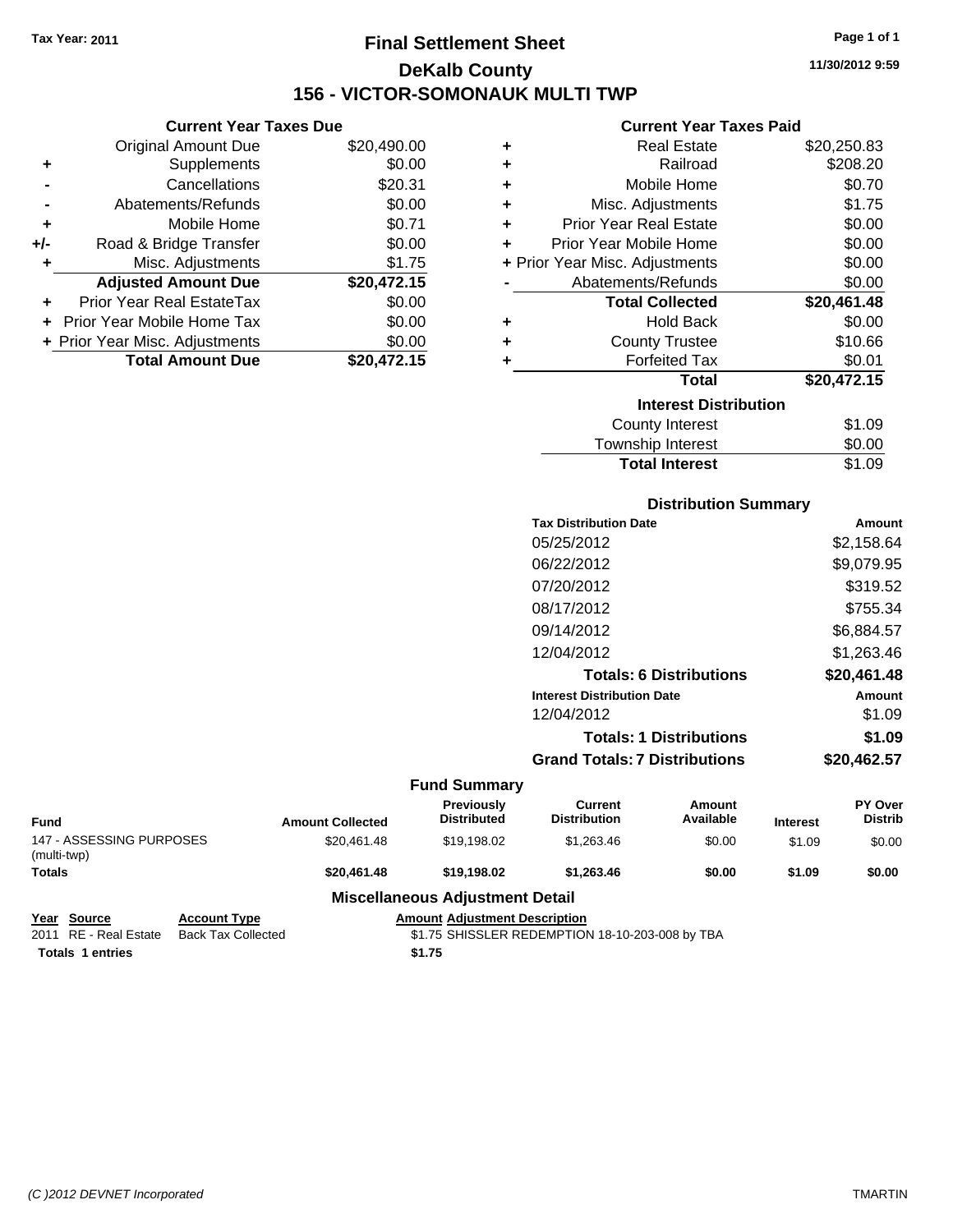Tax Year: 2011

# Final Settlement Sheet

## DeKalb County

## 156 - VICTOR-SOMONAUK MULTI TWP

11/30/2012 9:59

### Current Year Taxes Due

| | | |
|---|---|---|
| | Original Amount Due | $20,490.00 |
| + | Supplements | $0.00 |
| - | Cancellations | $20.31 |
| - | Abatements/Refunds | $0.00 |
| + | Mobile Home | $0.71 |
| +/- | Road & Bridge Transfer | $0.00 |
| + | Misc. Adjustments | $1.75 |
| | **Adjusted Amount Due** | **$20,472.15** |
| + | Prior Year Real EstateTax | $0.00 |
| + | Prior Year Mobile Home Tax | $0.00 |
| + | Prior Year Misc. Adjustments | $0.00 |
| | **Total Amount Due** | **$20,472.15** |

### Current Year Taxes Paid

| | | |
|---|---|---|
| + | Real Estate | $20,250.83 |
| + | Railroad | $208.20 |
| + | Mobile Home | $0.70 |
| + | Misc. Adjustments | $1.75 |
| + | Prior Year Real Estate | $0.00 |
| + | Prior Year Mobile Home | $0.00 |
| + | Prior Year Misc. Adjustments | $0.00 |
| - | Abatements/Refunds | $0.00 |
| | **Total Collected** | **$20,461.48** |
| + | Hold Back | $0.00 |
| + | County Trustee | $10.66 |
| + | Forfeited Tax | $0.01 |
| | **Total** | **$20,472.15** |

### Interest Distribution

| | |
|---|---|
| County Interest | $1.09 |
| Township Interest | $0.00 |
| **Total Interest** | $1.09 |

### Distribution Summary

| Tax Distribution Date | Amount |
|---|---|
| 05/25/2012 | $2,158.64 |
| 06/22/2012 | $9,079.95 |
| 07/20/2012 | $319.52 |
| 08/17/2012 | $755.34 |
| 09/14/2012 | $6,884.57 |
| 12/04/2012 | $1,263.46 |
| **Totals: 6 Distributions** | **$20,461.48** |
| **Interest Distribution Date** | **Amount** |
| 12/04/2012 | $1.09 |
| **Totals: 1 Distributions** | **$1.09** |
| **Grand Totals: 7 Distributions** | **$20,462.57** |

### Fund Summary

| Fund | Amount Collected | Previously Distributed | Current Distribution | Amount Available | Interest | PY Over Distrib |
|---|---|---|---|---|---|---|
| 147 - ASSESSING PURPOSES (multi-twp) | $20,461.48 | $19,198.02 | $1,263.46 | $0.00 | $1.09 | $0.00 |
| **Totals** | **$20,461.48** | **$19,198.02** | **$1,263.46** | **$0.00** | **$1.09** | **$0.00** |

### Miscellaneous Adjustment Detail

| Year | Source | Account Type | Amount | Adjustment Description |
|---|---|---|---|---|
| 2011 | RE - Real Estate | Back Tax Collected | $1.75 | SHISSLER REDEMPTION 18-10-203-008 by TBA |
| **Totals 1 entries** | | | **$1.75** | |

(C )2012 DEVNET Incorporated TMARTIN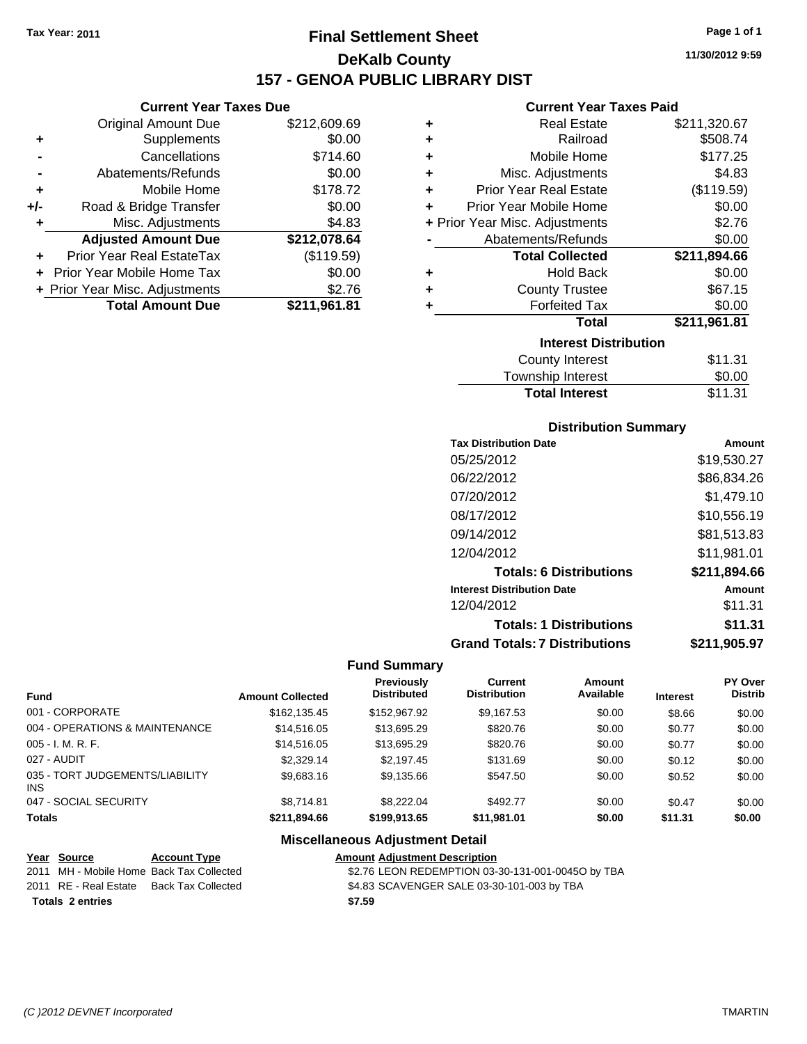Tax Year: 2011

# Final Settlement Sheet
## DeKalb County
## 157 - GENOA PUBLIC LIBRARY DIST

11/30/2012 9:59

### Current Year Taxes Due

| | | |
|---|---|---|
| | Original Amount Due | $212,609.69 |
| + | Supplements | $0.00 |
| - | Cancellations | $714.60 |
| - | Abatements/Refunds | $0.00 |
| + | Mobile Home | $178.72 |
| +/- | Road & Bridge Transfer | $0.00 |
| + | Misc. Adjustments | $4.83 |
| | **Adjusted Amount Due** | **$212,078.64** |
| + | Prior Year Real EstateTax | ($119.59) |
| + | Prior Year Mobile Home Tax | $0.00 |
| + | Prior Year Misc. Adjustments | $2.76 |
| | **Total Amount Due** | **$211,961.81** |

### Current Year Taxes Paid

| | | |
|---|---|---|
| + | Real Estate | $211,320.67 |
| + | Railroad | $508.74 |
| + | Mobile Home | $177.25 |
| + | Misc. Adjustments | $4.83 |
| + | Prior Year Real Estate | ($119.59) |
| + | Prior Year Mobile Home | $0.00 |
| + | Prior Year Misc. Adjustments | $2.76 |
| - | Abatements/Refunds | $0.00 |
| | **Total Collected** | **$211,894.66** |
| + | Hold Back | $0.00 |
| + | County Trustee | $67.15 |
| + | Forfeited Tax | $0.00 |
| | **Total** | **$211,961.81** |

### Interest Distribution

| | |
|---|---|
| County Interest | $11.31 |
| Township Interest | $0.00 |
| **Total Interest** | $11.31 |

### Distribution Summary

| Tax Distribution Date | Amount |
|---|---|
| 05/25/2012 | $19,530.27 |
| 06/22/2012 | $86,834.26 |
| 07/20/2012 | $1,479.10 |
| 08/17/2012 | $10,556.19 |
| 09/14/2012 | $81,513.83 |
| 12/04/2012 | $11,981.01 |
| **Totals: 6 Distributions** | **$211,894.66** |
| **Interest Distribution Date** | **Amount** |
| 12/04/2012 | $11.31 |
| **Totals: 1 Distributions** | **$11.31** |
| **Grand Totals: 7 Distributions** | **$211,905.97** |

### Fund Summary

| Fund | Amount Collected | Previously Distributed | Current Distribution | Amount Available | Interest | PY Over Distrib |
|---|---|---|---|---|---|---|
| 001 - CORPORATE | $162,135.45 | $152,967.92 | $9,167.53 | $0.00 | $8.66 | $0.00 |
| 004 - OPERATIONS & MAINTENANCE | $14,516.05 | $13,695.29 | $820.76 | $0.00 | $0.77 | $0.00 |
| 005 - I. M. R. F. | $14,516.05 | $13,695.29 | $820.76 | $0.00 | $0.77 | $0.00 |
| 027 - AUDIT | $2,329.14 | $2,197.45 | $131.69 | $0.00 | $0.12 | $0.00 |
| 035 - TORT JUDGEMENTS/LIABILITY INS | $9,683.16 | $9,135.66 | $547.50 | $0.00 | $0.52 | $0.00 |
| 047 - SOCIAL SECURITY | $8,714.81 | $8,222.04 | $492.77 | $0.00 | $0.47 | $0.00 |
| **Totals** | **$211,894.66** | **$199,913.65** | **$11,981.01** | **$0.00** | **$11.31** | **$0.00** |

### Miscellaneous Adjustment Detail

| Year | Source | Account Type | Amount | Adjustment Description |
|---|---|---|---|---|
| 2011 | MH - Mobile Home | Back Tax Collected | $2.76 | LEON REDEMPTION 03-30-131-001-0045O by TBA |
| 2011 | RE - Real Estate | Back Tax Collected | $4.83 | SCAVENGER SALE 03-30-101-003 by TBA |
| **Totals 2 entries** | | | **$7.59** | |

(C )2012 DEVNET Incorporated TMARTIN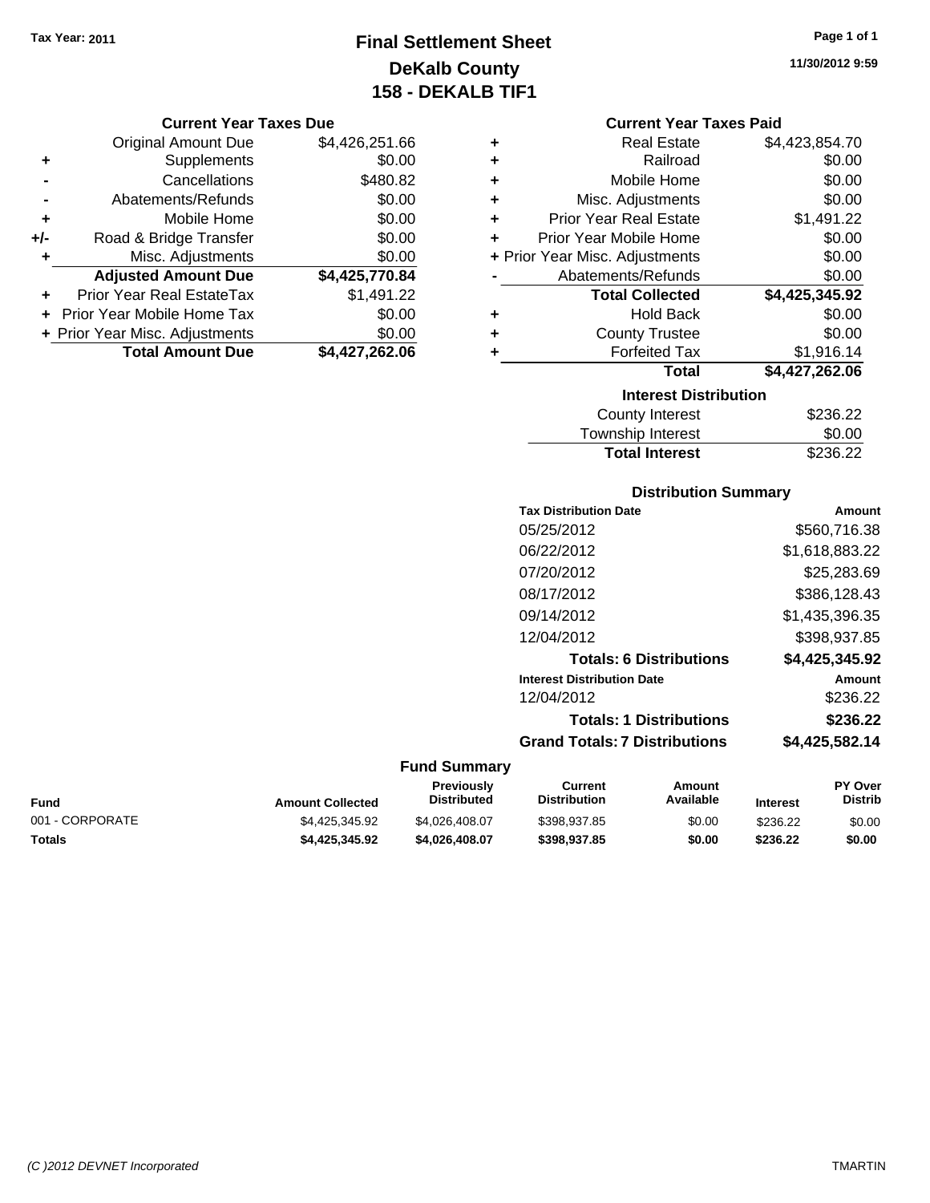Tax Year: 2011

# Final Settlement Sheet
## DeKalb County
## 158 - DEKALB TIF1

11/30/2012 9:59

### Current Year Taxes Due

| | | |
|---|---|---|
| | Original Amount Due | $4,426,251.66 |
| + | Supplements | $0.00 |
| - | Cancellations | $480.82 |
| - | Abatements/Refunds | $0.00 |
| + | Mobile Home | $0.00 |
| +/- | Road & Bridge Transfer | $0.00 |
| + | Misc. Adjustments | $0.00 |
| | **Adjusted Amount Due** | **$4,425,770.84** |
| + | Prior Year Real EstateTax | $1,491.22 |
| + | Prior Year Mobile Home Tax | $0.00 |
| + | Prior Year Misc. Adjustments | $0.00 |
| | **Total Amount Due** | **$4,427,262.06** |

### Current Year Taxes Paid

| | | |
|---|---|---|
| + | Real Estate | $4,423,854.70 |
| + | Railroad | $0.00 |
| + | Mobile Home | $0.00 |
| + | Misc. Adjustments | $0.00 |
| + | Prior Year Real Estate | $1,491.22 |
| + | Prior Year Mobile Home | $0.00 |
| + | Prior Year Misc. Adjustments | $0.00 |
| - | Abatements/Refunds | $0.00 |
| | **Total Collected** | **$4,425,345.92** |
| + | Hold Back | $0.00 |
| + | County Trustee | $0.00 |
| + | Forfeited Tax | $1,916.14 |
| | **Total** | **$4,427,262.06** |

### Interest Distribution

| | |
|---|---|
| County Interest | $236.22 |
| Township Interest | $0.00 |
| **Total Interest** | $236.22 |

### Distribution Summary

| Tax Distribution Date | Amount |
|---|---|
| 05/25/2012 | $560,716.38 |
| 06/22/2012 | $1,618,883.22 |
| 07/20/2012 | $25,283.69 |
| 08/17/2012 | $386,128.43 |
| 09/14/2012 | $1,435,396.35 |
| 12/04/2012 | $398,937.85 |
| **Totals: 6 Distributions** | **$4,425,345.92** |
| **Interest Distribution Date** | **Amount** |
| 12/04/2012 | $236.22 |
| **Totals: 1 Distributions** | **$236.22** |
| **Grand Totals: 7 Distributions** | **$4,425,582.14** |

### Fund Summary

| Fund | Amount Collected | Previously Distributed | Current Distribution | Amount Available | Interest | PY Over Distrib |
|---|---|---|---|---|---|---|
| 001 - CORPORATE | $4,425,345.92 | $4,026,408.07 | $398,937.85 | $0.00 | $236.22 | $0.00 |
| **Totals** | **$4,425,345.92** | **$4,026,408.07** | **$398,937.85** | **$0.00** | **$236.22** | **$0.00** |

(C )2012 DEVNET Incorporated TMARTIN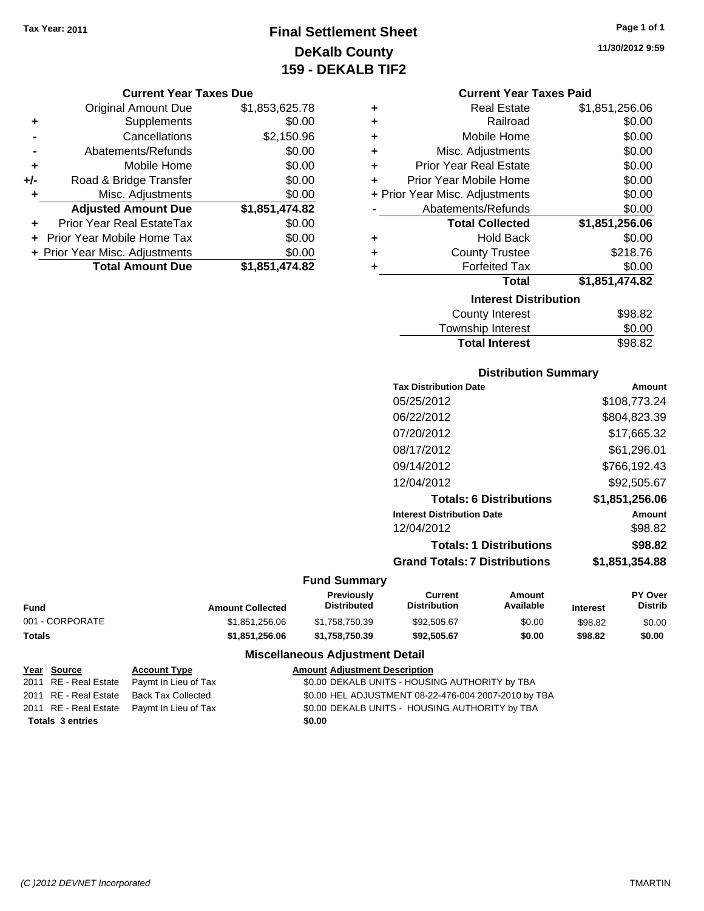Tax Year: 2011

# Final Settlement Sheet
## DeKalb County
## 159 - DEKALB TIF2

11/30/2012 9:59

### Current Year Taxes Due

| | | |
|---|---|---|
| | Original Amount Due | $1,853,625.78 |
| + | Supplements | $0.00 |
| - | Cancellations | $2,150.96 |
| - | Abatements/Refunds | $0.00 |
| + | Mobile Home | $0.00 |
| +/- | Road & Bridge Transfer | $0.00 |
| + | Misc. Adjustments | $0.00 |
| | **Adjusted Amount Due** | **$1,851,474.82** |
| + | Prior Year Real EstateTax | $0.00 |
| + | Prior Year Mobile Home Tax | $0.00 |
| + | Prior Year Misc. Adjustments | $0.00 |
| | **Total Amount Due** | **$1,851,474.82** |

### Current Year Taxes Paid

| | | |
|---|---|---|
| + | Real Estate | $1,851,256.06 |
| + | Railroad | $0.00 |
| + | Mobile Home | $0.00 |
| + | Misc. Adjustments | $0.00 |
| + | Prior Year Real Estate | $0.00 |
| + | Prior Year Mobile Home | $0.00 |
| + | Prior Year Misc. Adjustments | $0.00 |
| - | Abatements/Refunds | $0.00 |
| | **Total Collected** | **$1,851,256.06** |
| + | Hold Back | $0.00 |
| + | County Trustee | $218.76 |
| + | Forfeited Tax | $0.00 |
| | **Total** | **$1,851,474.82** |

### Interest Distribution

| | |
|---|---|
| County Interest | $98.82 |
| Township Interest | $0.00 |
| **Total Interest** | $98.82 |

### Distribution Summary

| Tax Distribution Date | Amount |
|---|---|
| 05/25/2012 | $108,773.24 |
| 06/22/2012 | $804,823.39 |
| 07/20/2012 | $17,665.32 |
| 08/17/2012 | $61,296.01 |
| 09/14/2012 | $766,192.43 |
| 12/04/2012 | $92,505.67 |
| **Totals: 6 Distributions** | **$1,851,256.06** |
| **Interest Distribution Date** | **Amount** |
| 12/04/2012 | $98.82 |
| **Totals: 1 Distributions** | **$98.82** |
| **Grand Totals: 7 Distributions** | **$1,851,354.88** |

### Fund Summary

| Fund | Amount Collected | Previously Distributed | Current Distribution | Amount Available | Interest | PY Over Distrib |
|---|---|---|---|---|---|---|
| 001 - CORPORATE | $1,851,256.06 | $1,758,750.39 | $92,505.67 | $0.00 | $98.82 | $0.00 |
| **Totals** | **$1,851,256.06** | **$1,758,750.39** | **$92,505.67** | **$0.00** | **$98.82** | **$0.00** |

### Miscellaneous Adjustment Detail

| Year | Source | Account Type | Amount | Adjustment Description |
|---|---|---|---|---|
| 2011 | RE - Real Estate | Paymt In Lieu of Tax | $0.00 | DEKALB UNITS - HOUSING AUTHORITY by TBA |
| 2011 | RE - Real Estate | Back Tax Collected | $0.00 | HEL ADJUSTMENT 08-22-476-004 2007-2010 by TBA |
| 2011 | RE - Real Estate | Paymt In Lieu of Tax | $0.00 | DEKALB UNITS - HOUSING AUTHORITY by TBA |
| **Totals** | **3 entries** | | **$0.00** | |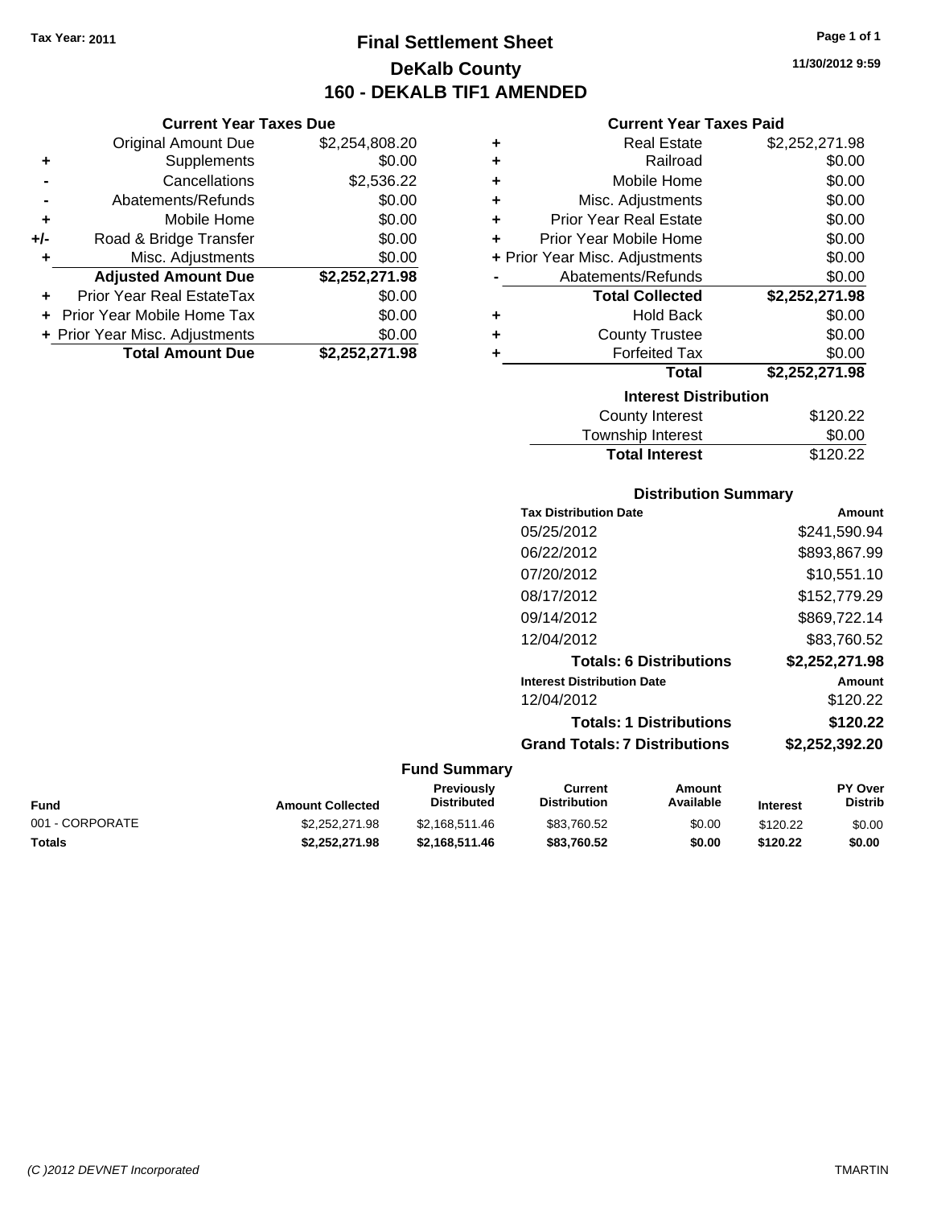Tax Year: 2011

# Final Settlement Sheet
## DeKalb County
## 160 - DEKALB TIF1 AMENDED

11/30/2012 9:59

### Current Year Taxes Due

| | | |
|---|---|---|
| | Original Amount Due | $2,254,808.20 |
| + | Supplements | $0.00 |
| - | Cancellations | $2,536.22 |
| - | Abatements/Refunds | $0.00 |
| + | Mobile Home | $0.00 |
| +/- | Road & Bridge Transfer | $0.00 |
| + | Misc. Adjustments | $0.00 |
| | **Adjusted Amount Due** | **$2,252,271.98** |
| + | Prior Year Real EstateTax | $0.00 |
| + | Prior Year Mobile Home Tax | $0.00 |
| + | Prior Year Misc. Adjustments | $0.00 |
| | **Total Amount Due** | **$2,252,271.98** |

### Current Year Taxes Paid

| | | |
|---|---|---|
| + | Real Estate | $2,252,271.98 |
| + | Railroad | $0.00 |
| + | Mobile Home | $0.00 |
| + | Misc. Adjustments | $0.00 |
| + | Prior Year Real Estate | $0.00 |
| + | Prior Year Mobile Home | $0.00 |
| + | Prior Year Misc. Adjustments | $0.00 |
| - | Abatements/Refunds | $0.00 |
| | **Total Collected** | **$2,252,271.98** |
| + | Hold Back | $0.00 |
| + | County Trustee | $0.00 |
| + | Forfeited Tax | $0.00 |
| | **Total** | **$2,252,271.98** |

### Interest Distribution

| | |
|---|---|
| County Interest | $120.22 |
| Township Interest | $0.00 |
| **Total Interest** | $120.22 |

### Distribution Summary

| Tax Distribution Date | Amount |
|---|---|
| 05/25/2012 | $241,590.94 |
| 06/22/2012 | $893,867.99 |
| 07/20/2012 | $10,551.10 |
| 08/17/2012 | $152,779.29 |
| 09/14/2012 | $869,722.14 |
| 12/04/2012 | $83,760.52 |
| **Totals: 6 Distributions** | **$2,252,271.98** |
| **Interest Distribution Date** | **Amount** |
| 12/04/2012 | $120.22 |
| **Totals: 1 Distributions** | **$120.22** |
| **Grand Totals: 7 Distributions** | **$2,252,392.20** |

### Fund Summary

| Fund | Amount Collected | Previously Distributed | Current Distribution | Amount Available | Interest | PY Over Distrib |
|---|---|---|---|---|---|---|
| 001 - CORPORATE | $2,252,271.98 | $2,168,511.46 | $83,760.52 | $0.00 | $120.22 | $0.00 |
| **Totals** | **$2,252,271.98** | **$2,168,511.46** | **$83,760.52** | **$0.00** | **$120.22** | **$0.00** |

(C )2012 DEVNET Incorporated

TMARTIN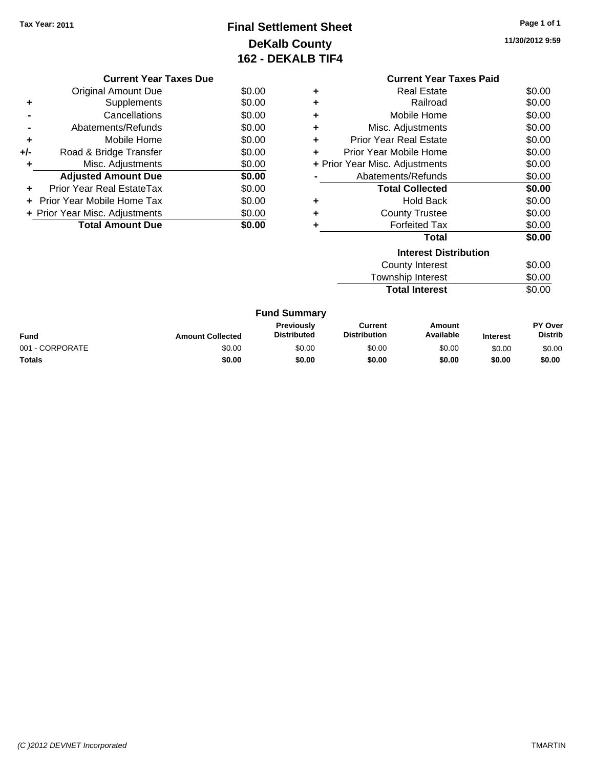Tax Year: 2011

# Final Settlement Sheet
## DeKalb County
## 162 - DEKALB TIF4

11/30/2012 9:59

### Current Year Taxes Due

| | | |
|---|---|---|
| | Original Amount Due | $0.00 |
| + | Supplements | $0.00 |
| - | Cancellations | $0.00 |
| - | Abatements/Refunds | $0.00 |
| + | Mobile Home | $0.00 |
| +/- | Road & Bridge Transfer | $0.00 |
| + | Misc. Adjustments | $0.00 |
| | **Adjusted Amount Due** | **$0.00** |
| + | Prior Year Real EstateTax | $0.00 |
| + | Prior Year Mobile Home Tax | $0.00 |
| + | Prior Year Misc. Adjustments | $0.00 |
| | **Total Amount Due** | **$0.00** |

### Current Year Taxes Paid

| | | |
|---|---|---|
| + | Real Estate | $0.00 |
| + | Railroad | $0.00 |
| + | Mobile Home | $0.00 |
| + | Misc. Adjustments | $0.00 |
| + | Prior Year Real Estate | $0.00 |
| + | Prior Year Mobile Home | $0.00 |
| + | Prior Year Misc. Adjustments | $0.00 |
| - | Abatements/Refunds | $0.00 |
| | **Total Collected** | **$0.00** |
| + | Hold Back | $0.00 |
| + | County Trustee | $0.00 |
| + | Forfeited Tax | $0.00 |
| | **Total** | **$0.00** |

### Interest Distribution

| | |
|---|---|
| County Interest | $0.00 |
| Township Interest | $0.00 |
| **Total Interest** | $0.00 |

### Fund Summary

| Fund | Amount Collected | Previously Distributed | Current Distribution | Amount Available | Interest | PY Over Distrib |
|---|---|---|---|---|---|---|
| 001 - CORPORATE | $0.00 | $0.00 | $0.00 | $0.00 | $0.00 | $0.00 |
| **Totals** | **$0.00** | **$0.00** | **$0.00** | **$0.00** | **$0.00** | **$0.00** |

(C )2012 DEVNET Incorporated TMARTIN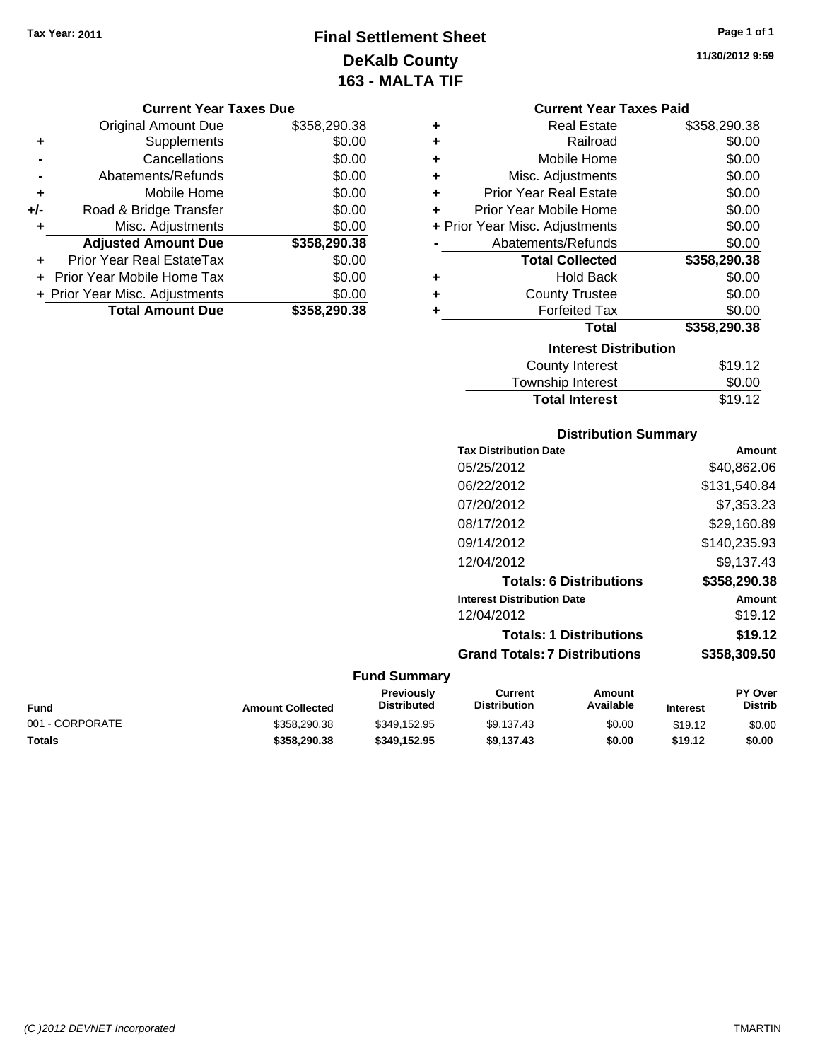Tax Year: 2011

# Final Settlement Sheet
## DeKalb County
## 163 - MALTA TIF

11/30/2012 9:59

### Current Year Taxes Due

| | | |
|---|---|---|
| | Original Amount Due | $358,290.38 |
| + | Supplements | $0.00 |
| - | Cancellations | $0.00 |
| - | Abatements/Refunds | $0.00 |
| + | Mobile Home | $0.00 |
| +/- | Road & Bridge Transfer | $0.00 |
| + | Misc. Adjustments | $0.00 |
| | **Adjusted Amount Due** | **$358,290.38** |
| + | Prior Year Real EstateTax | $0.00 |
| + | Prior Year Mobile Home Tax | $0.00 |
| + | Prior Year Misc. Adjustments | $0.00 |
| | **Total Amount Due** | **$358,290.38** |

### Current Year Taxes Paid

| | | |
|---|---|---|
| + | Real Estate | $358,290.38 |
| + | Railroad | $0.00 |
| + | Mobile Home | $0.00 |
| + | Misc. Adjustments | $0.00 |
| + | Prior Year Real Estate | $0.00 |
| + | Prior Year Mobile Home | $0.00 |
| + | Prior Year Misc. Adjustments | $0.00 |
| - | Abatements/Refunds | $0.00 |
| | **Total Collected** | **$358,290.38** |
| + | Hold Back | $0.00 |
| + | County Trustee | $0.00 |
| + | Forfeited Tax | $0.00 |
| | **Total** | **$358,290.38** |

### Interest Distribution

| | |
|---|---|
| County Interest | $19.12 |
| Township Interest | $0.00 |
| **Total Interest** | $19.12 |

### Distribution Summary

| Tax Distribution Date | Amount |
|---|---|
| 05/25/2012 | $40,862.06 |
| 06/22/2012 | $131,540.84 |
| 07/20/2012 | $7,353.23 |
| 08/17/2012 | $29,160.89 |
| 09/14/2012 | $140,235.93 |
| 12/04/2012 | $9,137.43 |
| **Totals: 6 Distributions** | **$358,290.38** |
| **Interest Distribution Date** | **Amount** |
| 12/04/2012 | $19.12 |
| **Totals: 1 Distributions** | **$19.12** |
| **Grand Totals: 7 Distributions** | **$358,309.50** |

### Fund Summary

| Fund | Amount Collected | Previously Distributed | Current Distribution | Amount Available | Interest | PY Over Distrib |
|---|---|---|---|---|---|---|
| 001 - CORPORATE | $358,290.38 | $349,152.95 | $9,137.43 | $0.00 | $19.12 | $0.00 |
| **Totals** | **$358,290.38** | **$349,152.95** | **$9,137.43** | **$0.00** | **$19.12** | **$0.00** |

(C )2012 DEVNET Incorporated TMARTIN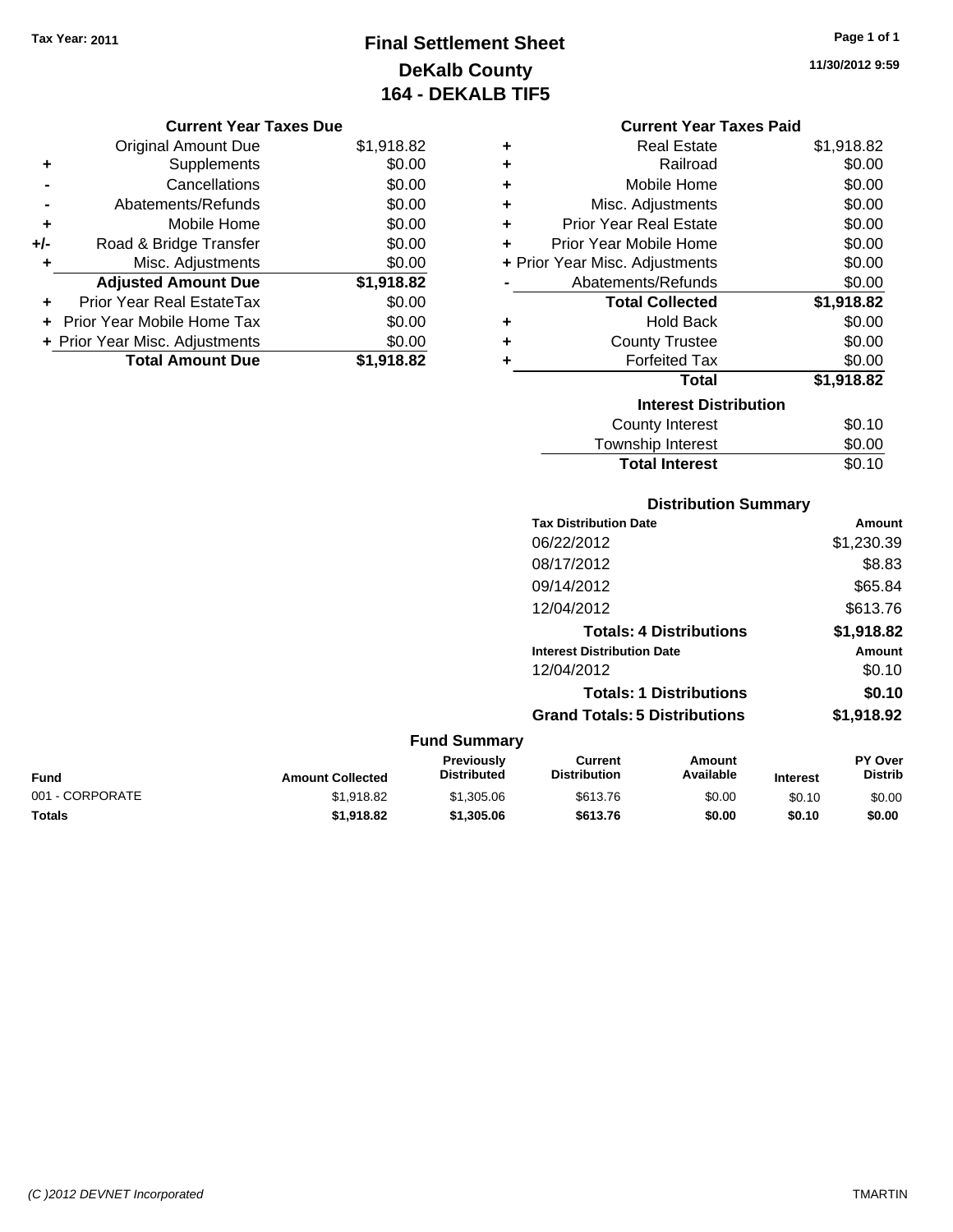Tax Year: 2011

# Final Settlement Sheet
## DeKalb County
## 164 - DEKALB TIF5

11/30/2012 9:59

### Current Year Taxes Due

| | | |
|---|---|---|
| | Original Amount Due | $1,918.82 |
| + | Supplements | $0.00 |
| - | Cancellations | $0.00 |
| - | Abatements/Refunds | $0.00 |
| + | Mobile Home | $0.00 |
| +/- | Road & Bridge Transfer | $0.00 |
| + | Misc. Adjustments | $0.00 |
| | **Adjusted Amount Due** | **$1,918.82** |
| + | Prior Year Real EstateTax | $0.00 |
| + | Prior Year Mobile Home Tax | $0.00 |
| + | Prior Year Misc. Adjustments | $0.00 |
| | **Total Amount Due** | **$1,918.82** |

### Current Year Taxes Paid

| | | |
|---|---|---|
| + | Real Estate | $1,918.82 |
| + | Railroad | $0.00 |
| + | Mobile Home | $0.00 |
| + | Misc. Adjustments | $0.00 |
| + | Prior Year Real Estate | $0.00 |
| + | Prior Year Mobile Home | $0.00 |
| + | Prior Year Misc. Adjustments | $0.00 |
| - | Abatements/Refunds | $0.00 |
| | **Total Collected** | **$1,918.82** |
| + | Hold Back | $0.00 |
| + | County Trustee | $0.00 |
| + | Forfeited Tax | $0.00 |
| | **Total** | **$1,918.82** |

### Interest Distribution

| | |
|---|---|
| County Interest | $0.10 |
| Township Interest | $0.00 |
| **Total Interest** | $0.10 |

### Distribution Summary

| Tax Distribution Date | Amount |
|---|---|
| 06/22/2012 | $1,230.39 |
| 08/17/2012 | $8.83 |
| 09/14/2012 | $65.84 |
| 12/04/2012 | $613.76 |
| **Totals: 4 Distributions** | **$1,918.82** |
| **Interest Distribution Date** | **Amount** |
| 12/04/2012 | $0.10 |
| **Totals: 1 Distributions** | **$0.10** |
| **Grand Totals: 5 Distributions** | **$1,918.92** |

### Fund Summary

| Fund | Amount Collected | Previously Distributed | Current Distribution | Amount Available | Interest | PY Over Distrib |
|---|---|---|---|---|---|---|
| 001 - CORPORATE | $1,918.82 | $1,305.06 | $613.76 | $0.00 | $0.10 | $0.00 |
| **Totals** | **$1,918.82** | **$1,305.06** | **$613.76** | **$0.00** | **$0.10** | **$0.00** |

(C )2012 DEVNET Incorporated TMARTIN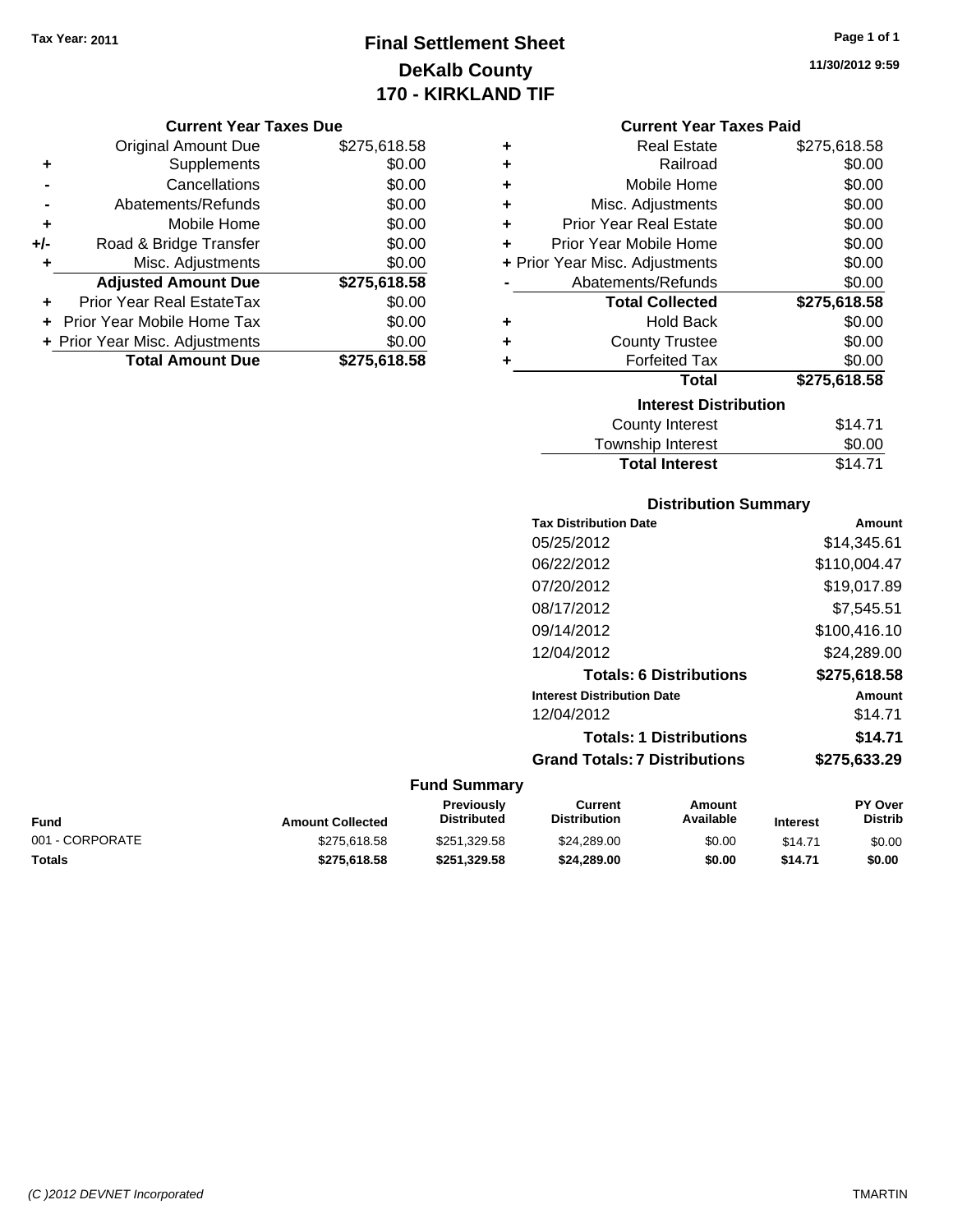Tax Year: 2011

# Final Settlement Sheet
## DeKalb County
## 170 - KIRKLAND TIF

11/30/2012 9:59

### Current Year Taxes Due

| | | |
|---|---|---|
| | Original Amount Due | $275,618.58 |
| + | Supplements | $0.00 |
| - | Cancellations | $0.00 |
| - | Abatements/Refunds | $0.00 |
| + | Mobile Home | $0.00 |
| +/- | Road & Bridge Transfer | $0.00 |
| + | Misc. Adjustments | $0.00 |
| | **Adjusted Amount Due** | **$275,618.58** |
| + | Prior Year Real EstateTax | $0.00 |
| + | Prior Year Mobile Home Tax | $0.00 |
| + | Prior Year Misc. Adjustments | $0.00 |
| | **Total Amount Due** | **$275,618.58** |

### Current Year Taxes Paid

| | | |
|---|---|---|
| + | Real Estate | $275,618.58 |
| + | Railroad | $0.00 |
| + | Mobile Home | $0.00 |
| + | Misc. Adjustments | $0.00 |
| + | Prior Year Real Estate | $0.00 |
| + | Prior Year Mobile Home | $0.00 |
| + | Prior Year Misc. Adjustments | $0.00 |
| - | Abatements/Refunds | $0.00 |
| | **Total Collected** | **$275,618.58** |
| + | Hold Back | $0.00 |
| + | County Trustee | $0.00 |
| + | Forfeited Tax | $0.00 |
| | **Total** | **$275,618.58** |

### Interest Distribution

| | |
|---|---|
| County Interest | $14.71 |
| Township Interest | $0.00 |
| **Total Interest** | $14.71 |

### Distribution Summary

| Tax Distribution Date | Amount |
|---|---|
| 05/25/2012 | $14,345.61 |
| 06/22/2012 | $110,004.47 |
| 07/20/2012 | $19,017.89 |
| 08/17/2012 | $7,545.51 |
| 09/14/2012 | $100,416.10 |
| 12/04/2012 | $24,289.00 |
| **Totals: 6 Distributions** | **$275,618.58** |
| **Interest Distribution Date** | **Amount** |
| 12/04/2012 | $14.71 |
| **Totals: 1 Distributions** | **$14.71** |
| **Grand Totals: 7 Distributions** | **$275,633.29** |

### Fund Summary

| Fund | Amount Collected | Previously Distributed | Current Distribution | Amount Available | Interest | PY Over Distrib |
|---|---|---|---|---|---|---|
| 001 - CORPORATE | $275,618.58 | $251,329.58 | $24,289.00 | $0.00 | $14.71 | $0.00 |
| **Totals** | **$275,618.58** | **$251,329.58** | **$24,289.00** | **$0.00** | **$14.71** | **$0.00** |

(C )2012 DEVNET Incorporated — TMARTIN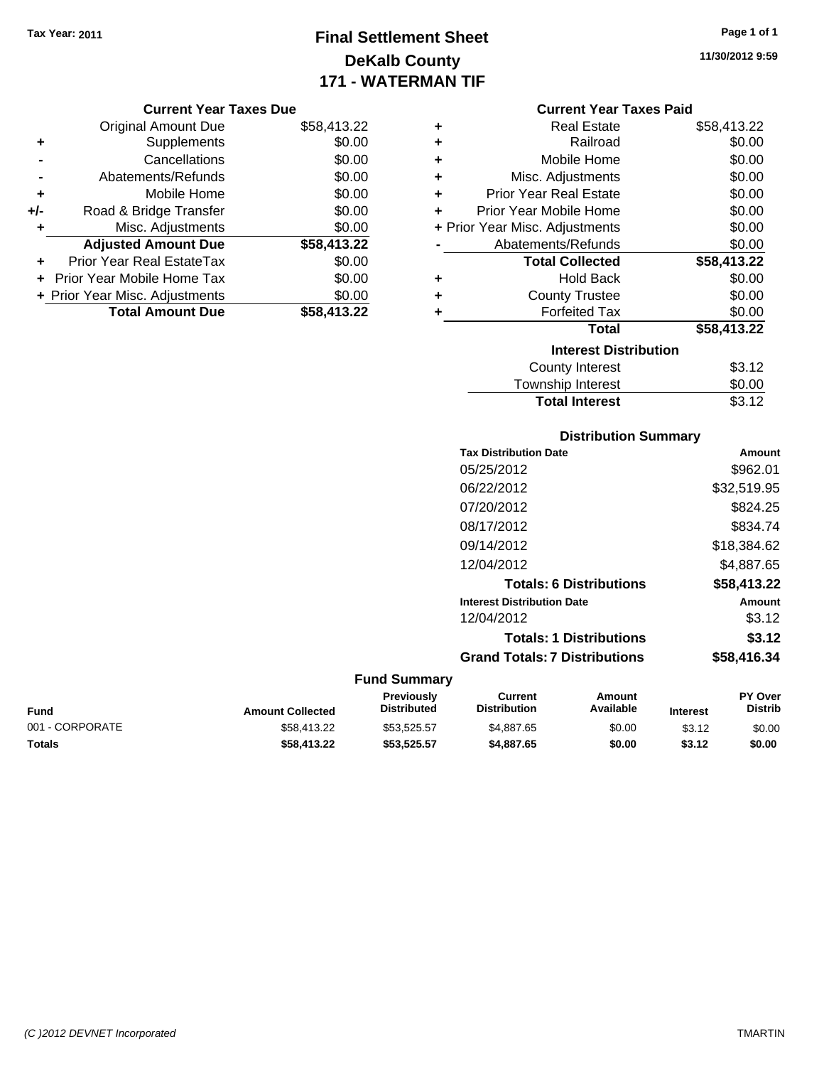Tax Year: 2011

# Final Settlement Sheet
## DeKalb County
## 171 - WATERMAN TIF

11/30/2012 9:59

### Current Year Taxes Due

| | | |
|---|---|---|
| | Original Amount Due | $58,413.22 |
| + | Supplements | $0.00 |
| - | Cancellations | $0.00 |
| - | Abatements/Refunds | $0.00 |
| + | Mobile Home | $0.00 |
| +/- | Road & Bridge Transfer | $0.00 |
| + | Misc. Adjustments | $0.00 |
| | **Adjusted Amount Due** | **$58,413.22** |
| + | Prior Year Real EstateTax | $0.00 |
| + | Prior Year Mobile Home Tax | $0.00 |
| + | Prior Year Misc. Adjustments | $0.00 |
| | **Total Amount Due** | **$58,413.22** |

### Current Year Taxes Paid

| | | |
|---|---|---|
| + | Real Estate | $58,413.22 |
| + | Railroad | $0.00 |
| + | Mobile Home | $0.00 |
| + | Misc. Adjustments | $0.00 |
| + | Prior Year Real Estate | $0.00 |
| + | Prior Year Mobile Home | $0.00 |
| + | Prior Year Misc. Adjustments | $0.00 |
| - | Abatements/Refunds | $0.00 |
| | **Total Collected** | **$58,413.22** |
| + | Hold Back | $0.00 |
| + | County Trustee | $0.00 |
| + | Forfeited Tax | $0.00 |
| | **Total** | **$58,413.22** |

### Interest Distribution

| | |
|---|---|
| County Interest | $3.12 |
| Township Interest | $0.00 |
| **Total Interest** | $3.12 |

### Distribution Summary

| Tax Distribution Date | Amount |
|---|---|
| 05/25/2012 | $962.01 |
| 06/22/2012 | $32,519.95 |
| 07/20/2012 | $824.25 |
| 08/17/2012 | $834.74 |
| 09/14/2012 | $18,384.62 |
| 12/04/2012 | $4,887.65 |
| **Totals: 6 Distributions** | **$58,413.22** |
| **Interest Distribution Date** | **Amount** |
| 12/04/2012 | $3.12 |
| **Totals: 1 Distributions** | **$3.12** |
| **Grand Totals: 7 Distributions** | **$58,416.34** |

### Fund Summary

| Fund | Amount Collected | Previously Distributed | Current Distribution | Amount Available | Interest | PY Over Distrib |
|---|---|---|---|---|---|---|
| 001 - CORPORATE | $58,413.22 | $53,525.57 | $4,887.65 | $0.00 | $3.12 | $0.00 |
| **Totals** | **$58,413.22** | **$53,525.57** | **$4,887.65** | **$0.00** | **$3.12** | **$0.00** |

(C )2012 DEVNET Incorporated TMARTIN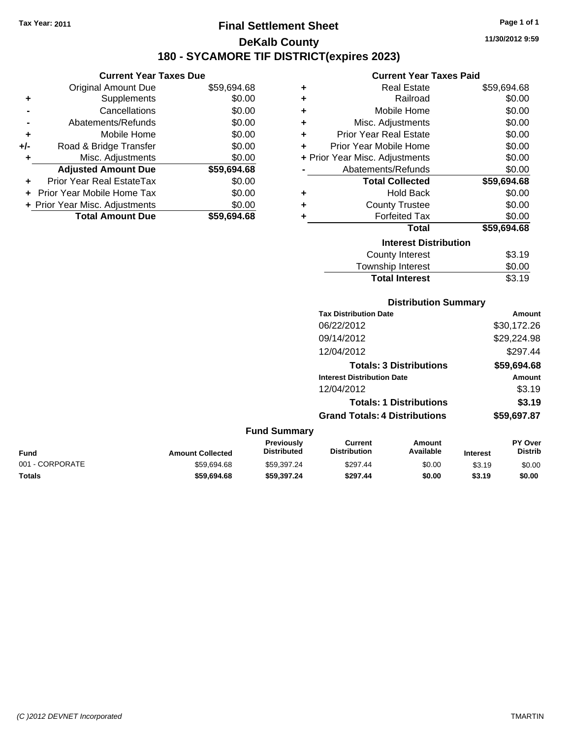Tax Year: 2011

# Final Settlement Sheet

## DeKalb County

## 180 - SYCAMORE TIF DISTRICT(expires 2023)

11/30/2012 9:59

### Current Year Taxes Due

| | | |
|---|---|---|
| | Original Amount Due | $59,694.68 |
| + | Supplements | $0.00 |
| - | Cancellations | $0.00 |
| - | Abatements/Refunds | $0.00 |
| + | Mobile Home | $0.00 |
| +/- | Road & Bridge Transfer | $0.00 |
| + | Misc. Adjustments | $0.00 |
| | **Adjusted Amount Due** | **$59,694.68** |
| + | Prior Year Real EstateTax | $0.00 |
| + | Prior Year Mobile Home Tax | $0.00 |
| + | Prior Year Misc. Adjustments | $0.00 |
| | **Total Amount Due** | **$59,694.68** |

### Current Year Taxes Paid

| | | |
|---|---|---|
| + | Real Estate | $59,694.68 |
| + | Railroad | $0.00 |
| + | Mobile Home | $0.00 |
| + | Misc. Adjustments | $0.00 |
| + | Prior Year Real Estate | $0.00 |
| + | Prior Year Mobile Home | $0.00 |
| + | Prior Year Misc. Adjustments | $0.00 |
| - | Abatements/Refunds | $0.00 |
| | **Total Collected** | **$59,694.68** |
| + | Hold Back | $0.00 |
| + | County Trustee | $0.00 |
| + | Forfeited Tax | $0.00 |
| | **Total** | **$59,694.68** |

### Interest Distribution

| | |
|---|---|
| County Interest | $3.19 |
| Township Interest | $0.00 |
| **Total Interest** | $3.19 |

### Distribution Summary

| Tax Distribution Date | Amount |
|---|---|
| 06/22/2012 | $30,172.26 |
| 09/14/2012 | $29,224.98 |
| 12/04/2012 | $297.44 |
| **Totals: 3 Distributions** | **$59,694.68** |
| **Interest Distribution Date** | **Amount** |
| 12/04/2012 | $3.19 |
| **Totals: 1 Distributions** | **$3.19** |
| **Grand Totals: 4 Distributions** | **$59,697.87** |

### Fund Summary

| Fund | Amount Collected | Previously Distributed | Current Distribution | Amount Available | Interest | PY Over Distrib |
|---|---|---|---|---|---|---|
| 001 - CORPORATE | $59,694.68 | $59,397.24 | $297.44 | $0.00 | $3.19 | $0.00 |
| **Totals** | **$59,694.68** | **$59,397.24** | **$297.44** | **$0.00** | **$3.19** | **$0.00** |

(C )2012 DEVNET Incorporated — TMARTIN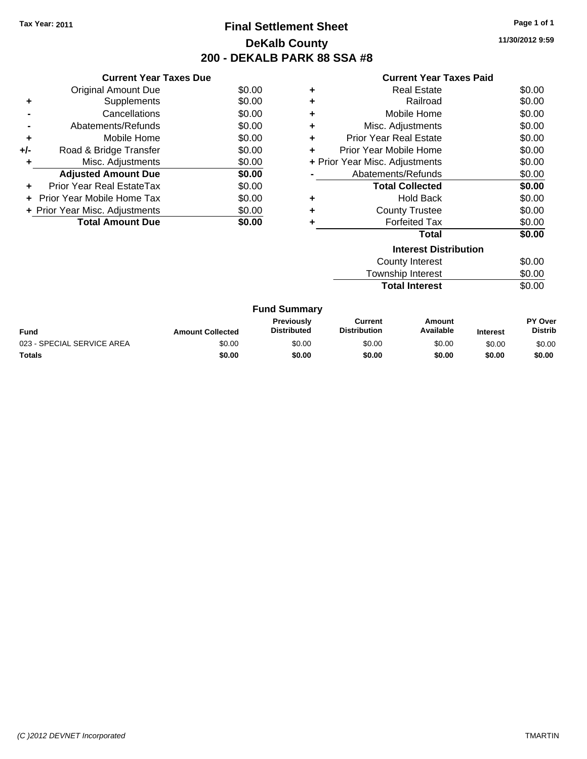Tax Year: 2011

# Final Settlement Sheet
## DeKalb County
## 200 - DEKALB PARK 88 SSA #8

11/30/2012 9:59

### Current Year Taxes Due

| | | |
|---|---|---|
| | Original Amount Due | $0.00 |
| + | Supplements | $0.00 |
| - | Cancellations | $0.00 |
| - | Abatements/Refunds | $0.00 |
| + | Mobile Home | $0.00 |
| +/- | Road & Bridge Transfer | $0.00 |
| + | Misc. Adjustments | $0.00 |
| | **Adjusted Amount Due** | **$0.00** |
| + | Prior Year Real EstateTax | $0.00 |
| + | Prior Year Mobile Home Tax | $0.00 |
| + | Prior Year Misc. Adjustments | $0.00 |
| | **Total Amount Due** | **$0.00** |

### Current Year Taxes Paid

| | | |
|---|---|---|
| + | Real Estate | $0.00 |
| + | Railroad | $0.00 |
| + | Mobile Home | $0.00 |
| + | Misc. Adjustments | $0.00 |
| + | Prior Year Real Estate | $0.00 |
| + | Prior Year Mobile Home | $0.00 |
| + | Prior Year Misc. Adjustments | $0.00 |
| - | Abatements/Refunds | $0.00 |
| | **Total Collected** | **$0.00** |
| + | Hold Back | $0.00 |
| + | County Trustee | $0.00 |
| + | Forfeited Tax | $0.00 |
| | **Total** | **$0.00** |

### Interest Distribution

| | |
|---|---|
| County Interest | $0.00 |
| Township Interest | $0.00 |
| **Total Interest** | $0.00 |

### Fund Summary

| Fund | Amount Collected | Previously Distributed | Current Distribution | Amount Available | Interest | PY Over Distrib |
|---|---|---|---|---|---|---|
| 023 - SPECIAL SERVICE AREA | $0.00 | $0.00 | $0.00 | $0.00 | $0.00 | $0.00 |
| **Totals** | **$0.00** | **$0.00** | **$0.00** | **$0.00** | **$0.00** | **$0.00** |

(C )2012 DEVNET Incorporated TMARTIN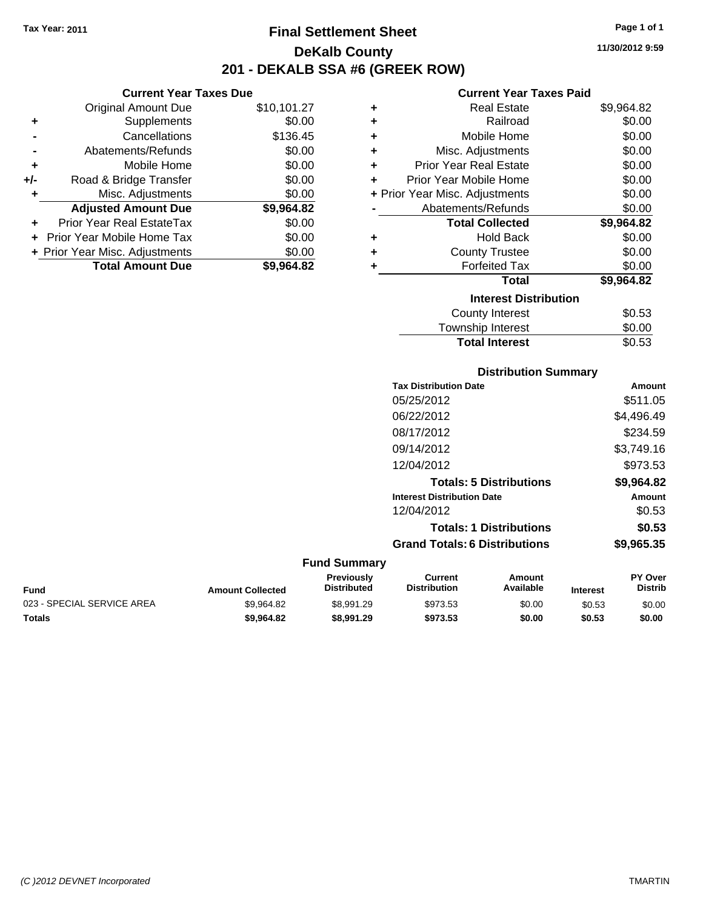Tax Year: 2011

# Final Settlement Sheet

## DeKalb County

## 201 - DEKALB SSA #6 (GREEK ROW)

11/30/2012 9:59

### Current Year Taxes Due

| | | |
|---|---|---|
| | Original Amount Due | $10,101.27 |
| + | Supplements | $0.00 |
| - | Cancellations | $136.45 |
| - | Abatements/Refunds | $0.00 |
| + | Mobile Home | $0.00 |
| +/- | Road & Bridge Transfer | $0.00 |
| + | Misc. Adjustments | $0.00 |
| | **Adjusted Amount Due** | **$9,964.82** |
| + | Prior Year Real EstateTax | $0.00 |
| + | Prior Year Mobile Home Tax | $0.00 |
| + | Prior Year Misc. Adjustments | $0.00 |
| | **Total Amount Due** | **$9,964.82** |

### Current Year Taxes Paid

| | | |
|---|---|---|
| + | Real Estate | $9,964.82 |
| + | Railroad | $0.00 |
| + | Mobile Home | $0.00 |
| + | Misc. Adjustments | $0.00 |
| + | Prior Year Real Estate | $0.00 |
| + | Prior Year Mobile Home | $0.00 |
| + | Prior Year Misc. Adjustments | $0.00 |
| - | Abatements/Refunds | $0.00 |
| | **Total Collected** | **$9,964.82** |
| + | Hold Back | $0.00 |
| + | County Trustee | $0.00 |
| + | Forfeited Tax | $0.00 |
| | **Total** | **$9,964.82** |

### Interest Distribution

| | |
|---|---|
| County Interest | $0.53 |
| Township Interest | $0.00 |
| **Total Interest** | $0.53 |

### Distribution Summary

| Tax Distribution Date | Amount |
|---|---|
| 05/25/2012 | $511.05 |
| 06/22/2012 | $4,496.49 |
| 08/17/2012 | $234.59 |
| 09/14/2012 | $3,749.16 |
| 12/04/2012 | $973.53 |
| **Totals: 5 Distributions** | **$9,964.82** |
| **Interest Distribution Date** | **Amount** |
| 12/04/2012 | $0.53 |
| **Totals: 1 Distributions** | **$0.53** |
| **Grand Totals: 6 Distributions** | **$9,965.35** |

### Fund Summary

| Fund | Amount Collected | Previously Distributed | Current Distribution | Amount Available | Interest | PY Over Distrib |
|---|---|---|---|---|---|---|
| 023 - SPECIAL SERVICE AREA | $9,964.82 | $8,991.29 | $973.53 | $0.00 | $0.53 | $0.00 |
| **Totals** | **$9,964.82** | **$8,991.29** | **$973.53** | **$0.00** | **$0.53** | **$0.00** |

(C )2012 DEVNET Incorporated — TMARTIN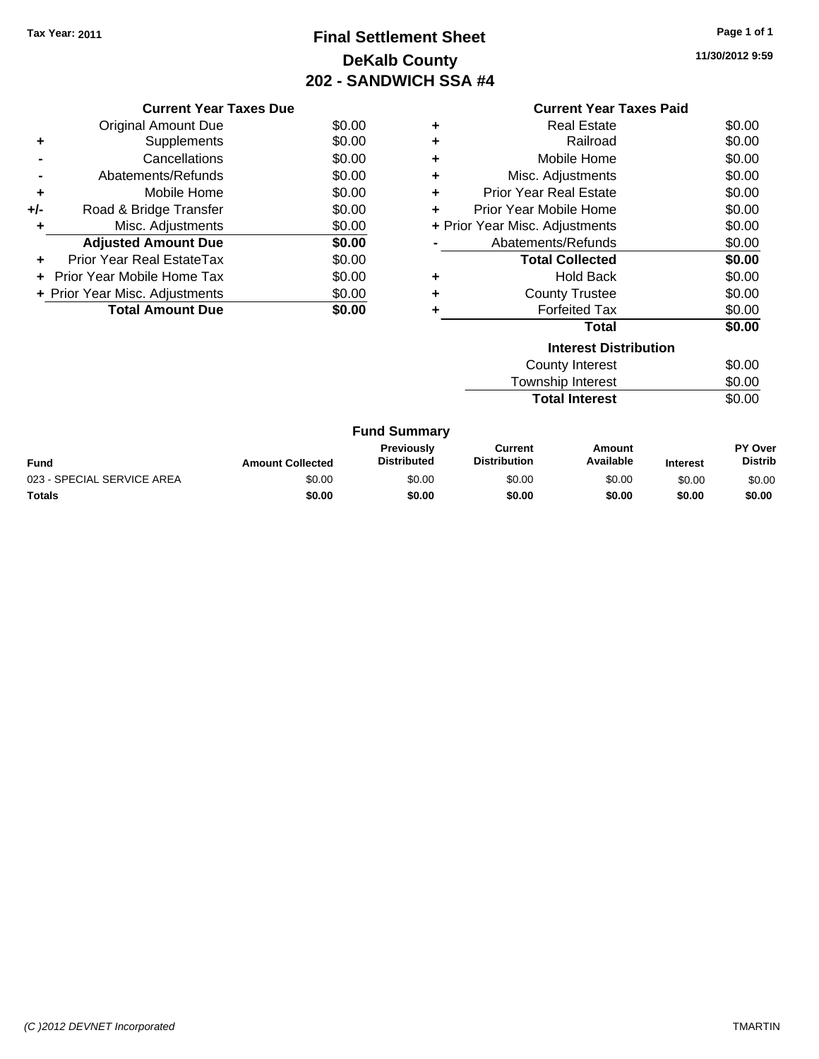Tax Year: 2011

# Final Settlement Sheet
## DeKalb County
## 202 - SANDWICH SSA #4

11/30/2012 9:59

### Current Year Taxes Due

| | | |
|---|---|---|
| | Original Amount Due | $0.00 |
| + | Supplements | $0.00 |
| - | Cancellations | $0.00 |
| - | Abatements/Refunds | $0.00 |
| + | Mobile Home | $0.00 |
| +/- | Road & Bridge Transfer | $0.00 |
| + | Misc. Adjustments | $0.00 |
| | **Adjusted Amount Due** | **$0.00** |
| + | Prior Year Real EstateTax | $0.00 |
| + | Prior Year Mobile Home Tax | $0.00 |
| + | Prior Year Misc. Adjustments | $0.00 |
| | **Total Amount Due** | **$0.00** |

### Current Year Taxes Paid

| | | |
|---|---|---|
| + | Real Estate | $0.00 |
| + | Railroad | $0.00 |
| + | Mobile Home | $0.00 |
| + | Misc. Adjustments | $0.00 |
| + | Prior Year Real Estate | $0.00 |
| + | Prior Year Mobile Home | $0.00 |
| + | Prior Year Misc. Adjustments | $0.00 |
| - | Abatements/Refunds | $0.00 |
| | **Total Collected** | **$0.00** |
| + | Hold Back | $0.00 |
| + | County Trustee | $0.00 |
| + | Forfeited Tax | $0.00 |
| | **Total** | **$0.00** |

### Interest Distribution

| | |
|---|---|
| County Interest | $0.00 |
| Township Interest | $0.00 |
| **Total Interest** | $0.00 |

### Fund Summary

| Fund | Amount Collected | Previously Distributed | Current Distribution | Amount Available | Interest | PY Over Distrib |
|---|---|---|---|---|---|---|
| 023 - SPECIAL SERVICE AREA | $0.00 | $0.00 | $0.00 | $0.00 | $0.00 | $0.00 |
| **Totals** | **$0.00** | **$0.00** | **$0.00** | **$0.00** | **$0.00** | **$0.00** |

(C )2012 DEVNET Incorporated

TMARTIN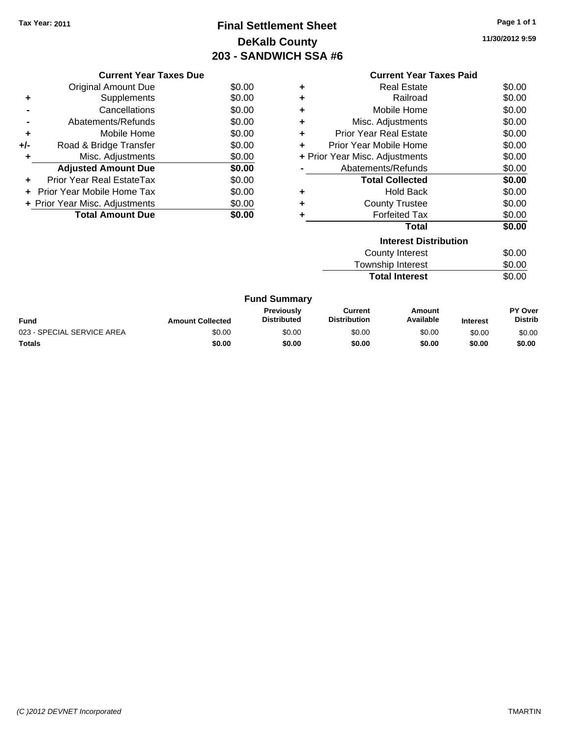Tax Year: 2011

# Final Settlement Sheet
## DeKalb County
## 203 - SANDWICH SSA #6

11/30/2012 9:59

### Current Year Taxes Due

| | | |
|---|---|---|
| | Original Amount Due | $0.00 |
| + | Supplements | $0.00 |
| - | Cancellations | $0.00 |
| - | Abatements/Refunds | $0.00 |
| + | Mobile Home | $0.00 |
| +/- | Road & Bridge Transfer | $0.00 |
| + | Misc. Adjustments | $0.00 |
| | **Adjusted Amount Due** | **$0.00** |
| + | Prior Year Real EstateTax | $0.00 |
| + | Prior Year Mobile Home Tax | $0.00 |
| + | Prior Year Misc. Adjustments | $0.00 |
| | **Total Amount Due** | **$0.00** |

### Current Year Taxes Paid

| | | |
|---|---|---|
| + | Real Estate | $0.00 |
| + | Railroad | $0.00 |
| + | Mobile Home | $0.00 |
| + | Misc. Adjustments | $0.00 |
| + | Prior Year Real Estate | $0.00 |
| + | Prior Year Mobile Home | $0.00 |
| + | Prior Year Misc. Adjustments | $0.00 |
| - | Abatements/Refunds | $0.00 |
| | **Total Collected** | **$0.00** |
| + | Hold Back | $0.00 |
| + | County Trustee | $0.00 |
| + | Forfeited Tax | $0.00 |
| | **Total** | **$0.00** |

### Interest Distribution

| | |
|---|---|
| County Interest | $0.00 |
| Township Interest | $0.00 |
| **Total Interest** | $0.00 |

### Fund Summary

| Fund | Amount Collected | Previously Distributed | Current Distribution | Amount Available | Interest | PY Over Distrib |
|---|---|---|---|---|---|---|
| 023 - SPECIAL SERVICE AREA | $0.00 | $0.00 | $0.00 | $0.00 | $0.00 | $0.00 |
| **Totals** | **$0.00** | **$0.00** | **$0.00** | **$0.00** | **$0.00** | **$0.00** |

(C )2012 DEVNET Incorporated TMARTIN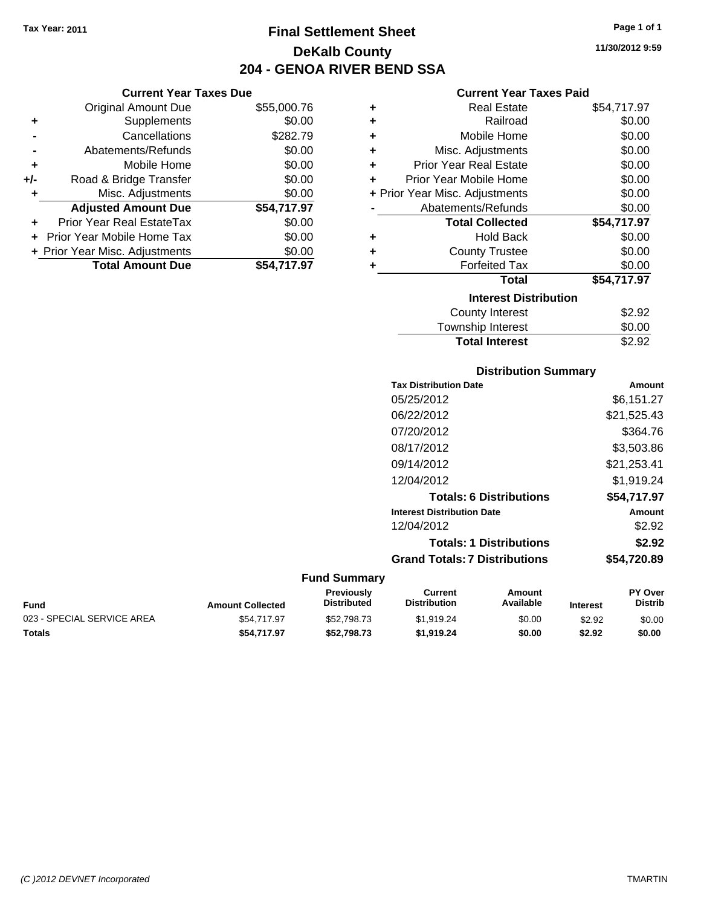Tax Year: 2011

# Final Settlement Sheet
## DeKalb County
## 204 - GENOA RIVER BEND SSA

11/30/2012 9:59

### Current Year Taxes Due

| | | |
|---|---|---|
| | Original Amount Due | $55,000.76 |
| + | Supplements | $0.00 |
| - | Cancellations | $282.79 |
| - | Abatements/Refunds | $0.00 |
| + | Mobile Home | $0.00 |
| +/- | Road & Bridge Transfer | $0.00 |
| + | Misc. Adjustments | $0.00 |
| | **Adjusted Amount Due** | **$54,717.97** |
| + | Prior Year Real EstateTax | $0.00 |
| + | Prior Year Mobile Home Tax | $0.00 |
| + | Prior Year Misc. Adjustments | $0.00 |
| | **Total Amount Due** | **$54,717.97** |

### Current Year Taxes Paid

| | | |
|---|---|---|
| + | Real Estate | $54,717.97 |
| + | Railroad | $0.00 |
| + | Mobile Home | $0.00 |
| + | Misc. Adjustments | $0.00 |
| + | Prior Year Real Estate | $0.00 |
| + | Prior Year Mobile Home | $0.00 |
| + | Prior Year Misc. Adjustments | $0.00 |
| - | Abatements/Refunds | $0.00 |
| | **Total Collected** | **$54,717.97** |
| + | Hold Back | $0.00 |
| + | County Trustee | $0.00 |
| + | Forfeited Tax | $0.00 |
| | **Total** | **$54,717.97** |

### Interest Distribution

| | |
|---|---|
| County Interest | $2.92 |
| Township Interest | $0.00 |
| **Total Interest** | $2.92 |

### Distribution Summary

| Tax Distribution Date | Amount |
|---|---|
| 05/25/2012 | $6,151.27 |
| 06/22/2012 | $21,525.43 |
| 07/20/2012 | $364.76 |
| 08/17/2012 | $3,503.86 |
| 09/14/2012 | $21,253.41 |
| 12/04/2012 | $1,919.24 |
| **Totals: 6 Distributions** | **$54,717.97** |
| **Interest Distribution Date** | **Amount** |
| 12/04/2012 | $2.92 |
| **Totals: 1 Distributions** | **$2.92** |
| **Grand Totals: 7 Distributions** | **$54,720.89** |

### Fund Summary

| Fund | Amount Collected | Previously Distributed | Current Distribution | Amount Available | Interest | PY Over Distrib |
|---|---|---|---|---|---|---|
| 023 - SPECIAL SERVICE AREA | $54,717.97 | $52,798.73 | $1,919.24 | $0.00 | $2.92 | $0.00 |
| **Totals** | **$54,717.97** | **$52,798.73** | **$1,919.24** | **$0.00** | **$2.92** | **$0.00** |

(C )2012 DEVNET Incorporated TMARTIN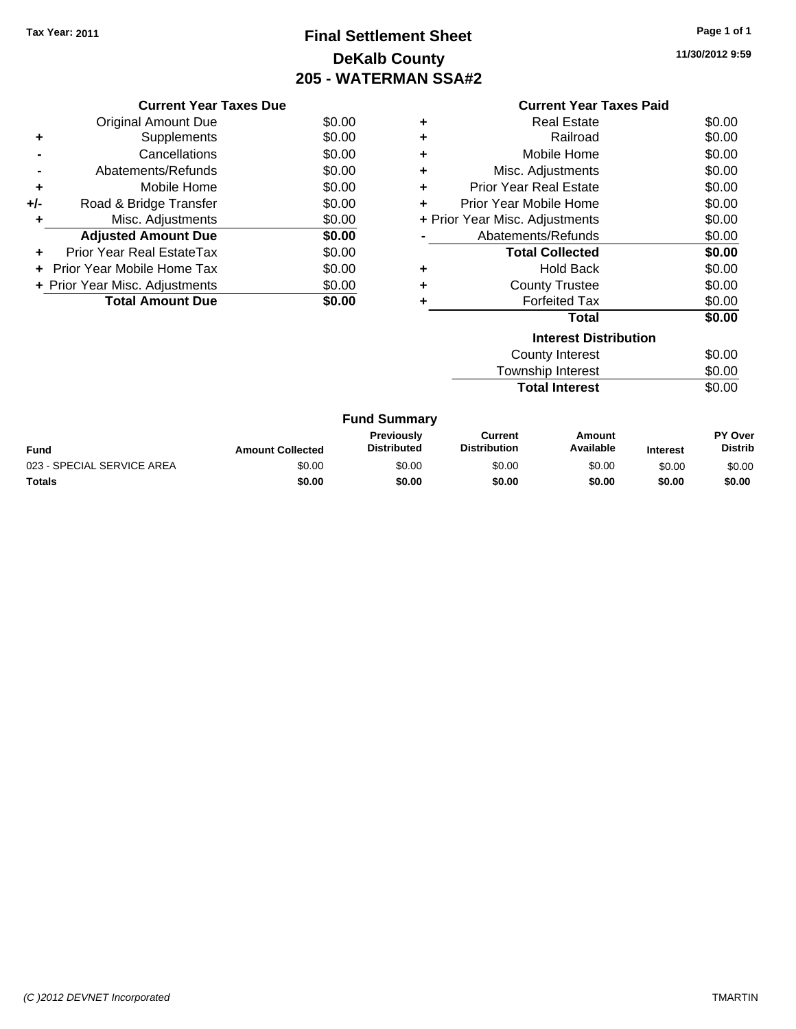**Tax Year: 2011**

# Final Settlement Sheet
## DeKalb County
## 205 - WATERMAN SSA#2

11/30/2012 9:59

### Current Year Taxes Due

| | | |
|---|---|---|
| | Original Amount Due | $0.00 |
| + | Supplements | $0.00 |
| - | Cancellations | $0.00 |
| - | Abatements/Refunds | $0.00 |
| + | Mobile Home | $0.00 |
| +/- | Road & Bridge Transfer | $0.00 |
| + | Misc. Adjustments | $0.00 |
| | **Adjusted Amount Due** | **$0.00** |
| + | Prior Year Real EstateTax | $0.00 |
| + | Prior Year Mobile Home Tax | $0.00 |
| + | Prior Year Misc. Adjustments | $0.00 |
| | **Total Amount Due** | **$0.00** |

### Current Year Taxes Paid

| | | |
|---|---|---|
| + | Real Estate | $0.00 |
| + | Railroad | $0.00 |
| + | Mobile Home | $0.00 |
| + | Misc. Adjustments | $0.00 |
| + | Prior Year Real Estate | $0.00 |
| + | Prior Year Mobile Home | $0.00 |
| + | Prior Year Misc. Adjustments | $0.00 |
| - | Abatements/Refunds | $0.00 |
| | **Total Collected** | **$0.00** |
| + | Hold Back | $0.00 |
| + | County Trustee | $0.00 |
| + | Forfeited Tax | $0.00 |
| | **Total** | **$0.00** |

### Interest Distribution

| | |
|---|---|
| County Interest | $0.00 |
| Township Interest | $0.00 |
| **Total Interest** | $0.00 |

### Fund Summary

| Fund | Amount Collected | Previously Distributed | Current Distribution | Amount Available | Interest | PY Over Distrib |
|---|---|---|---|---|---|---|
| 023 - SPECIAL SERVICE AREA | $0.00 | $0.00 | $0.00 | $0.00 | $0.00 | $0.00 |
| **Totals** | **$0.00** | **$0.00** | **$0.00** | **$0.00** | **$0.00** | **$0.00** |

(C )2012 DEVNET Incorporated TMARTIN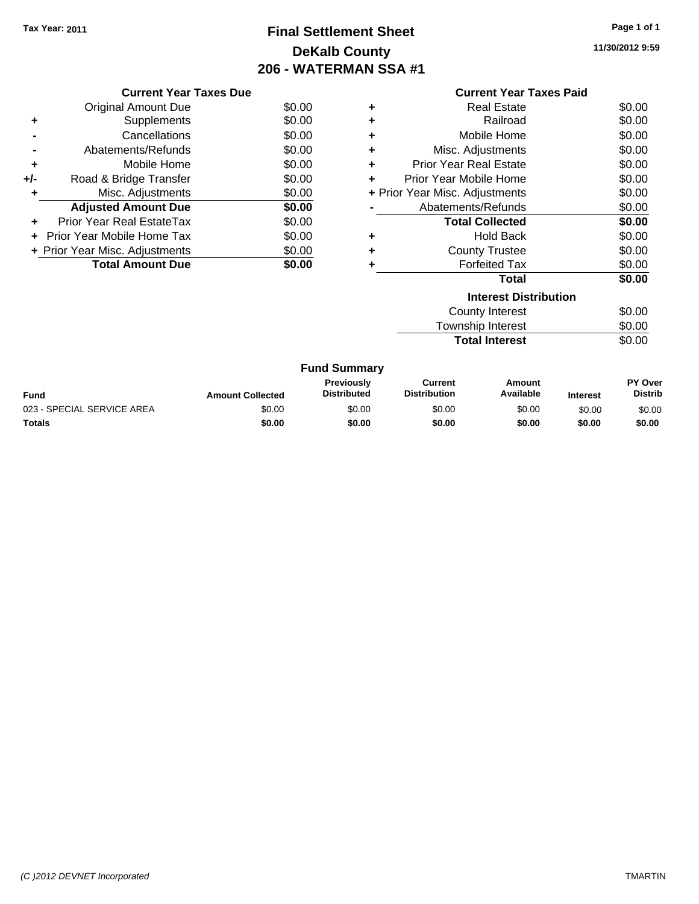Tax Year: 2011

# Final Settlement Sheet
## DeKalb County
## 206 - WATERMAN SSA #1

11/30/2012 9:59

### Current Year Taxes Due

| | | |
|---|---|---|
| | Original Amount Due | $0.00 |
| + | Supplements | $0.00 |
| - | Cancellations | $0.00 |
| - | Abatements/Refunds | $0.00 |
| + | Mobile Home | $0.00 |
| +/- | Road & Bridge Transfer | $0.00 |
| + | Misc. Adjustments | $0.00 |
| | **Adjusted Amount Due** | **$0.00** |
| + | Prior Year Real EstateTax | $0.00 |
| + | Prior Year Mobile Home Tax | $0.00 |
| + | Prior Year Misc. Adjustments | $0.00 |
| | **Total Amount Due** | **$0.00** |

### Current Year Taxes Paid

| | | |
|---|---|---|
| + | Real Estate | $0.00 |
| + | Railroad | $0.00 |
| + | Mobile Home | $0.00 |
| + | Misc. Adjustments | $0.00 |
| + | Prior Year Real Estate | $0.00 |
| + | Prior Year Mobile Home | $0.00 |
| + | Prior Year Misc. Adjustments | $0.00 |
| - | Abatements/Refunds | $0.00 |
| | **Total Collected** | **$0.00** |
| + | Hold Back | $0.00 |
| + | County Trustee | $0.00 |
| + | Forfeited Tax | $0.00 |
| | **Total** | **$0.00** |

### Interest Distribution

| | |
|---|---|
| County Interest | $0.00 |
| Township Interest | $0.00 |
| **Total Interest** | $0.00 |

### Fund Summary

| Fund | Amount Collected | Previously Distributed | Current Distribution | Amount Available | Interest | PY Over Distrib |
|---|---|---|---|---|---|---|
| 023 - SPECIAL SERVICE AREA | $0.00 | $0.00 | $0.00 | $0.00 | $0.00 | $0.00 |
| **Totals** | **$0.00** | **$0.00** | **$0.00** | **$0.00** | **$0.00** | **$0.00** |

(C )2012 DEVNET Incorporated

TMARTIN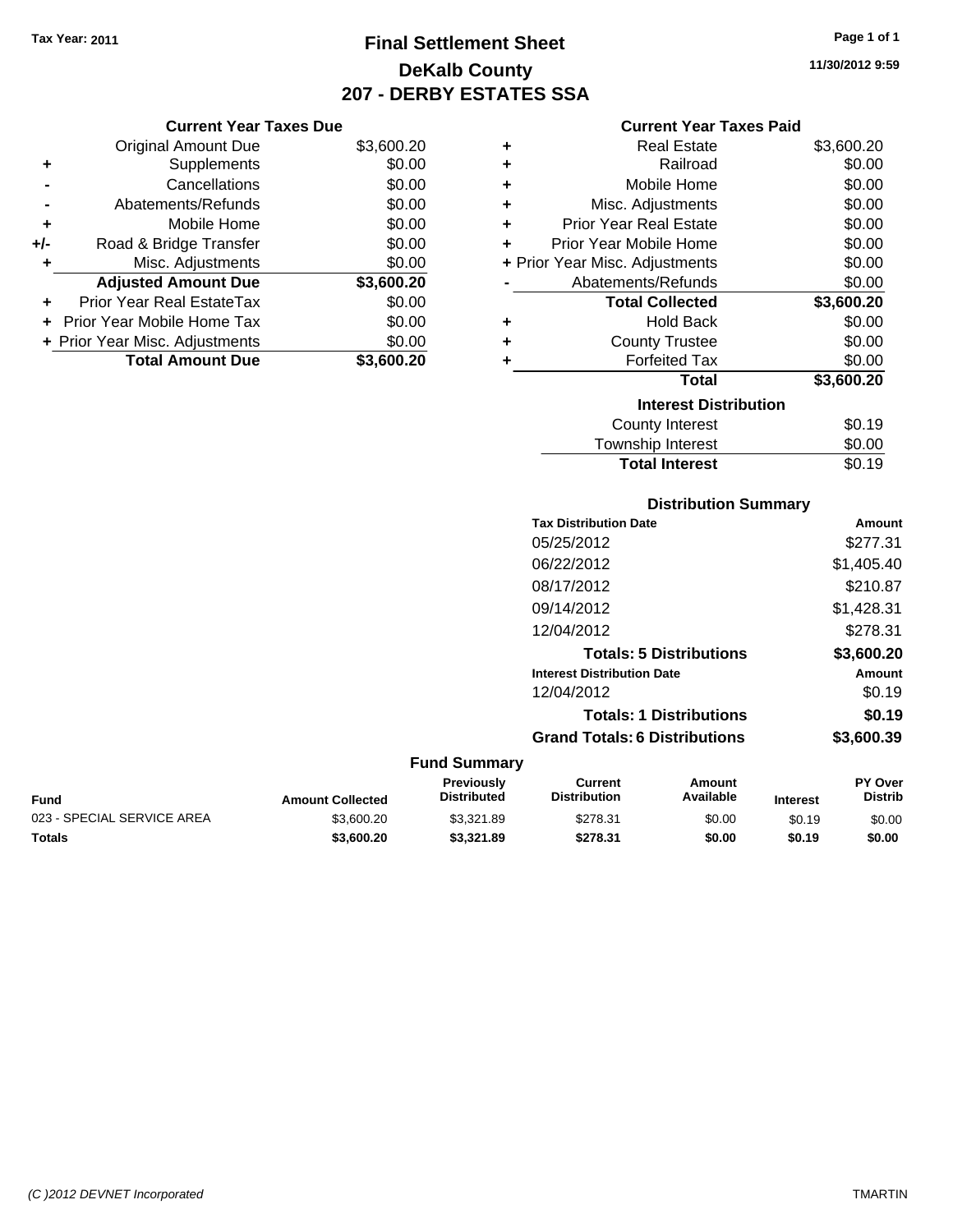Tax Year: 2011

# Final Settlement Sheet
## DeKalb County
## 207 - DERBY ESTATES SSA

11/30/2012 9:59

### Current Year Taxes Due

| | | |
|---|---|---|
| | Original Amount Due | $3,600.20 |
| + | Supplements | $0.00 |
| - | Cancellations | $0.00 |
| - | Abatements/Refunds | $0.00 |
| + | Mobile Home | $0.00 |
| +/- | Road & Bridge Transfer | $0.00 |
| + | Misc. Adjustments | $0.00 |
| | **Adjusted Amount Due** | **$3,600.20** |
| + | Prior Year Real EstateTax | $0.00 |
| + | Prior Year Mobile Home Tax | $0.00 |
| + | Prior Year Misc. Adjustments | $0.00 |
| | **Total Amount Due** | **$3,600.20** |

### Current Year Taxes Paid

| | | |
|---|---|---|
| + | Real Estate | $3,600.20 |
| + | Railroad | $0.00 |
| + | Mobile Home | $0.00 |
| + | Misc. Adjustments | $0.00 |
| + | Prior Year Real Estate | $0.00 |
| + | Prior Year Mobile Home | $0.00 |
| + | Prior Year Misc. Adjustments | $0.00 |
| - | Abatements/Refunds | $0.00 |
| | **Total Collected** | **$3,600.20** |
| + | Hold Back | $0.00 |
| + | County Trustee | $0.00 |
| + | Forfeited Tax | $0.00 |
| | **Total** | **$3,600.20** |

### Interest Distribution

| | |
|---|---|
| County Interest | $0.19 |
| Township Interest | $0.00 |
| **Total Interest** | $0.19 |

### Distribution Summary

| Tax Distribution Date | Amount |
|---|---|
| 05/25/2012 | $277.31 |
| 06/22/2012 | $1,405.40 |
| 08/17/2012 | $210.87 |
| 09/14/2012 | $1,428.31 |
| 12/04/2012 | $278.31 |
| **Totals: 5 Distributions** | **$3,600.20** |
| **Interest Distribution Date** | **Amount** |
| 12/04/2012 | $0.19 |
| **Totals: 1 Distributions** | **$0.19** |
| **Grand Totals: 6 Distributions** | **$3,600.39** |

### Fund Summary

| Fund | Amount Collected | Previously Distributed | Current Distribution | Amount Available | Interest | PY Over Distrib |
|---|---|---|---|---|---|---|
| 023 - SPECIAL SERVICE AREA | $3,600.20 | $3,321.89 | $278.31 | $0.00 | $0.19 | $0.00 |
| **Totals** | **$3,600.20** | **$3,321.89** | **$278.31** | **$0.00** | **$0.19** | **$0.00** |

(C )2012 DEVNET Incorporated TMARTIN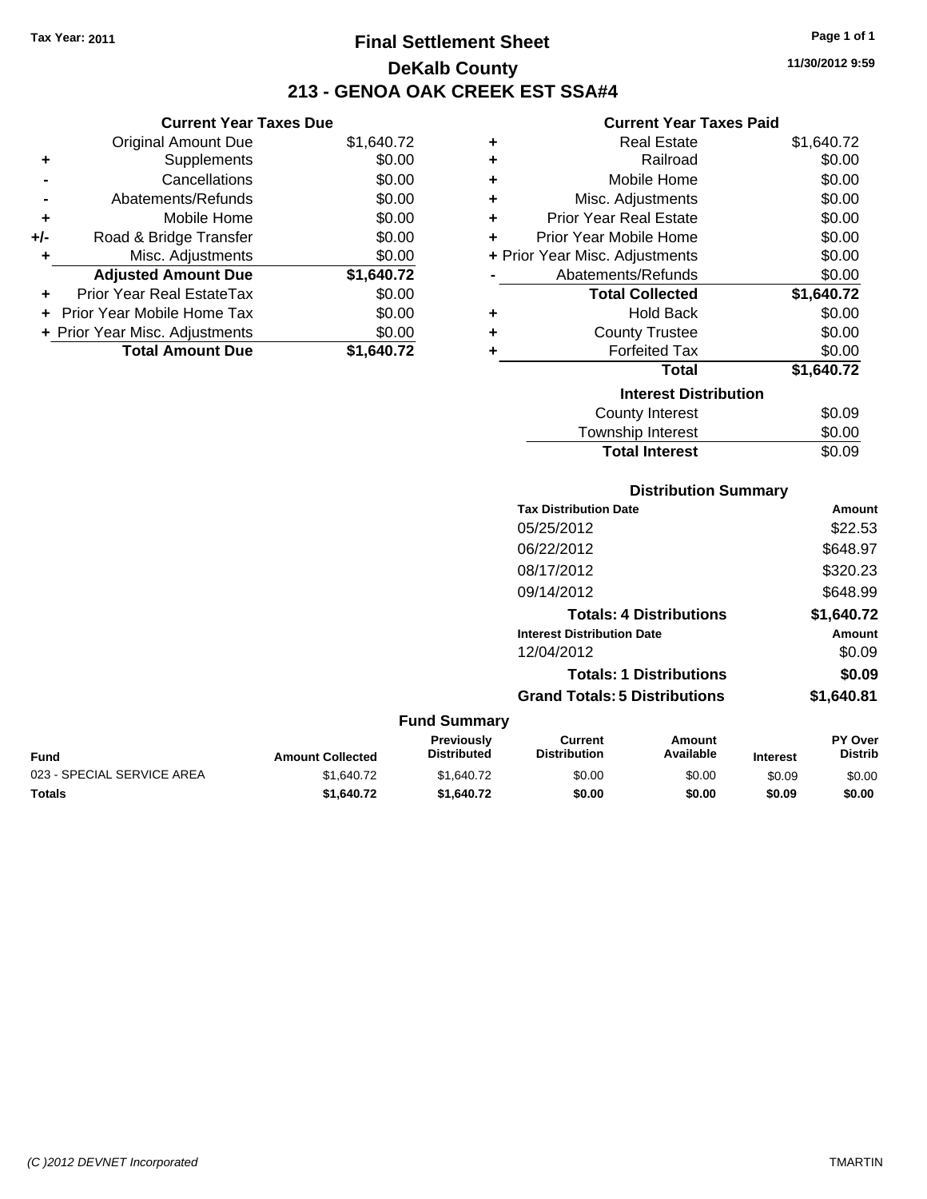Tax Year: 2011

# Final Settlement Sheet
## DeKalb County
## 213 - GENOA OAK CREEK EST SSA#4

11/30/2012 9:59

### Current Year Taxes Due

| | | |
|---|---|---|
| | Original Amount Due | $1,640.72 |
| + | Supplements | $0.00 |
| - | Cancellations | $0.00 |
| - | Abatements/Refunds | $0.00 |
| + | Mobile Home | $0.00 |
| +/- | Road & Bridge Transfer | $0.00 |
| + | Misc. Adjustments | $0.00 |
| | **Adjusted Amount Due** | **$1,640.72** |
| + | Prior Year Real EstateTax | $0.00 |
| + | Prior Year Mobile Home Tax | $0.00 |
| + | Prior Year Misc. Adjustments | $0.00 |
| | **Total Amount Due** | **$1,640.72** |

### Current Year Taxes Paid

| | | |
|---|---|---|
| + | Real Estate | $1,640.72 |
| + | Railroad | $0.00 |
| + | Mobile Home | $0.00 |
| + | Misc. Adjustments | $0.00 |
| + | Prior Year Real Estate | $0.00 |
| + | Prior Year Mobile Home | $0.00 |
| + | Prior Year Misc. Adjustments | $0.00 |
| - | Abatements/Refunds | $0.00 |
| | **Total Collected** | **$1,640.72** |
| + | Hold Back | $0.00 |
| + | County Trustee | $0.00 |
| + | Forfeited Tax | $0.00 |
| | **Total** | **$1,640.72** |

### Interest Distribution

| | |
|---|---|
| County Interest | $0.09 |
| Township Interest | $0.00 |
| **Total Interest** | $0.09 |

### Distribution Summary

| Tax Distribution Date | Amount |
|---|---|
| 05/25/2012 | $22.53 |
| 06/22/2012 | $648.97 |
| 08/17/2012 | $320.23 |
| 09/14/2012 | $648.99 |
| **Totals: 4 Distributions** | **$1,640.72** |
| **Interest Distribution Date** | **Amount** |
| 12/04/2012 | $0.09 |
| **Totals: 1 Distributions** | **$0.09** |
| **Grand Totals: 5 Distributions** | **$1,640.81** |

### Fund Summary

| Fund | Amount Collected | Previously Distributed | Current Distribution | Amount Available | Interest | PY Over Distrib |
|---|---|---|---|---|---|---|
| 023 - SPECIAL SERVICE AREA | $1,640.72 | $1,640.72 | $0.00 | $0.00 | $0.09 | $0.00 |
| **Totals** | **$1,640.72** | **$1,640.72** | **$0.00** | **$0.00** | **$0.09** | **$0.00** |

(C )2012 DEVNET Incorporated TMARTIN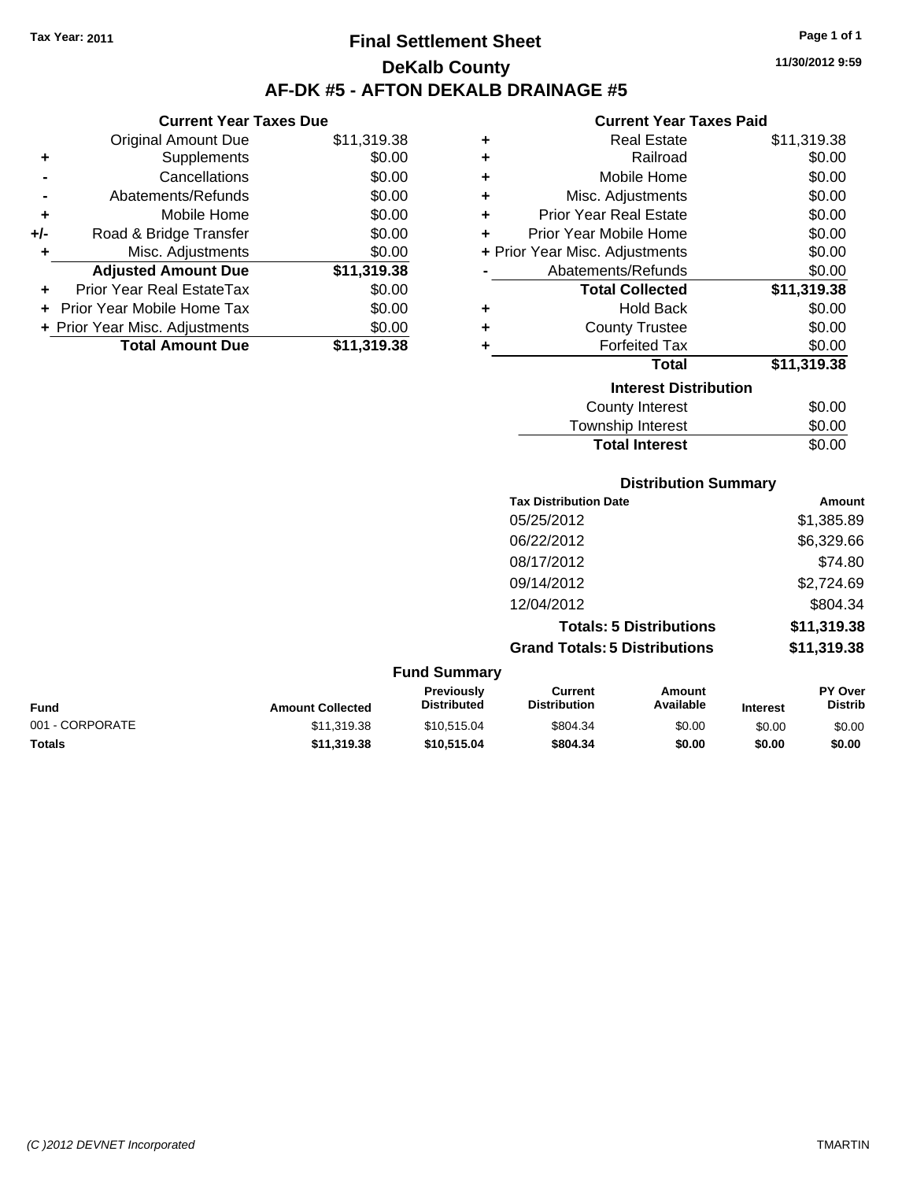Tax Year: 2011

# Final Settlement Sheet

## DeKalb County

## AF-DK #5 - AFTON DEKALB DRAINAGE #5

11/30/2012 9:59

### Current Year Taxes Due

| | | |
|---|---|---|
| | Original Amount Due | $11,319.38 |
| + | Supplements | $0.00 |
| - | Cancellations | $0.00 |
| - | Abatements/Refunds | $0.00 |
| + | Mobile Home | $0.00 |
| +/- | Road & Bridge Transfer | $0.00 |
| + | Misc. Adjustments | $0.00 |
| | **Adjusted Amount Due** | **$11,319.38** |
| + | Prior Year Real EstateTax | $0.00 |
| + | Prior Year Mobile Home Tax | $0.00 |
| + | Prior Year Misc. Adjustments | $0.00 |
| | **Total Amount Due** | **$11,319.38** |

### Current Year Taxes Paid

| | | |
|---|---|---|
| + | Real Estate | $11,319.38 |
| + | Railroad | $0.00 |
| + | Mobile Home | $0.00 |
| + | Misc. Adjustments | $0.00 |
| + | Prior Year Real Estate | $0.00 |
| + | Prior Year Mobile Home | $0.00 |
| + | Prior Year Misc. Adjustments | $0.00 |
| - | Abatements/Refunds | $0.00 |
| | **Total Collected** | **$11,319.38** |
| + | Hold Back | $0.00 |
| + | County Trustee | $0.00 |
| + | Forfeited Tax | $0.00 |
| | **Total** | **$11,319.38** |

### Interest Distribution

| | |
|---|---|
| County Interest | $0.00 |
| Township Interest | $0.00 |
| **Total Interest** | $0.00 |

### Distribution Summary

| Tax Distribution Date | Amount |
|---|---|
| 05/25/2012 | $1,385.89 |
| 06/22/2012 | $6,329.66 |
| 08/17/2012 | $74.80 |
| 09/14/2012 | $2,724.69 |
| 12/04/2012 | $804.34 |
| **Totals: 5 Distributions** | **$11,319.38** |
| **Grand Totals: 5 Distributions** | **$11,319.38** |

### Fund Summary

| Fund | Amount Collected | Previously Distributed | Current Distribution | Amount Available | Interest | PY Over Distrib |
|---|---|---|---|---|---|---|
| 001 - CORPORATE | $11,319.38 | $10,515.04 | $804.34 | $0.00 | $0.00 | $0.00 |
| **Totals** | **$11,319.38** | **$10,515.04** | **$804.34** | **$0.00** | **$0.00** | **$0.00** |

(C )2012 DEVNET Incorporated TMARTIN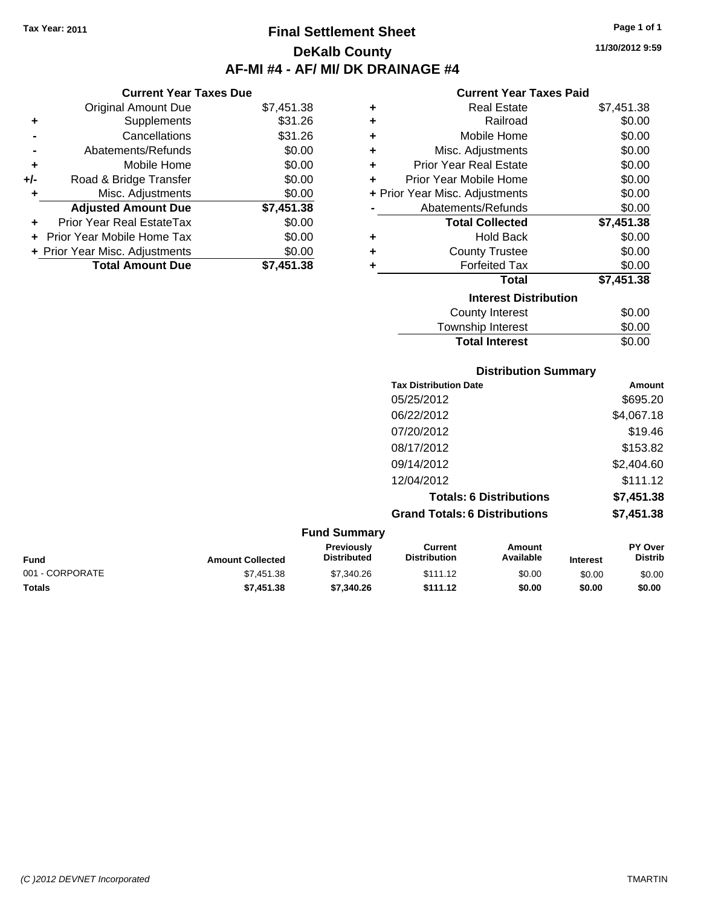Tax Year: 2011

# Final Settlement Sheet

## DeKalb County

## AF-MI #4 - AF/ MI/ DK DRAINAGE #4

11/30/2012 9:59

### Current Year Taxes Due

| | | |
|---|---|---|
| | Original Amount Due | $7,451.38 |
| + | Supplements | $31.26 |
| - | Cancellations | $31.26 |
| - | Abatements/Refunds | $0.00 |
| + | Mobile Home | $0.00 |
| +/- | Road & Bridge Transfer | $0.00 |
| + | Misc. Adjustments | $0.00 |
| | **Adjusted Amount Due** | **$7,451.38** |
| + | Prior Year Real EstateTax | $0.00 |
| + | Prior Year Mobile Home Tax | $0.00 |
| + | Prior Year Misc. Adjustments | $0.00 |
| | **Total Amount Due** | **$7,451.38** |

### Current Year Taxes Paid

| | | |
|---|---|---|
| + | Real Estate | $7,451.38 |
| + | Railroad | $0.00 |
| + | Mobile Home | $0.00 |
| + | Misc. Adjustments | $0.00 |
| + | Prior Year Real Estate | $0.00 |
| + | Prior Year Mobile Home | $0.00 |
| + | Prior Year Misc. Adjustments | $0.00 |
| - | Abatements/Refunds | $0.00 |
| | **Total Collected** | **$7,451.38** |
| + | Hold Back | $0.00 |
| + | County Trustee | $0.00 |
| + | Forfeited Tax | $0.00 |
| | **Total** | **$7,451.38** |

### Interest Distribution

| | |
|---|---|
| County Interest | $0.00 |
| Township Interest | $0.00 |
| **Total Interest** | $0.00 |

### Distribution Summary

| Tax Distribution Date | Amount |
|---|---|
| 05/25/2012 | $695.20 |
| 06/22/2012 | $4,067.18 |
| 07/20/2012 | $19.46 |
| 08/17/2012 | $153.82 |
| 09/14/2012 | $2,404.60 |
| 12/04/2012 | $111.12 |
| **Totals: 6 Distributions** | **$7,451.38** |
| **Grand Totals: 6 Distributions** | **$7,451.38** |

### Fund Summary

| Fund | Amount Collected | Previously Distributed | Current Distribution | Amount Available | Interest | PY Over Distrib |
|---|---|---|---|---|---|---|
| 001 - CORPORATE | $7,451.38 | $7,340.26 | $111.12 | $0.00 | $0.00 | $0.00 |
| **Totals** | **$7,451.38** | **$7,340.26** | **$111.12** | **$0.00** | **$0.00** | **$0.00** |

(C )2012 DEVNET Incorporated

TMARTIN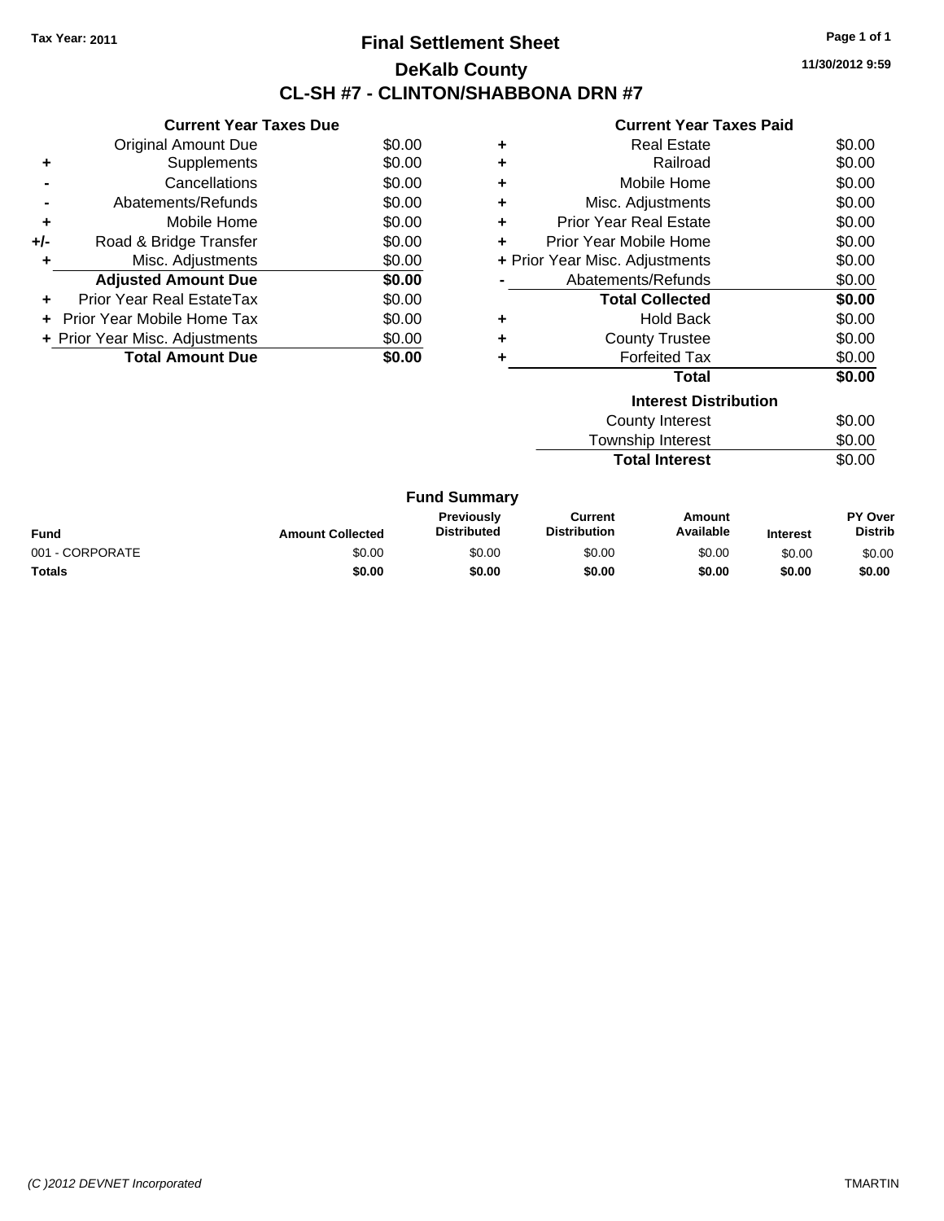Tax Year: 2011

# Final Settlement Sheet

## DeKalb County

## CL-SH #7 - CLINTON/SHABBONA DRN #7

11/30/2012 9:59

### Current Year Taxes Due

| | | |
|---|---|---|
| | Original Amount Due | $0.00 |
| + | Supplements | $0.00 |
| - | Cancellations | $0.00 |
| - | Abatements/Refunds | $0.00 |
| + | Mobile Home | $0.00 |
| +/- | Road & Bridge Transfer | $0.00 |
| + | Misc. Adjustments | $0.00 |
| | **Adjusted Amount Due** | **$0.00** |
| + | Prior Year Real EstateTax | $0.00 |
| + | Prior Year Mobile Home Tax | $0.00 |
| + | Prior Year Misc. Adjustments | $0.00 |
| | **Total Amount Due** | **$0.00** |

### Current Year Taxes Paid

| | | |
|---|---|---|
| + | Real Estate | $0.00 |
| + | Railroad | $0.00 |
| + | Mobile Home | $0.00 |
| + | Misc. Adjustments | $0.00 |
| + | Prior Year Real Estate | $0.00 |
| + | Prior Year Mobile Home | $0.00 |
| + | Prior Year Misc. Adjustments | $0.00 |
| - | Abatements/Refunds | $0.00 |
| | **Total Collected** | **$0.00** |
| + | Hold Back | $0.00 |
| + | County Trustee | $0.00 |
| + | Forfeited Tax | $0.00 |
| | **Total** | **$0.00** |

### Interest Distribution

| | |
|---|---|
| County Interest | $0.00 |
| Township Interest | $0.00 |
| **Total Interest** | $0.00 |

### Fund Summary

| Fund | Amount Collected | Previously Distributed | Current Distribution | Amount Available | Interest | PY Over Distrib |
|---|---|---|---|---|---|---|
| 001 - CORPORATE | $0.00 | $0.00 | $0.00 | $0.00 | $0.00 | $0.00 |
| **Totals** | **$0.00** | **$0.00** | **$0.00** | **$0.00** | **$0.00** | **$0.00** |

(C )2012 DEVNET Incorporated

TMARTIN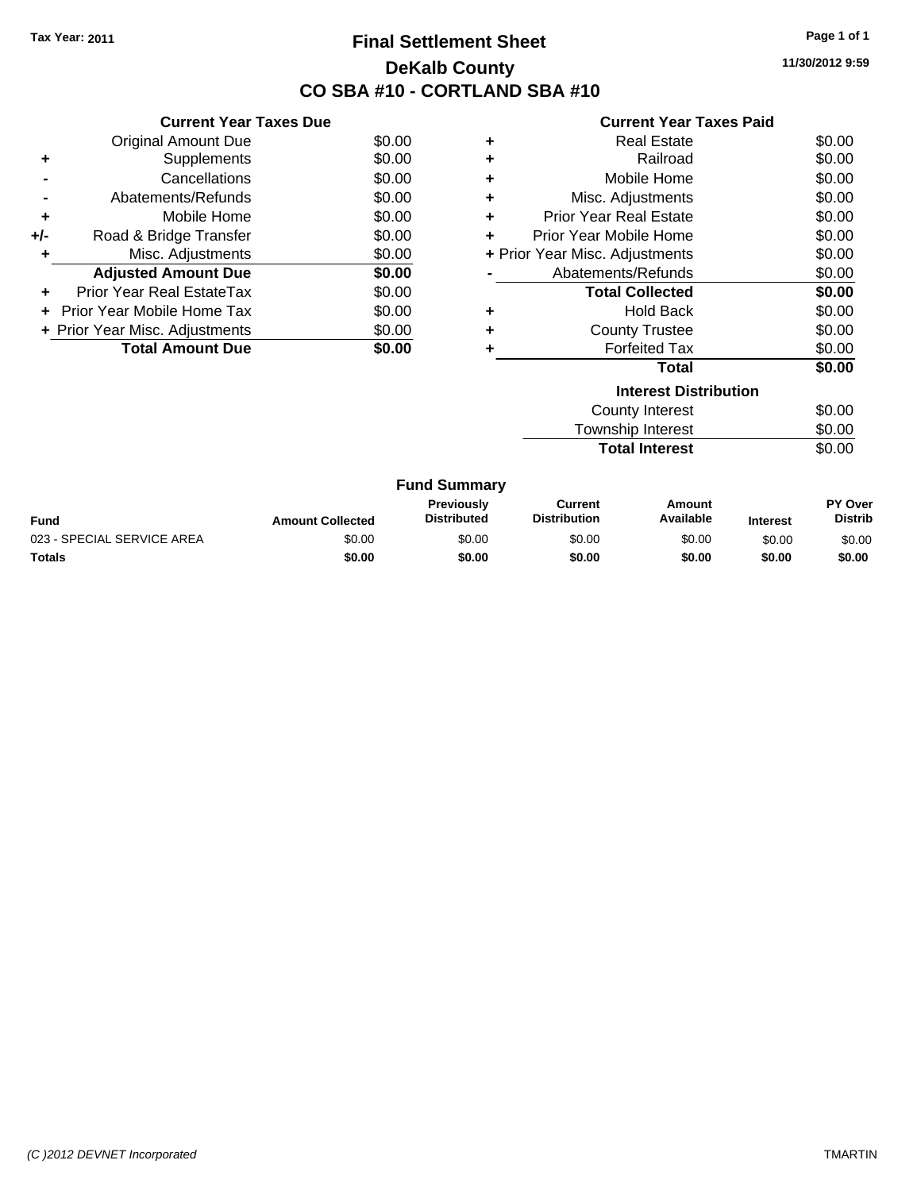Tax Year: 2011

# Final Settlement Sheet

## DeKalb County

## CO SBA #10 - CORTLAND SBA #10

11/30/2012 9:59

### Current Year Taxes Due

| | | |
|---|---|---|
| | Original Amount Due | $0.00 |
| + | Supplements | $0.00 |
| - | Cancellations | $0.00 |
| - | Abatements/Refunds | $0.00 |
| + | Mobile Home | $0.00 |
| +/- | Road & Bridge Transfer | $0.00 |
| + | Misc. Adjustments | $0.00 |
| | **Adjusted Amount Due** | **$0.00** |
| + | Prior Year Real EstateTax | $0.00 |
| + | Prior Year Mobile Home Tax | $0.00 |
| + | Prior Year Misc. Adjustments | $0.00 |
| | **Total Amount Due** | **$0.00** |

### Current Year Taxes Paid

| | | |
|---|---|---|
| + | Real Estate | $0.00 |
| + | Railroad | $0.00 |
| + | Mobile Home | $0.00 |
| + | Misc. Adjustments | $0.00 |
| + | Prior Year Real Estate | $0.00 |
| + | Prior Year Mobile Home | $0.00 |
| + | Prior Year Misc. Adjustments | $0.00 |
| - | Abatements/Refunds | $0.00 |
| | **Total Collected** | **$0.00** |
| + | Hold Back | $0.00 |
| + | County Trustee | $0.00 |
| + | Forfeited Tax | $0.00 |
| | **Total** | **$0.00** |

### Interest Distribution

| | |
|---|---|
| County Interest | $0.00 |
| Township Interest | $0.00 |
| **Total Interest** | $0.00 |

### Fund Summary

| Fund | Amount Collected | Previously Distributed | Current Distribution | Amount Available | Interest | PY Over Distrib |
|---|---|---|---|---|---|---|
| 023 - SPECIAL SERVICE AREA | $0.00 | $0.00 | $0.00 | $0.00 | $0.00 | $0.00 |
| **Totals** | **$0.00** | **$0.00** | **$0.00** | **$0.00** | **$0.00** | **$0.00** |

*(C )2012 DEVNET Incorporated* TMARTIN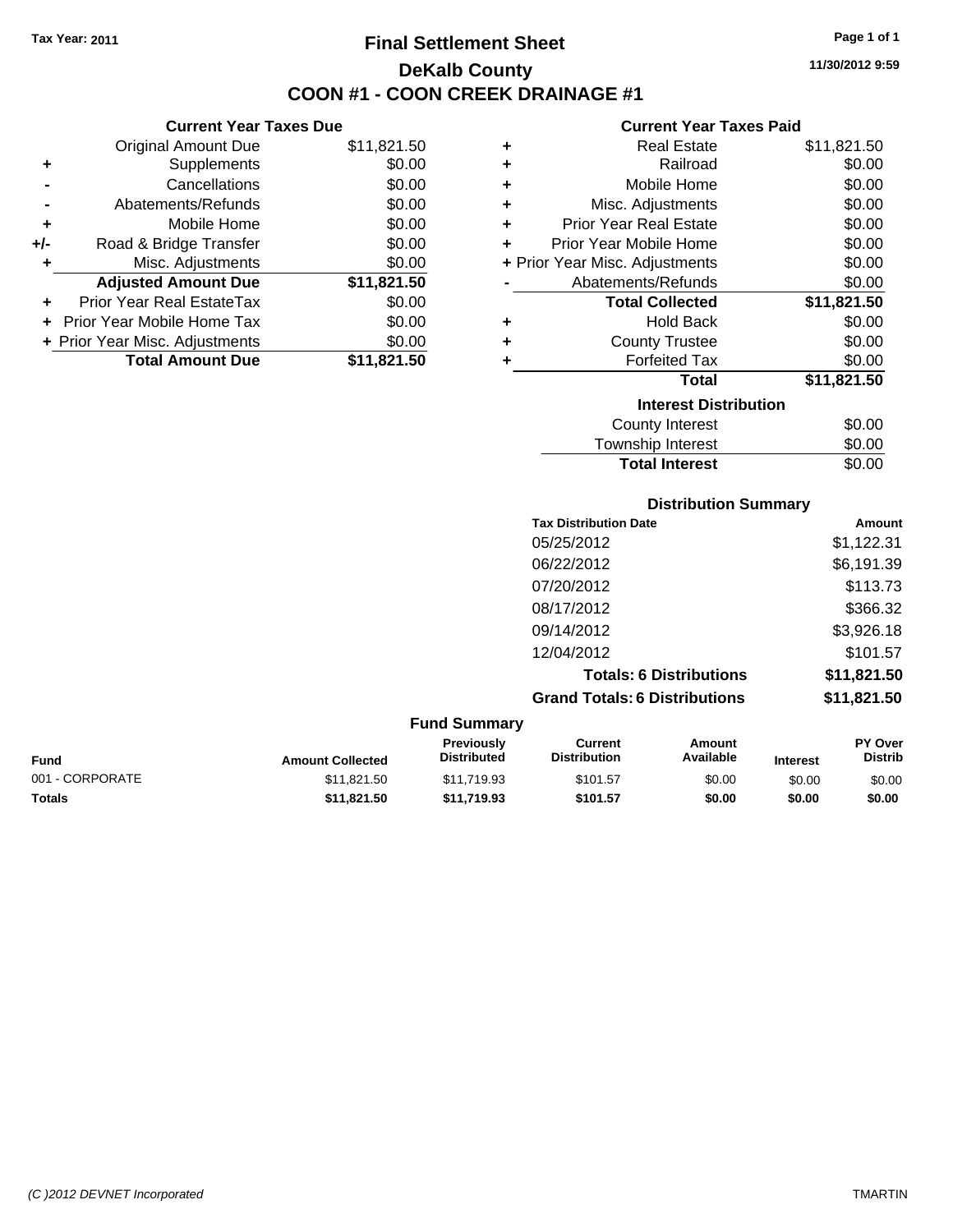Tax Year: 2011

# Final Settlement Sheet

## DeKalb County

## COON #1 - COON CREEK DRAINAGE #1

11/30/2012 9:59

### Current Year Taxes Due

| | | |
|---|---|---|
| | Original Amount Due | $11,821.50 |
| + | Supplements | $0.00 |
| - | Cancellations | $0.00 |
| - | Abatements/Refunds | $0.00 |
| + | Mobile Home | $0.00 |
| +/- | Road & Bridge Transfer | $0.00 |
| + | Misc. Adjustments | $0.00 |
| | **Adjusted Amount Due** | **$11,821.50** |
| + | Prior Year Real EstateTax | $0.00 |
| + | Prior Year Mobile Home Tax | $0.00 |
| + | Prior Year Misc. Adjustments | $0.00 |
| | **Total Amount Due** | **$11,821.50** |

### Current Year Taxes Paid

| | | |
|---|---|---|
| + | Real Estate | $11,821.50 |
| + | Railroad | $0.00 |
| + | Mobile Home | $0.00 |
| + | Misc. Adjustments | $0.00 |
| + | Prior Year Real Estate | $0.00 |
| + | Prior Year Mobile Home | $0.00 |
| + | Prior Year Misc. Adjustments | $0.00 |
| - | Abatements/Refunds | $0.00 |
| | **Total Collected** | **$11,821.50** |
| + | Hold Back | $0.00 |
| + | County Trustee | $0.00 |
| + | Forfeited Tax | $0.00 |
| | **Total** | **$11,821.50** |

### Interest Distribution

| | |
|---|---|
| County Interest | $0.00 |
| Township Interest | $0.00 |
| **Total Interest** | $0.00 |

### Distribution Summary

| Tax Distribution Date | Amount |
|---|---|
| 05/25/2012 | $1,122.31 |
| 06/22/2012 | $6,191.39 |
| 07/20/2012 | $113.73 |
| 08/17/2012 | $366.32 |
| 09/14/2012 | $3,926.18 |
| 12/04/2012 | $101.57 |
| **Totals: 6 Distributions** | **$11,821.50** |
| **Grand Totals: 6 Distributions** | **$11,821.50** |

### Fund Summary

| Fund | Amount Collected | Previously Distributed | Current Distribution | Amount Available | Interest | PY Over Distrib |
|---|---|---|---|---|---|---|
| 001 - CORPORATE | $11,821.50 | $11,719.93 | $101.57 | $0.00 | $0.00 | $0.00 |
| **Totals** | **$11,821.50** | **$11,719.93** | **$101.57** | **$0.00** | **$0.00** | **$0.00** |

(C )2012 DEVNET Incorporated TMARTIN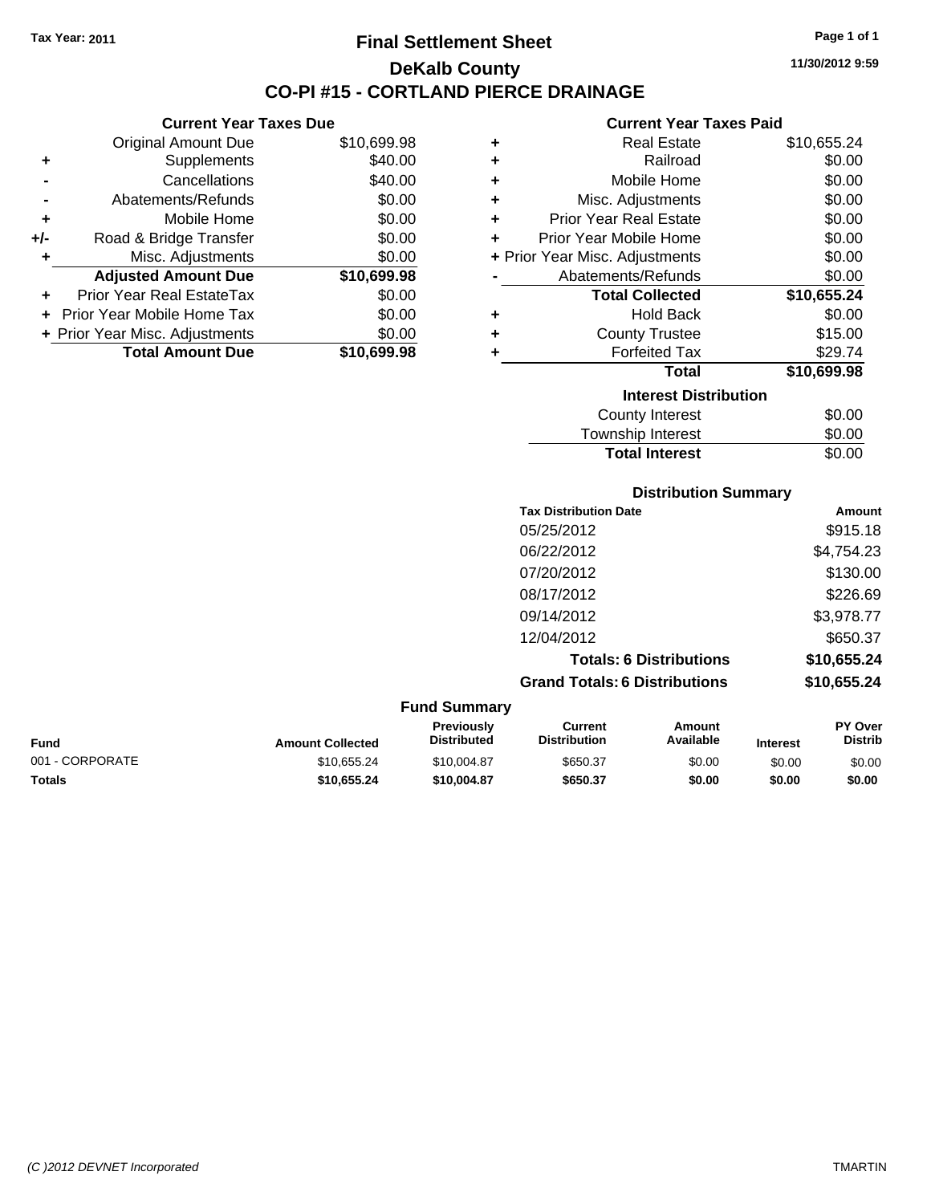Tax Year: 2011

# Final Settlement Sheet

## DeKalb County

## CO-PI #15 - CORTLAND PIERCE DRAINAGE

11/30/2012 9:59

### Current Year Taxes Due

| | | |
|---|---|---|
| | Original Amount Due | $10,699.98 |
| + | Supplements | $40.00 |
| - | Cancellations | $40.00 |
| - | Abatements/Refunds | $0.00 |
| + | Mobile Home | $0.00 |
| +/- | Road & Bridge Transfer | $0.00 |
| + | Misc. Adjustments | $0.00 |
| | **Adjusted Amount Due** | **$10,699.98** |
| + | Prior Year Real EstateTax | $0.00 |
| + | Prior Year Mobile Home Tax | $0.00 |
| + | Prior Year Misc. Adjustments | $0.00 |
| | **Total Amount Due** | **$10,699.98** |

### Current Year Taxes Paid

| | | |
|---|---|---|
| + | Real Estate | $10,655.24 |
| + | Railroad | $0.00 |
| + | Mobile Home | $0.00 |
| + | Misc. Adjustments | $0.00 |
| + | Prior Year Real Estate | $0.00 |
| + | Prior Year Mobile Home | $0.00 |
| + | Prior Year Misc. Adjustments | $0.00 |
| - | Abatements/Refunds | $0.00 |
| | **Total Collected** | **$10,655.24** |
| + | Hold Back | $0.00 |
| + | County Trustee | $15.00 |
| + | Forfeited Tax | $29.74 |
| | **Total** | **$10,699.98** |

### Interest Distribution

| | |
|---|---|
| County Interest | $0.00 |
| Township Interest | $0.00 |
| **Total Interest** | $0.00 |

### Distribution Summary

| Tax Distribution Date | Amount |
|---|---|
| 05/25/2012 | $915.18 |
| 06/22/2012 | $4,754.23 |
| 07/20/2012 | $130.00 |
| 08/17/2012 | $226.69 |
| 09/14/2012 | $3,978.77 |
| 12/04/2012 | $650.37 |
| **Totals: 6 Distributions** | **$10,655.24** |
| **Grand Totals: 6 Distributions** | **$10,655.24** |

### Fund Summary

| Fund | Amount Collected | Previously Distributed | Current Distribution | Amount Available | Interest | PY Over Distrib |
|---|---|---|---|---|---|---|
| 001 - CORPORATE | $10,655.24 | $10,004.87 | $650.37 | $0.00 | $0.00 | $0.00 |
| **Totals** | **$10,655.24** | **$10,004.87** | **$650.37** | **$0.00** | **$0.00** | **$0.00** |

(C )2012 DEVNET Incorporated TMARTIN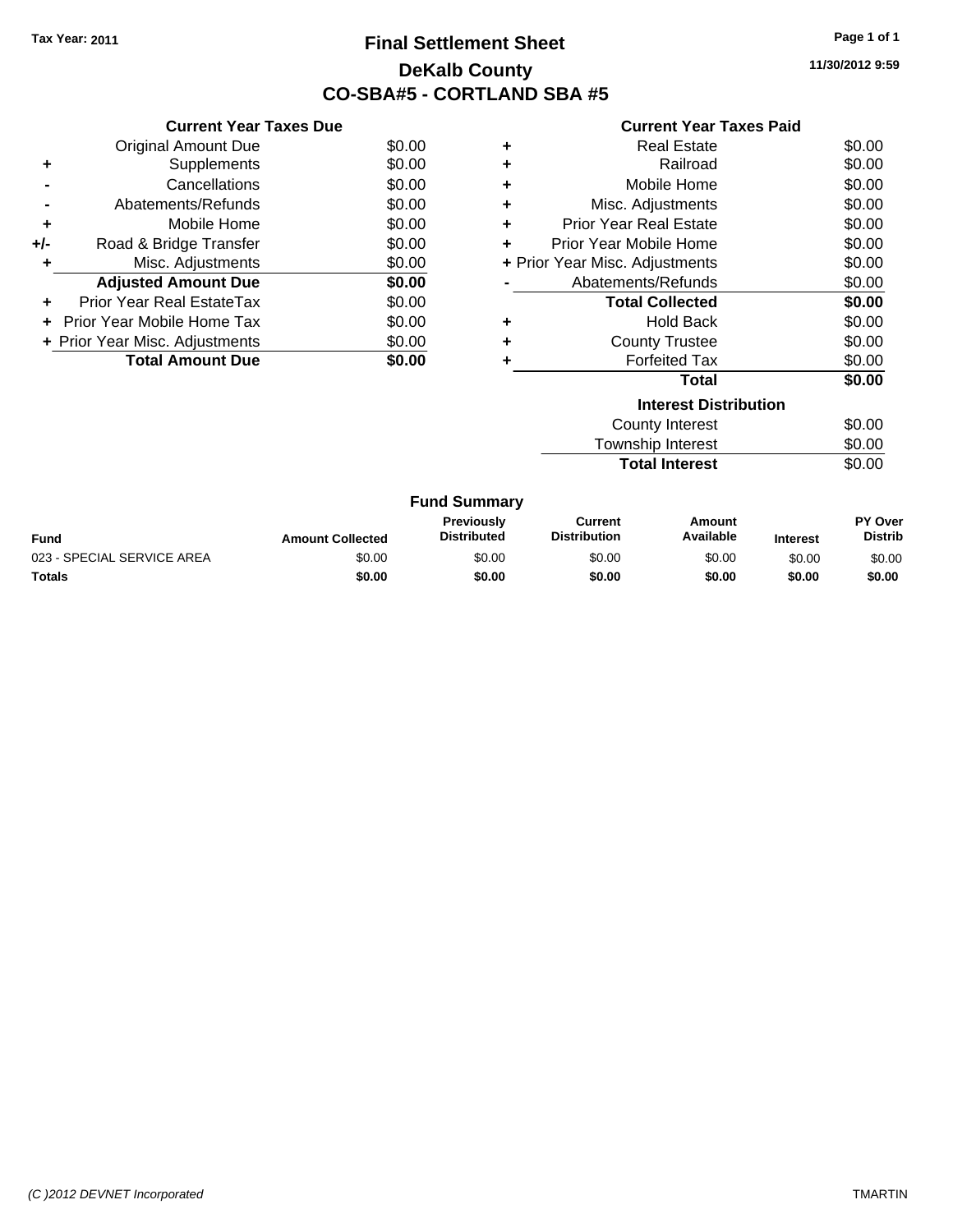Tax Year: 2011

# Final Settlement Sheet
## DeKalb County
## CO-SBA#5 - CORTLAND SBA #5

11/30/2012 9:59

### Current Year Taxes Due

| | | |
|---|---|---|
| | Original Amount Due | $0.00 |
| + | Supplements | $0.00 |
| - | Cancellations | $0.00 |
| - | Abatements/Refunds | $0.00 |
| + | Mobile Home | $0.00 |
| +/- | Road & Bridge Transfer | $0.00 |
| + | Misc. Adjustments | $0.00 |
| | **Adjusted Amount Due** | **$0.00** |
| + | Prior Year Real EstateTax | $0.00 |
| + | Prior Year Mobile Home Tax | $0.00 |
| + | Prior Year Misc. Adjustments | $0.00 |
| | **Total Amount Due** | **$0.00** |

### Current Year Taxes Paid

| | | |
|---|---|---|
| + | Real Estate | $0.00 |
| + | Railroad | $0.00 |
| + | Mobile Home | $0.00 |
| + | Misc. Adjustments | $0.00 |
| + | Prior Year Real Estate | $0.00 |
| + | Prior Year Mobile Home | $0.00 |
| + | Prior Year Misc. Adjustments | $0.00 |
| - | Abatements/Refunds | $0.00 |
| | **Total Collected** | **$0.00** |
| + | Hold Back | $0.00 |
| + | County Trustee | $0.00 |
| + | Forfeited Tax | $0.00 |
| | **Total** | **$0.00** |

### Interest Distribution

| | |
|---|---|
| County Interest | $0.00 |
| Township Interest | $0.00 |
| **Total Interest** | $0.00 |

### Fund Summary

| Fund | Amount Collected | Previously Distributed | Current Distribution | Amount Available | Interest | PY Over Distrib |
|---|---|---|---|---|---|---|
| 023 - SPECIAL SERVICE AREA | $0.00 | $0.00 | $0.00 | $0.00 | $0.00 | $0.00 |
| **Totals** | **$0.00** | **$0.00** | **$0.00** | **$0.00** | **$0.00** | **$0.00** |

(C )2012 DEVNET Incorporated TMARTIN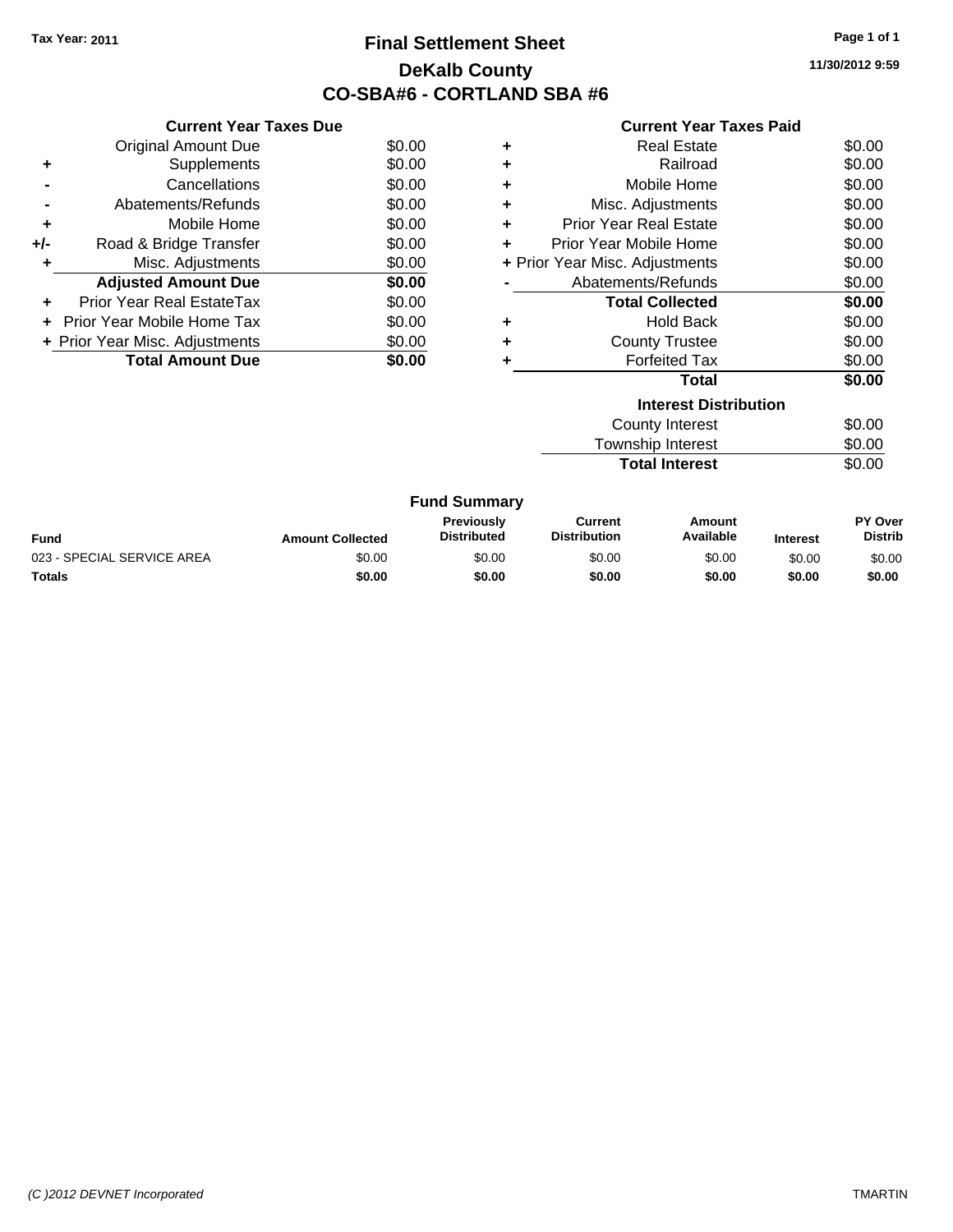Tax Year: 2011

# Final Settlement Sheet
## DeKalb County
## CO-SBA#6 - CORTLAND SBA #6

11/30/2012 9:59

### Current Year Taxes Due

| | | |
|---|---|---|
| | Original Amount Due | $0.00 |
| + | Supplements | $0.00 |
| - | Cancellations | $0.00 |
| - | Abatements/Refunds | $0.00 |
| + | Mobile Home | $0.00 |
| +/- | Road & Bridge Transfer | $0.00 |
| + | Misc. Adjustments | $0.00 |
| | **Adjusted Amount Due** | **$0.00** |
| + | Prior Year Real EstateTax | $0.00 |
| + | Prior Year Mobile Home Tax | $0.00 |
| + | Prior Year Misc. Adjustments | $0.00 |
| | **Total Amount Due** | **$0.00** |

### Current Year Taxes Paid

| | | |
|---|---|---|
| + | Real Estate | $0.00 |
| + | Railroad | $0.00 |
| + | Mobile Home | $0.00 |
| + | Misc. Adjustments | $0.00 |
| + | Prior Year Real Estate | $0.00 |
| + | Prior Year Mobile Home | $0.00 |
| + | Prior Year Misc. Adjustments | $0.00 |
| - | Abatements/Refunds | $0.00 |
| | **Total Collected** | **$0.00** |
| + | Hold Back | $0.00 |
| + | County Trustee | $0.00 |
| + | Forfeited Tax | $0.00 |
| | **Total** | **$0.00** |

### Interest Distribution

| | |
|---|---|
| County Interest | $0.00 |
| Township Interest | $0.00 |
| **Total Interest** | $0.00 |

### Fund Summary

| Fund | Amount Collected | Previously Distributed | Current Distribution | Amount Available | Interest | PY Over Distrib |
|---|---|---|---|---|---|---|
| 023 - SPECIAL SERVICE AREA | $0.00 | $0.00 | $0.00 | $0.00 | $0.00 | $0.00 |
| **Totals** | **$0.00** | **$0.00** | **$0.00** | **$0.00** | **$0.00** | **$0.00** |

(C )2012 DEVNET Incorporated TMARTIN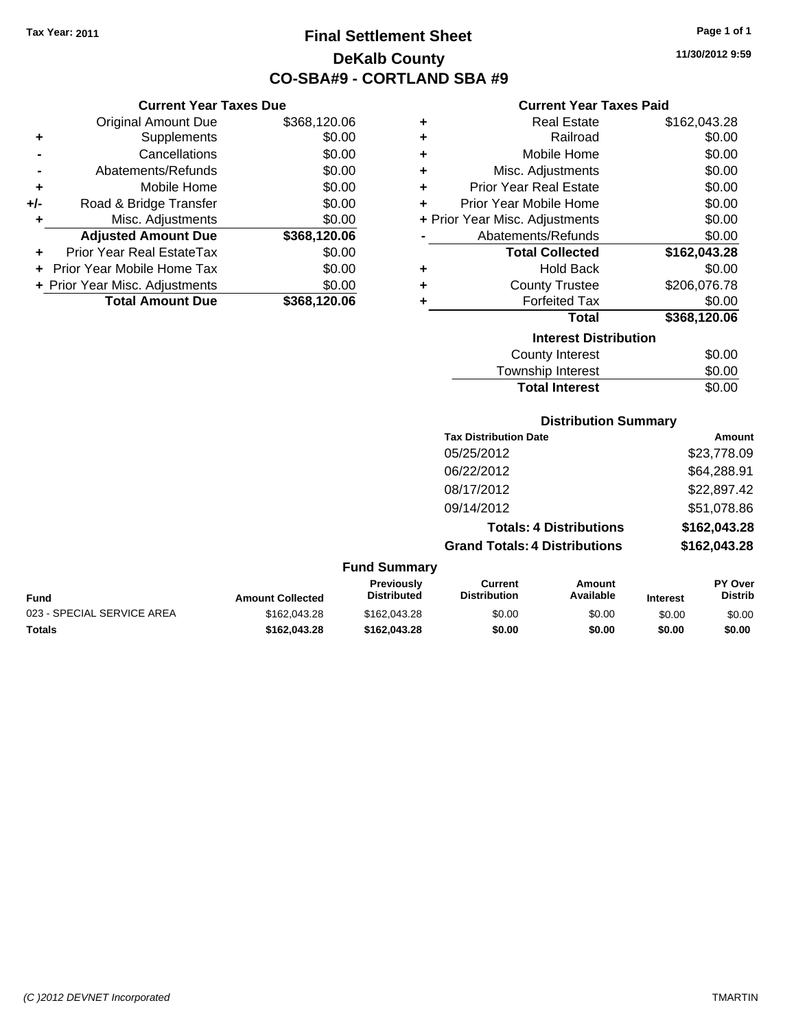Tax Year: 2011

# Final Settlement Sheet
## DeKalb County
## CO-SBA#9 - CORTLAND SBA #9

11/30/2012 9:59

### Current Year Taxes Due

| | | |
|---|---|---|
| | Original Amount Due | $368,120.06 |
| + | Supplements | $0.00 |
| - | Cancellations | $0.00 |
| - | Abatements/Refunds | $0.00 |
| + | Mobile Home | $0.00 |
| +/- | Road & Bridge Transfer | $0.00 |
| + | Misc. Adjustments | $0.00 |
| | **Adjusted Amount Due** | **$368,120.06** |
| + | Prior Year Real EstateTax | $0.00 |
| + | Prior Year Mobile Home Tax | $0.00 |
| + | Prior Year Misc. Adjustments | $0.00 |
| | **Total Amount Due** | **$368,120.06** |

### Current Year Taxes Paid

| | | |
|---|---|---|
| + | Real Estate | $162,043.28 |
| + | Railroad | $0.00 |
| + | Mobile Home | $0.00 |
| + | Misc. Adjustments | $0.00 |
| + | Prior Year Real Estate | $0.00 |
| + | Prior Year Mobile Home | $0.00 |
| + | Prior Year Misc. Adjustments | $0.00 |
| - | Abatements/Refunds | $0.00 |
| | **Total Collected** | **$162,043.28** |
| + | Hold Back | $0.00 |
| + | County Trustee | $206,076.78 |
| + | Forfeited Tax | $0.00 |
| | **Total** | **$368,120.06** |

### Interest Distribution

| | |
|---|---|
| County Interest | $0.00 |
| Township Interest | $0.00 |
| **Total Interest** | $0.00 |

### Distribution Summary

| Tax Distribution Date | Amount |
|---|---|
| 05/25/2012 | $23,778.09 |
| 06/22/2012 | $64,288.91 |
| 08/17/2012 | $22,897.42 |
| 09/14/2012 | $51,078.86 |
| **Totals: 4 Distributions** | **$162,043.28** |
| **Grand Totals: 4 Distributions** | **$162,043.28** |

### Fund Summary

| Fund | Amount Collected | Previously Distributed | Current Distribution | Amount Available | Interest | PY Over Distrib |
|---|---|---|---|---|---|---|
| 023 - SPECIAL SERVICE AREA | $162,043.28 | $162,043.28 | $0.00 | $0.00 | $0.00 | $0.00 |
| **Totals** | **$162,043.28** | **$162,043.28** | **$0.00** | **$0.00** | **$0.00** | **$0.00** |

(C )2012 DEVNET Incorporated TMARTIN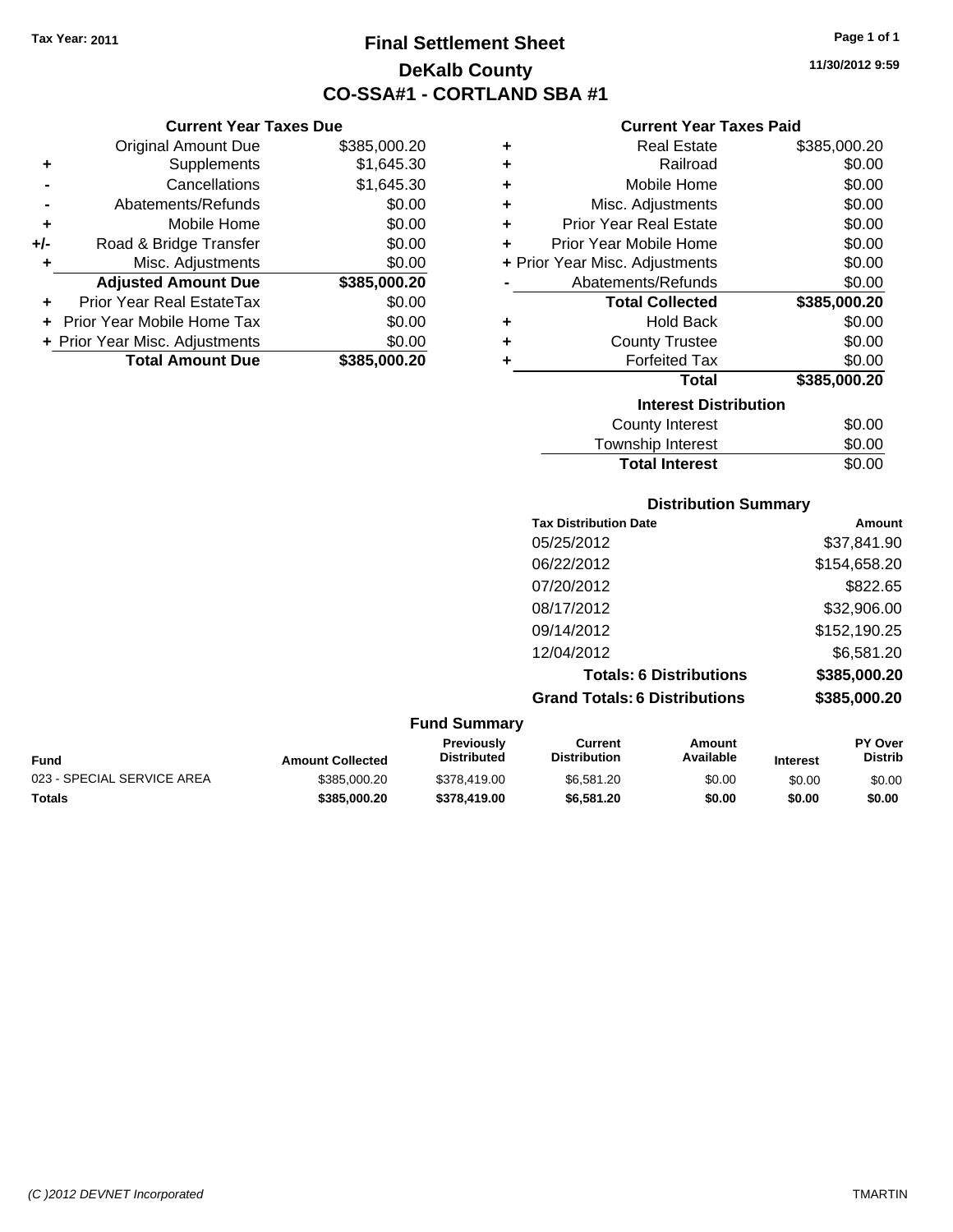Tax Year: 2011

# Final Settlement Sheet
## DeKalb County
## CO-SSA#1 - CORTLAND SBA #1

11/30/2012 9:59

### Current Year Taxes Due

| | | |
|---|---|---|
| | Original Amount Due | $385,000.20 |
| + | Supplements | $1,645.30 |
| - | Cancellations | $1,645.30 |
| - | Abatements/Refunds | $0.00 |
| + | Mobile Home | $0.00 |
| +/- | Road & Bridge Transfer | $0.00 |
| + | Misc. Adjustments | $0.00 |
| | **Adjusted Amount Due** | **$385,000.20** |
| + | Prior Year Real EstateTax | $0.00 |
| + | Prior Year Mobile Home Tax | $0.00 |
| + | Prior Year Misc. Adjustments | $0.00 |
| | **Total Amount Due** | **$385,000.20** |

### Current Year Taxes Paid

| | | |
|---|---|---|
| + | Real Estate | $385,000.20 |
| + | Railroad | $0.00 |
| + | Mobile Home | $0.00 |
| + | Misc. Adjustments | $0.00 |
| + | Prior Year Real Estate | $0.00 |
| + | Prior Year Mobile Home | $0.00 |
| + | Prior Year Misc. Adjustments | $0.00 |
| - | Abatements/Refunds | $0.00 |
| | **Total Collected** | **$385,000.20** |
| + | Hold Back | $0.00 |
| + | County Trustee | $0.00 |
| + | Forfeited Tax | $0.00 |
| | **Total** | **$385,000.20** |

### Interest Distribution

| | |
|---|---|
| County Interest | $0.00 |
| Township Interest | $0.00 |
| **Total Interest** | $0.00 |

### Distribution Summary

| Tax Distribution Date | Amount |
|---|---|
| 05/25/2012 | $37,841.90 |
| 06/22/2012 | $154,658.20 |
| 07/20/2012 | $822.65 |
| 08/17/2012 | $32,906.00 |
| 09/14/2012 | $152,190.25 |
| 12/04/2012 | $6,581.20 |
| **Totals: 6 Distributions** | **$385,000.20** |
| **Grand Totals: 6 Distributions** | **$385,000.20** |

### Fund Summary

| Fund | Amount Collected | Previously Distributed | Current Distribution | Amount Available | Interest | PY Over Distrib |
|---|---|---|---|---|---|---|
| 023 - SPECIAL SERVICE AREA | $385,000.20 | $378,419.00 | $6,581.20 | $0.00 | $0.00 | $0.00 |
| **Totals** | **$385,000.20** | **$378,419.00** | **$6,581.20** | **$0.00** | **$0.00** | **$0.00** |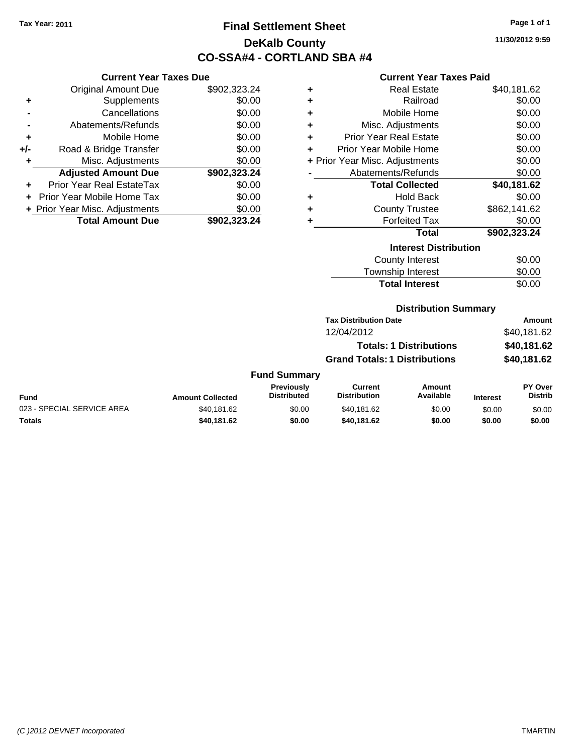Tax Year: 2011

# Final Settlement Sheet
## DeKalb County
## CO-SSA#4 - CORTLAND SBA #4

11/30/2012 9:59

### Current Year Taxes Due

| | | |
|---|---|---|
| | Original Amount Due | $902,323.24 |
| + | Supplements | $0.00 |
| - | Cancellations | $0.00 |
| - | Abatements/Refunds | $0.00 |
| + | Mobile Home | $0.00 |
| +/- | Road & Bridge Transfer | $0.00 |
| + | Misc. Adjustments | $0.00 |
| | **Adjusted Amount Due** | **$902,323.24** |
| + | Prior Year Real EstateTax | $0.00 |
| + | Prior Year Mobile Home Tax | $0.00 |
| + | Prior Year Misc. Adjustments | $0.00 |
| | **Total Amount Due** | **$902,323.24** |

### Current Year Taxes Paid

| | | |
|---|---|---|
| + | Real Estate | $40,181.62 |
| + | Railroad | $0.00 |
| + | Mobile Home | $0.00 |
| + | Misc. Adjustments | $0.00 |
| + | Prior Year Real Estate | $0.00 |
| + | Prior Year Mobile Home | $0.00 |
| + | Prior Year Misc. Adjustments | $0.00 |
| - | Abatements/Refunds | $0.00 |
| | **Total Collected** | **$40,181.62** |
| + | Hold Back | $0.00 |
| + | County Trustee | $862,141.62 |
| + | Forfeited Tax | $0.00 |
| | **Total** | **$902,323.24** |

### Interest Distribution

| | |
|---|---|
| County Interest | $0.00 |
| Township Interest | $0.00 |
| **Total Interest** | $0.00 |

### Distribution Summary

| Tax Distribution Date | Amount |
|---|---|
| 12/04/2012 | $40,181.62 |
| **Totals: 1 Distributions** | **$40,181.62** |
| **Grand Totals: 1 Distributions** | **$40,181.62** |

### Fund Summary

| Fund | Amount Collected | Previously Distributed | Current Distribution | Amount Available | Interest | PY Over Distrib |
|---|---|---|---|---|---|---|
| 023 - SPECIAL SERVICE AREA | $40,181.62 | $0.00 | $40,181.62 | $0.00 | $0.00 | $0.00 |
| **Totals** | **$40,181.62** | **$0.00** | **$40,181.62** | **$0.00** | **$0.00** | **$0.00** |

(C )2012 DEVNET Incorporated TMARTIN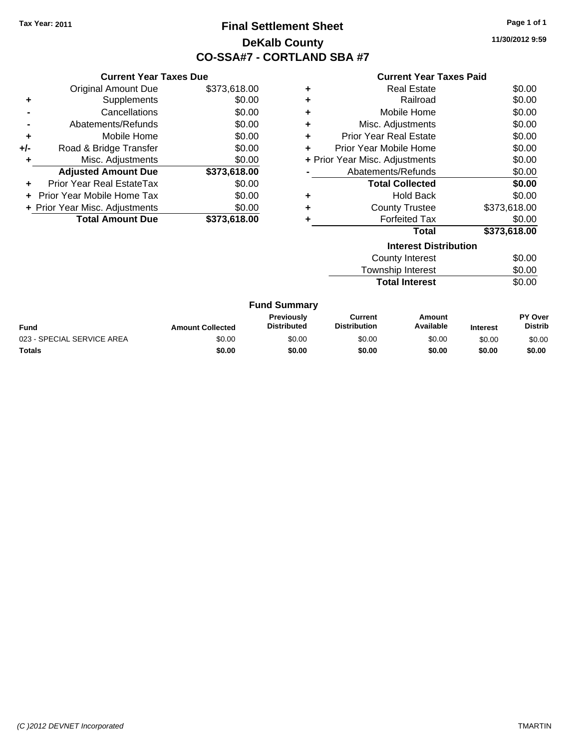Tax Year: 2011

# Final Settlement Sheet

## DeKalb County

## CO-SSA#7 - CORTLAND SBA #7

11/30/2012 9:59

### Current Year Taxes Due

| | | |
|---|---|---|
| | Original Amount Due | $373,618.00 |
| + | Supplements | $0.00 |
| - | Cancellations | $0.00 |
| - | Abatements/Refunds | $0.00 |
| + | Mobile Home | $0.00 |
| +/- | Road & Bridge Transfer | $0.00 |
| + | Misc. Adjustments | $0.00 |
| | **Adjusted Amount Due** | **$373,618.00** |
| + | Prior Year Real EstateTax | $0.00 |
| + | Prior Year Mobile Home Tax | $0.00 |
| + | Prior Year Misc. Adjustments | $0.00 |
| | **Total Amount Due** | **$373,618.00** |

### Current Year Taxes Paid

| | | |
|---|---|---|
| + | Real Estate | $0.00 |
| + | Railroad | $0.00 |
| + | Mobile Home | $0.00 |
| + | Misc. Adjustments | $0.00 |
| + | Prior Year Real Estate | $0.00 |
| + | Prior Year Mobile Home | $0.00 |
| + | Prior Year Misc. Adjustments | $0.00 |
| - | Abatements/Refunds | $0.00 |
| | **Total Collected** | **$0.00** |
| + | Hold Back | $0.00 |
| + | County Trustee | $373,618.00 |
| + | Forfeited Tax | $0.00 |
| | **Total** | **$373,618.00** |

### Interest Distribution

| | |
|---|---|
| County Interest | $0.00 |
| Township Interest | $0.00 |
| **Total Interest** | $0.00 |

### Fund Summary

| Fund | Amount Collected | Previously Distributed | Current Distribution | Amount Available | Interest | PY Over Distrib |
|---|---|---|---|---|---|---|
| 023 - SPECIAL SERVICE AREA | $0.00 | $0.00 | $0.00 | $0.00 | $0.00 | $0.00 |
| **Totals** | **$0.00** | **$0.00** | **$0.00** | **$0.00** | **$0.00** | **$0.00** |

(C )2012 DEVNET Incorporated TMARTIN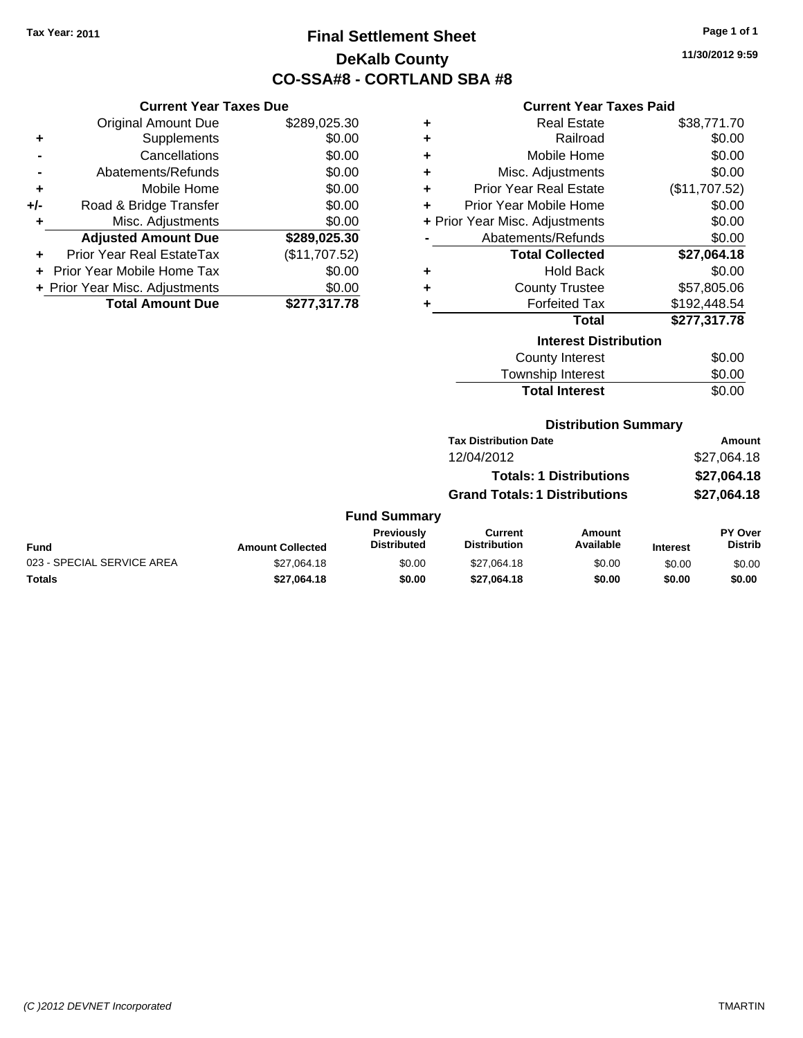**Tax Year: 2011**

# Final Settlement Sheet

## DeKalb County

## CO-SSA#8 - CORTLAND SBA #8

11/30/2012 9:59

### Current Year Taxes Due

| | | |
|---|---|---|
| | Original Amount Due | $289,025.30 |
| + | Supplements | $0.00 |
| - | Cancellations | $0.00 |
| - | Abatements/Refunds | $0.00 |
| + | Mobile Home | $0.00 |
| +/- | Road & Bridge Transfer | $0.00 |
| + | Misc. Adjustments | $0.00 |
| | **Adjusted Amount Due** | **$289,025.30** |
| + | Prior Year Real EstateTax | ($11,707.52) |
| + | Prior Year Mobile Home Tax | $0.00 |
| + | Prior Year Misc. Adjustments | $0.00 |
| | **Total Amount Due** | **$277,317.78** |

### Current Year Taxes Paid

| | | |
|---|---|---|
| + | Real Estate | $38,771.70 |
| + | Railroad | $0.00 |
| + | Mobile Home | $0.00 |
| + | Misc. Adjustments | $0.00 |
| + | Prior Year Real Estate | ($11,707.52) |
| + | Prior Year Mobile Home | $0.00 |
| + | Prior Year Misc. Adjustments | $0.00 |
| - | Abatements/Refunds | $0.00 |
| | **Total Collected** | **$27,064.18** |
| + | Hold Back | $0.00 |
| + | County Trustee | $57,805.06 |
| + | Forfeited Tax | $192,448.54 |
| | **Total** | **$277,317.78** |

### Interest Distribution

| | |
|---|---|
| County Interest | $0.00 |
| Township Interest | $0.00 |
| **Total Interest** | $0.00 |

### Distribution Summary

| Tax Distribution Date | Amount |
|---|---|
| 12/04/2012 | $27,064.18 |
| **Totals: 1 Distributions** | **$27,064.18** |
| **Grand Totals: 1 Distributions** | **$27,064.18** |

### Fund Summary

| Fund | Amount Collected | Previously Distributed | Current Distribution | Amount Available | Interest | PY Over Distrib |
|---|---|---|---|---|---|---|
| 023 - SPECIAL SERVICE AREA | $27,064.18 | $0.00 | $27,064.18 | $0.00 | $0.00 | $0.00 |
| **Totals** | **$27,064.18** | **$0.00** | **$27,064.18** | **$0.00** | **$0.00** | **$0.00** |

(C )2012 DEVNET Incorporated TMARTIN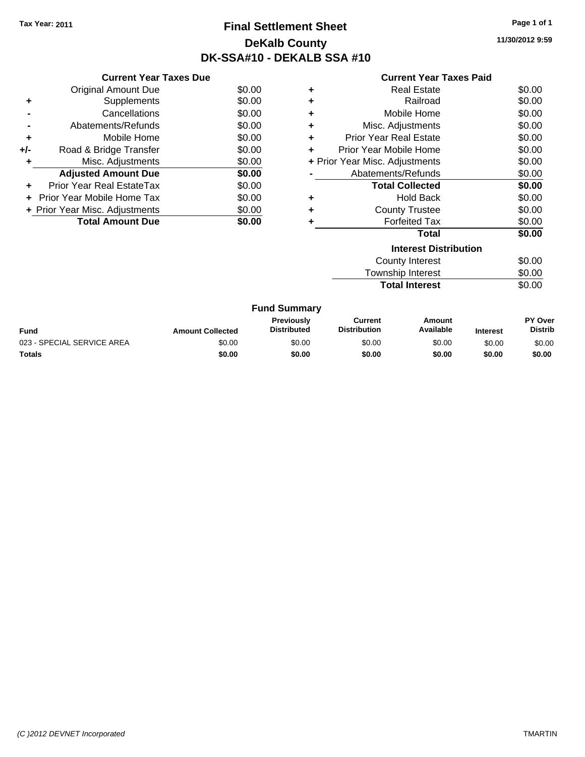Tax Year: 2011

# Final Settlement Sheet

## DeKalb County

## DK-SSA#10 - DEKALB SSA #10

11/30/2012 9:59

### Current Year Taxes Due

| | | |
|---|---|---|
| | Original Amount Due | $0.00 |
| + | Supplements | $0.00 |
| - | Cancellations | $0.00 |
| - | Abatements/Refunds | $0.00 |
| + | Mobile Home | $0.00 |
| +/- | Road & Bridge Transfer | $0.00 |
| + | Misc. Adjustments | $0.00 |
| | **Adjusted Amount Due** | **$0.00** |
| + | Prior Year Real EstateTax | $0.00 |
| + | Prior Year Mobile Home Tax | $0.00 |
| + | Prior Year Misc. Adjustments | $0.00 |
| | **Total Amount Due** | **$0.00** |

### Current Year Taxes Paid

| | | |
|---|---|---|
| + | Real Estate | $0.00 |
| + | Railroad | $0.00 |
| + | Mobile Home | $0.00 |
| + | Misc. Adjustments | $0.00 |
| + | Prior Year Real Estate | $0.00 |
| + | Prior Year Mobile Home | $0.00 |
| + | Prior Year Misc. Adjustments | $0.00 |
| - | Abatements/Refunds | $0.00 |
| | **Total Collected** | **$0.00** |
| + | Hold Back | $0.00 |
| + | County Trustee | $0.00 |
| + | Forfeited Tax | $0.00 |
| | **Total** | **$0.00** |

### Interest Distribution

| | |
|---|---|
| County Interest | $0.00 |
| Township Interest | $0.00 |
| **Total Interest** | $0.00 |

### Fund Summary

| Fund | Amount Collected | Previously Distributed | Current Distribution | Amount Available | Interest | PY Over Distrib |
|---|---|---|---|---|---|---|
| 023 - SPECIAL SERVICE AREA | $0.00 | $0.00 | $0.00 | $0.00 | $0.00 | $0.00 |
| **Totals** | **$0.00** | **$0.00** | **$0.00** | **$0.00** | **$0.00** | **$0.00** |

(C )2012 DEVNET Incorporated

TMARTIN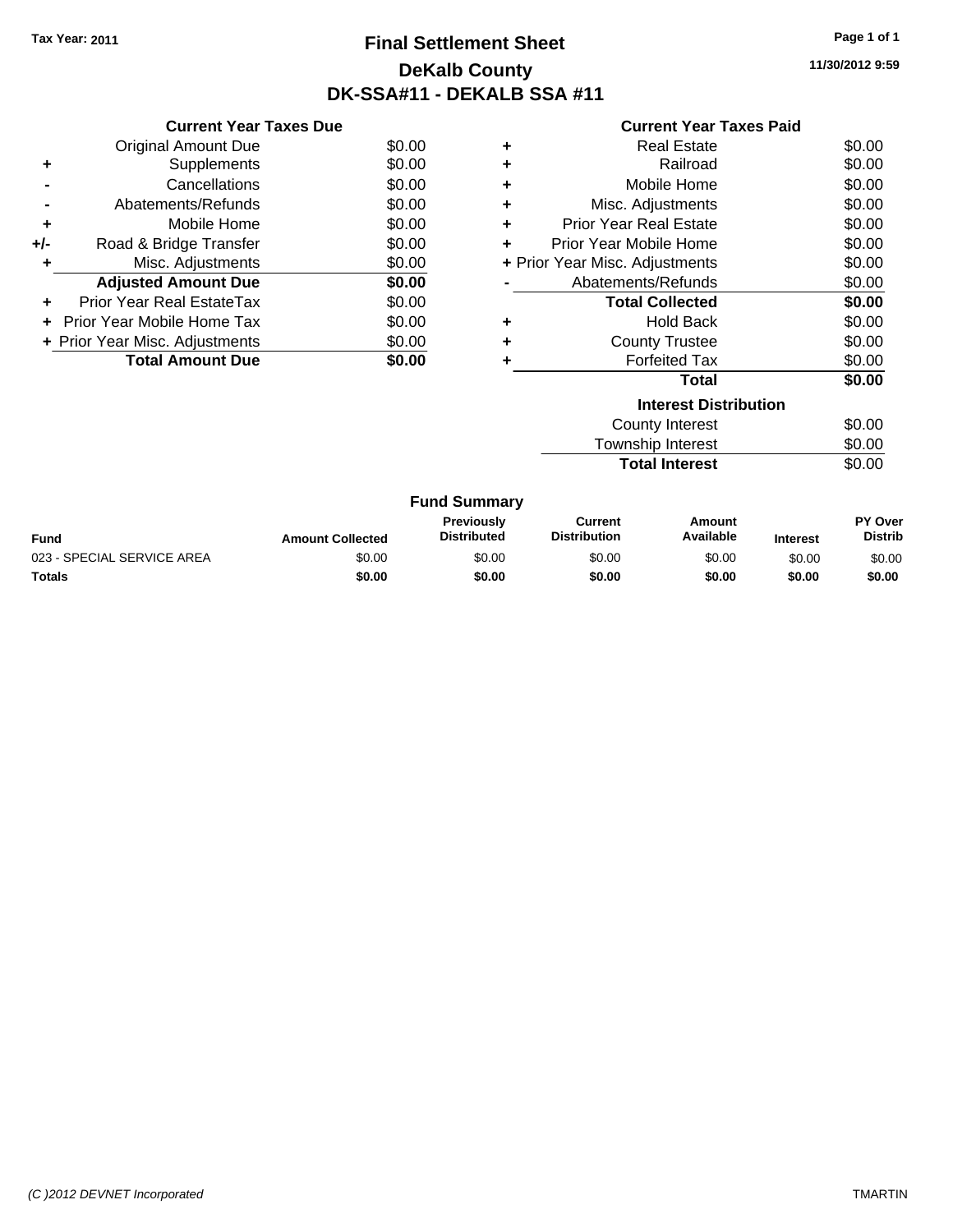Tax Year: 2011

# Final Settlement Sheet

## DeKalb County

## DK-SSA#11 - DEKALB SSA #11

11/30/2012 9:59

### Current Year Taxes Due

| | | |
|---|---|---|
| | Original Amount Due | $0.00 |
| + | Supplements | $0.00 |
| - | Cancellations | $0.00 |
| - | Abatements/Refunds | $0.00 |
| + | Mobile Home | $0.00 |
| +/- | Road & Bridge Transfer | $0.00 |
| + | Misc. Adjustments | $0.00 |
| | **Adjusted Amount Due** | **$0.00** |
| + | Prior Year Real EstateTax | $0.00 |
| + | Prior Year Mobile Home Tax | $0.00 |
| + | Prior Year Misc. Adjustments | $0.00 |
| | **Total Amount Due** | **$0.00** |

### Current Year Taxes Paid

| | | |
|---|---|---|
| + | Real Estate | $0.00 |
| + | Railroad | $0.00 |
| + | Mobile Home | $0.00 |
| + | Misc. Adjustments | $0.00 |
| + | Prior Year Real Estate | $0.00 |
| + | Prior Year Mobile Home | $0.00 |
| + | Prior Year Misc. Adjustments | $0.00 |
| - | Abatements/Refunds | $0.00 |
| | **Total Collected** | **$0.00** |
| + | Hold Back | $0.00 |
| + | County Trustee | $0.00 |
| + | Forfeited Tax | $0.00 |
| | **Total** | **$0.00** |

### Interest Distribution

| | |
|---|---|
| County Interest | $0.00 |
| Township Interest | $0.00 |
| **Total Interest** | $0.00 |

### Fund Summary

| Fund | Amount Collected | Previously Distributed | Current Distribution | Amount Available | Interest | PY Over Distrib |
|---|---|---|---|---|---|---|
| 023 - SPECIAL SERVICE AREA | $0.00 | $0.00 | $0.00 | $0.00 | $0.00 | $0.00 |
| **Totals** | **$0.00** | **$0.00** | **$0.00** | **$0.00** | **$0.00** | **$0.00** |

(C )2012 DEVNET Incorporated

TMARTIN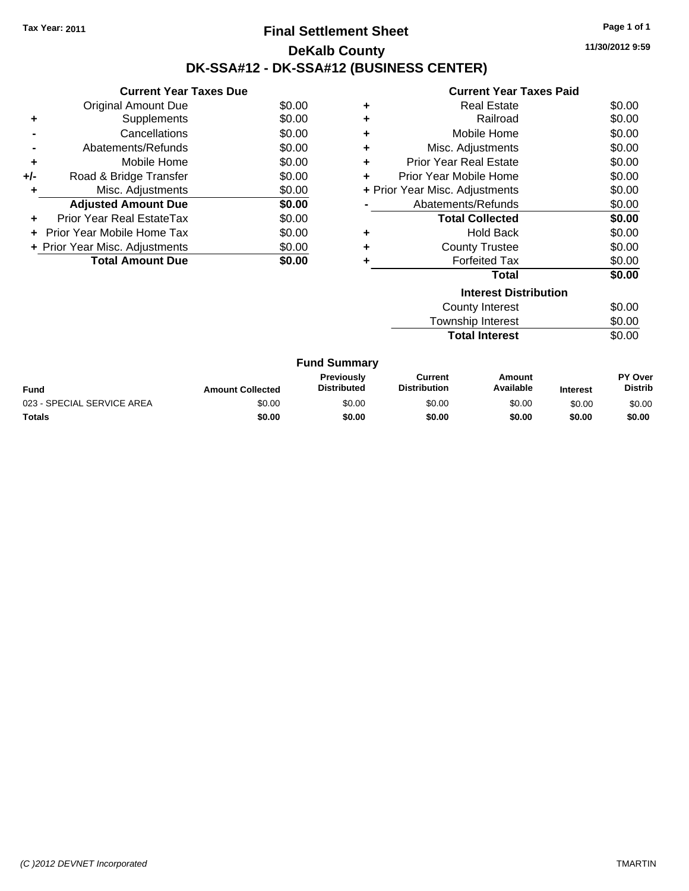Tax Year: 2011

# Final Settlement Sheet

## DeKalb County

## DK-SSA#12 - DK-SSA#12 (BUSINESS CENTER)

11/30/2012 9:59

### Current Year Taxes Due

| | | |
|---|---|---|
| | Original Amount Due | $0.00 |
| + | Supplements | $0.00 |
| - | Cancellations | $0.00 |
| - | Abatements/Refunds | $0.00 |
| + | Mobile Home | $0.00 |
| +/- | Road & Bridge Transfer | $0.00 |
| + | Misc. Adjustments | $0.00 |
| | **Adjusted Amount Due** | **$0.00** |
| + | Prior Year Real EstateTax | $0.00 |
| + | Prior Year Mobile Home Tax | $0.00 |
| + | Prior Year Misc. Adjustments | $0.00 |
| | **Total Amount Due** | **$0.00** |

### Current Year Taxes Paid

| | | |
|---|---|---|
| + | Real Estate | $0.00 |
| + | Railroad | $0.00 |
| + | Mobile Home | $0.00 |
| + | Misc. Adjustments | $0.00 |
| + | Prior Year Real Estate | $0.00 |
| + | Prior Year Mobile Home | $0.00 |
| + | Prior Year Misc. Adjustments | $0.00 |
| - | Abatements/Refunds | $0.00 |
| | **Total Collected** | **$0.00** |
| + | Hold Back | $0.00 |
| + | County Trustee | $0.00 |
| + | Forfeited Tax | $0.00 |
| | **Total** | **$0.00** |

### Interest Distribution

| | |
|---|---|
| County Interest | $0.00 |
| Township Interest | $0.00 |
| **Total Interest** | $0.00 |

### Fund Summary

| Fund | Amount Collected | Previously Distributed | Current Distribution | Amount Available | Interest | PY Over Distrib |
|---|---|---|---|---|---|---|
| 023 - SPECIAL SERVICE AREA | $0.00 | $0.00 | $0.00 | $0.00 | $0.00 | $0.00 |
| **Totals** | **$0.00** | **$0.00** | **$0.00** | **$0.00** | **$0.00** | **$0.00** |

(C )2012 DEVNET Incorporated TMARTIN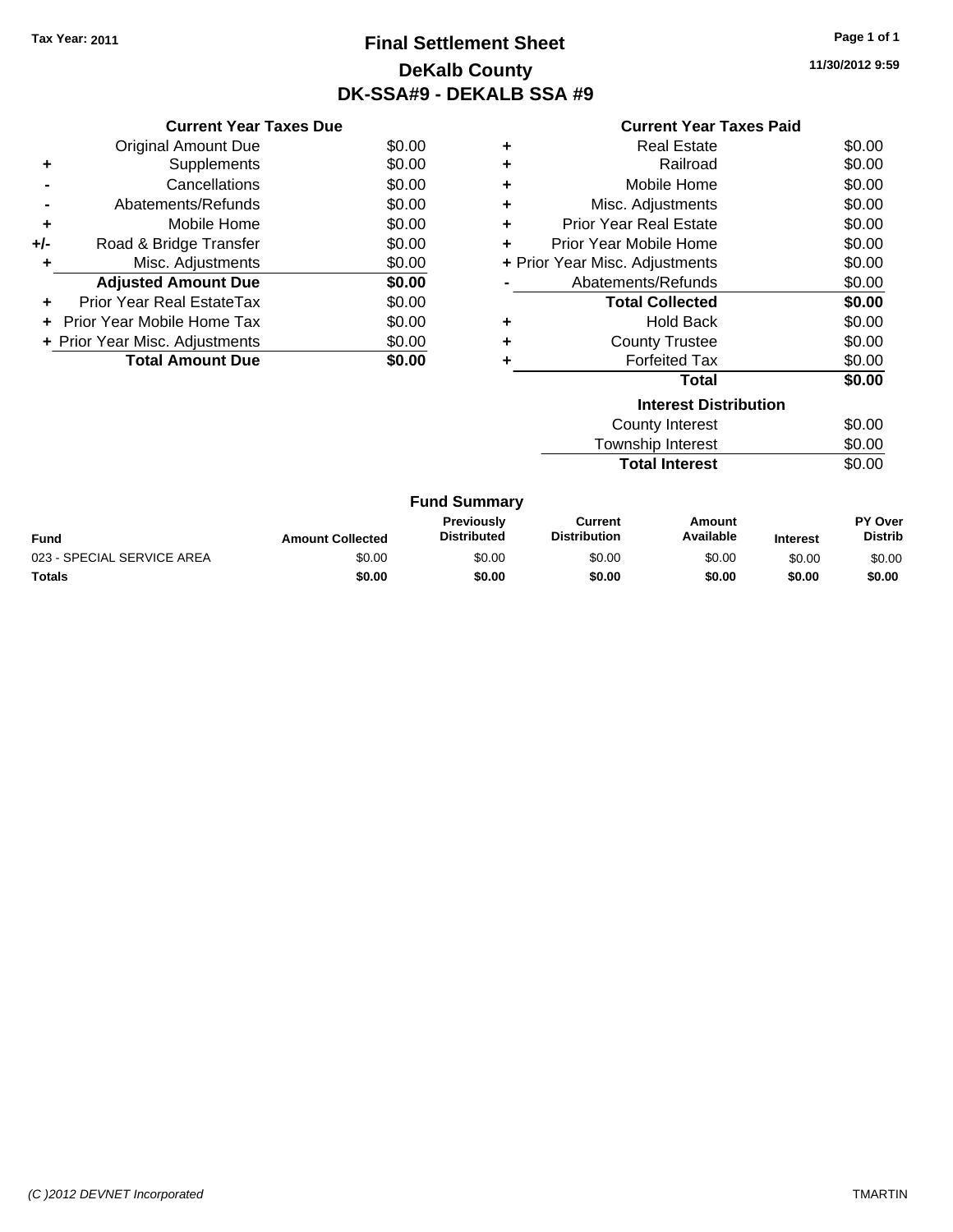Tax Year: 2011

# Final Settlement Sheet
## DeKalb County
## DK-SSA#9 - DEKALB SSA #9

11/30/2012 9:59

### Current Year Taxes Due

| | | |
|---|---|---|
| | Original Amount Due | $0.00 |
| + | Supplements | $0.00 |
| - | Cancellations | $0.00 |
| - | Abatements/Refunds | $0.00 |
| + | Mobile Home | $0.00 |
| +/- | Road & Bridge Transfer | $0.00 |
| + | Misc. Adjustments | $0.00 |
| | **Adjusted Amount Due** | **$0.00** |
| + | Prior Year Real EstateTax | $0.00 |
| + | Prior Year Mobile Home Tax | $0.00 |
| + | Prior Year Misc. Adjustments | $0.00 |
| | **Total Amount Due** | **$0.00** |

### Current Year Taxes Paid

| | | |
|---|---|---|
| + | Real Estate | $0.00 |
| + | Railroad | $0.00 |
| + | Mobile Home | $0.00 |
| + | Misc. Adjustments | $0.00 |
| + | Prior Year Real Estate | $0.00 |
| + | Prior Year Mobile Home | $0.00 |
| + | Prior Year Misc. Adjustments | $0.00 |
| - | Abatements/Refunds | $0.00 |
| | **Total Collected** | **$0.00** |
| + | Hold Back | $0.00 |
| + | County Trustee | $0.00 |
| + | Forfeited Tax | $0.00 |
| | **Total** | **$0.00** |

### Interest Distribution

| | |
|---|---|
| County Interest | $0.00 |
| Township Interest | $0.00 |
| **Total Interest** | $0.00 |

### Fund Summary

| Fund | Amount Collected | Previously Distributed | Current Distribution | Amount Available | Interest | PY Over Distrib |
|---|---|---|---|---|---|---|
| 023 - SPECIAL SERVICE AREA | $0.00 | $0.00 | $0.00 | $0.00 | $0.00 | $0.00 |
| **Totals** | **$0.00** | **$0.00** | **$0.00** | **$0.00** | **$0.00** | **$0.00** |

(C )2012 DEVNET Incorporated TMARTIN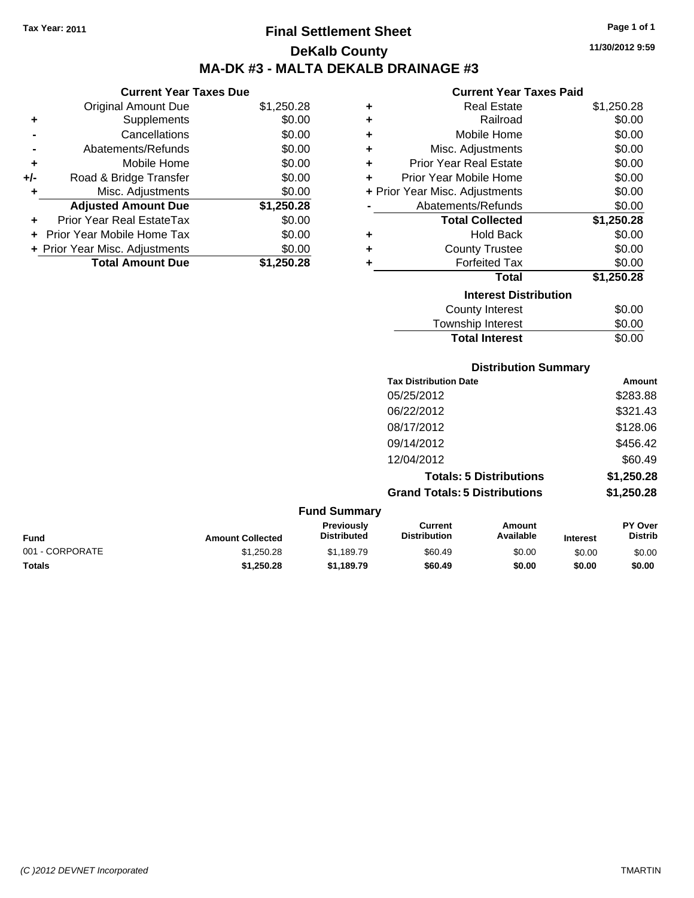Tax Year: 2011

# Final Settlement Sheet

## DeKalb County

## MA-DK #3 - MALTA DEKALB DRAINAGE #3

11/30/2012 9:59

### Current Year Taxes Due

| | | |
|---|---|---|
| | Original Amount Due | $1,250.28 |
| + | Supplements | $0.00 |
| - | Cancellations | $0.00 |
| - | Abatements/Refunds | $0.00 |
| + | Mobile Home | $0.00 |
| +/- | Road & Bridge Transfer | $0.00 |
| + | Misc. Adjustments | $0.00 |
| | **Adjusted Amount Due** | **$1,250.28** |
| + | Prior Year Real EstateTax | $0.00 |
| + | Prior Year Mobile Home Tax | $0.00 |
| + | Prior Year Misc. Adjustments | $0.00 |
| | **Total Amount Due** | **$1,250.28** |

### Current Year Taxes Paid

| | | |
|---|---|---|
| + | Real Estate | $1,250.28 |
| + | Railroad | $0.00 |
| + | Mobile Home | $0.00 |
| + | Misc. Adjustments | $0.00 |
| + | Prior Year Real Estate | $0.00 |
| + | Prior Year Mobile Home | $0.00 |
| + | Prior Year Misc. Adjustments | $0.00 |
| - | Abatements/Refunds | $0.00 |
| | **Total Collected** | **$1,250.28** |
| + | Hold Back | $0.00 |
| + | County Trustee | $0.00 |
| + | Forfeited Tax | $0.00 |
| | **Total** | **$1,250.28** |

### Interest Distribution

| | |
|---|---|
| County Interest | $0.00 |
| Township Interest | $0.00 |
| **Total Interest** | $0.00 |

### Distribution Summary

| Tax Distribution Date | Amount |
|---|---|
| 05/25/2012 | $283.88 |
| 06/22/2012 | $321.43 |
| 08/17/2012 | $128.06 |
| 09/14/2012 | $456.42 |
| 12/04/2012 | $60.49 |
| **Totals: 5 Distributions** | **$1,250.28** |
| **Grand Totals: 5 Distributions** | **$1,250.28** |

### Fund Summary

| Fund | Amount Collected | Previously Distributed | Current Distribution | Amount Available | Interest | PY Over Distrib |
|---|---|---|---|---|---|---|
| 001 - CORPORATE | $1,250.28 | $1,189.79 | $60.49 | $0.00 | $0.00 | $0.00 |
| **Totals** | **$1,250.28** | **$1,189.79** | **$60.49** | **$0.00** | **$0.00** | **$0.00** |

(C )2012 DEVNET Incorporated TMARTIN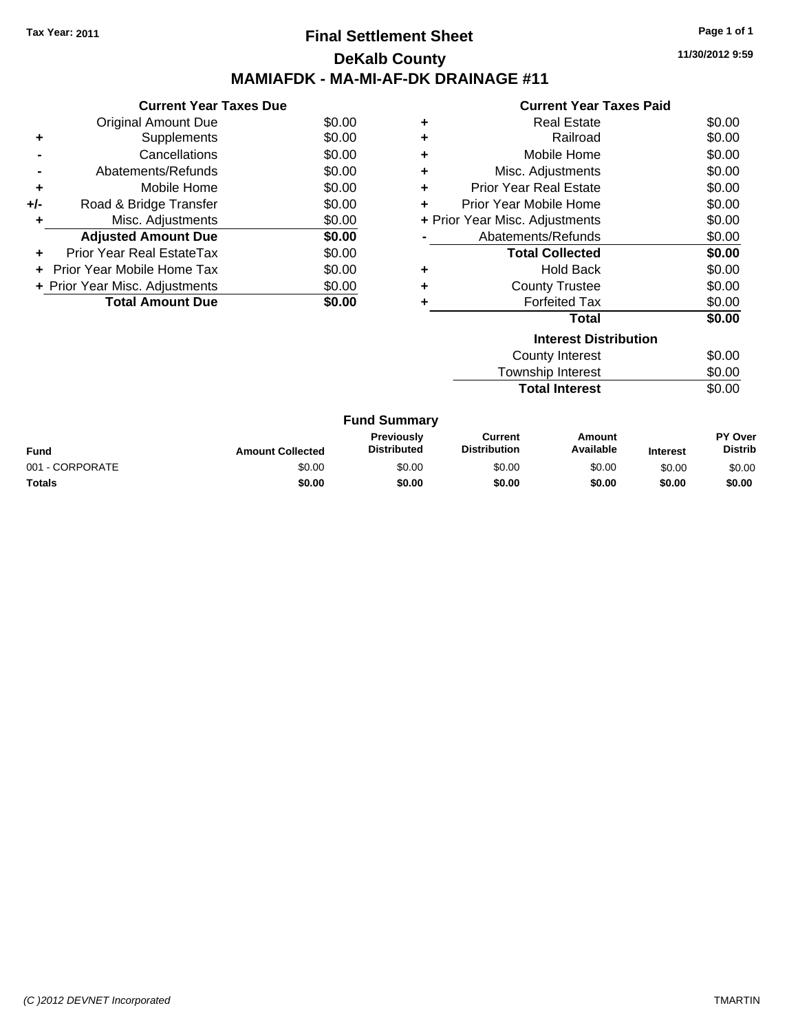Tax Year: 2011

# Final Settlement Sheet

## DeKalb County

## MAMIAFDK - MA-MI-AF-DK DRAINAGE #11

11/30/2012 9:59

### Current Year Taxes Due

| | | |
|---|---|---|
| | Original Amount Due | $0.00 |
| + | Supplements | $0.00 |
| - | Cancellations | $0.00 |
| - | Abatements/Refunds | $0.00 |
| + | Mobile Home | $0.00 |
| +/- | Road & Bridge Transfer | $0.00 |
| + | Misc. Adjustments | $0.00 |
| | **Adjusted Amount Due** | **$0.00** |
| + | Prior Year Real EstateTax | $0.00 |
| + | Prior Year Mobile Home Tax | $0.00 |
| + | Prior Year Misc. Adjustments | $0.00 |
| | **Total Amount Due** | **$0.00** |

### Current Year Taxes Paid

| | | |
|---|---|---|
| + | Real Estate | $0.00 |
| + | Railroad | $0.00 |
| + | Mobile Home | $0.00 |
| + | Misc. Adjustments | $0.00 |
| + | Prior Year Real Estate | $0.00 |
| + | Prior Year Mobile Home | $0.00 |
| + | Prior Year Misc. Adjustments | $0.00 |
| - | Abatements/Refunds | $0.00 |
| | **Total Collected** | **$0.00** |
| + | Hold Back | $0.00 |
| + | County Trustee | $0.00 |
| + | Forfeited Tax | $0.00 |
| | **Total** | **$0.00** |

### Interest Distribution

| | |
|---|---|
| County Interest | $0.00 |
| Township Interest | $0.00 |
| **Total Interest** | $0.00 |

### Fund Summary

| Fund | Amount Collected | Previously Distributed | Current Distribution | Amount Available | Interest | PY Over Distrib |
|---|---|---|---|---|---|---|
| 001 - CORPORATE | $0.00 | $0.00 | $0.00 | $0.00 | $0.00 | $0.00 |
| **Totals** | **$0.00** | **$0.00** | **$0.00** | **$0.00** | **$0.00** | **$0.00** |

(C )2012 DEVNET Incorporated TMARTIN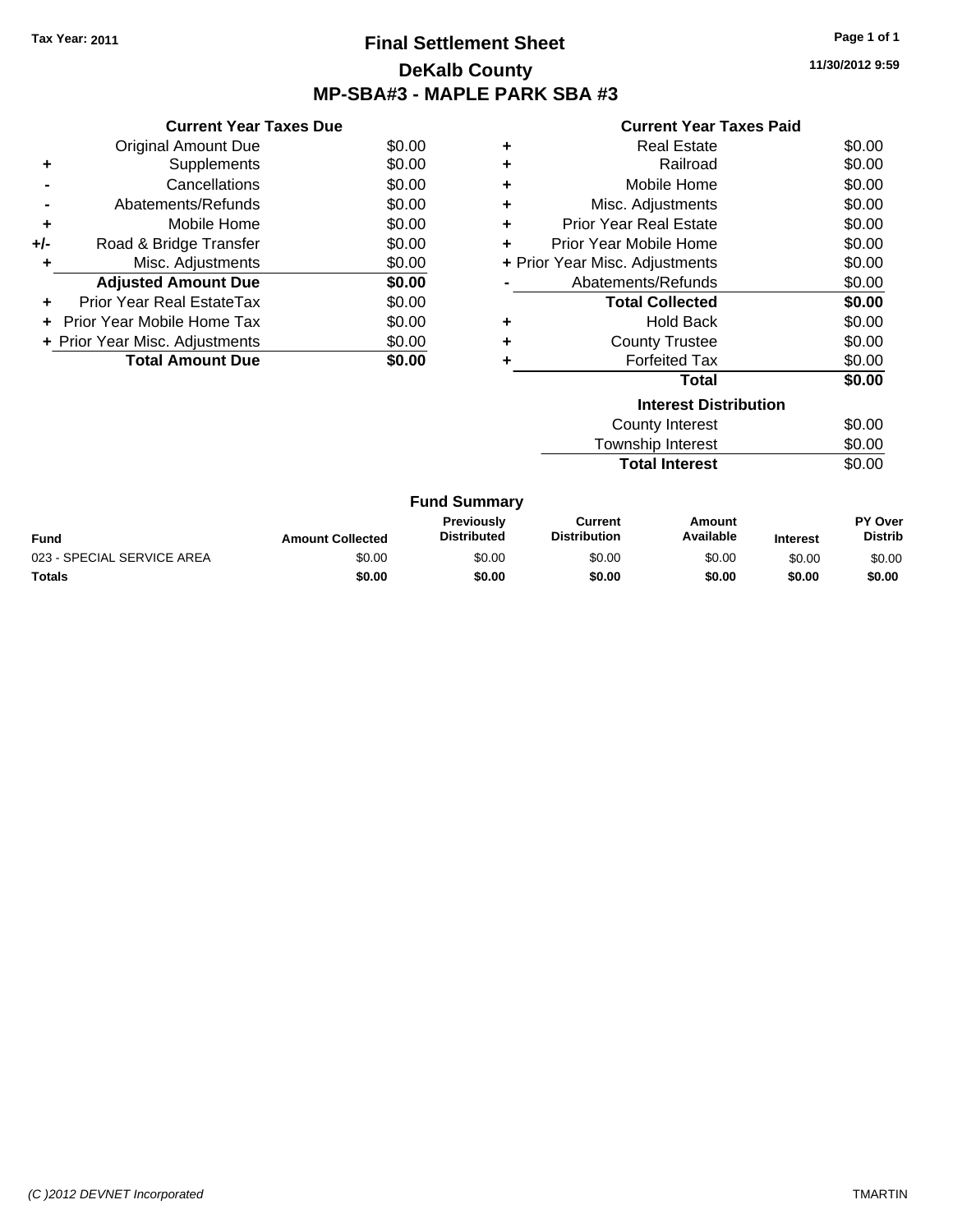Tax Year: 2011

# Final Settlement Sheet

## DeKalb County

## MP-SBA#3 - MAPLE PARK SBA #3

11/30/2012 9:59

### Current Year Taxes Due

| | | |
|---|---|---|
| | Original Amount Due | $0.00 |
| + | Supplements | $0.00 |
| - | Cancellations | $0.00 |
| - | Abatements/Refunds | $0.00 |
| + | Mobile Home | $0.00 |
| +/- | Road & Bridge Transfer | $0.00 |
| + | Misc. Adjustments | $0.00 |
| | **Adjusted Amount Due** | **$0.00** |
| + | Prior Year Real EstateTax | $0.00 |
| + | Prior Year Mobile Home Tax | $0.00 |
| + | Prior Year Misc. Adjustments | $0.00 |
| | **Total Amount Due** | **$0.00** |

### Current Year Taxes Paid

| | | |
|---|---|---|
| + | Real Estate | $0.00 |
| + | Railroad | $0.00 |
| + | Mobile Home | $0.00 |
| + | Misc. Adjustments | $0.00 |
| + | Prior Year Real Estate | $0.00 |
| + | Prior Year Mobile Home | $0.00 |
| + | Prior Year Misc. Adjustments | $0.00 |
| - | Abatements/Refunds | $0.00 |
| | **Total Collected** | **$0.00** |
| + | Hold Back | $0.00 |
| + | County Trustee | $0.00 |
| + | Forfeited Tax | $0.00 |
| | **Total** | **$0.00** |

### Interest Distribution

| | |
|---|---|
| County Interest | $0.00 |
| Township Interest | $0.00 |
| **Total Interest** | $0.00 |

### Fund Summary

| Fund | Amount Collected | Previously Distributed | Current Distribution | Amount Available | Interest | PY Over Distrib |
|---|---|---|---|---|---|---|
| 023 - SPECIAL SERVICE AREA | $0.00 | $0.00 | $0.00 | $0.00 | $0.00 | $0.00 |
| **Totals** | **$0.00** | **$0.00** | **$0.00** | **$0.00** | **$0.00** | **$0.00** |

(C )2012 DEVNET Incorporated TMARTIN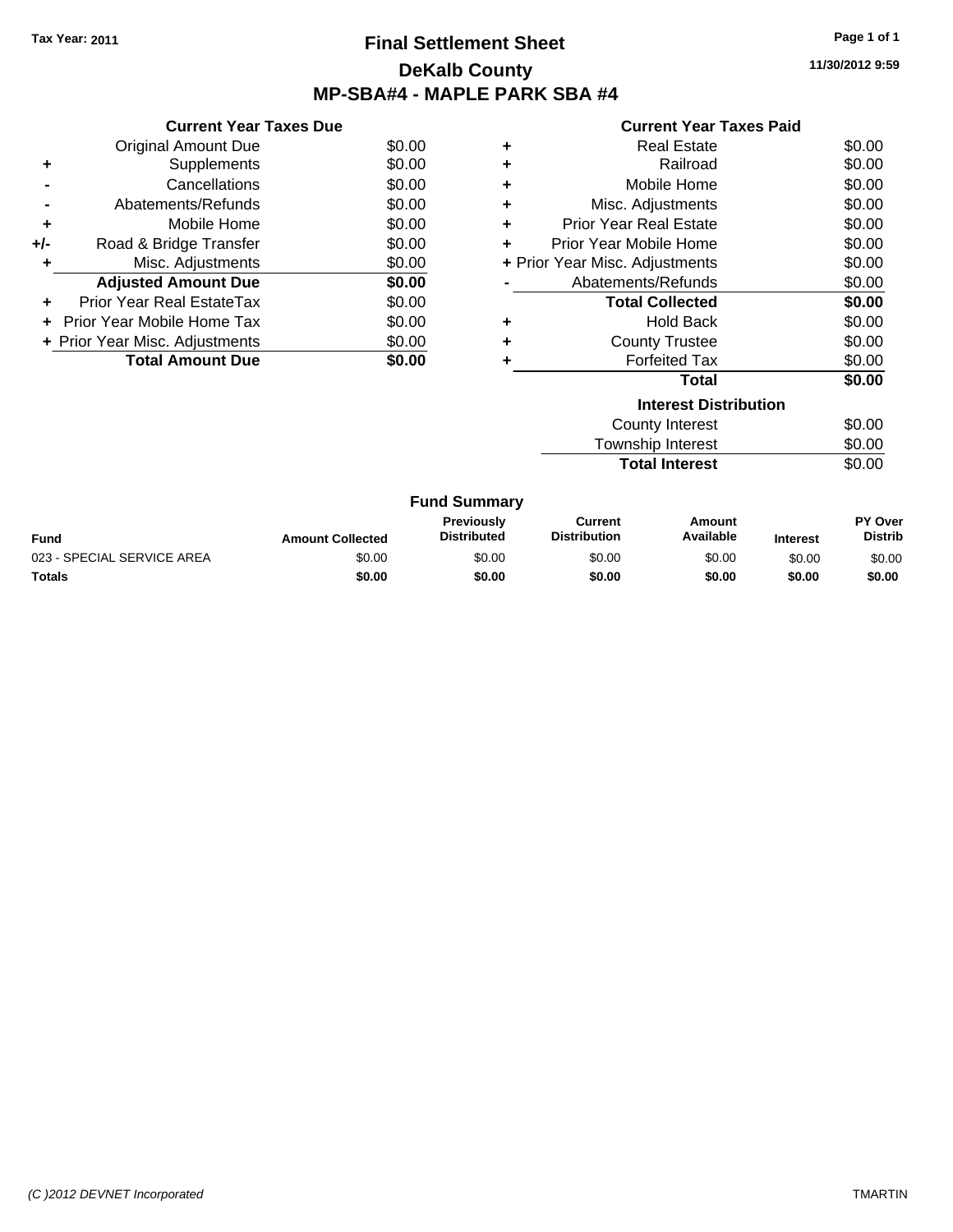Tax Year: 2011

# Final Settlement Sheet
## DeKalb County
## MP-SBA#4 - MAPLE PARK SBA #4

11/30/2012 9:59

### Current Year Taxes Due

| | | |
|---|---|---|
| | Original Amount Due | $0.00 |
| + | Supplements | $0.00 |
| - | Cancellations | $0.00 |
| - | Abatements/Refunds | $0.00 |
| + | Mobile Home | $0.00 |
| +/- | Road & Bridge Transfer | $0.00 |
| + | Misc. Adjustments | $0.00 |
| | **Adjusted Amount Due** | **$0.00** |
| + | Prior Year Real EstateTax | $0.00 |
| + | Prior Year Mobile Home Tax | $0.00 |
| + | Prior Year Misc. Adjustments | $0.00 |
| | **Total Amount Due** | **$0.00** |

### Current Year Taxes Paid

| | | |
|---|---|---|
| + | Real Estate | $0.00 |
| + | Railroad | $0.00 |
| + | Mobile Home | $0.00 |
| + | Misc. Adjustments | $0.00 |
| + | Prior Year Real Estate | $0.00 |
| + | Prior Year Mobile Home | $0.00 |
| + | Prior Year Misc. Adjustments | $0.00 |
| - | Abatements/Refunds | $0.00 |
| | **Total Collected** | **$0.00** |
| + | Hold Back | $0.00 |
| + | County Trustee | $0.00 |
| + | Forfeited Tax | $0.00 |
| | **Total** | **$0.00** |

### Interest Distribution

| | |
|---|---|
| County Interest | $0.00 |
| Township Interest | $0.00 |
| **Total Interest** | $0.00 |

### Fund Summary

| Fund | Amount Collected | Previously Distributed | Current Distribution | Amount Available | Interest | PY Over Distrib |
|---|---|---|---|---|---|---|
| 023 - SPECIAL SERVICE AREA | $0.00 | $0.00 | $0.00 | $0.00 | $0.00 | $0.00 |
| **Totals** | **$0.00** | **$0.00** | **$0.00** | **$0.00** | **$0.00** | **$0.00** |

(C )2012 DEVNET Incorporated TMARTIN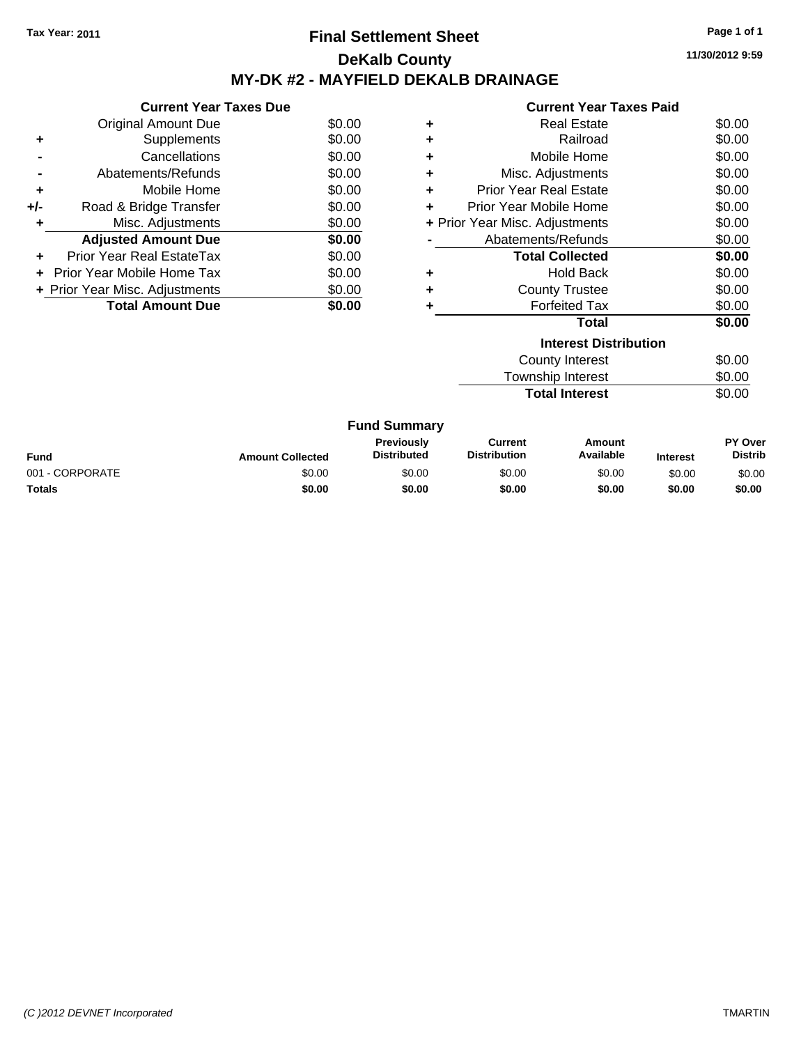Tax Year: 2011

# Final Settlement Sheet

## DeKalb County

## MY-DK #2 - MAYFIELD DEKALB DRAINAGE

11/30/2012 9:59

### Current Year Taxes Due

| | | |
|---|---|---|
| | Original Amount Due | $0.00 |
| + | Supplements | $0.00 |
| - | Cancellations | $0.00 |
| - | Abatements/Refunds | $0.00 |
| + | Mobile Home | $0.00 |
| +/- | Road & Bridge Transfer | $0.00 |
| + | Misc. Adjustments | $0.00 |
| | **Adjusted Amount Due** | **$0.00** |
| + | Prior Year Real EstateTax | $0.00 |
| + | Prior Year Mobile Home Tax | $0.00 |
| + | Prior Year Misc. Adjustments | $0.00 |
| | **Total Amount Due** | **$0.00** |

### Current Year Taxes Paid

| | | |
|---|---|---|
| + | Real Estate | $0.00 |
| + | Railroad | $0.00 |
| + | Mobile Home | $0.00 |
| + | Misc. Adjustments | $0.00 |
| + | Prior Year Real Estate | $0.00 |
| + | Prior Year Mobile Home | $0.00 |
| + | Prior Year Misc. Adjustments | $0.00 |
| - | Abatements/Refunds | $0.00 |
| | **Total Collected** | **$0.00** |
| + | Hold Back | $0.00 |
| + | County Trustee | $0.00 |
| + | Forfeited Tax | $0.00 |
| | **Total** | **$0.00** |

### Interest Distribution

| | |
|---|---|
| County Interest | $0.00 |
| Township Interest | $0.00 |
| **Total Interest** | $0.00 |

### Fund Summary

| Fund | Amount Collected | Previously Distributed | Current Distribution | Amount Available | Interest | PY Over Distrib |
|---|---|---|---|---|---|---|
| 001 - CORPORATE | $0.00 | $0.00 | $0.00 | $0.00 | $0.00 | $0.00 |
| **Totals** | **$0.00** | **$0.00** | **$0.00** | **$0.00** | **$0.00** | **$0.00** |

(C )2012 DEVNET Incorporated

TMARTIN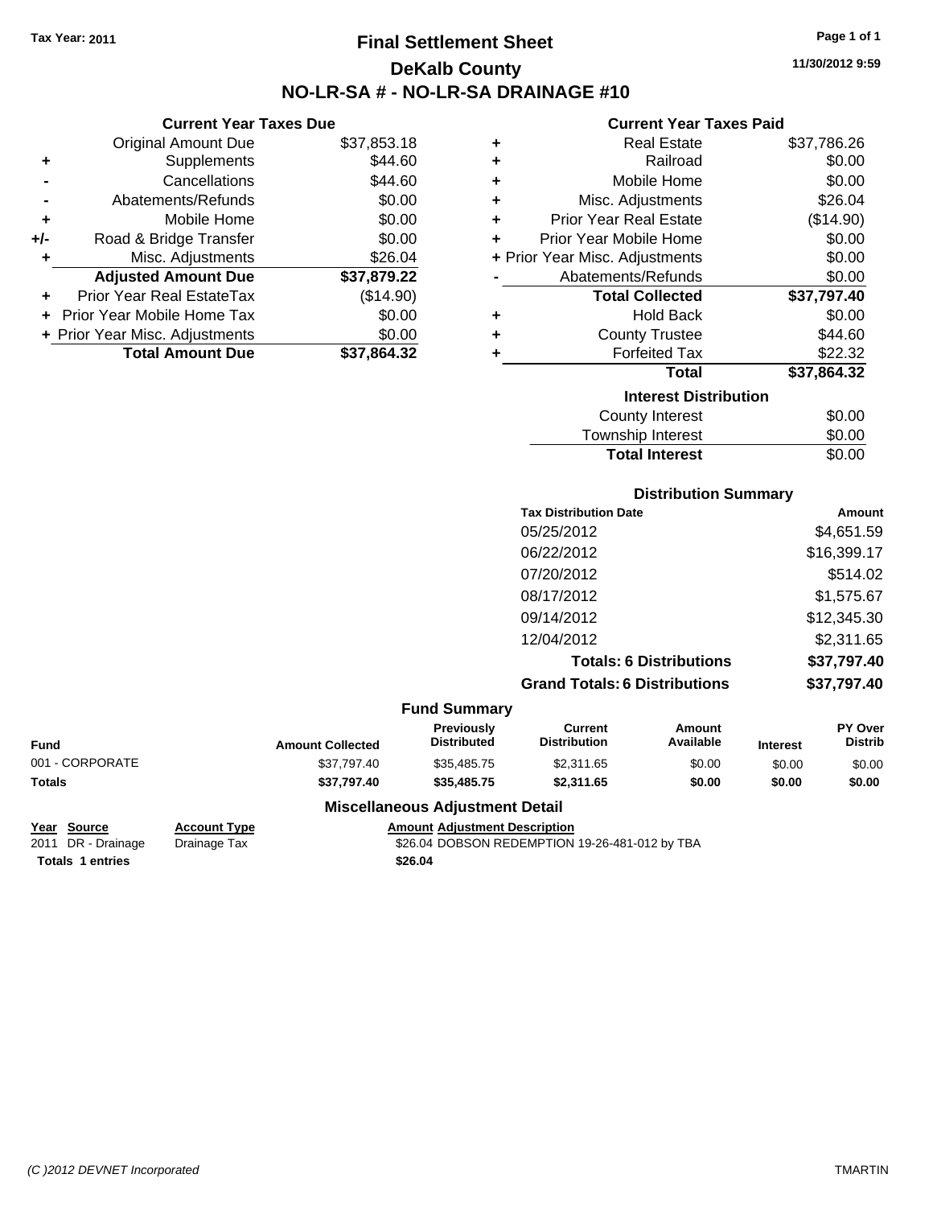Tax Year: 2011

# Final Settlement Sheet

## DeKalb County

## NO-LR-SA # - NO-LR-SA DRAINAGE #10

11/30/2012 9:59

### Current Year Taxes Due

| | | |
|---|---|---|
| | Original Amount Due | $37,853.18 |
| + | Supplements | $44.60 |
| - | Cancellations | $44.60 |
| - | Abatements/Refunds | $0.00 |
| + | Mobile Home | $0.00 |
| +/- | Road & Bridge Transfer | $0.00 |
| + | Misc. Adjustments | $26.04 |
| | **Adjusted Amount Due** | **$37,879.22** |
| + | Prior Year Real EstateTax | ($14.90) |
| + | Prior Year Mobile Home Tax | $0.00 |
| + | Prior Year Misc. Adjustments | $0.00 |
| | **Total Amount Due** | **$37,864.32** |

### Current Year Taxes Paid

| | | |
|---|---|---|
| + | Real Estate | $37,786.26 |
| + | Railroad | $0.00 |
| + | Mobile Home | $0.00 |
| + | Misc. Adjustments | $26.04 |
| + | Prior Year Real Estate | ($14.90) |
| + | Prior Year Mobile Home | $0.00 |
| + | Prior Year Misc. Adjustments | $0.00 |
| - | Abatements/Refunds | $0.00 |
| | **Total Collected** | **$37,797.40** |
| + | Hold Back | $0.00 |
| + | County Trustee | $44.60 |
| + | Forfeited Tax | $22.32 |
| | **Total** | **$37,864.32** |

### Interest Distribution

| | |
|---|---|
| County Interest | $0.00 |
| Township Interest | $0.00 |
| **Total Interest** | $0.00 |

### Distribution Summary

| Tax Distribution Date | Amount |
|---|---|
| 05/25/2012 | $4,651.59 |
| 06/22/2012 | $16,399.17 |
| 07/20/2012 | $514.02 |
| 08/17/2012 | $1,575.67 |
| 09/14/2012 | $12,345.30 |
| 12/04/2012 | $2,311.65 |
| **Totals: 6 Distributions** | **$37,797.40** |
| **Grand Totals: 6 Distributions** | **$37,797.40** |

### Fund Summary

| Fund | Amount Collected | Previously Distributed | Current Distribution | Amount Available | Interest | PY Over Distrib |
|---|---|---|---|---|---|---|
| 001 - CORPORATE | $37,797.40 | $35,485.75 | $2,311.65 | $0.00 | $0.00 | $0.00 |
| **Totals** | **$37,797.40** | **$35,485.75** | **$2,311.65** | **$0.00** | **$0.00** | **$0.00** |

### Miscellaneous Adjustment Detail

| Year | Source | Account Type | Amount | Adjustment Description |
|---|---|---|---|---|
| 2011 | DR - Drainage | Drainage Tax | $26.04 | DOBSON REDEMPTION 19-26-481-012 by TBA |
| **Totals** | **1 entries** | | **$26.04** | |

(C )2012 DEVNET Incorporated TMARTIN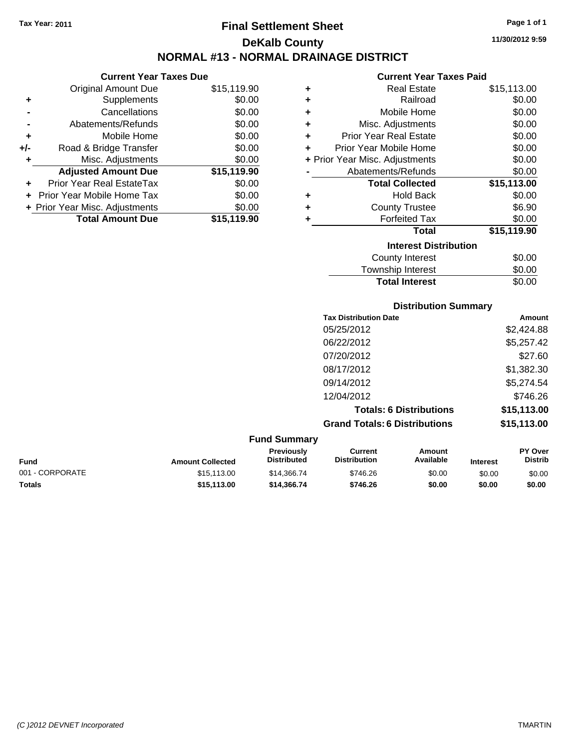Tax Year: 2011

# Final Settlement Sheet

## DeKalb County

## NORMAL #13 - NORMAL DRAINAGE DISTRICT

11/30/2012 9:59

### Current Year Taxes Due

| | | |
|---|---|---|
| | Original Amount Due | $15,119.90 |
| + | Supplements | $0.00 |
| - | Cancellations | $0.00 |
| - | Abatements/Refunds | $0.00 |
| + | Mobile Home | $0.00 |
| +/- | Road & Bridge Transfer | $0.00 |
| + | Misc. Adjustments | $0.00 |
| | **Adjusted Amount Due** | **$15,119.90** |
| + | Prior Year Real EstateTax | $0.00 |
| + | Prior Year Mobile Home Tax | $0.00 |
| + | Prior Year Misc. Adjustments | $0.00 |
| | **Total Amount Due** | **$15,119.90** |

### Current Year Taxes Paid

| | | |
|---|---|---|
| + | Real Estate | $15,113.00 |
| + | Railroad | $0.00 |
| + | Mobile Home | $0.00 |
| + | Misc. Adjustments | $0.00 |
| + | Prior Year Real Estate | $0.00 |
| + | Prior Year Mobile Home | $0.00 |
| + | Prior Year Misc. Adjustments | $0.00 |
| - | Abatements/Refunds | $0.00 |
| | **Total Collected** | **$15,113.00** |
| + | Hold Back | $0.00 |
| + | County Trustee | $6.90 |
| + | Forfeited Tax | $0.00 |
| | **Total** | **$15,119.90** |

### Interest Distribution

| | |
|---|---|
| County Interest | $0.00 |
| Township Interest | $0.00 |
| **Total Interest** | $0.00 |

### Distribution Summary

| Tax Distribution Date | Amount |
|---|---|
| 05/25/2012 | $2,424.88 |
| 06/22/2012 | $5,257.42 |
| 07/20/2012 | $27.60 |
| 08/17/2012 | $1,382.30 |
| 09/14/2012 | $5,274.54 |
| 12/04/2012 | $746.26 |
| **Totals: 6 Distributions** | **$15,113.00** |
| **Grand Totals: 6 Distributions** | **$15,113.00** |

### Fund Summary

| Fund | Amount Collected | Previously Distributed | Current Distribution | Amount Available | Interest | PY Over Distrib |
|---|---|---|---|---|---|---|
| 001 - CORPORATE | $15,113.00 | $14,366.74 | $746.26 | $0.00 | $0.00 | $0.00 |
| **Totals** | **$15,113.00** | **$14,366.74** | **$746.26** | **$0.00** | **$0.00** | **$0.00** |

(C )2012 DEVNET Incorporated TMARTIN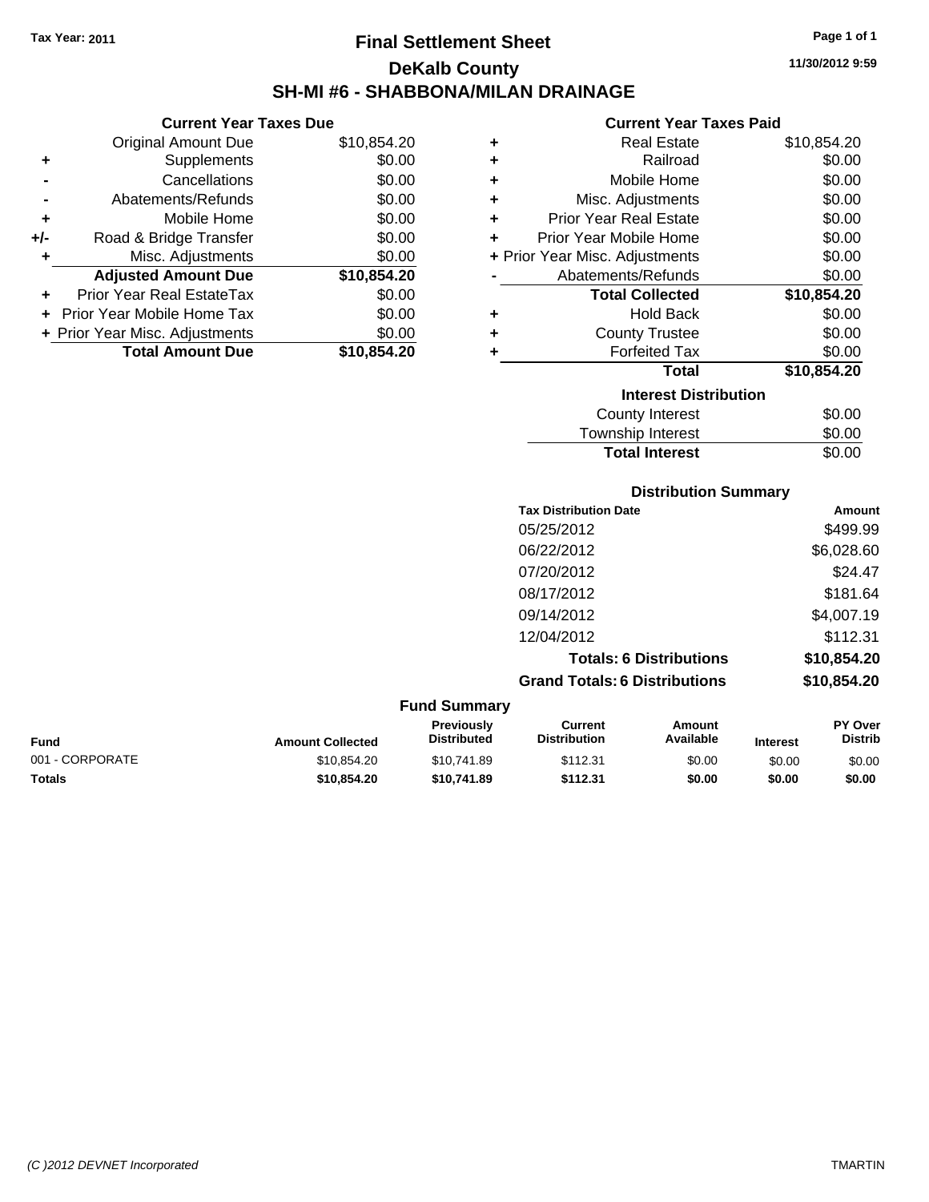Tax Year: 2011

# Final Settlement Sheet

## DeKalb County

## SH-MI #6 - SHABBONA/MILAN DRAINAGE

11/30/2012 9:59

### Current Year Taxes Due

| | | |
|---|---|---|
| | Original Amount Due | $10,854.20 |
| + | Supplements | $0.00 |
| - | Cancellations | $0.00 |
| - | Abatements/Refunds | $0.00 |
| + | Mobile Home | $0.00 |
| +/- | Road & Bridge Transfer | $0.00 |
| + | Misc. Adjustments | $0.00 |
| | **Adjusted Amount Due** | **$10,854.20** |
| + | Prior Year Real EstateTax | $0.00 |
| + | Prior Year Mobile Home Tax | $0.00 |
| + | Prior Year Misc. Adjustments | $0.00 |
| | **Total Amount Due** | **$10,854.20** |

### Current Year Taxes Paid

| | | |
|---|---|---|
| + | Real Estate | $10,854.20 |
| + | Railroad | $0.00 |
| + | Mobile Home | $0.00 |
| + | Misc. Adjustments | $0.00 |
| + | Prior Year Real Estate | $0.00 |
| + | Prior Year Mobile Home | $0.00 |
| + | Prior Year Misc. Adjustments | $0.00 |
| - | Abatements/Refunds | $0.00 |
| | **Total Collected** | **$10,854.20** |
| + | Hold Back | $0.00 |
| + | County Trustee | $0.00 |
| + | Forfeited Tax | $0.00 |
| | **Total** | **$10,854.20** |

### Interest Distribution

| | |
|---|---|
| County Interest | $0.00 |
| Township Interest | $0.00 |
| **Total Interest** | $0.00 |

### Distribution Summary

| Tax Distribution Date | Amount |
|---|---|
| 05/25/2012 | $499.99 |
| 06/22/2012 | $6,028.60 |
| 07/20/2012 | $24.47 |
| 08/17/2012 | $181.64 |
| 09/14/2012 | $4,007.19 |
| 12/04/2012 | $112.31 |
| **Totals: 6 Distributions** | **$10,854.20** |
| **Grand Totals: 6 Distributions** | **$10,854.20** |

### Fund Summary

| Fund | Amount Collected | Previously Distributed | Current Distribution | Amount Available | Interest | PY Over Distrib |
|---|---|---|---|---|---|---|
| 001 - CORPORATE | $10,854.20 | $10,741.89 | $112.31 | $0.00 | $0.00 | $0.00 |
| **Totals** | **$10,854.20** | **$10,741.89** | **$112.31** | **$0.00** | **$0.00** | **$0.00** |

(C )2012 DEVNET Incorporated    TMARTIN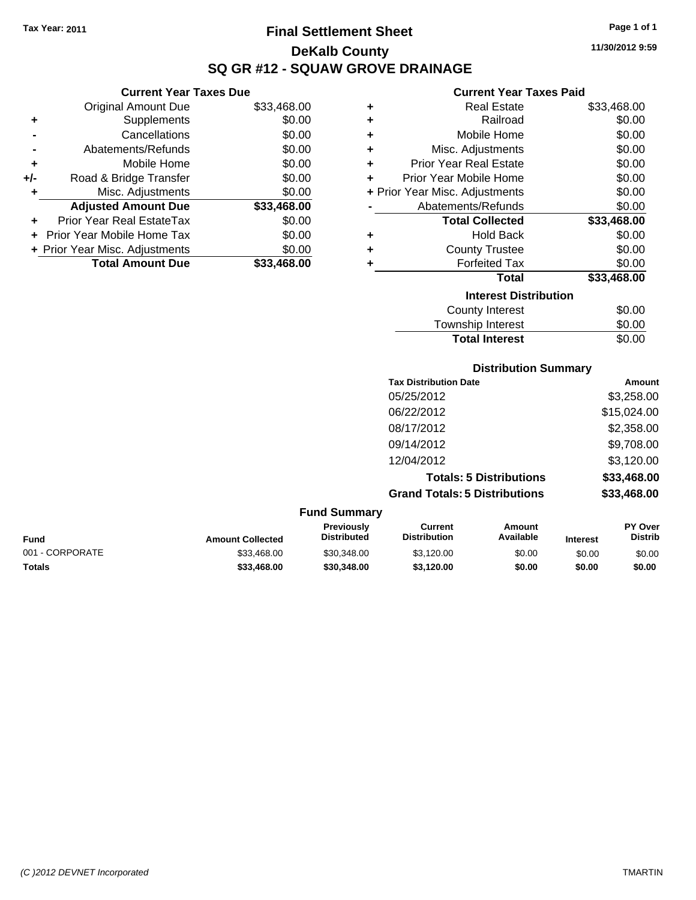Tax Year: 2011

# Final Settlement Sheet

## DeKalb County

## SQ GR #12 - SQUAW GROVE DRAINAGE

11/30/2012 9:59

### Current Year Taxes Due

| | | |
|---|---|---|
| | Original Amount Due | $33,468.00 |
| + | Supplements | $0.00 |
| - | Cancellations | $0.00 |
| - | Abatements/Refunds | $0.00 |
| + | Mobile Home | $0.00 |
| +/- | Road & Bridge Transfer | $0.00 |
| + | Misc. Adjustments | $0.00 |
| | **Adjusted Amount Due** | **$33,468.00** |
| + | Prior Year Real EstateTax | $0.00 |
| + | Prior Year Mobile Home Tax | $0.00 |
| + | Prior Year Misc. Adjustments | $0.00 |
| | **Total Amount Due** | **$33,468.00** |

### Current Year Taxes Paid

| | | |
|---|---|---|
| + | Real Estate | $33,468.00 |
| + | Railroad | $0.00 |
| + | Mobile Home | $0.00 |
| + | Misc. Adjustments | $0.00 |
| + | Prior Year Real Estate | $0.00 |
| + | Prior Year Mobile Home | $0.00 |
| + | Prior Year Misc. Adjustments | $0.00 |
| - | Abatements/Refunds | $0.00 |
| | **Total Collected** | **$33,468.00** |
| + | Hold Back | $0.00 |
| + | County Trustee | $0.00 |
| + | Forfeited Tax | $0.00 |
| | **Total** | **$33,468.00** |

### Interest Distribution

| | |
|---|---|
| County Interest | $0.00 |
| Township Interest | $0.00 |
| **Total Interest** | $0.00 |

### Distribution Summary

| Tax Distribution Date | Amount |
|---|---|
| 05/25/2012 | $3,258.00 |
| 06/22/2012 | $15,024.00 |
| 08/17/2012 | $2,358.00 |
| 09/14/2012 | $9,708.00 |
| 12/04/2012 | $3,120.00 |
| **Totals: 5 Distributions** | **$33,468.00** |
| **Grand Totals: 5 Distributions** | **$33,468.00** |

### Fund Summary

| Fund | Amount Collected | Previously Distributed | Current Distribution | Amount Available | Interest | PY Over Distrib |
|---|---|---|---|---|---|---|
| 001 - CORPORATE | $33,468.00 | $30,348.00 | $3,120.00 | $0.00 | $0.00 | $0.00 |
| **Totals** | **$33,468.00** | **$30,348.00** | **$3,120.00** | **$0.00** | **$0.00** | **$0.00** |

(C )2012 DEVNET Incorporated TMARTIN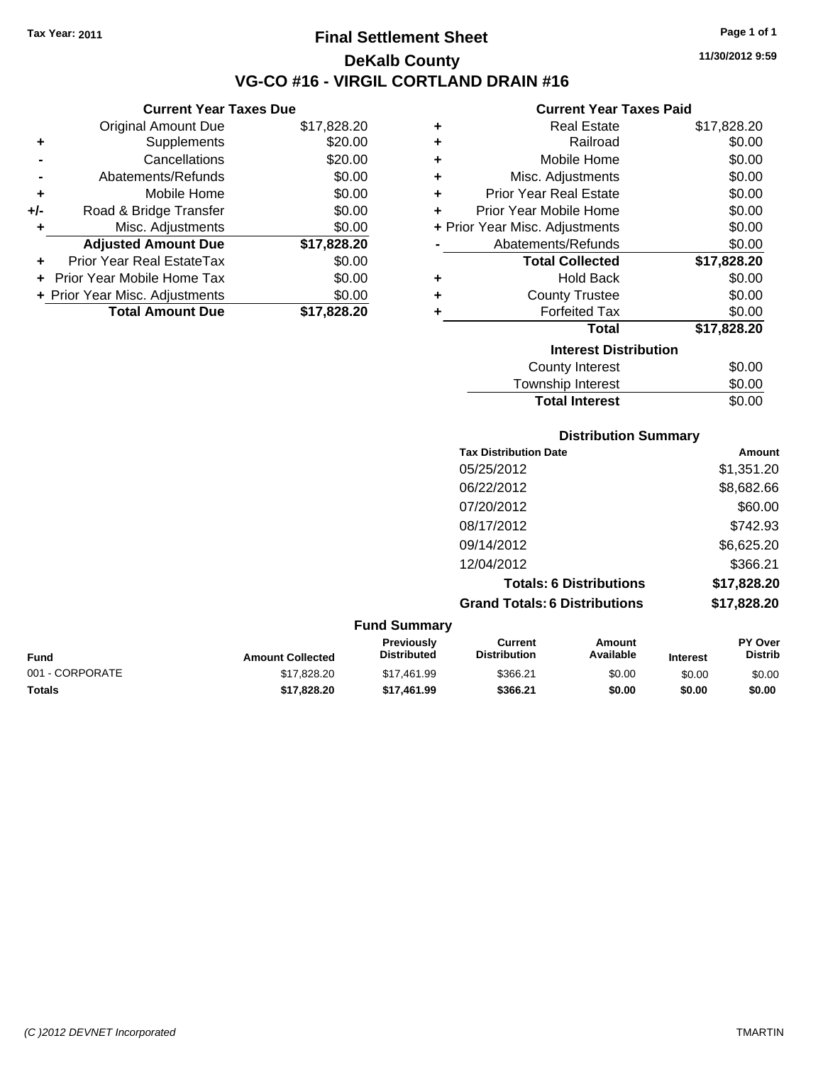Tax Year: 2011

# Final Settlement Sheet

## DeKalb County

## VG-CO #16 - VIRGIL CORTLAND DRAIN #16

11/30/2012 9:59

### Current Year Taxes Due

| | | |
|---|---|---|
| | Original Amount Due | $17,828.20 |
| + | Supplements | $20.00 |
| - | Cancellations | $20.00 |
| - | Abatements/Refunds | $0.00 |
| + | Mobile Home | $0.00 |
| +/- | Road & Bridge Transfer | $0.00 |
| + | Misc. Adjustments | $0.00 |
| | **Adjusted Amount Due** | **$17,828.20** |
| + | Prior Year Real EstateTax | $0.00 |
| + | Prior Year Mobile Home Tax | $0.00 |
| + | Prior Year Misc. Adjustments | $0.00 |
| | **Total Amount Due** | **$17,828.20** |

### Current Year Taxes Paid

| | | |
|---|---|---|
| + | Real Estate | $17,828.20 |
| + | Railroad | $0.00 |
| + | Mobile Home | $0.00 |
| + | Misc. Adjustments | $0.00 |
| + | Prior Year Real Estate | $0.00 |
| + | Prior Year Mobile Home | $0.00 |
| + | Prior Year Misc. Adjustments | $0.00 |
| - | Abatements/Refunds | $0.00 |
| | **Total Collected** | **$17,828.20** |
| + | Hold Back | $0.00 |
| + | County Trustee | $0.00 |
| + | Forfeited Tax | $0.00 |
| | **Total** | **$17,828.20** |

### Interest Distribution

| | |
|---|---|
| County Interest | $0.00 |
| Township Interest | $0.00 |
| **Total Interest** | $0.00 |

### Distribution Summary

| Tax Distribution Date | Amount |
|---|---|
| 05/25/2012 | $1,351.20 |
| 06/22/2012 | $8,682.66 |
| 07/20/2012 | $60.00 |
| 08/17/2012 | $742.93 |
| 09/14/2012 | $6,625.20 |
| 12/04/2012 | $366.21 |
| **Totals: 6 Distributions** | **$17,828.20** |
| **Grand Totals: 6 Distributions** | **$17,828.20** |

### Fund Summary

| Fund | Amount Collected | Previously Distributed | Current Distribution | Amount Available | Interest | PY Over Distrib |
|---|---|---|---|---|---|---|
| 001 - CORPORATE | $17,828.20 | $17,461.99 | $366.21 | $0.00 | $0.00 | $0.00 |
| **Totals** | **$17,828.20** | **$17,461.99** | **$366.21** | **$0.00** | **$0.00** | **$0.00** |

(C )2012 DEVNET Incorporated TMARTIN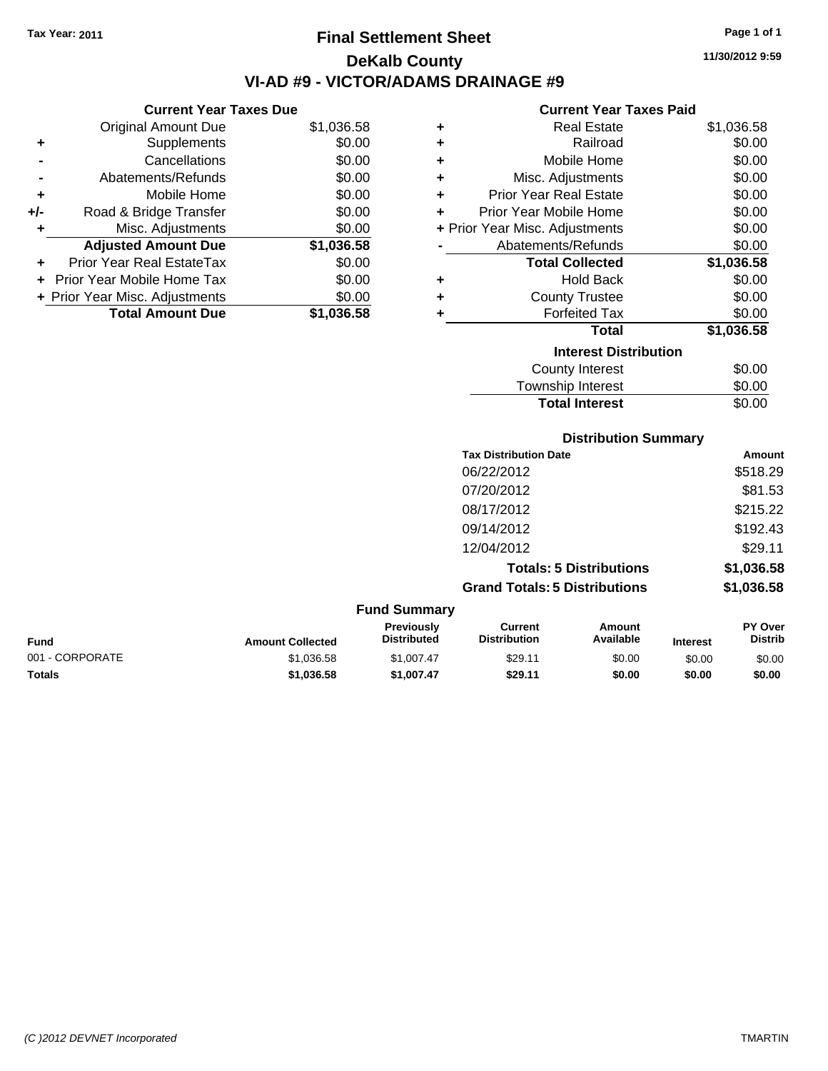Tax Year: 2011

# Final Settlement Sheet

## DeKalb County

## VI-AD #9 - VICTOR/ADAMS DRAINAGE #9

11/30/2012 9:59

### Current Year Taxes Due

| | | |
|---|---|---|
| | Original Amount Due | $1,036.58 |
| + | Supplements | $0.00 |
| - | Cancellations | $0.00 |
| - | Abatements/Refunds | $0.00 |
| + | Mobile Home | $0.00 |
| +/- | Road & Bridge Transfer | $0.00 |
| + | Misc. Adjustments | $0.00 |
| | **Adjusted Amount Due** | **$1,036.58** |
| + | Prior Year Real EstateTax | $0.00 |
| + | Prior Year Mobile Home Tax | $0.00 |
| + | Prior Year Misc. Adjustments | $0.00 |
| | **Total Amount Due** | **$1,036.58** |

### Current Year Taxes Paid

| | | |
|---|---|---|
| + | Real Estate | $1,036.58 |
| + | Railroad | $0.00 |
| + | Mobile Home | $0.00 |
| + | Misc. Adjustments | $0.00 |
| + | Prior Year Real Estate | $0.00 |
| + | Prior Year Mobile Home | $0.00 |
| + | Prior Year Misc. Adjustments | $0.00 |
| - | Abatements/Refunds | $0.00 |
| | **Total Collected** | **$1,036.58** |
| + | Hold Back | $0.00 |
| + | County Trustee | $0.00 |
| + | Forfeited Tax | $0.00 |
| | **Total** | **$1,036.58** |

### Interest Distribution

| | |
|---|---|
| County Interest | $0.00 |
| Township Interest | $0.00 |
| **Total Interest** | $0.00 |

### Distribution Summary

| Tax Distribution Date | Amount |
|---|---|
| 06/22/2012 | $518.29 |
| 07/20/2012 | $81.53 |
| 08/17/2012 | $215.22 |
| 09/14/2012 | $192.43 |
| 12/04/2012 | $29.11 |
| **Totals: 5 Distributions** | **$1,036.58** |
| **Grand Totals: 5 Distributions** | **$1,036.58** |

### Fund Summary

| Fund | Amount Collected | Previously Distributed | Current Distribution | Amount Available | Interest | PY Over Distrib |
|---|---|---|---|---|---|---|
| 001 - CORPORATE | $1,036.58 | $1,007.47 | $29.11 | $0.00 | $0.00 | $0.00 |
| **Totals** | **$1,036.58** | **$1,007.47** | **$29.11** | **$0.00** | **$0.00** | **$0.00** |

(C )2012 DEVNET Incorporated

TMARTIN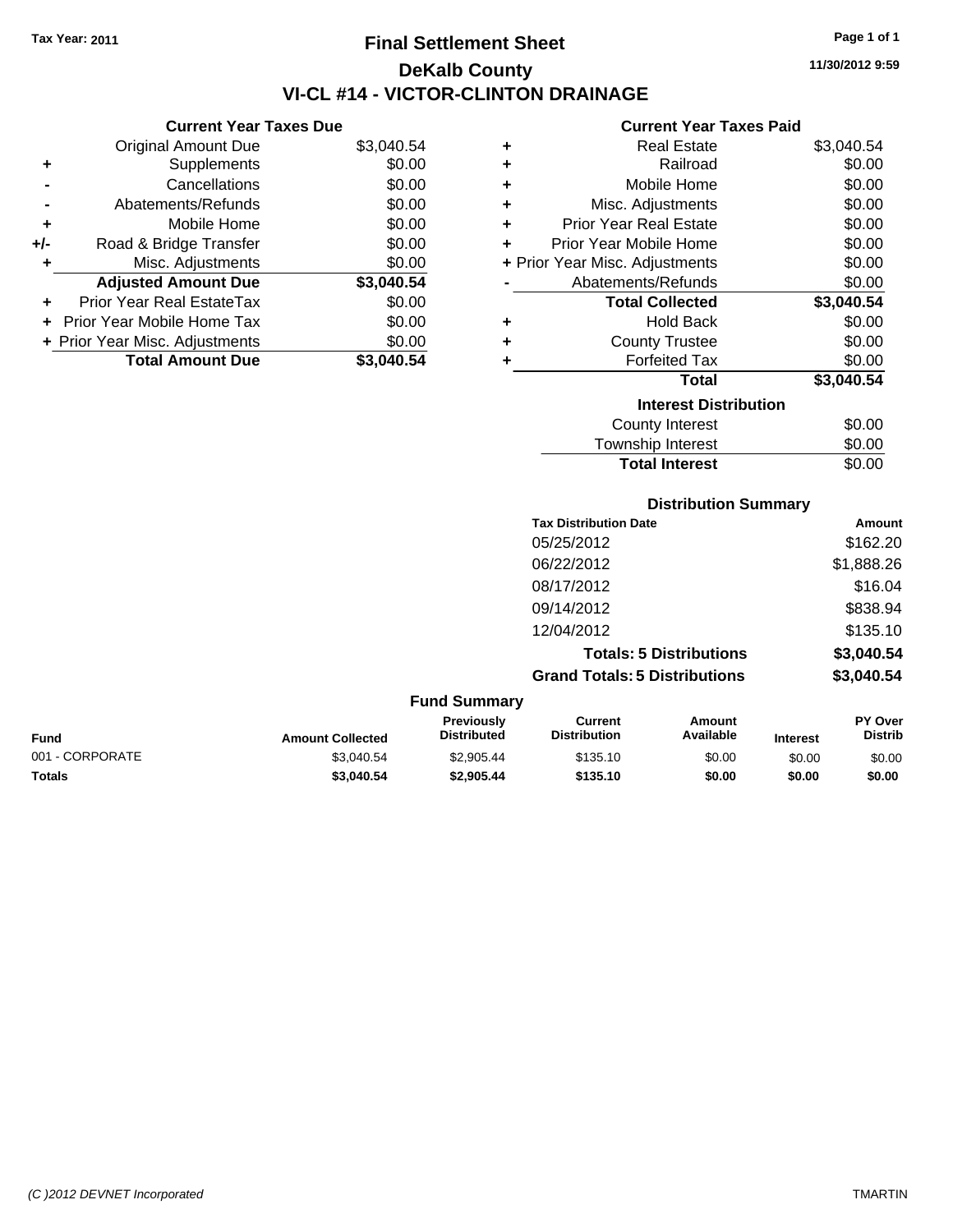Tax Year: 2011

# Final Settlement Sheet

## DeKalb County

## VI-CL #14 - VICTOR-CLINTON DRAINAGE

11/30/2012 9:59

### Current Year Taxes Due

| | | |
|---|---|---|
| | Original Amount Due | $3,040.54 |
| + | Supplements | $0.00 |
| - | Cancellations | $0.00 |
| - | Abatements/Refunds | $0.00 |
| + | Mobile Home | $0.00 |
| +/- | Road & Bridge Transfer | $0.00 |
| + | Misc. Adjustments | $0.00 |
| | **Adjusted Amount Due** | **$3,040.54** |
| + | Prior Year Real EstateTax | $0.00 |
| + | Prior Year Mobile Home Tax | $0.00 |
| + | Prior Year Misc. Adjustments | $0.00 |
| | **Total Amount Due** | **$3,040.54** |

### Current Year Taxes Paid

| | | |
|---|---|---|
| + | Real Estate | $3,040.54 |
| + | Railroad | $0.00 |
| + | Mobile Home | $0.00 |
| + | Misc. Adjustments | $0.00 |
| + | Prior Year Real Estate | $0.00 |
| + | Prior Year Mobile Home | $0.00 |
| + | Prior Year Misc. Adjustments | $0.00 |
| - | Abatements/Refunds | $0.00 |
| | **Total Collected** | **$3,040.54** |
| + | Hold Back | $0.00 |
| + | County Trustee | $0.00 |
| + | Forfeited Tax | $0.00 |
| | **Total** | **$3,040.54** |

### Interest Distribution

| | |
|---|---|
| County Interest | $0.00 |
| Township Interest | $0.00 |
| **Total Interest** | $0.00 |

### Distribution Summary

| Tax Distribution Date | Amount |
|---|---|
| 05/25/2012 | $162.20 |
| 06/22/2012 | $1,888.26 |
| 08/17/2012 | $16.04 |
| 09/14/2012 | $838.94 |
| 12/04/2012 | $135.10 |
| **Totals: 5 Distributions** | **$3,040.54** |
| **Grand Totals: 5 Distributions** | **$3,040.54** |

### Fund Summary

| Fund | Amount Collected | Previously Distributed | Current Distribution | Amount Available | Interest | PY Over Distrib |
|---|---|---|---|---|---|---|
| 001 - CORPORATE | $3,040.54 | $2,905.44 | $135.10 | $0.00 | $0.00 | $0.00 |
| **Totals** | **$3,040.54** | **$2,905.44** | **$135.10** | **$0.00** | **$0.00** | **$0.00** |

(C )2012 DEVNET Incorporated TMARTIN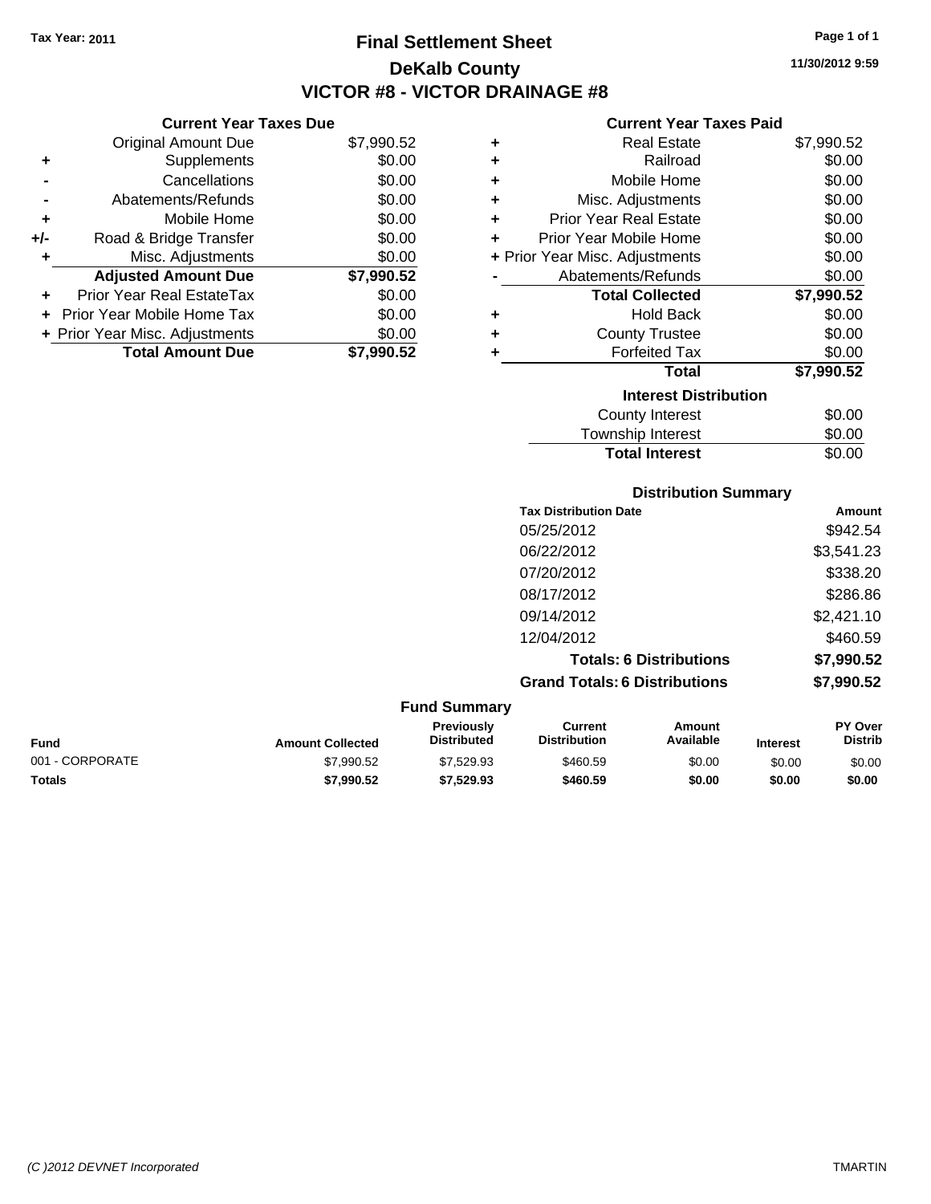Tax Year: 2011

# Final Settlement Sheet

## DeKalb County

## VICTOR #8 - VICTOR DRAINAGE #8

11/30/2012 9:59

### Current Year Taxes Due

| | | |
|---|---|---|
| | Original Amount Due | $7,990.52 |
| + | Supplements | $0.00 |
| - | Cancellations | $0.00 |
| - | Abatements/Refunds | $0.00 |
| + | Mobile Home | $0.00 |
| +/- | Road & Bridge Transfer | $0.00 |
| + | Misc. Adjustments | $0.00 |
| | **Adjusted Amount Due** | **$7,990.52** |
| + | Prior Year Real EstateTax | $0.00 |
| + | Prior Year Mobile Home Tax | $0.00 |
| + | Prior Year Misc. Adjustments | $0.00 |
| | **Total Amount Due** | **$7,990.52** |

### Current Year Taxes Paid

| | | |
|---|---|---|
| + | Real Estate | $7,990.52 |
| + | Railroad | $0.00 |
| + | Mobile Home | $0.00 |
| + | Misc. Adjustments | $0.00 |
| + | Prior Year Real Estate | $0.00 |
| + | Prior Year Mobile Home | $0.00 |
| + | Prior Year Misc. Adjustments | $0.00 |
| - | Abatements/Refunds | $0.00 |
| | **Total Collected** | **$7,990.52** |
| + | Hold Back | $0.00 |
| + | County Trustee | $0.00 |
| + | Forfeited Tax | $0.00 |
| | **Total** | **$7,990.52** |

### Interest Distribution

| | |
|---|---|
| County Interest | $0.00 |
| Township Interest | $0.00 |
| **Total Interest** | $0.00 |

### Distribution Summary

| Tax Distribution Date | Amount |
|---|---|
| 05/25/2012 | $942.54 |
| 06/22/2012 | $3,541.23 |
| 07/20/2012 | $338.20 |
| 08/17/2012 | $286.86 |
| 09/14/2012 | $2,421.10 |
| 12/04/2012 | $460.59 |
| **Totals: 6 Distributions** | **$7,990.52** |
| **Grand Totals: 6 Distributions** | **$7,990.52** |

### Fund Summary

| Fund | Amount Collected | Previously Distributed | Current Distribution | Amount Available | Interest | PY Over Distrib |
|---|---|---|---|---|---|---|
| 001 - CORPORATE | $7,990.52 | $7,529.93 | $460.59 | $0.00 | $0.00 | $0.00 |
| **Totals** | **$7,990.52** | **$7,529.93** | **$460.59** | **$0.00** | **$0.00** | **$0.00** |

(C )2012 DEVNET Incorporated TMARTIN